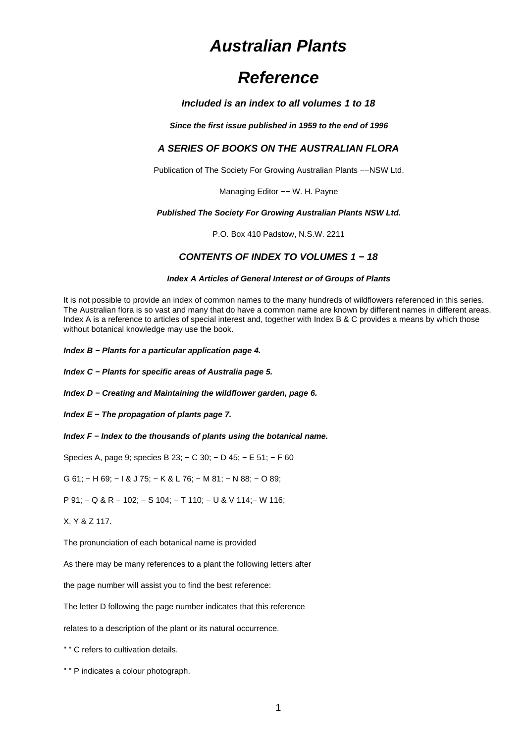# *Australian Plants*

# *Reference*

### *Included is an index to all volumes 1 to 18*

***Since the first issue published in 1959 to the end of 1996***

### *A SERIES OF BOOKS ON THE AUSTRALIAN FLORA*

Publication of The Society For Growing Australian Plants −−NSW Ltd.

Managing Editor −− W. H. Payne

***Published The Society For Growing Australian Plants NSW Ltd.***

P.O. Box 410 Padstow, N.S.W. 2211

### *CONTENTS OF INDEX TO VOLUMES 1 − 18*

***Index A Articles of General Interest or of Groups of Plants***

It is not possible to provide an index of common names to the many hundreds of wildflowers referenced in this series. The Australian flora is so vast and many that do have a common name are known by different names in different areas. Index A is a reference to articles of special interest and, together with Index B & C provides a means by which those without botanical knowledge may use the book.

***Index B − Plants for a particular application page 4.***

***Index C − Plants for specific areas of Australia page 5.***

***Index D − Creating and Maintaining the wildflower garden, page 6.***

***Index E − The propagation of plants page 7.***

***Index F − Index to the thousands of plants using the botanical name.***

Species A, page 9; species B 23; − C 30; − D 45; − E 51; − F 60

G 61; − H 69; − I & J 75; − K & L 76; − M 81; − N 88; − O 89;

P 91; − Q & R − 102; − S 104; − T 110; − U & V 114;− W 116;

X, Y & Z 117.

The pronunciation of each botanical name is provided

As there may be many references to a plant the following letters after

the page number will assist you to find the best reference:

The letter D following the page number indicates that this reference

relates to a description of the plant or its natural occurrence.

" " C refers to cultivation details.

" " P indicates a colour photograph.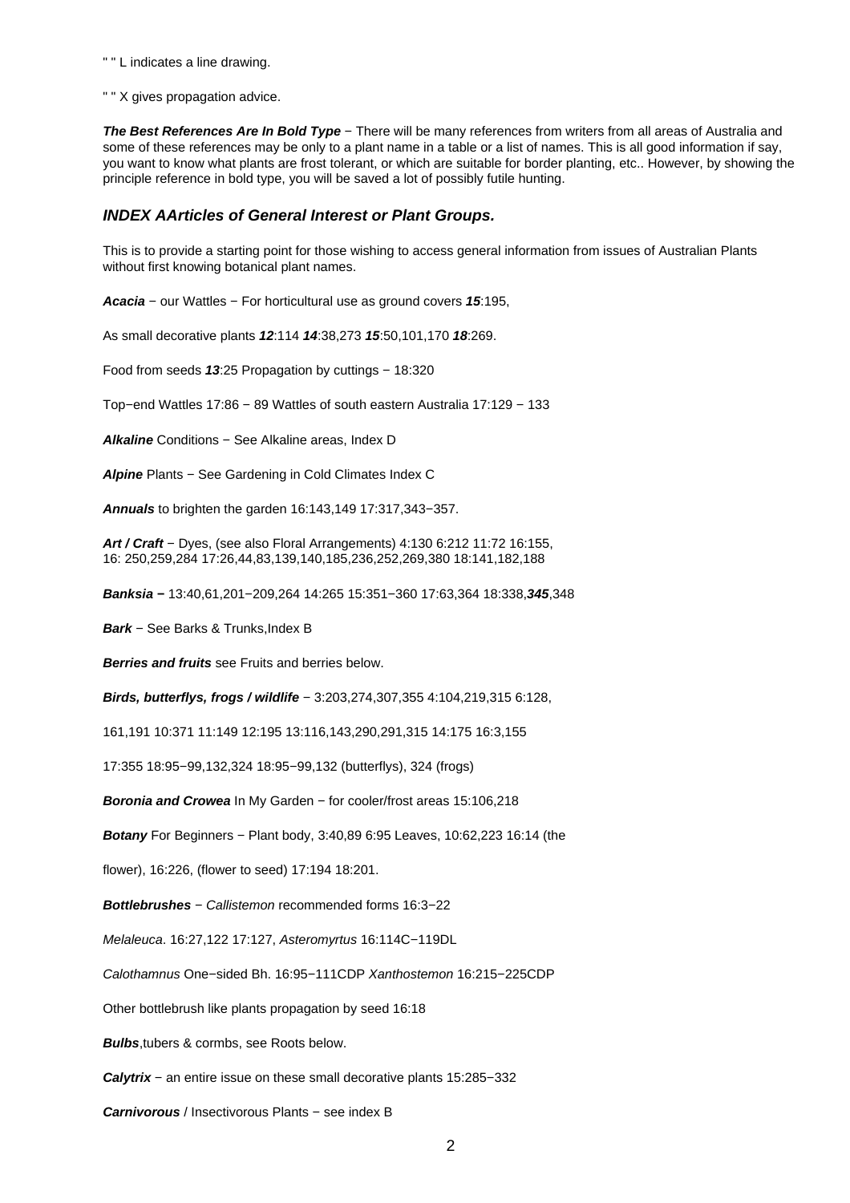" " L indicates a line drawing.

" " X gives propagation advice.

***The Best References Are In Bold Type*** − There will be many references from writers from all areas of Australia and some of these references may be only to a plant name in a table or a list of names. This is all good information if say, you want to know what plants are frost tolerant, or which are suitable for border planting, etc.. However, by showing the principle reference in bold type, you will be saved a lot of possibly futile hunting.

### *INDEX AArticles of General Interest or Plant Groups.*

This is to provide a starting point for those wishing to access general information from issues of Australian Plants without first knowing botanical plant names.

***Acacia*** − our Wattles − For horticultural use as ground covers ***15***:195,

As small decorative plants ***12***:114 ***14***:38,273 ***15***:50,101,170 ***18***:269.

Food from seeds ***13***:25 Propagation by cuttings − 18:320

Top−end Wattles 17:86 − 89 Wattles of south eastern Australia 17:129 − 133

***Alkaline*** Conditions − See Alkaline areas, Index D

***Alpine*** Plants − See Gardening in Cold Climates Index C

***Annuals*** to brighten the garden 16:143,149 17:317,343−357.

***Art / Craft*** − Dyes, (see also Floral Arrangements) 4:130 6:212 11:72 16:155, 16: 250,259,284 17:26,44,83,139,140,185,236,252,269,380 18:141,182,188

***Banksia −*** 13:40,61,201−209,264 14:265 15:351−360 17:63,364 18:338,***345***,348

***Bark*** − See Barks & Trunks,Index B

***Berries and fruits*** see Fruits and berries below.

***Birds, butterflys, frogs / wildlife*** − 3:203,274,307,355 4:104,219,315 6:128,

161,191 10:371 11:149 12:195 13:116,143,290,291,315 14:175 16:3,155

17:355 18:95−99,132,324 18:95−99,132 (butterflys), 324 (frogs)

***Boronia and Crowea*** In My Garden − for cooler/frost areas 15:106,218

***Botany*** For Beginners − Plant body, 3:40,89 6:95 Leaves, 10:62,223 16:14 (the

flower), 16:226, (flower to seed) 17:194 18:201.

***Bottlebrushes*** − *Callistemon* recommended forms 16:3−22

*Melaleuca*. 16:27,122 17:127, *Asteromyrtus* 16:114C−119DL

*Calothamnus* One−sided Bh. 16:95−111CDP *Xanthostemon* 16:215−225CDP

Other bottlebrush like plants propagation by seed 16:18

***Bulbs***,tubers & cormbs, see Roots below.

***Calytrix*** − an entire issue on these small decorative plants 15:285−332

***Carnivorous*** / Insectivorous Plants − see index B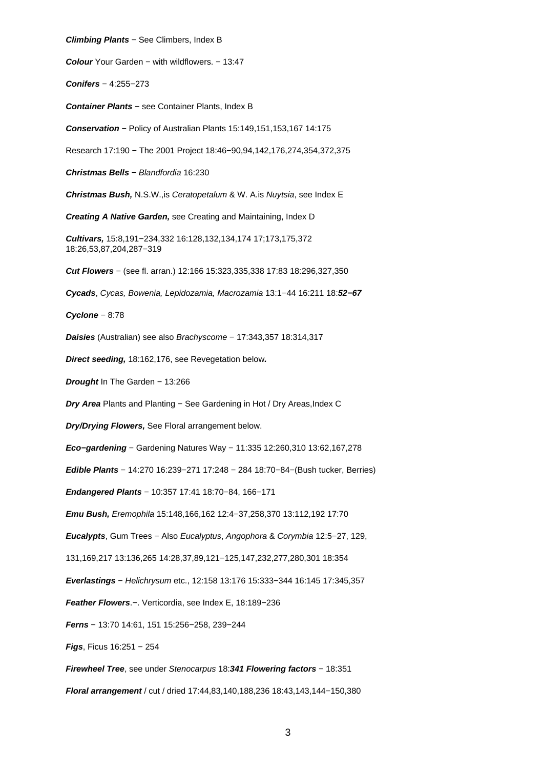***Climbing Plants*** − See Climbers, Index B

***Colour*** Your Garden − with wildflowers. − 13:47

***Conifers*** − 4:255−273

***Container Plants*** − see Container Plants, Index B

***Conservation*** − Policy of Australian Plants 15:149,151,153,167 14:175

Research 17:190 − The 2001 Project 18:46−90,94,142,176,274,354,372,375

***Christmas Bells*** − *Blandfordia* 16:230

***Christmas Bush,*** N.S.W.,is *Ceratopetalum* & W. A.is *Nuytsia*, see Index E

***Creating A Native Garden,*** see Creating and Maintaining, Index D

***Cultivars,*** 15:8,191−234,332 16:128,132,134,174 17;173,175,372 18:26,53,87,204,287−319

***Cut Flowers*** − (see fl. arran.) 12:166 15:323,335,338 17:83 18:296,327,350

***Cycads***, *Cycas, Bowenia, Lepidozamia, Macrozamia* 13:1−44 16:211 18:***52−67***

***Cyclone*** − 8:78

***Daisies*** (Australian) see also *Brachyscome* − 17:343,357 18:314,317

***Direct seeding,*** 18:162,176, see Revegetation below***.***

***Drought*** In The Garden − 13:266

***Dry Area*** Plants and Planting − See Gardening in Hot / Dry Areas,Index C

***Dry/Drying Flowers,*** See Floral arrangement below.

***Eco−gardening*** − Gardening Natures Way − 11:335 12:260,310 13:62,167,278

***Edible Plants*** − 14:270 16:239−271 17:248 − 284 18:70−84−(Bush tucker, Berries)

***Endangered Plants*** − 10:357 17:41 18:70−84, 166−171

***Emu Bush,*** *Eremophila* 15:148,166,162 12:4−37,258,370 13:112,192 17:70

***Eucalypts***, Gum Trees − Also *Eucalyptus*, *Angophora* & *Corymbia* 12:5−27, 129,

131,169,217 13:136,265 14:28,37,89,121−125,147,232,277,280,301 18:354

***Everlastings*** − *Helichrysum* etc., 12:158 13:176 15:333−344 16:145 17:345,357

***Feather Flowers***.−. Verticordia, see Index E, 18:189−236

***Ferns*** − 13:70 14:61, 151 15:256−258, 239−244

***Figs***, Ficus 16:251 − 254

***Firewheel Tree***, see under *Stenocarpus* 18:***341 Flowering factors*** − 18:351

***Floral arrangement*** / cut / dried 17:44,83,140,188,236 18:43,143,144−150,380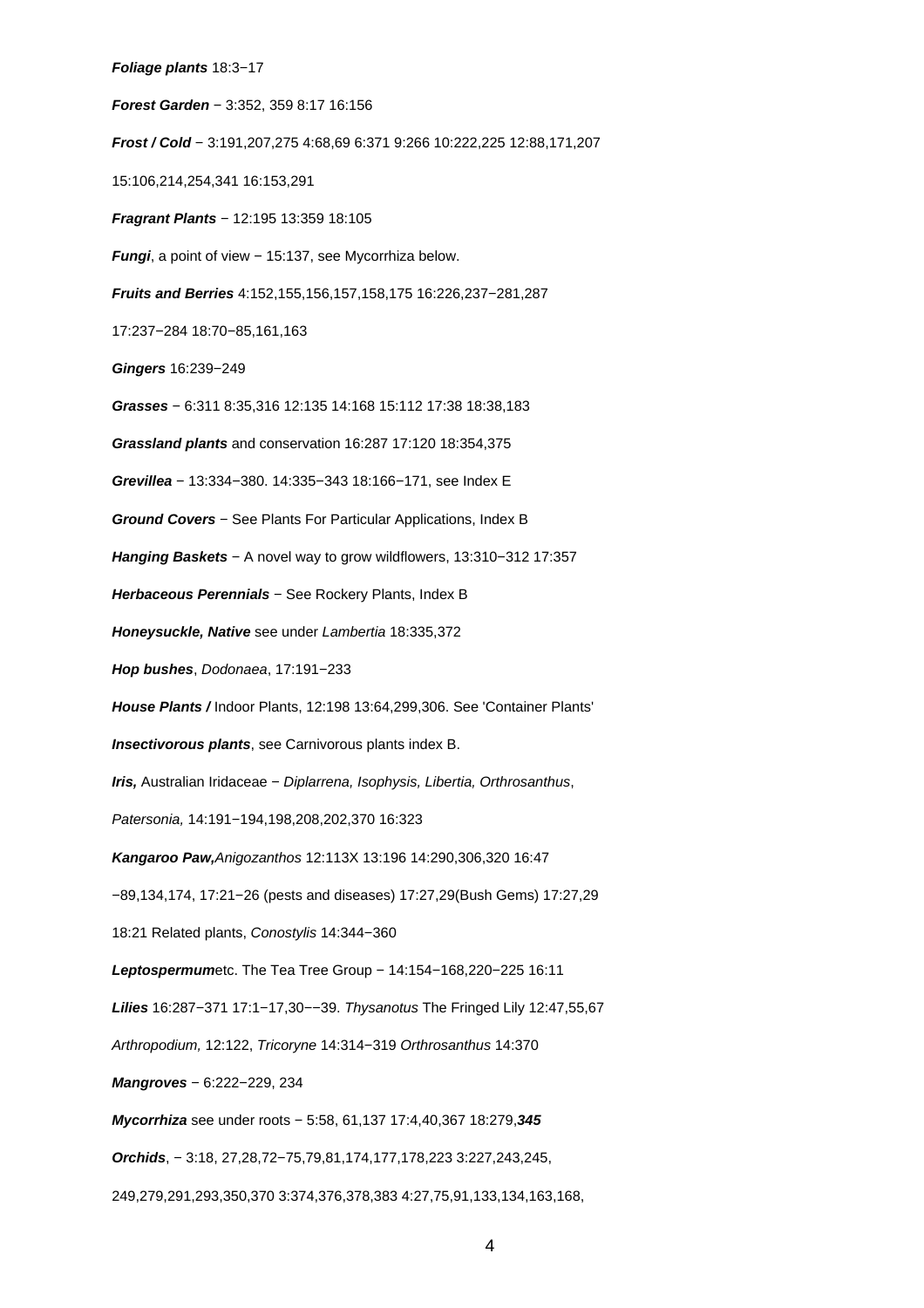***Foliage plants*** 18:3−17

***Forest Garden*** − 3:352, 359 8:17 16:156

***Frost / Cold*** − 3:191,207,275 4:68,69 6:371 9:266 10:222,225 12:88,171,207 15:106,214,254,341 16:153,291

***Fragrant Plants*** − 12:195 13:359 18:105

***Fungi***, a point of view − 15:137, see Mycorrhiza below.

***Fruits and Berries*** 4:152,155,156,157,158,175 16:226,237−281,287 17:237−284 18:70−85,161,163

***Gingers*** 16:239−249

***Grasses*** − 6:311 8:35,316 12:135 14:168 15:112 17:38 18:38,183

***Grassland plants*** and conservation 16:287 17:120 18:354,375

***Grevillea*** − 13:334−380. 14:335−343 18:166−171, see Index E

***Ground Covers*** − See Plants For Particular Applications, Index B

***Hanging Baskets*** − A novel way to grow wildflowers, 13:310−312 17:357

***Herbaceous Perennials*** − See Rockery Plants, Index B

***Honeysuckle, Native*** see under *Lambertia* 18:335,372

***Hop bushes***, *Dodonaea*, 17:191−233

***House Plants /*** Indoor Plants, 12:198 13:64,299,306. See 'Container Plants'

***Insectivorous plants***, see Carnivorous plants index B.

***Iris,*** Australian Iridaceae − *Diplarrena, Isophysis, Libertia, Orthrosanthus*, *Patersonia,* 14:191−194,198,208,202,370 16:323

***Kangaroo Paw,*** *Anigozanthos* 12:113X 13:196 14:290,306,320 16:47 −89,134,174, 17:21−26 (pests and diseases) 17:27,29(Bush Gems) 17:27,29 18:21 Related plants, *Conostylis* 14:344−360

***Leptospermum*** etc. The Tea Tree Group − 14:154−168,220−225 16:11

***Lilies*** 16:287−371 17:1−17,30−−39. *Thysanotus* The Fringed Lily 12:47,55,67 *Arthropodium,* 12:122, *Tricoryne* 14:314−319 *Orthrosanthus* 14:370

***Mangroves*** − 6:222−229, 234

***Mycorrhiza*** see under roots − 5:58, 61,137 17:4,40,367 18:279,***345***

***Orchids***, − 3:18, 27,28,72−75,79,81,174,177,178,223 3:227,243,245, 249,279,291,293,350,370 3:374,376,378,383 4:27,75,91,133,134,163,168,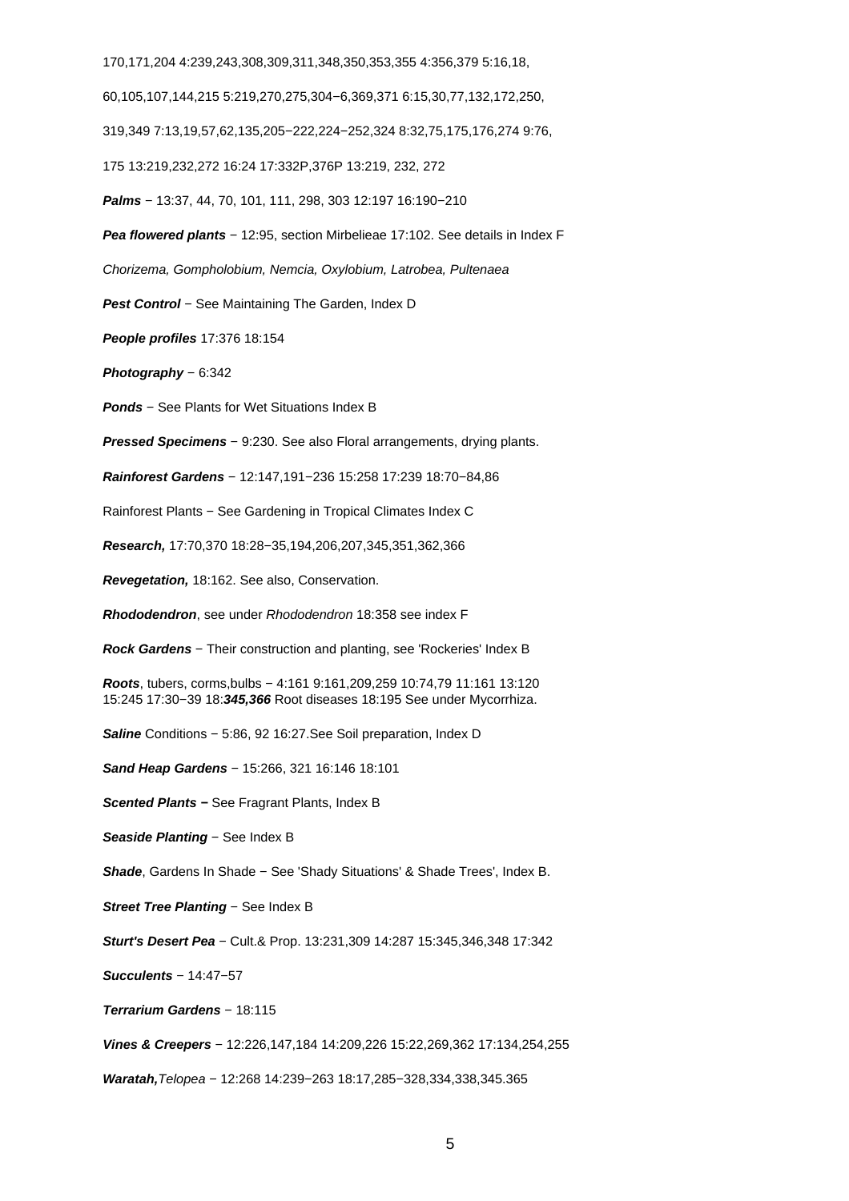170,171,204 4:239,243,308,309,311,348,350,353,355 4:356,379 5:16,18,

60,105,107,144,215 5:219,270,275,304−6,369,371 6:15,30,77,132,172,250,

319,349 7:13,19,57,62,135,205−222,224−252,324 8:32,75,175,176,274 9:76,

175 13:219,232,272 16:24 17:332P,376P 13:219, 232, 272

***Palms*** − 13:37, 44, 70, 101, 111, 298, 303 12:197 16:190−210

***Pea flowered plants*** − 12:95, section Mirbelieae 17:102. See details in Index F

*Chorizema, Gompholobium, Nemcia, Oxylobium, Latrobea, Pultenaea*

***Pest Control*** − See Maintaining The Garden, Index D

***People profiles*** 17:376 18:154

***Photography*** − 6:342

***Ponds*** − See Plants for Wet Situations Index B

***Pressed Specimens*** − 9:230. See also Floral arrangements, drying plants.

***Rainforest Gardens*** − 12:147,191−236 15:258 17:239 18:70−84,86

Rainforest Plants − See Gardening in Tropical Climates Index C

***Research,*** 17:70,370 18:28−35,194,206,207,345,351,362,366

***Revegetation,*** 18:162. See also, Conservation.

***Rhododendron***, see under *Rhododendron* 18:358 see index F

***Rock Gardens*** − Their construction and planting, see 'Rockeries' Index B

***Roots***, tubers, corms,bulbs − 4:161 9:161,209,259 10:74,79 11:161 13:120 15:245 17:30−39 18:***345,366*** Root diseases 18:195 See under Mycorrhiza.

***Saline*** Conditions − 5:86, 92 16:27.See Soil preparation, Index D

***Sand Heap Gardens*** − 15:266, 321 16:146 18:101

***Scented Plants −*** See Fragrant Plants, Index B

***Seaside Planting*** − See Index B

***Shade***, Gardens In Shade − See 'Shady Situations' & Shade Trees', Index B.

***Street Tree Planting*** − See Index B

***Sturt's Desert Pea*** − Cult.& Prop. 13:231,309 14:287 15:345,346,348 17:342

***Succulents*** − 14:47−57

***Terrarium Gardens*** − 18:115

***Vines & Creepers*** − 12:226,147,184 14:209,226 15:22,269,362 17:134,254,255

***Waratah,****Telopea* − 12:268 14:239−263 18:17,285−328,334,338,345.365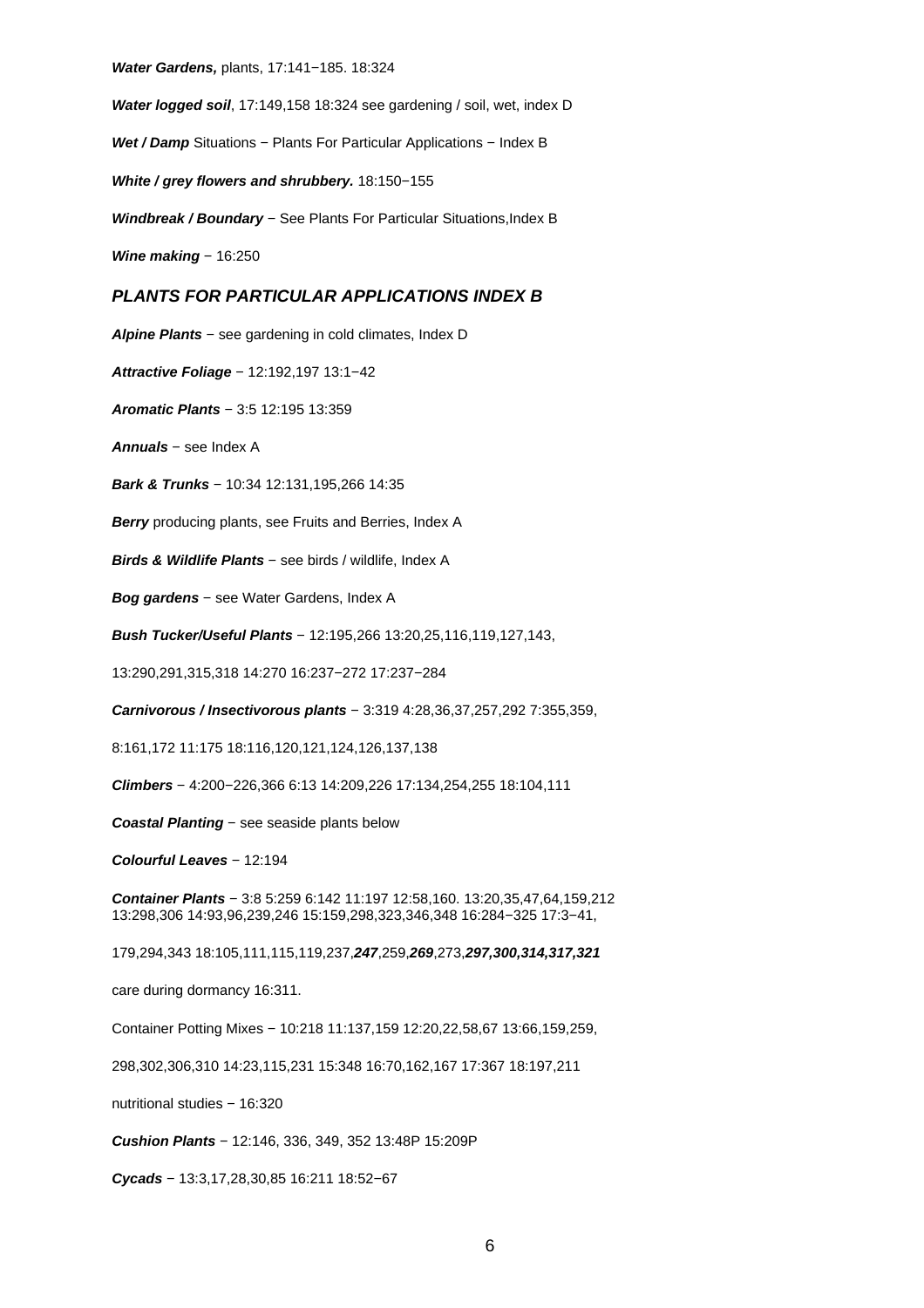***Water Gardens,*** plants, 17:141−185. 18:324

***Water logged soil***, 17:149,158 18:324 see gardening / soil, wet, index D

***Wet / Damp*** Situations − Plants For Particular Applications − Index B

***White / grey flowers and shrubbery.*** 18:150−155

***Windbreak / Boundary*** − See Plants For Particular Situations,Index B

***Wine making*** − 16:250

## *PLANTS FOR PARTICULAR APPLICATIONS INDEX B*

***Alpine Plants*** − see gardening in cold climates, Index D

***Attractive Foliage*** − 12:192,197 13:1−42

***Aromatic Plants*** − 3:5 12:195 13:359

***Annuals*** − see Index A

***Bark & Trunks*** − 10:34 12:131,195,266 14:35

***Berry*** producing plants, see Fruits and Berries, Index A

***Birds & Wildlife Plants*** − see birds / wildlife, Index A

***Bog gardens*** − see Water Gardens, Index A

***Bush Tucker/Useful Plants*** − 12:195,266 13:20,25,116,119,127,143,

13:290,291,315,318 14:270 16:237−272 17:237−284

***Carnivorous / Insectivorous plants*** − 3:319 4:28,36,37,257,292 7:355,359,

8:161,172 11:175 18:116,120,121,124,126,137,138

***Climbers*** − 4:200−226,366 6:13 14:209,226 17:134,254,255 18:104,111

***Coastal Planting*** − see seaside plants below

***Colourful Leaves*** − 12:194

***Container Plants*** − 3:8 5:259 6:142 11:197 12:58,160. 13:20,35,47,64,159,212 13:298,306 14:93,96,239,246 15:159,298,323,346,348 16:284−325 17:3−41,

179,294,343 18:105,111,115,119,237,***247***,259,***269***,273,***297,300,314,317,321***

care during dormancy 16:311.

Container Potting Mixes − 10:218 11:137,159 12:20,22,58,67 13:66,159,259,

298,302,306,310 14:23,115,231 15:348 16:70,162,167 17:367 18:197,211

nutritional studies − 16:320

***Cushion Plants*** − 12:146, 336, 349, 352 13:48P 15:209P

***Cycads*** − 13:3,17,28,30,85 16:211 18:52−67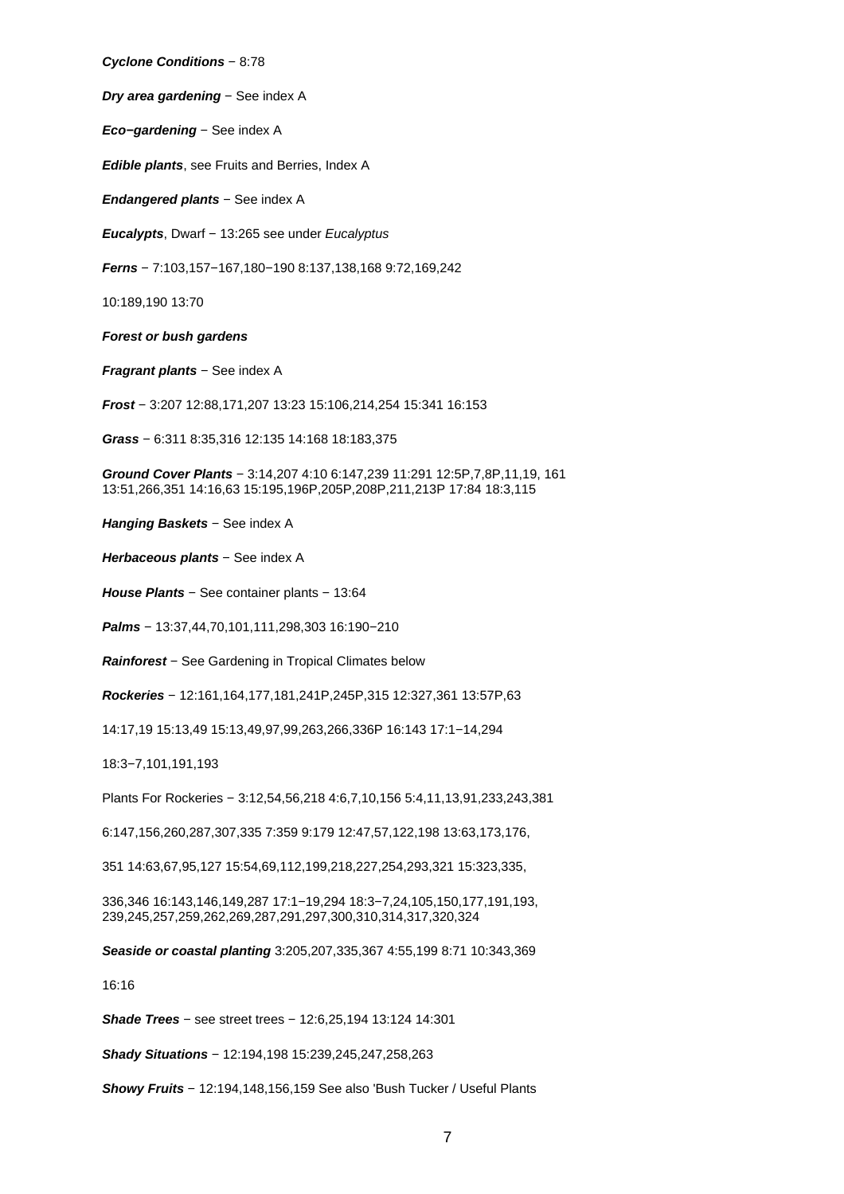***Cyclone Conditions*** − 8:78

***Dry area gardening*** − See index A

***Eco−gardening*** − See index A

***Edible plants***, see Fruits and Berries, Index A

***Endangered plants*** − See index A

***Eucalypts***, Dwarf − 13:265 see under *Eucalyptus*

***Ferns*** − 7:103,157−167,180−190 8:137,138,168 9:72,169,242

10:189,190 13:70

***Forest or bush gardens***

***Fragrant plants*** − See index A

***Frost*** − 3:207 12:88,171,207 13:23 15:106,214,254 15:341 16:153

***Grass*** − 6:311 8:35,316 12:135 14:168 18:183,375

***Ground Cover Plants*** − 3:14,207 4:10 6:147,239 11:291 12:5P,7,8P,11,19, 161 13:51,266,351 14:16,63 15:195,196P,205P,208P,211,213P 17:84 18:3,115

***Hanging Baskets*** − See index A

***Herbaceous plants*** − See index A

***House Plants*** − See container plants − 13:64

***Palms*** − 13:37,44,70,101,111,298,303 16:190−210

***Rainforest*** − See Gardening in Tropical Climates below

***Rockeries*** − 12:161,164,177,181,241P,245P,315 12:327,361 13:57P,63

14:17,19 15:13,49 15:13,49,97,99,263,266,336P 16:143 17:1−14,294

18:3−7,101,191,193

Plants For Rockeries − 3:12,54,56,218 4:6,7,10,156 5:4,11,13,91,233,243,381

6:147,156,260,287,307,335 7:359 9:179 12:47,57,122,198 13:63,173,176,

351 14:63,67,95,127 15:54,69,112,199,218,227,254,293,321 15:323,335,

336,346 16:143,146,149,287 17:1−19,294 18:3−7,24,105,150,177,191,193, 239,245,257,259,262,269,287,291,297,300,310,314,317,320,324

***Seaside or coastal planting*** 3:205,207,335,367 4:55,199 8:71 10:343,369

16:16

***Shade Trees*** − see street trees − 12:6,25,194 13:124 14:301

***Shady Situations*** − 12:194,198 15:239,245,247,258,263

***Showy Fruits*** − 12:194,148,156,159 See also 'Bush Tucker / Useful Plants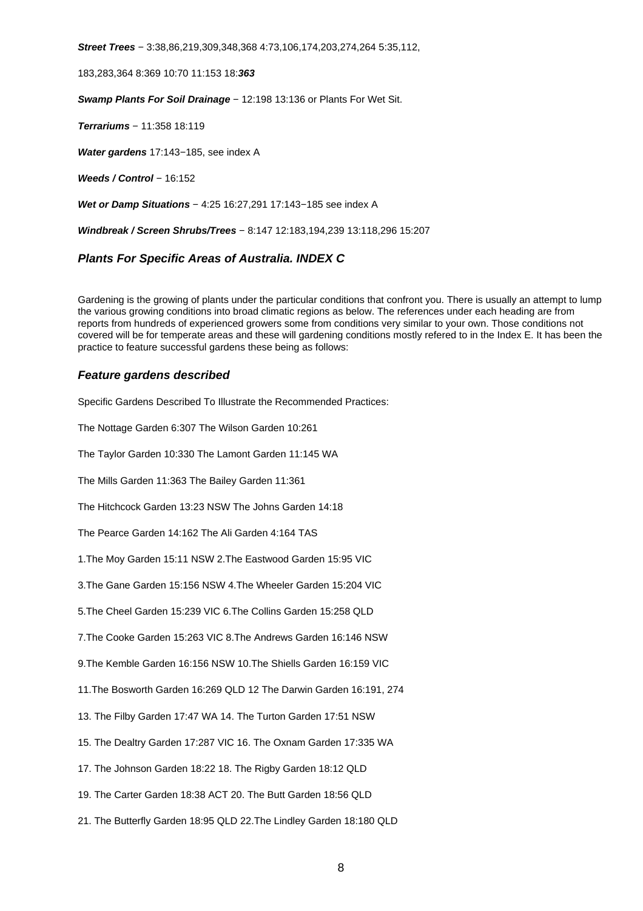***Street Trees*** − 3:38,86,219,309,348,368 4:73,106,174,203,274,264 5:35,112,

183,283,364 8:369 10:70 11:153 18:***363***

***Swamp Plants For Soil Drainage*** − 12:198 13:136 or Plants For Wet Sit.

***Terrariums*** − 11:358 18:119

***Water gardens*** 17:143−185, see index A

***Weeds / Control*** − 16:152

***Wet or Damp Situations*** − 4:25 16:27,291 17:143−185 see index A

***Windbreak / Screen Shrubs/Trees*** − 8:147 12:183,194,239 13:118,296 15:207

## *Plants For Specific Areas of Australia. INDEX C*

Gardening is the growing of plants under the particular conditions that confront you. There is usually an attempt to lump the various growing conditions into broad climatic regions as below. The references under each heading are from reports from hundreds of experienced growers some from conditions very similar to your own. Those conditions not covered will be for temperate areas and these will gardening conditions mostly refered to in the Index E. It has been the practice to feature successful gardens these being as follows:

### *Feature gardens described*

Specific Gardens Described To Illustrate the Recommended Practices:

The Nottage Garden 6:307 The Wilson Garden 10:261

The Taylor Garden 10:330 The Lamont Garden 11:145 WA

The Mills Garden 11:363 The Bailey Garden 11:361

The Hitchcock Garden 13:23 NSW The Johns Garden 14:18

The Pearce Garden 14:162 The Ali Garden 4:164 TAS

1.The Moy Garden 15:11 NSW 2.The Eastwood Garden 15:95 VIC

3.The Gane Garden 15:156 NSW 4.The Wheeler Garden 15:204 VIC

5.The Cheel Garden 15:239 VIC 6.The Collins Garden 15:258 QLD

7.The Cooke Garden 15:263 VIC 8.The Andrews Garden 16:146 NSW

9.The Kemble Garden 16:156 NSW 10.The Shiells Garden 16:159 VIC

11.The Bosworth Garden 16:269 QLD 12 The Darwin Garden 16:191, 274

13. The Filby Garden 17:47 WA 14. The Turton Garden 17:51 NSW

15. The Dealtry Garden 17:287 VIC 16. The Oxnam Garden 17:335 WA

17. The Johnson Garden 18:22 18. The Rigby Garden 18:12 QLD

19. The Carter Garden 18:38 ACT 20. The Butt Garden 18:56 QLD

21. The Butterfly Garden 18:95 QLD 22.The Lindley Garden 18:180 QLD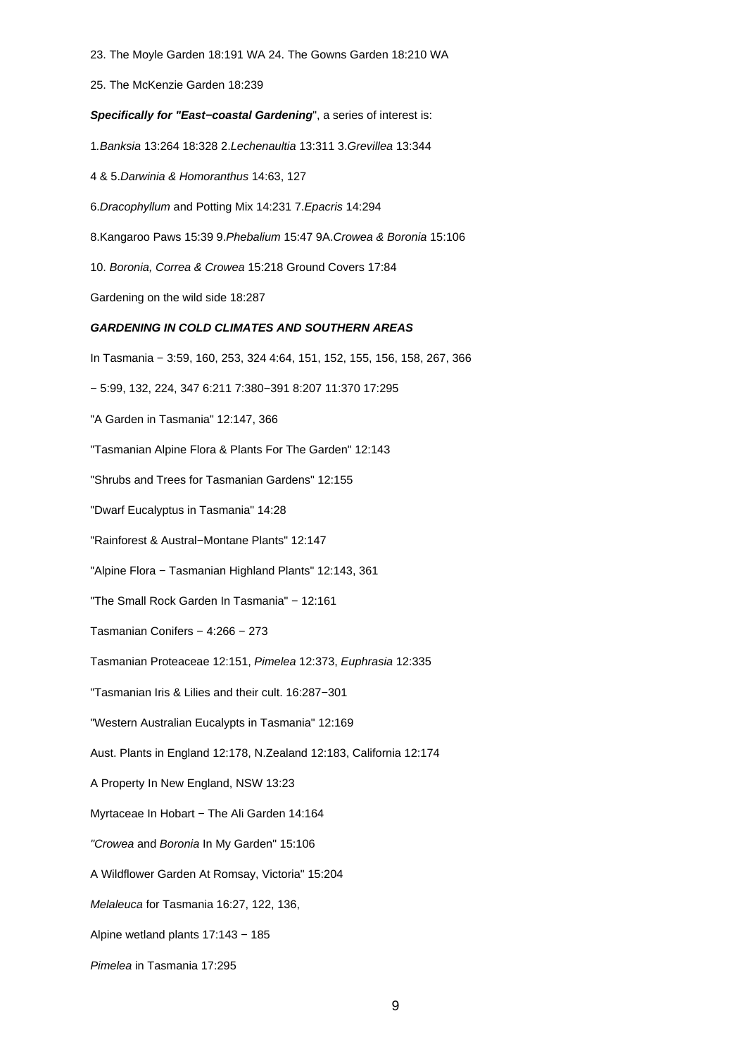23. The Moyle Garden 18:191 WA 24. The Gowns Garden 18:210 WA

25. The McKenzie Garden 18:239

***Specifically for "East−coastal Gardening***", a series of interest is:

1*.Banksia* 13:264 18:328 2.*Lechenaultia* 13:311 3.*Grevillea* 13:344

4 & 5.*Darwinia & Homoranthus* 14:63, 127

6.*Dracophyllum* and Potting Mix 14:231 7.*Epacris* 14:294

8.Kangaroo Paws 15:39 9.*Phebalium* 15:47 9A.*Crowea & Boronia* 15:106

10. *Boronia, Correa & Crowea* 15:218 Ground Covers 17:84

Gardening on the wild side 18:287

***GARDENING IN COLD CLIMATES AND SOUTHERN AREAS***

In Tasmania − 3:59, 160, 253, 324 4:64, 151, 152, 155, 156, 158, 267, 366

− 5:99, 132, 224, 347 6:211 7:380−391 8:207 11:370 17:295

"A Garden in Tasmania" 12:147, 366

"Tasmanian Alpine Flora & Plants For The Garden" 12:143

"Shrubs and Trees for Tasmanian Gardens" 12:155

"Dwarf Eucalyptus in Tasmania" 14:28

"Rainforest & Austral−Montane Plants" 12:147

"Alpine Flora − Tasmanian Highland Plants" 12:143, 361

"The Small Rock Garden In Tasmania" − 12:161

Tasmanian Conifers − 4:266 − 273

Tasmanian Proteaceae 12:151, *Pimelea* 12:373, *Euphrasia* 12:335

"Tasmanian Iris & Lilies and their cult. 16:287−301

"Western Australian Eucalypts in Tasmania" 12:169

Aust. Plants in England 12:178, N.Zealand 12:183, California 12:174

A Property In New England, NSW 13:23

Myrtaceae In Hobart − The Ali Garden 14:164

*"Crowea* and *Boronia* In My Garden" 15:106

A Wildflower Garden At Romsay, Victoria" 15:204

*Melaleuca* for Tasmania 16:27, 122, 136,

Alpine wetland plants 17:143 − 185

*Pimelea* in Tasmania 17:295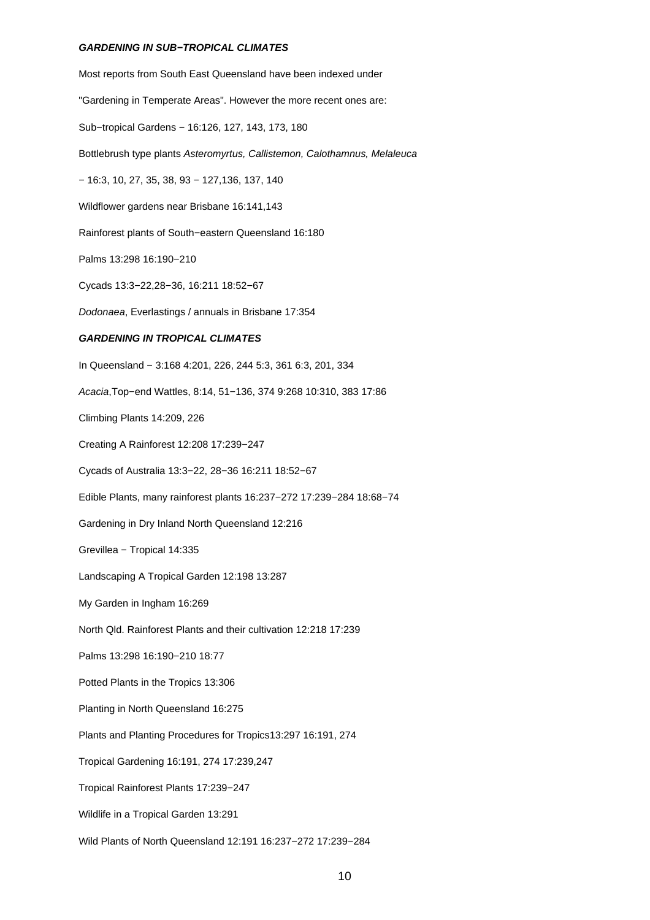### ***GARDENING IN SUB−TROPICAL CLIMATES***

Most reports from South East Queensland have been indexed under

"Gardening in Temperate Areas". However the more recent ones are:

Sub−tropical Gardens − 16:126, 127, 143, 173, 180

Bottlebrush type plants *Asteromyrtus, Callistemon, Calothamnus, Melaleuca*

− 16:3, 10, 27, 35, 38, 93 − 127,136, 137, 140

Wildflower gardens near Brisbane 16:141,143

Rainforest plants of South−eastern Queensland 16:180

Palms 13:298 16:190−210

Cycads 13:3−22,28−36, 16:211 18:52−67

*Dodonaea*, Everlastings / annuals in Brisbane 17:354

### ***GARDENING IN TROPICAL CLIMATES***

In Queensland − 3:168 4:201, 226, 244 5:3, 361 6:3, 201, 334

*Acacia*,Top−end Wattles, 8:14, 51−136, 374 9:268 10:310, 383 17:86

Climbing Plants 14:209, 226

Creating A Rainforest 12:208 17:239−247

Cycads of Australia 13:3−22, 28−36 16:211 18:52−67

Edible Plants, many rainforest plants 16:237−272 17:239−284 18:68−74

Gardening in Dry Inland North Queensland 12:216

Grevillea − Tropical 14:335

Landscaping A Tropical Garden 12:198 13:287

My Garden in Ingham 16:269

North Qld. Rainforest Plants and their cultivation 12:218 17:239

Palms 13:298 16:190−210 18:77

Potted Plants in the Tropics 13:306

Planting in North Queensland 16:275

Plants and Planting Procedures for Tropics13:297 16:191, 274

Tropical Gardening 16:191, 274 17:239,247

Tropical Rainforest Plants 17:239−247

Wildlife in a Tropical Garden 13:291

Wild Plants of North Queensland 12:191 16:237−272 17:239−284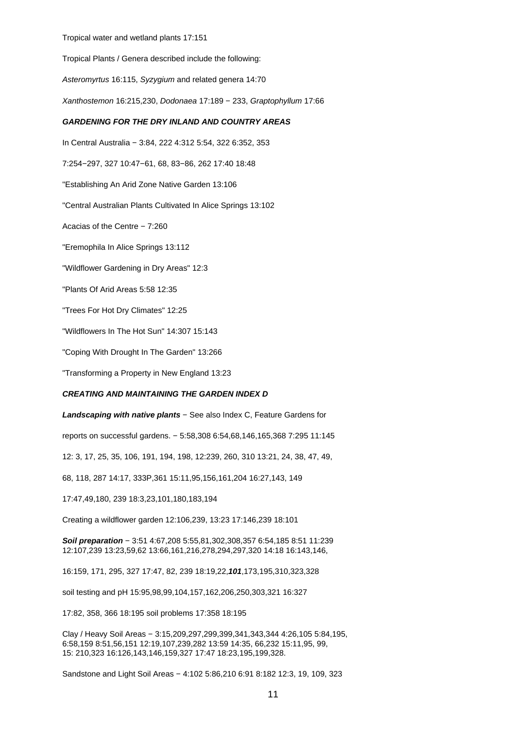Tropical water and wetland plants 17:151

Tropical Plants / Genera described include the following:

*Asteromyrtus* 16:115, *Syzygium* and related genera 14:70

*Xanthostemon* 16:215,230, *Dodonaea* 17:189 − 233, *Graptophyllum* 17:66

***GARDENING FOR THE DRY INLAND AND COUNTRY AREAS***

In Central Australia − 3:84, 222 4:312 5:54, 322 6:352, 353

7:254−297, 327 10:47−61, 68, 83−86, 262 17:40 18:48

"Establishing An Arid Zone Native Garden 13:106

"Central Australian Plants Cultivated In Alice Springs 13:102

Acacias of the Centre − 7:260

"Eremophila In Alice Springs 13:112

"Wildflower Gardening in Dry Areas" 12:3

"Plants Of Arid Areas 5:58 12:35

"Trees For Hot Dry Climates" 12:25

"Wildflowers In The Hot Sun" 14:307 15:143

"Coping With Drought In The Garden" 13:266

"Transforming a Property in New England 13:23

***CREATING AND MAINTAINING THE GARDEN INDEX D***

***Landscaping with native plants*** − See also Index C, Feature Gardens for

reports on successful gardens. − 5:58,308 6:54,68,146,165,368 7:295 11:145

12: 3, 17, 25, 35, 106, 191, 194, 198, 12:239, 260, 310 13:21, 24, 38, 47, 49,

68, 118, 287 14:17, 333P,361 15:11,95,156,161,204 16:27,143, 149

17:47,49,180, 239 18:3,23,101,180,183,194

Creating a wildflower garden 12:106,239, 13:23 17:146,239 18:101

***Soil preparation*** − 3:51 4:67,208 5:55,81,302,308,357 6:54,185 8:51 11:239
12:107,239 13:23,59,62 13:66,161,216,278,294,297,320 14:18 16:143,146,

16:159, 171, 295, 327 17:47, 82, 239 18:19,22,***101***,173,195,310,323,328

soil testing and pH 15:95,98,99,104,157,162,206,250,303,321 16:327

17:82, 358, 366 18:195 soil problems 17:358 18:195

Clay / Heavy Soil Areas − 3:15,209,297,299,399,341,343,344 4:26,105 5:84,195,
6:58,159 8:51,56,151 12:19,107,239,282 13:59 14:35, 66,232 15:11,95, 99,
15: 210,323 16:126,143,146,159,327 17:47 18:23,195,199,328.

Sandstone and Light Soil Areas − 4:102 5:86,210 6:91 8:182 12:3, 19, 109, 323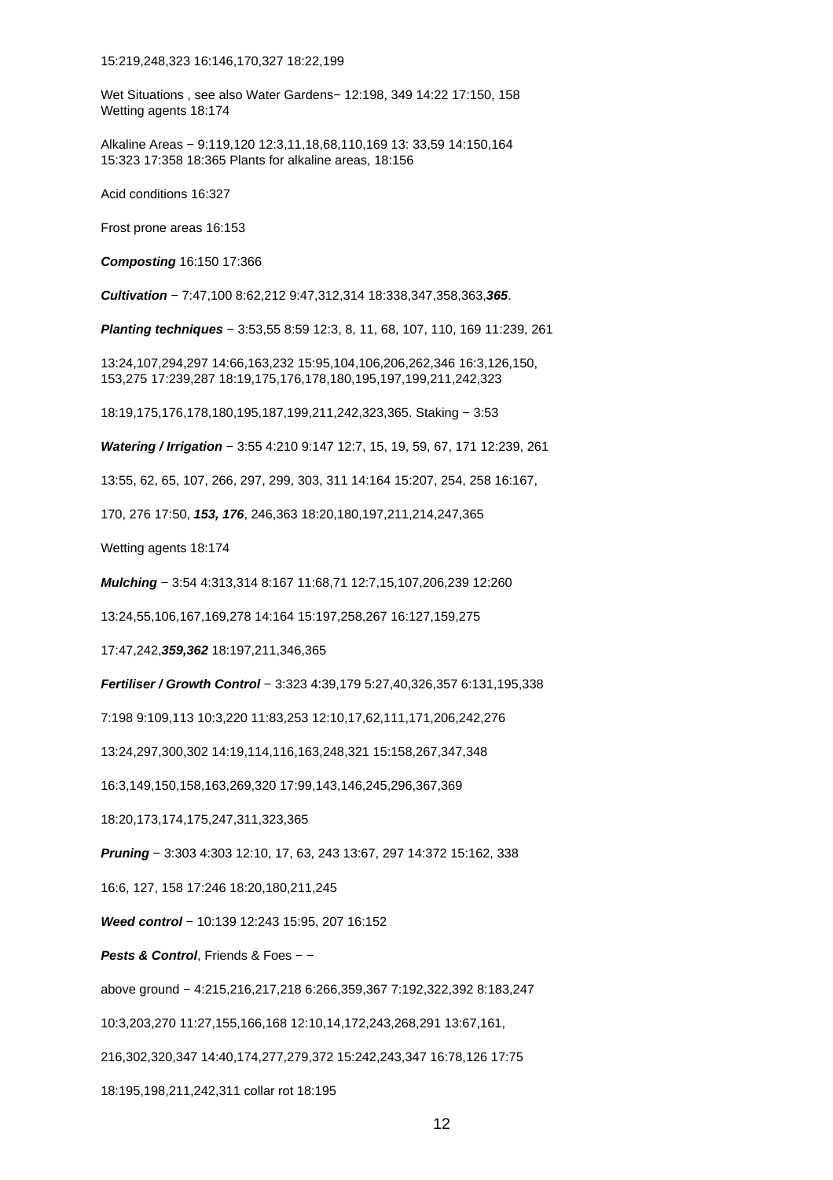15:219,248,323 16:146,170,327 18:22,199

Wet Situations , see also Water Gardens− 12:198, 349 14:22 17:150, 158
Wetting agents 18:174

Alkaline Areas − 9:119,120 12:3,11,18,68,110,169 13: 33,59 14:150,164
15:323 17:358 18:365 Plants for alkaline areas, 18:156

Acid conditions 16:327

Frost prone areas 16:153

***Composting*** 16:150 17:366

***Cultivation*** − 7:47,100 8:62,212 9:47,312,314 18:338,347,358,363,***365***.

***Planting techniques*** − 3:53,55 8:59 12:3, 8, 11, 68, 107, 110, 169 11:239, 261

13:24,107,294,297 14:66,163,232 15:95,104,106,206,262,346 16:3,126,150,
153,275 17:239,287 18:19,175,176,178,180,195,197,199,211,242,323

18:19,175,176,178,180,195,187,199,211,242,323,365. Staking − 3:53

***Watering / Irrigation*** − 3:55 4:210 9:147 12:7, 15, 19, 59, 67, 171 12:239, 261

13:55, 62, 65, 107, 266, 297, 299, 303, 311 14:164 15:207, 254, 258 16:167,

170, 276 17:50, ***153, 176***, 246,363 18:20,180,197,211,214,247,365

Wetting agents 18:174

***Mulching*** − 3:54 4:313,314 8:167 11:68,71 12:7,15,107,206,239 12:260

13:24,55,106,167,169,278 14:164 15:197,258,267 16:127,159,275

17:47,242,***359,362*** 18:197,211,346,365

***Fertiliser / Growth Control*** − 3:323 4:39,179 5:27,40,326,357 6:131,195,338

7:198 9:109,113 10:3,220 11:83,253 12:10,17,62,111,171,206,242,276

13:24,297,300,302 14:19,114,116,163,248,321 15:158,267,347,348

16:3,149,150,158,163,269,320 17:99,143,146,245,296,367,369

18:20,173,174,175,247,311,323,365

***Pruning*** − 3:303 4:303 12:10, 17, 63, 243 13:67, 297 14:372 15:162, 338

16:6, 127, 158 17:246 18:20,180,211,245

***Weed control*** − 10:139 12:243 15:95, 207 16:152

***Pests & Control***, Friends & Foes − −

above ground − 4:215,216,217,218 6:266,359,367 7:192,322,392 8:183,247

10:3,203,270 11:27,155,166,168 12:10,14,172,243,268,291 13:67,161,

216,302,320,347 14:40,174,277,279,372 15:242,243,347 16:78,126 17:75

18:195,198,211,242,311 collar rot 18:195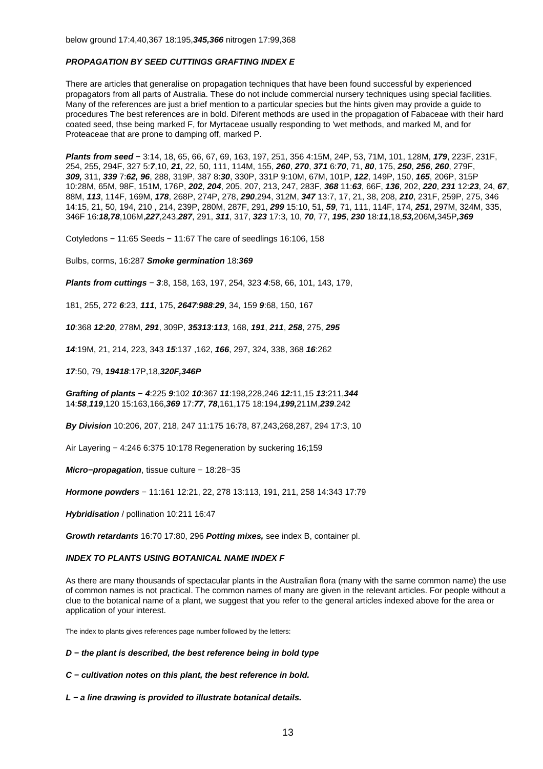below ground 17:4,40,367 18:195,***345,366*** nitrogen 17:99,368

### *PROPAGATION BY SEED CUTTINGS GRAFTING INDEX E*

There are articles that generalise on propagation techniques that have been found successful by experienced propagators from all parts of Australia. These do not include commercial nursery techniques using special facilities. Many of the references are just a brief mention to a particular species but the hints given may provide a guide to procedures The best references are in bold. Diferent methods are used in the propagation of Fabaceae with their hard coated seed, thse being marked F, for Myrtaceae usually responding to 'wet methods, and marked M, and for Proteaceae that are prone to damping off, marked P.

***Plants from seed*** − 3:14, 18, 65, 66, 67, 69, 163, 197, 251, 356 4:15M, 24P, 53, 71M, 101, 128M, ***179***, 223F, 231F, 254, 255, 294F, 327 5:***7***,10, ***21***, 22, 50, 111, 114M, 155, ***260***, ***270***, ***371*** 6:***70***, 71, ***80***, 175, ***250***, ***256***, ***260***, 279F, ***309,*** 311, ***339*** 7:***62, 96***, 288, 319P, 387 8:***30***, 330P, 331P 9:10M, 67M, 101P, ***122***, 149P, 150, ***165***, 206P, 315P 10:28M, 65M, 98F, 151M, 176P, ***202***, ***204***, 205, 207, 213, 247, 283F, ***368*** 11:***63***, 66F, ***136***, 202, ***220***, ***231*** 12:***23***, 24, ***67***, 88M, ***113***, 114F, 169M, ***178***, 268P, 274P, 278, ***290***,294, 312M, ***347*** 13:7, 17, 21, 38, 208, ***210***, 231F, 259P, 275, 346 14:15, 21, 50, 194, 210 , 214, 239P, 280M, 287F, 291, ***299*** 15:10, 51, ***59***, 71, 111, 114F, 174, ***251***, 297M, 324M, 335, 346F 16:***18,78***,106M,***227***,243,***287***, 291, ***311***, 317, ***323*** 17:3, 10, ***70***, 77, ***195***, ***230*** 18:***11***,18,***53,***206M***,***345P***,369***

Cotyledons − 11:65 Seeds − 11:67 The care of seedlings 16:106, 158

Bulbs, corms, 16:287 ***Smoke germination*** 18:***369***

***Plants from cuttings*** − ***3***:8, 158, 163, 197, 254, 323 ***4***:58, 66, 101, 143, 179,

181, 255, 272 ***6***:23, ***111***, 175, ***2647***:***988***:***29***, 34, 159 ***9***:68, 150, 167

***10***:368 ***12***:***20***, 278M, ***291***, 309P, ***35313***:***113***, 168, ***191***, ***211***, ***258***, 275, ***295***

***14***:19M, 21, 214, 223, 343 ***15***:137 ,162, ***166***, 297, 324, 338, 368 ***16***:262

***17***:50, 79, ***19418***:17P,18,***320F,346P***

***Grafting of plants*** − ***4***:225 ***9***:102 ***10***:367 ***11***:198,228,246 ***12:***11,15 ***13***:211,***344*** 14:***58***,***119***,120 15:163,166,***369*** 17:***77***, ***78***,161,175 18:194,***199,***211M,***239***.242

***By Division*** 10:206, 207, 218, 247 11:175 16:78, 87,243,268,287, 294 17:3, 10

Air Layering − 4:246 6:375 10:178 Regeneration by suckering 16;159

***Micro−propagation***, tissue culture − 18:28−35

***Hormone powders*** − 11:161 12:21, 22, 278 13:113, 191, 211, 258 14:343 17:79

***Hybridisation*** / pollination 10:211 16:47

***Growth retardants*** 16:70 17:80, 296 ***Potting mixes,*** see index B, container pl.

### *INDEX TO PLANTS USING BOTANICAL NAME INDEX F*

As there are many thousands of spectacular plants in the Australian flora (many with the same common name) the use of common names is not practical. The common names of many are given in the relevant articles. For people without a clue to the botanical name of a plant, we suggest that you refer to the general articles indexed above for the area or application of your interest.

The index to plants gives references page number followed by the letters:

***D − the plant is described, the best reference being in bold type***

***C − cultivation notes on this plant, the best reference in bold.***

***L − a line drawing is provided to illustrate botanical details.***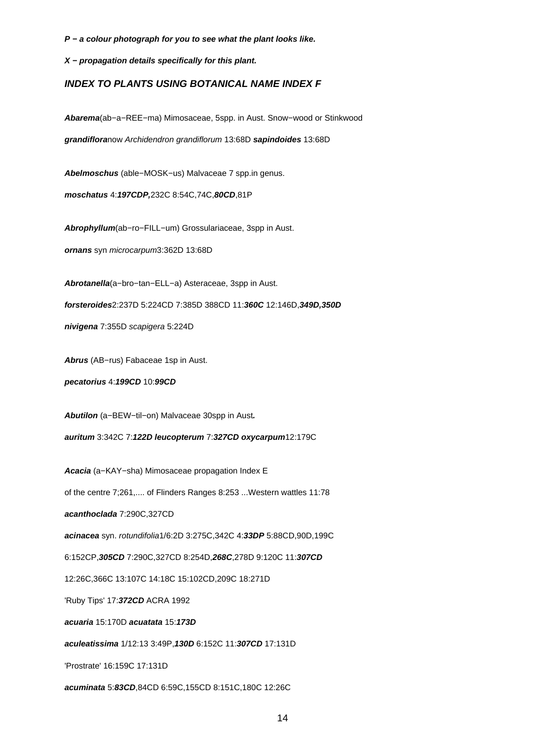***P − a colour photograph for you to see what the plant looks like.***

***X − propagation details specifically for this plant.***

### *INDEX TO PLANTS USING BOTANICAL NAME INDEX F*

***Abarema***(ab−a−REE−ma) Mimosaceae, 5spp. in Aust. Snow−wood or Stinkwood

***grandiflora***now *Archidendron grandiflorum* 13:68D ***sapindoides*** 13:68D

***Abelmoschus*** (able−MOSK−us) Malvaceae 7 spp.in genus.

***moschatus*** 4:***197CDP,***232C 8:54C,74C,***80CD***,81P

***Abrophyllum***(ab−ro−FILL−um) Grossulariaceae, 3spp in Aust.

***ornans*** syn *microcarpum*3:362D 13:68D

***Abrotanella***(a−bro−tan−ELL−a) Asteraceae, 3spp in Aust.

***forsteroides***2:237D 5:224CD 7:385D 388CD 11:***360C*** 12:146D,***349D,350D***

***nivigena*** 7:355D *scapigera* 5:224D

***Abrus*** (AB−rus) Fabaceae 1sp in Aust.

***pecatorius*** 4:***199CD*** 10:***99CD***

***Abutilon*** (a−BEW−til−on) Malvaceae 30spp in Aust***.***

***auritum*** 3:342C 7:***122D leucopterum*** 7:***327CD oxycarpum***12:179C

***Acacia*** (a−KAY−sha) Mimosaceae propagation Index E

of the centre 7;261,.... of Flinders Ranges 8:253 ...Western wattles 11:78

***acanthoclada*** 7:290C,327CD

***acinacea*** syn. *rotundifolia*1/6:2D 3:275C,342C 4:***33DP*** 5:88CD,90D,199C

6:152CP,***305CD*** 7:290C,327CD 8:254D,***268C***,278D 9:120C 11:***307CD***

12:26C,366C 13:107C 14:18C 15:102CD,209C 18:271D

'Ruby Tips' 17:***372CD*** ACRA 1992

***acuaria*** 15:170D ***acuatata*** 15:***173D***

***aculeatissima*** 1/12:13 3:49P,***130D*** 6:152C 11:***307CD*** 17:131D

'Prostrate' 16:159C 17:131D

***acuminata*** 5:***83CD***,84CD 6:59C,155CD 8:151C,180C 12:26C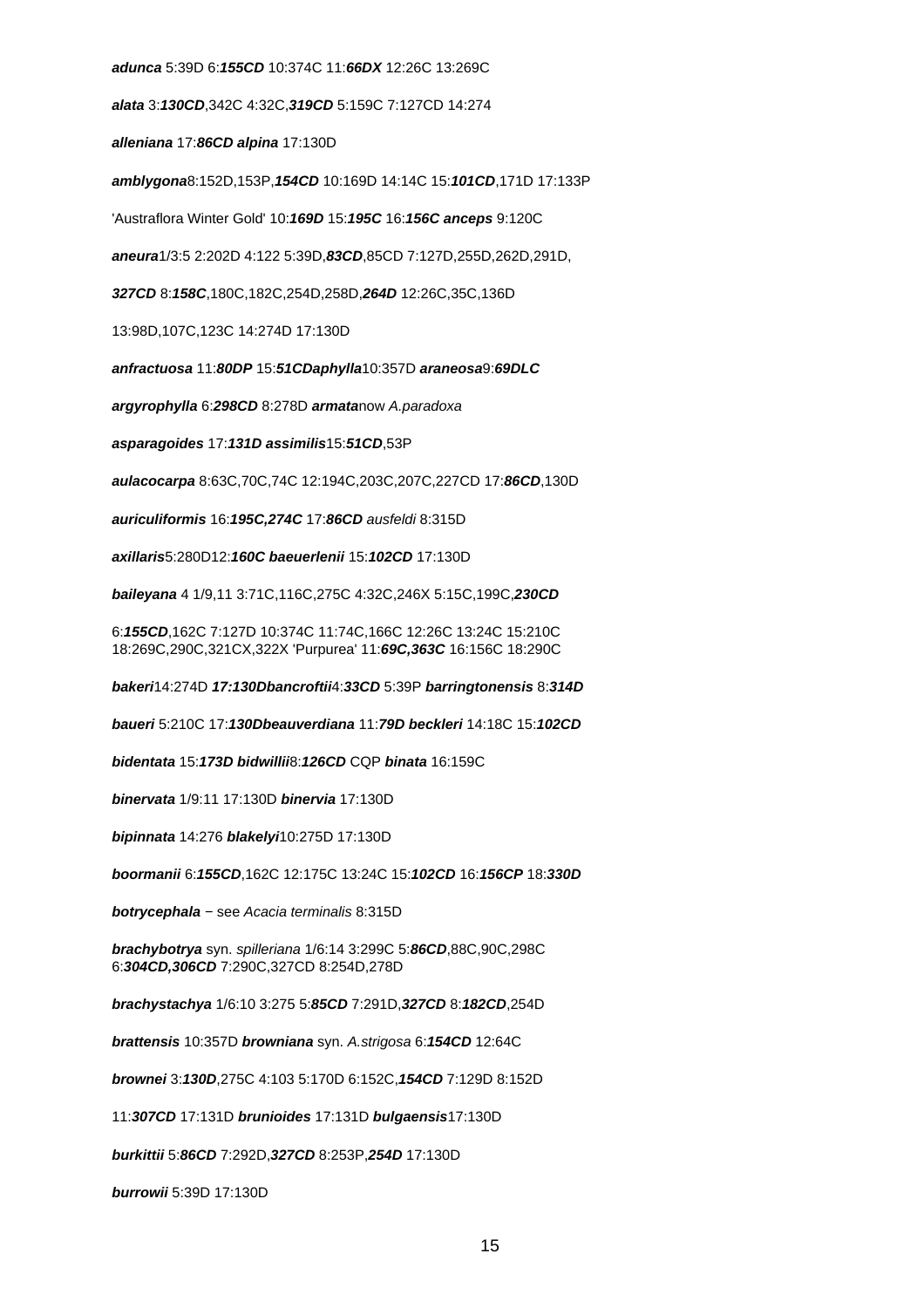***adunca*** 5:39D 6:***155CD*** 10:374C 11:***66DX*** 12:26C 13:269C

***alata*** 3:***130CD***,342C 4:32C,***319CD*** 5:159C 7:127CD 14:274

***alleniana*** 17:***86CD*** ***alpina*** 17:130D

***amblygona***8:152D,153P,***154CD*** 10:169D 14:14C 15:***101CD***,171D 17:133P

'Austraflora Winter Gold' 10:***169D*** 15:***195C*** 16:***156C*** ***anceps*** 9:120C

***aneura***1/3:5 2:202D 4:122 5:39D,***83CD***,85CD 7:127D,255D,262D,291D,

***327CD*** 8:***158C***,180C,182C,254D,258D,***264D*** 12:26C,35C,136D

13:98D,107C,123C 14:274D 17:130D

***anfractuosa*** 11:***80DP*** 15:***51CD******aphylla***10:357D ***araneosa***9:***69DLC***

***argyrophylla*** 6:***298CD*** 8:278D ***armata***now *A.paradoxa*

***asparagoides*** 17:***131D*** ***assimilis***15:***51CD***,53P

***aulacocarpa*** 8:63C,70C,74C 12:194C,203C,207C,227CD 17:***86CD***,130D

***auriculiformis*** 16:***195C,274C*** 17:***86CD*** *ausfeldi* 8:315D

***axillaris***5:280D12:***160C*** ***baeuerlenii*** 15:***102CD*** 17:130D

***baileyana*** 4 1/9,11 3:71C,116C,275C 4:32C,246X 5:15C,199C,***230CD***

6:***155CD***,162C 7:127D 10:374C 11:74C,166C 12:26C 13:24C 15:210C
18:269C,290C,321CX,322X 'Purpurea' 11:***69C,363C*** 16:156C 18:290C

***bakeri***14:274D ***17:130D******bancroftii***4:***33CD*** 5:39P ***barringtonensis*** 8:***314D***

***baueri*** 5:210C 17:***130D******beauverdiana*** 11:***79D*** ***beckleri*** 14:18C 15:***102CD***

***bidentata*** 15:***173D*** ***bidwillii***8:***126CD*** CQP ***binata*** 16:159C

***binervata*** 1/9:11 17:130D ***binervia*** 17:130D

***bipinnata*** 14:276 ***blakelyi***10:275D 17:130D

***boormanii*** 6:***155CD***,162C 12:175C 13:24C 15:***102CD*** 16:***156CP*** 18:***330D***

***botrycephala*** − see *Acacia terminalis* 8:315D

***brachybotrya*** syn. *spilleriana* 1/6:14 3:299C 5:***86CD***,88C,90C,298C
6:***304CD,306CD*** 7:290C,327CD 8:254D,278D

***brachystachya*** 1/6:10 3:275 5:***85CD*** 7:291D,***327CD*** 8:***182CD***,254D

***brattensis*** 10:357D ***browniana*** syn. *A.strigosa* 6:***154CD*** 12:64C

***brownei*** 3:***130D***,275C 4:103 5:170D 6:152C,***154CD*** 7:129D 8:152D

11:***307CD*** 17:131D ***brunioides*** 17:131D ***bulgaensis***17:130D

***burkittii*** 5:***86CD*** 7:292D,***327CD*** 8:253P,***254D*** 17:130D

***burrowii*** 5:39D 17:130D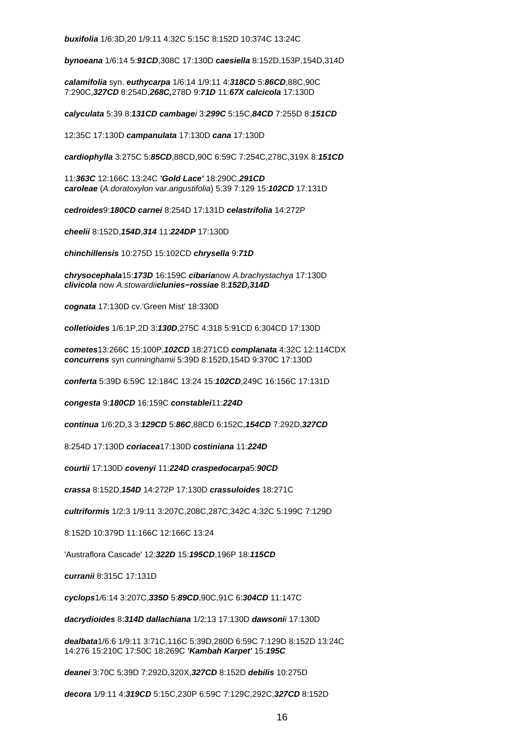***buxifolia*** 1/6:3D,20 1/9:11 4:32C 5:15C 8:152D 10:374C 13:24C

***bynoeana*** 1/6:14 5:***91CD***,308C 17:130D ***caesiella*** 8:152D,153P,154D,314D

***calamifolia*** syn. ***euthycarpa*** 1/6:14 1/9:11 4:***318CD*** 5:***86CD***,88C,90C 7:290C,***327CD*** 8:254D,***268C,***278D 9:***71D*** 11:***67X calcicola*** 17:130D

***calyculata*** 5:39 8:***131CD cambage****i* 3:***299C*** 5:15C,***84CD*** 7:255D 8:***151CD***

12:35C 17:130D ***campanulata*** 17:130D ***cana*** 17:130D

***cardiophylla*** 3:275C 5:***85CD***,88CD,90C 6:59C 7:254C,278C,319X 8:***151CD***

11:***363C*** 12:166C 13:24C ***'Gold Lace'*** 18:290C,***291CD***
***caroleae*** (*A.doratoxylon* var.*angustifolia*) 5:39 7:129 15:***102CD*** 17:131D

***cedroides***9:***180CD carnei*** 8:254D 17:131D ***celastrifolia*** 14:272P

***cheelii*** 8:152D,***154D***,***314*** 11:***224DP*** 17:130D

***chinchillensis*** 10:275D 15:102CD ***chrysella*** 9:***71D***

***chrysocephala***15:***173D*** 16:159C ***cibaria***now *A.brachystachya* 17:130D
***clivicola*** now *A.stowardii****clunies−rossiae*** 8:***152D,314D***

***cognata*** 17:130D cv.'Green Mist' 18:330D

***colletioides*** 1/6:1P,2D 3:***130D***,275C 4:318 5:91CD 6:304CD 17:130D

***cometes***13:266C 15:100P,***102CD*** 18:271CD ***complanata*** 4:32C 12:114CDX
***concurrens*** syn *cunninghamii* 5:39D 8:152D,154D 9:370C 17:130D

***conferta*** 5:39D 6:59C 12:184C 13:24 15:***102CD***,249C 16:156C 17:131D

***congesta*** 9:***180CD*** 16:159C ***constablei***11:***224D***

***continua*** 1/6:2D,3 3:***129CD*** 5:***86C***,88CD 6:152C,***154CD*** 7:292D,***327CD***

8:254D 17:130D ***coriacea***17:130D ***costiniana*** 11:***224D***

***courtii*** 17:130D ***covenyi*** 11:***224D craspedocarpa***5:***90CD***

***crassa*** 8:152D,***154D*** 14:272P 17:130D ***crassuloides*** 18:271C

***cultriformis*** 1/2:3 1/9:11 3:207C,208C,287C,342C 4:32C 5:199C 7:129D

8:152D 10:379D 11:166C 12:166C 13:24

'Austraflora Cascade' 12:***322D*** 15:***195CD***,196P 18:***115CD***

***curranii*** 8:315C 17:131D

***cyclops***1/6:14 3:207C,***335D*** 5:***89CD***,90C,91C 6:***304CD*** 11:147C

***dacrydioides*** 8:***314D dallachiana*** 1/2:13 17:130D ***dawsoni****i* 17:130D

***dealbata***1/6:6 1/9:11 3:71C,116C 5:39D,280D 6:59C 7:129D 8:152D 13:24C
14:276 15:210C 17:50C 18:269C ***'Kambah Karpet'*** 15:***195C***

***deanei*** 3:70C 5:39D 7:292D,320X,***327CD*** 8:152D ***debilis*** 10:275D

***decora*** 1/9:11 4:***319CD*** 5:15C,230P 6:59C 7:129C,292C,***327CD*** 8:152D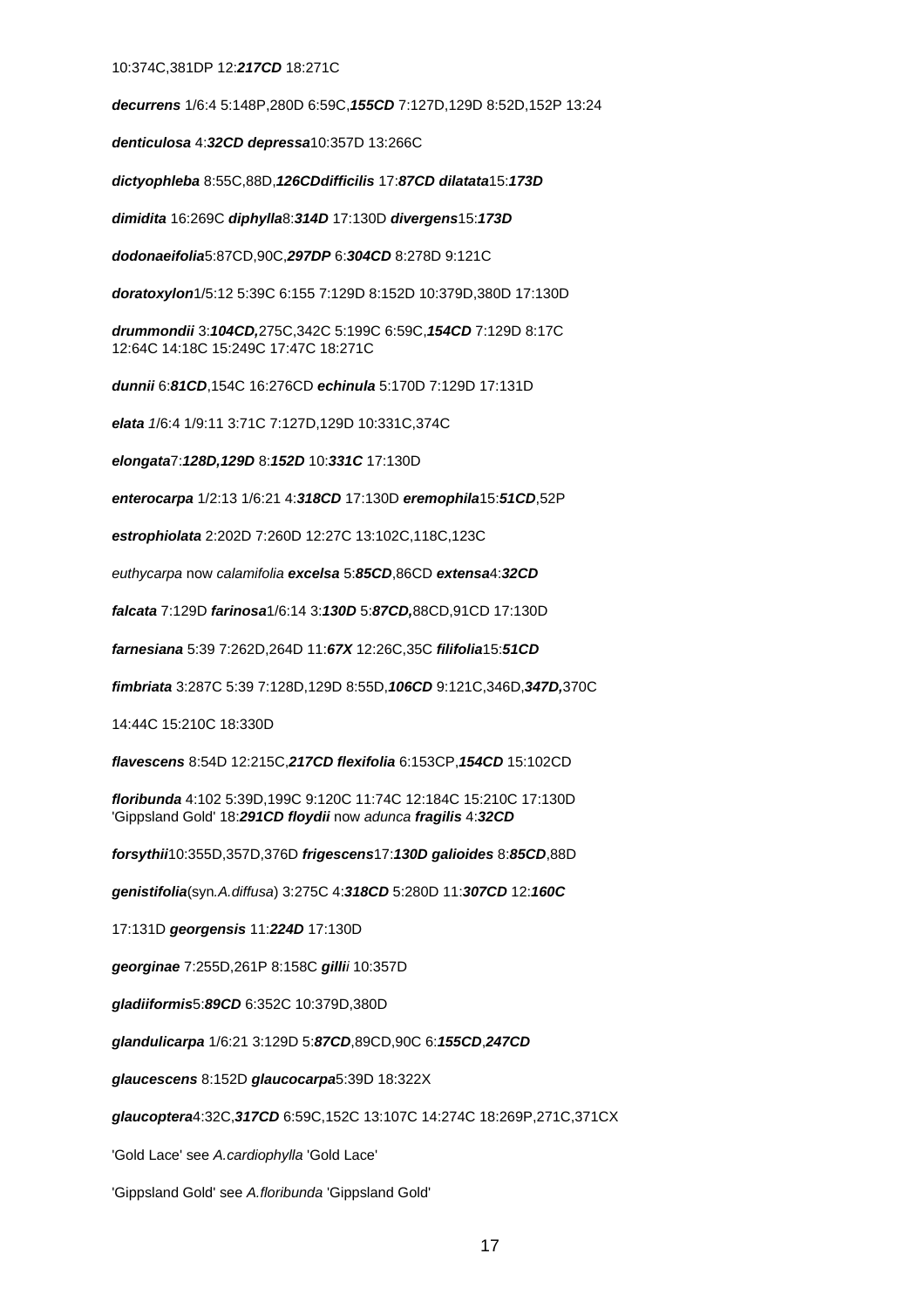10:374C,381DP 12:***217CD*** 18:271C

***decurrens*** 1/6:4 5:148P,280D 6:59C,***155CD*** 7:127D,129D 8:52D,152P 13:24

***denticulosa*** 4:***32CD*** ***depressa***10:357D 13:266C

***dictyophleba*** 8:55C,88D,***126CD******difficilis*** 17:***87CD*** ***dilatata***15:***173D***

***dimidita*** 16:269C ***diphylla***8:***314D*** 17:130D ***divergens***15:***173D***

***dodonaeifolia***5:87CD,90C,***297DP*** 6:***304CD*** 8:278D 9:121C

***doratoxylon***1/5:12 5:39C 6:155 7:129D 8:152D 10:379D,380D 17:130D

***drummondii*** 3:***104CD,***275C,342C 5:199C 6:59C,***154CD*** 7:129D 8:17C
12:64C 14:18C 15:249C 17:47C 18:271C

***dunnii*** 6:***81CD***,154C 16:276CD ***echinula*** 5:170D 7:129D 17:131D

***elata*** *1*/6:4 1/9:11 3:71C 7:127D,129D 10:331C,374C

***elongata***7:***128D,129D*** 8:***152D*** 10:***331C*** 17:130D

***enterocarpa*** 1/2:13 1/6:21 4:***318CD*** 17:130D ***eremophila***15:***51CD***,52P

***estrophiolata*** 2:202D 7:260D 12:27C 13:102C,118C,123C

*euthycarpa* now *calamifolia* ***excelsa*** 5:***85CD***,86CD ***extensa***4:***32CD***

***falcata*** 7:129D ***farinosa***1/6:14 3:***130D*** 5:***87CD,***88CD,91CD 17:130D

***farnesiana*** 5:39 7:262D,264D 11:***67X*** 12:26C,35C ***filifolia***15:***51CD***

***fimbriata*** 3:287C 5:39 7:128D,129D 8:55D,***106CD*** 9:121C,346D,***347D,***370C

14:44C 15:210C 18:330D

***flavescens*** 8:54D 12:215C,***217CD*** ***flexifolia*** 6:153CP,***154CD*** 15:102CD

***floribunda*** 4:102 5:39D,199C 9:120C 11:74C 12:184C 15:210C 17:130D
'Gippsland Gold' 18:***291CD*** ***floydii*** now *adunca* ***fragilis*** 4:***32CD***

***forsythii***10:355D,357D,376D ***frigescens***17:***130D*** ***galioides*** 8:***85CD***,88D

***genistifolia***(syn*.A.diffusa*) 3:275C 4:***318CD*** 5:280D 11:***307CD*** 12:***160C***

17:131D ***georgensis*** 11:***224D*** 17:130D

***georginae*** 7:255D,261P 8:158C ***gilli****i* 10:357D

***gladiiformis***5:***89CD*** 6:352C 10:379D,380D

***glandulicarpa*** 1/6:21 3:129D 5:***87CD***,89CD,90C 6:***155CD***,***247CD***

***glaucescens*** 8:152D ***glaucocarpa***5:39D 18:322X

***glaucoptera***4:32C,***317CD*** 6:59C,152C 13:107C 14:274C 18:269P,271C,371CX

'Gold Lace' see *A.cardiophylla* 'Gold Lace'

'Gippsland Gold' see *A.floribunda* 'Gippsland Gold'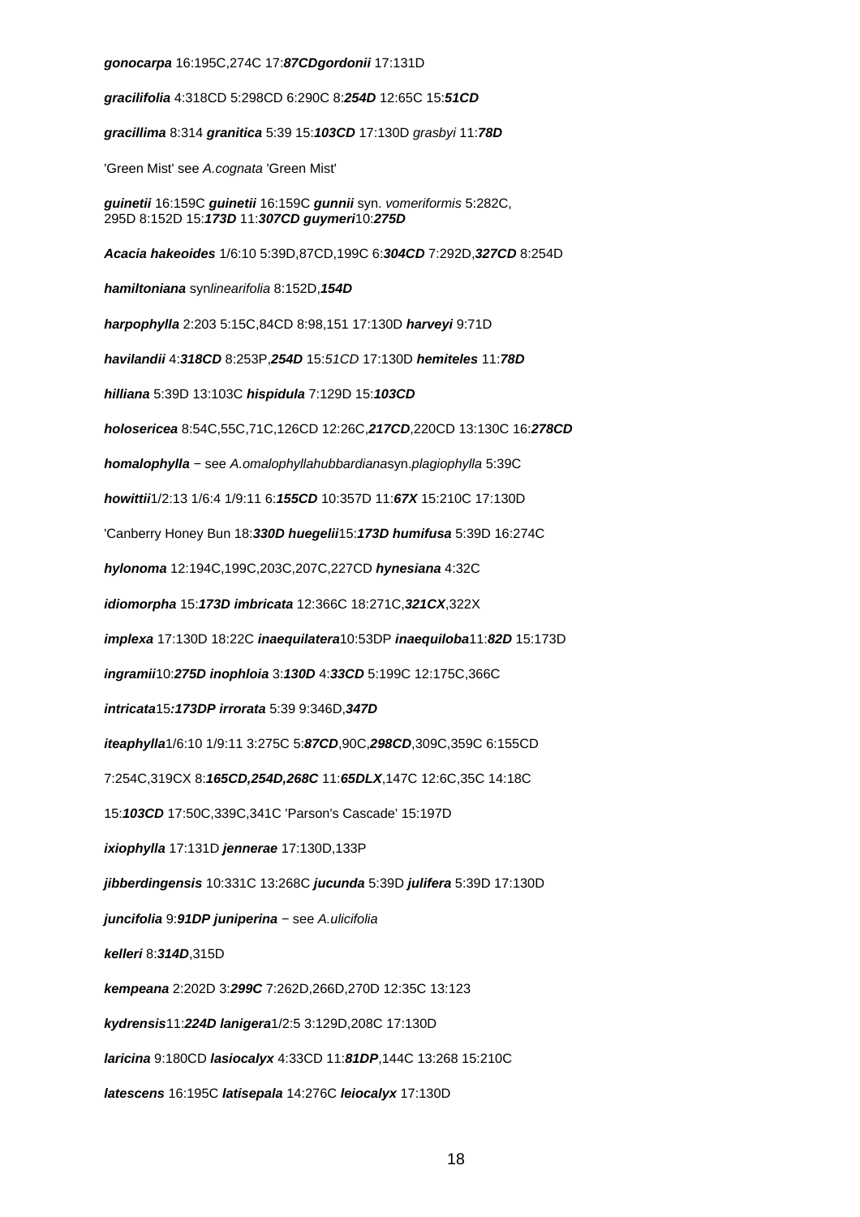***gonocarpa*** 16:195C,274C 17:***87CDgordonii*** 17:131D

***gracilifolia*** 4:318CD 5:298CD 6:290C 8:***254D*** 12:65C 15:***51CD***

***gracillima*** 8:314 ***granitica*** 5:39 15:***103CD*** 17:130D *grasbyi* 11:***78D***

'Green Mist' see *A.cognata* 'Green Mist'

***guinetii*** 16:159C ***guinetii*** 16:159C ***gunnii*** syn. *vomeriformis* 5:282C, 295D 8:152D 15:***173D*** 11:***307CD guymeri***10:***275D***

***Acacia hakeoides*** 1/6:10 5:39D,87CD,199C 6:***304CD*** 7:292D,***327CD*** 8:254D

***hamiltoniana*** syn*linearifolia* 8:152D,***154D***

***harpophylla*** 2:203 5:15C,84CD 8:98,151 17:130D ***harveyi*** 9:71D

***havilandii*** 4:***318CD*** 8:253P,***254D*** 15:*51CD* 17:130D ***hemiteles*** 11:***78D***

***hilliana*** 5:39D 13:103C ***hispidula*** 7:129D 15:***103CD***

***holosericea*** 8:54C,55C,71C,126CD 12:26C,***217CD***,220CD 13:130C 16:***278CD***

***homalophylla*** − see *A.omalophyllahubbardiana*syn.*plagiophylla* 5:39C

***howittii***1/2:13 1/6:4 1/9:11 6:***155CD*** 10:357D 11:***67X*** 15:210C 17:130D

'Canberry Honey Bun 18:***330D huegelii***15:***173D humifusa*** 5:39D 16:274C

***hylonoma*** 12:194C,199C,203C,207C,227CD ***hynesiana*** 4:32C

***idiomorpha*** 15:***173D imbricata*** 12:366C 18:271C,***321CX***,322X

***implexa*** 17:130D 18:22C ***inaequilatera***10:53DP ***inaequiloba***11:***82D*** 15:173D

***ingramii***10:***275D inophloia*** 3:***130D*** 4:***33CD*** 5:199C 12:175C,366C

***intricata***15***:173DP irrorata*** 5:39 9:346D,***347D***

***iteaphylla***1/6:10 1/9:11 3:275C 5:***87CD***,90C,***298CD***,309C,359C 6:155CD

7:254C,319CX 8:***165CD,254D,268C*** 11:***65DLX***,147C 12:6C,35C 14:18C

15:***103CD*** 17:50C,339C,341C 'Parson's Cascade' 15:197D

***ixiophylla*** 17:131D ***jennerae*** 17:130D,133P

***jibberdingensis*** 10:331C 13:268C ***jucunda*** 5:39D ***julifera*** 5:39D 17:130D

***juncifolia*** 9:***91DP juniperina*** − see *A.ulicifolia*

***kelleri*** 8:***314D***,315D

***kempeana*** 2:202D 3:***299C*** 7:262D,266D,270D 12:35C 13:123

***kydrensis***11:***224D lanigera***1/2:5 3:129D,208C 17:130D

***laricina*** 9:180CD ***lasiocalyx*** 4:33CD 11:***81DP***,144C 13:268 15:210C

***latescens*** 16:195C ***latisepala*** 14:276C ***leiocalyx*** 17:130D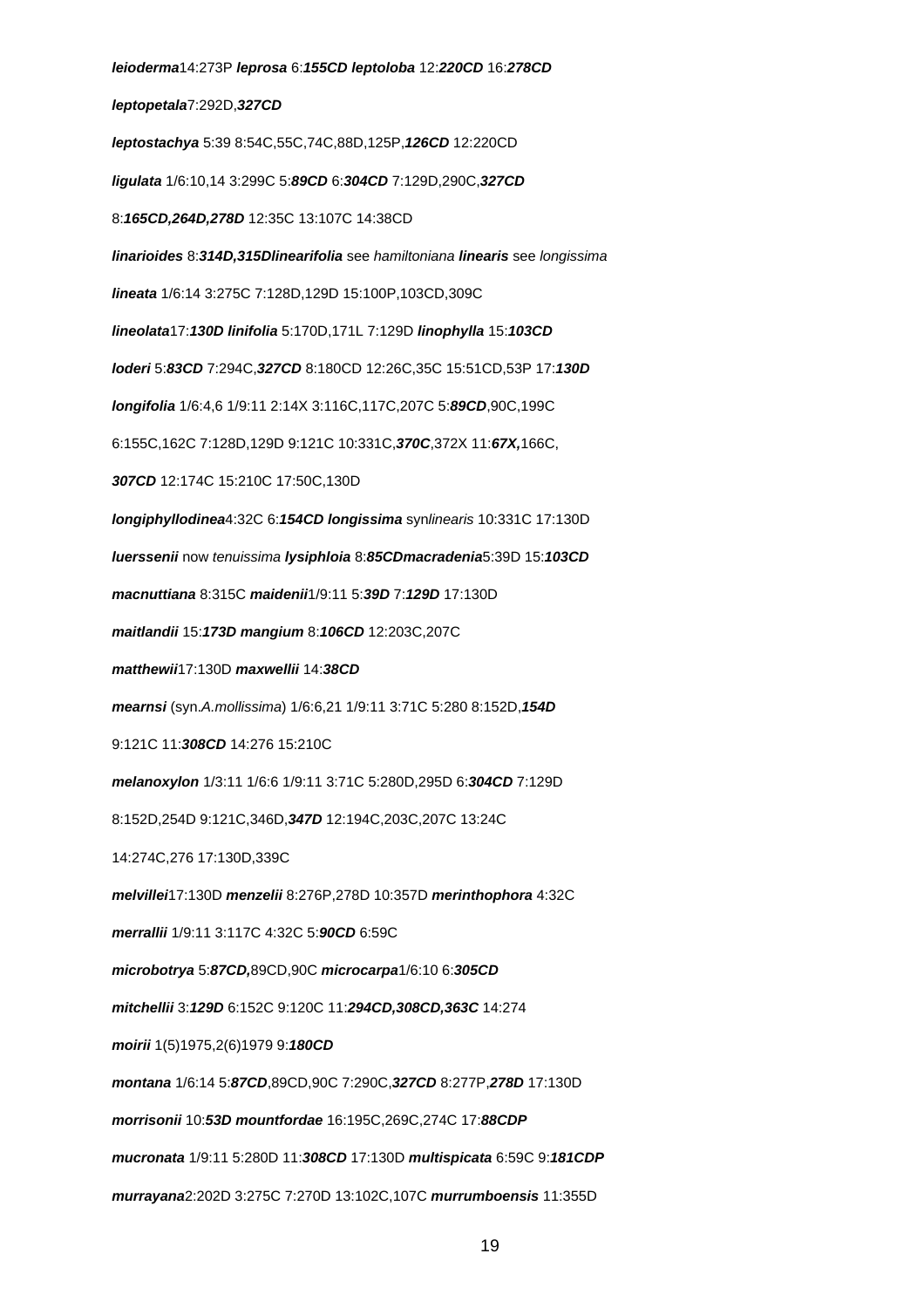***leioderma***14:273P ***leprosa*** 6:***155CD*** ***leptoloba*** 12:***220CD*** 16:***278CD***

***leptopetala***7:292D,***327CD***

***leptostachya*** 5:39 8:54C,55C,74C,88D,125P,***126CD*** 12:220CD

***ligulata*** 1/6:10,14 3:299C 5:***89CD*** 6:***304CD*** 7:129D,290C,***327CD***

8:***165CD,264D,278D*** 12:35C 13:107C 14:38CD

***linarioides*** 8:***314D,315D******linearifolia*** see *hamiltoniana* ***linearis*** see *longissima*

***lineata*** 1/6:14 3:275C 7:128D,129D 15:100P,103CD,309C

***lineolata***17:***130D*** ***linifolia*** 5:170D,171L 7:129D ***linophylla*** 15:***103CD***

***loderi*** 5:***83CD*** 7:294C,***327CD*** 8:180CD 12:26C,35C 15:51CD,53P 17:***130D***

***longifolia*** 1/6:4,6 1/9:11 2:14X 3:116C,117C,207C 5:***89CD***,90C,199C

6:155C,162C 7:128D,129D 9:121C 10:331C,***370C***,372X 11:***67X,***166C,

***307CD*** 12:174C 15:210C 17:50C,130D

***longiphyllodinea***4:32C 6:***154CD*** ***longissima*** syn*linearis* 10:331C 17:130D

***luerssenii*** now *tenuissima* ***lysiphloia*** 8:***85CD******macradenia***5:39D 15:***103CD***

***macnuttiana*** 8:315C ***maidenii***1/9:11 5:***39D*** 7:***129D*** 17:130D

***maitlandii*** 15:***173D*** ***mangium*** 8:***106CD*** 12:203C,207C

***matthewii***17:130D ***maxwellii*** 14:***38CD***

***mearnsi*** (syn.*A.mollissima*) 1/6:6,21 1/9:11 3:71C 5:280 8:152D,***154D***

9:121C 11:***308CD*** 14:276 15:210C

***melanoxylon*** 1/3:11 1/6:6 1/9:11 3:71C 5:280D,295D 6:***304CD*** 7:129D

8:152D,254D 9:121C,346D,***347D*** 12:194C,203C,207C 13:24C

14:274C,276 17:130D,339C

***melvillei***17:130D ***menzelii*** 8:276P,278D 10:357D ***merinthophora*** 4:32C

***merrallii*** 1/9:11 3:117C 4:32C 5:***90CD*** 6:59C

***microbotrya*** 5:***87CD,***89CD,90C ***microcarpa***1/6:10 6:***305CD***

***mitchellii*** 3:***129D*** 6:152C 9:120C 11:***294CD,308CD,363C*** 14:274

***moirii*** 1(5)1975,2(6)1979 9:***180CD***

***montana*** 1/6:14 5:***87CD***,89CD,90C 7:290C,***327CD*** 8:277P,***278D*** 17:130D

***morrisonii*** 10:***53D*** ***mountfordae*** 16:195C,269C,274C 17:***88CDP***

***mucronata*** 1/9:11 5:280D 11:***308CD*** 17:130D ***multispicata*** 6:59C 9:***181CDP***

***murrayana***2:202D 3:275C 7:270D 13:102C,107C ***murrumboensis*** 11:355D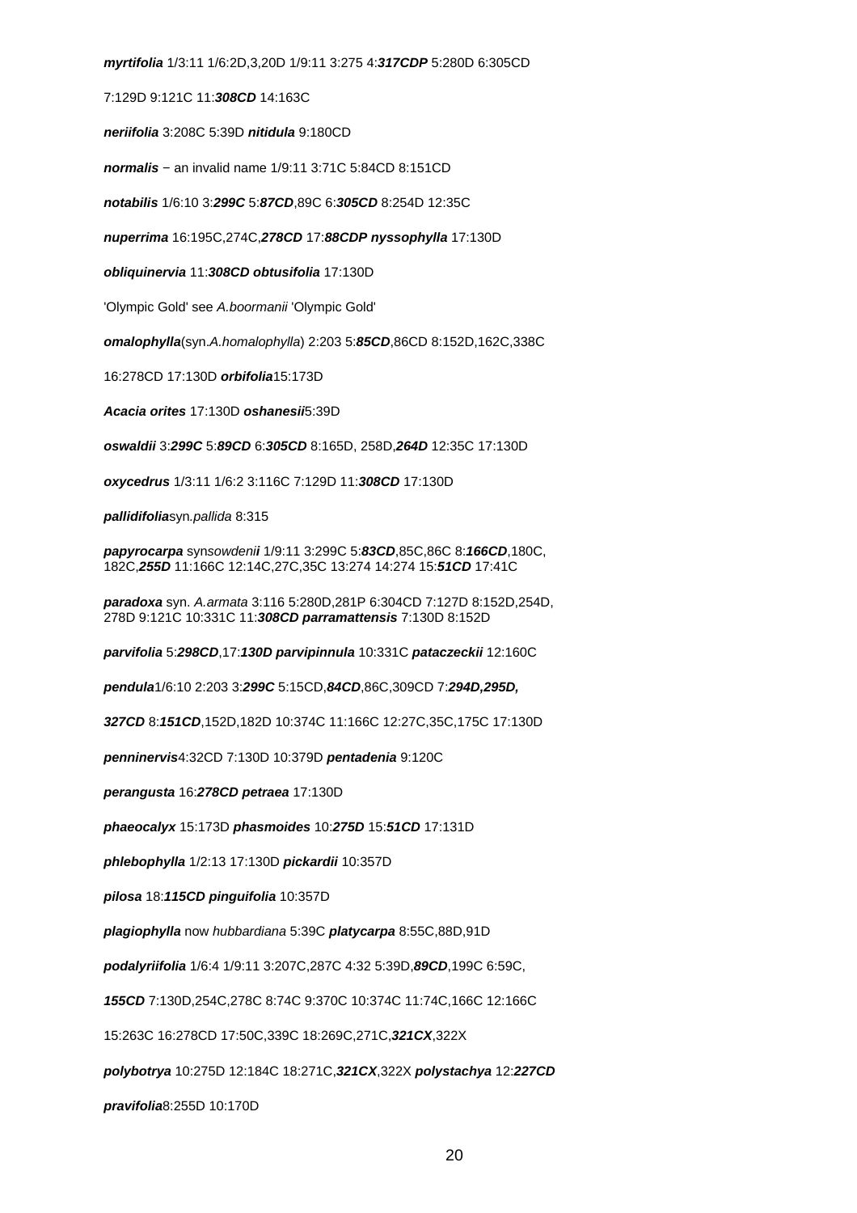***myrtifolia*** 1/3:11 1/6:2D,3,20D 1/9:11 3:275 4:***317CDP*** 5:280D 6:305CD

7:129D 9:121C 11:***308CD*** 14:163C

***neriifolia*** 3:208C 5:39D ***nitidula*** 9:180CD

***normalis*** − an invalid name 1/9:11 3:71C 5:84CD 8:151CD

***notabilis*** 1/6:10 3:***299C*** 5:***87CD***,89C 6:***305CD*** 8:254D 12:35C

***nuperrima*** 16:195C,274C,***278CD*** 17:***88CDP*** ***nyssophylla*** 17:130D

***obliquinervia*** 11:***308CD*** ***obtusifolia*** 17:130D

'Olympic Gold' see *A.boormanii* 'Olympic Gold'

***omalophylla***(syn.*A.homalophylla*) 2:203 5:***85CD***,86CD 8:152D,162C,338C

16:278CD 17:130D ***orbifolia***15:173D

***Acacia orites*** 17:130D ***oshanesii***5:39D

***oswaldii*** 3:***299C*** 5:***89CD*** 6:***305CD*** 8:165D, 258D,***264D*** 12:35C 17:130D

***oxycedrus*** 1/3:11 1/6:2 3:116C 7:129D 11:***308CD*** 17:130D

***pallidifolia***syn.*pallida* 8:315

***papyrocarpa*** syn*sowdenii* 1/9:11 3:299C 5:***83CD***,85C,86C 8:***166CD***,180C, 182C,***255D*** 11:166C 12:14C,27C,35C 13:274 14:274 15:***51CD*** 17:41C

***paradoxa*** syn. *A.armata* 3:116 5:280D,281P 6:304CD 7:127D 8:152D,254D, 278D 9:121C 10:331C 11:***308CD*** ***parramattensis*** 7:130D 8:152D

***parvifolia*** 5:***298CD***,17:***130D*** ***parvipinnula*** 10:331C ***pataczeckii*** 12:160C

***pendula***1/6:10 2:203 3:***299C*** 5:15CD,***84CD***,86C,309CD 7:***294D,295D,***

***327CD*** 8:***151CD***,152D,182D 10:374C 11:166C 12:27C,35C,175C 17:130D

***penninervis***4:32CD 7:130D 10:379D ***pentadenia*** 9:120C

***perangusta*** 16:***278CD*** ***petraea*** 17:130D

***phaeocalyx*** 15:173D ***phasmoides*** 10:***275D*** 15:***51CD*** 17:131D

***phlebophylla*** 1/2:13 17:130D ***pickardii*** 10:357D

***pilosa*** 18:***115CD*** ***pinguifolia*** 10:357D

***plagiophylla*** now *hubbardiana* 5:39C ***platycarpa*** 8:55C,88D,91D

***podalyriifolia*** 1/6:4 1/9:11 3:207C,287C 4:32 5:39D,***89CD***,199C 6:59C,

***155CD*** 7:130D,254C,278C 8:74C 9:370C 10:374C 11:74C,166C 12:166C

15:263C 16:278CD 17:50C,339C 18:269C,271C,***321CX***,322X

***polybotrya*** 10:275D 12:184C 18:271C,***321CX***,322X ***polystachya*** 12:***227CD***

***pravifolia***8:255D 10:170D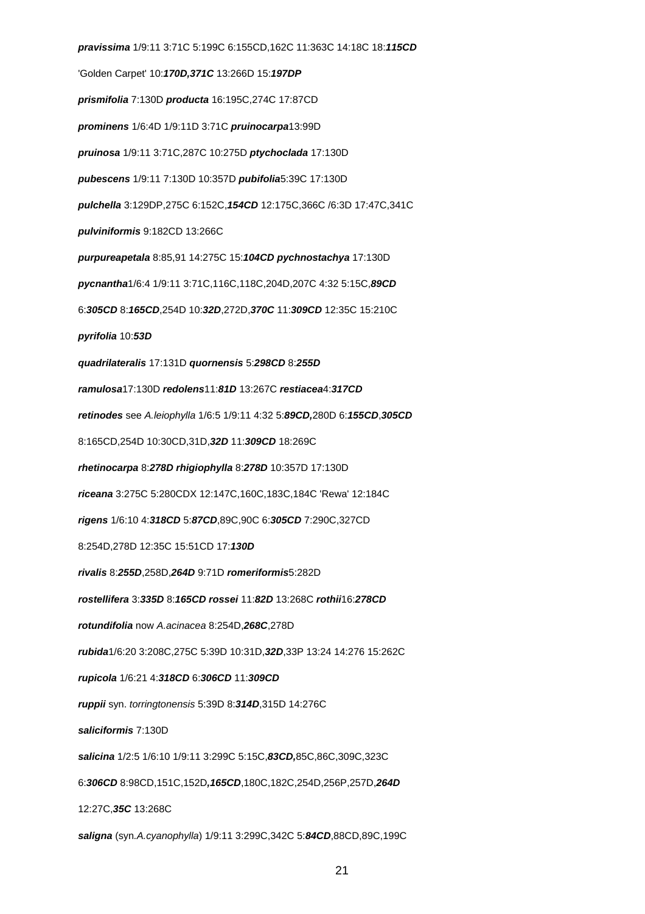***pravissima*** 1/9:11 3:71C 5:199C 6:155CD,162C 11:363C 14:18C 18:***115CD***

'Golden Carpet' 10:***170D,371C*** 13:266D 15:***197DP***

***prismifolia*** 7:130D ***producta*** 16:195C,274C 17:87CD

***prominens*** 1/6:4D 1/9:11D 3:71C ***pruinocarpa***13:99D

***pruinosa*** 1/9:11 3:71C,287C 10:275D ***ptychoclada*** 17:130D

***pubescens*** 1/9:11 7:130D 10:357D ***pubifolia***5:39C 17:130D

***pulchella*** 3:129DP,275C 6:152C,***154CD*** 12:175C,366C /6:3D 17:47C,341C

***pulviniformis*** 9:182CD 13:266C

***purpureapetala*** 8:85,91 14:275C 15:***104CD*** ***pychnostachya*** 17:130D

***pycnantha***1/6:4 1/9:11 3:71C,116C,118C,204D,207C 4:32 5:15C,***89CD***

6:***305CD*** 8:***165CD***,254D 10:***32D***,272D,***370C*** 11:***309CD*** 12:35C 15:210C

***pyrifolia*** 10:***53D***

***quadrilateralis*** 17:131D ***quornensis*** 5:***298CD*** 8:***255D***

***ramulosa***17:130D ***redolens***11:***81D*** 13:267C ***restiacea***4:***317CD***

***retinodes*** see *A.leiophylla* 1/6:5 1/9:11 4:32 5:***89CD,***280D 6:***155CD***,***305CD***

8:165CD,254D 10:30CD,31D,***32D*** 11:***309CD*** 18:269C

***rhetinocarpa*** 8:***278D*** ***rhigiophylla*** 8:***278D*** 10:357D 17:130D

***riceana*** 3:275C 5:280CDX 12:147C,160C,183C,184C 'Rewa' 12:184C

***rigens*** 1/6:10 4:***318CD*** 5:***87CD***,89C,90C 6:***305CD*** 7:290C,327CD

8:254D,278D 12:35C 15:51CD 17:***130D***

***rivalis*** 8:***255D***,258D,***264D*** 9:71D ***romeriformis***5:282D

***rostellifera*** 3:***335D*** 8:***165CD*** ***rossei*** 11:***82D*** 13:268C ***rothii***16:***278CD***

***rotundifolia*** now *A.acinacea* 8:254D,***268C***,278D

***rubida***1/6:20 3:208C,275C 5:39D 10:31D,***32D***,33P 13:24 14:276 15:262C

***rupicola*** 1/6:21 4:***318CD*** 6:***306CD*** 11:***309CD***

***ruppii*** syn. *torringtonensis* 5:39D 8:***314D***,315D 14:276C

***saliciformis*** 7:130D

***salicina*** 1/2:5 1/6:10 1/9:11 3:299C 5:15C,***83CD,***85C,86C,309C,323C

6:***306CD*** 8:98CD,151C,152D***,165CD***,180C,182C,254D,256P,257D,***264D***

12:27C,***35C*** 13:268C

***saligna*** (syn.*A.cyanophylla*) 1/9:11 3:299C,342C 5:***84CD***,88CD,89C,199C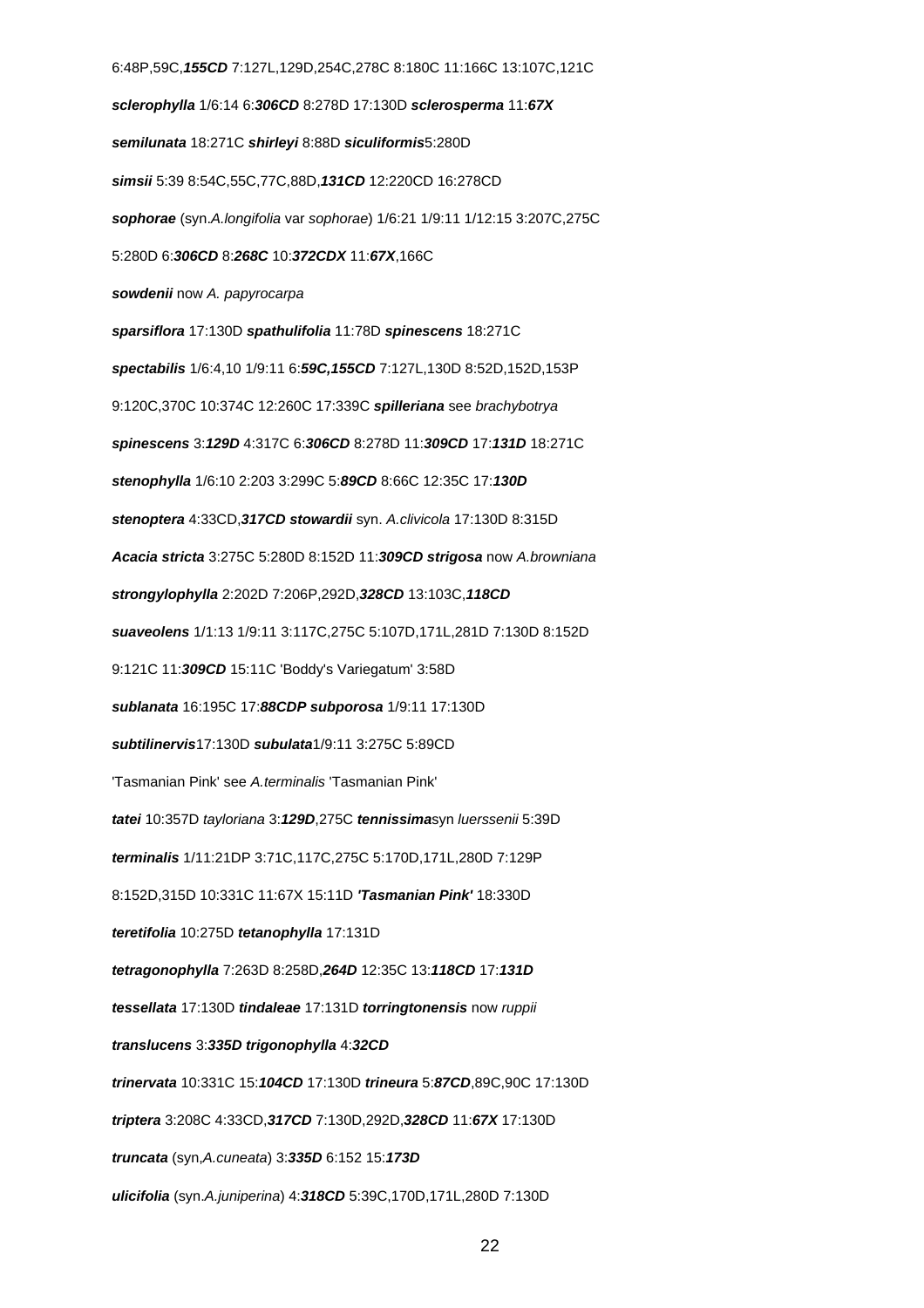6:48P,59C,***155CD*** 7:127L,129D,254C,278C 8:180C 11:166C 13:107C,121C

***sclerophylla*** 1/6:14 6:***306CD*** 8:278D 17:130D ***sclerosperma*** 11:***67X***

***semilunata*** 18:271C ***shirleyi*** 8:88D ***siculiformis***5:280D

***simsii*** 5:39 8:54C,55C,77C,88D,***131CD*** 12:220CD 16:278CD

***sophorae*** (syn.*A.longifolia* var *sophorae*) 1/6:21 1/9:11 1/12:15 3:207C,275C

5:280D 6:***306CD*** 8:***268C*** 10:***372CDX*** 11:***67X***,166C

***sowdenii*** now *A. papyrocarpa*

***sparsiflora*** 17:130D ***spathulifolia*** 11:78D ***spinescens*** 18:271C

***spectabilis*** 1/6:4,10 1/9:11 6:***59C,155CD*** 7:127L,130D 8:52D,152D,153P

9:120C,370C 10:374C 12:260C 17:339C ***spilleriana*** see *brachybotrya*

***spinescens*** 3:***129D*** 4:317C 6:***306CD*** 8:278D 11:***309CD*** 17:***131D*** 18:271C

***stenophylla*** 1/6:10 2:203 3:299C 5:***89CD*** 8:66C 12:35C 17:***130D***

***stenoptera*** 4:33CD,***317CD*** ***stowardii*** syn. *A.clivicola* 17:130D 8:315D

***Acacia stricta*** 3:275C 5:280D 8:152D 11:***309CD*** ***strigosa*** now *A.browniana*

***strongylophylla*** 2:202D 7:206P,292D,***328CD*** 13:103C,***118CD***

***suaveolens*** 1/1:13 1/9:11 3:117C,275C 5:107D,171L,281D 7:130D 8:152D

9:121C 11:***309CD*** 15:11C 'Boddy's Variegatum' 3:58D

***sublanata*** 16:195C 17:***88CDP*** ***subporosa*** 1/9:11 17:130D

***subtilinervis***17:130D ***subulata***1/9:11 3:275C 5:89CD

'Tasmanian Pink' see *A.terminalis* 'Tasmanian Pink'

***tatei*** 10:357D *tayloriana* 3:***129D***,275C ***tennissima***syn *luerssenii* 5:39D

***terminalis*** 1/11:21DP 3:71C,117C,275C 5:170D,171L,280D 7:129P

8:152D,315D 10:331C 11:67X 15:11D ***'Tasmanian Pink'*** 18:330D

***teretifolia*** 10:275D ***tetanophylla*** 17:131D

***tetragonophylla*** 7:263D 8:258D,***264D*** 12:35C 13:***118CD*** 17:***131D***

***tessellata*** 17:130D ***tindaleae*** 17:131D ***torringtonensis*** now *ruppii*

***translucens*** 3:***335D*** ***trigonophylla*** 4:***32CD***

***trinervata*** 10:331C 15:***104CD*** 17:130D ***trineura*** 5:***87CD***,89C,90C 17:130D

***triptera*** 3:208C 4:33CD,***317CD*** 7:130D,292D,***328CD*** 11:***67X*** 17:130D

***truncata*** (syn,*A.cuneata*) 3:***335D*** 6:152 15:***173D***

***ulicifolia*** (syn.*A.juniperina*) 4:***318CD*** 5:39C,170D,171L,280D 7:130D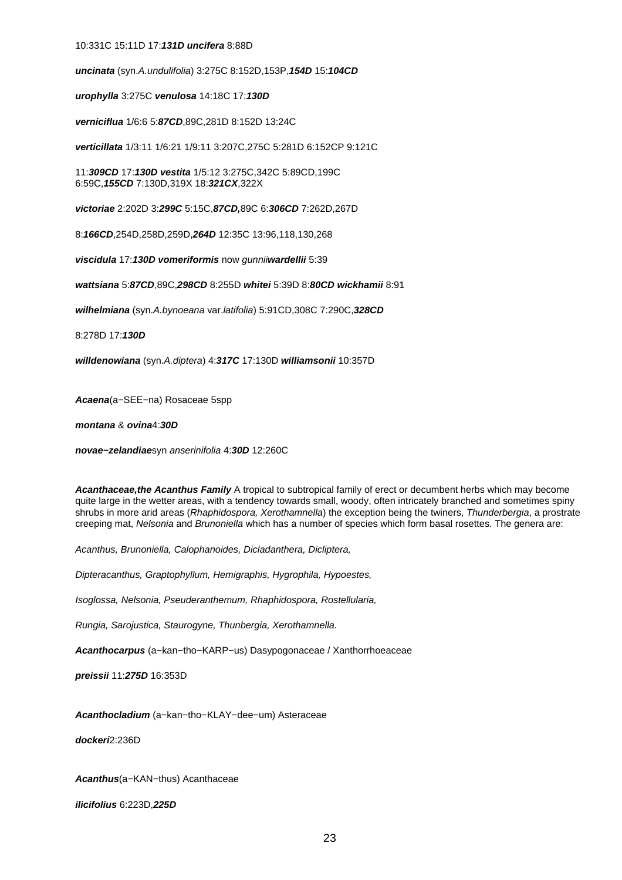10:331C 15:11D 17:***131D uncifera*** 8:88D

***uncinata*** (syn.*A.undulifolia*) 3:275C 8:152D,153P,***154D*** 15:***104CD***

***urophylla*** 3:275C ***venulosa*** 14:18C 17:***130D***

***verniciflua*** 1/6:6 5:***87CD***,89C,281D 8:152D 13:24C

***verticillata*** 1/3:11 1/6:21 1/9:11 3:207C,275C 5:281D 6:152CP 9:121C

11:***309CD*** 17:***130D vestita*** 1/5:12 3:275C,342C 5:89CD,199C
6:59C,***155CD*** 7:130D,319X 18:***321CX***,322X

***victoriae*** 2:202D 3:***299C*** 5:15C,***87CD,***89C 6:***306CD*** 7:262D,267D

8:***166CD***,254D,258D,259D,***264D*** 12:35C 13:96,118,130,268

***viscidula*** 17:***130D vomeriformis*** now *gunnii**wardellii*** 5:39

***wattsiana*** 5:***87CD***,89C,***298CD*** 8:255D ***whitei*** 5:39D 8:***80CD wickhamii*** 8:91

***wilhelmiana*** (syn.*A.bynoeana* var.*latifolia*) 5:91CD,308C 7:290C,***328CD***

8:278D 17:***130D***

***willdenowiana*** (syn.*A.diptera*) 4:***317C*** 17:130D ***williamsonii*** 10:357D

***Acaena***(a−SEE−na) Rosaceae 5spp

***montana*** & ***ovina***4:***30D***

***novae−zelandiae***syn *anserinifolia* 4:***30D*** 12:260C

***Acanthaceae,the Acanthus Family*** A tropical to subtropical family of erect or decumbent herbs which may become quite large in the wetter areas, with a tendency towards small, woody, often intricately branched and sometimes spiny shrubs in more arid areas (*Rhaphidospora, Xerothamnella*) the exception being the twiners, *Thunderbergia*, a prostrate creeping mat, *Nelsonia* and *Brunoniella* which has a number of species which form basal rosettes. The genera are:

*Acanthus, Brunoniella, Calophanoides, Dicladanthera, Dicliptera,*

*Dipteracanthus, Graptophyllum, Hemigraphis, Hygrophila, Hypoestes,*

*Isoglossa, Nelsonia, Pseuderanthemum, Rhaphidospora, Rostellularia,*

*Rungia, Sarojustica, Staurogyne, Thunbergia, Xerothamnella.*

***Acanthocarpus*** (a−kan−tho−KARP−us) Dasypogonaceae / Xanthorrhoeaceae

***preissii*** 11:***275D*** 16:353D

***Acanthocladium*** (a−kan−tho−KLAY−dee−um) Asteraceae

***dockeri***2:236D

***Acanthus***(a−KAN−thus) Acanthaceae

***ilicifolius*** 6:223D,***225D***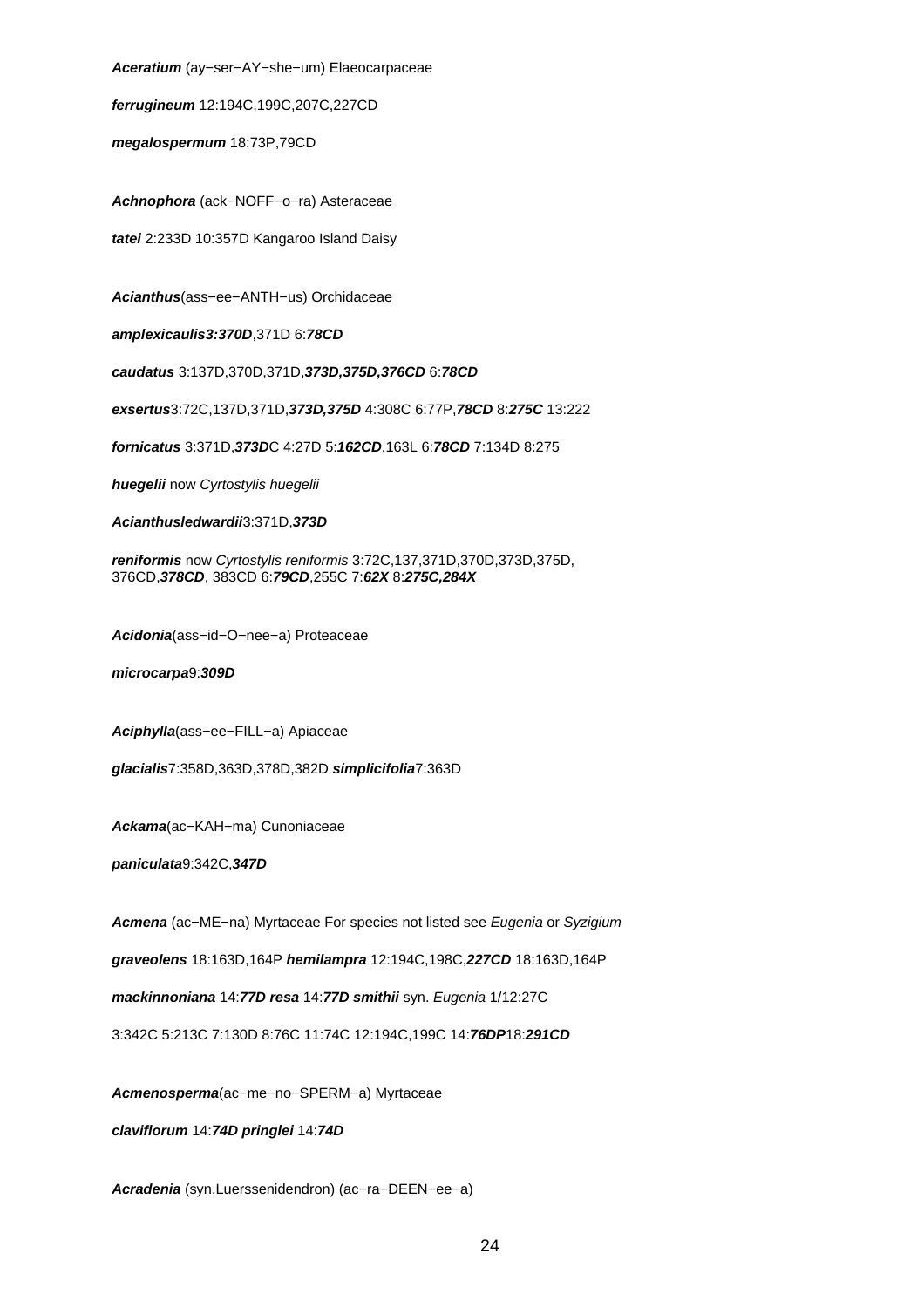***Aceratium*** (ay−ser−AY−she−um) Elaeocarpaceae

***ferrugineum*** 12:194C,199C,207C,227CD

***megalospermum*** 18:73P,79CD

***Achnophora*** (ack−NOFF−o−ra) Asteraceae

***tatei*** 2:233D 10:357D Kangaroo Island Daisy

***Acianthus***(ass−ee−ANTH−us) Orchidaceae

***amplexicaulis3:370D***,371D 6:***78CD***

***caudatus*** 3:137D,370D,371D,***373D,375D,376CD*** 6:***78CD***

***exsertus***3:72C,137D,371D,***373D,375D*** 4:308C 6:77P,***78CD*** 8:***275C*** 13:222

***fornicatus*** 3:371D,***373D***C 4:27D 5:***162CD***,163L 6:***78CD*** 7:134D 8:275

***huegelii*** now *Cyrtostylis huegelii*

***Acianthusledwardii***3:371D,***373D***

***reniformis*** now *Cyrtostylis reniformis* 3:72C,137,371D,370D,373D,375D, 376CD,***378CD***, 383CD 6:***79CD***,255C 7:***62X*** 8:***275C,284X***

***Acidonia***(ass−id−O−nee−a) Proteaceae

***microcarpa***9:***309D***

***Aciphylla***(ass−ee−FILL−a) Apiaceae

***glacialis***7:358D,363D,378D,382D ***simplicifolia***7:363D

***Ackama***(ac−KAH−ma) Cunoniaceae

***paniculata***9:342C,***347D***

***Acmena*** (ac−ME−na) Myrtaceae For species not listed see *Eugenia* or *Syzigium*

***graveolens*** 18:163D,164P ***hemilampra*** 12:194C,198C,***227CD*** 18:163D,164P

***mackinnoniana*** 14:***77D*** ***resa*** 14:***77D*** ***smithii*** syn. *Eugenia* 1/12:27C

3:342C 5:213C 7:130D 8:76C 11:74C 12:194C,199C 14:***76DP***18:***291CD***

***Acmenosperma***(ac−me−no−SPERM−a) Myrtaceae

***claviflorum*** 14:***74D*** ***pringlei*** 14:***74D***

***Acradenia*** (syn.Luerssenidendron) (ac−ra−DEEN−ee−a)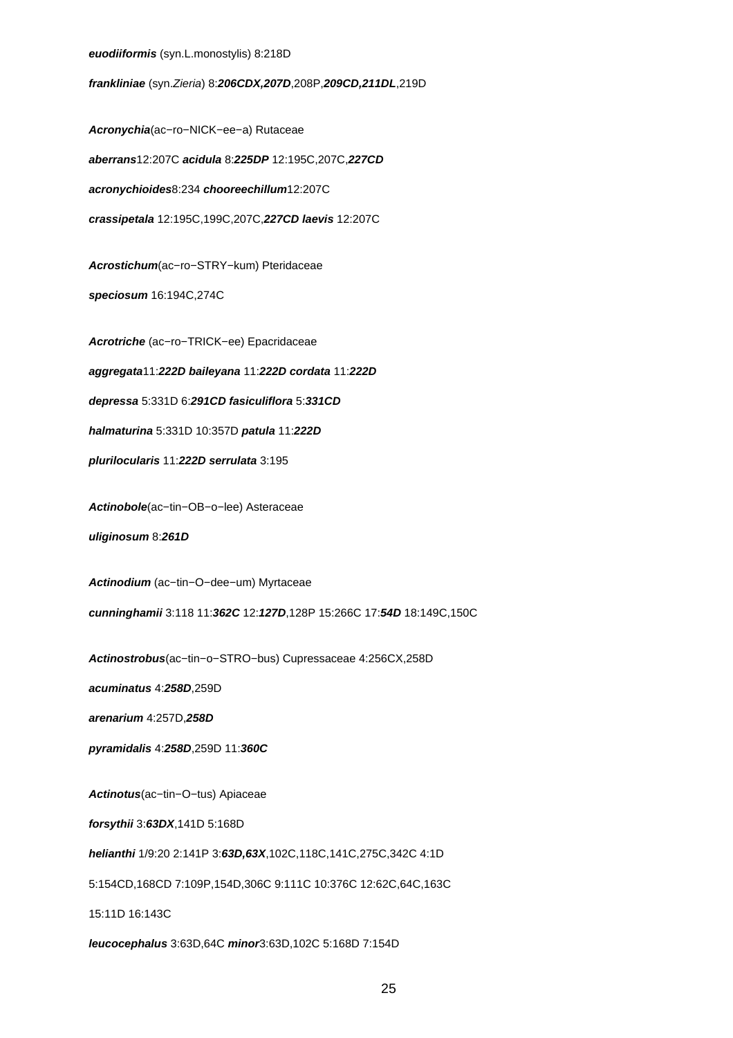***euodiiformis*** (syn.L.monostylis) 8:218D

***frankliniae*** (syn.*Zieria*) 8:***206CDX,207D***,208P,***209CD,211DL***,219D

***Acronychia***(ac−ro−NICK−ee−a) Rutaceae

***aberrans***12:207C ***acidula*** 8:***225DP*** 12:195C,207C,***227CD***

***acronychioides***8:234 ***chooreechillum***12:207C

***crassipetala*** 12:195C,199C,207C,***227CD*** ***laevis*** 12:207C

***Acrostichum***(ac−ro−STRY−kum) Pteridaceae

***speciosum*** 16:194C,274C

***Acrotriche*** (ac−ro−TRICK−ee) Epacridaceae

***aggregata***11:***222D*** ***baileyana*** 11:***222D*** ***cordata*** 11:***222D***

***depressa*** 5:331D 6:***291CD*** ***fasiculiflora*** 5:***331CD***

***halmaturina*** 5:331D 10:357D ***patula*** 11:***222D***

***plurilocularis*** 11:***222D*** ***serrulata*** 3:195

***Actinobole***(ac−tin−OB−o−lee) Asteraceae

***uliginosum*** 8:***261D***

***Actinodium*** (ac−tin−O−dee−um) Myrtaceae

***cunninghamii*** 3:118 11:***362C*** 12:***127D***,128P 15:266C 17:***54D*** 18:149C,150C

***Actinostrobus***(ac−tin−o−STRO−bus) Cupressaceae 4:256CX,258D

***acuminatus*** 4:***258D***,259D

***arenarium*** 4:257D,***258D***

***pyramidalis*** 4:***258D***,259D 11:***360C***

***Actinotus***(ac−tin−O−tus) Apiaceae

***forsythii*** 3:***63DX***,141D 5:168D

***helianthi*** 1/9:20 2:141P 3:***63D,63X***,102C,118C,141C,275C,342C 4:1D 5:154CD,168CD 7:109P,154D,306C 9:111C 10:376C 12:62C,64C,163C 15:11D 16:143C

***leucocephalus*** 3:63D,64C ***minor***3:63D,102C 5:168D 7:154D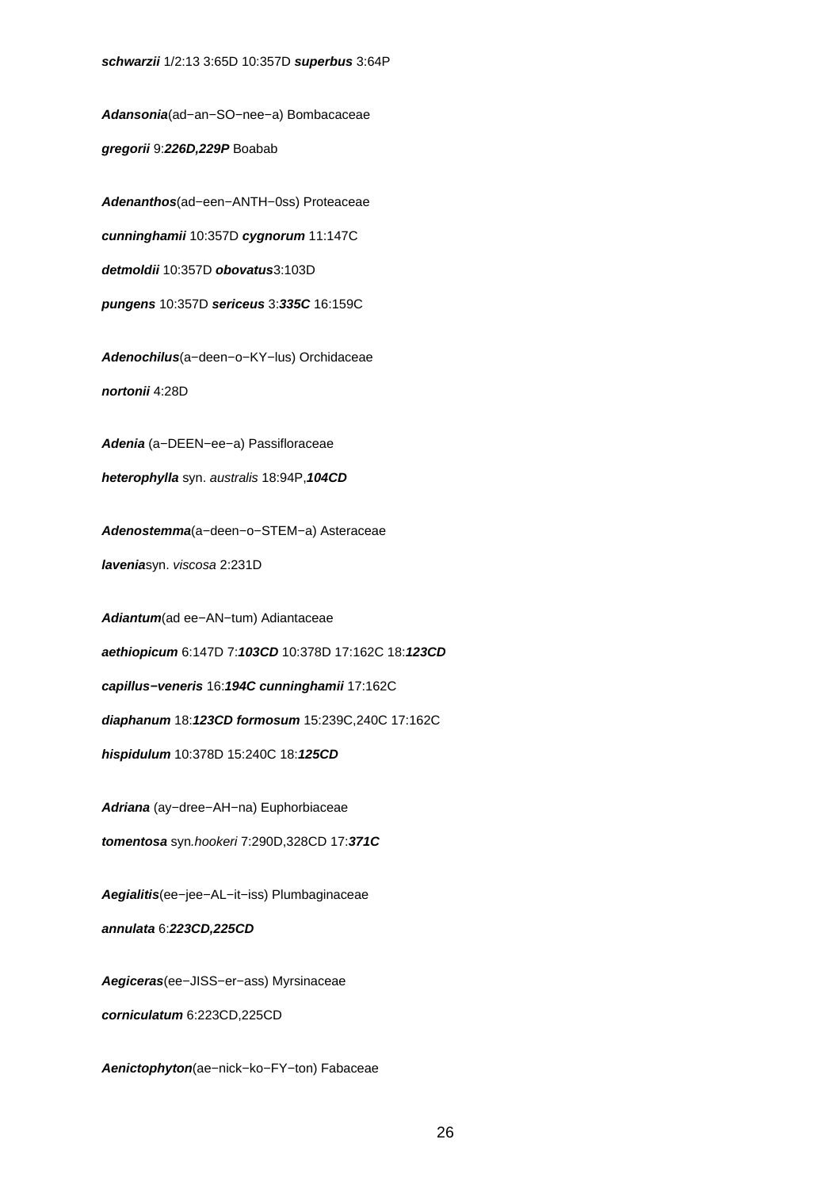***schwarzii*** 1/2:13 3:65D 10:357D ***superbus*** 3:64P

***Adansonia***(ad−an−SO−nee−a) Bombacaceae

***gregorii*** 9:***226D,229P*** Boabab

***Adenanthos***(ad−een−ANTH−0ss) Proteaceae

***cunninghamii*** 10:357D ***cygnorum*** 11:147C

***detmoldii*** 10:357D ***obovatus***3:103D

***pungens*** 10:357D ***sericeus*** 3:***335C*** 16:159C

***Adenochilus***(a−deen−o−KY−lus) Orchidaceae

***nortonii*** 4:28D

***Adenia*** (a−DEEN−ee−a) Passifloraceae

***heterophylla*** syn. *australis* 18:94P,***104CD***

***Adenostemma***(a−deen−o−STEM−a) Asteraceae

***lavenia***syn. *viscosa* 2:231D

***Adiantum***(ad ee−AN−tum) Adiantaceae

***aethiopicum*** 6:147D 7:***103CD*** 10:378D 17:162C 18:***123CD***

***capillus−veneris*** 16:***194C*** ***cunninghamii*** 17:162C

***diaphanum*** 18:***123CD*** ***formosum*** 15:239C,240C 17:162C

***hispidulum*** 10:378D 15:240C 18:***125CD***

***Adriana*** (ay−dree−AH−na) Euphorbiaceae

***tomentosa*** syn.*hookeri* 7:290D,328CD 17:***371C***

***Aegialitis***(ee−jee−AL−it−iss) Plumbaginaceae

***annulata*** 6:***223CD,225CD***

***Aegiceras***(ee−JISS−er−ass) Myrsinaceae

***corniculatum*** 6:223CD,225CD

***Aenictophyton***(ae−nick−ko−FY−ton) Fabaceae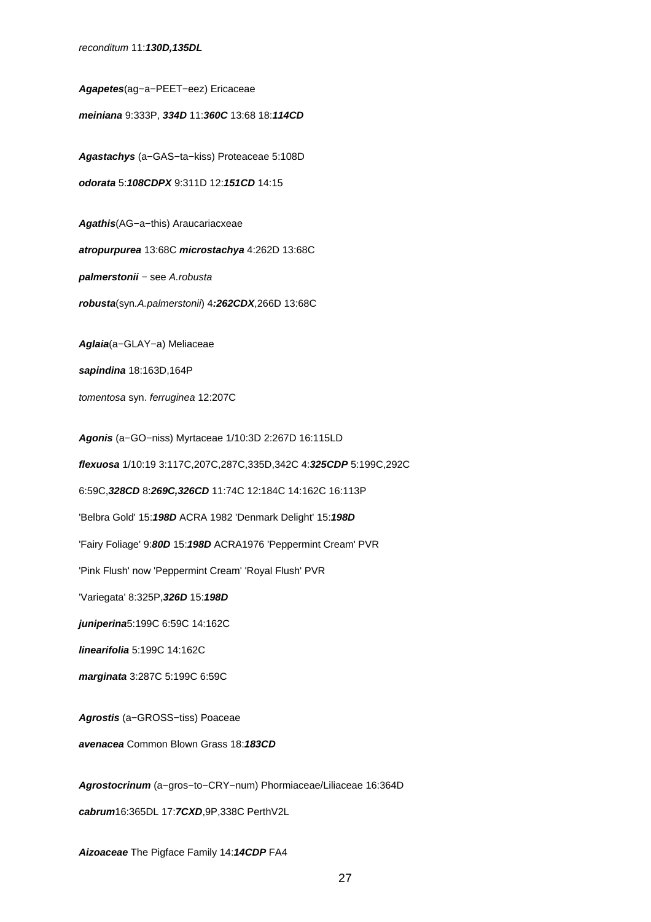*reconditum* 11:***130D,135DL***

***Agapetes***(ag−a−PEET−eez) Ericaceae

***meiniana*** 9:333P, ***334D*** 11:***360C*** 13:68 18:***114CD***

***Agastachys*** (a−GAS−ta−kiss) Proteaceae 5:108D

***odorata*** 5:***108CDPX*** 9:311D 12:***151CD*** 14:15

***Agathis***(AG−a−this) Araucariacxeae

***atropurpurea*** 13:68C ***microstachya*** 4:262D 13:68C

***palmerstonii*** − see *A.robusta*

***robusta***(syn.*A.palmerstonii*) 4***:262CDX***,266D 13:68C

***Aglaia***(a−GLAY−a) Meliaceae

***sapindina*** 18:163D,164P

*tomentosa* syn. *ferruginea* 12:207C

***Agonis*** (a−GO−niss) Myrtaceae 1/10:3D 2:267D 16:115LD

***flexuosa*** 1/10:19 3:117C,207C,287C,335D,342C 4:***325CDP*** 5:199C,292C

6:59C,***328CD*** 8:***269C,326CD*** 11:74C 12:184C 14:162C 16:113P

'Belbra Gold' 15:***198D*** ACRA 1982 'Denmark Delight' 15:***198D***

'Fairy Foliage' 9:***80D*** 15:***198D*** ACRA1976 'Peppermint Cream' PVR

'Pink Flush' now 'Peppermint Cream' 'Royal Flush' PVR

'Variegata' 8:325P,***326D*** 15:***198D***

***juniperina***5:199C 6:59C 14:162C

***linearifolia*** 5:199C 14:162C

***marginata*** 3:287C 5:199C 6:59C

***Agrostis*** (a−GROSS−tiss) Poaceae

***avenacea*** Common Blown Grass 18:***183CD***

***Agrostocrinum*** (a−gros−to−CRY−num) Phormiaceae/Liliaceae 16:364D

***cabrum***16:365DL 17:***7CXD***,9P,338C PerthV2L

***Aizoaceae*** The Pigface Family 14:***14CDP*** FA4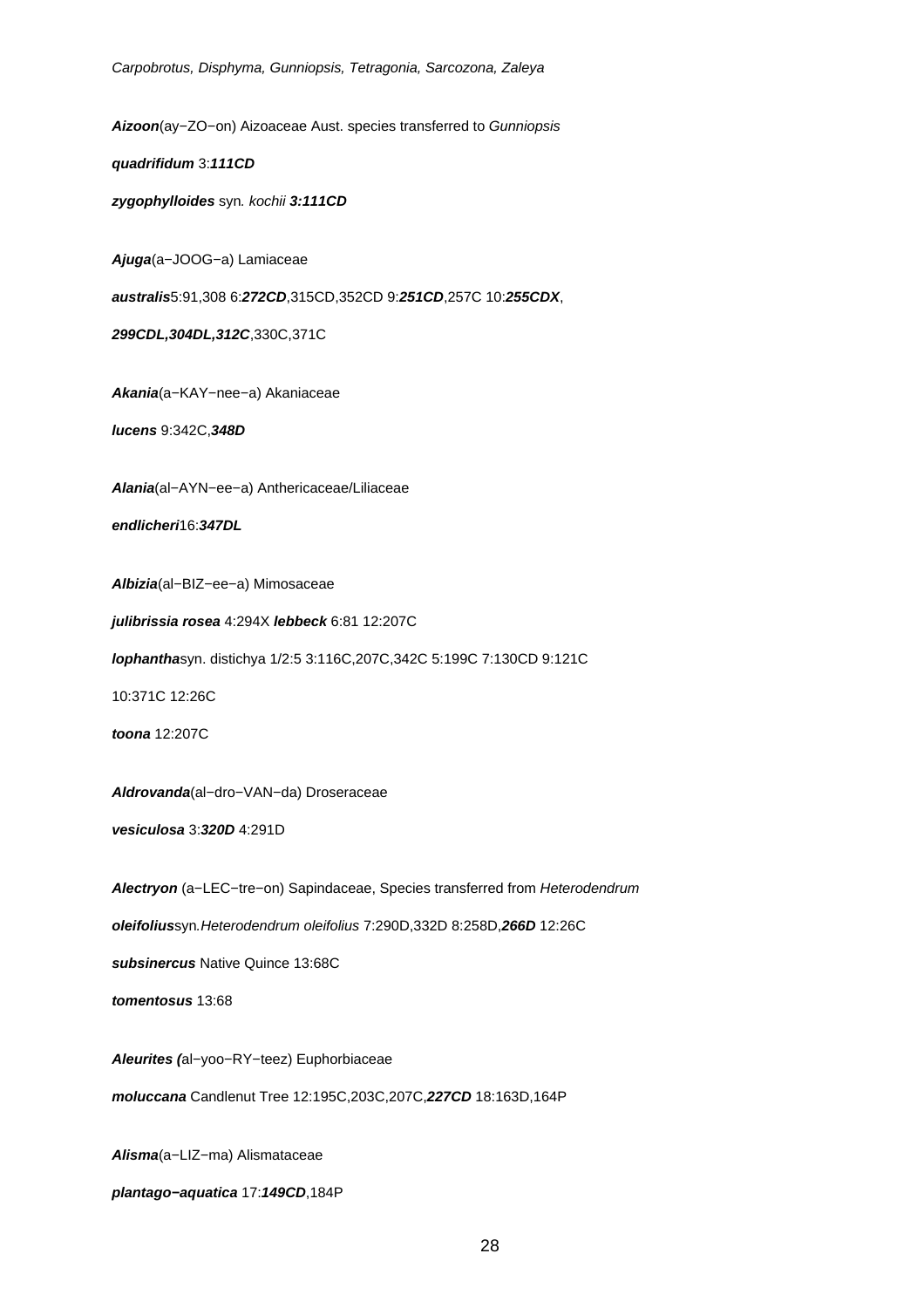*Carpobrotus, Disphyma, Gunniopsis, Tetragonia, Sarcozona, Zaleya*

***Aizoon***(ay−ZO−on) Aizoaceae Aust. species transferred to *Gunniopsis*

***quadrifidum*** 3:***111CD***

***zygophylloides*** syn*. kochii* ***3:111CD***

***Ajuga***(a−JOOG−a) Lamiaceae

***australis***5:91,308 6:***272CD***,315CD,352CD 9:***251CD***,257C 10:***255CDX***,

***299CDL,304DL,312C***,330C,371C

***Akania***(a−KAY−nee−a) Akaniaceae

***lucens*** 9:342C,***348D***

***Alania***(al−AYN−ee−a) Anthericaceae/Liliaceae

***endlicheri***16:***347DL***

***Albizia***(al−BIZ−ee−a) Mimosaceae

***julibrissia rosea*** 4:294X ***lebbeck*** 6:81 12:207C

***lophantha***syn. distichya 1/2:5 3:116C,207C,342C 5:199C 7:130CD 9:121C

10:371C 12:26C

***toona*** 12:207C

***Aldrovanda***(al−dro−VAN−da) Droseraceae

***vesiculosa*** 3:***320D*** 4:291D

***Alectryon*** (a−LEC−tre−on) Sapindaceae, Species transferred from *Heterodendrum*

***oleifolius***syn*.Heterodendrum oleifolius* 7:290D,332D 8:258D,***266D*** 12:26C

***subsinercus*** Native Quince 13:68C

***tomentosus*** 13:68

***Aleurites (***al−yoo−RY−teez) Euphorbiaceae

***moluccana*** Candlenut Tree 12:195C,203C,207C,***227CD*** 18:163D,164P

***Alisma***(a−LIZ−ma) Alismataceae

***plantago−aquatica*** 17:***149CD***,184P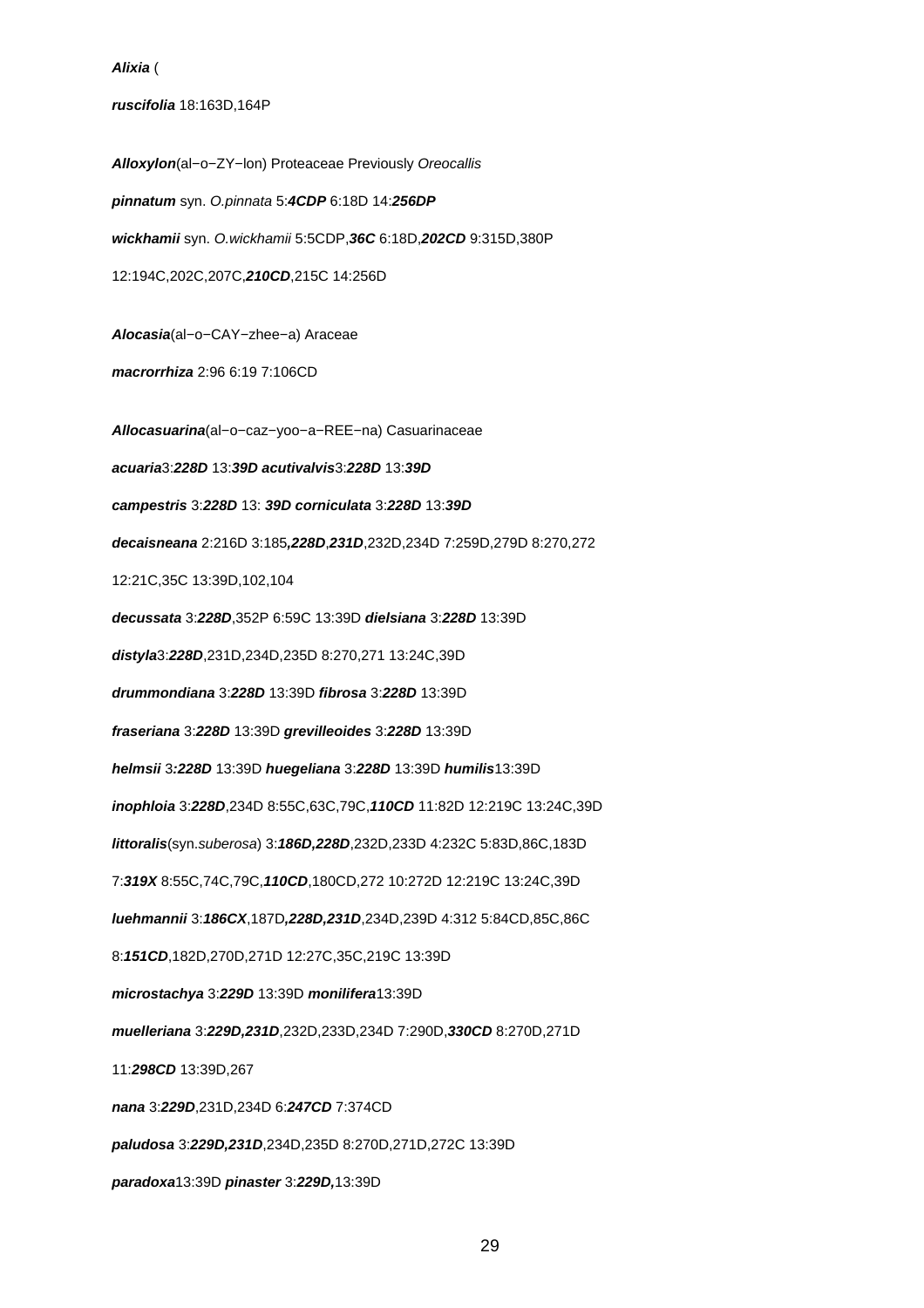***Alixia*** (

***ruscifolia*** 18:163D,164P

***Alloxylon***(al−o−ZY−lon) Proteaceae Previously *Oreocallis*

***pinnatum*** syn. *O.pinnata* 5:***4CDP*** 6:18D 14:***256DP***

***wickhamii*** syn. *O.wickhamii* 5:5CDP,***36C*** 6:18D,***202CD*** 9:315D,380P

12:194C,202C,207C,***210CD***,215C 14:256D

***Alocasia***(al−o−CAY−zhee−a) Araceae

***macrorrhiza*** 2:96 6:19 7:106CD

***Allocasuarina***(al−o−caz−yoo−a−REE−na) Casuarinaceae

***acuaria***3:***228D*** 13:***39D*** ***acutivalvis***3:***228D*** 13:***39D***

***campestris*** 3:***228D*** 13: ***39D*** ***corniculata*** 3:***228D*** 13:***39D***

***decaisneana*** 2:216D 3:185***,228D***,***231D***,232D,234D 7:259D,279D 8:270,272

12:21C,35C 13:39D,102,104

***decussata*** 3:***228D***,352P 6:59C 13:39D ***dielsiana*** 3:***228D*** 13:39D

***distyla***3:***228D***,231D,234D,235D 8:270,271 13:24C,39D

***drummondiana*** 3:***228D*** 13:39D ***fibrosa*** 3:***228D*** 13:39D

***fraseriana*** 3:***228D*** 13:39D ***grevilleoides*** 3:***228D*** 13:39D

***helmsii*** 3***:228D*** 13:39D ***huegeliana*** 3:***228D*** 13:39D ***humilis***13:39D

***inophloia*** 3:***228D***,234D 8:55C,63C,79C,***110CD*** 11:82D 12:219C 13:24C,39D

***littoralis***(syn.*suberosa*) 3:***186D,228D***,232D,233D 4:232C 5:83D,86C,183D

7:***319X*** 8:55C,74C,79C,***110CD***,180CD,272 10:272D 12:219C 13:24C,39D

***luehmannii*** 3:***186CX***,187D***,228D,231D***,234D,239D 4:312 5:84CD,85C,86C

8:***151CD***,182D,270D,271D 12:27C,35C,219C 13:39D

***microstachya*** 3:***229D*** 13:39D ***monilifera***13:39D

***muelleriana*** 3:***229D,231D***,232D,233D,234D 7:290D,***330CD*** 8:270D,271D

11:***298CD*** 13:39D,267

***nana*** 3:***229D***,231D,234D 6:***247CD*** 7:374CD

***paludosa*** 3:***229D,231D***,234D,235D 8:270D,271D,272C 13:39D

***paradoxa***13:39D ***pinaster*** 3:***229D,***13:39D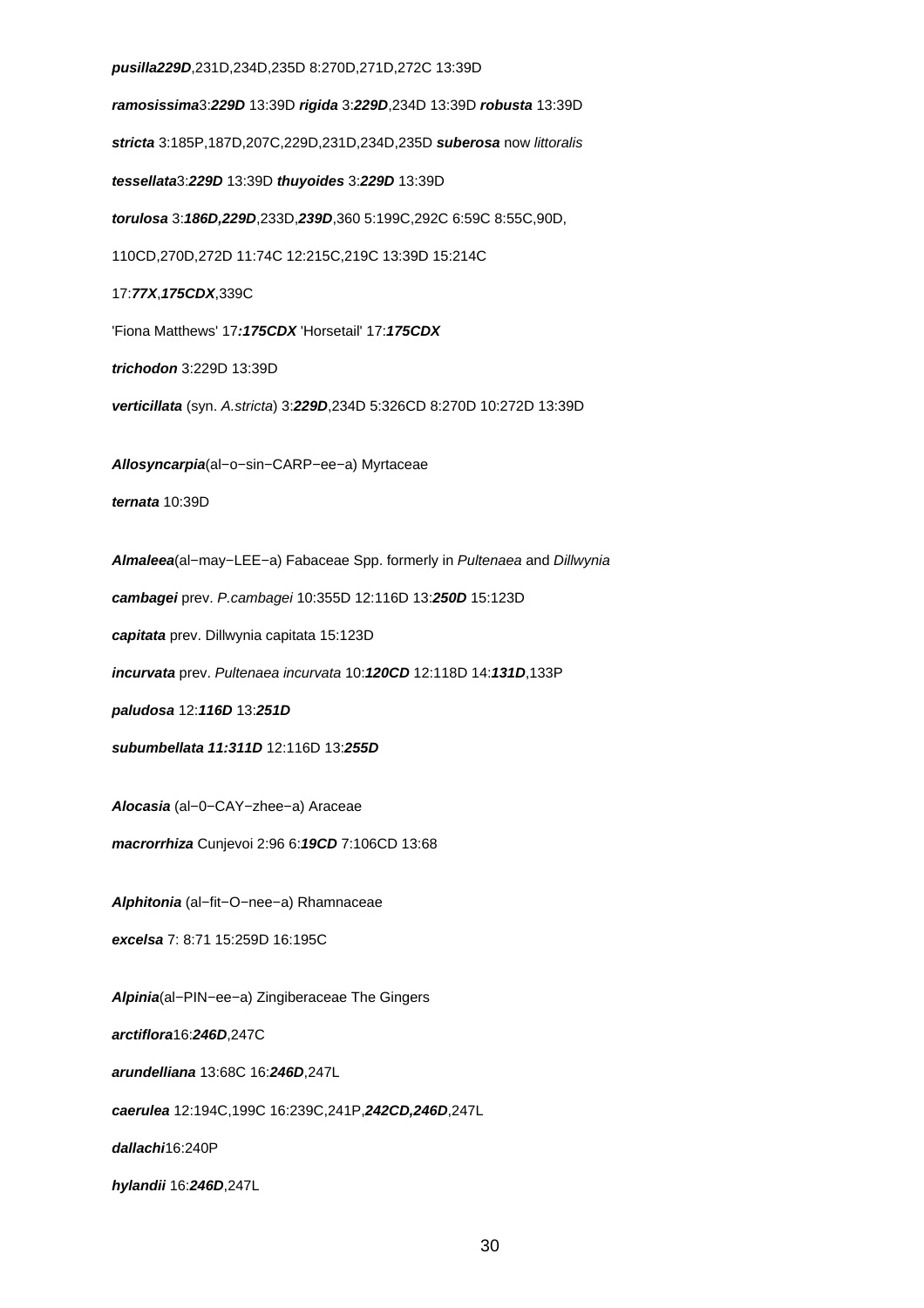***pusilla229D***,231D,234D,235D 8:270D,271D,272C 13:39D

***ramosissima***3:***229D*** 13:39D ***rigida*** 3:***229D***,234D 13:39D ***robusta*** 13:39D

***stricta*** 3:185P,187D,207C,229D,231D,234D,235D ***suberosa*** now *littoralis*

***tessellata***3:***229D*** 13:39D ***thuyoides*** 3:***229D*** 13:39D

***torulosa*** 3:***186D,229D***,233D,***239D***,360 5:199C,292C 6:59C 8:55C,90D,

110CD,270D,272D 11:74C 12:215C,219C 13:39D 15:214C

17:***77X***,***175CDX***,339C

'Fiona Matthews' 17***:175CDX*** 'Horsetail' 17:***175CDX***

***trichodon*** 3:229D 13:39D

***verticillata*** (syn. *A.stricta*) 3:***229D***,234D 5:326CD 8:270D 10:272D 13:39D

***Allosyncarpia***(al−o−sin−CARP−ee−a) Myrtaceae

***ternata*** 10:39D

***Almaleea***(al−may−LEE−a) Fabaceae Spp. formerly in *Pultenaea* and *Dillwynia*

***cambagei*** prev. *P.cambagei* 10:355D 12:116D 13:***250D*** 15:123D

***capitata*** prev. Dillwynia capitata 15:123D

***incurvata*** prev. *Pultenaea incurvata* 10:***120CD*** 12:118D 14:***131D***,133P

***paludosa*** 12:***116D*** 13:***251D***

***subumbellata 11:311D*** 12:116D 13:***255D***

***Alocasia*** (al−0−CAY−zhee−a) Araceae

***macrorrhiza*** Cunjevoi 2:96 6:***19CD*** 7:106CD 13:68

***Alphitonia*** (al−fit−O−nee−a) Rhamnaceae

***excelsa*** 7: 8:71 15:259D 16:195C

***Alpinia***(al−PIN−ee−a) Zingiberaceae The Gingers

***arctiflora***16:***246D***,247C

***arundelliana*** 13:68C 16:***246D***,247L

***caerulea*** 12:194C,199C 16:239C,241P,***242CD,246D***,247L

***dallachi***16:240P

***hylandii*** 16:***246D***,247L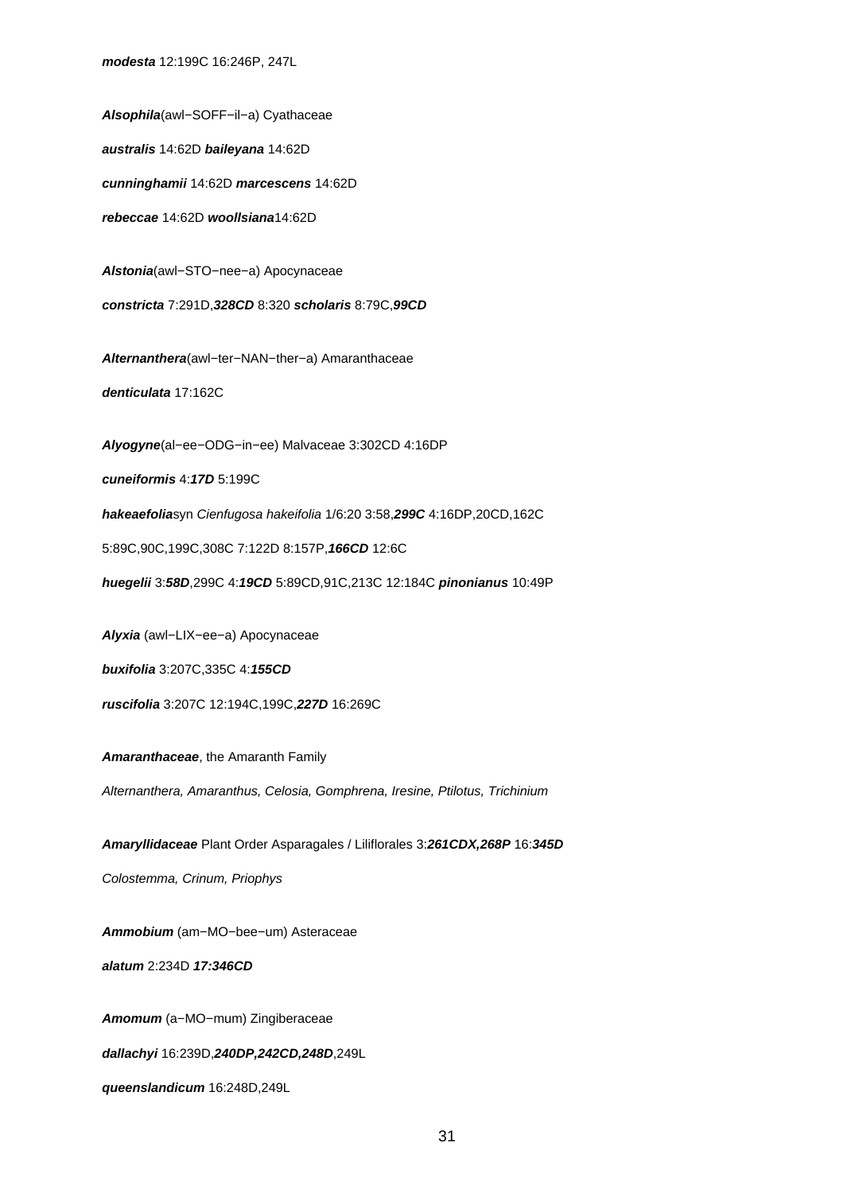***modesta*** 12:199C 16:246P, 247L

***Alsophila***(awl−SOFF−il−a) Cyathaceae

***australis*** 14:62D ***baileyana*** 14:62D

***cunninghamii*** 14:62D ***marcescens*** 14:62D

***rebeccae*** 14:62D ***woollsiana***14:62D

***Alstonia***(awl−STO−nee−a) Apocynaceae

***constricta*** 7:291D,***328CD*** 8:320 ***scholaris*** 8:79C,***99CD***

***Alternanthera***(awl−ter−NAN−ther−a) Amaranthaceae

***denticulata*** 17:162C

***Alyogyne***(al−ee−ODG−in−ee) Malvaceae 3:302CD 4:16DP

***cuneiformis*** 4:***17D*** 5:199C

***hakeaefolia***syn *Cienfugosa hakeifolia* 1/6:20 3:58,***299C*** 4:16DP,20CD,162C

5:89C,90C,199C,308C 7:122D 8:157P,***166CD*** 12:6C

***huegelii*** 3:***58D***,299C 4:***19CD*** 5:89CD,91C,213C 12:184C ***pinonianus*** 10:49P

***Alyxia*** (awl−LIX−ee−a) Apocynaceae

***buxifolia*** 3:207C,335C 4:***155CD***

***ruscifolia*** 3:207C 12:194C,199C,***227D*** 16:269C

***Amaranthaceae***, the Amaranth Family

*Alternanthera, Amaranthus, Celosia, Gomphrena, Iresine, Ptilotus, Trichinium*

***Amaryllidaceae*** Plant Order Asparagales / Liliflorales 3:***261CDX,268P*** 16:***345D***

*Colostemma, Crinum, Priophys*

***Ammobium*** (am−MO−bee−um) Asteraceae

***alatum*** 2:234D ***17:346CD***

***Amomum*** (a−MO−mum) Zingiberaceae

***dallachyi*** 16:239D,***240DP,242CD,248D***,249L

***queenslandicum*** 16:248D,249L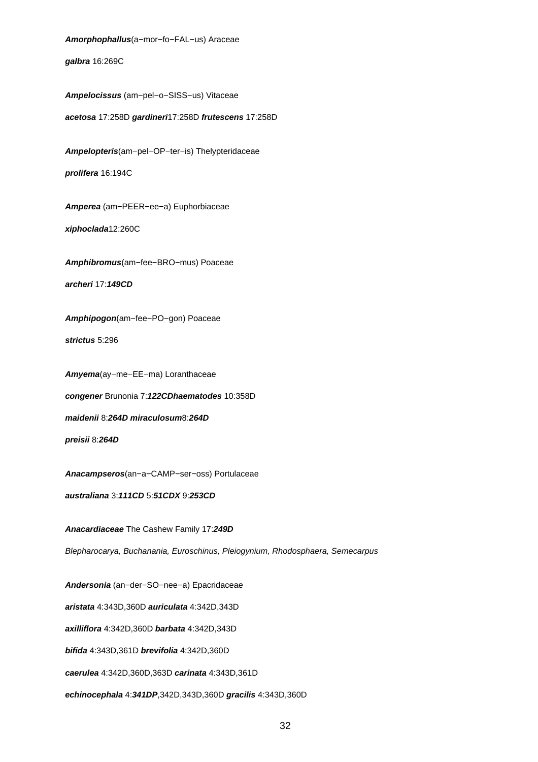***Amorphophallus***(a−mor−fo−FAL−us) Araceae

***galbra*** 16:269C

***Ampelocissus*** (am−pel−o−SISS−us) Vitaceae

***acetosa*** 17:258D ***gardineri***17:258D ***frutescens*** 17:258D

***Ampelopteris***(am−pel−OP−ter−is) Thelypteridaceae

***prolifera*** 16:194C

***Amperea*** (am−PEER−ee−a) Euphorbiaceae

***xiphoclada***12:260C

***Amphibromus***(am−fee−BRO−mus) Poaceae

***archeri*** 17:***149CD***

***Amphipogon***(am−fee−PO−gon) Poaceae

***strictus*** 5:296

***Amyema***(ay−me−EE−ma) Loranthaceae

***congener*** Brunonia 7:***122CDhaematodes*** 10:358D

***maidenii*** 8:***264D miraculosum***8:***264D***

***preisii*** 8:***264D***

***Anacampseros***(an−a−CAMP−ser−oss) Portulaceae

***australiana*** 3:***111CD*** 5:***51CDX*** 9:***253CD***

***Anacardiaceae*** The Cashew Family 17:***249D***

*Blepharocarya, Buchanania, Euroschinus, Pleiogynium, Rhodosphaera, Semecarpus*

***Andersonia*** (an−der−SO−nee−a) Epacridaceae

***aristata*** 4:343D,360D ***auriculata*** 4:342D,343D

***axilliflora*** 4:342D,360D ***barbata*** 4:342D,343D

***bifida*** 4:343D,361D ***brevifolia*** 4:342D,360D

***caerulea*** 4:342D,360D,363D ***carinata*** 4:343D,361D

***echinocephala*** 4:***341DP***,342D,343D,360D ***gracilis*** 4:343D,360D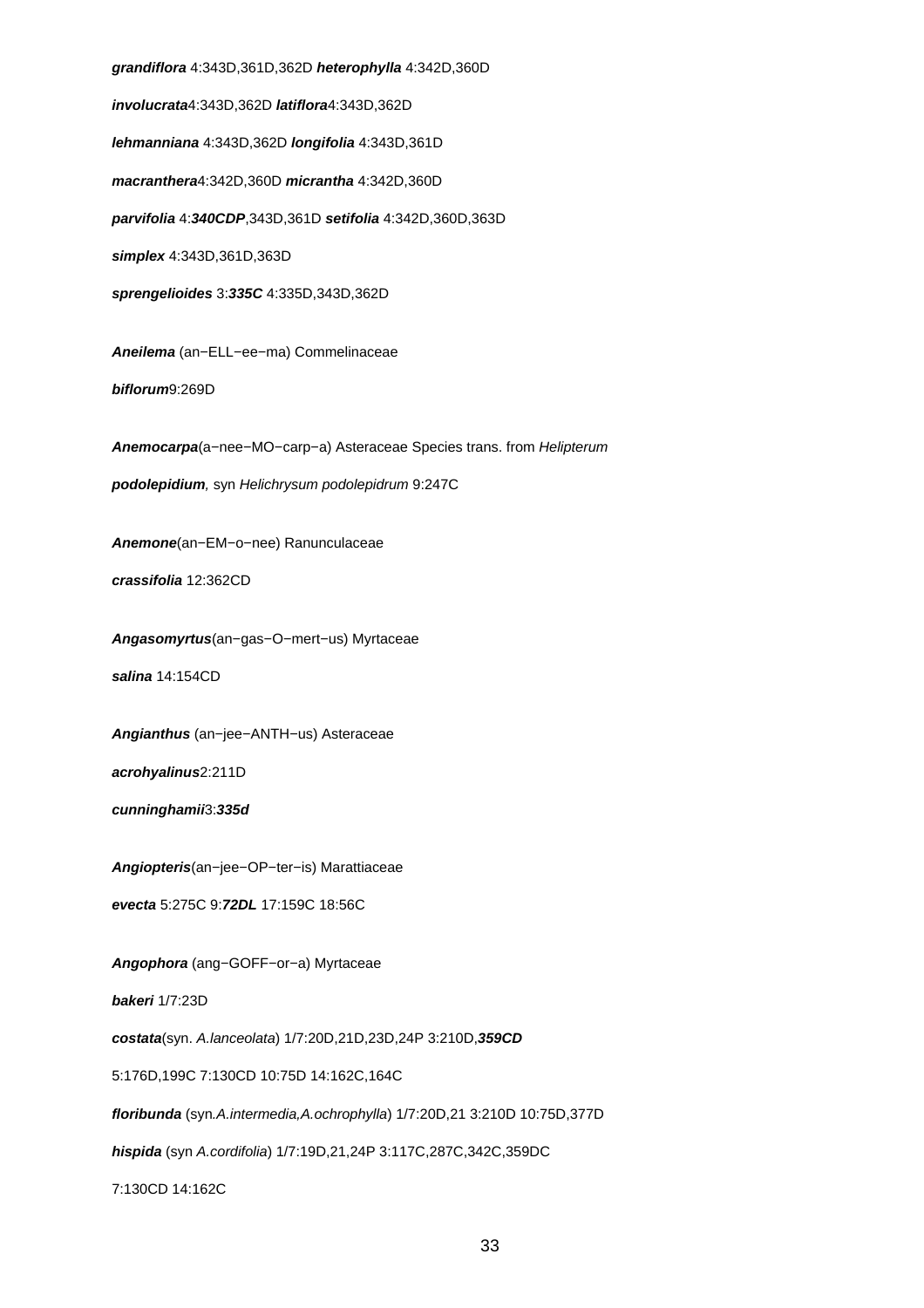***grandiflora*** 4:343D,361D,362D ***heterophylla*** 4:342D,360D

***involucrata***4:343D,362D ***latiflora***4:343D,362D

***lehmanniana*** 4:343D,362D ***longifolia*** 4:343D,361D

***macranthera***4:342D,360D ***micrantha*** 4:342D,360D

***parvifolia*** 4:***340CDP***,343D,361D ***setifolia*** 4:342D,360D,363D

***simplex*** 4:343D,361D,363D

***sprengelioides*** 3:***335C*** 4:335D,343D,362D

***Aneilema*** (an−ELL−ee−ma) Commelinaceae

***biflorum***9:269D

***Anemocarpa***(a−nee−MO−carp−a) Asteraceae Species trans. from *Helipterum*

***podolepidium**,* syn *Helichrysum podolepidrum* 9:247C

***Anemone***(an−EM−o−nee) Ranunculaceae

***crassifolia*** 12:362CD

***Angasomyrtus***(an−gas−O−mert−us) Myrtaceae

***salina*** 14:154CD

***Angianthus*** (an−jee−ANTH−us) Asteraceae

***acrohyalinus***2:211D

***cunninghamii***3:***335d***

***Angiopteris***(an−jee−OP−ter−is) Marattiaceae

***evecta*** 5:275C 9:***72DL*** 17:159C 18:56C

***Angophora*** (ang−GOFF−or−a) Myrtaceae

***bakeri*** 1/7:23D

***costata***(syn. *A.lanceolata*) 1/7:20D,21D,23D,24P 3:210D,***359CD***

5:176D,199C 7:130CD 10:75D 14:162C,164C

***floribunda*** (syn*.A.intermedia,A.ochrophylla*) 1/7:20D,21 3:210D 10:75D,377D

***hispida*** (syn *A.cordifolia*) 1/7:19D,21,24P 3:117C,287C,342C,359DC

7:130CD 14:162C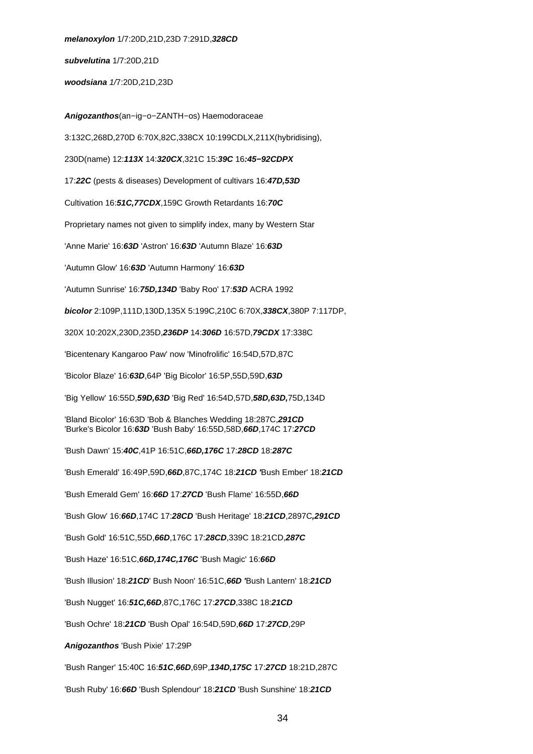***melanoxylon*** 1/7:20D,21D,23D 7:291D,***328CD***

***subvelutina*** 1/7:20D,21D

***woodsiana*** *1/*7:20D,21D,23D

***Anigozanthos***(an−ig−o−ZANTH−os) Haemodoraceae

3:132C,268D,270D 6:70X,82C,338CX 10:199CDLX,211X(hybridising),

230D(name) 12:***113X*** 14:***320CX***,321C 15:***39C*** 16***:45−92CDPX***

17:***22C*** (pests & diseases) Development of cultivars 16:***47D,53D***

Cultivation 16:***51C,77CDX***,159C Growth Retardants 16:***70C***

Proprietary names not given to simplify index, many by Western Star

'Anne Marie' 16:***63D*** 'Astron' 16:***63D*** 'Autumn Blaze' 16:***63D***

'Autumn Glow' 16:***63D*** 'Autumn Harmony' 16:***63D***

'Autumn Sunrise' 16:***75D,134D*** 'Baby Roo' 17:***53D*** ACRA 1992

***bicolor*** 2:109P,111D,130D,135X 5:199C,210C 6:70X,***338CX***,380P 7:117DP,

320X 10:202X,230D,235D,***236DP*** 14:***306D*** 16:57D,***79CDX*** 17:338C

'Bicentenary Kangaroo Paw' now 'Minofrolific' 16:54D,57D,87C

'Bicolor Blaze' 16:***63D***,64P 'Big Bicolor' 16:5P,55D,59D,***63D***

'Big Yellow' 16:55D,***59D,63D*** 'Big Red' 16:54D,57D,***58D,63D,***75D,134D

'Bland Bicolor' 16:63D 'Bob & Blanches Wedding 18:287C,***291CD***
'Burke's Bicolor 16:***63D*** 'Bush Baby' 16:55D,58D,***66D***,174C 17:***27CD***

'Bush Dawn' 15:***40C***,41P 16:51C,***66D,176C*** 17:***28CD*** 18:***287C***

'Bush Emerald' 16:49P,59D,***66D***,87C,174C 18:***21CD '***Bush Ember' 18:***21CD***

'Bush Emerald Gem' 16:***66D*** 17:***27CD*** 'Bush Flame' 16:55D,***66D***

'Bush Glow' 16:***66D***,174C 17:***28CD*** 'Bush Heritage' 18:***21CD***,2897C***,291CD***

'Bush Gold' 16:51C,55D,***66D***,176C 17:***28CD***,339C 18:21CD,***287C***

'Bush Haze' 16:51C,***66D,174C,176C*** 'Bush Magic' 16:***66D***

'Bush Illusion' 18:***21CD***' Bush Noon' 16:51C,***66D '***Bush Lantern' 18:***21CD***

'Bush Nugget' 16:***51C,66D***,87C,176C 17:***27CD***,338C 18:***21CD***

'Bush Ochre' 18:***21CD*** 'Bush Opal' 16:54D,59D,***66D*** 17:***27CD***,29P

***Anigozanthos*** 'Bush Pixie' 17:29P

'Bush Ranger' 15:40C 16:***51C***,***66D***,69P,***134D,175C*** 17:***27CD*** 18:21D,287C

'Bush Ruby' 16:***66D*** 'Bush Splendour' 18:***21CD*** 'Bush Sunshine' 18:***21CD***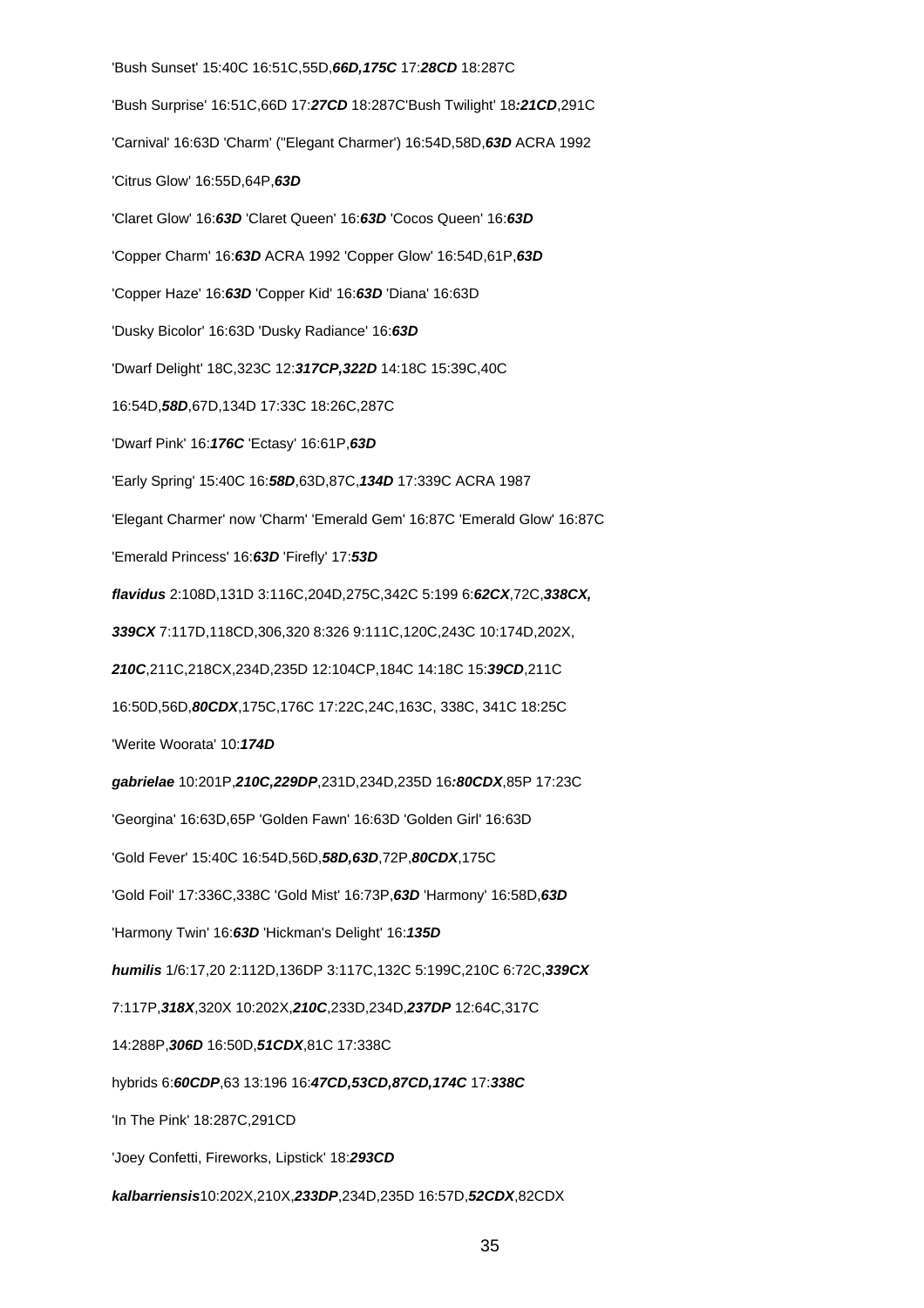'Bush Sunset' 15:40C 16:51C,55D,***66D,175C*** 17:***28CD*** 18:287C

'Bush Surprise' 16:51C,66D 17:***27CD*** 18:287C'Bush Twilight' 18***:21CD***,291C

'Carnival' 16:63D 'Charm' ("Elegant Charmer') 16:54D,58D,***63D*** ACRA 1992

'Citrus Glow' 16:55D,64P,***63D***

'Claret Glow' 16:***63D*** 'Claret Queen' 16:***63D*** 'Cocos Queen' 16:***63D***

'Copper Charm' 16:***63D*** ACRA 1992 'Copper Glow' 16:54D,61P,***63D***

'Copper Haze' 16:***63D*** 'Copper Kid' 16:***63D*** 'Diana' 16:63D

'Dusky Bicolor' 16:63D 'Dusky Radiance' 16:***63D***

'Dwarf Delight' 18C,323C 12:***317CP,322D*** 14:18C 15:39C,40C

16:54D,***58D***,67D,134D 17:33C 18:26C,287C

'Dwarf Pink' 16:***176C*** 'Ectasy' 16:61P,***63D***

'Early Spring' 15:40C 16:***58D***,63D,87C,***134D*** 17:339C ACRA 1987

'Elegant Charmer' now 'Charm' 'Emerald Gem' 16:87C 'Emerald Glow' 16:87C

'Emerald Princess' 16:***63D*** 'Firefly' 17:***53D***

***flavidus*** 2:108D,131D 3:116C,204D,275C,342C 5:199 6:***62CX***,72C,***338CX,***

***339CX*** 7:117D,118CD,306,320 8:326 9:111C,120C,243C 10:174D,202X,

***210C***,211C,218CX,234D,235D 12:104CP,184C 14:18C 15:***39CD***,211C

16:50D,56D,***80CDX***,175C,176C 17:22C,24C,163C, 338C, 341C 18:25C

'Werite Woorata' 10:***174D***

***gabrielae*** 10:201P,***210C,229DP***,231D,234D,235D 16***:80CDX***,85P 17:23C

'Georgina' 16:63D,65P 'Golden Fawn' 16:63D 'Golden Girl' 16:63D

'Gold Fever' 15:40C 16:54D,56D,***58D,63D***,72P,***80CDX***,175C

'Gold Foil' 17:336C,338C 'Gold Mist' 16:73P,***63D*** 'Harmony' 16:58D,***63D***

'Harmony Twin' 16:***63D*** 'Hickman's Delight' 16:***135D***

***humilis*** 1/6:17,20 2:112D,136DP 3:117C,132C 5:199C,210C 6:72C,***339CX***

7:117P,***318X***,320X 10:202X,***210C***,233D,234D,***237DP*** 12:64C,317C

14:288P,***306D*** 16:50D,***51CDX***,81C 17:338C

hybrids 6:***60CDP***,63 13:196 16:***47CD,53CD,87CD,174C*** 17:***338C***

'In The Pink' 18:287C,291CD

'Joey Confetti, Fireworks, Lipstick' 18:***293CD***

***kalbarriensis***10:202X,210X,***233DP***,234D,235D 16:57D,***52CDX***,82CDX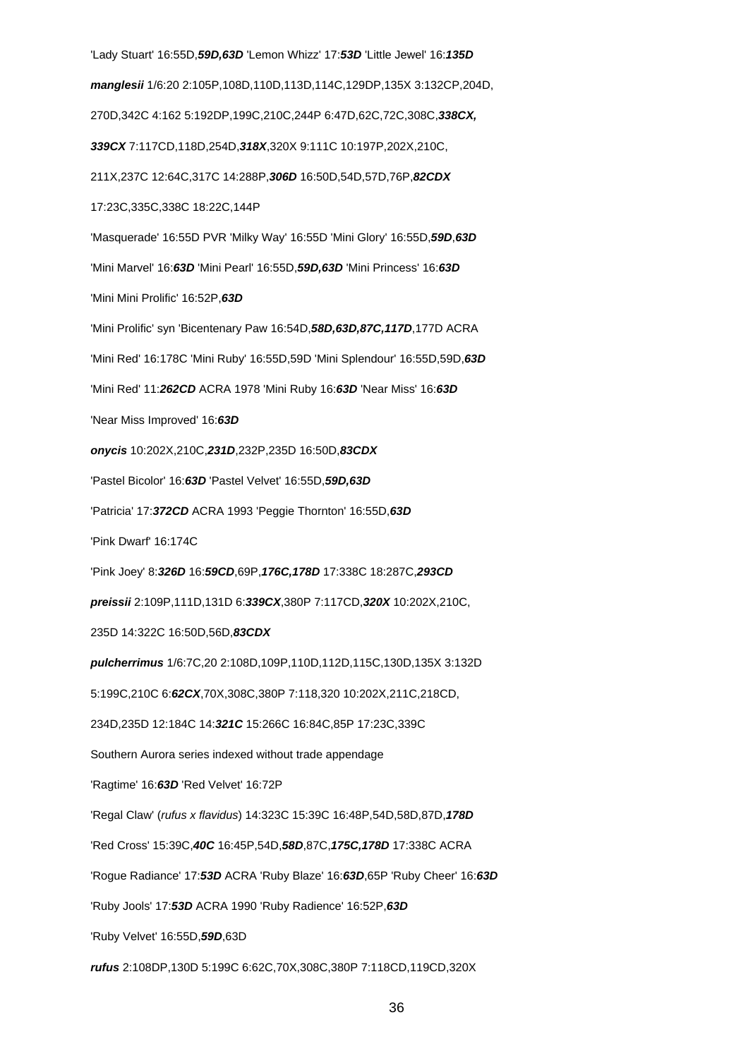'Lady Stuart' 16:55D,***59D,63D*** 'Lemon Whizz' 17:***53D*** 'Little Jewel' 16:***135D***

***manglesii*** 1/6:20 2:105P,108D,110D,113D,114C,129DP,135X 3:132CP,204D,

270D,342C 4:162 5:192DP,199C,210C,244P 6:47D,62C,72C,308C,***338CX,***

***339CX*** 7:117CD,118D,254D,***318X***,320X 9:111C 10:197P,202X,210C,

211X,237C 12:64C,317C 14:288P,***306D*** 16:50D,54D,57D,76P,***82CDX***

17:23C,335C,338C 18:22C,144P

'Masquerade' 16:55D PVR 'Milky Way' 16:55D 'Mini Glory' 16:55D,***59D***,***63D***

'Mini Marvel' 16:***63D*** 'Mini Pearl' 16:55D,***59D,63D*** 'Mini Princess' 16:***63D***

'Mini Mini Prolific' 16:52P,***63D***

'Mini Prolific' syn 'Bicentenary Paw 16:54D,***58D,63D,87C,117D***,177D ACRA

'Mini Red' 16:178C 'Mini Ruby' 16:55D,59D 'Mini Splendour' 16:55D,59D,***63D***

'Mini Red' 11:***262CD*** ACRA 1978 'Mini Ruby 16:***63D*** 'Near Miss' 16:***63D***

'Near Miss Improved' 16:***63D***

***onycis*** 10:202X,210C,***231D***,232P,235D 16:50D,***83CDX***

'Pastel Bicolor' 16:***63D*** 'Pastel Velvet' 16:55D,***59D,63D***

'Patricia' 17:***372CD*** ACRA 1993 'Peggie Thornton' 16:55D,***63D***

'Pink Dwarf' 16:174C

'Pink Joey' 8:***326D*** 16:***59CD***,69P,***176C,178D*** 17:338C 18:287C,***293CD***

***preissii*** 2:109P,111D,131D 6:***339CX***,380P 7:117CD,***320X*** 10:202X,210C,

235D 14:322C 16:50D,56D,***83CDX***

***pulcherrimus*** 1/6:7C,20 2:108D,109P,110D,112D,115C,130D,135X 3:132D

5:199C,210C 6:***62CX***,70X,308C,380P 7:118,320 10:202X,211C,218CD,

234D,235D 12:184C 14:***321C*** 15:266C 16:84C,85P 17:23C,339C

Southern Aurora series indexed without trade appendage

'Ragtime' 16:***63D*** 'Red Velvet' 16:72P

'Regal Claw' (*rufus x flavidus*) 14:323C 15:39C 16:48P,54D,58D,87D,***178D***

'Red Cross' 15:39C,***40C*** 16:45P,54D,***58D***,87C,***175C,178D*** 17:338C ACRA

'Rogue Radiance' 17:***53D*** ACRA 'Ruby Blaze' 16:***63D***,65P 'Ruby Cheer' 16:***63D***

'Ruby Jools' 17:***53D*** ACRA 1990 'Ruby Radience' 16:52P,***63D***

'Ruby Velvet' 16:55D,***59D***,63D

***rufus*** 2:108DP,130D 5:199C 6:62C,70X,308C,380P 7:118CD,119CD,320X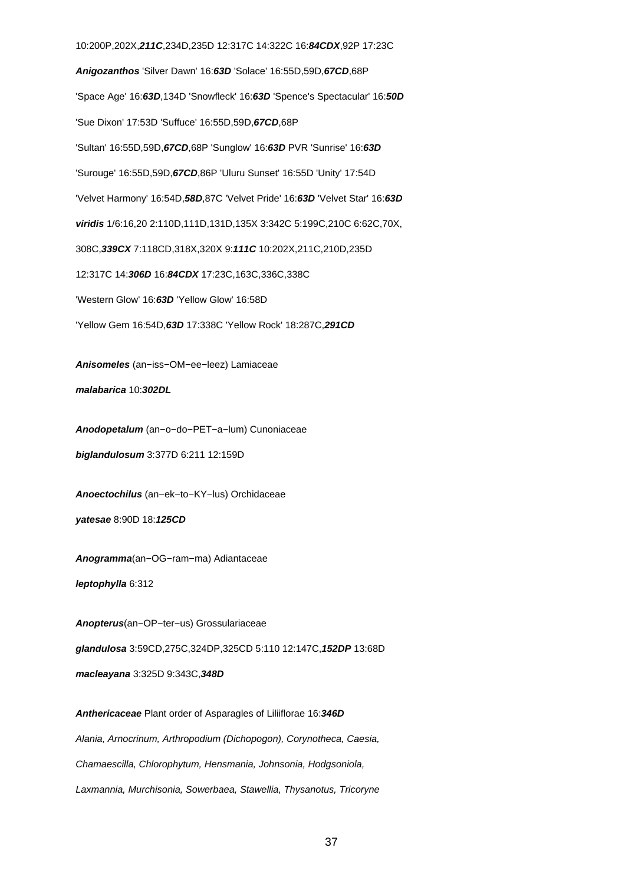10:200P,202X,***211C***,234D,235D 12:317C 14:322C 16:***84CDX***,92P 17:23C

***Anigozanthos*** 'Silver Dawn' 16:***63D*** 'Solace' 16:55D,59D,***67CD***,68P

'Space Age' 16:***63D***,134D 'Snowfleck' 16:***63D*** 'Spence's Spectacular' 16:***50D***

'Sue Dixon' 17:53D 'Suffuce' 16:55D,59D,***67CD***,68P

'Sultan' 16:55D,59D,***67CD***,68P 'Sunglow' 16:***63D*** PVR 'Sunrise' 16:***63D***

'Surouge' 16:55D,59D,***67CD***,86P 'Uluru Sunset' 16:55D 'Unity' 17:54D

'Velvet Harmony' 16:54D,***58D***,87C 'Velvet Pride' 16:***63D*** 'Velvet Star' 16:***63D***

***viridis*** 1/6:16,20 2:110D,111D,131D,135X 3:342C 5:199C,210C 6:62C,70X,

308C,***339CX*** 7:118CD,318X,320X 9:***111C*** 10:202X,211C,210D,235D

12:317C 14:***306D*** 16:***84CDX*** 17:23C,163C,336C,338C

'Western Glow' 16:***63D*** 'Yellow Glow' 16:58D

'Yellow Gem 16:54D,***63D*** 17:338C 'Yellow Rock' 18:287C,***291CD***

***Anisomeles*** (an−iss−OM−ee−leez) Lamiaceae

***malabarica*** 10:***302DL***

***Anodopetalum*** (an−o−do−PET−a−lum) Cunoniaceae

***biglandulosum*** 3:377D 6:211 12:159D

***Anoectochilus*** (an−ek−to−KY−lus) Orchidaceae

***yatesae*** 8:90D 18:***125CD***

***Anogramma***(an−OG−ram−ma) Adiantaceae

***leptophylla*** 6:312

***Anopterus***(an−OP−ter−us) Grossulariaceae

***glandulosa*** 3:59CD,275C,324DP,325CD 5:110 12:147C,***152DP*** 13:68D

***macleayana*** 3:325D 9:343C,***348D***

***Anthericaceae*** Plant order of Asparagles of Liliiflorae 16:***346D***

*Alania, Arnocrinum, Arthropodium (Dichopogon), Corynotheca, Caesia,*

*Chamaescilla, Chlorophytum, Hensmania, Johnsonia, Hodgsoniola,*

*Laxmannia, Murchisonia, Sowerbaea, Stawellia, Thysanotus, Tricoryne*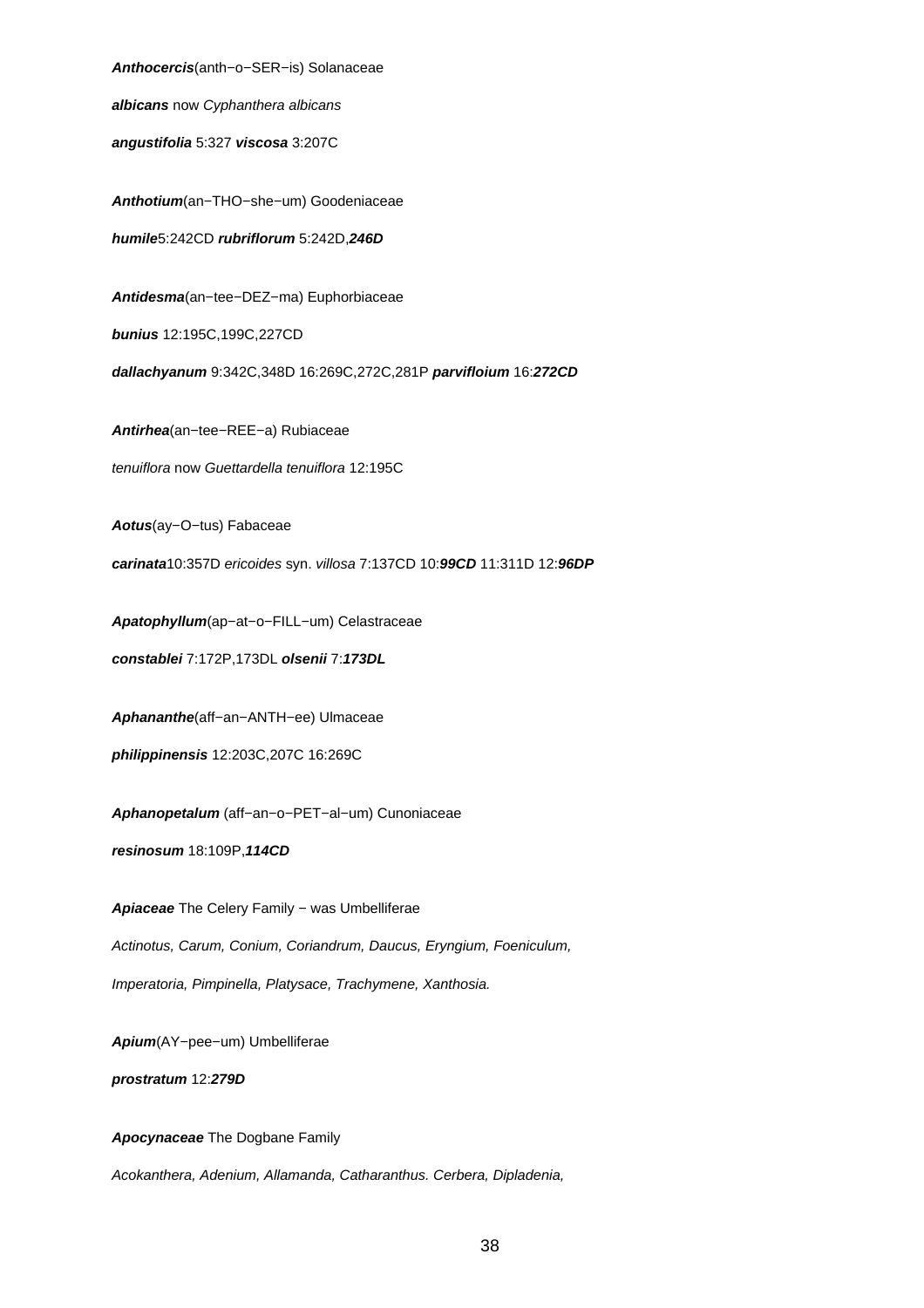***Anthocercis***(anth−o−SER−is) Solanaceae

***albicans*** now *Cyphanthera albicans*

***angustifolia*** 5:327 ***viscosa*** 3:207C

***Anthotium***(an−THO−she−um) Goodeniaceae

***humile***5:242CD ***rubriflorum*** 5:242D,***246D***

***Antidesma***(an−tee−DEZ−ma) Euphorbiaceae

***bunius*** 12:195C,199C,227CD

***dallachyanum*** 9:342C,348D 16:269C,272C,281P ***parvifloium*** 16:***272CD***

***Antirhea***(an−tee−REE−a) Rubiaceae

*tenuiflora* now *Guettardella tenuiflora* 12:195C

***Aotus***(ay−O−tus) Fabaceae

***carinata***10:357D *ericoides* syn. *villosa* 7:137CD 10:***99CD*** 11:311D 12:***96DP***

***Apatophyllum***(ap−at−o−FILL−um) Celastraceae

***constablei*** 7:172P,173DL ***olsenii*** 7:***173DL***

***Aphananthe***(aff−an−ANTH−ee) Ulmaceae

***philippinensis*** 12:203C,207C 16:269C

***Aphanopetalum*** (aff−an−o−PET−al−um) Cunoniaceae

***resinosum*** 18:109P,***114CD***

***Apiaceae*** The Celery Family − was Umbelliferae

*Actinotus, Carum, Conium, Coriandrum, Daucus, Eryngium, Foeniculum,*

*Imperatoria, Pimpinella, Platysace, Trachymene, Xanthosia.*

***Apium***(AY−pee−um) Umbelliferae

***prostratum*** 12:***279D***

***Apocynaceae*** The Dogbane Family

*Acokanthera, Adenium, Allamanda, Catharanthus. Cerbera, Dipladenia,*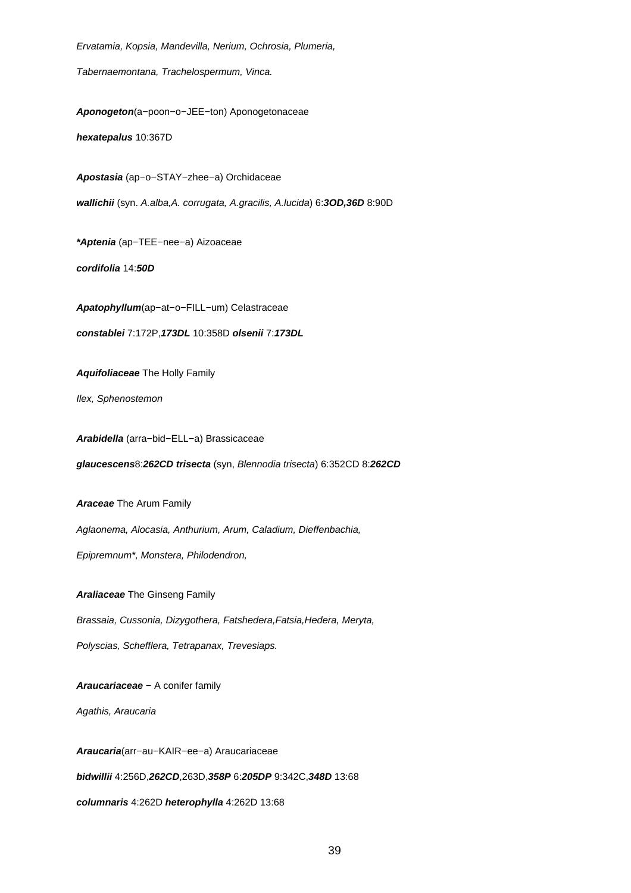*Ervatamia, Kopsia, Mandevilla, Nerium, Ochrosia, Plumeria,*

*Tabernaemontana, Trachelospermum, Vinca.*

***Aponogeton***(a−poon−o−JEE−ton) Aponogetonaceae

***hexatepalus*** 10:367D

***Apostasia*** (ap−o−STAY−zhee−a) Orchidaceae

***wallichii*** (syn. *A.alba,A. corrugata, A.gracilis, A.lucida*) 6:***3OD,36D*** 8:90D

***\*Aptenia*** (ap−TEE−nee−a) Aizoaceae

***cordifolia*** 14:***50D***

***Apatophyllum***(ap−at−o−FILL−um) Celastraceae

***constablei*** 7:172P,***173DL*** 10:358D ***olsenii*** 7:***173DL***

***Aquifoliaceae*** The Holly Family

*Ilex, Sphenostemon*

***Arabidella*** (arra−bid−ELL−a) Brassicaceae

***glaucescens***8:***262CD trisecta*** (syn, *Blennodia trisecta*) 6:352CD 8:***262CD***

***Araceae*** The Arum Family

*Aglaonema, Alocasia, Anthurium, Arum, Caladium, Dieffenbachia,*

*Epipremnum\*, Monstera, Philodendron,*

***Araliaceae*** The Ginseng Family

*Brassaia, Cussonia, Dizygothera, Fatshedera,Fatsia,Hedera, Meryta,*

*Polyscias, Schefflera, Tetrapanax, Trevesiaps.*

***Araucariaceae*** − A conifer family

*Agathis, Araucaria*

***Araucaria***(arr−au−KAIR−ee−a) Araucariaceae

***bidwillii*** 4:256D,***262CD***,263D,***358P*** 6:***205DP*** 9:342C,***348D*** 13:68

***columnaris*** 4:262D ***heterophylla*** 4:262D 13:68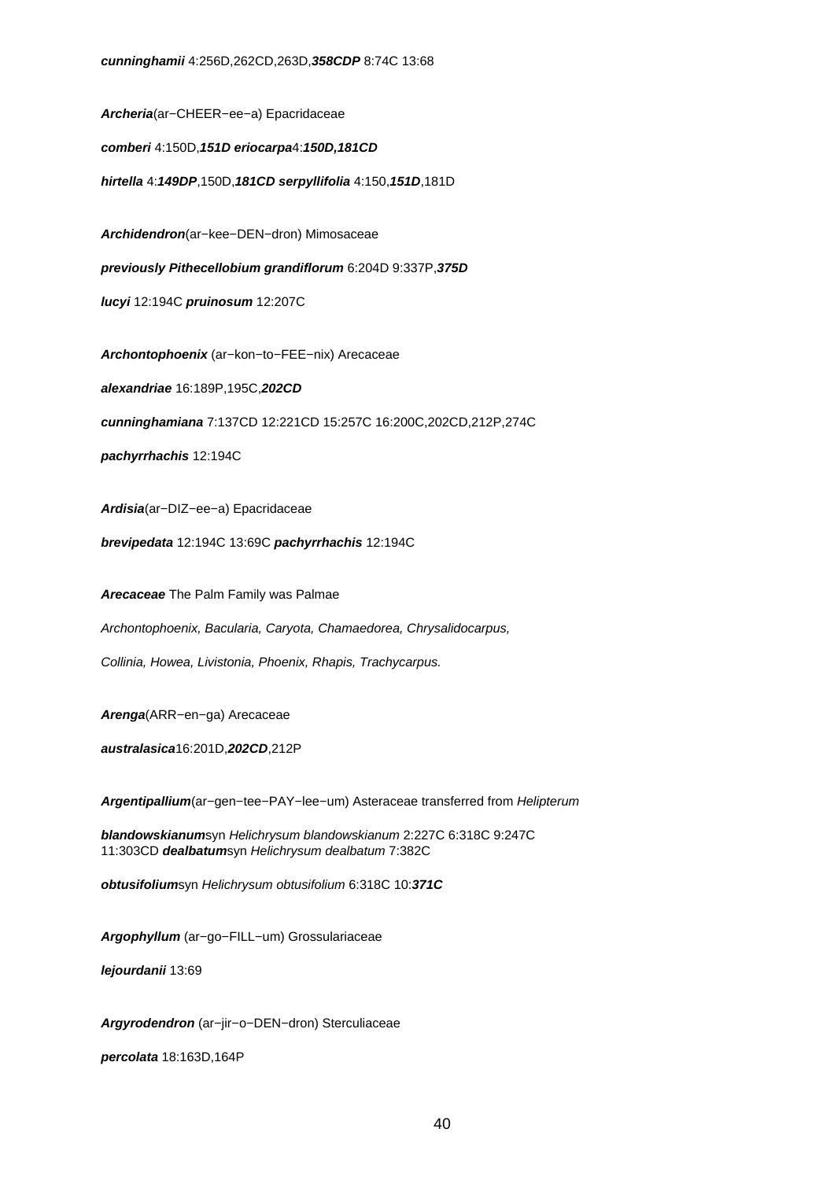***cunninghamii*** 4:256D,262CD,263D,***358CDP*** 8:74C 13:68

***Archeria***(ar−CHEER−ee−a) Epacridaceae

***comberi*** 4:150D,***151D*** ***eriocarpa***4:***150D,181CD***

***hirtella*** 4:***149DP***,150D,***181CD*** ***serpyllifolia*** 4:150,***151D***,181D

***Archidendron***(ar−kee−DEN−dron) Mimosaceae

***previously Pithecellobium grandiflorum*** 6:204D 9:337P,***375D***

***lucyi*** 12:194C ***pruinosum*** 12:207C

***Archontophoenix*** (ar−kon−to−FEE−nix) Arecaceae

***alexandriae*** 16:189P,195C,***202CD***

***cunninghamiana*** 7:137CD 12:221CD 15:257C 16:200C,202CD,212P,274C

***pachyrrhachis*** 12:194C

***Ardisia***(ar−DIZ−ee−a) Epacridaceae

***brevipedata*** 12:194C 13:69C ***pachyrrhachis*** 12:194C

***Arecaceae*** The Palm Family was Palmae

*Archontophoenix, Bacularia, Caryota, Chamaedorea, Chrysalidocarpus,*

*Collinia, Howea, Livistonia, Phoenix, Rhapis, Trachycarpus.*

***Arenga***(ARR−en−ga) Arecaceae

***australasica***16:201D,***202CD***,212P

***Argentipallium***(ar−gen−tee−PAY−lee−um) Asteraceae transferred from *Helipterum*

***blandowskianum***syn *Helichrysum blandowskianum* 2:227C 6:318C 9:247C 11:303CD ***dealbatum***syn *Helichrysum dealbatum* 7:382C

***obtusifolium***syn *Helichrysum obtusifolium* 6:318C 10:***371C***

***Argophyllum*** (ar−go−FILL−um) Grossulariaceae

***lejourdanii*** 13:69

***Argyrodendron*** (ar−jir−o−DEN−dron) Sterculiaceae

***percolata*** 18:163D,164P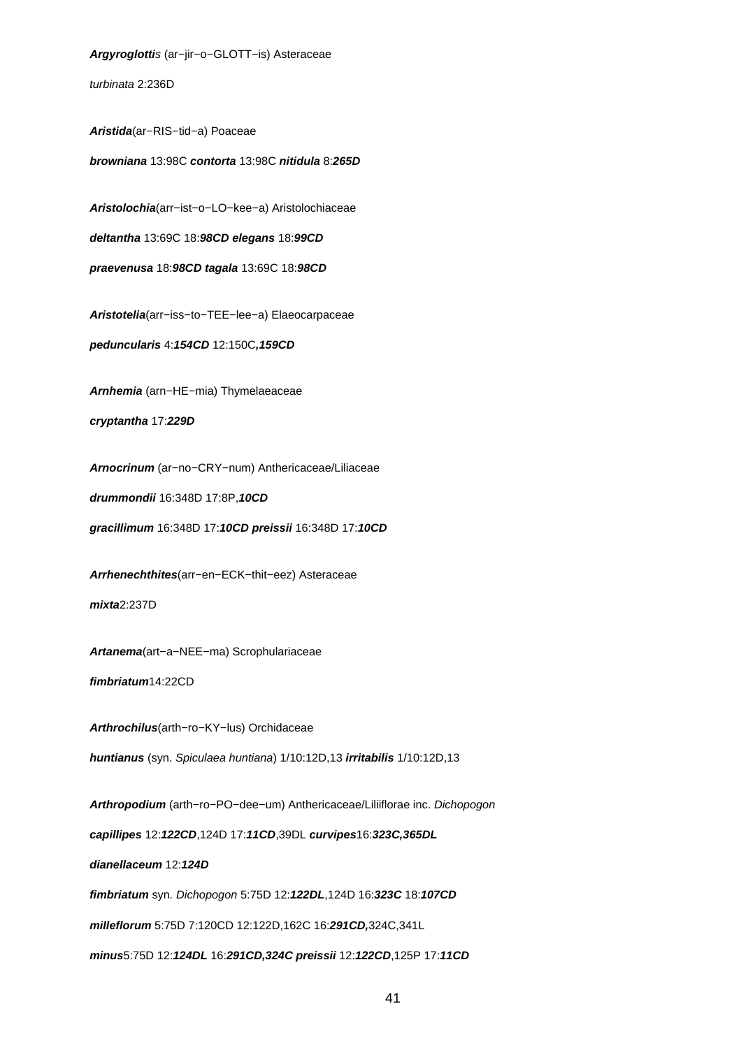***Argyroglottis*** (ar−jir−o−GLOTT−is) Asteraceae

*turbinata* 2:236D

***Aristida***(ar−RIS−tid−a) Poaceae

***browniana*** 13:98C ***contorta*** 13:98C ***nitidula*** 8:***265D***

***Aristolochia***(arr−ist−o−LO−kee−a) Aristolochiaceae

***deltantha*** 13:69C 18:***98CD*** ***elegans*** 18:***99CD***

***praevenusa*** 18:***98CD*** ***tagala*** 13:69C 18:***98CD***

***Aristotelia***(arr−iss−to−TEE−lee−a) Elaeocarpaceae

***peduncularis*** 4:***154CD*** 12:150C***,159CD***

***Arnhemia*** (arn−HE−mia) Thymelaeaceae

***cryptantha*** 17:***229D***

***Arnocrinum*** (ar−no−CRY−num) Anthericaceae/Liliaceae

***drummondii*** 16:348D 17:8P,***10CD***

***gracillimum*** 16:348D 17:***10CD*** ***preissii*** 16:348D 17:***10CD***

***Arrhenechthites***(arr−en−ECK−thit−eez) Asteraceae

***mixta***2:237D

***Artanema***(art−a−NEE−ma) Scrophulariaceae

***fimbriatum***14:22CD

***Arthrochilus***(arth−ro−KY−lus) Orchidaceae

***huntianus*** (syn. *Spiculaea huntiana*) 1/10:12D,13 ***irritabilis*** 1/10:12D,13

***Arthropodium*** (arth−ro−PO−dee−um) Anthericaceae/Liliiflorae inc. *Dichopogon*

***capillipes*** 12:***122CD***,124D 17:***11CD***,39DL ***curvipes***16:***323C,365DL***

***dianellaceum*** 12:***124D***

***fimbriatum*** syn. *Dichopogon* 5:75D 12:***122DL***,124D 16:***323C*** 18:***107CD***

***milleflorum*** 5:75D 7:120CD 12:122D,162C 16:***291CD,***324C,341L

***minus***5:75D 12:***124DL*** 16:***291CD,324C*** ***preissii*** 12:***122CD***,125P 17:***11CD***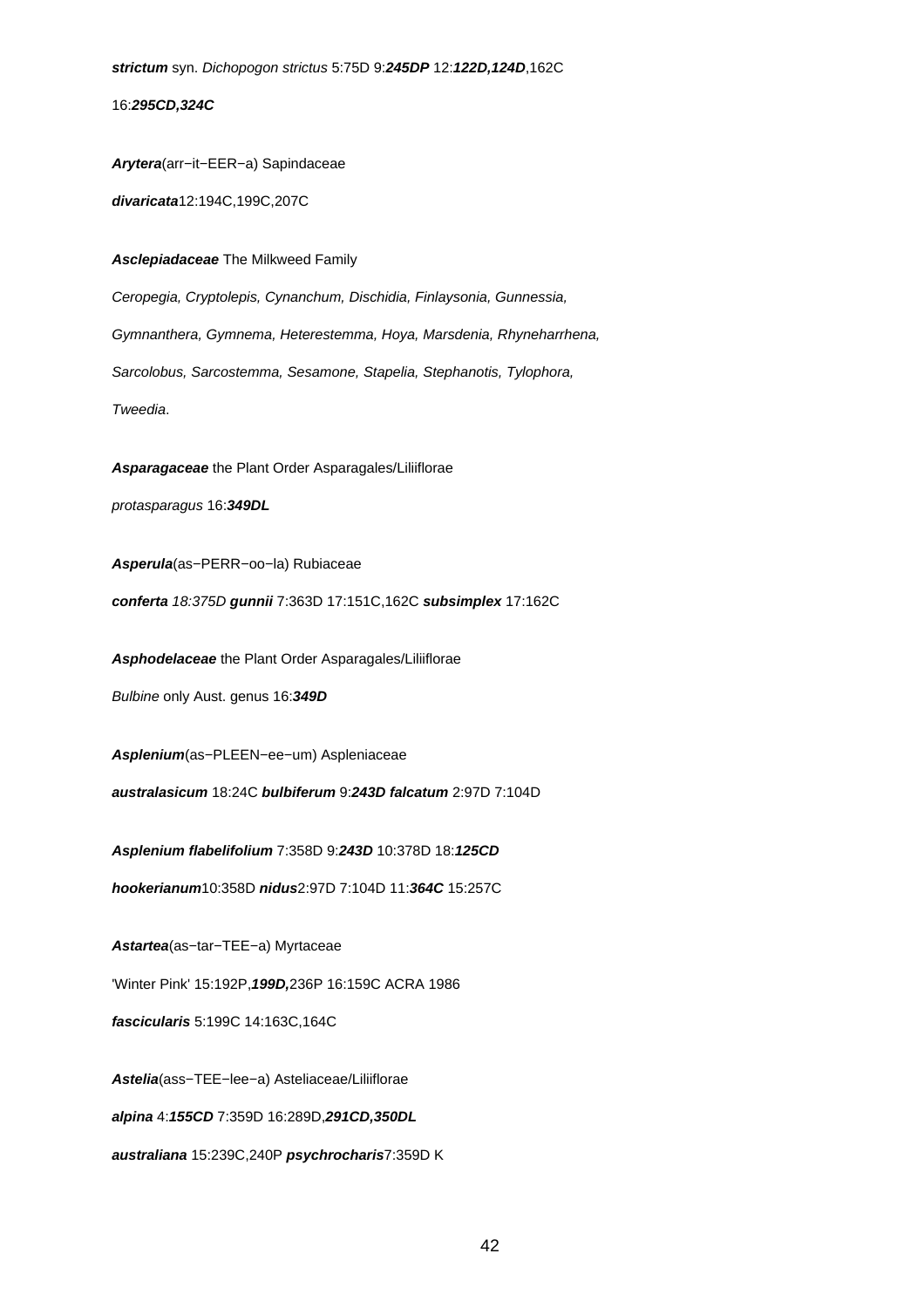**strictum** syn. *Dichopogon strictus* 5:75D 9:***245DP*** 12:***122D,124D***,162C

16:***295CD,324C***

***Arytera***(arr−it−EER−a) Sapindaceae

***divaricata***12:194C,199C,207C

***Asclepiadaceae*** The Milkweed Family

*Ceropegia, Cryptolepis, Cynanchum, Dischidia, Finlaysonia, Gunnessia,*

*Gymnanthera, Gymnema, Heterestemma, Hoya, Marsdenia, Rhyneharrhena,*

*Sarcolobus, Sarcostemma, Sesamone, Stapelia, Stephanotis, Tylophora,*

*Tweedia*.

***Asparagaceae*** the Plant Order Asparagales/Liliiflorae

*protasparagus* 16:***349DL***

***Asperula***(as−PERR−oo−la) Rubiaceae

***conferta*** *18:375D* ***gunnii*** 7:363D 17:151C,162C ***subsimplex*** 17:162C

***Asphodelaceae*** the Plant Order Asparagales/Liliiflorae

*Bulbine* only Aust. genus 16:***349D***

***Asplenium***(as−PLEEN−ee−um) Aspleniaceae

***australasicum*** 18:24C ***bulbiferum*** 9:***243D*** ***falcatum*** 2:97D 7:104D

***Asplenium flabelifolium*** 7:358D 9:***243D*** 10:378D 18:***125CD***

***hookerianum***10:358D ***nidus***2:97D 7:104D 11:***364C*** 15:257C

***Astartea***(as−tar−TEE−a) Myrtaceae

'Winter Pink' 15:192P,***199D,***236P 16:159C ACRA 1986

***fascicularis*** 5:199C 14:163C,164C

***Astelia***(ass−TEE−lee−a) Asteliaceae/Liliiflorae

***alpina*** 4:***155CD*** 7:359D 16:289D,***291CD,350DL***

***australiana*** 15:239C,240P ***psychrocharis***7:359D K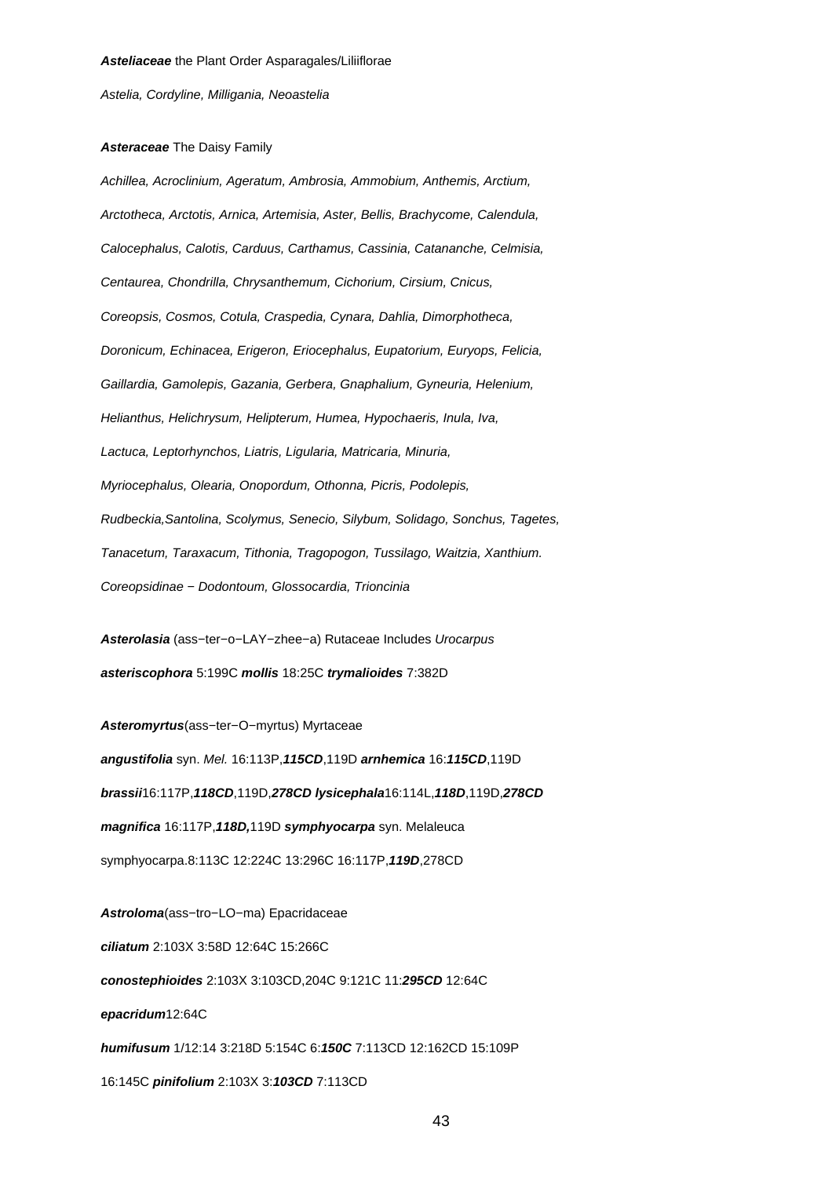***Asteliaceae*** the Plant Order Asparagales/Liliiflorae

*Astelia, Cordyline, Milligania, Neoastelia*

***Asteraceae*** The Daisy Family

*Achillea, Acroclinium, Ageratum, Ambrosia, Ammobium, Anthemis, Arctium,*

*Arctotheca, Arctotis, Arnica, Artemisia, Aster, Bellis, Brachycome, Calendula,*

*Calocephalus, Calotis, Carduus, Carthamus, Cassinia, Catananche, Celmisia,*

*Centaurea, Chondrilla, Chrysanthemum, Cichorium, Cirsium, Cnicus,*

*Coreopsis, Cosmos, Cotula, Craspedia, Cynara, Dahlia, Dimorphotheca,*

*Doronicum, Echinacea, Erigeron, Eriocephalus, Eupatorium, Euryops, Felicia,*

*Gaillardia, Gamolepis, Gazania, Gerbera, Gnaphalium, Gyneuria, Helenium,*

*Helianthus, Helichrysum, Helipterum, Humea, Hypochaeris, Inula, Iva,*

*Lactuca, Leptorhynchos, Liatris, Ligularia, Matricaria, Minuria,*

*Myriocephalus, Olearia, Onopordum, Othonna, Picris, Podolepis,*

*Rudbeckia,Santolina, Scolymus, Senecio, Silybum, Solidago, Sonchus, Tagetes,*

*Tanacetum, Taraxacum, Tithonia, Tragopogon, Tussilago, Waitzia, Xanthium.*

*Coreopsidinae − Dodontoum, Glossocardia, Trioncinia*

***Asterolasia*** (ass−ter−o−LAY−zhee−a) Rutaceae Includes *Urocarpus*

***asteriscophora*** 5:199C ***mollis*** 18:25C ***trymalioides*** 7:382D

***Asteromyrtus***(ass−ter−O−myrtus) Myrtaceae

***angustifolia*** syn. *Mel.* 16:113P,***115CD***,119D ***arnhemica*** 16:***115CD***,119D

***brassii***16:117P,***118CD***,119D,***278CD*** ***lysicephala***16:114L,***118D***,119D,***278CD***

***magnifica*** 16:117P,***118D,***119D ***symphyocarpa*** syn. Melaleuca

symphyocarpa.8:113C 12:224C 13:296C 16:117P,***119D***,278CD

***Astroloma***(ass−tro−LO−ma) Epacridaceae

***ciliatum*** 2:103X 3:58D 12:64C 15:266C

***conostephioides*** 2:103X 3:103CD,204C 9:121C 11:***295CD*** 12:64C

***epacridum***12:64C

***humifusum*** 1/12:14 3:218D 5:154C 6:***150C*** 7:113CD 12:162CD 15:109P

16:145C ***pinifolium*** 2:103X 3:***103CD*** 7:113CD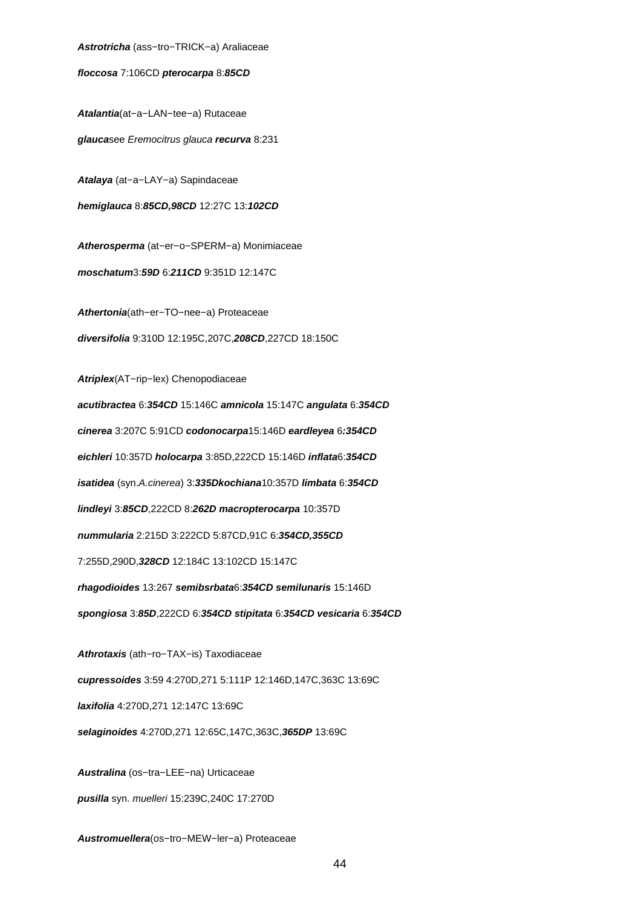***Astrotricha*** (ass−tro−TRICK−a) Araliaceae

***floccosa*** 7:106CD ***pterocarpa*** 8:***85CD***

***Atalantia***(at−a−LAN−tee−a) Rutaceae

***glauca***see *Eremocitrus glauca* ***recurva*** 8:231

***Atalaya*** (at−a−LAY−a) Sapindaceae

***hemiglauca*** 8:***85CD,98CD*** 12:27C 13:***102CD***

***Atherosperma*** (at−er−o−SPERM−a) Monimiaceae

***moschatum***3:***59D*** 6:***211CD*** 9:351D 12:147C

***Athertonia***(ath−er−TO−nee−a) Proteaceae

***diversifolia*** 9:310D 12:195C,207C,***208CD***,227CD 18:150C

***Atriplex***(AT−rip−lex) Chenopodiaceae

***acutibractea*** 6:***354CD*** 15:146C ***amnicola*** 15:147C ***angulata*** 6:***354CD***

***cinerea*** 3:207C 5:91CD ***codonocarpa***15:146D ***eardleyea*** 6***:354CD***

***eichleri*** 10:357D ***holocarpa*** 3:85D,222CD 15:146D ***inflata***6:***354CD***

***isatidea*** (syn.*A.cinerea*) 3:***335Dkochiana***10:357D ***limbata*** 6:***354CD***

***lindleyi*** 3:***85CD***,222CD 8:***262D macropterocarpa*** 10:357D

***nummularia*** 2:215D 3:222CD 5:87CD,91C 6:***354CD,355CD***

7:255D,290D,***328CD*** 12:184C 13:102CD 15:147C

***rhagodioides*** 13:267 ***semibsrbata***6:***354CD semilunaris*** 15:146D

***spongiosa*** 3:***85D***,222CD 6:***354CD stipitata*** 6:***354CD vesicaria*** 6:***354CD***

***Athrotaxis*** (ath−ro−TAX−is) Taxodiaceae

***cupressoides*** 3:59 4:270D,271 5:111P 12:146D,147C,363C 13:69C

***laxifolia*** 4:270D,271 12:147C 13:69C

***selaginoides*** 4:270D,271 12:65C,147C,363C,***365DP*** 13:69C

***Australina*** (os−tra−LEE−na) Urticaceae

***pusilla*** syn. *muelleri* 15:239C,240C 17:270D

***Austromuellera***(os−tro−MEW−ler−a) Proteaceae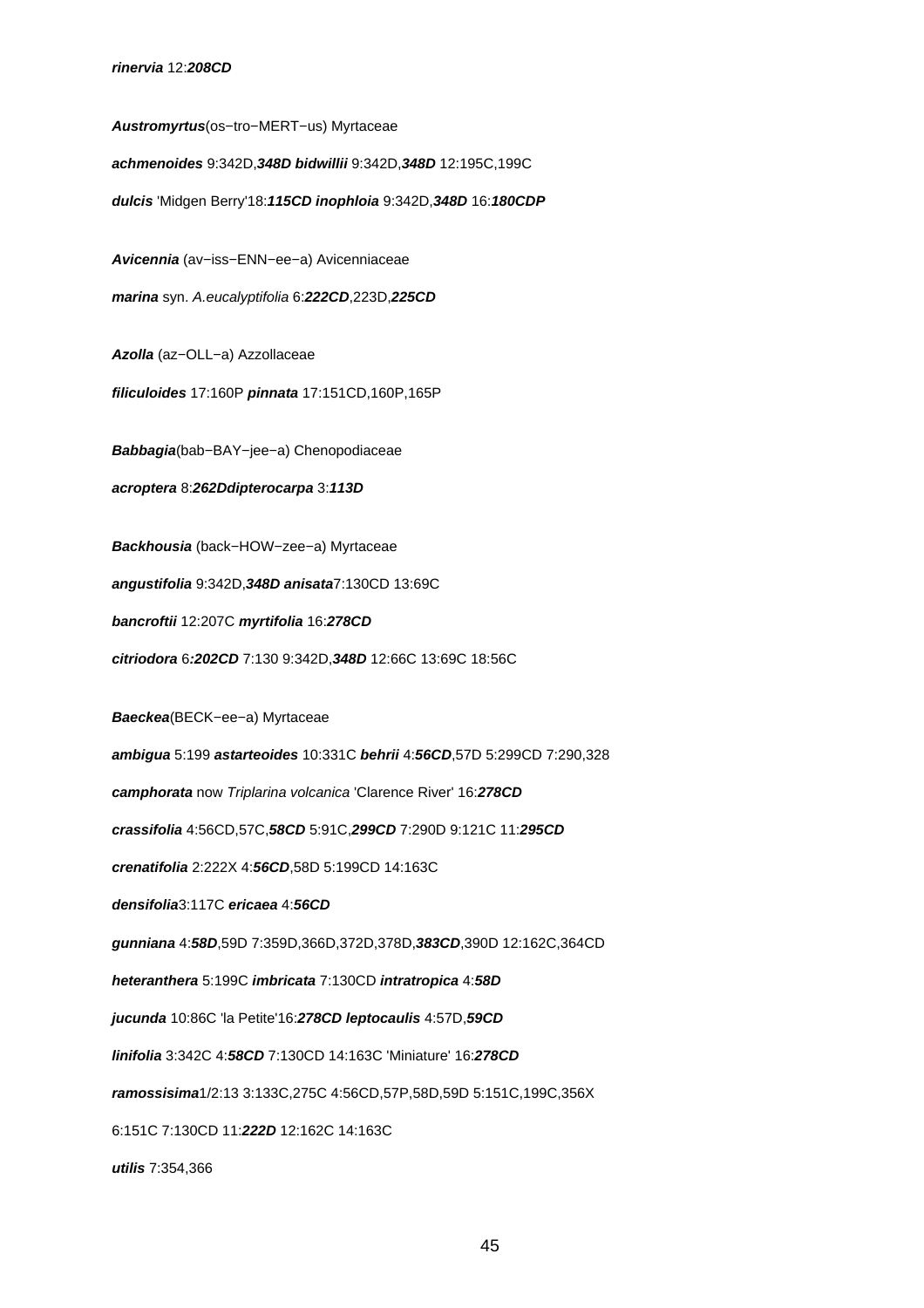***rinervia*** 12:***208CD***

***Austromyrtus***(os−tro−MERT−us) Myrtaceae

***achmenoides*** 9:342D,***348D*** ***bidwillii*** 9:342D,***348D*** 12:195C,199C

***dulcis*** 'Midgen Berry'18:***115CD*** ***inophloia*** 9:342D,***348D*** 16:***180CDP***

***Avicennia*** (av−iss−ENN−ee−a) Avicenniaceae

***marina*** syn. *A.eucalyptifolia* 6:***222CD***,223D,***225CD***

***Azolla*** (az−OLL−a) Azzollaceae

***filiculoides*** 17:160P ***pinnata*** 17:151CD,160P,165P

***Babbagia***(bab−BAY−jee−a) Chenopodiaceae

***acroptera*** 8:***262Ddipterocarpa*** 3:***113D***

***Backhousia*** (back−HOW−zee−a) Myrtaceae

***angustifolia*** 9:342D,***348D*** ***anisata***7:130CD 13:69C

***bancroftii*** 12:207C ***myrtifolia*** 16:***278CD***

***citriodora*** 6:***202CD*** 7:130 9:342D,***348D*** 12:66C 13:69C 18:56C

***Baeckea***(BECK−ee−a) Myrtaceae

***ambigua*** 5:199 ***astarteoides*** 10:331C ***behrii*** 4:***56CD***,57D 5:299CD 7:290,328

***camphorata*** now *Triplarina volcanica* 'Clarence River' 16:***278CD***

***crassifolia*** 4:56CD,57C,***58CD*** 5:91C,***299CD*** 7:290D 9:121C 11:***295CD***

***crenatifolia*** 2:222X 4:***56CD***,58D 5:199CD 14:163C

***densifolia***3:117C ***ericaea*** 4:***56CD***

***gunniana*** 4:***58D***,59D 7:359D,366D,372D,378D,***383CD***,390D 12:162C,364CD

***heteranthera*** 5:199C ***imbricata*** 7:130CD ***intratropica*** 4:***58D***

***jucunda*** 10:86C 'la Petite'16:***278CD*** ***leptocaulis*** 4:57D,***59CD***

***linifolia*** 3:342C 4:***58CD*** 7:130CD 14:163C 'Miniature' 16:***278CD***

***ramossisima***1/2:13 3:133C,275C 4:56CD,57P,58D,59D 5:151C,199C,356X

6:151C 7:130CD 11:***222D*** 12:162C 14:163C

***utilis*** 7:354,366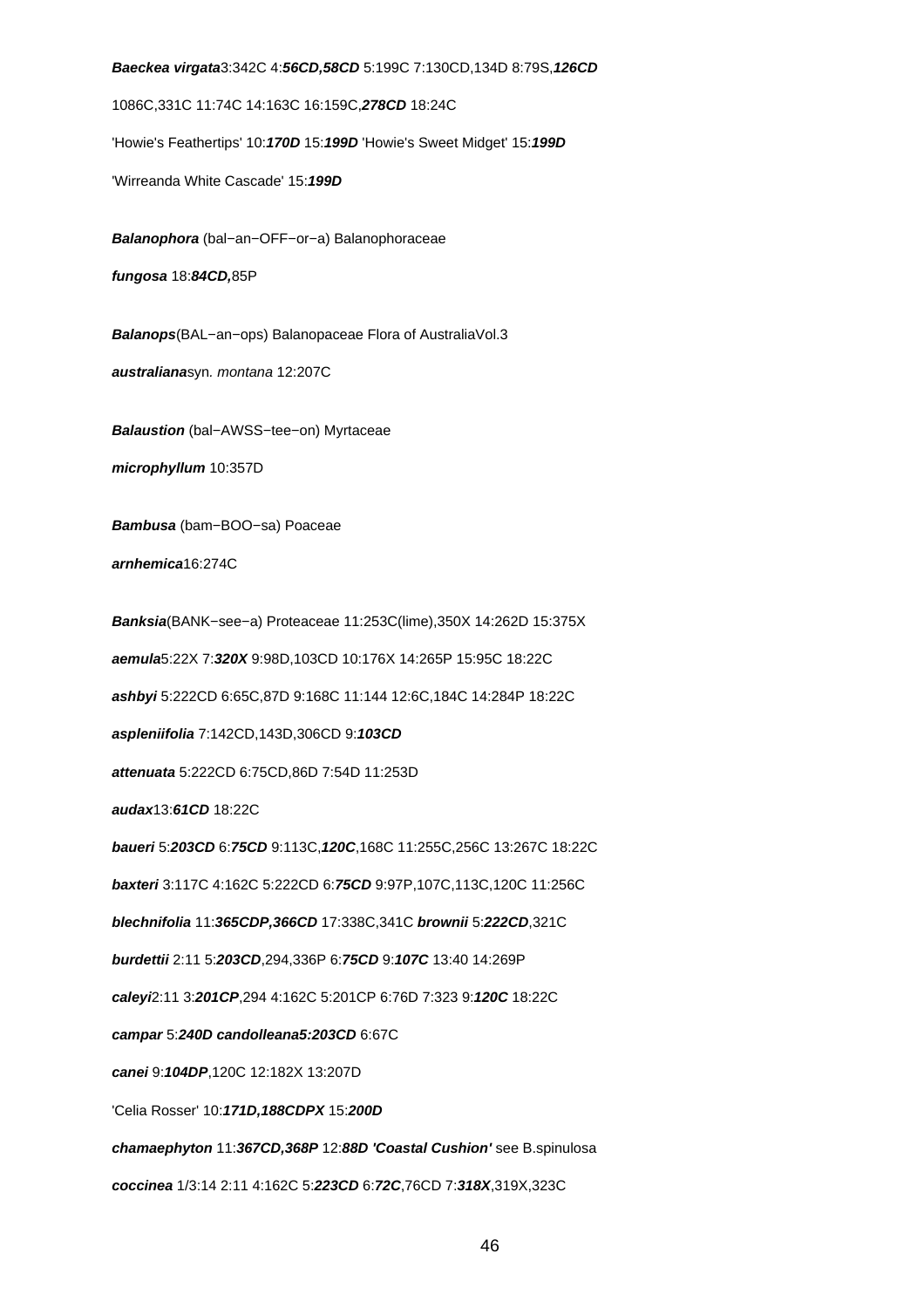**Baeckea virgata**3:342C 4:***56CD,58CD*** 5:199C 7:130CD,134D 8:79S,***126CD***

1086C,331C 11:74C 14:163C 16:159C,***278CD*** 18:24C

'Howie's Feathertips' 10:***170D*** 15:***199D*** 'Howie's Sweet Midget' 15:***199D***

'Wirreanda White Cascade' 15:***199D***

**Balanophora** (bal−an−OFF−or−a) Balanophoraceae

***fungosa*** 18:***84CD,***85P

**Balanops**(BAL−an−ops) Balanopaceae Flora of AustraliaVol.3

***australiana***syn. *montana* 12:207C

**Balaustion** (bal−AWSS−tee−on) Myrtaceae

***microphyllum*** 10:357D

**Bambusa** (bam−BOO−sa) Poaceae

***arnhemica***16:274C

**Banksia**(BANK−see−a) Proteaceae 11:253C(lime),350X 14:262D 15:375X

***aemula***5:22X 7:***320X*** 9:98D,103CD 10:176X 14:265P 15:95C 18:22C

***ashbyi*** 5:222CD 6:65C,87D 9:168C 11:144 12:6C,184C 14:284P 18:22C

***aspleniifolia*** 7:142CD,143D,306CD 9:***103CD***

***attenuata*** 5:222CD 6:75CD,86D 7:54D 11:253D

***audax***13:***61CD*** 18:22C

***baueri*** 5:***203CD*** 6:***75CD*** 9:113C,***120C***,168C 11:255C,256C 13:267C 18:22C

***baxteri*** 3:117C 4:162C 5:222CD 6:***75CD*** 9:97P,107C,113C,120C 11:256C

***blechnifolia*** 11:***365CDP,366CD*** 17:338C,341C ***brownii*** 5:***222CD***,321C

***burdettii*** 2:11 5:***203CD***,294,336P 6:***75CD*** 9:***107C*** 13:40 14:269P

***caleyi***2:11 3:***201CP***,294 4:162C 5:201CP 6:76D 7:323 9:***120C*** 18:22C

***campar*** 5:***240D candolleana5:203CD*** 6:67C

***canei*** 9:***104DP***,120C 12:182X 13:207D

'Celia Rosser' 10:***171D,188CDPX*** 15:***200D***

***chamaephyton*** 11:***367CD,368P*** 12:***88D 'Coastal Cushion'*** see B.spinulosa

***coccinea*** 1/3:14 2:11 4:162C 5:***223CD*** 6:***72C***,76CD 7:***318X***,319X,323C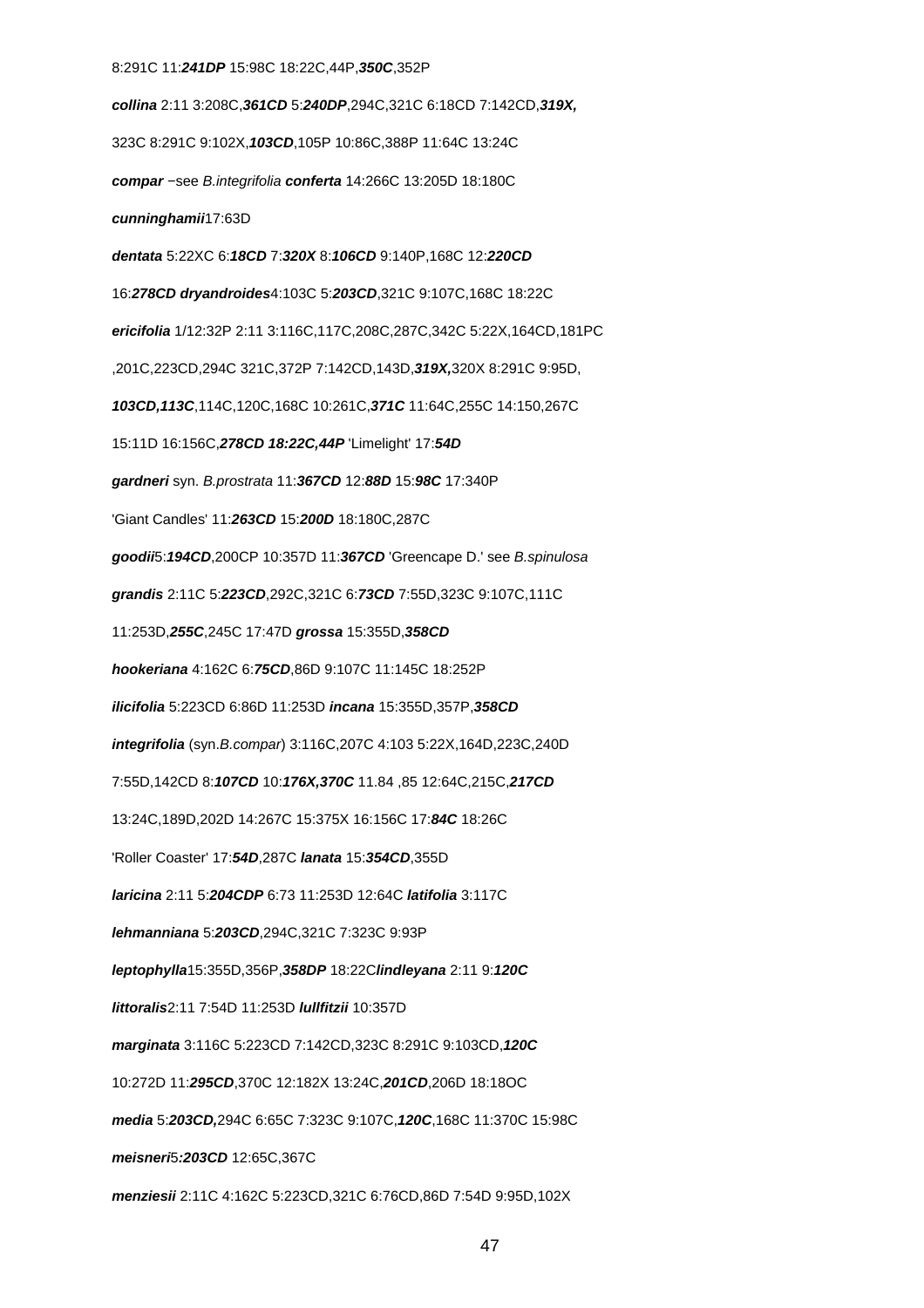8:291C 11:***241DP*** 15:98C 18:22C,44P,***350C***,352P

***collina*** 2:11 3:208C,***361CD*** 5:***240DP***,294C,321C 6:18CD 7:142CD,***319X,***

323C 8:291C 9:102X,***103CD***,105P 10:86C,388P 11:64C 13:24C

***compar*** −see *B.integrifolia* ***conferta*** 14:266C 13:205D 18:180C

***cunninghamii***17:63D

***dentata*** 5:22XC 6:***18CD*** 7:***320X*** 8:***106CD*** 9:140P,168C 12:***220CD***

16:***278CD*** ***dryandroides***4:103C 5:***203CD***,321C 9:107C,168C 18:22C

***ericifolia*** 1/12:32P 2:11 3:116C,117C,208C,287C,342C 5:22X,164CD,181PC

,201C,223CD,294C 321C,372P 7:142CD,143D,***319X,***320X 8:291C 9:95D,

***103CD,113C***,114C,120C,168C 10:261C,***371C*** 11:64C,255C 14:150,267C

15:11D 16:156C,***278CD*** ***18:22C,44P*** 'Limelight' 17:***54D***

***gardneri*** syn. *B.prostrata* 11:***367CD*** 12:***88D*** 15:***98C*** 17:340P

'Giant Candles' 11:***263CD*** 15:***200D*** 18:180C,287C

***goodii***5:***194CD***,200CP 10:357D 11:***367CD*** 'Greencape D.' see *B.spinulosa*

***grandis*** 2:11C 5:***223CD***,292C,321C 6:***73CD*** 7:55D,323C 9:107C,111C

11:253D,***255C***,245C 17:47D ***grossa*** 15:355D,***358CD***

***hookeriana*** 4:162C 6:***75CD***,86D 9:107C 11:145C 18:252P

***ilicifolia*** 5:223CD 6:86D 11:253D ***incana*** 15:355D,357P,***358CD***

***integrifolia*** (syn.*B.compar*) 3:116C,207C 4:103 5:22X,164D,223C,240D

7:55D,142CD 8:***107CD*** 10:***176X,370C*** 11.84 ,85 12:64C,215C,***217CD***

13:24C,189D,202D 14:267C 15:375X 16:156C 17:***84C*** 18:26C

'Roller Coaster' 17:***54D***,287C ***lanata*** 15:***354CD***,355D

***laricina*** 2:11 5:***204CDP*** 6:73 11:253D 12:64C ***latifolia*** 3:117C

***lehmanniana*** 5:***203CD***,294C,321C 7:323C 9:93P

***leptophylla***15:355D,356P,***358DP*** 18:22C***lindleyana*** 2:11 9:***120C***

***littoralis***2:11 7:54D 11:253D ***lullfitzii*** 10:357D

***marginata*** 3:116C 5:223CD 7:142CD,323C 8:291C 9:103CD,***120C***

10:272D 11:***295CD***,370C 12:182X 13:24C,***201CD***,206D 18:18OC

***media*** 5:***203CD,***294C 6:65C 7:323C 9:107C,***120C***,168C 11:370C 15:98C

***meisneri***5***:203CD*** 12:65C,367C

***menziesii*** 2:11C 4:162C 5:223CD,321C 6:76CD,86D 7:54D 9:95D,102X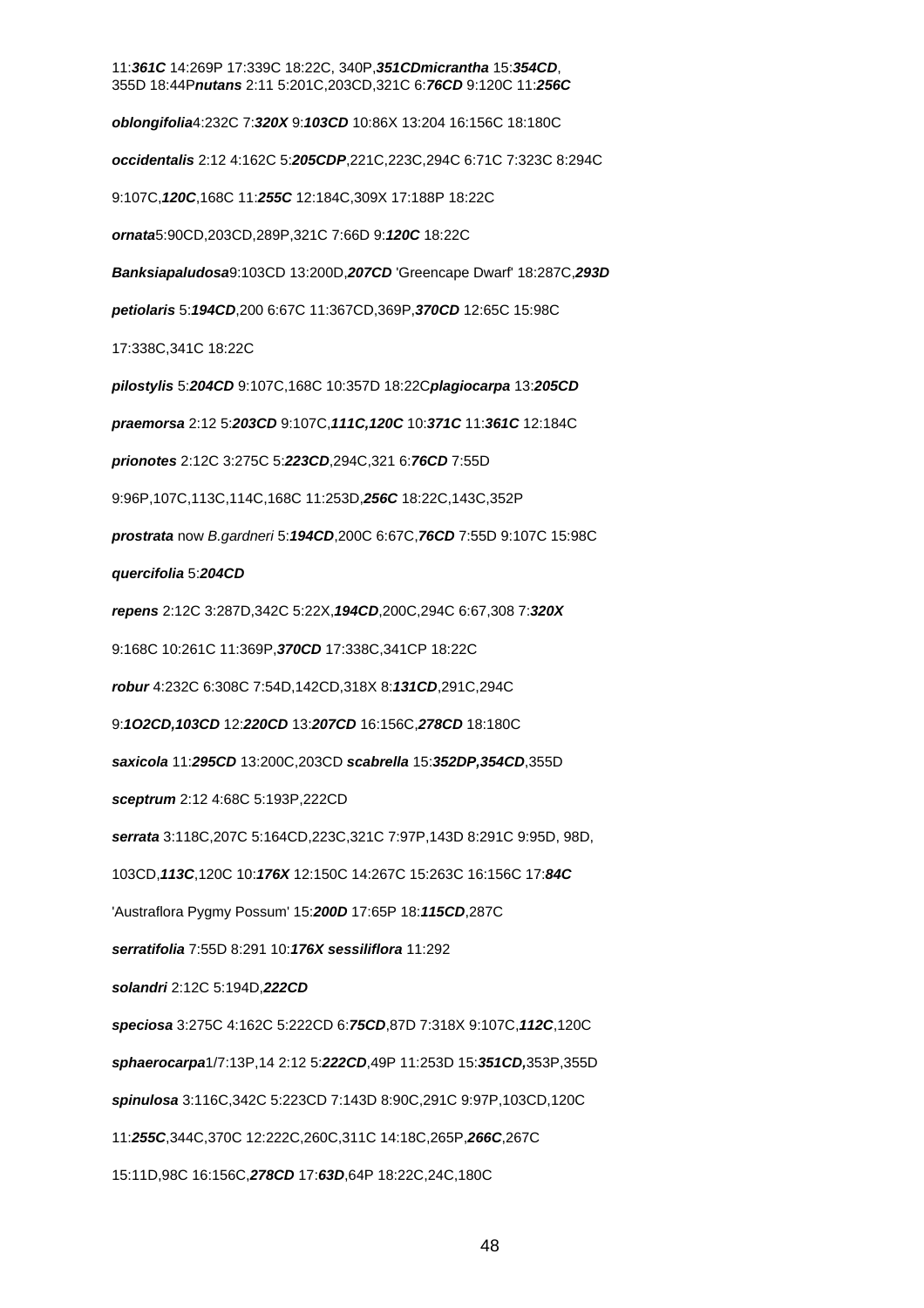11:***361C*** 14:269P 17:339C 18:22C, 340P,***351CD******micrantha*** 15:***354CD***, 355D 18:44P***nutans*** 2:11 5:201C,203CD,321C 6:***76CD*** 9:120C 11:***256C***

***oblongifolia***4:232C 7:***320X*** 9:***103CD*** 10:86X 13:204 16:156C 18:180C

***occidentalis*** 2:12 4:162C 5:***205CDP***,221C,223C,294C 6:71C 7:323C 8:294C

9:107C,***120C***,168C 11:***255C*** 12:184C,309X 17:188P 18:22C

***ornata***5:90CD,203CD,289P,321C 7:66D 9:***120C*** 18:22C

***Banksiapaludosa***9:103CD 13:200D,***207CD*** 'Greencape Dwarf' 18:287C,***293D***

***petiolaris*** 5:***194CD***,200 6:67C 11:367CD,369P,***370CD*** 12:65C 15:98C

17:338C,341C 18:22C

***pilostylis*** 5:***204CD*** 9:107C,168C 10:357D 18:22C***plagiocarpa*** 13:***205CD***

***praemorsa*** 2:12 5:***203CD*** 9:107C,***111C,120C*** 10:***371C*** 11:***361C*** 12:184C

***prionotes*** 2:12C 3:275C 5:***223CD***,294C,321 6:***76CD*** 7:55D

9:96P,107C,113C,114C,168C 11:253D,***256C*** 18:22C,143C,352P

***prostrata*** now *B.gardneri* 5:***194CD***,200C 6:67C,***76CD*** 7:55D 9:107C 15:98C

***quercifolia*** 5:***204CD***

***repens*** 2:12C 3:287D,342C 5:22X,***194CD***,200C,294C 6:67,308 7:***320X***

9:168C 10:261C 11:369P,***370CD*** 17:338C,341CP 18:22C

***robur*** 4:232C 6:308C 7:54D,142CD,318X 8:***131CD***,291C,294C

9:***1O2CD,103CD*** 12:***220CD*** 13:***207CD*** 16:156C,***278CD*** 18:180C

***saxicola*** 11:***295CD*** 13:200C,203CD ***scabrella*** 15:***352DP,354CD***,355D

***sceptrum*** 2:12 4:68C 5:193P,222CD

***serrata*** 3:118C,207C 5:164CD,223C,321C 7:97P,143D 8:291C 9:95D, 98D,

103CD,***113C***,120C 10:***176X*** 12:150C 14:267C 15:263C 16:156C 17:***84C***

'Austraflora Pygmy Possum' 15:***200D*** 17:65P 18:***115CD***,287C

***serratifolia*** 7:55D 8:291 10:***176X*** ***sessiliflora*** 11:292

***solandri*** 2:12C 5:194D,***222CD***

***speciosa*** 3:275C 4:162C 5:222CD 6:***75CD***,87D 7:318X 9:107C,***112C***,120C

***sphaerocarpa***1/7:13P,14 2:12 5:***222CD***,49P 11:253D 15:***351CD,***353P,355D

***spinulosa*** 3:116C,342C 5:223CD 7:143D 8:90C,291C 9:97P,103CD,120C

11:***255C***,344C,370C 12:222C,260C,311C 14:18C,265P,***266C***,267C

15:11D,98C 16:156C,***278CD*** 17:***63D***,64P 18:22C,24C,180C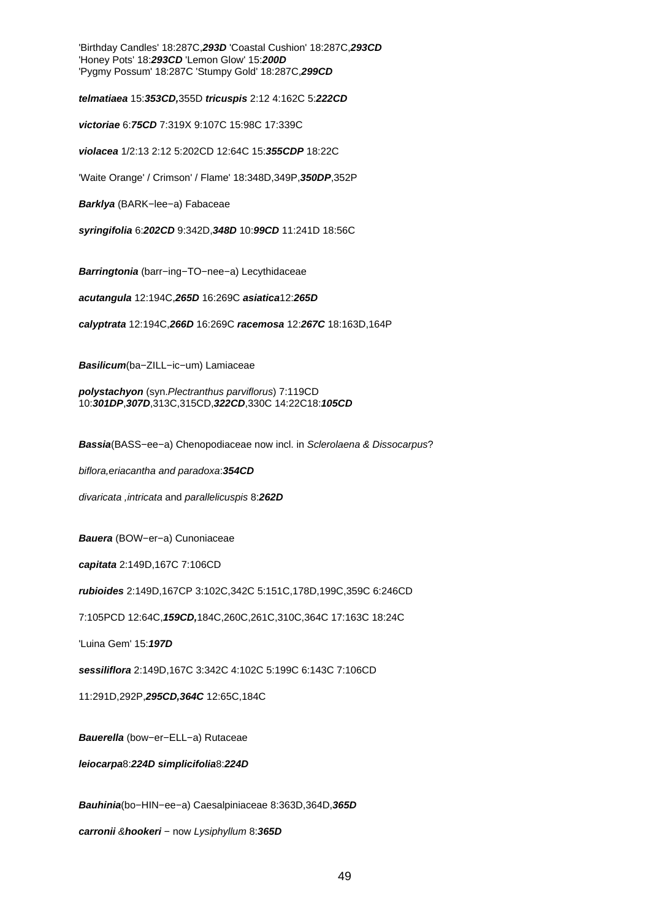'Birthday Candles' 18:287C,**293D** 'Coastal Cushion' 18:287C,**293CD**
'Honey Pots' 18:**293CD** 'Lemon Glow' 15:**200D**
'Pygmy Possum' 18:287C 'Stumpy Gold' 18:287C,**299CD**

**telmatiaea** 15:**353CD,**355D **tricuspis** 2:12 4:162C 5:**222CD**

**victoriae** 6:**75CD** 7:319X 9:107C 15:98C 17:339C

**violacea** 1/2:13 2:12 5:202CD 12:64C 15:**355CDP** 18:22C

'Waite Orange' / Crimson' / Flame' 18:348D,349P,**350DP**,352P

**Barklya** (BARK−lee−a) Fabaceae

**syringifolia** 6:**202CD** 9:342D,**348D** 10:**99CD** 11:241D 18:56C

**Barringtonia** (barr−ing−TO−nee−a) Lecythidaceae

**acutangula** 12:194C,**265D** 16:269C **asiatica**12:**265D**

**calyptrata** 12:194C,**266D** 16:269C **racemosa** 12:**267C** 18:163D,164P

**Basilicum**(ba−ZILL−ic−um) Lamiaceae

**polystachyon** (syn.*Plectranthus parviflorus*) 7:119CD
10:**301DP**,**307D**,313C,315CD,**322CD**,330C 14:22C18:**105CD**

**Bassia**(BASS−ee−a) Chenopodiaceae now incl. in *Sclerolaena & Dissocarpus*?

*biflora,eriacantha and paradoxa*:**354CD**

*divaricata ,intricata* and *parallelicuspis* 8:**262D**

**Bauera** (BOW−er−a) Cunoniaceae

**capitata** 2:149D,167C 7:106CD

**rubioides** 2:149D,167CP 3:102C,342C 5:151C,178D,199C,359C 6:246CD

7:105PCD 12:64C,**159CD,**184C,260C,261C,310C,364C 17:163C 18:24C

'Luina Gem' 15:**197D**

**sessiliflora** 2:149D,167C 3:342C 4:102C 5:199C 6:143C 7:106CD

11:291D,292P,**295CD,364C** 12:65C,184C

**Bauerella** (bow−er−ELL−a) Rutaceae

**leiocarpa**8:**224D simplicifolia**8:**224D**

**Bauhinia**(bo−HIN−ee−a) Caesalpiniaceae 8:363D,364D,**365D**

**carronii** &**hookeri** − now *Lysiphyllum* 8:**365D**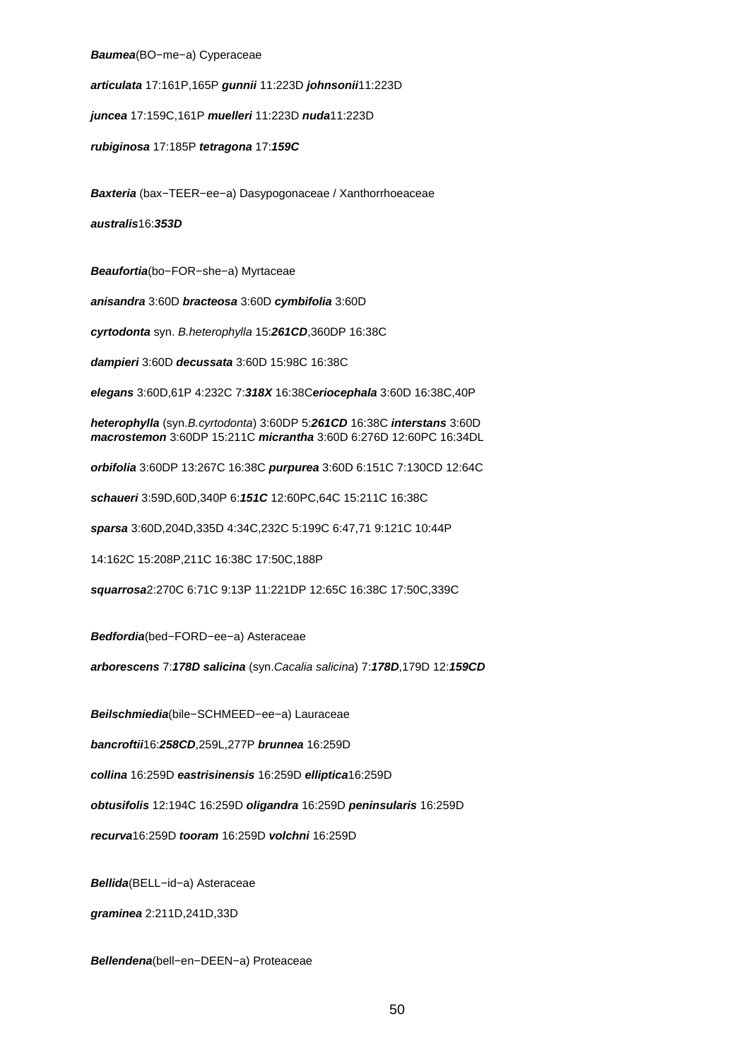***Baumea***(BO−me−a) Cyperaceae

***articulata*** 17:161P,165P ***gunnii*** 11:223D ***johnsonii***11:223D

***juncea*** 17:159C,161P ***muelleri*** 11:223D ***nuda***11:223D

***rubiginosa*** 17:185P ***tetragona*** 17:***159C***

***Baxteria*** (bax−TEER−ee−a) Dasypogonaceae / Xanthorrhoeaceae

***australis***16:***353D***

***Beaufortia***(bo−FOR−she−a) Myrtaceae

***anisandra*** 3:60D ***bracteosa*** 3:60D ***cymbifolia*** 3:60D

***cyrtodonta*** syn. *B.heterophylla* 15:***261CD***,360DP 16:38C

***dampieri*** 3:60D ***decussata*** 3:60D 15:98C 16:38C

***elegans*** 3:60D,61P 4:232C 7:***318X*** 16:38C***eriocephala*** 3:60D 16:38C,40P

***heterophylla*** (syn.*B.cyrtodonta*) 3:60DP 5:***261CD*** 16:38C ***interstans*** 3:60D
***macrostemon*** 3:60DP 15:211C ***micrantha*** 3:60D 6:276D 12:60PC 16:34DL

***orbifolia*** 3:60DP 13:267C 16:38C ***purpurea*** 3:60D 6:151C 7:130CD 12:64C

***schaueri*** 3:59D,60D,340P 6:***151C*** 12:60PC,64C 15:211C 16:38C

***sparsa*** 3:60D,204D,335D 4:34C,232C 5:199C 6:47,71 9:121C 10:44P

14:162C 15:208P,211C 16:38C 17:50C,188P

***squarrosa***2:270C 6:71C 9:13P 11:221DP 12:65C 16:38C 17:50C,339C

***Bedfordia***(bed−FORD−ee−a) Asteraceae

***arborescens*** 7:***178D*** ***salicina*** (syn.*Cacalia salicina*) 7:***178D***,179D 12:***159CD***

***Beilschmiedia***(bile−SCHMEED−ee−a) Lauraceae

***bancroftii***16:***258CD***,259L,277P ***brunnea*** 16:259D

***collina*** 16:259D ***eastrisinensis*** 16:259D ***elliptica***16:259D

***obtusifolis*** 12:194C 16:259D ***oligandra*** 16:259D ***peninsularis*** 16:259D

***recurva***16:259D ***tooram*** 16:259D ***volchni*** 16:259D

***Bellida***(BELL−id−a) Asteraceae

***graminea*** 2:211D,241D,33D

***Bellendena***(bell−en−DEEN−a) Proteaceae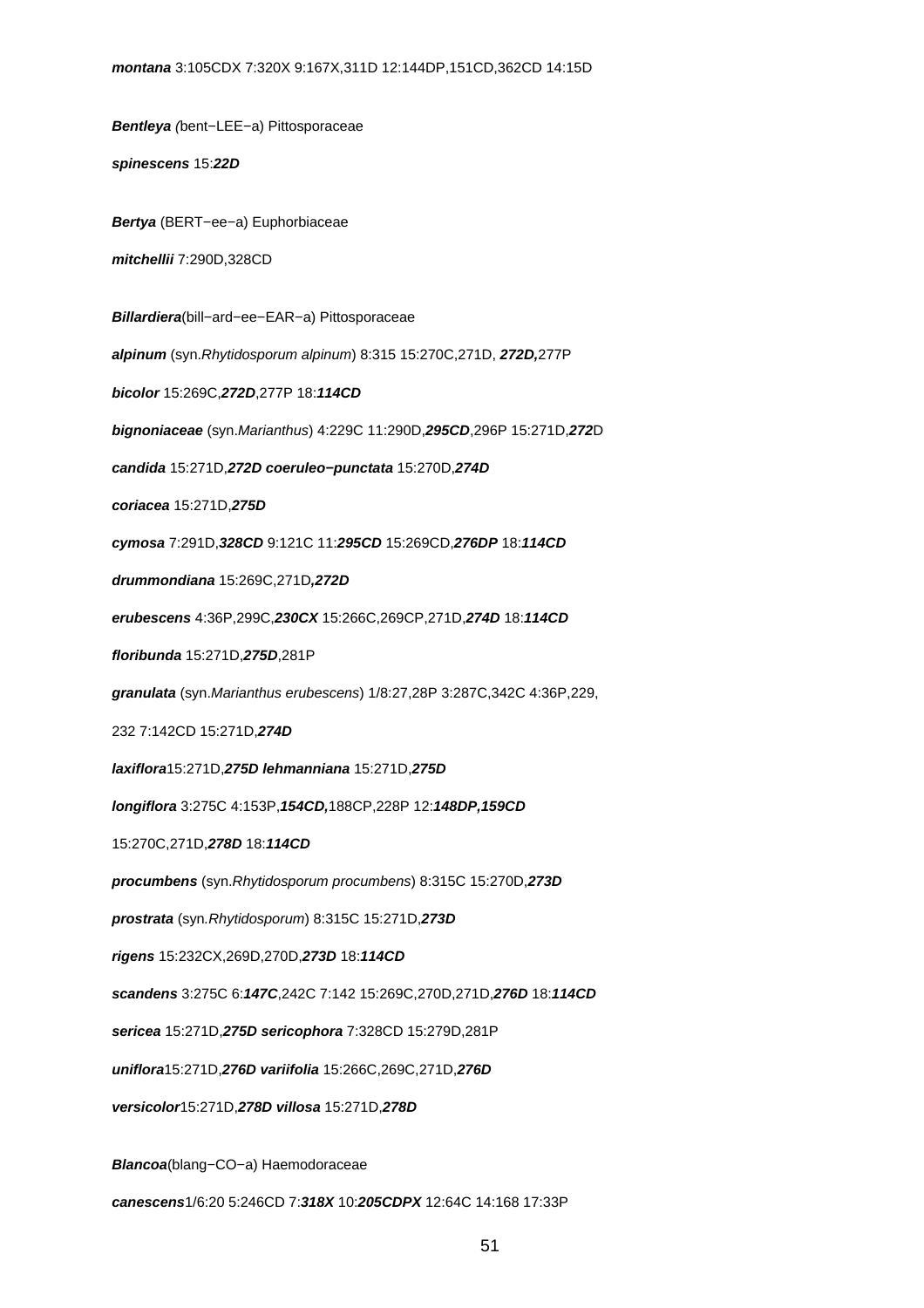**montana** 3:105CDX 7:320X 9:167X,311D 12:144DP,151CD,362CD 14:15D

**Bentleya** *(*bent−LEE−a) Pittosporaceae

**spinescens** 15:***22D***

**Bertya** (BERT−ee−a) Euphorbiaceae

**mitchellii** 7:290D,328CD

**Billardiera**(bill−ard−ee−EAR−a) Pittosporaceae

**alpinum** (syn.*Rhytidosporum alpinum*) 8:315 15:270C,271D, ***272D,***277P

**bicolor** 15:269C,***272D***,277P 18:***114CD***

**bignoniaceae** (syn.*Marianthus*) 4:229C 11:290D,***295CD***,296P 15:271D,***272***D

**candida** 15:271D,***272D*** **coeruleo−punctata** 15:270D,***274D***

**coriacea** 15:271D,***275D***

**cymosa** 7:291D,***328CD*** 9:121C 11:***295CD*** 15:269CD,***276DP*** 18:***114CD***

**drummondiana** 15:269C,271D***,272D***

**erubescens** 4:36P,299C,***230CX*** 15:266C,269CP,271D,***274D*** 18:***114CD***

**floribunda** 15:271D,***275D***,281P

**granulata** (syn.*Marianthus erubescens*) 1/8:27,28P 3:287C,342C 4:36P,229,

232 7:142CD 15:271D,***274D***

**laxiflora**15:271D,***275D*** **lehmanniana** 15:271D,***275D***

**longiflora** 3:275C 4:153P,***154CD,***188CP,228P 12:***148DP,159CD***

15:270C,271D,***278D*** 18:***114CD***

**procumbens** (syn.*Rhytidosporum procumbens*) 8:315C 15:270D,***273D***

**prostrata** (syn*.Rhytidosporum*) 8:315C 15:271D,***273D***

**rigens** 15:232CX,269D,270D,***273D*** 18:***114CD***

**scandens** 3:275C 6:***147C***,242C 7:142 15:269C,270D,271D,***276D*** 18:***114CD***

**sericea** 15:271D,***275D*** **sericophora** 7:328CD 15:279D,281P

**uniflora**15:271D,***276D*** **variifolia** 15:266C,269C,271D,***276D***

**versicolor**15:271D,***278D*** **villosa** 15:271D,***278D***

**Blancoa**(blang−CO−a) Haemodoraceae

**canescens**1/6:20 5:246CD 7:***318X*** 10:***205CDPX*** 12:64C 14:168 17:33P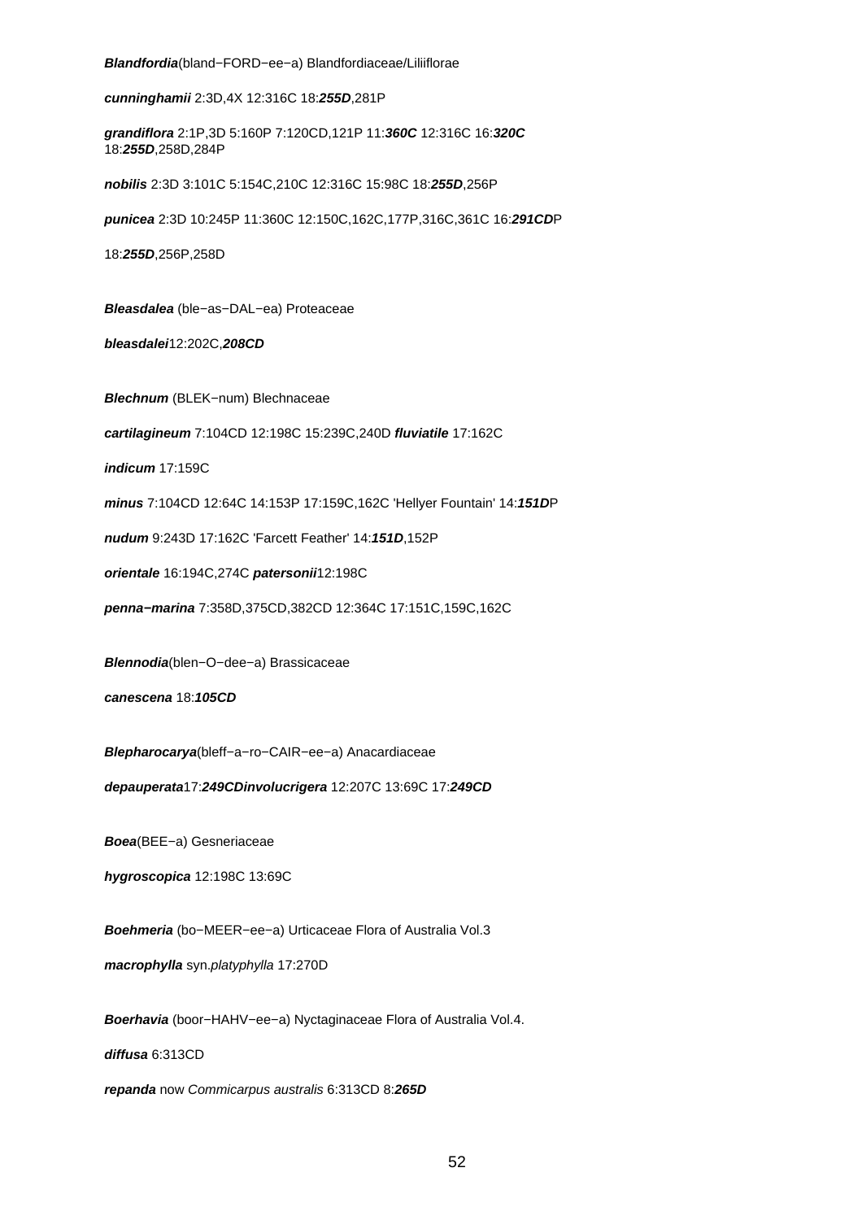***Blandfordia***(bland−FORD−ee−a) Blandfordiaceae/Liliiflorae

***cunninghamii*** 2:3D,4X 12:316C 18:***255D***,281P

***grandiflora*** 2:1P,3D 5:160P 7:120CD,121P 11:***360C*** 12:316C 16:***320C*** 18:***255D***,258D,284P

***nobilis*** 2:3D 3:101C 5:154C,210C 12:316C 15:98C 18:***255D***,256P

***punicea*** 2:3D 10:245P 11:360C 12:150C,162C,177P,316C,361C 16:***291CD***P

18:***255D***,256P,258D

***Bleasdalea*** (ble−as−DAL−ea) Proteaceae

***bleasdalei***12:202C,***208CD***

***Blechnum*** (BLEK−num) Blechnaceae

***cartilagineum*** 7:104CD 12:198C 15:239C,240D ***fluviatile*** 17:162C

***indicum*** 17:159C

***minus*** 7:104CD 12:64C 14:153P 17:159C,162C 'Hellyer Fountain' 14:***151D***P

***nudum*** 9:243D 17:162C 'Farcett Feather' 14:***151D***,152P

***orientale*** 16:194C,274C ***patersonii***12:198C

***penna−marina*** 7:358D,375CD,382CD 12:364C 17:151C,159C,162C

***Blennodia***(blen−O−dee−a) Brassicaceae

***canescena*** 18:***105CD***

***Blepharocarya***(bleff−a−ro−CAIR−ee−a) Anacardiaceae

***depauperata***17:***249CD******involucrigera*** 12:207C 13:69C 17:***249CD***

***Boea***(BEE−a) Gesneriaceae

***hygroscopica*** 12:198C 13:69C

***Boehmeria*** (bo−MEER−ee−a) Urticaceae Flora of Australia Vol.3

***macrophylla*** syn.*platyphylla* 17:270D

***Boerhavia*** (boor−HAHV−ee−a) Nyctaginaceae Flora of Australia Vol.4.

***diffusa*** 6:313CD

***repanda*** now *Commicarpus australis* 6:313CD 8:***265D***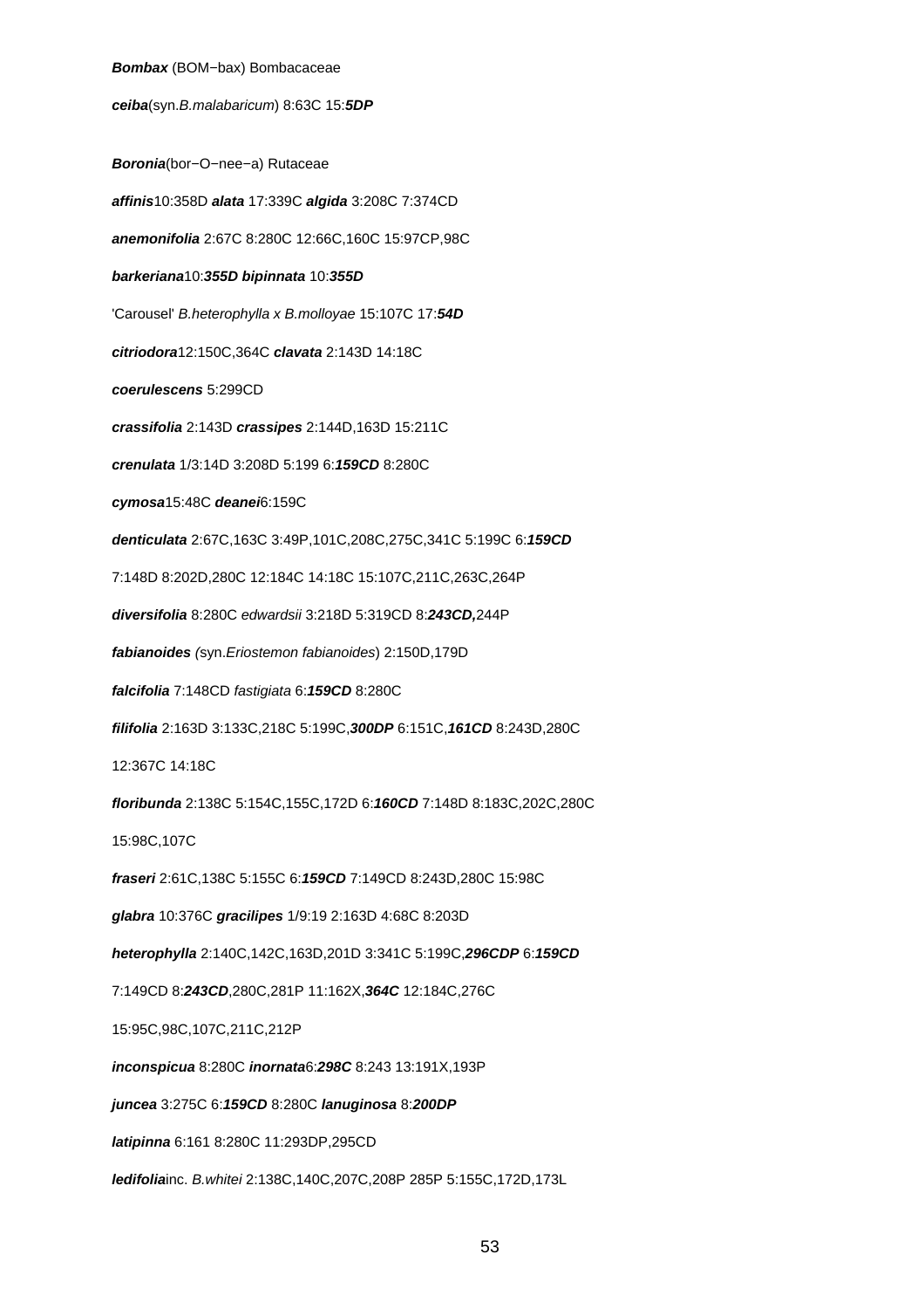***Bombax*** (BOM−bax) Bombacaceae

***ceiba***(syn.*B.malabaricum*) 8:63C 15:***5DP***

***Boronia***(bor−O−nee−a) Rutaceae

***affinis***10:358D ***alata*** 17:339C ***algida*** 3:208C 7:374CD

***anemonifolia*** 2:67C 8:280C 12:66C,160C 15:97CP,98C

***barkeriana***10:***355D*** ***bipinnata*** 10:***355D***

'Carousel' *B.heterophylla x B.molloyae* 15:107C 17:***54D***

***citriodora***12:150C,364C ***clavata*** 2:143D 14:18C

***coerulescens*** 5:299CD

***crassifolia*** 2:143D ***crassipes*** 2:144D,163D 15:211C

***crenulata*** 1/3:14D 3:208D 5:199 6:***159CD*** 8:280C

***cymosa***15:48C ***deanei***6:159C

***denticulata*** 2:67C,163C 3:49P,101C,208C,275C,341C 5:199C 6:***159CD***

7:148D 8:202D,280C 12:184C 14:18C 15:107C,211C,263C,264P

***diversifolia*** 8:280C *edwardsii* 3:218D 5:319CD 8:***243CD,***244P

***fabianoides*** *(*syn.*Eriostemon fabianoides*) 2:150D,179D

***falcifolia*** 7:148CD *fastigiata* 6:***159CD*** 8:280C

***filifolia*** 2:163D 3:133C,218C 5:199C,***300DP*** 6:151C,***161CD*** 8:243D,280C

12:367C 14:18C

***floribunda*** 2:138C 5:154C,155C,172D 6:***160CD*** 7:148D 8:183C,202C,280C

15:98C,107C

***fraseri*** 2:61C,138C 5:155C 6:***159CD*** 7:149CD 8:243D,280C 15:98C

***glabra*** 10:376C ***gracilipes*** 1/9:19 2:163D 4:68C 8:203D

***heterophylla*** 2:140C,142C,163D,201D 3:341C 5:199C,***296CDP*** 6:***159CD***

7:149CD 8:***243CD***,280C,281P 11:162X,***364C*** 12:184C,276C

15:95C,98C,107C,211C,212P

***inconspicua*** 8:280C ***inornata***6:***298C*** 8:243 13:191X,193P

***juncea*** 3:275C 6:***159CD*** 8:280C ***lanuginosa*** 8:***200DP***

***latipinna*** 6:161 8:280C 11:293DP,295CD

***ledifolia***inc. *B.whitei* 2:138C,140C,207C,208P 285P 5:155C,172D,173L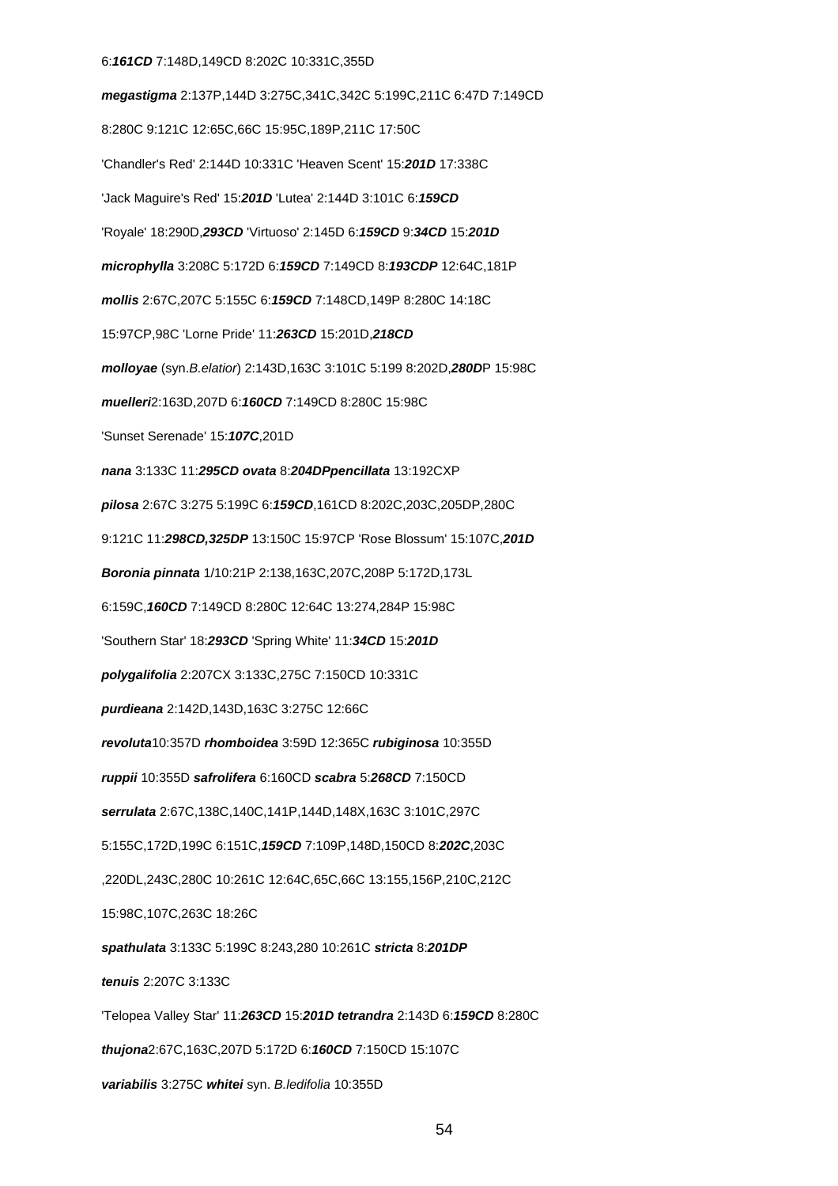6:***161CD*** 7:148D,149CD 8:202C 10:331C,355D

***megastigma*** 2:137P,144D 3:275C,341C,342C 5:199C,211C 6:47D 7:149CD

8:280C 9:121C 12:65C,66C 15:95C,189P,211C 17:50C

'Chandler's Red' 2:144D 10:331C 'Heaven Scent' 15:***201D*** 17:338C

'Jack Maguire's Red' 15:***201D*** 'Lutea' 2:144D 3:101C 6:***159CD***

'Royale' 18:290D,***293CD*** 'Virtuoso' 2:145D 6:***159CD*** 9:***34CD*** 15:***201D***

***microphylla*** 3:208C 5:172D 6:***159CD*** 7:149CD 8:***193CDP*** 12:64C,181P

***mollis*** 2:67C,207C 5:155C 6:***159CD*** 7:148CD,149P 8:280C 14:18C

15:97CP,98C 'Lorne Pride' 11:***263CD*** 15:201D,***218CD***

***molloyae*** (syn.*B.elatior*) 2:143D,163C 3:101C 5:199 8:202D,***280D***P 15:98C

***muelleri***2:163D,207D 6:***160CD*** 7:149CD 8:280C 15:98C

'Sunset Serenade' 15:***107C***,201D

***nana*** 3:133C 11:***295CD*** ***ovata*** 8:***204DP******pencillata*** 13:192CXP

***pilosa*** 2:67C 3:275 5:199C 6:***159CD***,161CD 8:202C,203C,205DP,280C

9:121C 11:***298CD,325DP*** 13:150C 15:97CP 'Rose Blossum' 15:107C,***201D***

***Boronia pinnata*** 1/10:21P 2:138,163C,207C,208P 5:172D,173L

6:159C,***160CD*** 7:149CD 8:280C 12:64C 13:274,284P 15:98C

'Southern Star' 18:***293CD*** 'Spring White' 11:***34CD*** 15:***201D***

***polygalifolia*** 2:207CX 3:133C,275C 7:150CD 10:331C

***purdieana*** 2:142D,143D,163C 3:275C 12:66C

***revoluta***10:357D ***rhomboidea*** 3:59D 12:365C ***rubiginosa*** 10:355D

***ruppii*** 10:355D ***safrolifera*** 6:160CD ***scabra*** 5:***268CD*** 7:150CD

***serrulata*** 2:67C,138C,140C,141P,144D,148X,163C 3:101C,297C

5:155C,172D,199C 6:151C,***159CD*** 7:109P,148D,150CD 8:***202C***,203C

,220DL,243C,280C 10:261C 12:64C,65C,66C 13:155,156P,210C,212C

15:98C,107C,263C 18:26C

***spathulata*** 3:133C 5:199C 8:243,280 10:261C ***stricta*** 8:***201DP***

***tenuis*** 2:207C 3:133C

'Telopea Valley Star' 11:***263CD*** 15:***201D*** ***tetrandra*** 2:143D 6:***159CD*** 8:280C

***thujona***2:67C,163C,207D 5:172D 6:***160CD*** 7:150CD 15:107C

***variabilis*** 3:275C ***whitei*** syn. *B.ledifolia* 10:355D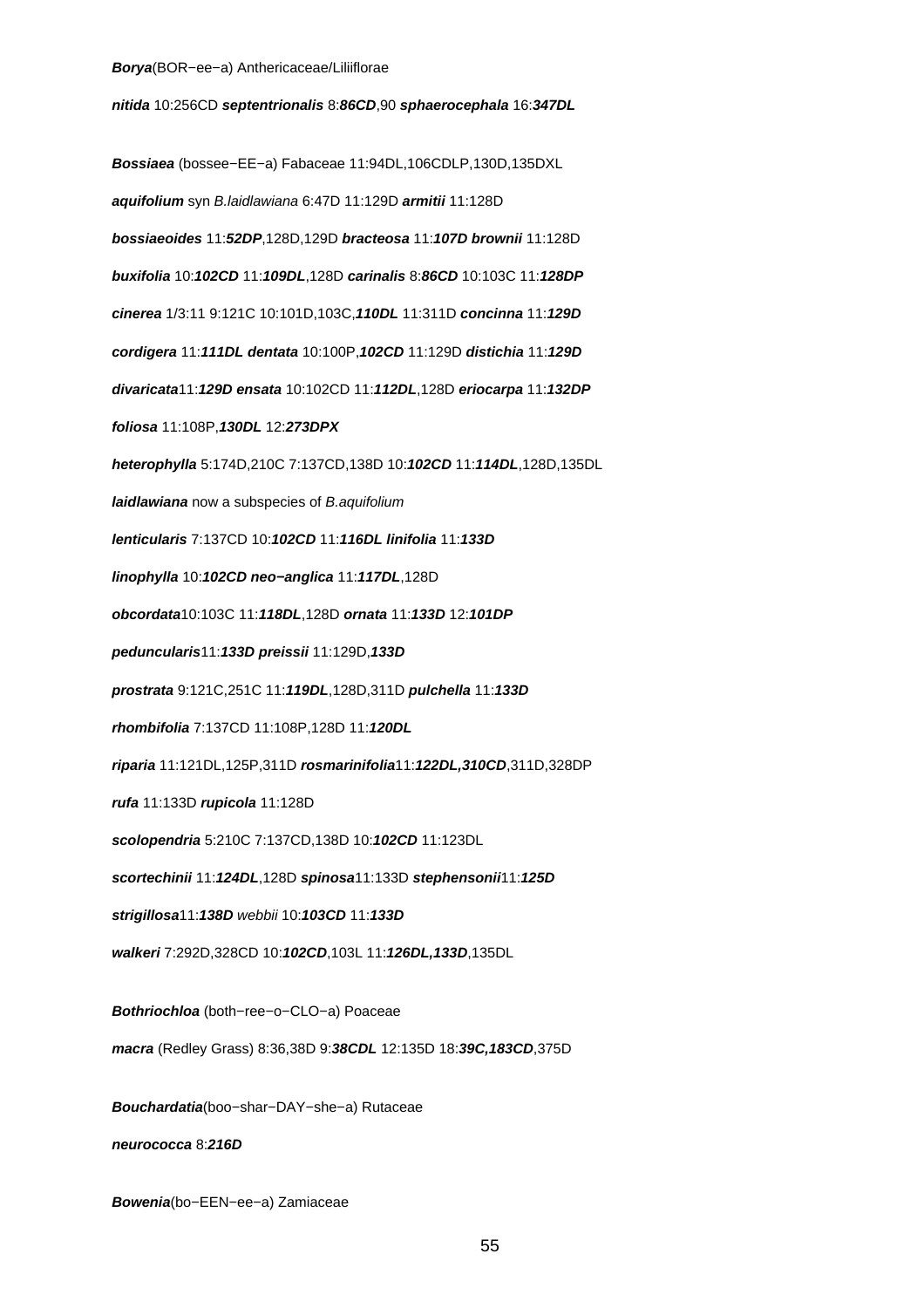**Borya**(BOR−ee−a) Anthericaceae/Liliiflorae

**nitida** 10:256CD **septentrionalis** 8:***86CD***,90 **sphaerocephala** 16:***347DL***

**Bossiaea** (bossee−EE−a) Fabaceae 11:94DL,106CDLP,130D,135DXL

**aquifolium** syn *B.laidlawiana* 6:47D 11:129D **armitii** 11:128D

**bossiaeoides** 11:***52DP***,128D,129D **bracteosa** 11:***107D*** **brownii** 11:128D

**buxifolia** 10:***102CD*** 11:***109DL***,128D **carinalis** 8:***86CD*** 10:103C 11:***128DP***

**cinerea** 1/3:11 9:121C 10:101D,103C,***110DL*** 11:311D **concinna** 11:***129D***

**cordigera** 11:***111DL*** **dentata** 10:100P,***102CD*** 11:129D **distichia** 11:***129D***

**divaricata**11:***129D*** **ensata** 10:102CD 11:***112DL***,128D **eriocarpa** 11:***132DP***

**foliosa** 11:108P,***130DL*** 12:***273DPX***

**heterophylla** 5:174D,210C 7:137CD,138D 10:***102CD*** 11:***114DL***,128D,135DL

**laidlawiana** now a subspecies of *B.aquifolium*

**lenticularis** 7:137CD 10:***102CD*** 11:***116DL*** **linifolia** 11:***133D***

**linophylla** 10:***102CD*** **neo−anglica** 11:***117DL***,128D

**obcordata**10:103C 11:***118DL***,128D **ornata** 11:***133D*** 12:***101DP***

**peduncularis**11:***133D*** **preissii** 11:129D,***133D***

**prostrata** 9:121C,251C 11:***119DL***,128D,311D **pulchella** 11:***133D***

**rhombifolia** 7:137CD 11:108P,128D 11:***120DL***

**riparia** 11:121DL,125P,311D **rosmarinifolia**11:***122DL,310CD***,311D,328DP

**rufa** 11:133D **rupicola** 11:128D

**scolopendria** 5:210C 7:137CD,138D 10:***102CD*** 11:123DL

**scortechinii** 11:***124DL***,128D **spinosa**11:133D **stephensonii**11:***125D***

**strigillosa**11:***138D*** *webbii* 10:***103CD*** 11:***133D***

**walkeri** 7:292D,328CD 10:***102CD***,103L 11:***126DL,133D***,135DL

**Bothriochloa** (both−ree−o−CLO−a) Poaceae

**macra** (Redley Grass) 8:36,38D 9:***38CDL*** 12:135D 18:***39C,183CD***,375D

**Bouchardatia**(boo−shar−DAY−she−a) Rutaceae

**neurococca** 8:***216D***

**Bowenia**(bo−EEN−ee−a) Zamiaceae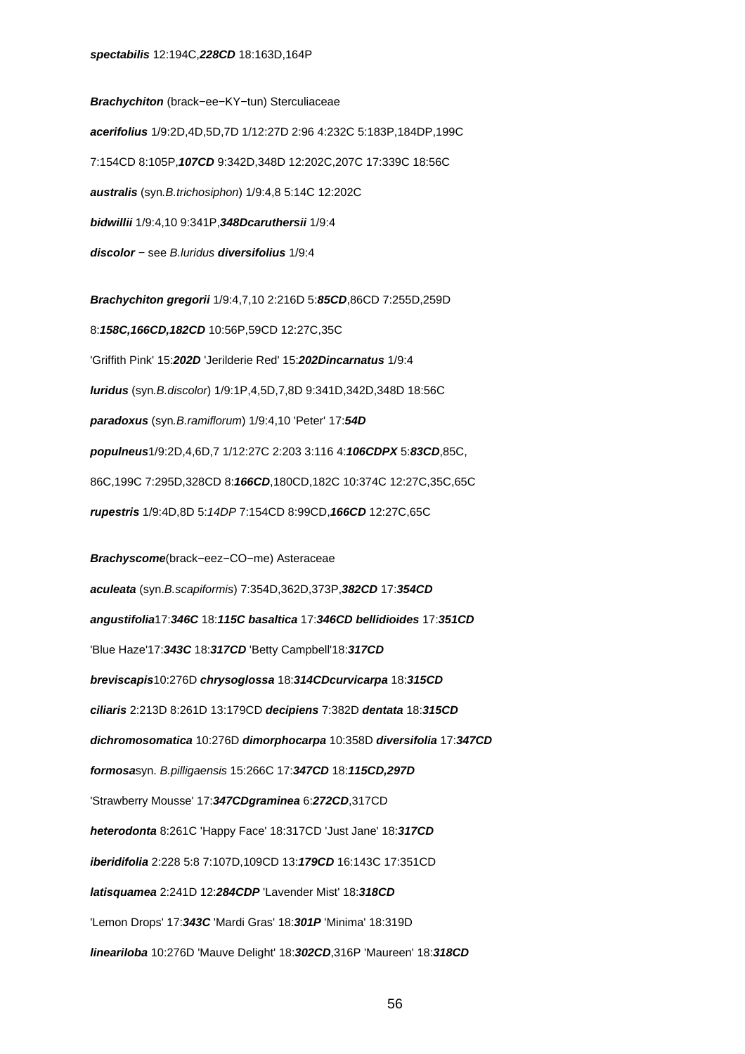***spectabilis*** 12:194C,***228CD*** 18:163D,164P

***Brachychiton*** (brack−ee−KY−tun) Sterculiaceae

***acerifolius*** 1/9:2D,4D,5D,7D 1/12:27D 2:96 4:232C 5:183P,184DP,199C

7:154CD 8:105P,***107CD*** 9:342D,348D 12:202C,207C 17:339C 18:56C

***australis*** (syn.*B.trichosiphon*) 1/9:4,8 5:14C 12:202C

***bidwillii*** 1/9:4,10 9:341P,***348Dcaruthersii*** 1/9:4

***discolor*** − see *B.luridus* ***diversifolius*** 1/9:4

***Brachychiton gregorii*** 1/9:4,7,10 2:216D 5:***85CD***,86CD 7:255D,259D

8:***158C,166CD,182CD*** 10:56P,59CD 12:27C,35C

'Griffith Pink' 15:***202D*** 'Jerilderie Red' 15:***202Dincarnatus*** 1/9:4

***luridus*** (syn.*B.discolor*) 1/9:1P,4,5D,7,8D 9:341D,342D,348D 18:56C

***paradoxus*** (syn.*B.ramiflorum*) 1/9:4,10 'Peter' 17:***54D***

***populneus***1/9:2D,4,6D,7 1/12:27C 2:203 3:116 4:***106CDPX*** 5:***83CD***,85C,

86C,199C 7:295D,328CD 8:***166CD***,180CD,182C 10:374C 12:27C,35C,65C

***rupestris*** 1/9:4D,8D 5:*14DP* 7:154CD 8:99CD,***166CD*** 12:27C,65C

***Brachyscome***(brack−eez−CO−me) Asteraceae

***aculeata*** (syn.*B.scapiformis*) 7:354D,362D,373P,***382CD*** 17:***354CD***

***angustifolia***17:***346C*** 18:***115C basaltica*** 17:***346CD bellidioides*** 17:***351CD***

'Blue Haze'17:***343C*** 18:***317CD*** 'Betty Campbell'18:***317CD***

***breviscapis***10:276D ***chrysoglossa*** 18:***314CDcurvicarpa*** 18:***315CD***

***ciliaris*** 2:213D 8:261D 13:179CD ***decipiens*** 7:382D ***dentata*** 18:***315CD***

***dichromosomatica*** 10:276D ***dimorphocarpa*** 10:358D ***diversifolia*** 17:***347CD***

***formosa***syn. *B.pilligaensis* 15:266C 17:***347CD*** 18:***115CD,297D***

'Strawberry Mousse' 17:***347CDgraminea*** 6:***272CD***,317CD

***heterodonta*** 8:261C 'Happy Face' 18:317CD 'Just Jane' 18:***317CD***

***iberidifolia*** 2:228 5:8 7:107D,109CD 13:***179CD*** 16:143C 17:351CD

***latisquamea*** 2:241D 12:***284CDP*** 'Lavender Mist' 18:***318CD***

'Lemon Drops' 17:***343C*** 'Mardi Gras' 18:***301P*** 'Minima' 18:319D

***lineariloba*** 10:276D 'Mauve Delight' 18:***302CD***,316P 'Maureen' 18:***318CD***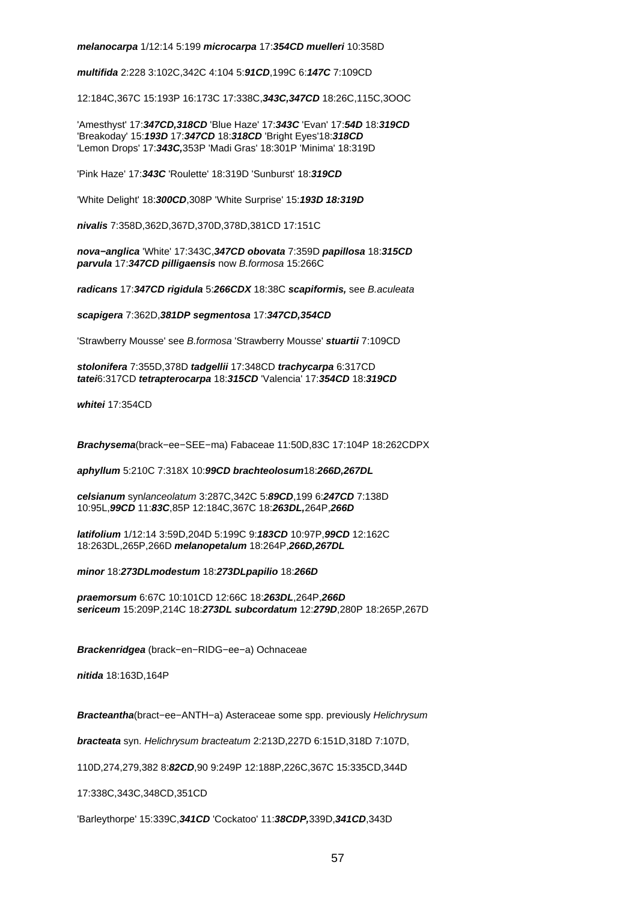**melanocarpa** 1/12:14 5:199 **microcarpa** 17:***354CD*** **muelleri** 10:358D

**multifida** 2:228 3:102C,342C 4:104 5:***91CD***,199C 6:***147C*** 7:109CD

12:184C,367C 15:193P 16:173C 17:338C,***343C,347CD*** 18:26C,115C,3OOC

'Amesthyst' 17:***347CD,318CD*** 'Blue Haze' 17:***343C*** 'Evan' 17:***54D*** 18:***319CD***
'Breakoday' 15:***193D*** 17:***347CD*** 18:***318CD*** 'Bright Eyes'18:***318CD***
'Lemon Drops' 17:***343C,***353P 'Madi Gras' 18:301P 'Minima' 18:319D

'Pink Haze' 17:***343C*** 'Roulette' 18:319D 'Sunburst' 18:***319CD***

'White Delight' 18:***300CD***,308P 'White Surprise' 15:***193D 18:319D***

**nivalis** 7:358D,362D,367D,370D,378D,381CD 17:151C

**nova−anglica** 'White' 17:343C,***347CD*** **obovata** 7:359D **papillosa** 18:***315CD***
**parvula** 17:***347CD*** **pilligaensis** now *B.formosa* 15:266C

**radicans** 17:***347CD*** **rigidula** 5:***266CDX*** 18:38C **scapiformis,** see *B.aculeata*

**scapigera** 7:362D,***381DP*** **segmentosa** 17:***347CD,354CD***

'Strawberry Mousse' see *B.formosa* 'Strawberry Mousse' **stuartii** 7:109CD

**stolonifera** 7:355D,378D **tadgellii** 17:348CD **trachycarpa** 6:317CD
**tatei**6:317CD **tetrapterocarpa** 18:***315CD*** 'Valencia' 17:***354CD*** 18:***319CD***

**whitei** 17:354CD

**Brachysema**(brack−ee−SEE−ma) Fabaceae 11:50D,83C 17:104P 18:262CDPX

**aphyllum** 5:210C 7:318X 10:***99CD*** **brachteolosum**18:***266D,267DL***

**celsianum** syn*lanceolatum* 3:287C,342C 5:***89CD***,199 6:***247CD*** 7:138D
10:95L,***99CD*** 11:***83C***,85P 12:184C,367C 18:***263DL,***264P,***266D***

**latifolium** 1/12:14 3:59D,204D 5:199C 9:***183CD*** 10:97P,***99CD*** 12:162C
18:263DL,265P,266D **melanopetalum** 18:264P,***266D,267DL***

**minor** 18:***273DL*****modestum** 18:***273DL*****papilio** 18:***266D***

**praemorsum** 6:67C 10:101CD 12:66C 18:***263DL***,264P,***266D***
**sericeum** 15:209P,214C 18:***273DL*** **subcordatum** 12:***279D***,280P 18:265P,267D

**Brackenridgea** (brack−en−RIDG−ee−a) Ochnaceae

**nitida** 18:163D,164P

**Bracteantha**(bract−ee−ANTH−a) Asteraceae some spp. previously *Helichrysum*

**bracteata** syn. *Helichrysum bracteatum* 2:213D,227D 6:151D,318D 7:107D,

110D,274,279,382 8:***82CD***,90 9:249P 12:188P,226C,367C 15:335CD,344D

17:338C,343C,348CD,351CD

'Barleythorpe' 15:339C,***341CD*** 'Cockatoo' 11:***38CDP,***339D,***341CD***,343D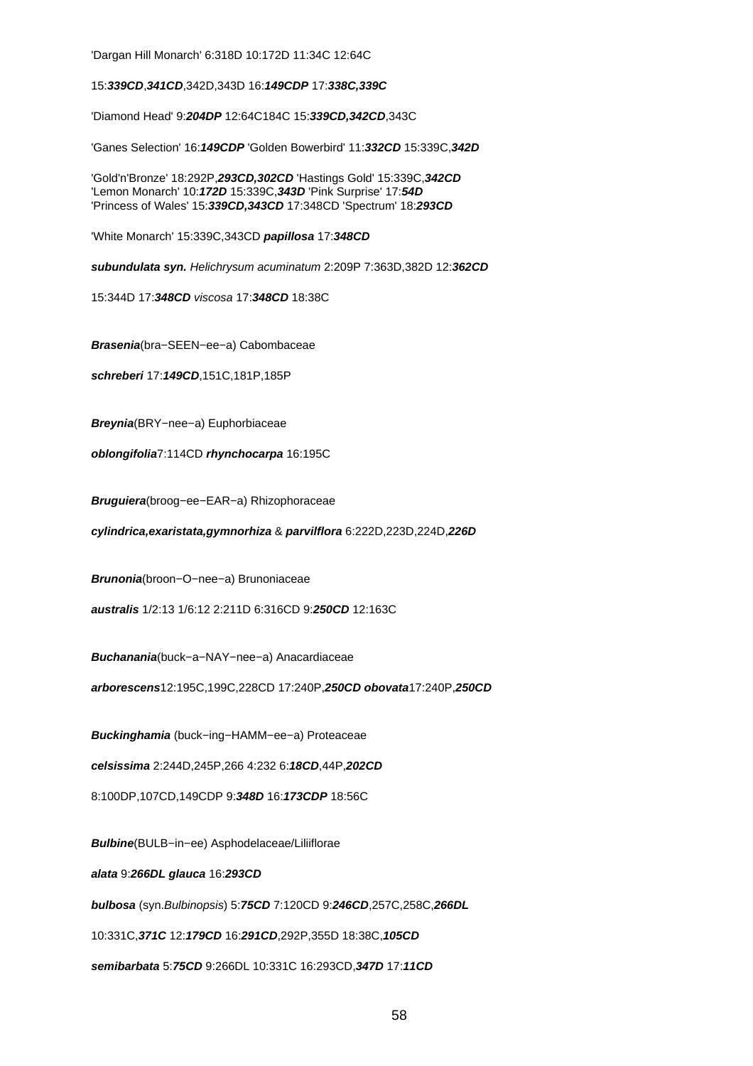'Dargan Hill Monarch' 6:318D 10:172D 11:34C 12:64C

15:***339CD***,***341CD***,342D,343D 16:***149CDP*** 17:***338C,339C***

'Diamond Head' 9:***204DP*** 12:64C184C 15:***339CD,342CD***,343C

'Ganes Selection' 16:***149CDP*** 'Golden Bowerbird' 11:***332CD*** 15:339C,***342D***

'Gold'n'Bronze' 18:292P,***293CD,302CD*** 'Hastings Gold' 15:339C,***342CD***
'Lemon Monarch' 10:***172D*** 15:339C,***343D*** 'Pink Surprise' 17:***54D***
'Princess of Wales' 15:***339CD,343CD*** 17:348CD 'Spectrum' 18:***293CD***

'White Monarch' 15:339C,343CD ***papillosa*** 17:***348CD***

***subundulata syn.*** *Helichrysum acuminatum* 2:209P 7:363D,382D 12:***362CD***

15:344D 17:***348CD*** *viscosa* 17:***348CD*** 18:38C

***Brasenia***(bra−SEEN−ee−a) Cabombaceae

***schreberi*** 17:***149CD***,151C,181P,185P

***Breynia***(BRY−nee−a) Euphorbiaceae

***oblongifolia***7:114CD ***rhynchocarpa*** 16:195C

***Bruguiera***(broog−ee−EAR−a) Rhizophoraceae

***cylindrica,exaristata,gymnorhiza*** & ***parvilflora*** 6:222D,223D,224D,***226D***

***Brunonia***(broon−O−nee−a) Brunoniaceae

***australis*** 1/2:13 1/6:12 2:211D 6:316CD 9:***250CD*** 12:163C

***Buchanania***(buck−a−NAY−nee−a) Anacardiaceae

***arborescens***12:195C,199C,228CD 17:240P,***250CD obovata***17:240P,***250CD***

***Buckinghamia*** (buck−ing−HAMM−ee−a) Proteaceae

***celsissima*** 2:244D,245P,266 4:232 6:***18CD***,44P,***202CD***

8:100DP,107CD,149CDP 9:***348D*** 16:***173CDP*** 18:56C

***Bulbine***(BULB−in−ee) Asphodelaceae/Liliiflorae

***alata*** 9:***266DL glauca*** 16:***293CD***

***bulbosa*** (syn.*Bulbinopsis*) 5:***75CD*** 7:120CD 9:***246CD***,257C,258C,***266DL***

10:331C,***371C*** 12:***179CD*** 16:***291CD***,292P,355D 18:38C,***105CD***

***semibarbata*** 5:***75CD*** 9:266DL 10:331C 16:293CD,***347D*** 17:***11CD***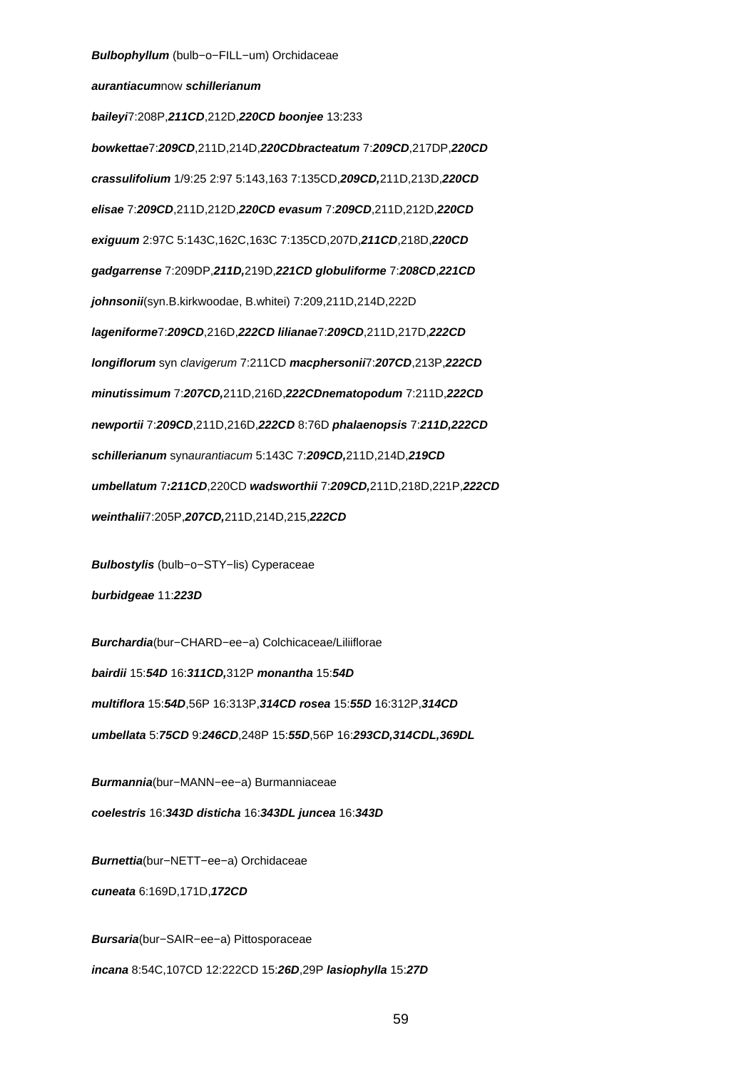**Bulbophyllum** (bulb−o−FILL−um) Orchidaceae

**aurantiacum**now **schillerianum**

**baileyi**7:208P,***211CD***,212D,***220CD*** **boonjee** 13:233

**bowkettae**7:***209CD***,211D,214D,***220CD*****bracteatum** 7:***209CD***,217DP,***220CD***

**crassulifolium** 1/9:25 2:97 5:143,163 7:135CD,***209CD,***211D,213D,***220CD***

**elisae** 7:***209CD***,211D,212D,***220CD*** **evasum** 7:***209CD***,211D,212D,***220CD***

**exiguum** 2:97C 5:143C,162C,163C 7:135CD,207D,***211CD***,218D,***220CD***

**gadgarrense** 7:209DP,***211D,***219D,***221CD*** **globuliforme** 7:***208CD***,***221CD***

**johnsonii**(syn.B.kirkwoodae, B.whitei) 7:209,211D,214D,222D

**lageniforme**7:***209CD***,216D,***222CD*** **lilianae**7:***209CD***,211D,217D,***222CD***

**longiflorum** syn *clavigerum* 7:211CD **macphersonii**7:***207CD***,213P,***222CD***

**minutissimum** 7:***207CD,***211D,216D,***222CD*****nematopodum** 7:211D,***222CD***

**newportii** 7:***209CD***,211D,216D,***222CD*** 8:76D **phalaenopsis** 7:***211D,222CD***

**schillerianum** syn*aurantiacum* 5:143C 7:***209CD,***211D,214D,***219CD***

**umbellatum** 7***:211CD***,220CD **wadsworthii** 7:***209CD,***211D,218D,221P,***222CD***

**weinthalii**7:205P,***207CD,***211D,214D,215,***222CD***

**Bulbostylis** (bulb−o−STY−lis) Cyperaceae

**burbidgeae** 11:***223D***

**Burchardia**(bur−CHARD−ee−a) Colchicaceae/Liliiflorae

**bairdii** 15:***54D*** 16:***311CD,***312P **monantha** 15:***54D***

**multiflora** 15:***54D***,56P 16:313P,***314CD*** **rosea** 15:***55D*** 16:312P,***314CD***

**umbellata** 5:***75CD*** 9:***246CD***,248P 15:***55D***,56P 16:***293CD,314CDL,369DL***

**Burmannia**(bur−MANN−ee−a) Burmanniaceae

**coelestris** 16:***343D*** **disticha** 16:***343DL*** **juncea** 16:***343D***

**Burnettia**(bur−NETT−ee−a) Orchidaceae

**cuneata** 6:169D,171D,***172CD***

**Bursaria**(bur−SAIR−ee−a) Pittosporaceae

**incana** 8:54C,107CD 12:222CD 15:***26D***,29P **lasiophylla** 15:***27D***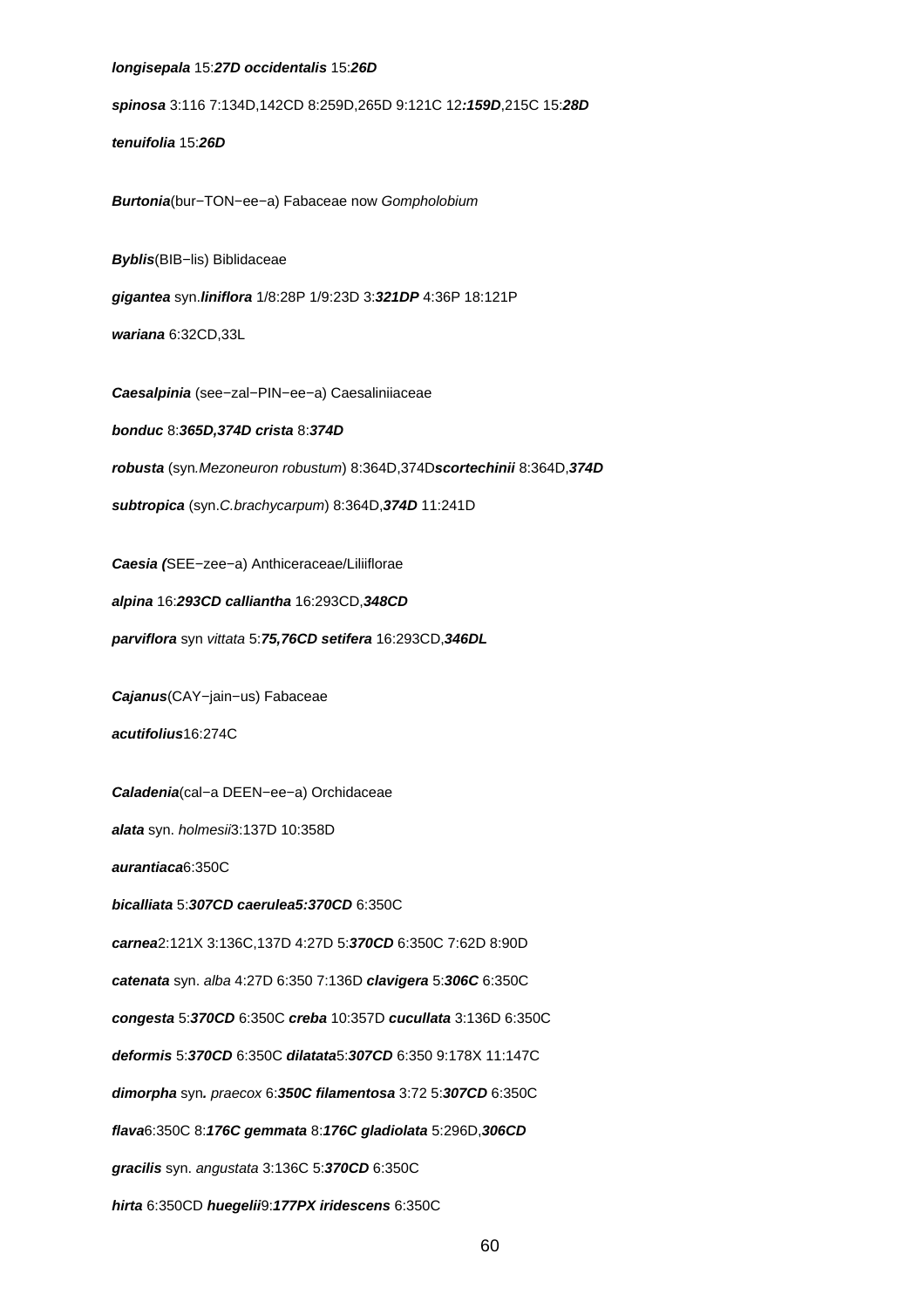***longisepala*** 15:***27D occidentalis*** 15:***26D***

***spinosa*** 3:116 7:134D,142CD 8:259D,265D 9:121C 12***:159D***,215C 15:***28D***

***tenuifolia*** 15:***26D***

***Burtonia***(bur−TON−ee−a) Fabaceae now *Gompholobium*

***Byblis***(BIB−lis) Biblidaceae

***gigantea*** syn.***liniflora*** 1/8:28P 1/9:23D 3:***321DP*** 4:36P 18:121P

***wariana*** 6:32CD,33L

***Caesalpinia*** (see−zal−PIN−ee−a) Caesaliniiaceae

***bonduc*** 8:***365D,374D crista*** 8:***374D***

***robusta*** (syn*.Mezoneuron robustum*) 8:364D,374D***scortechinii*** 8:364D,***374D***

***subtropica*** (syn.*C.brachycarpum*) 8:364D,***374D*** 11:241D

***Caesia (***SEE−zee−a) Anthiceraceae/Liliiflorae

***alpina*** 16:***293CD calliantha*** 16:293CD,***348CD***

***parviflora*** syn *vittata* 5:***75,76CD setifera*** 16:293CD,***346DL***

***Cajanus***(CAY−jain−us) Fabaceae

***acutifolius***16:274C

***Caladenia***(cal−a DEEN−ee−a) Orchidaceae

***alata*** syn. *holmesii*3:137D 10:358D

***aurantiaca***6:350C

***bicalliata*** 5:***307CD caerulea5:370CD*** 6:350C

***carnea***2:121X 3:136C,137D 4:27D 5:***370CD*** 6:350C 7:62D 8:90D

***catenata*** syn. *alba* 4:27D 6:350 7:136D ***clavigera*** 5:***306C*** 6:350C

***congesta*** 5:***370CD*** 6:350C ***creba*** 10:357D ***cucullata*** 3:136D 6:350C

***deformis*** 5:***370CD*** 6:350C ***dilatata***5:***307CD*** 6:350 9:178X 11:147C

***dimorpha*** syn***.*** *praecox* 6:***350C filamentosa*** 3:72 5:***307CD*** 6:350C

***flava***6:350C 8:***176C gemmata*** 8:***176C gladiolata*** 5:296D,***306CD***

***gracilis*** syn. *angustata* 3:136C 5:***370CD*** 6:350C

***hirta*** 6:350CD ***huegelii***9:***177PX iridescens*** 6:350C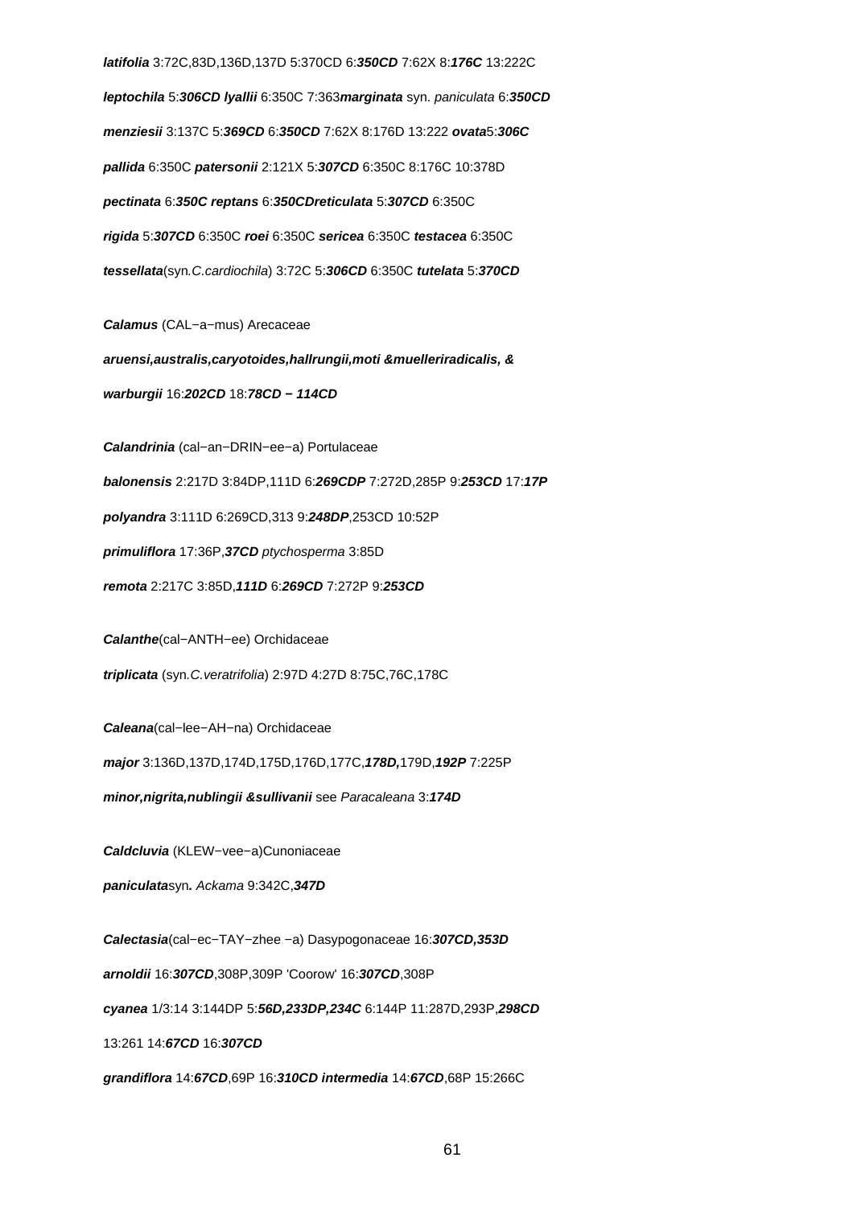***latifolia*** 3:72C,83D,136D,137D 5:370CD 6:***350CD*** 7:62X 8:***176C*** 13:222C

***leptochila*** 5:***306CD*** ***lyallii*** 6:350C 7:363***marginata*** syn. *paniculata* 6:***350CD***

***menziesii*** 3:137C 5:***369CD*** 6:***350CD*** 7:62X 8:176D 13:222 ***ovata***5:***306C***

***pallida*** 6:350C ***patersonii*** 2:121X 5:***307CD*** 6:350C 8:176C 10:378D

***pectinata*** 6:***350C*** ***reptans*** 6:***350CDreticulata*** 5:***307CD*** 6:350C

***rigida*** 5:***307CD*** 6:350C ***roei*** 6:350C ***sericea*** 6:350C ***testacea*** 6:350C

***tessellata***(syn*.C.cardiochila*) 3:72C 5:***306CD*** 6:350C ***tutelata*** 5:***370CD***

***Calamus*** (CAL−a−mus) Arecaceae

***aruensi,australis,caryotoides,hallrungii,moti &muelleriradicalis, &***

***warburgii*** 16:***202CD*** 18:***78CD − 114CD***

***Calandrinia*** (cal−an−DRIN−ee−a) Portulaceae

***balonensis*** 2:217D 3:84DP,111D 6:***269CDP*** 7:272D,285P 9:***253CD*** 17:***17P***

***polyandra*** 3:111D 6:269CD,313 9:***248DP***,253CD 10:52P

***primuliflora*** 17:36P,***37CD*** *ptychosperma* 3:85D

***remota*** 2:217C 3:85D,***111D*** 6:***269CD*** 7:272P 9:***253CD***

***Calanthe***(cal−ANTH−ee) Orchidaceae

***triplicata*** (syn*.C.veratrifolia*) 2:97D 4:27D 8:75C,76C,178C

***Caleana***(cal−lee−AH−na) Orchidaceae

***major*** 3:136D,137D,174D,175D,176D,177C,***178D,***179D,***192P*** 7:225P

***minor,nigrita,nublingii &sullivanii*** see *Paracaleana* 3:***174D***

***Caldcluvia*** (KLEW−vee−a)Cunoniaceae

***paniculata***syn***.*** *Ackama* 9:342C,***347D***

***Calectasia***(cal−ec−TAY−zhee −a) Dasypogonaceae 16:***307CD,353D***

***arnoldii*** 16:***307CD***,308P,309P 'Coorow' 16:***307CD***,308P

***cyanea*** 1/3:14 3:144DP 5:***56D,233DP,234C*** 6:144P 11:287D,293P,***298CD***

13:261 14:***67CD*** 16:***307CD***

***grandiflora*** 14:***67CD***,69P 16:***310CD*** ***intermedia*** 14:***67CD***,68P 15:266C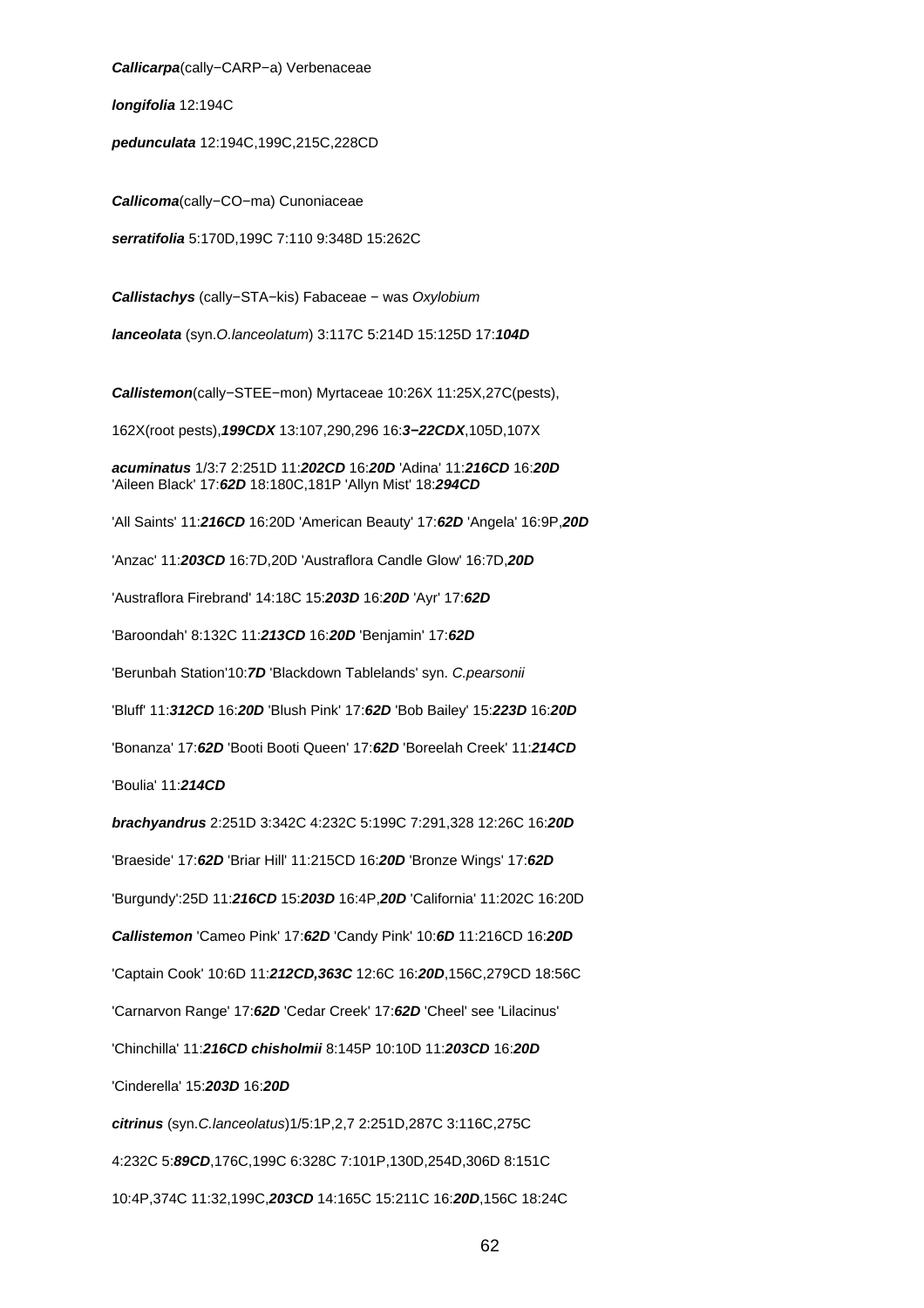***Callicarpa***(cally−CARP−a) Verbenaceae

***longifolia*** 12:194C

***pedunculata*** 12:194C,199C,215C,228CD

***Callicoma***(cally−CO−ma) Cunoniaceae

***serratifolia*** 5:170D,199C 7:110 9:348D 15:262C

***Callistachys*** (cally−STA−kis) Fabaceae − was *Oxylobium*

***lanceolata*** (syn.*O.lanceolatum*) 3:117C 5:214D 15:125D 17:***104D***

***Callistemon***(cally−STEE−mon) Myrtaceae 10:26X 11:25X,27C(pests),

162X(root pests),***199CDX*** 13:107,290,296 16:***3−22CDX***,105D,107X

***acuminatus*** 1/3:7 2:251D 11:***202CD*** 16:***20D*** 'Adina' 11:***216CD*** 16:***20D***
'Aileen Black' 17:***62D*** 18:180C,181P 'Allyn Mist' 18:***294CD***

'All Saints' 11:***216CD*** 16:20D 'American Beauty' 17:***62D*** 'Angela' 16:9P,***20D***

'Anzac' 11:***203CD*** 16:7D,20D 'Austraflora Candle Glow' 16:7D,***20D***

'Austraflora Firebrand' 14:18C 15:***203D*** 16:***20D*** 'Ayr' 17:***62D***

'Baroondah' 8:132C 11:***213CD*** 16:***20D*** 'Benjamin' 17:***62D***

'Berunbah Station'10:***7D*** 'Blackdown Tablelands' syn. *C.pearsonii*

'Bluff' 11:***312CD*** 16:***20D*** 'Blush Pink' 17:***62D*** 'Bob Bailey' 15:***223D*** 16:***20D***

'Bonanza' 17:***62D*** 'Booti Booti Queen' 17:***62D*** 'Boreelah Creek' 11:***214CD***

'Boulia' 11:***214CD***

***brachyandrus*** 2:251D 3:342C 4:232C 5:199C 7:291,328 12:26C 16:***20D***

'Braeside' 17:***62D*** 'Briar Hill' 11:215CD 16:***20D*** 'Bronze Wings' 17:***62D***

'Burgundy':25D 11:***216CD*** 15:***203D*** 16:4P,***20D*** 'California' 11:202C 16:20D

***Callistemon*** 'Cameo Pink' 17:***62D*** 'Candy Pink' 10:***6D*** 11:216CD 16:***20D***

'Captain Cook' 10:6D 11:***212CD,363C*** 12:6C 16:***20D***,156C,279CD 18:56C

'Carnarvon Range' 17:***62D*** 'Cedar Creek' 17:***62D*** 'Cheel' see 'Lilacinus'

'Chinchilla' 11:***216CD chisholmii*** 8:145P 10:10D 11:***203CD*** 16:***20D***

'Cinderella' 15:***203D*** 16:***20D***

***citrinus*** (syn.*C.lanceolatus*)1/5:1P,2,7 2:251D,287C 3:116C,275C

4:232C 5:***89CD***,176C,199C 6:328C 7:101P,130D,254D,306D 8:151C

10:4P,374C 11:32,199C,***203CD*** 14:165C 15:211C 16:***20D***,156C 18:24C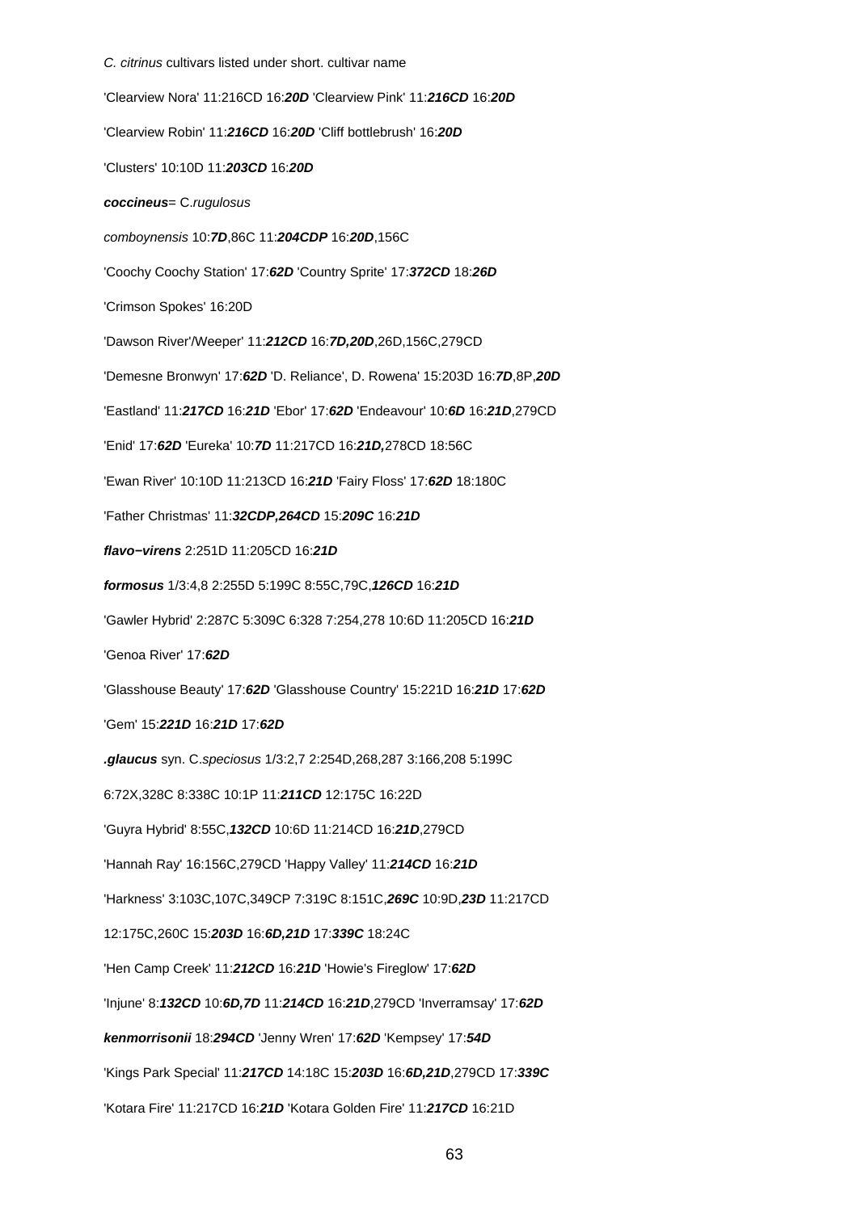*C. citrinus* cultivars listed under short. cultivar name

'Clearview Nora' 11:216CD 16:***20D*** 'Clearview Pink' 11:***216CD*** 16:***20D***

'Clearview Robin' 11:***216CD*** 16:***20D*** 'Cliff bottlebrush' 16:***20D***

'Clusters' 10:10D 11:***203CD*** 16:***20D***

***coccineus***= C.*rugulosus*

*comboynensis* 10:***7D***,86C 11:***204CDP*** 16:***20D***,156C

'Coochy Coochy Station' 17:***62D*** 'Country Sprite' 17:***372CD*** 18:***26D***

'Crimson Spokes' 16:20D

'Dawson River'/Weeper' 11:***212CD*** 16:***7D,20D***,26D,156C,279CD

'Demesne Bronwyn' 17:***62D*** 'D. Reliance', D. Rowena' 15:203D 16:***7D***,8P,***20D***

'Eastland' 11:***217CD*** 16:***21D*** 'Ebor' 17:***62D*** 'Endeavour' 10:***6D*** 16:***21D***,279CD

'Enid' 17:***62D*** 'Eureka' 10:***7D*** 11:217CD 16:***21D,***278CD 18:56C

'Ewan River' 10:10D 11:213CD 16:***21D*** 'Fairy Floss' 17:***62D*** 18:180C

'Father Christmas' 11:***32CDP,264CD*** 15:***209C*** 16:***21D***

***flavo−virens*** 2:251D 11:205CD 16:***21D***

***formosus*** 1/3:4,8 2:255D 5:199C 8:55C,79C,***126CD*** 16:***21D***

'Gawler Hybrid' 2:287C 5:309C 6:328 7:254,278 10:6D 11:205CD 16:***21D***

'Genoa River' 17:***62D***

'Glasshouse Beauty' 17:***62D*** 'Glasshouse Country' 15:221D 16:***21D*** 17:***62D***

'Gem' 15:***221D*** 16:***21D*** 17:***62D***

***.glaucus*** syn. C.*speciosus* 1/3:2,7 2:254D,268,287 3:166,208 5:199C

6:72X,328C 8:338C 10:1P 11:***211CD*** 12:175C 16:22D

'Guyra Hybrid' 8:55C,***132CD*** 10:6D 11:214CD 16:***21D***,279CD

'Hannah Ray' 16:156C,279CD 'Happy Valley' 11:***214CD*** 16:***21D***

'Harkness' 3:103C,107C,349CP 7:319C 8:151C,***269C*** 10:9D,***23D*** 11:217CD

12:175C,260C 15:***203D*** 16:***6D,21D*** 17:***339C*** 18:24C

'Hen Camp Creek' 11:***212CD*** 16:***21D*** 'Howie's Fireglow' 17:***62D***

'Injune' 8:***132CD*** 10:***6D,7D*** 11:***214CD*** 16:***21D***,279CD 'Inverramsay' 17:***62D***

***kenmorrisonii*** 18:***294CD*** 'Jenny Wren' 17:***62D*** 'Kempsey' 17:***54D***

'Kings Park Special' 11:***217CD*** 14:18C 15:***203D*** 16:***6D,21D***,279CD 17:***339C***

'Kotara Fire' 11:217CD 16:***21D*** 'Kotara Golden Fire' 11:***217CD*** 16:21D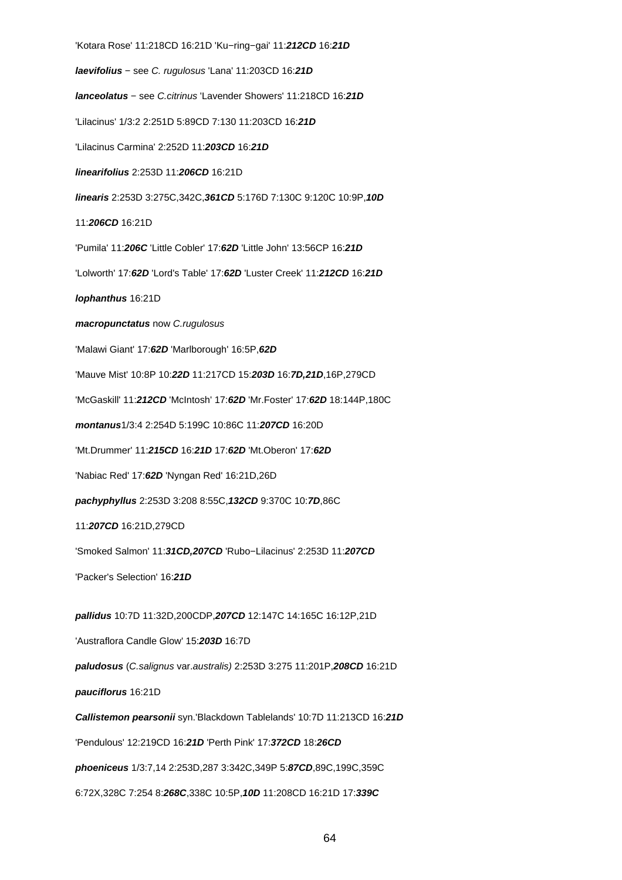'Kotara Rose' 11:218CD 16:21D 'Ku−ring−gai' 11:***212CD*** 16:***21D***

***laevifolius*** − see *C. rugulosus* 'Lana' 11:203CD 16:***21D***

***lanceolatus*** − see *C.citrinus* 'Lavender Showers' 11:218CD 16:***21D***

'Lilacinus' 1/3:2 2:251D 5:89CD 7:130 11:203CD 16:***21D***

'Lilacinus Carmina' 2:252D 11:***203CD*** 16:***21D***

***linearifolius*** 2:253D 11:***206CD*** 16:21D

***linearis*** 2:253D 3:275C,342C,***361CD*** 5:176D 7:130C 9:120C 10:9P,***10D***

11:***206CD*** 16:21D

'Pumila' 11:***206C*** 'Little Cobler' 17:***62D*** 'Little John' 13:56CP 16:***21D***

'Lolworth' 17:***62D*** 'Lord's Table' 17:***62D*** 'Luster Creek' 11:***212CD*** 16:***21D***

***lophanthus*** 16:21D

***macropunctatus*** now *C.rugulosus*

'Malawi Giant' 17:***62D*** 'Marlborough' 16:5P,***62D***

'Mauve Mist' 10:8P 10:***22D*** 11:217CD 15:***203D*** 16:***7D,21D***,16P,279CD

'McGaskill' 11:***212CD*** 'McIntosh' 17:***62D*** 'Mr.Foster' 17:***62D*** 18:144P,180C

***montanus***1/3:4 2:254D 5:199C 10:86C 11:***207CD*** 16:20D

'Mt.Drummer' 11:***215CD*** 16:***21D*** 17:***62D*** 'Mt.Oberon' 17:***62D***

'Nabiac Red' 17:***62D*** 'Nyngan Red' 16:21D,26D

***pachyphyllus*** 2:253D 3:208 8:55C,***132CD*** 9:370C 10:***7D***,86C

11:***207CD*** 16:21D,279CD

'Smoked Salmon' 11:***31CD,207CD*** 'Rubo−Lilacinus' 2:253D 11:***207CD***

'Packer's Selection' 16:***21D***

***pallidus*** 10:7D 11:32D,200CDP,***207CD*** 12:147C 14:165C 16:12P,21D

'Austraflora Candle Glow' 15:***203D*** 16:7D

***paludosus*** (*C.salignus* var.*australis)* 2:253D 3:275 11:201P,***208CD*** 16:21D

***pauciflorus*** 16:21D

***Callistemon pearsonii*** syn.'Blackdown Tablelands' 10:7D 11:213CD 16:***21D***

'Pendulous' 12:219CD 16:***21D*** 'Perth Pink' 17:***372CD*** 18:***26CD***

***phoeniceus*** 1/3:7,14 2:253D,287 3:342C,349P 5:***87CD***,89C,199C,359C

6:72X,328C 7:254 8:***268C***,338C 10:5P,***10D*** 11:208CD 16:21D 17:***339C***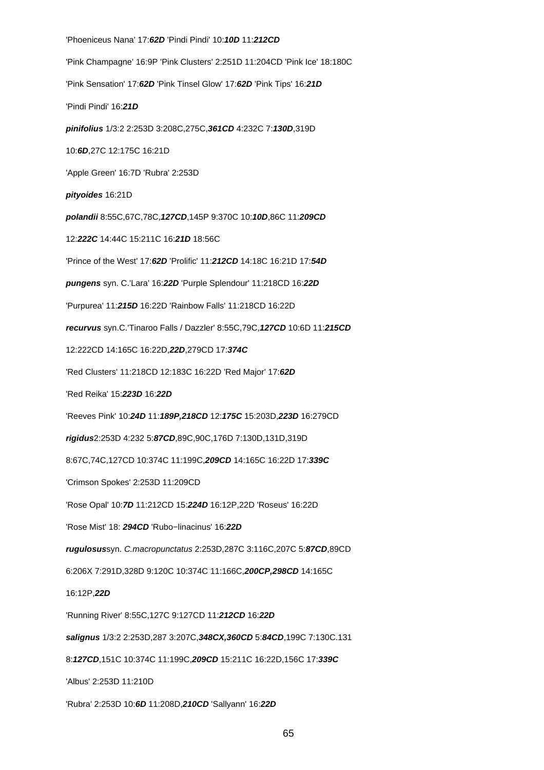'Phoeniceus Nana' 17:***62D*** 'Pindi Pindi' 10:***10D*** 11:***212CD***

'Pink Champagne' 16:9P 'Pink Clusters' 2:251D 11:204CD 'Pink Ice' 18:180C

'Pink Sensation' 17:***62D*** 'Pink Tinsel Glow' 17:***62D*** 'Pink Tips' 16:***21D***

'Pindi Pindi' 16:***21D***

**pinifolius** 1/3:2 2:253D 3:208C,275C,***361CD*** 4:232C 7:***130D***,319D

10:***6D***,27C 12:175C 16:21D

'Apple Green' 16:7D 'Rubra' 2:253D

**pityoides** 16:21D

**polandii** 8:55C,67C,78C,***127CD***,145P 9:370C 10:***10D***,86C 11:***209CD***

12:***222C*** 14:44C 15:211C 16:***21D*** 18:56C

'Prince of the West' 17:***62D*** 'Prolific' 11:***212CD*** 14:18C 16:21D 17:***54D***

**pungens** syn. C.'Lara' 16:***22D*** 'Purple Splendour' 11:218CD 16:***22D***

'Purpurea' 11:***215D*** 16:22D 'Rainbow Falls' 11:218CD 16:22D

**recurvus** syn.C.'Tinaroo Falls / Dazzler' 8:55C,79C,***127CD*** 10:6D 11:***215CD***

12:222CD 14:165C 16:22D,***22D***,279CD 17:***374C***

'Red Clusters' 11:218CD 12:183C 16:22D 'Red Major' 17:***62D***

'Red Reika' 15:***223D*** 16:***22D***

'Reeves Pink' 10:***24D*** 11:***189P,218CD*** 12:***175C*** 15:203D,***223D*** 16:279CD

**rigidus**2:253D 4:232 5:***87CD***,89C,90C,176D 7:130D,131D,319D

8:67C,74C,127CD 10:374C 11:199C,***209CD*** 14:165C 16:22D 17:***339C***

'Crimson Spokes' 2:253D 11:209CD

'Rose Opal' 10:***7D*** 11:212CD 15:***224D*** 16:12P,22D 'Roseus' 16:22D

'Rose Mist' 18: ***294CD*** 'Rubo−linacinus' 16:***22D***

**rugulosus**syn. *C.macropunctatus* 2:253D,287C 3:116C,207C 5:***87CD***,89CD

6:206X 7:291D,328D 9:120C 10:374C 11:166C,***200CP,298CD*** 14:165C

16:12P,***22D***

'Running River' 8:55C,127C 9:127CD 11:***212CD*** 16:***22D***

**salignus** 1/3:2 2:253D,287 3:207C,***348CX,360CD*** 5:***84CD***,199C 7:130C.131

8:***127CD***,151C 10:374C 11:199C,***209CD*** 15:211C 16:22D,156C 17:***339C***

'Albus' 2:253D 11:210D

'Rubra' 2:253D 10:***6D*** 11:208D,***210CD*** 'Sallyann' 16:***22D***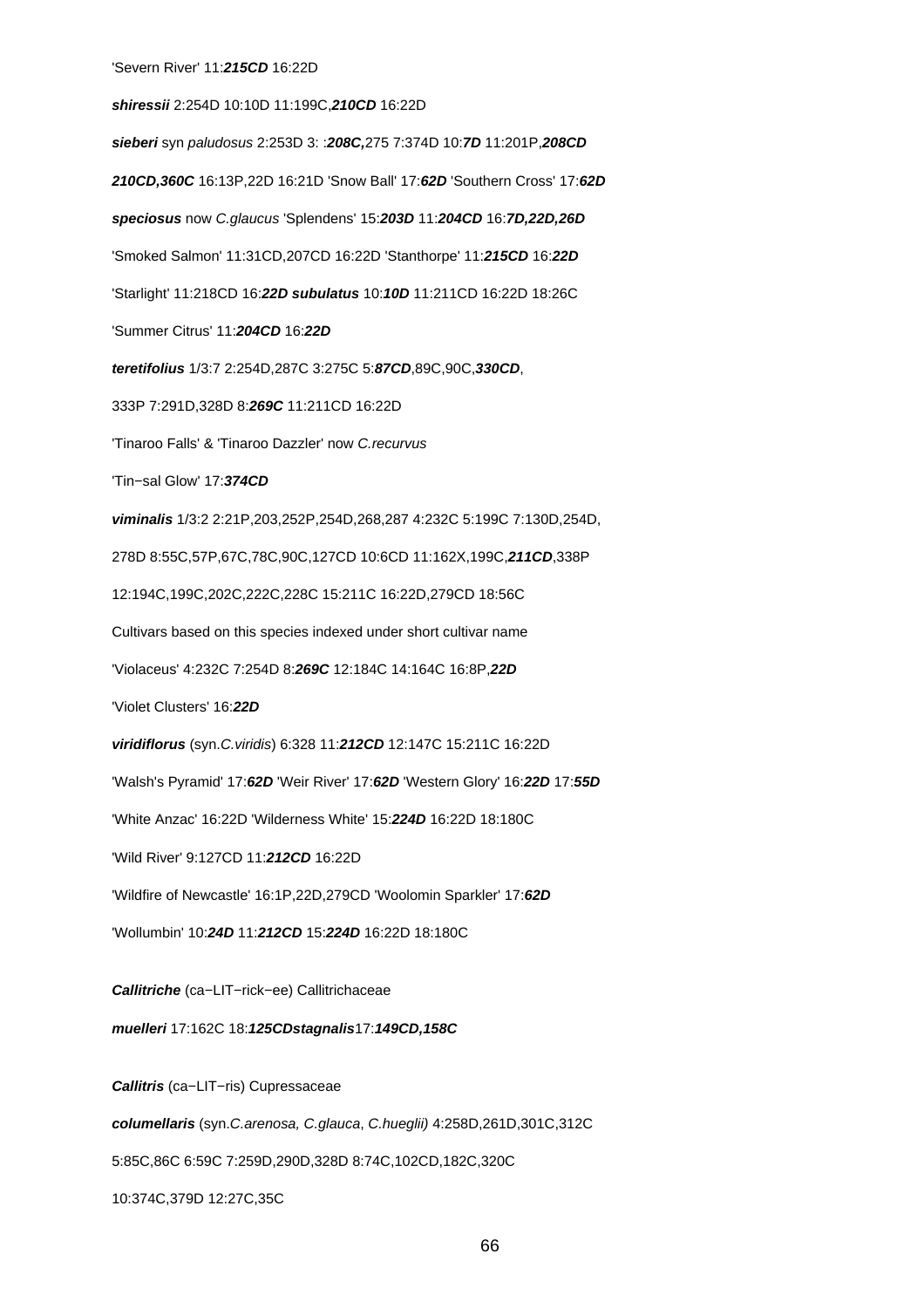'Severn River' 11:***215CD*** 16:22D

***shiressii*** 2:254D 10:10D 11:199C,***210CD*** 16:22D

***sieberi*** syn *paludosus* 2:253D 3: :***208C,***275 7:374D 10:***7D*** 11:201P,***208CD***

***210CD,360C*** 16:13P,22D 16:21D 'Snow Ball' 17:***62D*** 'Southern Cross' 17:***62D***

***speciosus*** now *C.glaucus* 'Splendens' 15:***203D*** 11:***204CD*** 16:***7D,22D,26D***

'Smoked Salmon' 11:31CD,207CD 16:22D 'Stanthorpe' 11:***215CD*** 16:***22D***

'Starlight' 11:218CD 16:***22D subulatus*** 10:***10D*** 11:211CD 16:22D 18:26C

'Summer Citrus' 11:***204CD*** 16:***22D***

***teretifolius*** 1/3:7 2:254D,287C 3:275C 5:***87CD***,89C,90C,***330CD***,

333P 7:291D,328D 8:***269C*** 11:211CD 16:22D

'Tinaroo Falls' & 'Tinaroo Dazzler' now *C.recurvus*

'Tin−sal Glow' 17:***374CD***

***viminalis*** 1/3:2 2:21P,203,252P,254D,268,287 4:232C 5:199C 7:130D,254D,

278D 8:55C,57P,67C,78C,90C,127CD 10:6CD 11:162X,199C,***211CD***,338P

12:194C,199C,202C,222C,228C 15:211C 16:22D,279CD 18:56C

Cultivars based on this species indexed under short cultivar name

'Violaceus' 4:232C 7:254D 8:***269C*** 12:184C 14:164C 16:8P,***22D***

'Violet Clusters' 16:***22D***

***viridiflorus*** (syn.*C.viridis*) 6:328 11:***212CD*** 12:147C 15:211C 16:22D

'Walsh's Pyramid' 17:***62D*** 'Weir River' 17:***62D*** 'Western Glory' 16:***22D*** 17:***55D***

'White Anzac' 16:22D 'Wilderness White' 15:***224D*** 16:22D 18:180C

'Wild River' 9:127CD 11:***212CD*** 16:22D

'Wildfire of Newcastle' 16:1P,22D,279CD 'Woolomin Sparkler' 17:***62D***

'Wollumbin' 10:***24D*** 11:***212CD*** 15:***224D*** 16:22D 18:180C

***Callitriche*** (ca−LIT−rick−ee) Callitrichaceae

***muelleri*** 17:162C 18:***125CDstagnalis***17:***149CD,158C***

***Callitris*** (ca−LIT−ris) Cupressaceae

***columellaris*** (syn.*C.arenosa, C.glauca*, *C.hueglii)* 4:258D,261D,301C,312C

5:85C,86C 6:59C 7:259D,290D,328D 8:74C,102CD,182C,320C

10:374C,379D 12:27C,35C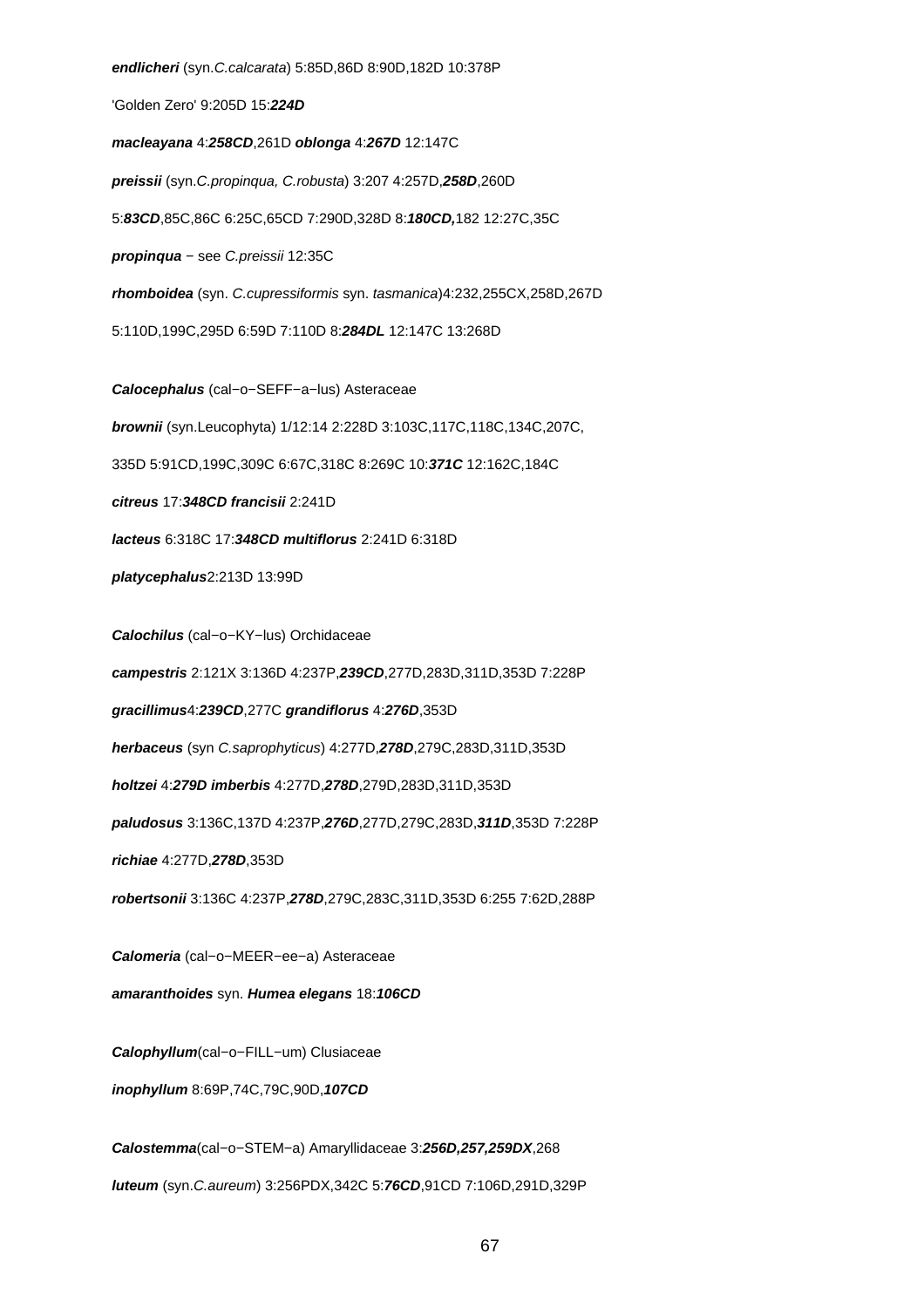***endlicheri*** (syn.*C.calcarata*) 5:85D,86D 8:90D,182D 10:378P

'Golden Zero' 9:205D 15:***224D***

***macleayana*** 4:***258CD***,261D ***oblonga*** 4:***267D*** 12:147C

***preissii*** (syn.*C.propinqua, C.robusta*) 3:207 4:257D,***258D***,260D

5:***83CD***,85C,86C 6:25C,65CD 7:290D,328D 8:***180CD,***182 12:27C,35C

***propinqua*** − see *C.preissii* 12:35C

***rhomboidea*** (syn. *C.cupressiformis* syn. *tasmanica*)4:232,255CX,258D,267D

5:110D,199C,295D 6:59D 7:110D 8:***284DL*** 12:147C 13:268D

***Calocephalus*** (cal−o−SEFF−a−lus) Asteraceae

***brownii*** (syn.Leucophyta) 1/12:14 2:228D 3:103C,117C,118C,134C,207C,

335D 5:91CD,199C,309C 6:67C,318C 8:269C 10:***371C*** 12:162C,184C

***citreus*** 17:***348CD*** ***francisii*** 2:241D

***lacteus*** 6:318C 17:***348CD*** ***multiflorus*** 2:241D 6:318D

***platycephalus***2:213D 13:99D

***Calochilus*** (cal−o−KY−lus) Orchidaceae

***campestris*** 2:121X 3:136D 4:237P,***239CD***,277D,283D,311D,353D 7:228P

***gracillimus***4:***239CD***,277C ***grandiflorus*** 4:***276D***,353D

***herbaceus*** (syn *C.saprophyticus*) 4:277D,***278D***,279C,283D,311D,353D

***holtzei*** 4:***279D*** ***imberbis*** 4:277D,***278D***,279D,283D,311D,353D

***paludosus*** 3:136C,137D 4:237P,***276D***,277D,279C,283D,***311D***,353D 7:228P

***richiae*** 4:277D,***278D***,353D

***robertsonii*** 3:136C 4:237P,***278D***,279C,283C,311D,353D 6:255 7:62D,288P

***Calomeria*** (cal−o−MEER−ee−a) Asteraceae

***amaranthoides*** syn. ***Humea elegans*** 18:***106CD***

***Calophyllum***(cal−o−FILL−um) Clusiaceae

***inophyllum*** 8:69P,74C,79C,90D,***107CD***

***Calostemma***(cal−o−STEM−a) Amaryllidaceae 3:***256D,257,259DX***,268

***luteum*** (syn.*C.aureum*) 3:256PDX,342C 5:***76CD***,91CD 7:106D,291D,329P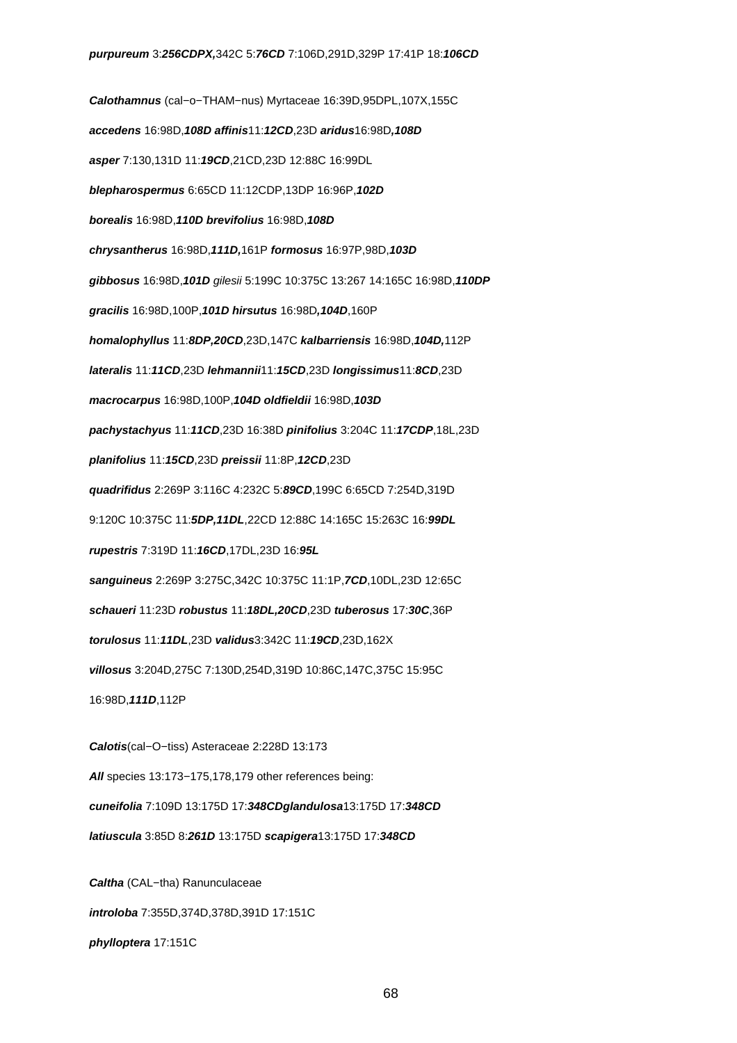***purpureum*** 3:***256CDPX,***342C 5:***76CD*** 7:106D,291D,329P 17:41P 18:***106CD***

***Calothamnus*** (cal−o−THAM−nus) Myrtaceae 16:39D,95DPL,107X,155C

***accedens*** 16:98D,***108D*** ***affinis***11:***12CD***,23D ***aridus***16:98D***,108D***

***asper*** 7:130,131D 11:***19CD***,21CD,23D 12:88C 16:99DL

***blepharospermus*** 6:65CD 11:12CDP,13DP 16:96P,***102D***

***borealis*** 16:98D,***110D*** ***brevifolius*** 16:98D,***108D***

***chrysantherus*** 16:98D,***111D,***161P ***formosus*** 16:97P,98D,***103D***

***gibbosus*** 16:98D,***101D*** *gilesii* 5:199C 10:375C 13:267 14:165C 16:98D,***110DP***

***gracilis*** 16:98D,100P,***101D*** ***hirsutus*** 16:98D***,104D***,160P

***homalophyllus*** 11:***8DP,20CD***,23D,147C ***kalbarriensis*** 16:98D,***104D,***112P

***lateralis*** 11:***11CD***,23D ***lehmannii***11:***15CD***,23D ***longissimus***11:***8CD***,23D

***macrocarpus*** 16:98D,100P,***104D*** ***oldfieldii*** 16:98D,***103D***

***pachystachyus*** 11:***11CD***,23D 16:38D ***pinifolius*** 3:204C 11:***17CDP***,18L,23D

***planifolius*** 11:***15CD***,23D ***preissii*** 11:8P,***12CD***,23D

***quadrifidus*** 2:269P 3:116C 4:232C 5:***89CD***,199C 6:65CD 7:254D,319D 9:120C 10:375C 11:***5DP,11DL***,22CD 12:88C 14:165C 15:263C 16:***99DL***

***rupestris*** 7:319D 11:***16CD***,17DL,23D 16:***95L***

***sanguineus*** 2:269P 3:275C,342C 10:375C 11:1P,***7CD***,10DL,23D 12:65C

***schaueri*** 11:23D ***robustus*** 11:***18DL,20CD***,23D ***tuberosus*** 17:***30C***,36P

***torulosus*** 11:***11DL***,23D ***validus***3:342C 11:***19CD***,23D,162X

***villosus*** 3:204D,275C 7:130D,254D,319D 10:86C,147C,375C 15:95C 16:98D,***111D***,112P

***Calotis***(cal−O−tiss) Asteraceae 2:228D 13:173

***All*** species 13:173−175,178,179 other references being:

***cuneifolia*** 7:109D 13:175D 17:***348CDglandulosa***13:175D 17:***348CD***

***latiuscula*** 3:85D 8:***261D*** 13:175D ***scapigera***13:175D 17:***348CD***

***Caltha*** (CAL−tha) Ranunculaceae

***introloba*** 7:355D,374D,378D,391D 17:151C

***phylloptera*** 17:151C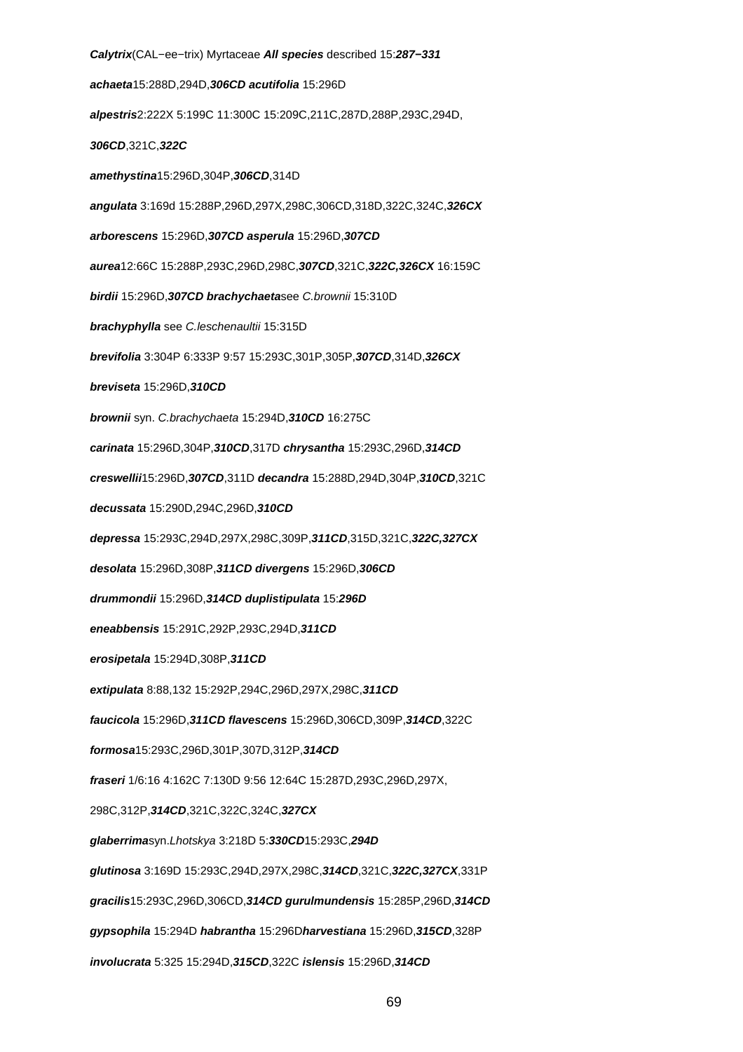**Calytrix**(CAL−ee−trix) Myrtaceae ***All species*** described 15:***287−331***

***achaeta***15:288D,294D,***306CD*** ***acutifolia*** 15:296D

***alpestris***2:222X 5:199C 11:300C 15:209C,211C,287D,288P,293C,294D,

***306CD***,321C,***322C***

***amethystina***15:296D,304P,***306CD***,314D

***angulata*** 3:169d 15:288P,296D,297X,298C,306CD,318D,322C,324C,***326CX***

***arborescens*** 15:296D,***307CD*** ***asperula*** 15:296D,***307CD***

***aurea***12:66C 15:288P,293C,296D,298C,***307CD***,321C,***322C,326CX*** 16:159C

***birdii*** 15:296D,***307CD*** ***brachychaeta***see *C.brownii* 15:310D

***brachyphylla*** see *C.leschenaultii* 15:315D

***brevifolia*** 3:304P 6:333P 9:57 15:293C,301P,305P,***307CD***,314D,***326CX***

***breviseta*** 15:296D,***310CD***

***brownii*** syn. *C.brachychaeta* 15:294D,***310CD*** 16:275C

***carinata*** 15:296D,304P,***310CD***,317D ***chrysantha*** 15:293C,296D,***314CD***

***creswellii***15:296D,***307CD***,311D ***decandra*** 15:288D,294D,304P,***310CD***,321C

***decussata*** 15:290D,294C,296D,***310CD***

***depressa*** 15:293C,294D,297X,298C,309P,***311CD***,315D,321C,***322C,327CX***

***desolata*** 15:296D,308P,***311CD*** ***divergens*** 15:296D,***306CD***

***drummondii*** 15:296D,***314CD*** ***duplistipulata*** 15:***296D***

***eneabbensis*** 15:291C,292P,293C,294D,***311CD***

***erosipetala*** 15:294D,308P,***311CD***

***extipulata*** 8:88,132 15:292P,294C,296D,297X,298C,***311CD***

***faucicola*** 15:296D,***311CD*** ***flavescens*** 15:296D,306CD,309P,***314CD***,322C

***formosa***15:293C,296D,301P,307D,312P,***314CD***

***fraseri*** 1/6:16 4:162C 7:130D 9:56 12:64C 15:287D,293C,296D,297X,

298C,312P,***314CD***,321C,322C,324C,***327CX***

***glaberrima***syn.*Lhotskya* 3:218D 5:***330CD***15:293C,***294D***

***glutinosa*** 3:169D 15:293C,294D,297X,298C,***314CD***,321C,***322C,327CX***,331P

***gracilis***15:293C,296D,306CD,***314CD*** ***gurulmundensis*** 15:285P,296D,***314CD***

***gypsophila*** 15:294D ***habrantha*** 15:296D***harvestiana*** 15:296D,***315CD***,328P

***involucrata*** 5:325 15:294D,***315CD***,322C ***islensis*** 15:296D,***314CD***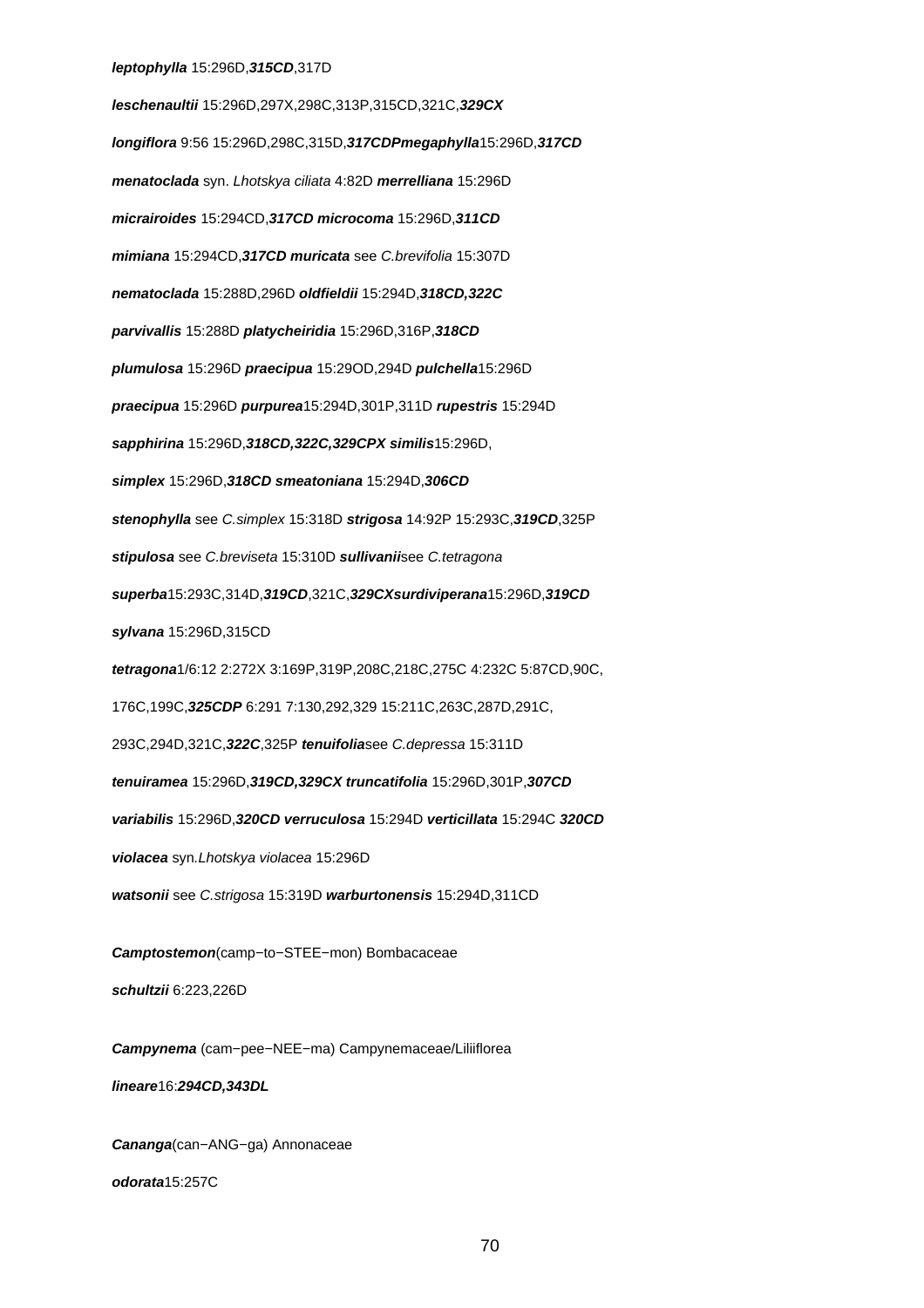**leptophylla** 15:296D,***315CD***,317D

**leschenaultii** 15:296D,297X,298C,313P,315CD,321C,***329CX***

**longiflora** 9:56 15:296D,298C,315D,***317CDPmegaphylla***15:296D,***317CD***

**menatoclada** syn. *Lhotskya ciliata* 4:82D **merrelliana** 15:296D

**micrairoides** 15:294CD,***317CD microcoma*** 15:296D,***311CD***

**mimiana** 15:294CD,***317CD muricata*** see *C.brevifolia* 15:307D

**nematoclada** 15:288D,296D **oldfieldii** 15:294D,***318CD,322C***

**parvivallis** 15:288D **platycheiridia** 15:296D,316P,***318CD***

**plumulosa** 15:296D **praecipua** 15:29OD,294D **pulchella**15:296D

**praecipua** 15:296D **purpurea**15:294D,301P,311D **rupestris** 15:294D

**sapphirina** 15:296D,***318CD,322C,329CPX similis***15:296D,

**simplex** 15:296D,***318CD smeatoniana*** 15:294D,***306CD***

**stenophylla** see *C.simplex* 15:318D **strigosa** 14:92P 15:293C,***319CD***,325P

**stipulosa** see *C.breviseta* 15:310D **sullivanii**see *C.tetragona*

**superba**15:293C,314D,***319CD***,321C,***329CXsurdiviperana***15:296D,***319CD***

**sylvana** 15:296D,315CD

**tetragona**1/6:12 2:272X 3:169P,319P,208C,218C,275C 4:232C 5:87CD,90C,

176C,199C,***325CDP*** 6:291 7:130,292,329 15:211C,263C,287D,291C,

293C,294D,321C,***322C***,325P **tenuifolia**see *C.depressa* 15:311D

**tenuiramea** 15:296D,***319CD,329CX truncatifolia*** 15:296D,301P,***307CD***

**variabilis** 15:296D,***320CD verruculosa*** 15:294D **verticillata** 15:294C ***320CD***

**violacea** syn.*Lhotskya violacea* 15:296D

**watsonii** see *C.strigosa* 15:319D **warburtonensis** 15:294D,311CD

***Camptostemon***(camp−to−STEE−mon) Bombacaceae

**schultzii** 6:223,226D

***Campynema*** (cam−pee−NEE−ma) Campynemaceae/Liliiflorea

**lineare**16:***294CD,343DL***

***Cananga***(can−ANG−ga) Annonaceae

**odorata**15:257C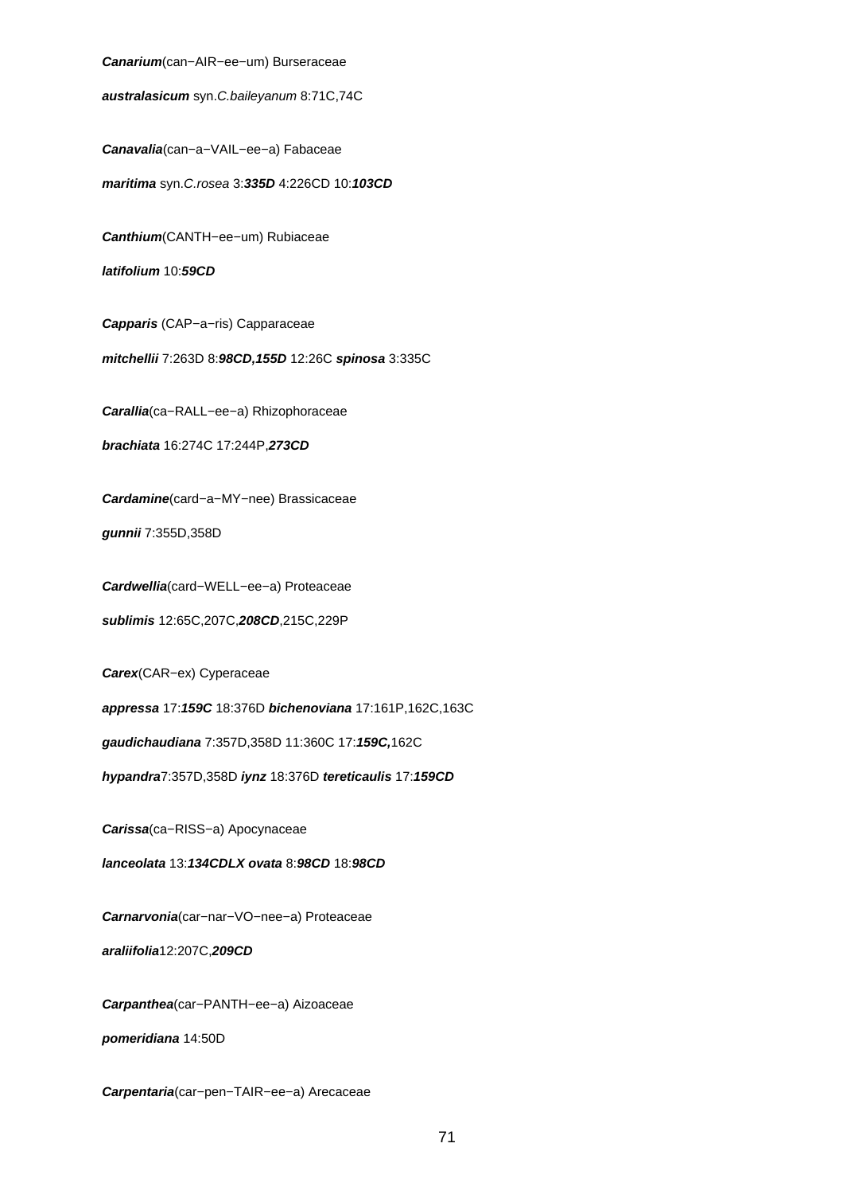***Canarium***(can−AIR−ee−um) Burseraceae

***australasicum*** syn.*C.baileyanum* 8:71C,74C

***Canavalia***(can−a−VAIL−ee−a) Fabaceae

***maritima*** syn.*C.rosea* 3:***335D*** 4:226CD 10:***103CD***

***Canthium***(CANTH−ee−um) Rubiaceae

***latifolium*** 10:***59CD***

***Capparis*** (CAP−a−ris) Capparaceae

***mitchellii*** 7:263D 8:***98CD,155D*** 12:26C ***spinosa*** 3:335C

***Carallia***(ca−RALL−ee−a) Rhizophoraceae

***brachiata*** 16:274C 17:244P,***273CD***

***Cardamine***(card−a−MY−nee) Brassicaceae

***gunnii*** 7:355D,358D

***Cardwellia***(card−WELL−ee−a) Proteaceae

***sublimis*** 12:65C,207C,***208CD***,215C,229P

***Carex***(CAR−ex) Cyperaceae

***appressa*** 17:***159C*** 18:376D ***bichenoviana*** 17:161P,162C,163C

***gaudichaudiana*** 7:357D,358D 11:360C 17:***159C,***162C

***hypandra***7:357D,358D ***iynz*** 18:376D ***tereticaulis*** 17:***159CD***

***Carissa***(ca−RISS−a) Apocynaceae

***lanceolata*** 13:***134CDLX*** ***ovata*** 8:***98CD*** 18:***98CD***

***Carnarvonia***(car−nar−VO−nee−a) Proteaceae

***araliifolia***12:207C,***209CD***

***Carpanthea***(car−PANTH−ee−a) Aizoaceae

***pomeridiana*** 14:50D

***Carpentaria***(car−pen−TAIR−ee−a) Arecaceae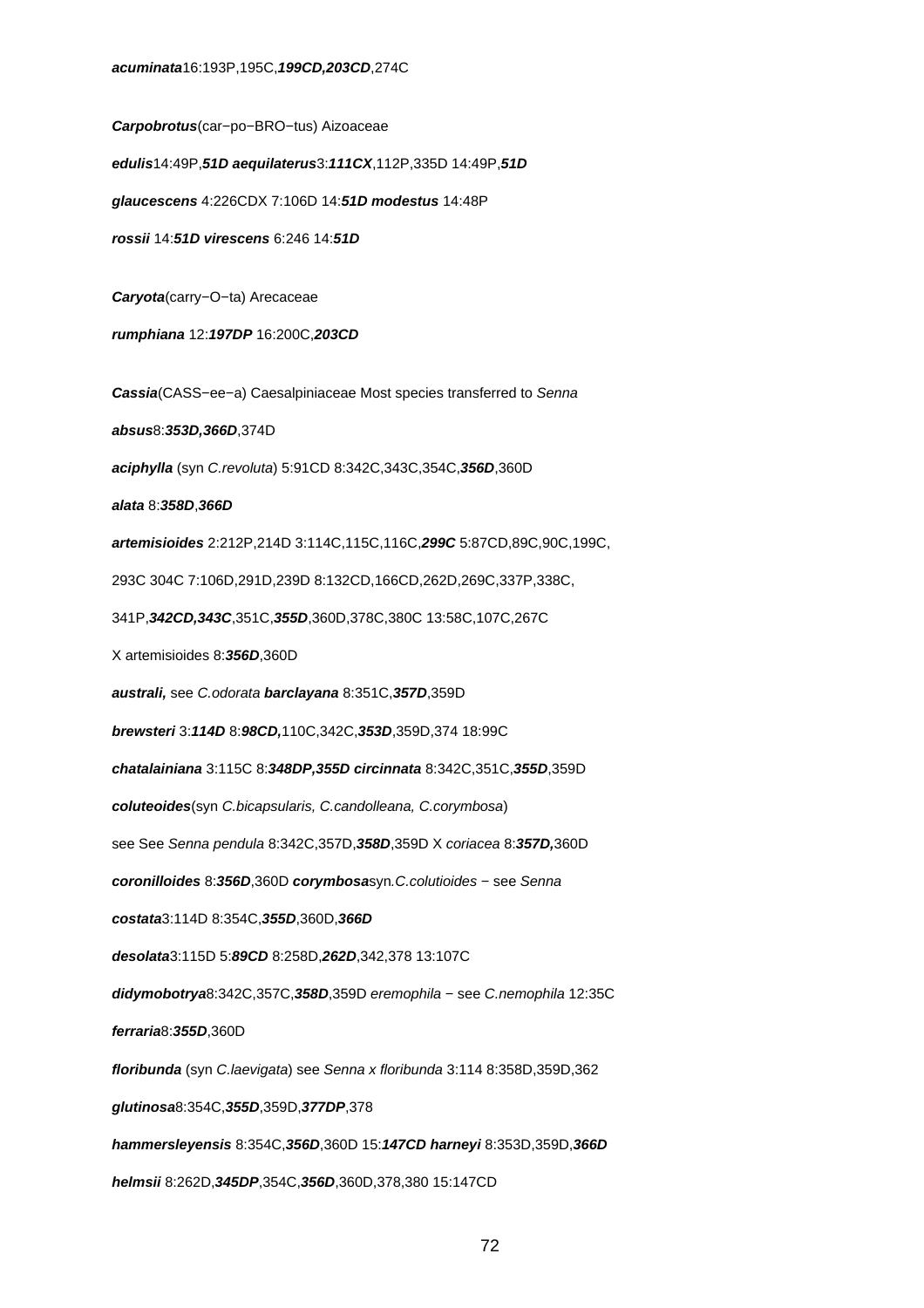***acuminata***16:193P,195C,***199CD,203CD***,274C

***Carpobrotus***(car−po−BRO−tus) Aizoaceae

***edulis***14:49P,***51D aequilaterus***3:***111CX***,112P,335D 14:49P,***51D***

***glaucescens*** 4:226CDX 7:106D 14:***51D modestus*** 14:48P

***rossii*** 14:***51D virescens*** 6:246 14:***51D***

***Caryota***(carry−O−ta) Arecaceae

***rumphiana*** 12:***197DP*** 16:200C,***203CD***

***Cassia***(CASS−ee−a) Caesalpiniaceae Most species transferred to *Senna*

***absus***8:***353D,366D***,374D

***aciphylla*** (syn *C.revoluta*) 5:91CD 8:342C,343C,354C,***356D***,360D

***alata*** 8:***358D***,***366D***

***artemisioides*** 2:212P,214D 3:114C,115C,116C,***299C*** 5:87CD,89C,90C,199C,

293C 304C 7:106D,291D,239D 8:132CD,166CD,262D,269C,337P,338C,

341P,***342CD,343C***,351C,***355D***,360D,378C,380C 13:58C,107C,267C

X artemisioides 8:***356D***,360D

***australi,*** see *C.odorata* ***barclayana*** 8:351C,***357D***,359D

***brewsteri*** 3:***114D*** 8:***98CD,***110C,342C,***353D***,359D,374 18:99C

***chatalainiana*** 3:115C 8:***348DP,355D circinnata*** 8:342C,351C,***355D***,359D

***coluteoides***(syn *C.bicapsularis, C.candolleana, C.corymbosa*)

see See *Senna pendula* 8:342C,357D,***358D***,359D X *coriacea* 8:***357D,***360D

***coronilloides*** 8:***356D***,360D ***corymbosa***syn*.C.colutioides* − see *Senna*

***costata***3:114D 8:354C,***355D***,360D,***366D***

***desolata***3:115D 5:***89CD*** 8:258D,***262D***,342,378 13:107C

***didymobotrya***8:342C,357C,***358D***,359D *eremophila* − see *C.nemophila* 12:35C

***ferraria***8:***355D***,360D

***floribunda*** (syn *C.laevigata*) see *Senna x floribunda* 3:114 8:358D,359D,362

***glutinosa***8:354C,***355D***,359D,***377DP***,378

***hammersleyensis*** 8:354C,***356D***,360D 15:***147CD harneyi*** 8:353D,359D,***366D***

***helmsii*** 8:262D,***345DP***,354C,***356D***,360D,378,380 15:147CD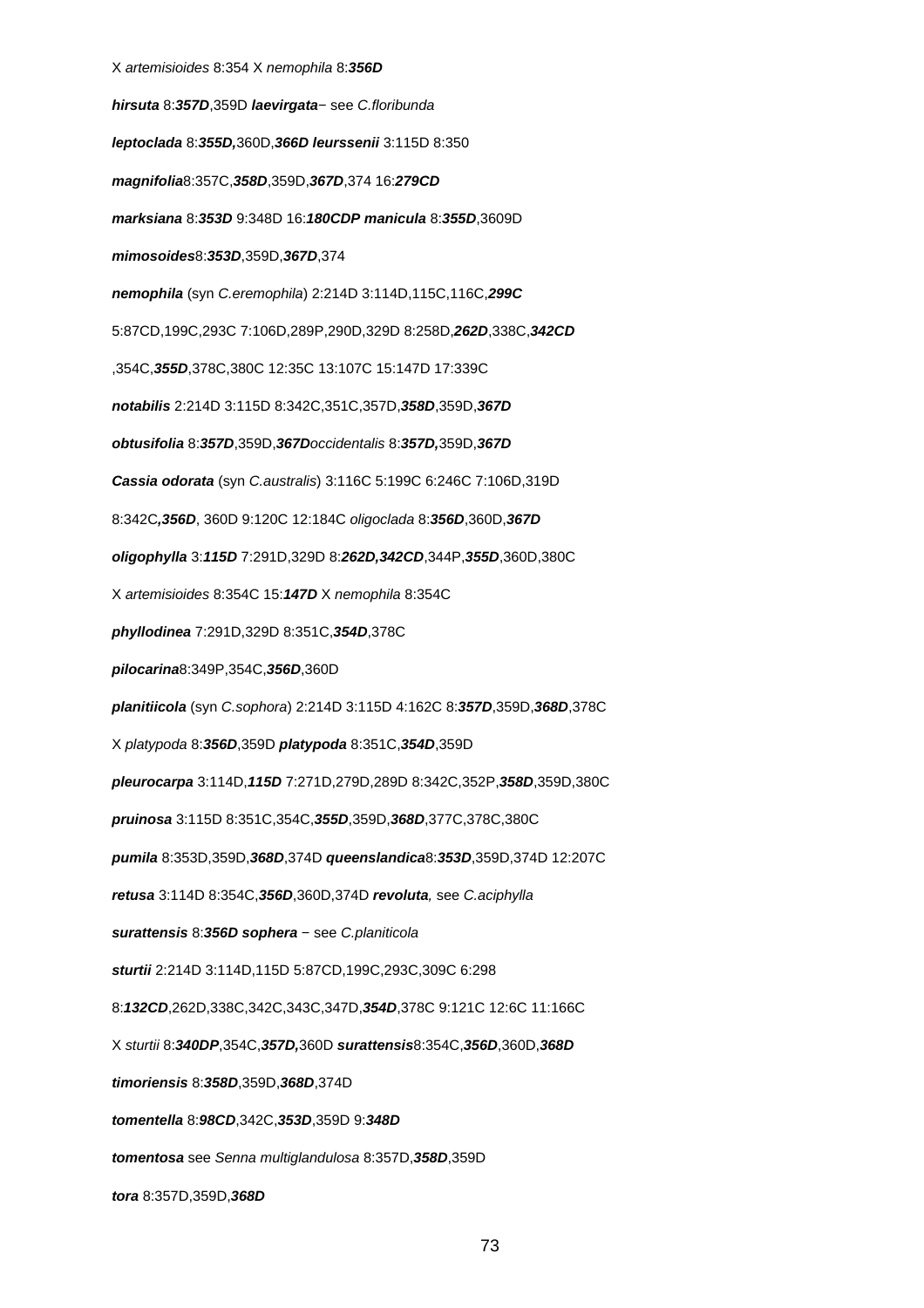X *artemisioides* 8:354 X *nemophila* 8:***356D***

***hirsuta*** 8:***357D***,359D ***laevirgata***− see *C.floribunda*

***leptoclada*** 8:***355D,***360D,***366D*** ***leurssenii*** 3:115D 8:350

***magnifolia***8:357C,***358D***,359D,***367D***,374 16:***279CD***

***marksiana*** 8:***353D*** 9:348D 16:***180CDP*** ***manicula*** 8:***355D***,3609D

***mimosoides***8:***353D***,359D,***367D***,374

***nemophila*** (syn *C.eremophila*) 2:214D 3:114D,115C,116C,***299C***

5:87CD,199C,293C 7:106D,289P,290D,329D 8:258D,***262D***,338C,***342CD***

,354C,***355D***,378C,380C 12:35C 13:107C 15:147D 17:339C

***notabilis*** 2:214D 3:115D 8:342C,351C,357D,***358D***,359D,***367D***

***obtusifolia*** 8:***357D***,359D,***367D***occidentalis 8:***357D,***359D,***367D***

***Cassia odorata*** (syn *C.australis*) 3:116C 5:199C 6:246C 7:106D,319D

8:342C***,356D***, 360D 9:120C 12:184C *oligoclada* 8:***356D***,360D,***367D***

***oligophylla*** 3:***115D*** 7:291D,329D 8:***262D,342CD***,344P,***355D***,360D,380C

X *artemisioides* 8:354C 15:***147D*** X *nemophila* 8:354C

***phyllodinea*** 7:291D,329D 8:351C,***354D***,378C

***pilocarina***8:349P,354C,***356D***,360D

***planitiicola*** (syn *C.sophora*) 2:214D 3:115D 4:162C 8:***357D***,359D,***368D***,378C

X *platypoda* 8:***356D***,359D ***platypoda*** 8:351C,***354D***,359D

***pleurocarpa*** 3:114D,***115D*** 7:271D,279D,289D 8:342C,352P,***358D***,359D,380C

***pruinosa*** 3:115D 8:351C,354C,***355D***,359D,***368D***,377C,378C,380C

***pumila*** 8:353D,359D,***368D***,374D ***queenslandica***8:***353D***,359D,374D 12:207C

***retusa*** 3:114D 8:354C,***356D***,360D,374D ***revoluta,*** see *C.aciphylla*

***surattensis*** 8:***356D*** ***sophera*** − see *C.planiticola*

***sturtii*** 2:214D 3:114D,115D 5:87CD,199C,293C,309C 6:298

8:***132CD***,262D,338C,342C,343C,347D,***354D***,378C 9:121C 12:6C 11:166C

X *sturtii* 8:***340DP***,354C,***357D,***360D ***surattensis***8:354C,***356D***,360D,***368D***

***timoriensis*** 8:***358D***,359D,***368D***,374D

***tomentella*** 8:***98CD***,342C,***353D***,359D 9:***348D***

***tomentosa*** see *Senna multiglandulosa* 8:357D,***358D***,359D

***tora*** 8:357D,359D,***368D***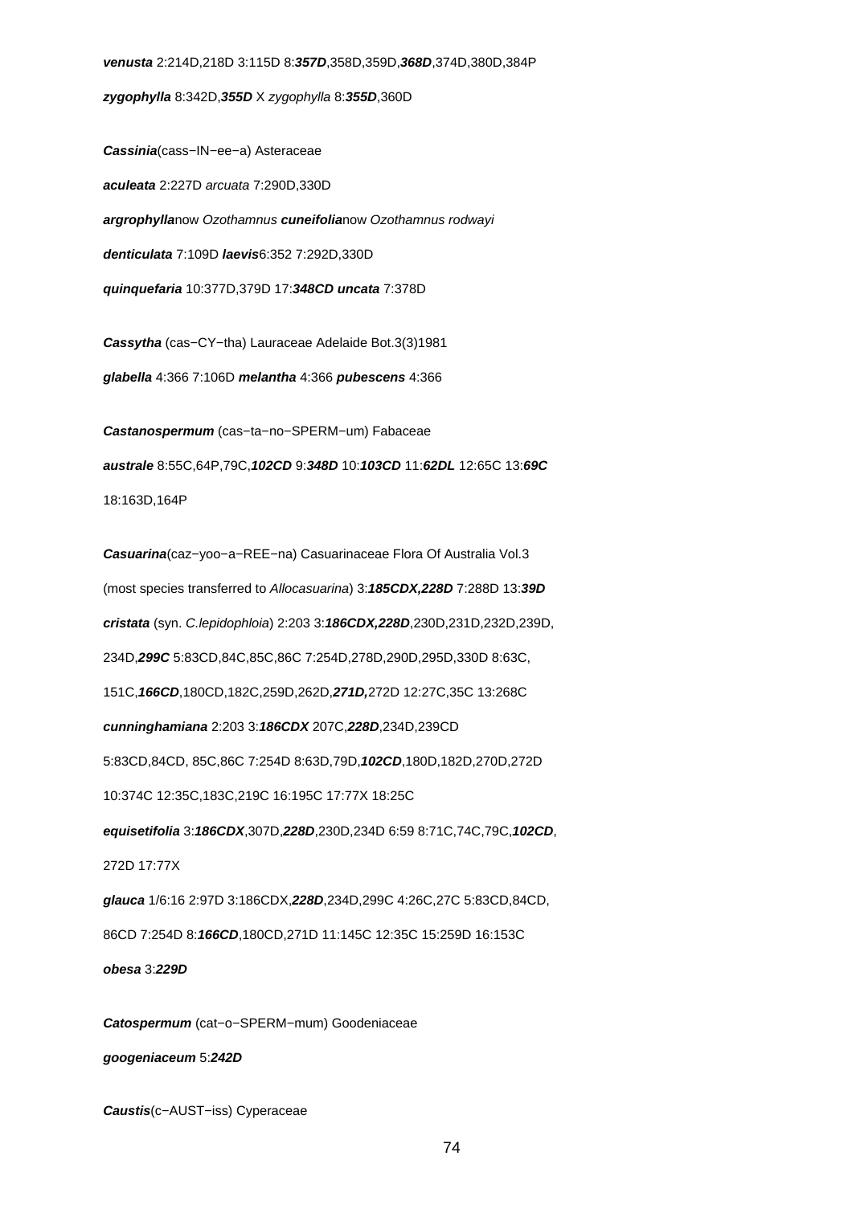***venusta*** 2:214D,218D 3:115D 8:***357D***,358D,359D,***368D***,374D,380D,384P

***zygophylla*** 8:342D,***355D*** X *zygophylla* 8:***355D***,360D

***Cassinia***(cass−IN−ee−a) Asteraceae

***aculeata*** 2:227D *arcuata* 7:290D,330D

***argrophylla***now *Ozothamnus* ***cuneifolia***now *Ozothamnus rodwayi*

***denticulata*** 7:109D ***laevis***6:352 7:292D,330D

***quinquefaria*** 10:377D,379D 17:***348CD*** ***uncata*** 7:378D

***Cassytha*** (cas−CY−tha) Lauraceae Adelaide Bot.3(3)1981

***glabella*** 4:366 7:106D ***melantha*** 4:366 ***pubescens*** 4:366

***Castanospermum*** (cas−ta−no−SPERM−um) Fabaceae

***australe*** 8:55C,64P,79C,***102CD*** 9:***348D*** 10:***103CD*** 11:***62DL*** 12:65C 13:***69C***

18:163D,164P

***Casuarina***(caz−yoo−a−REE−na) Casuarinaceae Flora Of Australia Vol.3

(most species transferred to *Allocasuarina*) 3:***185CDX,228D*** 7:288D 13:***39D***

***cristata*** (syn. *C.lepidophloia*) 2:203 3:***186CDX,228D***,230D,231D,232D,239D,

234D,***299C*** 5:83CD,84C,85C,86C 7:254D,278D,290D,295D,330D 8:63C,

151C,***166CD***,180CD,182C,259D,262D,***271D,***272D 12:27C,35C 13:268C

***cunninghamiana*** 2:203 3:***186CDX*** 207C,***228D***,234D,239CD

5:83CD,84CD, 85C,86C 7:254D 8:63D,79D,***102CD***,180D,182D,270D,272D

10:374C 12:35C,183C,219C 16:195C 17:77X 18:25C

***equisetifolia*** 3:***186CDX***,307D,***228D***,230D,234D 6:59 8:71C,74C,79C,***102CD***,

272D 17:77X

***glauca*** 1/6:16 2:97D 3:186CDX,***228D***,234D,299C 4:26C,27C 5:83CD,84CD,

86CD 7:254D 8:***166CD***,180CD,271D 11:145C 12:35C 15:259D 16:153C

***obesa*** 3:***229D***

***Catospermum*** (cat−o−SPERM−mum) Goodeniaceae

***googeniaceum*** 5:***242D***

***Caustis***(c−AUST−iss) Cyperaceae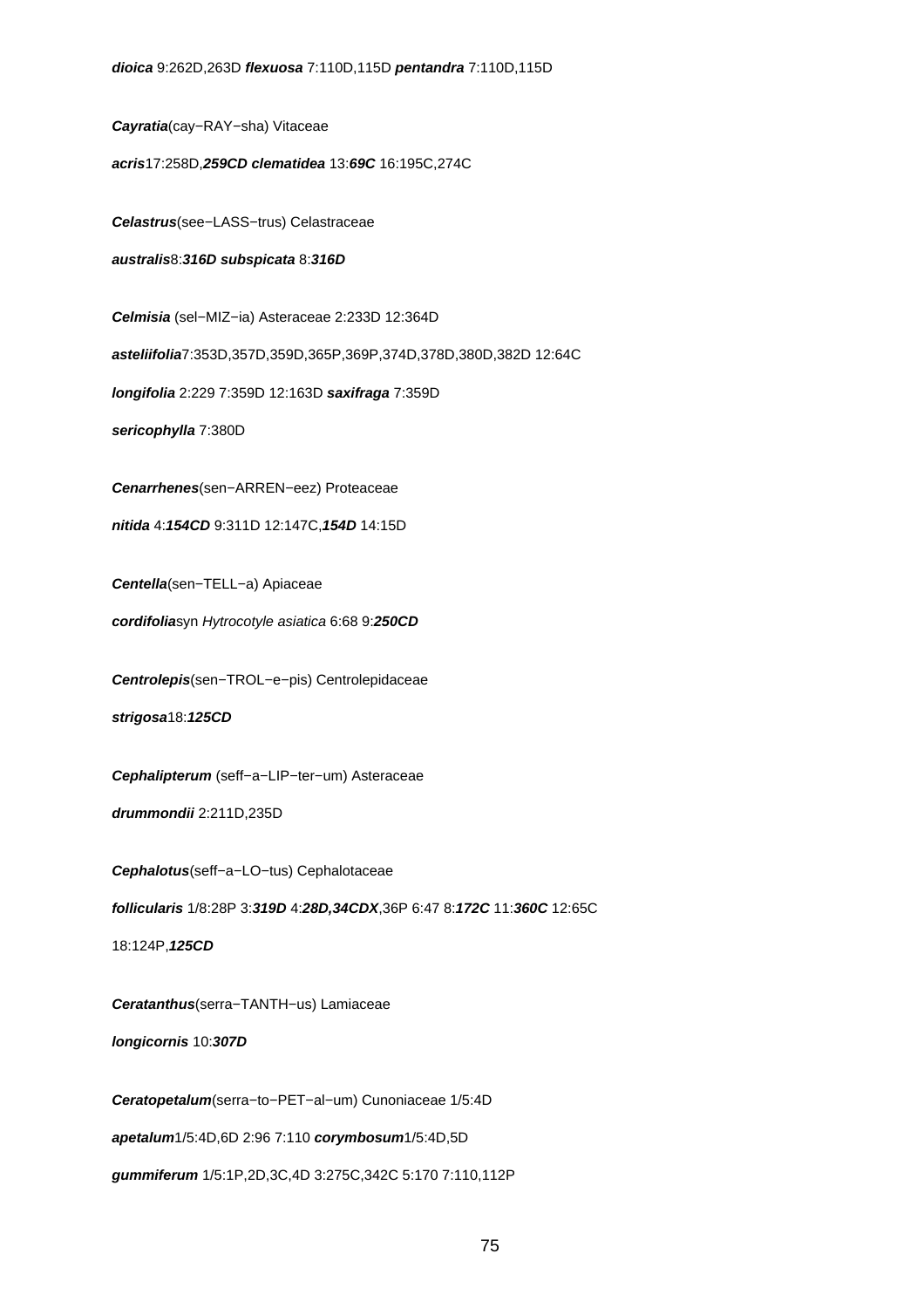***dioica*** 9:262D,263D ***flexuosa*** 7:110D,115D ***pentandra*** 7:110D,115D

***Cayratia***(cay−RAY−sha) Vitaceae

***acris***17:258D,***259CD*** ***clematidea*** 13:***69C*** 16:195C,274C

***Celastrus***(see−LASS−trus) Celastraceae

***australis***8:***316D*** ***subspicata*** 8:***316D***

***Celmisia*** (sel−MIZ−ia) Asteraceae 2:233D 12:364D

***asteliifolia***7:353D,357D,359D,365P,369P,374D,378D,380D,382D 12:64C

***longifolia*** 2:229 7:359D 12:163D ***saxifraga*** 7:359D

***sericophylla*** 7:380D

***Cenarrhenes***(sen−ARREN−eez) Proteaceae

***nitida*** 4:***154CD*** 9:311D 12:147C,***154D*** 14:15D

***Centella***(sen−TELL−a) Apiaceae

***cordifolia***syn *Hytrocotyle asiatica* 6:68 9:***250CD***

***Centrolepis***(sen−TROL−e−pis) Centrolepidaceae

***strigosa***18:***125CD***

***Cephalipterum*** (seff−a−LIP−ter−um) Asteraceae

***drummondii*** 2:211D,235D

***Cephalotus***(seff−a−LO−tus) Cephalotaceae

***follicularis*** 1/8:28P 3:***319D*** 4:***28D,34CDX***,36P 6:47 8:***172C*** 11:***360C*** 12:65C 18:124P,***125CD***

***Ceratanthus***(serra−TANTH−us) Lamiaceae

***longicornis*** 10:***307D***

***Ceratopetalum***(serra−to−PET−al−um) Cunoniaceae 1/5:4D

***apetalum***1/5:4D,6D 2:96 7:110 ***corymbosum***1/5:4D,5D

***gummiferum*** 1/5:1P,2D,3C,4D 3:275C,342C 5:170 7:110,112P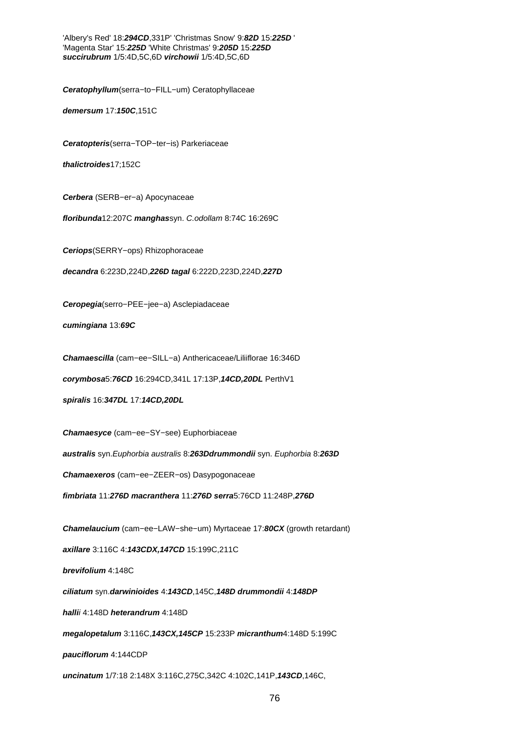'Albery's Red' 18:***294CD***,331P' 'Christmas Snow' 9:***82D*** 15:***225D*** '
'Magenta Star' 15:***225D*** 'White Christmas' 9:***205D*** 15:***225D***
***succirubrum*** 1/5:4D,5C,6D ***virchowii*** 1/5:4D,5C,6D

***Ceratophyllum***(serra−to−FILL−um) Ceratophyllaceae

***demersum*** 17:***150C***,151C

***Ceratopteris***(serra−TOP−ter−is) Parkeriaceae

***thalictroides***17;152C

***Cerbera*** (SERB−er−a) Apocynaceae

***floribunda***12:207C ***manghas***syn. *C.odollam* 8:74C 16:269C

***Ceriops***(SERRY−ops) Rhizophoraceae

***decandra*** 6:223D,224D,***226D*** ***tagal*** 6:222D,223D,224D,***227D***

***Ceropegia***(serro−PEE−jee−a) Asclepiadaceae

***cumingiana*** 13:***69C***

***Chamaescilla*** (cam−ee−SILL−a) Anthericaceae/Liliiflorae 16:346D

***corymbosa***5:***76CD*** 16:294CD,341L 17:13P,***14CD,20DL*** PerthV1

***spiralis*** 16:***347DL*** 17:***14CD,20DL***

***Chamaesyce*** (cam−ee−SY−see) Euphorbiaceae

***australis*** syn.*Euphorbia australis* 8:***263D******drummondii*** syn. *Euphorbia* 8:***263D***

***Chamaexeros*** (cam−ee−ZEER−os) Dasypogonaceae

***fimbriata*** 11:***276D*** ***macranthera*** 11:***276D*** ***serra***5:76CD 11:248P,***276D***

***Chamelaucium*** (cam−ee−LAW−she−um) Myrtaceae 17:***80CX*** (growth retardant)

***axillare*** 3:116C 4:***143CDX,147CD*** 15:199C,211C

***brevifolium*** 4:148C

***ciliatum*** syn.***darwinioides*** 4:***143CD***,145C,***148D*** ***drummondii*** 4:***148DP***

***hallii*** 4:148D ***heterandrum*** 4:148D

***megalopetalum*** 3:116C,***143CX,145CP*** 15:233P ***micranthum***4:148D 5:199C

***pauciflorum*** 4:144CDP

***uncinatum*** 1/7:18 2:148X 3:116C,275C,342C 4:102C,141P,***143CD***,146C,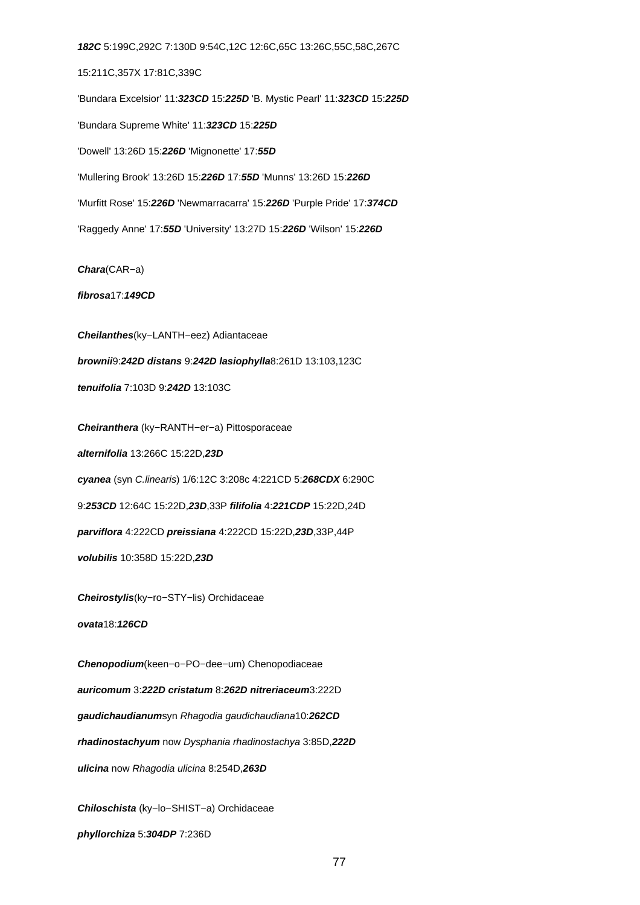***182C*** 5:199C,292C 7:130D 9:54C,12C 12:6C,65C 13:26C,55C,58C,267C

15:211C,357X 17:81C,339C

'Bundara Excelsior' 11:***323CD*** 15:***225D*** 'B. Mystic Pearl' 11:***323CD*** 15:***225D***

'Bundara Supreme White' 11:***323CD*** 15:***225D***

'Dowell' 13:26D 15:***226D*** 'Mignonette' 17:***55D***

'Mullering Brook' 13:26D 15:***226D*** 17:***55D*** 'Munns' 13:26D 15:***226D***

'Murfitt Rose' 15:***226D*** 'Newmarracarra' 15:***226D*** 'Purple Pride' 17:***374CD***

'Raggedy Anne' 17:***55D*** 'University' 13:27D 15:***226D*** 'Wilson' 15:***226D***

***Chara***(CAR−a)

***fibrosa***17:***149CD***

***Cheilanthes***(ky−LANTH−eez) Adiantaceae

***brownii***9:***242D*** ***distans*** 9:***242D*** ***lasiophylla***8:261D 13:103,123C

***tenuifolia*** 7:103D 9:***242D*** 13:103C

***Cheiranthera*** (ky−RANTH−er−a) Pittosporaceae

***alternifolia*** 13:266C 15:22D,***23D***

***cyanea*** (syn *C.linearis*) 1/6:12C 3:208c 4:221CD 5:***268CDX*** 6:290C

9:***253CD*** 12:64C 15:22D,***23D***,33P ***filifolia*** 4:***221CDP*** 15:22D,24D

***parviflora*** 4:222CD ***preissiana*** 4:222CD 15:22D,***23D***,33P,44P

***volubilis*** 10:358D 15:22D,***23D***

***Cheirostylis***(ky−ro−STY−lis) Orchidaceae

***ovata***18:***126CD***

***Chenopodium***(keen−o−PO−dee−um) Chenopodiaceae

***auricomum*** 3:***222D*** ***cristatum*** 8:***262D*** ***nitreriaceum***3:222D

***gaudichaudianum***syn *Rhagodia gaudichaudiana*10:***262CD***

***rhadinostachyum*** now *Dysphania rhadinostachya* 3:85D,***222D***

***ulicina*** now *Rhagodia ulicina* 8:254D,***263D***

***Chiloschista*** (ky−lo−SHIST−a) Orchidaceae

***phyllorchiza*** 5:***304DP*** 7:236D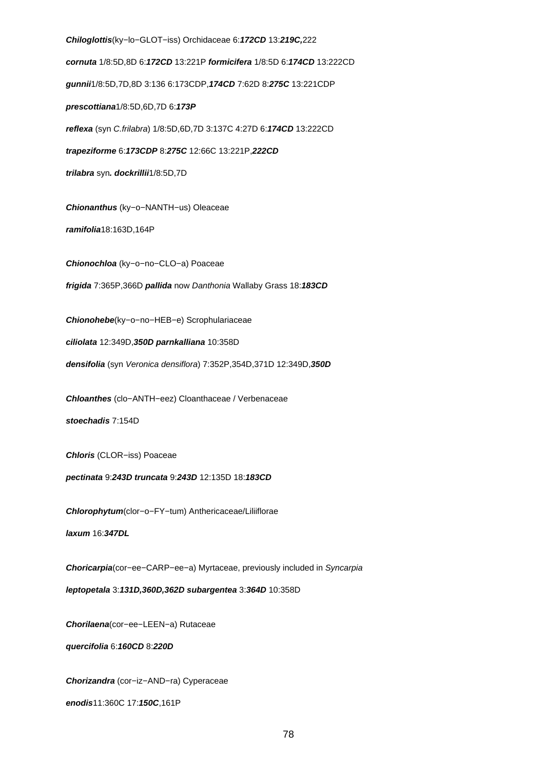***Chiloglottis***(ky−lo−GLOT−iss) Orchidaceae 6:***172CD*** 13:***219C,***222

***cornuta*** 1/8:5D,8D 6:***172CD*** 13:221P ***formicifera*** 1/8:5D 6:***174CD*** 13:222CD

***gunnii***1/8:5D,7D,8D 3:136 6:173CDP,***174CD*** 7:62D 8:***275C*** 13:221CDP

***prescottiana***1/8:5D,6D,7D 6:***173P***

***reflexa*** (syn *C.frilabra*) 1/8:5D,6D,7D 3:137C 4:27D 6:***174CD*** 13:222CD

***trapeziforme*** 6:***173CDP*** 8:***275C*** 12:66C 13:221P,***222CD***

***trilabra*** syn***. dockrillii***1/8:5D,7D

***Chionanthus*** (ky−o−NANTH−us) Oleaceae

***ramifolia***18:163D,164P

***Chionochloa*** (ky−o−no−CLO−a) Poaceae

***frigida*** 7:365P,366D ***pallida*** now *Danthonia* Wallaby Grass 18:***183CD***

***Chionohebe***(ky−o−no−HEB−e) Scrophulariaceae

***ciliolata*** 12:349D,***350D parnkalliana*** 10:358D

***densifolia*** (syn *Veronica densiflora*) 7:352P,354D,371D 12:349D,***350D***

***Chloanthes*** (clo−ANTH−eez) Cloanthaceae / Verbenaceae

***stoechadis*** 7:154D

***Chloris*** (CLOR−iss) Poaceae

***pectinata*** 9:***243D truncata*** 9:***243D*** 12:135D 18:***183CD***

***Chlorophytum***(clor−o−FY−tum) Anthericaceae/Liliiflorae

***laxum*** 16:***347DL***

***Choricarpia***(cor−ee−CARP−ee−a) Myrtaceae, previously included in *Syncarpia*

***leptopetala*** 3:***131D,360D,362D subargentea*** 3:***364D*** 10:358D

***Chorilaena***(cor−ee−LEEN−a) Rutaceae

***quercifolia*** 6:***160CD*** 8:***220D***

***Chorizandra*** (cor−iz−AND−ra) Cyperaceae

***enodis***11:360C 17:***150C***,161P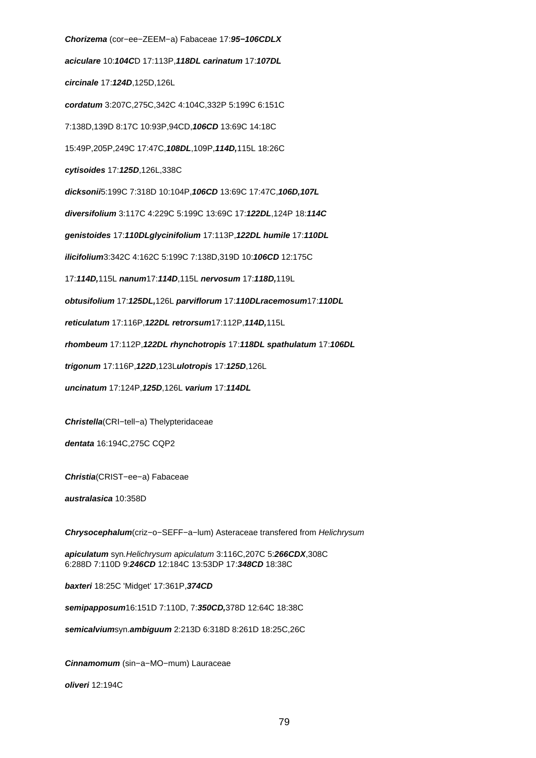***Chorizema*** (cor−ee−ZEEM−a) Fabaceae 17:***95−106CDLX***

***aciculare*** 10:***104C***D 17:113P,***118DL*** ***carinatum*** 17:***107DL***

***circinale*** 17:***124D***,125D,126L

***cordatum*** 3:207C,275C,342C 4:104C,332P 5:199C 6:151C

7:138D,139D 8:17C 10:93P,94CD,***106CD*** 13:69C 14:18C

15:49P,205P,249C 17:47C,***108DL***,109P,***114D,***115L 18:26C

***cytisoides*** 17:***125D***,126L,338C

***dicksonii***5:199C 7:318D 10:104P,***106CD*** 13:69C 17:47C,***106D,107L***

***diversifolium*** 3:117C 4:229C 5:199C 13:69C 17:***122DL***,124P 18:***114C***

***genistoides*** 17:***110DL******glycinifolium*** 17:113P,***122DL*** ***humile*** 17:***110DL***

***ilicifolium***3:342C 4:162C 5:199C 7:138D,319D 10:***106CD*** 12:175C

17:***114D,***115L ***nanum***17:***114D***,115L ***nervosum*** 17:***118D,***119L

***obtusifolium*** 17:***125DL,***126L ***parviflorum*** 17:***110DL******racemosum***17:***110DL***

***reticulatum*** 17:116P,***122DL*** ***retrorsum***17:112P,***114D,***115L

***rhombeum*** 17:112P,***122DL*** ***rhynchotropis*** 17:***118DL*** ***spathulatum*** 17:***106DL***

***trigonum*** 17:116P,***122D***,123L***ulotropis*** 17:***125D***,126L

***uncinatum*** 17:124P,***125D***,126L ***varium*** 17:***114DL***

***Christella***(CRI−tell−a) Thelypteridaceae

***dentata*** 16:194C,275C CQP2

***Christia***(CRIST−ee−a) Fabaceae

***australasica*** 10:358D

***Chrysocephalum***(criz−o−SEFF−a−lum) Asteraceae transfered from *Helichrysum*

***apiculatum*** syn.*Helichrysum apiculatum* 3:116C,207C 5:***266CDX***,308C
6:288D 7:110D 9:***246CD*** 12:184C 13:53DP 17:***348CD*** 18:38C

***baxteri*** 18:25C 'Midget' 17:361P,***374CD***

***semipapposum***16:151D 7:110D, 7:***350CD,***378D 12:64C 18:38C

***semicalvium***syn.***ambiguum*** 2:213D 6:318D 8:261D 18:25C,26C

***Cinnamomum*** (sin−a−MO−mum) Lauraceae

***oliveri*** 12:194C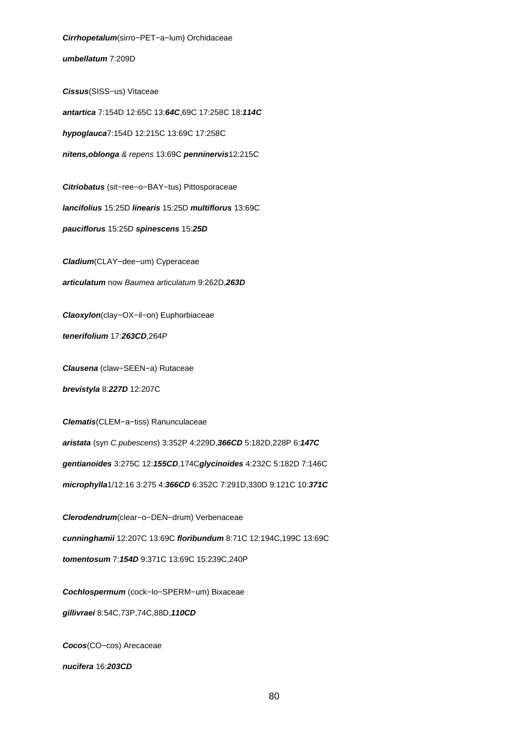***Cirrhopetalum***(sirro−PET−a−lum) Orchidaceae

***umbellatum*** 7:209D

***Cissus***(SISS−us) Vitaceae

***antartica*** 7:154D 12:65C 13:***64C***,69C 17:258C 18:***114C***

***hypoglauca***7:154D 12:215C 13:69C 17:258C

***nitens,oblonga*** *& repens* 13:69C ***penninervis***12:215C

***Citriobatus*** (sit−ree−o−BAY−tus) Pittosporaceae

***lancifolius*** 15:25D ***linearis*** 15:25D ***multiflorus*** 13:69C

***pauciflorus*** 15:25D ***spinescens*** 15:***25D***

***Cladium***(CLAY−dee−um) Cyperaceae

***articulatum*** now *Baumea articulatum* 9:262D,***263D***

***Claoxylon***(clay−OX−il−on) Euphorbiaceae

***tenerifolium*** 17:***263CD***,264P

***Clausena*** (claw−SEEN−a) Rutaceae

***brevistyla*** 8:***227D*** 12:207C

***Clematis***(CLEM−a−tiss) Ranunculaceae

***aristata*** (syn *C.pubescens*) 3:352P 4:229D,***366CD*** 5:182D,228P 6:***147C***

***gentianoides*** 3:275C 12:***155CD***,174C***glycinoides*** 4:232C 5:182D 7:146C

***microphylla***1/12:16 3:275 4:***366CD*** 6:352C 7:291D,330D 9:121C 10:***371C***

***Clerodendrum***(clear−o−DEN−drum) Verbenaceae

***cunninghamii*** 12:207C 13:69C ***floribundum*** 8:71C 12:194C,199C 13:69C

***tomentosum*** 7:***154D*** 9:371C 13:69C 15:239C,240P

***Cochlospermum*** (cock−lo−SPERM−um) Bixaceae

***gillivraei*** 8:54C,73P,74C,88D,***110CD***

***Cocos***(CO−cos) Arecaceae

***nucifera*** 16:***203CD***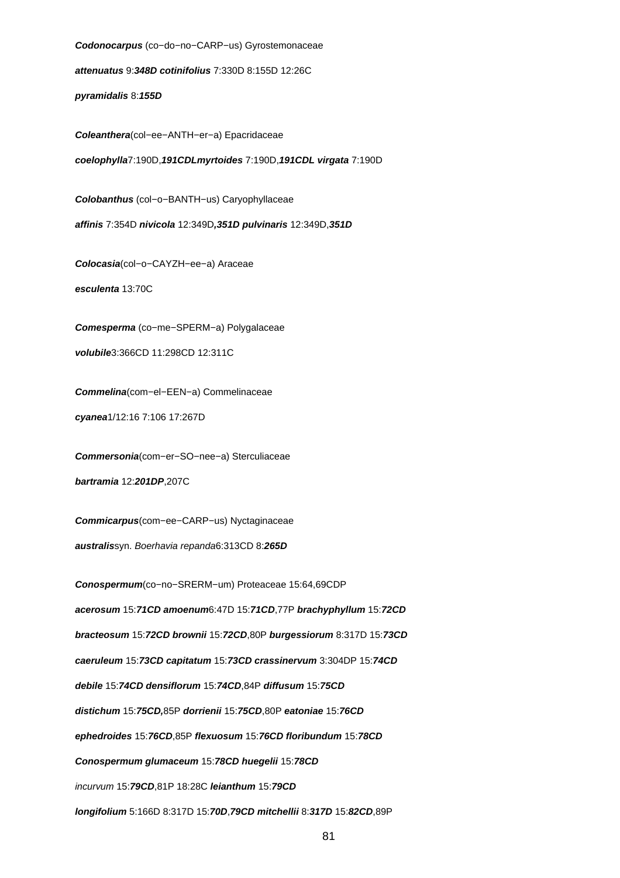**Codonocarpus** (co−do−no−CARP−us) Gyrostemonaceae

**attenuatus** 9:**348D** **cotinifolius** 7:330D 8:155D 12:26C

**pyramidalis** 8:**155D**

**Coleanthera**(col−ee−ANTH−er−a) Epacridaceae

**coelophylla**7:190D,**191CDLmyrtoides** 7:190D,**191CDL** **virgata** 7:190D

**Colobanthus** (col−o−BANTH−us) Caryophyllaceae

**affinis** 7:354D **nivicola** 12:349D**,351D** **pulvinaris** 12:349D,**351D**

**Colocasia**(col−o−CAYZH−ee−a) Araceae

**esculenta** 13:70C

**Comesperma** (co−me−SPERM−a) Polygalaceae

**volubile**3:366CD 11:298CD 12:311C

**Commelina**(com−el−EEN−a) Commelinaceae

**cyanea**1/12:16 7:106 17:267D

**Commersonia**(com−er−SO−nee−a) Sterculiaceae

**bartramia** 12:**201DP**,207C

**Commicarpus**(com−ee−CARP−us) Nyctaginaceae

**australis**syn. *Boerhavia repanda*6:313CD 8:**265D**

**Conospermum**(co−no−SRERM−um) Proteaceae 15:64,69CDP

**acerosum** 15:**71CD** **amoenum**6:47D 15:**71CD**,77P **brachyphyllum** 15:**72CD**

**bracteosum** 15:**72CD** **brownii** 15:**72CD**,80P **burgessiorum** 8:317D 15:**73CD**

**caeruleum** 15:**73CD** **capitatum** 15:**73CD** **crassinervum** 3:304DP 15:**74CD**

**debile** 15:**74CD** **densiflorum** 15:**74CD**,84P **diffusum** 15:**75CD**

**distichum** 15:**75CD,**85P **dorrienii** 15:**75CD**,80P **eatoniae** 15:**76CD**

**ephedroides** 15:**76CD**,85P **flexuosum** 15:**76CD** **floribundum** 15:**78CD**

**Conospermum glumaceum** 15:**78CD** **huegelii** 15:**78CD**

*incurvum* 15:**79CD**,81P 18:28C **leianthum** 15:**79CD**

**longifolium** 5:166D 8:317D 15:**70D**,**79CD** **mitchellii** 8:**317D** 15:**82CD**,89P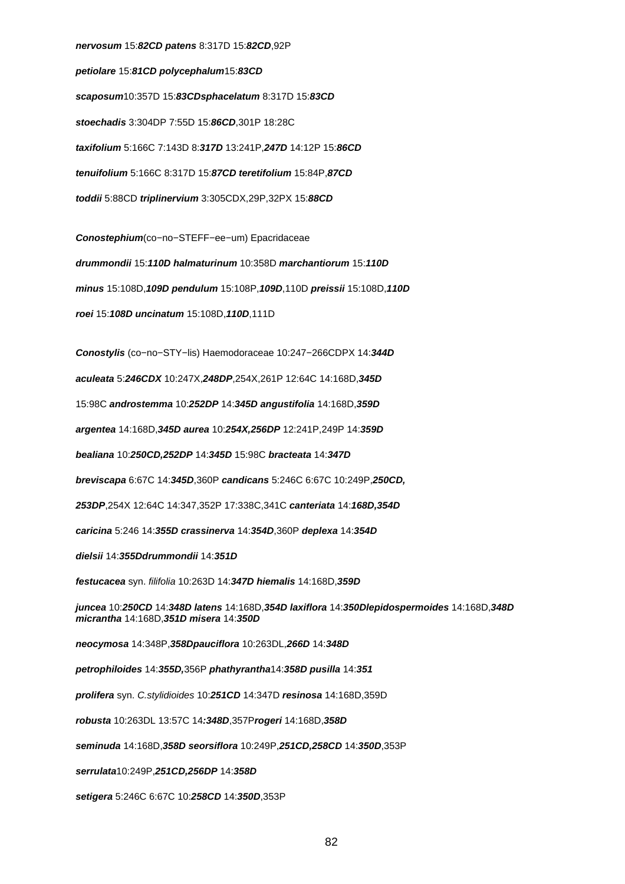***nervosum*** 15:***82CD*** ***patens*** 8:317D 15:***82CD***,92P

***petiolare*** 15:***81CD*** ***polycephalum***15:***83CD***

***scaposum***10:357D 15:***83CD******sphacelatum*** 8:317D 15:***83CD***

***stoechadis*** 3:304DP 7:55D 15:***86CD***,301P 18:28C

***taxifolium*** 5:166C 7:143D 8:***317D*** 13:241P,***247D*** 14:12P 15:***86CD***

***tenuifolium*** 5:166C 8:317D 15:***87CD*** ***teretifolium*** 15:84P,***87CD***

***toddii*** 5:88CD ***triplinervium*** 3:305CDX,29P,32PX 15:***88CD***

***Conostephium***(co−no−STEFF−ee−um) Epacridaceae

***drummondii*** 15:***110D*** ***halmaturinum*** 10:358D ***marchantiorum*** 15:***110D***

***minus*** 15:108D,***109D*** ***pendulum*** 15:108P,***109D***,110D ***preissii*** 15:108D,***110D***

***roei*** 15:***108D*** ***uncinatum*** 15:108D,***110D***,111D

***Conostylis*** (co−no−STY−lis) Haemodoraceae 10:247−266CDPX 14:***344D***

***aculeata*** 5:***246CDX*** 10:247X,***248DP***,254X,261P 12:64C 14:168D,***345D***

15:98C ***androstemma*** 10:***252DP*** 14:***345D*** ***angustifolia*** 14:168D,***359D***

***argentea*** 14:168D,***345D*** ***aurea*** 10:***254X,256DP*** 12:241P,249P 14:***359D***

***bealiana*** 10:***250CD,252DP*** 14:***345D*** 15:98C ***bracteata*** 14:***347D***

***breviscapa*** 6:67C 14:***345D***,360P ***candicans*** 5:246C 6:67C 10:249P,***250CD,***

***253DP***,254X 12:64C 14:347,352P 17:338C,341C ***canteriata*** 14:***168D,354D***

***caricina*** 5:246 14:***355D*** ***crassinerva*** 14:***354D***,360P ***deplexa*** 14:***354D***

***dielsii*** 14:***355D******drummondii*** 14:***351D***

***festucacea*** syn. *filifolia* 10:263D 14:***347D*** ***hiemalis*** 14:168D,***359D***

***juncea*** 10:***250CD*** 14:***348D*** ***latens*** 14:168D,***354D*** ***laxiflora*** 14:***350D******lepidospermoides*** 14:168D,***348D*** ***micrantha*** 14:168D,***351D*** ***misera*** 14:***350D***

***neocymosa*** 14:348P,***358D******pauciflora*** 10:263DL,***266D*** 14:***348D***

***petrophiloides*** 14:***355D,***356P ***phathyrantha***14:***358D*** ***pusilla*** 14:***351***

***prolifera*** syn. *C.stylidioides* 10:***251CD*** 14:347D ***resinosa*** 14:168D,359D

***robusta*** 10:263DL 13:57C 14***:348D***,357P***rogeri*** 14:168D,***358D***

***seminuda*** 14:168D,***358D*** ***seorsiflora*** 10:249P,***251CD,258CD*** 14:***350D***,353P

***serrulata***10:249P,***251CD,256DP*** 14:***358D***

***setigera*** 5:246C 6:67C 10:***258CD*** 14:***350D***,353P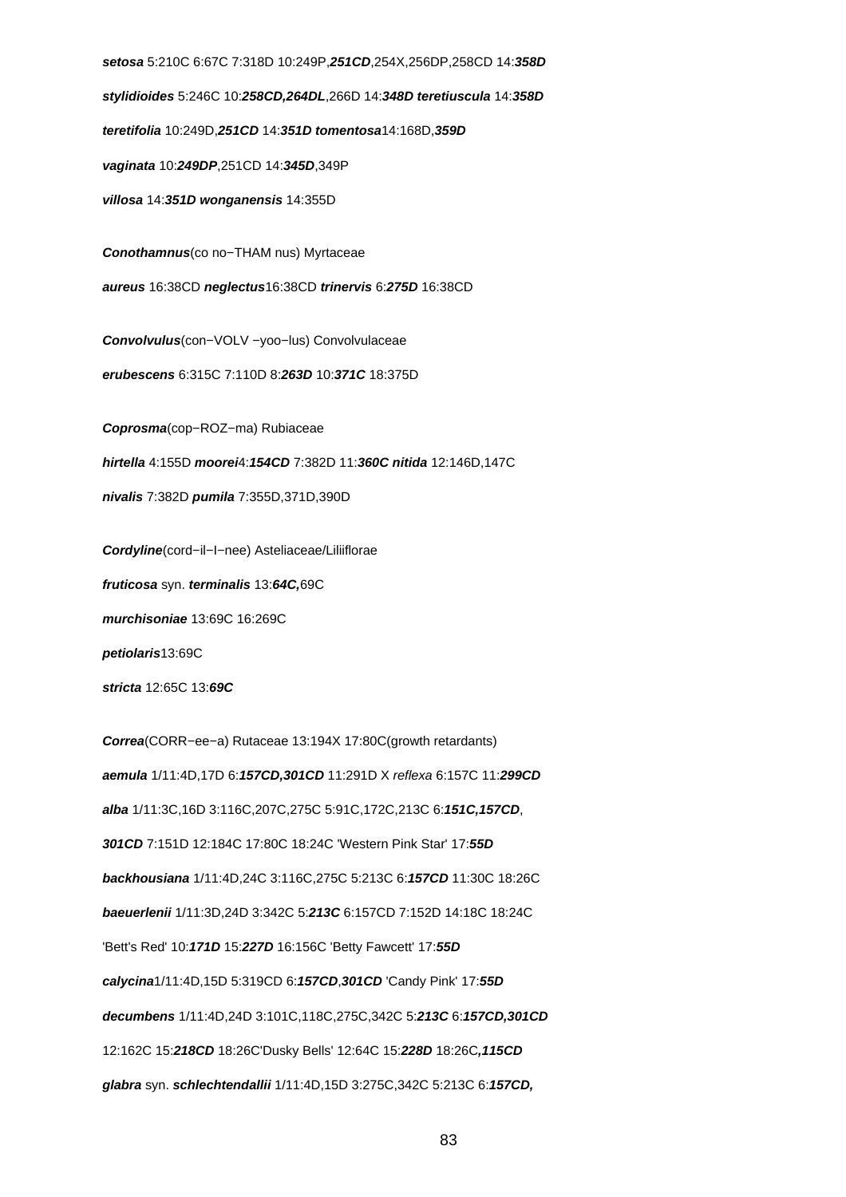**setosa** 5:210C 6:67C 7:318D 10:249P,**251CD**,254X,256DP,258CD 14:**358D**

**stylidioides** 5:246C 10:**258CD,264DL**,266D 14:**348D** **teretiuscula** 14:**358D**

**teretifolia** 10:249D,**251CD** 14:**351D** **tomentosa**14:168D,**359D**

**vaginata** 10:**249DP**,251CD 14:**345D**,349P

**villosa** 14:**351D** **wonganensis** 14:355D

**Conothamnus**(co no−THAM nus) Myrtaceae

**aureus** 16:38CD **neglectus**16:38CD **trinervis** 6:**275D** 16:38CD

**Convolvulus**(con−VOLV −yoo−lus) Convolvulaceae

**erubescens** 6:315C 7:110D 8:**263D** 10:**371C** 18:375D

**Coprosma**(cop−ROZ−ma) Rubiaceae

**hirtella** 4:155D **moorei**4:**154CD** 7:382D 11:**360C** **nitida** 12:146D,147C

**nivalis** 7:382D **pumila** 7:355D,371D,390D

**Cordyline**(cord−il−I−nee) Asteliaceae/Liliiflorae

**fruticosa** syn. **terminalis** 13:**64C,**69C

**murchisoniae** 13:69C 16:269C

**petiolaris**13:69C

**stricta** 12:65C 13:**69C**

**Correa**(CORR−ee−a) Rutaceae 13:194X 17:80C(growth retardants)

**aemula** 1/11:4D,17D 6:**157CD,301CD** 11:291D X *reflexa* 6:157C 11:**299CD**

**alba** 1/11:3C,16D 3:116C,207C,275C 5:91C,172C,213C 6:**151C,157CD**,

**301CD** 7:151D 12:184C 17:80C 18:24C 'Western Pink Star' 17:**55D**

**backhousiana** 1/11:4D,24C 3:116C,275C 5:213C 6:**157CD** 11:30C 18:26C

**baeuerlenii** 1/11:3D,24D 3:342C 5:**213C** 6:157CD 7:152D 14:18C 18:24C

'Bett's Red' 10:**171D** 15:**227D** 16:156C 'Betty Fawcett' 17:**55D**

**calycina**1/11:4D,15D 5:319CD 6:**157CD**,**301CD** 'Candy Pink' 17:**55D**

**decumbens** 1/11:4D,24D 3:101C,118C,275C,342C 5:**213C** 6:**157CD,301CD**

12:162C 15:**218CD** 18:26C'Dusky Bells' 12:64C 15:**228D** 18:26C**,115CD**

**glabra** syn. **schlechtendallii** 1/11:4D,15D 3:275C,342C 5:213C 6:**157CD,**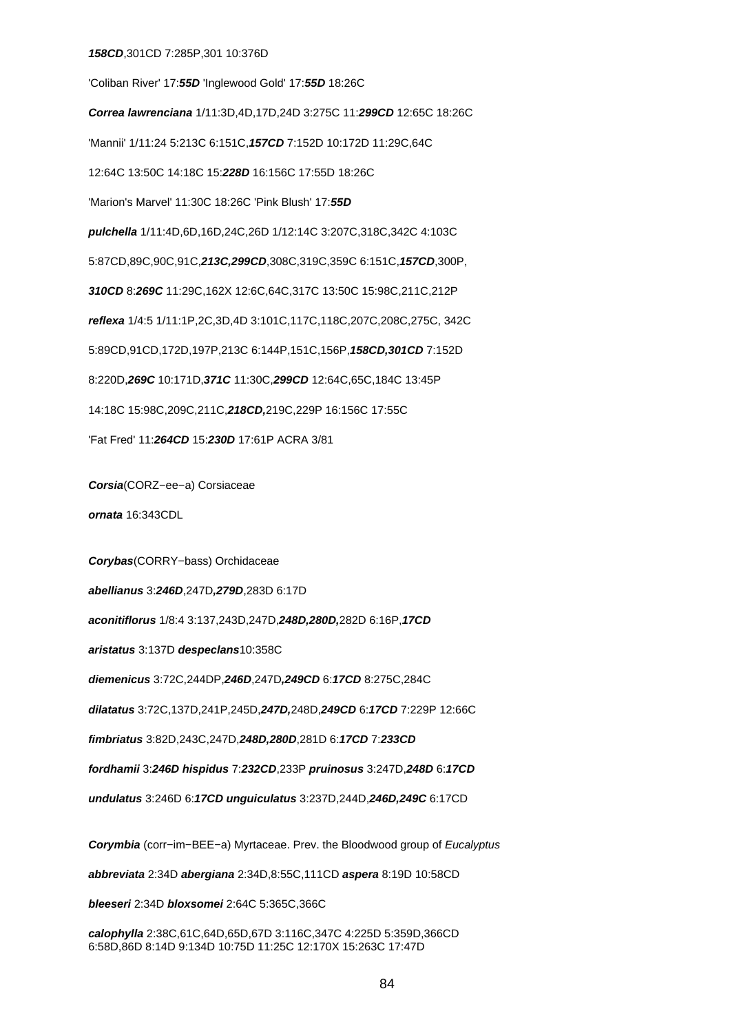**158CD**,301CD 7:285P,301 10:376D

'Coliban River' 17:**55D** 'Inglewood Gold' 17:**55D** 18:26C

***Correa lawrenciana*** 1/11:3D,4D,17D,24D 3:275C 11:**299CD** 12:65C 18:26C

'Mannii' 1/11:24 5:213C 6:151C,**157CD** 7:152D 10:172D 11:29C,64C

12:64C 13:50C 14:18C 15:**228D** 16:156C 17:55D 18:26C

'Marion's Marvel' 11:30C 18:26C 'Pink Blush' 17:**55D**

***pulchella*** 1/11:4D,6D,16D,24C,26D 1/12:14C 3:207C,318C,342C 4:103C

5:87CD,89C,90C,91C,**213C,299CD**,308C,319C,359C 6:151C,**157CD**,300P,

**310CD** 8:**269C** 11:29C,162X 12:6C,64C,317C 13:50C 15:98C,211C,212P

***reflexa*** 1/4:5 1/11:1P,2C,3D,4D 3:101C,117C,118C,207C,208C,275C, 342C

5:89CD,91CD,172D,197P,213C 6:144P,151C,156P,**158CD,301CD** 7:152D

8:220D,**269C** 10:171D,**371C** 11:30C,**299CD** 12:64C,65C,184C 13:45P

14:18C 15:98C,209C,211C,**218CD,**219C,229P 16:156C 17:55C

'Fat Fred' 11:**264CD** 15:**230D** 17:61P ACRA 3/81

***Corsia***(CORZ−ee−a) Corsiaceae

***ornata*** 16:343CDL

***Corybas***(CORRY−bass) Orchidaceae

***abellianus*** 3:**246D**,247D**,279D**,283D 6:17D

***aconitiflorus*** 1/8:4 3:137,243D,247D,**248D,280D,**282D 6:16P,**17CD**

***aristatus*** 3:137D ***despeclans***10:358C

***diemenicus*** 3:72C,244DP,**246D**,247D**,249CD** 6:**17CD** 8:275C,284C

***dilatatus*** 3:72C,137D,241P,245D,**247D,**248D,**249CD** 6:**17CD** 7:229P 12:66C

***fimbriatus*** 3:82D,243C,247D,**248D,280D**,281D 6:**17CD** 7:**233CD**

***fordhamii*** 3:**246D** ***hispidus*** 7:**232CD**,233P ***pruinosus*** 3:247D,**248D** 6:**17CD**

***undulatus*** 3:246D 6:**17CD** ***unguiculatus*** 3:237D,244D,**246D,249C** 6:17CD

***Corymbia*** (corr−im−BEE−a) Myrtaceae. Prev. the Bloodwood group of *Eucalyptus*

***abbreviata*** 2:34D ***abergiana*** 2:34D,8:55C,111CD ***aspera*** 8:19D 10:58CD

***bleeseri*** 2:34D ***bloxsomei*** 2:64C 5:365C,366C

***calophylla*** 2:38C,61C,64D,65D,67D 3:116C,347C 4:225D 5:359D,366CD
6:58D,86D 8:14D 9:134D 10:75D 11:25C 12:170X 15:263C 17:47D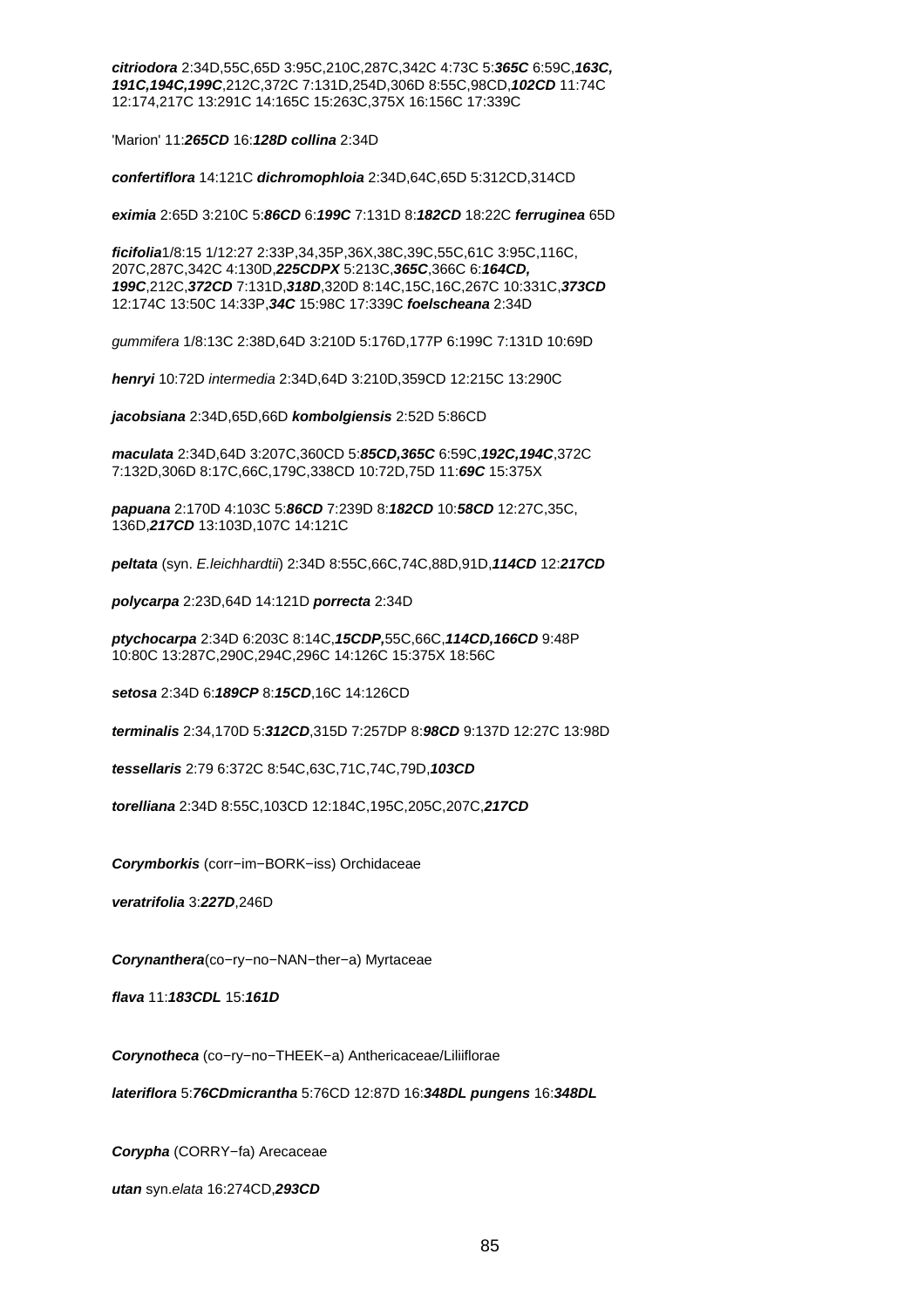***citriodora*** 2:34D,55C,65D 3:95C,210C,287C,342C 4:73C 5:***365C*** 6:59C,***163C, 191C,194C,199C***,212C,372C 7:131D,254D,306D 8:55C,98CD,***102CD*** 11:74C 12:174,217C 13:291C 14:165C 15:263C,375X 16:156C 17:339C

'Marion' 11:***265CD*** 16:***128D*** ***collina*** 2:34D

***confertiflora*** 14:121C ***dichromophloia*** 2:34D,64C,65D 5:312CD,314CD

***eximia*** 2:65D 3:210C 5:***86CD*** 6:***199C*** 7:131D 8:***182CD*** 18:22C ***ferruginea*** 65D

***ficifolia***1/8:15 1/12:27 2:33P,34,35P,36X,38C,39C,55C,61C 3:95C,116C, 207C,287C,342C 4:130D,***225CDPX*** 5:213C,***365C***,366C 6:***164CD, 199C***,212C,***372CD*** 7:131D,***318D***,320D 8:14C,15C,16C,267C 10:331C,***373CD*** 12:174C 13:50C 14:33P,***34C*** 15:98C 17:339C ***foelscheana*** 2:34D

*gummifera* 1/8:13C 2:38D,64D 3:210D 5:176D,177P 6:199C 7:131D 10:69D

***henryi*** 10:72D *intermedia* 2:34D,64D 3:210D,359CD 12:215C 13:290C

***jacobsiana*** 2:34D,65D,66D ***kombolgiensis*** 2:52D 5:86CD

***maculata*** 2:34D,64D 3:207C,360CD 5:***85CD,365C*** 6:59C,***192C,194C***,372C 7:132D,306D 8:17C,66C,179C,338CD 10:72D,75D 11:***69C*** 15:375X

***papuana*** 2:170D 4:103C 5:***86CD*** 7:239D 8:***182CD*** 10:***58CD*** 12:27C,35C, 136D,***217CD*** 13:103D,107C 14:121C

***peltata*** (syn. *E.leichhardtii*) 2:34D 8:55C,66C,74C,88D,91D,***114CD*** 12:***217CD***

***polycarpa*** 2:23D,64D 14:121D ***porrecta*** 2:34D

***ptychocarpa*** 2:34D 6:203C 8:14C,***15CDP,***55C,66C,***114CD,166CD*** 9:48P 10:80C 13:287C,290C,294C,296C 14:126C 15:375X 18:56C

***setosa*** 2:34D 6:***189CP*** 8:***15CD***,16C 14:126CD

***terminalis*** 2:34,170D 5:***312CD***,315D 7:257DP 8:***98CD*** 9:137D 12:27C 13:98D

***tessellaris*** 2:79 6:372C 8:54C,63C,71C,74C,79D,***103CD***

***torelliana*** 2:34D 8:55C,103CD 12:184C,195C,205C,207C,***217CD***

***Corymborkis*** (corr−im−BORK−iss) Orchidaceae

***veratrifolia*** 3:***227D***,246D

***Corynanthera***(co−ry−no−NAN−ther−a) Myrtaceae

***flava*** 11:***183CDL*** 15:***161D***

***Corynotheca*** (co−ry−no−THEEK−a) Anthericaceae/Liliiflorae

***lateriflora*** 5:***76CDmicrantha*** 5:76CD 12:87D 16:***348DL pungens*** 16:***348DL***

***Corypha*** (CORRY−fa) Arecaceae

***utan*** syn.*elata* 16:274CD,***293CD***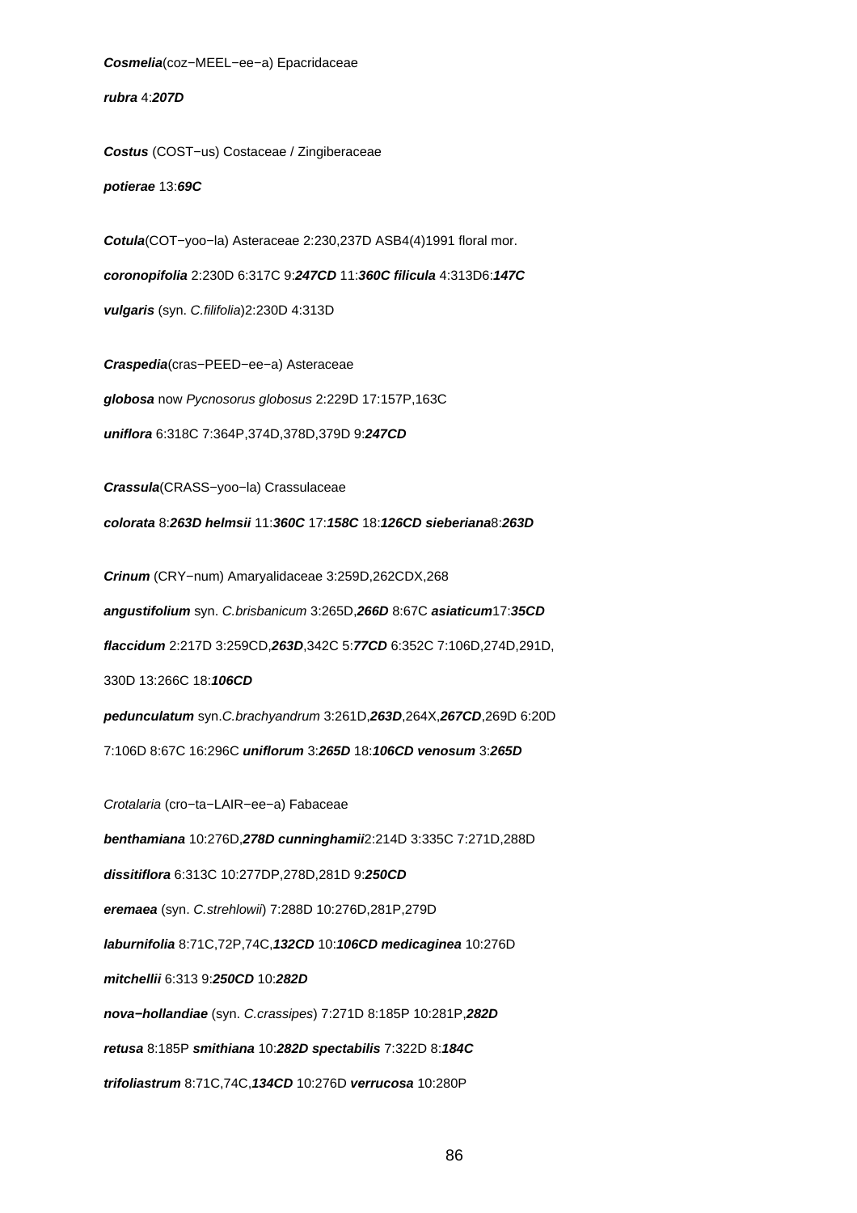***Cosmelia***(coz−MEEL−ee−a) Epacridaceae

***rubra*** 4:***207D***

***Costus*** (COST−us) Costaceae / Zingiberaceae

***potierae*** 13:***69C***

***Cotula***(COT−yoo−la) Asteraceae 2:230,237D ASB4(4)1991 floral mor.

***coronopifolia*** 2:230D 6:317C 9:***247CD*** 11:***360C*** ***filicula*** 4:313D6:***147C***

***vulgaris*** (syn. *C.filifolia*)2:230D 4:313D

***Craspedia***(cras−PEED−ee−a) Asteraceae

***globosa*** now *Pycnosorus globosus* 2:229D 17:157P,163C

***uniflora*** 6:318C 7:364P,374D,378D,379D 9:***247CD***

***Crassula***(CRASS−yoo−la) Crassulaceae

***colorata*** 8:***263D*** ***helmsii*** 11:***360C*** 17:***158C*** 18:***126CD*** ***sieberiana***8:***263D***

***Crinum*** (CRY−num) Amaryalidaceae 3:259D,262CDX,268

***angustifolium*** syn. *C.brisbanicum* 3:265D,***266D*** 8:67C ***asiaticum***17:***35CD***

***flaccidum*** 2:217D 3:259CD,***263D***,342C 5:***77CD*** 6:352C 7:106D,274D,291D,

330D 13:266C 18:***106CD***

***pedunculatum*** syn.*C.brachyandrum* 3:261D,***263D***,264X,***267CD***,269D 6:20D

7:106D 8:67C 16:296C ***uniflorum*** 3:***265D*** 18:***106CD*** ***venosum*** 3:***265D***

*Crotalaria* (cro−ta−LAIR−ee−a) Fabaceae

***benthamiana*** 10:276D,***278D*** ***cunninghamii***2:214D 3:335C 7:271D,288D

***dissitiflora*** 6:313C 10:277DP,278D,281D 9:***250CD***

***eremaea*** (syn. *C.strehlowii*) 7:288D 10:276D,281P,279D

***laburnifolia*** 8:71C,72P,74C,***132CD*** 10:***106CD*** ***medicaginea*** 10:276D

***mitchellii*** 6:313 9:***250CD*** 10:***282D***

***nova−hollandiae*** (syn. *C.crassipes*) 7:271D 8:185P 10:281P,***282D***

***retusa*** 8:185P ***smithiana*** 10:***282D*** ***spectabilis*** 7:322D 8:***184C***

***trifoliastrum*** 8:71C,74C,***134CD*** 10:276D ***verrucosa*** 10:280P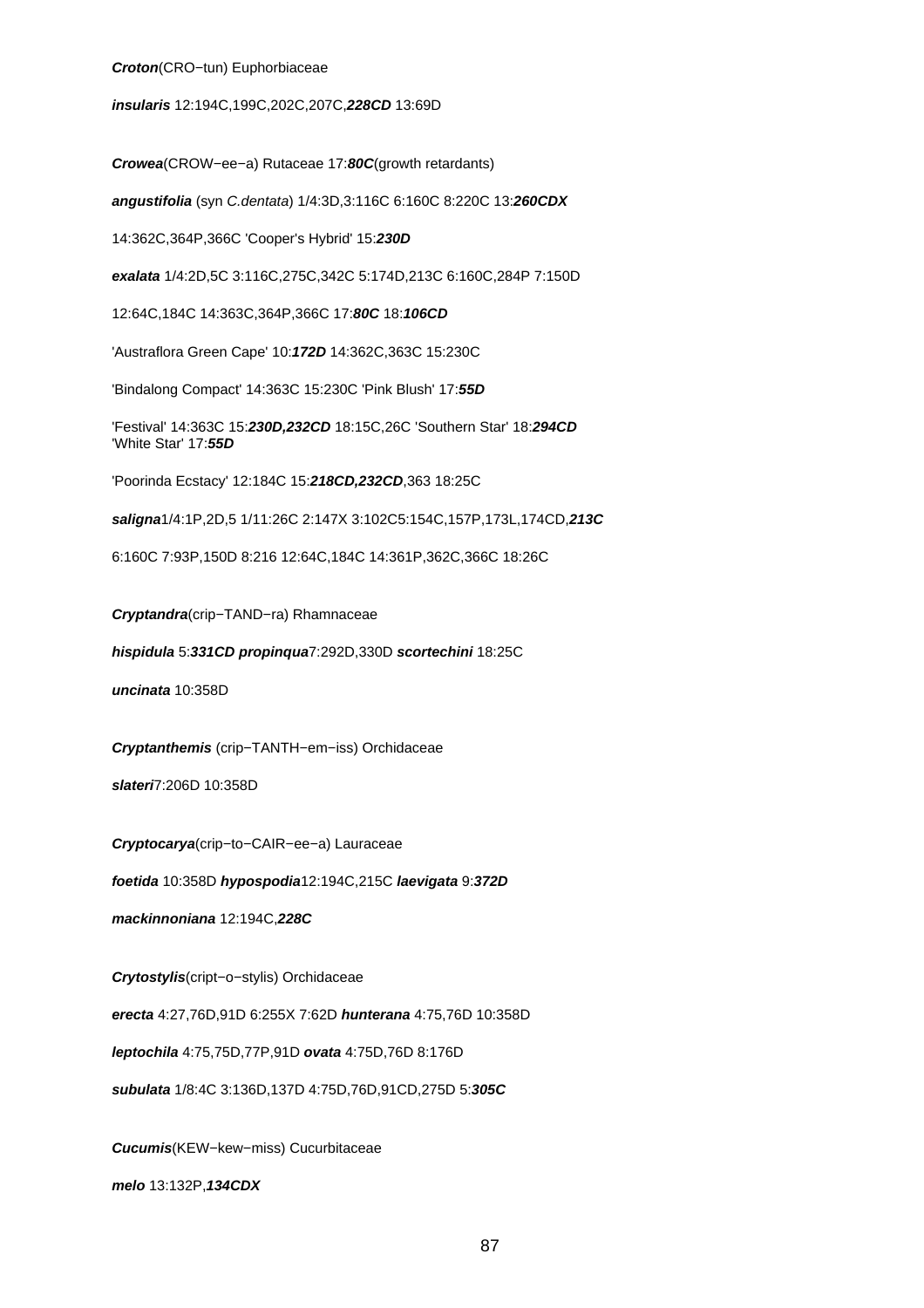***Croton***(CRO−tun) Euphorbiaceae

***insularis*** 12:194C,199C,202C,207C,***228CD*** 13:69D

***Crowea***(CROW−ee−a) Rutaceae 17:***80C***(growth retardants)

***angustifolia*** (syn *C.dentata*) 1/4:3D,3:116C 6:160C 8:220C 13:***260CDX***

14:362C,364P,366C 'Cooper's Hybrid' 15:***230D***

***exalata*** 1/4:2D,5C 3:116C,275C,342C 5:174D,213C 6:160C,284P 7:150D

12:64C,184C 14:363C,364P,366C 17:***80C*** 18:***106CD***

'Austraflora Green Cape' 10:***172D*** 14:362C,363C 15:230C

'Bindalong Compact' 14:363C 15:230C 'Pink Blush' 17:***55D***

'Festival' 14:363C 15:***230D,232CD*** 18:15C,26C 'Southern Star' 18:***294CD***
'White Star' 17:***55D***

'Poorinda Ecstacy' 12:184C 15:***218CD,232CD***,363 18:25C

***saligna***1/4:1P,2D,5 1/11:26C 2:147X 3:102C5:154C,157P,173L,174CD,***213C***

6:160C 7:93P,150D 8:216 12:64C,184C 14:361P,362C,366C 18:26C

***Cryptandra***(crip−TAND−ra) Rhamnaceae

***hispidula*** 5:***331CD*** ***propinqua***7:292D,330D ***scortechini*** 18:25C

***uncinata*** 10:358D

***Cryptanthemis*** (crip−TANTH−em−iss) Orchidaceae

***slateri***7:206D 10:358D

***Cryptocarya***(crip−to−CAIR−ee−a) Lauraceae

***foetida*** 10:358D ***hypospodia***12:194C,215C ***laevigata*** 9:***372D***

***mackinnoniana*** 12:194C,***228C***

***Crytostylis***(cript−o−stylis) Orchidaceae

***erecta*** 4:27,76D,91D 6:255X 7:62D ***hunterana*** 4:75,76D 10:358D

***leptochila*** 4:75,75D,77P,91D ***ovata*** 4:75D,76D 8:176D

***subulata*** 1/8:4C 3:136D,137D 4:75D,76D,91CD,275D 5:***305C***

***Cucumis***(KEW−kew−miss) Cucurbitaceae

***melo*** 13:132P,***134CDX***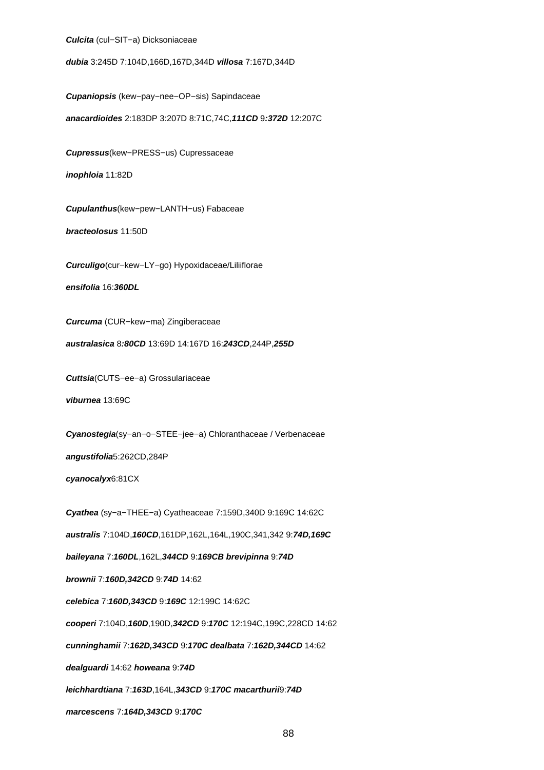***Culcita*** (cul−SIT−a) Dicksoniaceae

***dubia*** 3:245D 7:104D,166D,167D,344D ***villosa*** 7:167D,344D

***Cupaniopsis*** (kew−pay−nee−OP−sis) Sapindaceae

***anacardioides*** 2:183DP 3:207D 8:71C,74C,***111CD*** 9***:372D*** 12:207C

***Cupressus***(kew−PRESS−us) Cupressaceae

***inophloia*** 11:82D

***Cupulanthus***(kew−pew−LANTH−us) Fabaceae

***bracteolosus*** 11:50D

***Curculigo***(cur−kew−LY−go) Hypoxidaceae/Liliiflorae

***ensifolia*** 16:***360DL***

***Curcuma*** (CUR−kew−ma) Zingiberaceae

***australasica*** 8***:80CD*** 13:69D 14:167D 16:***243CD***,244P,***255D***

***Cuttsia***(CUTS−ee−a) Grossulariaceae

***viburnea*** 13:69C

***Cyanostegia***(sy−an−o−STEE−jee−a) Chloranthaceae / Verbenaceae

***angustifolia***5:262CD,284P

***cyanocalyx***6:81CX

***Cyathea*** (sy−a−THEE−a) Cyatheaceae 7:159D,340D 9:169C 14:62C

***australis*** 7:104D,***160CD***,161DP,162L,164L,190C,341,342 9:***74D,169C***

***baileyana*** 7:***160DL***,162L,***344CD*** 9:***169CB brevipinna*** 9:***74D***

***brownii*** 7:***160D,342CD*** 9:***74D*** 14:62

***celebica*** 7:***160D,343CD*** 9:***169C*** 12:199C 14:62C

***cooperi*** 7:104D,***160D***,190D,***342CD*** 9:***170C*** 12:194C,199C,228CD 14:62

***cunninghamii*** 7:***162D,343CD*** 9:***170C dealbata*** 7:***162D,344CD*** 14:62

***dealguardi*** 14:62 ***howeana*** 9:***74D***

***leichhardtiana*** 7:***163D***,164L,***343CD*** 9:***170C macarthurii***9:***74D***

***marcescens*** 7:***164D,343CD*** 9:***170C***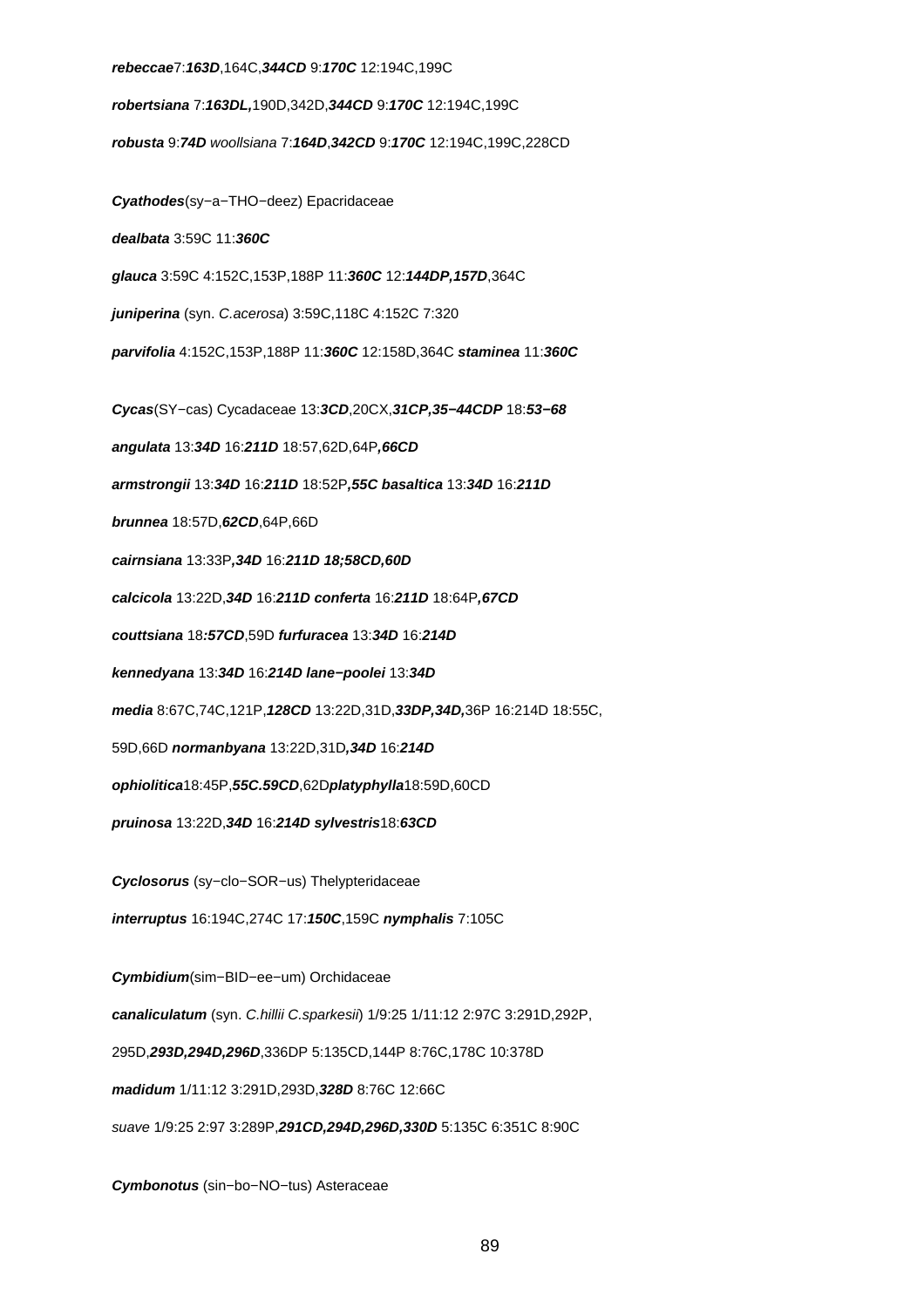***rebeccae***7:***163D***,164C,***344CD*** 9:***170C*** 12:194C,199C

***robertsiana*** 7:***163DL,***190D,342D,***344CD*** 9:***170C*** 12:194C,199C

***robusta*** 9:***74D*** *woollsiana* 7:***164D***,***342CD*** 9:***170C*** 12:194C,199C,228CD

***Cyathodes***(sy−a−THO−deez) Epacridaceae

***dealbata*** 3:59C 11:***360C***

***glauca*** 3:59C 4:152C,153P,188P 11:***360C*** 12:***144DP,157D***,364C

***juniperina*** (syn. *C.acerosa*) 3:59C,118C 4:152C 7:320

***parvifolia*** 4:152C,153P,188P 11:***360C*** 12:158D,364C ***staminea*** 11:***360C***

***Cycas***(SY−cas) Cycadaceae 13:***3CD***,20CX,***31CP,35−44CDP*** 18:***53−68***

***angulata*** 13:***34D*** 16:***211D*** 18:57,62D,64P***,66CD***

***armstrongii*** 13:***34D*** 16:***211D*** 18:52P***,55C basaltica*** 13:***34D*** 16:***211D***

***brunnea*** 18:57D,***62CD***,64P,66D

***cairnsiana*** 13:33P***,34D*** 16:***211D 18;58CD,60D***

***calcicola*** 13:22D,***34D*** 16:***211D conferta*** 16:***211D*** 18:64P***,67CD***

***couttsiana*** 18***:57CD***,59D ***furfuracea*** 13:***34D*** 16:***214D***

***kennedyana*** 13:***34D*** 16:***214D lane−poolei*** 13:***34D***

***media*** 8:67C,74C,121P,***128CD*** 13:22D,31D,***33DP,34D,***36P 16:214D 18:55C,

59D,66D ***normanbyana*** 13:22D,31D***,34D*** 16:***214D***

***ophiolitica***18:45P,***55C.59CD***,62D***platyphylla***18:59D,60CD

***pruinosa*** 13:22D,***34D*** 16:***214D sylvestris***18:***63CD***

***Cyclosorus*** (sy−clo−SOR−us) Thelypteridaceae

***interruptus*** 16:194C,274C 17:***150C***,159C ***nymphalis*** 7:105C

***Cymbidium***(sim−BID−ee−um) Orchidaceae

***canaliculatum*** (syn. *C.hillii C.sparkesii*) 1/9:25 1/11:12 2:97C 3:291D,292P,

295D,***293D,294D,296D***,336DP 5:135CD,144P 8:76C,178C 10:378D

***madidum*** 1/11:12 3:291D,293D,***328D*** 8:76C 12:66C

*suave* 1/9:25 2:97 3:289P,***291CD,294D,296D,330D*** 5:135C 6:351C 8:90C

***Cymbonotus*** (sin−bo−NO−tus) Asteraceae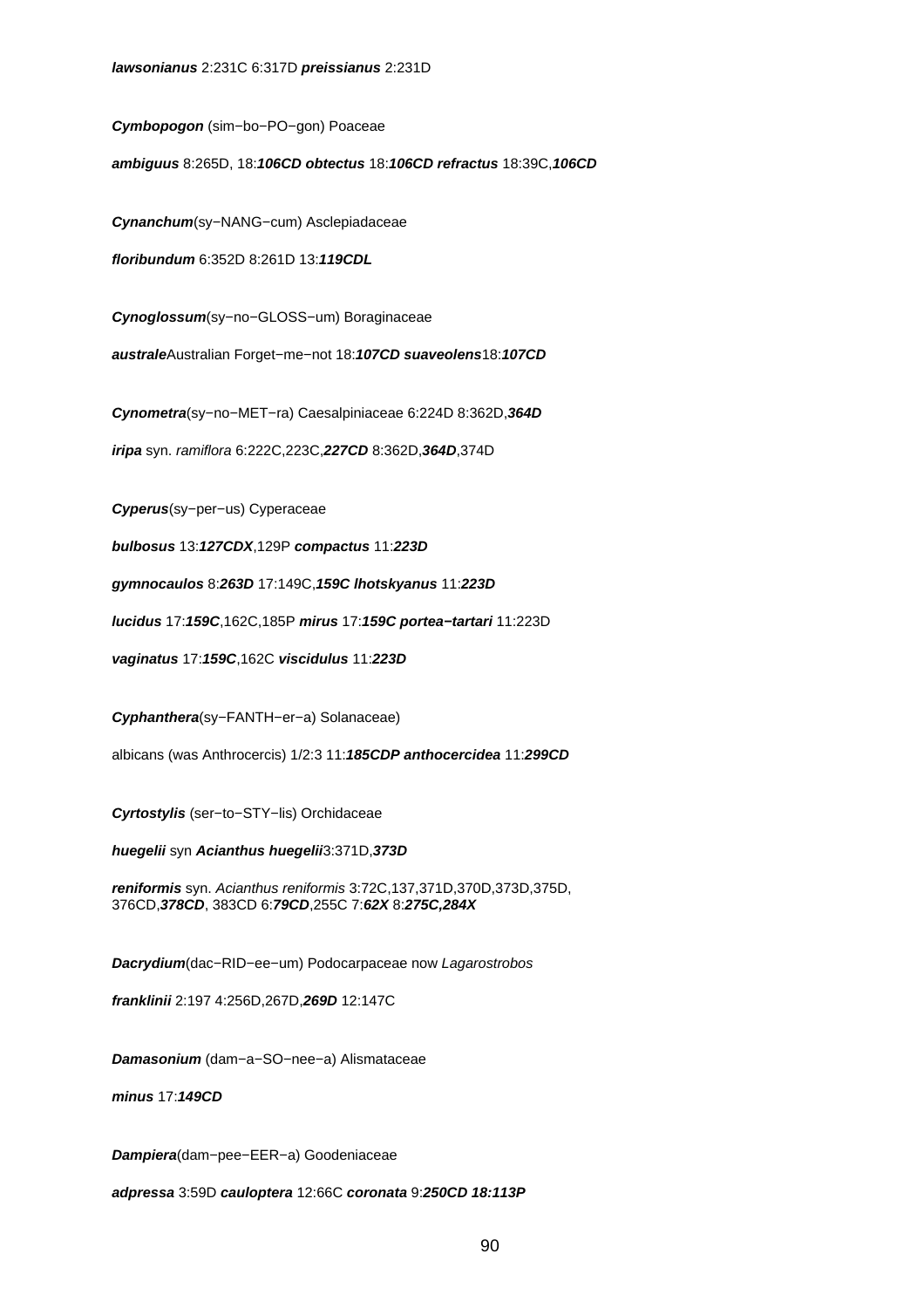***lawsonianus*** 2:231C 6:317D ***preissianus*** 2:231D

***Cymbopogon*** (sim−bo−PO−gon) Poaceae

***ambiguus*** 8:265D, 18:***106CD obtectus*** 18:***106CD refractus*** 18:39C,***106CD***

***Cynanchum***(sy−NANG−cum) Asclepiadaceae

***floribundum*** 6:352D 8:261D 13:***119CDL***

***Cynoglossum***(sy−no−GLOSS−um) Boraginaceae

***australe***Australian Forget−me−not 18:***107CD suaveolens***18:***107CD***

***Cynometra***(sy−no−MET−ra) Caesalpiniaceae 6:224D 8:362D,***364D***

***iripa*** syn. *ramiflora* 6:222C,223C,***227CD*** 8:362D,***364D***,374D

***Cyperus***(sy−per−us) Cyperaceae

***bulbosus*** 13:***127CDX***,129P ***compactus*** 11:***223D***

***gymnocaulos*** 8:***263D*** 17:149C,***159C lhotskyanus*** 11:***223D***

***lucidus*** 17:***159C***,162C,185P ***mirus*** 17:***159C portea−tartari*** 11:223D

***vaginatus*** 17:***159C***,162C ***viscidulus*** 11:***223D***

***Cyphanthera***(sy−FANTH−er−a) Solanaceae)

albicans (was Anthrocercis) 1/2:3 11:***185CDP anthocercidea*** 11:***299CD***

***Cyrtostylis*** (ser−to−STY−lis) Orchidaceae

***huegelii*** syn ***Acianthus huegelii***3:371D,***373D***

***reniformis*** syn. *Acianthus reniformis* 3:72C,137,371D,370D,373D,375D, 376CD,***378CD***, 383CD 6:***79CD***,255C 7:***62X*** 8:***275C,284X***

***Dacrydium***(dac−RID−ee−um) Podocarpaceae now *Lagarostrobos*

***franklinii*** 2:197 4:256D,267D,***269D*** 12:147C

***Damasonium*** (dam−a−SO−nee−a) Alismataceae

***minus*** 17:***149CD***

***Dampiera***(dam−pee−EER−a) Goodeniaceae

***adpressa*** 3:59D ***cauloptera*** 12:66C ***coronata*** 9:***250CD 18:113P***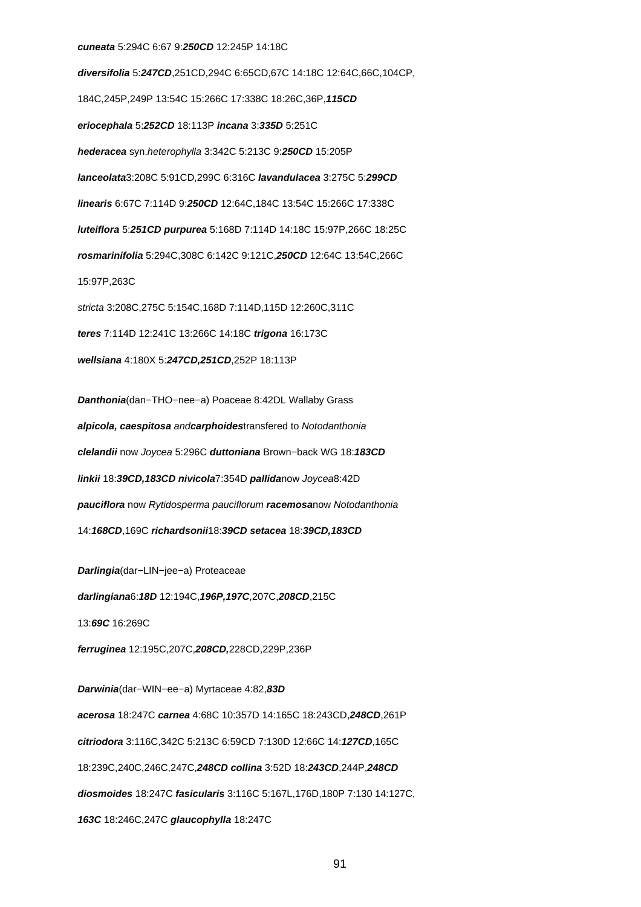***cuneata*** 5:294C 6:67 9:***250CD*** 12:245P 14:18C

***diversifolia*** 5:***247CD***,251CD,294C 6:65CD,67C 14:18C 12:64C,66C,104CP,

184C,245P,249P 13:54C 15:266C 17:338C 18:26C,36P,***115CD***

***eriocephala*** 5:***252CD*** 18:113P ***incana*** 3:***335D*** 5:251C

***hederacea*** syn.*heterophylla* 3:342C 5:213C 9:***250CD*** 15:205P

***lanceolata***3:208C 5:91CD,299C 6:316C ***lavandulacea*** 3:275C 5:***299CD***

***linearis*** 6:67C 7:114D 9:***250CD*** 12:64C,184C 13:54C 15:266C 17:338C

***luteiflora*** 5:***251CD*** ***purpurea*** 5:168D 7:114D 14:18C 15:97P,266C 18:25C

***rosmarinifolia*** 5:294C,308C 6:142C 9:121C,***250CD*** 12:64C 13:54C,266C

15:97P,263C

*stricta* 3:208C,275C 5:154C,168D 7:114D,115D 12:260C,311C

***teres*** 7:114D 12:241C 13:266C 14:18C ***trigona*** 16:173C

***wellsiana*** 4:180X 5:***247CD,251CD***,252P 18:113P

***Danthonia***(dan−THO−nee−a) Poaceae 8:42DL Wallaby Grass

***alpicola, caespitosa*** *and****carphoides***transfered to *Notodanthonia*

***clelandii*** now *Joycea* 5:296C ***duttoniana*** Brown−back WG 18:***183CD***

***linkii*** 18:***39CD,183CD*** ***nivicola***7:354D ***pallida***now *Joycea*8:42D

***pauciflora*** now *Rytidosperma pauciflorum* ***racemosa***now *Notodanthonia*

14:***168CD***,169C ***richardsonii***18:***39CD*** ***setacea*** 18:***39CD,183CD***

***Darlingia***(dar−LIN−jee−a) Proteaceae

***darlingiana***6:***18D*** 12:194C,***196P,197C***,207C,***208CD***,215C

13:***69C*** 16:269C

***ferruginea*** 12:195C,207C,***208CD,***228CD,229P,236P

***Darwinia***(dar−WIN−ee−a) Myrtaceae 4:82,***83D***

***acerosa*** 18:247C ***carnea*** 4:68C 10:357D 14:165C 18:243CD,***248CD***,261P

***citriodora*** 3:116C,342C 5:213C 6:59CD 7:130D 12:66C 14:***127CD***,165C

18:239C,240C,246C,247C,***248CD*** ***collina*** 3:52D 18:***243CD***,244P,***248CD***

***diosmoides*** 18:247C ***fasicularis*** 3:116C 5:167L,176D,180P 7:130 14:127C,

***163C*** 18:246C,247C ***glaucophylla*** 18:247C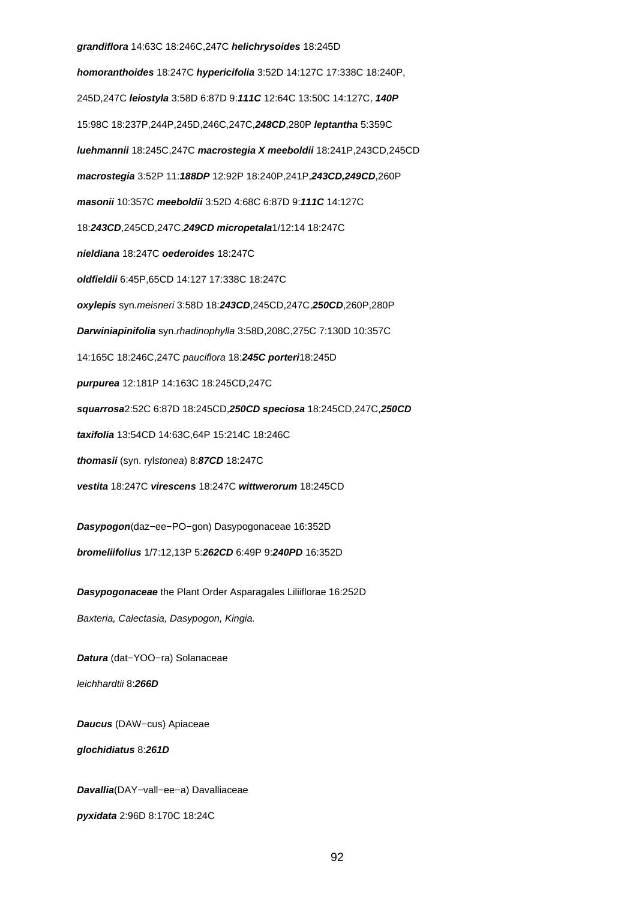**grandiflora** 14:63C 18:246C,247C **helichrysoides** 18:245D

**homoranthoides** 18:247C **hypericifolia** 3:52D 14:127C 17:338C 18:240P,

245D,247C **leiostyla** 3:58D 6:87D 9:***111C*** 12:64C 13:50C 14:127C, ***140P***

15:98C 18:237P,244P,245D,246C,247C,***248CD***,280P **leptantha** 5:359C

**luehmannii** 18:245C,247C **macrostegia X meeboldii** 18:241P,243CD,245CD

**macrostegia** 3:52P 11:***188DP*** 12:92P 18:240P,241P,***243CD,249CD***,260P

**masonii** 10:357C **meeboldii** 3:52D 4:68C 6:87D 9:***111C*** 14:127C

18:***243CD***,245CD,247C,***249CD*** **micropetala**1/12:14 18:247C

**nieldiana** 18:247C **oederoides** 18:247C

**oldfieldii** 6:45P,65CD 14:127 17:338C 18:247C

**oxylepis** syn.*meisneri* 3:58D 18:***243CD***,245CD,247C,***250CD***,260P,280P

**Darwiniapinifolia** syn.*rhadinophylla* 3:58D,208C,275C 7:130D 10:357C

14:165C 18:246C,247C *pauciflora* 18:***245C*** ***porteri***18:245D

**purpurea** 12:181P 14:163C 18:245CD,247C

**squarrosa**2:52C 6:87D 18:245CD,***250CD*** ***speciosa*** 18:245CD,247C,***250CD***

**taxifolia** 13:54CD 14:63C,64P 15:214C 18:246C

**thomasii** (syn. *rylstonea*) 8:***87CD*** 18:247C

**vestita** 18:247C **virescens** 18:247C **wittwerorum** 18:245CD

**Dasypogon**(daz−ee−PO−gon) Dasypogonaceae 16:352D

**bromeliifolius** 1/7:12,13P 5:***262CD*** 6:49P 9:***240PD*** 16:352D

**Dasypogonaceae** the Plant Order Asparagales Liliiflorae 16:252D

*Baxteria, Calectasia, Dasypogon, Kingia.*

**Datura** (dat−YOO−ra) Solanaceae

*leichhardtii* 8:***266D***

**Daucus** (DAW−cus) Apiaceae

**glochidiatus** 8:***261D***

**Davallia**(DAY−vall−ee−a) Davalliaceae

**pyxidata** 2:96D 8:170C 18:24C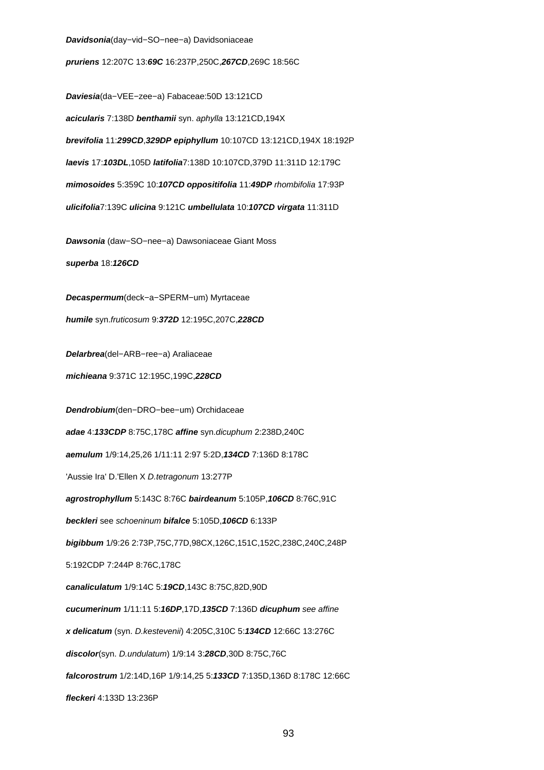***Davidsonia***(day−vid−SO−nee−a) Davidsoniaceae

***pruriens*** 12:207C 13:***69C*** 16:237P,250C,***267CD***,269C 18:56C

***Daviesia***(da−VEE−zee−a) Fabaceae:50D 13:121CD

***acicularis*** 7:138D ***benthamii*** syn. *aphylla* 13:121CD,194X

***brevifolia*** 11:***299CD***,***329DP*** ***epiphyllum*** 10:107CD 13:121CD,194X 18:192P

***laevis*** 17:***103DL***,105D ***latifolia***7:138D 10:107CD,379D 11:311D 12:179C

***mimosoides*** 5:359C 10:***107CD*** ***oppositifolia*** 11:***49DP*** *rhombifolia* 17:93P

***ulicifolia***7:139C ***ulicina*** 9:121C ***umbellulata*** 10:***107CD*** ***virgata*** 11:311D

***Dawsonia*** (daw−SO−nee−a) Dawsoniaceae Giant Moss

***superba*** 18:***126CD***

***Decaspermum***(deck−a−SPERM−um) Myrtaceae

***humile*** syn.*fruticosum* 9:***372D*** 12:195C,207C,***228CD***

***Delarbrea***(del−ARB−ree−a) Araliaceae

***michieana*** 9:371C 12:195C,199C,***228CD***

***Dendrobium***(den−DRO−bee−um) Orchidaceae

***adae*** 4:***133CDP*** 8:75C,178C ***affine*** syn.*dicuphum* 2:238D,240C

***aemulum*** 1/9:14,25,26 1/11:11 2:97 5:2D,***134CD*** 7:136D 8:178C

'Aussie Ira' D.'Ellen X *D.tetragonum* 13:277P

***agrostrophyllum*** 5:143C 8:76C ***bairdeanum*** 5:105P,***106CD*** 8:76C,91C

***beckleri*** see *schoeninum* ***bifalce*** 5:105D,***106CD*** 6:133P

***bigibbum*** 1/9:26 2:73P,75C,77D,98CX,126C,151C,152C,238C,240C,248P

5:192CDP 7:244P 8:76C,178C

***canaliculatum*** 1/9:14C 5:***19CD***,143C 8:75C,82D,90D

***cucumerinum*** 1/11:11 5:***16DP***,17D,***135CD*** 7:136D ***dicuphum*** *see affine*

***x delicatum*** (syn. *D.kestevenii*) 4:205C,310C 5:***134CD*** 12:66C 13:276C

***discolor***(syn. *D.undulatum*) 1/9:14 3:***28CD***,30D 8:75C,76C

***falcorostrum*** 1/2:14D,16P 1/9:14,25 5:***133CD*** 7:135D,136D 8:178C 12:66C

***fleckeri*** 4:133D 13:236P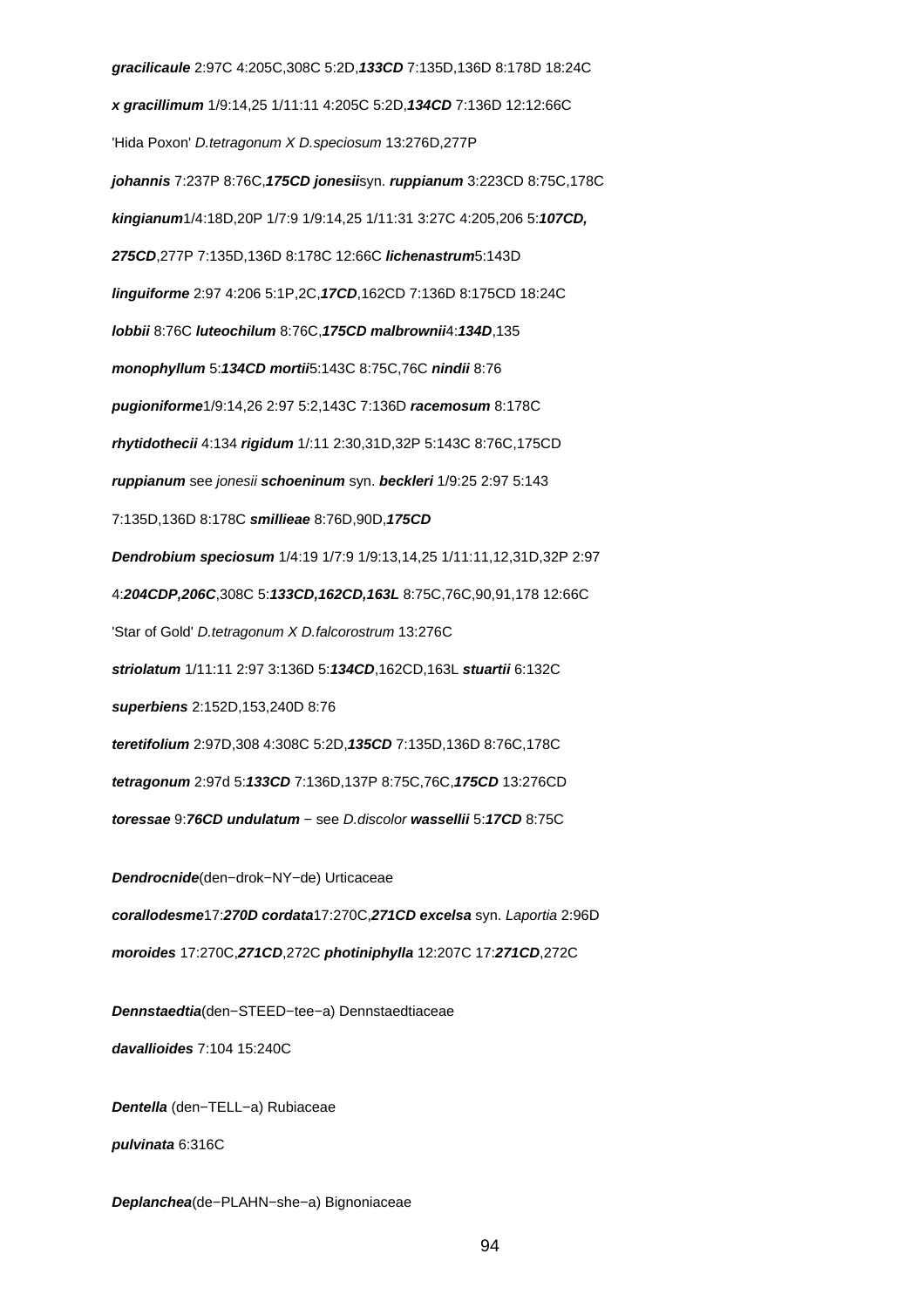***gracilicaule*** 2:97C 4:205C,308C 5:2D,***133CD*** 7:135D,136D 8:178D 18:24C

***x gracillimum*** 1/9:14,25 1/11:11 4:205C 5:2D,***134CD*** 7:136D 12:12:66C

'Hida Poxon' *D.tetragonum X D.speciosum* 13:276D,277P

***johannis*** 7:237P 8:76C,***175CD jonesii***syn. ***ruppianum*** 3:223CD 8:75C,178C

***kingianum***1/4:18D,20P 1/7:9 1/9:14,25 1/11:31 3:27C 4:205,206 5:***107CD,***

***275CD***,277P 7:135D,136D 8:178C 12:66C ***lichenastrum***5:143D

***linguiforme*** 2:97 4:206 5:1P,2C,***17CD***,162CD 7:136D 8:175CD 18:24C

***lobbii*** 8:76C ***luteochilum*** 8:76C,***175CD malbrownii***4:***134D***,135

***monophyllum*** 5:***134CD mortii***5:143C 8:75C,76C ***nindii*** 8:76

***pugioniforme***1/9:14,26 2:97 5:2,143C 7:136D ***racemosum*** 8:178C

***rhytidothecii*** 4:134 ***rigidum*** 1/:11 2:30,31D,32P 5:143C 8:76C,175CD

***ruppianum*** see *jonesii* ***schoeninum*** syn. ***beckleri*** 1/9:25 2:97 5:143

7:135D,136D 8:178C ***smillieae*** 8:76D,90D,***175CD***

***Dendrobium speciosum*** 1/4:19 1/7:9 1/9:13,14,25 1/11:11,12,31D,32P 2:97

4:***204CDP,206C***,308C 5:***133CD,162CD,163L*** 8:75C,76C,90,91,178 12:66C

'Star of Gold' *D.tetragonum X D.falcorostrum* 13:276C

***striolatum*** 1/11:11 2:97 3:136D 5:***134CD***,162CD,163L ***stuartii*** 6:132C

***superbiens*** 2:152D,153,240D 8:76

***teretifolium*** 2:97D,308 4:308C 5:2D,***135CD*** 7:135D,136D 8:76C,178C

***tetragonum*** 2:97d 5:***133CD*** 7:136D,137P 8:75C,76C,***175CD*** 13:276CD

***toressae*** 9:***76CD undulatum*** − see *D.discolor* ***wassellii*** 5:***17CD*** 8:75C

***Dendrocnide***(den−drok−NY−de) Urticaceae

***corallodesme***17:***270D cordata***17:270C,***271CD excelsa*** syn. *Laportia* 2:96D

***moroides*** 17:270C,***271CD***,272C ***photiniphylla*** 12:207C 17:***271CD***,272C

***Dennstaedtia***(den−STEED−tee−a) Dennstaedtiaceae

***davallioides*** 7:104 15:240C

***Dentella*** (den−TELL−a) Rubiaceae

***pulvinata*** 6:316C

***Deplanchea***(de−PLAHN−she−a) Bignoniaceae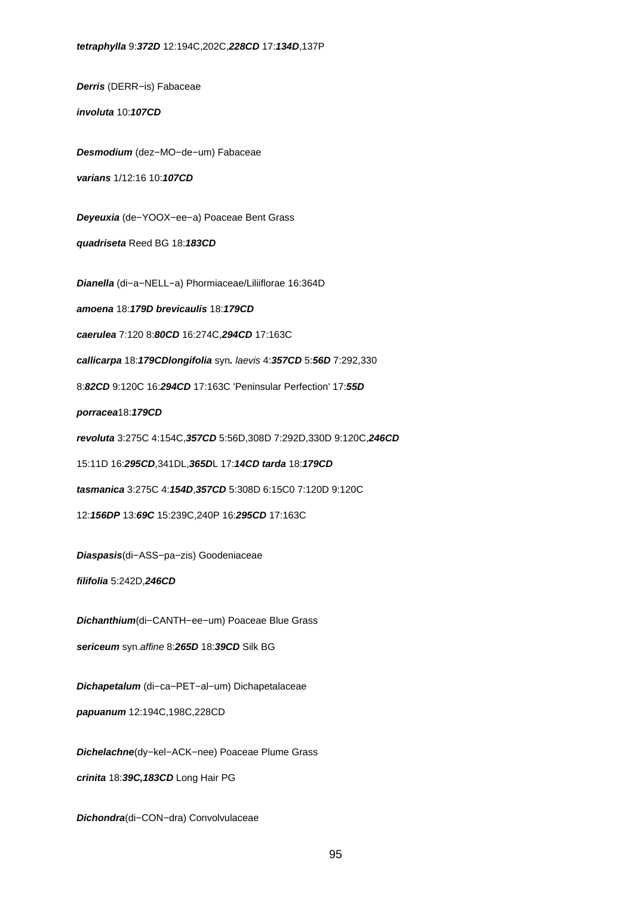***tetraphylla*** 9:***372D*** 12:194C,202C,***228CD*** 17:***134D***,137P

***Derris*** (DERR−is) Fabaceae

***involuta*** 10:***107CD***

***Desmodium*** (dez−MO−de−um) Fabaceae

***varians*** 1/12:16 10:***107CD***

***Deyeuxia*** (de−YOOX−ee−a) Poaceae Bent Grass

***quadriseta*** Reed BG 18:***183CD***

***Dianella*** (di−a−NELL−a) Phormiaceae/Liliiflorae 16:364D

***amoena*** 18:***179D brevicaulis*** 18:***179CD***

***caerulea*** 7:120 8:***80CD*** 16:274C,***294CD*** 17:163C

***callicarpa*** 18:***179CDlongifolia*** syn***.*** *laevis* 4:***357CD*** 5:***56D*** 7:292,330

8:***82CD*** 9:120C 16:***294CD*** 17:163C 'Peninsular Perfection' 17:***55D***

***porracea***18:***179CD***

***revoluta*** 3:275C 4:154C,***357CD*** 5:56D,308D 7:292D,330D 9:120C,***246CD***

15:11D 16:***295CD***,341DL,***365D***L 17:***14CD tarda*** 18:***179CD***

***tasmanica*** 3:275C 4:***154D***,***357CD*** 5:308D 6:15C0 7:120D 9:120C

12:***156DP*** 13:***69C*** 15:239C,240P 16:***295CD*** 17:163C

***Diaspasis***(di−ASS−pa−zis) Goodeniaceae

***filifolia*** 5:242D,***246CD***

***Dichanthium***(di−CANTH−ee−um) Poaceae Blue Grass

***sericeum*** syn.*affine* 8:***265D*** 18:***39CD*** Silk BG

***Dichapetalum*** (di−ca−PET−al−um) Dichapetalaceae

***papuanum*** 12:194C,198C,228CD

***Dichelachne***(dy−kel−ACK−nee) Poaceae Plume Grass

***crinita*** 18:***39C,183CD*** Long Hair PG

***Dichondra***(di−CON−dra) Convolvulaceae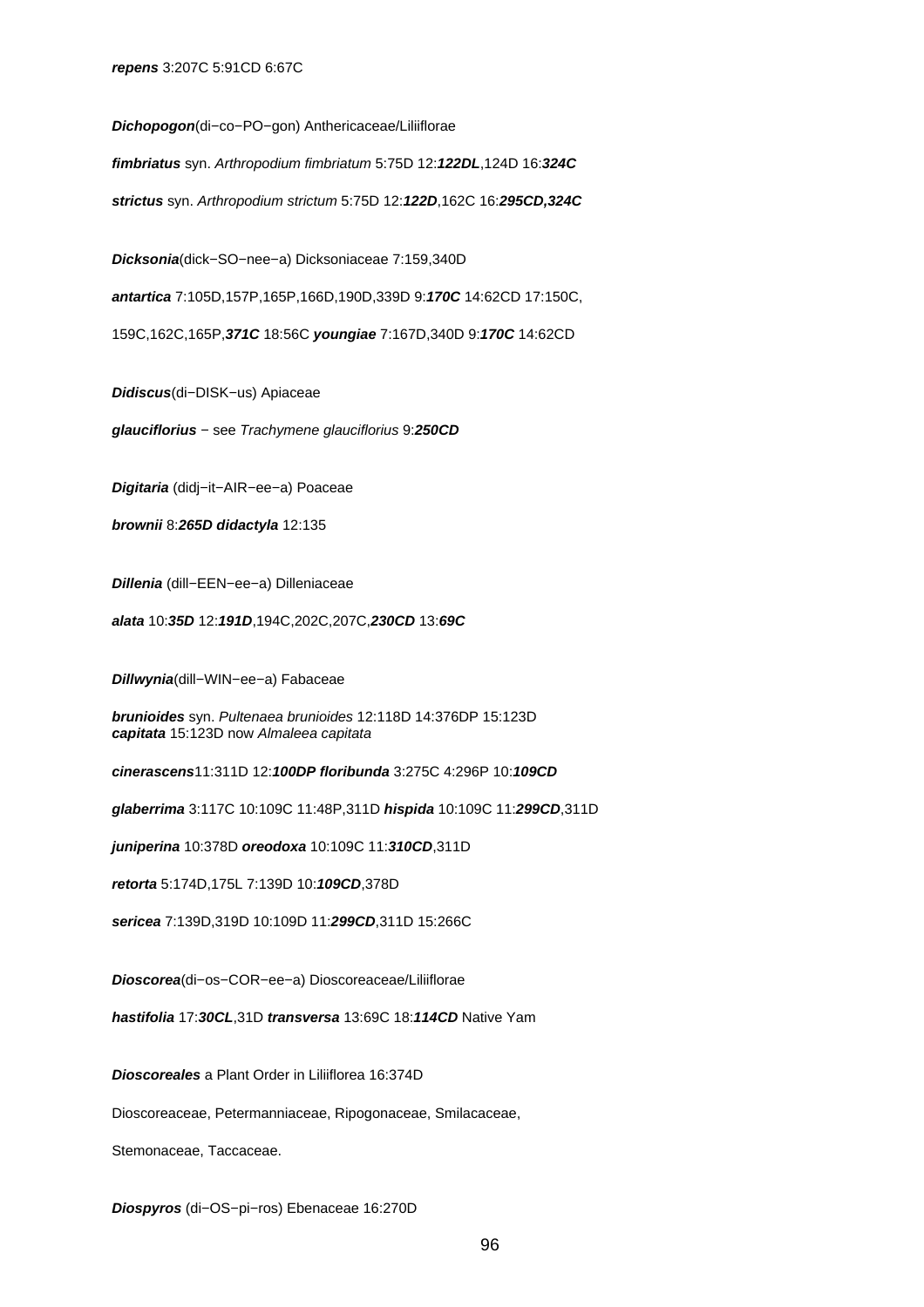**repens** 3:207C 5:91CD 6:67C

**Dichopogon**(di−co−PO−gon) Anthericaceae/Liliiflorae

**fimbriatus** syn. *Arthropodium fimbriatum* 5:75D 12:***122DL***,124D 16:***324C***

**strictus** syn. *Arthropodium strictum* 5:75D 12:***122D***,162C 16:***295CD,324C***

**Dicksonia**(dick−SO−nee−a) Dicksoniaceae 7:159,340D

**antartica** 7:105D,157P,165P,166D,190D,339D 9:***170C*** 14:62CD 17:150C, 159C,162C,165P,***371C*** 18:56C **youngiae** 7:167D,340D 9:***170C*** 14:62CD

**Didiscus**(di−DISK−us) Apiaceae

**glauciflorius** − see *Trachymene glauciflorius* 9:***250CD***

**Digitaria** (didj−it−AIR−ee−a) Poaceae

**brownii** 8:***265D*** **didactyla** 12:135

**Dillenia** (dill−EEN−ee−a) Dilleniaceae

**alata** 10:***35D*** 12:***191D***,194C,202C,207C,***230CD*** 13:***69C***

**Dillwynia**(dill−WIN−ee−a) Fabaceae

**brunioides** syn. *Pultenaea brunioides* 12:118D 14:376DP 15:123D
**capitata** 15:123D now *Almaleea capitata*

**cinerascens**11:311D 12:***100DP*** **floribunda** 3:275C 4:296P 10:***109CD***

**glaberrima** 3:117C 10:109C 11:48P,311D **hispida** 10:109C 11:***299CD***,311D

**juniperina** 10:378D **oreodoxa** 10:109C 11:***310CD***,311D

**retorta** 5:174D,175L 7:139D 10:***109CD***,378D

**sericea** 7:139D,319D 10:109D 11:***299CD***,311D 15:266C

**Dioscorea**(di−os−COR−ee−a) Dioscoreaceae/Liliiflorae

**hastifolia** 17:***30CL***,31D **transversa** 13:69C 18:***114CD*** Native Yam

**Dioscoreales** a Plant Order in Liliiflorea 16:374D

Dioscoreaceae, Petermanniaceae, Ripogonaceae, Smilacaceae,

Stemonaceae, Taccaceae.

**Diospyros** (di−OS−pi−ros) Ebenaceae 16:270D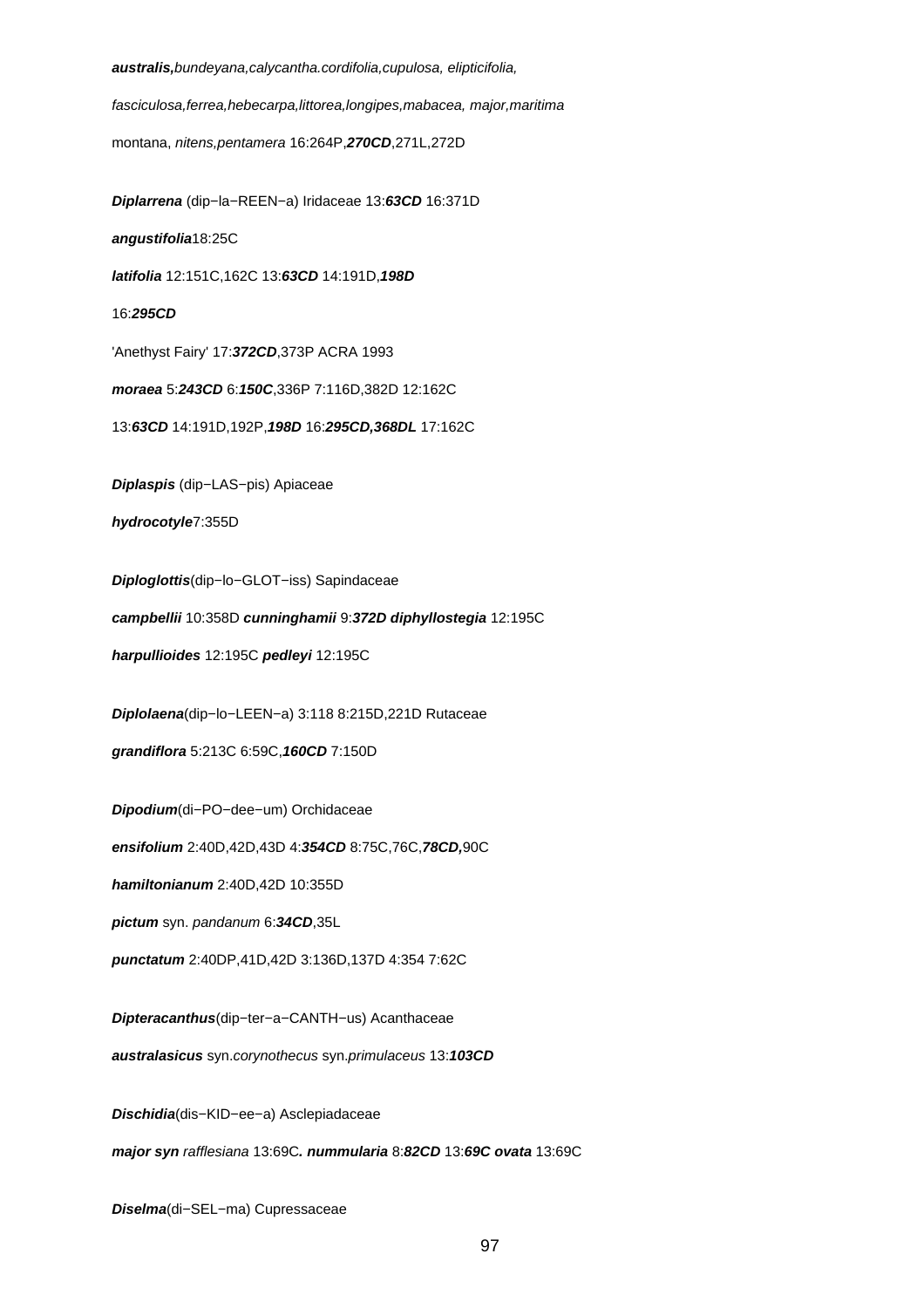***australis,****bundeyana,calycantha.cordifolia,cupulosa, elipticifolia,*

*fasciculosa,ferrea,hebecarpa,littorea,longipes,mabacea, major,maritima*

montana, *nitens,pentamera* 16:264P,***270CD***,271L,272D

***Diplarrena*** (dip−la−REEN−a) Iridaceae 13:***63CD*** 16:371D

***angustifolia***18:25C

***latifolia*** 12:151C,162C 13:***63CD*** 14:191D,***198D***

16:***295CD***

'Anethyst Fairy' 17:***372CD***,373P ACRA 1993

***moraea*** 5:***243CD*** 6:***150C***,336P 7:116D,382D 12:162C

13:***63CD*** 14:191D,192P,***198D*** 16:***295CD,368DL*** 17:162C

***Diplaspis*** (dip−LAS−pis) Apiaceae

***hydrocotyle***7:355D

***Diploglottis***(dip−lo−GLOT−iss) Sapindaceae

***campbellii*** 10:358D ***cunninghamii*** 9:***372D diphyllostegia*** 12:195C

***harpullioides*** 12:195C ***pedleyi*** 12:195C

***Diplolaena***(dip−lo−LEEN−a) 3:118 8:215D,221D Rutaceae

***grandiflora*** 5:213C 6:59C,***160CD*** 7:150D

***Dipodium***(di−PO−dee−um) Orchidaceae

***ensifolium*** 2:40D,42D,43D 4:***354CD*** 8:75C,76C,***78CD,***90C

***hamiltonianum*** 2:40D,42D 10:355D

***pictum*** syn. *pandanum* 6:***34CD***,35L

***punctatum*** 2:40DP,41D,42D 3:136D,137D 4:354 7:62C

***Dipteracanthus***(dip−ter−a−CANTH−us) Acanthaceae

***australasicus*** syn.*corynothecus* syn.*primulaceus* 13:***103CD***

***Dischidia***(dis−KID−ee−a) Asclepiadaceae

***major syn*** *rafflesiana* 13:69C***. nummularia*** 8:***82CD*** 13:***69C ovata*** 13:69C

***Diselma***(di−SEL−ma) Cupressaceae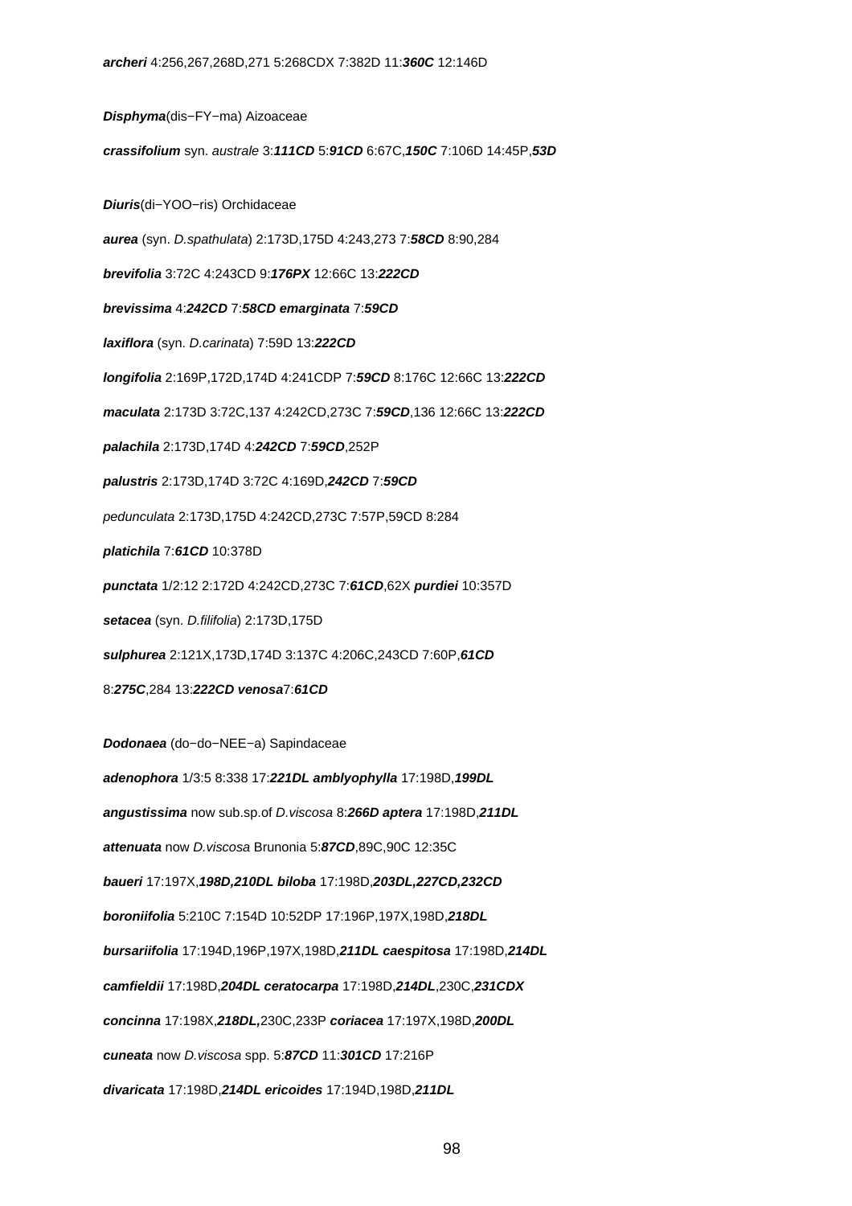**archeri** 4:256,267,268D,271 5:268CDX 7:382D 11:***360C*** 12:146D

**Disphyma**(dis−FY−ma) Aizoaceae

**crassifolium** syn. *australe* 3:***111CD*** 5:***91CD*** 6:67C,***150C*** 7:106D 14:45P,***53D***

**Diuris**(di−YOO−ris) Orchidaceae

**aurea** (syn. *D.spathulata*) 2:173D,175D 4:243,273 7:***58CD*** 8:90,284

**brevifolia** 3:72C 4:243CD 9:***176PX*** 12:66C 13:***222CD***

**brevissima** 4:***242CD*** 7:***58CD*** **emarginata** 7:***59CD***

**laxiflora** (syn. *D.carinata*) 7:59D 13:***222CD***

**longifolia** 2:169P,172D,174D 4:241CDP 7:***59CD*** 8:176C 12:66C 13:***222CD***

**maculata** 2:173D 3:72C,137 4:242CD,273C 7:***59CD***,136 12:66C 13:***222CD***

**palachila** 2:173D,174D 4:***242CD*** 7:***59CD***,252P

**palustris** 2:173D,174D 3:72C 4:169D,***242CD*** 7:***59CD***

*pedunculata* 2:173D,175D 4:242CD,273C 7:57P,59CD 8:284

**platichila** 7:***61CD*** 10:378D

**punctata** 1/2:12 2:172D 4:242CD,273C 7:***61CD***,62X **purdiei** 10:357D

**setacea** (syn. *D.filifolia*) 2:173D,175D

**sulphurea** 2:121X,173D,174D 3:137C 4:206C,243CD 7:60P,***61CD***

8:***275C***,284 13:***222CD*** **venosa**7:***61CD***

**Dodonaea** (do−do−NEE−a) Sapindaceae

**adenophora** 1/3:5 8:338 17:***221DL*** **amblyophylla** 17:198D,***199DL***

**angustissima** now sub.sp.of *D.viscosa* 8:***266D*** **aptera** 17:198D,***211DL***

**attenuata** now *D.viscosa* Brunonia 5:***87CD***,89C,90C 12:35C

**baueri** 17:197X,***198D,210DL*** **biloba** 17:198D,***203DL,227CD,232CD***

**boroniifolia** 5:210C 7:154D 10:52DP 17:196P,197X,198D,***218DL***

**bursariifolia** 17:194D,196P,197X,198D,***211DL*** **caespitosa** 17:198D,***214DL***

**camfieldii** 17:198D,***204DL*** **ceratocarpa** 17:198D,***214DL***,230C,***231CDX***

**concinna** 17:198X,***218DL,***230C,233P **coriacea** 17:197X,198D,***200DL***

**cuneata** now *D.viscosa* spp. 5:***87CD*** 11:***301CD*** 17:216P

**divaricata** 17:198D,***214DL*** **ericoides** 17:194D,198D,***211DL***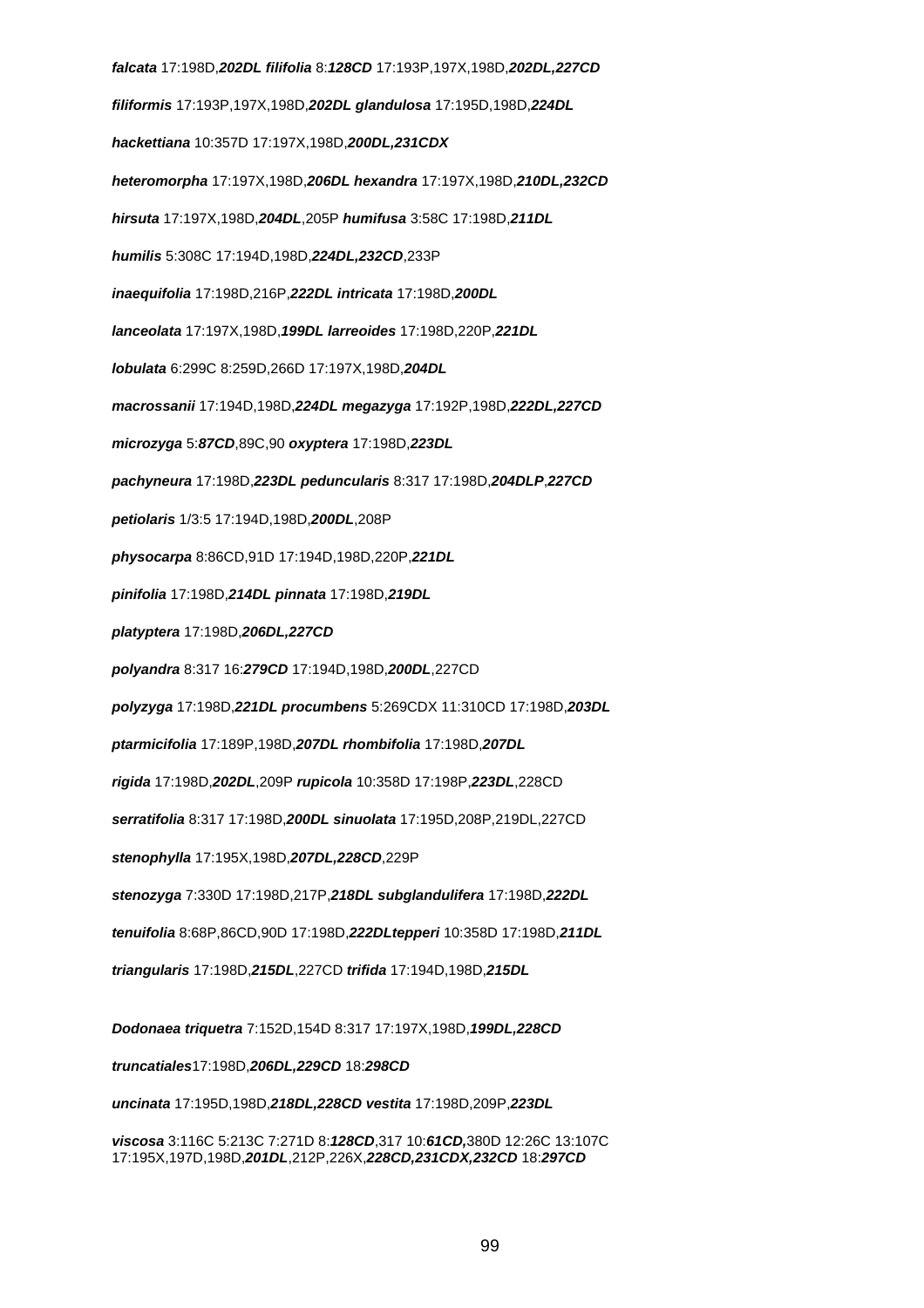***falcata*** 17:198D,***202DL*** ***filifolia*** 8:***128CD*** 17:193P,197X,198D,***202DL,227CD***

***filiformis*** 17:193P,197X,198D,***202DL*** ***glandulosa*** 17:195D,198D,***224DL***

***hackettiana*** 10:357D 17:197X,198D,***200DL,231CDX***

***heteromorpha*** 17:197X,198D,***206DL*** ***hexandra*** 17:197X,198D,***210DL,232CD***

***hirsuta*** 17:197X,198D,***204DL***,205P ***humifusa*** 3:58C 17:198D,***211DL***

***humilis*** 5:308C 17:194D,198D,***224DL,232CD***,233P

***inaequifolia*** 17:198D,216P,***222DL*** ***intricata*** 17:198D,***200DL***

***lanceolata*** 17:197X,198D,***199DL*** ***larreoides*** 17:198D,220P,***221DL***

***lobulata*** 6:299C 8:259D,266D 17:197X,198D,***204DL***

***macrossanii*** 17:194D,198D,***224DL*** ***megazyga*** 17:192P,198D,***222DL,227CD***

***microzyga*** 5:***87CD***,89C,90 ***oxyptera*** 17:198D,***223DL***

***pachyneura*** 17:198D,***223DL*** ***peduncularis*** 8:317 17:198D,***204DLP***,***227CD***

***petiolaris*** 1/3:5 17:194D,198D,***200DL***,208P

***physocarpa*** 8:86CD,91D 17:194D,198D,220P,***221DL***

***pinifolia*** 17:198D,***214DL*** ***pinnata*** 17:198D,***219DL***

***platyptera*** 17:198D,***206DL,227CD***

***polyandra*** 8:317 16:***279CD*** 17:194D,198D,***200DL***,227CD

***polyzyga*** 17:198D,***221DL*** ***procumbens*** 5:269CDX 11:310CD 17:198D,***203DL***

***ptarmicifolia*** 17:189P,198D,***207DL*** ***rhombifolia*** 17:198D,***207DL***

***rigida*** 17:198D,***202DL***,209P ***rupicola*** 10:358D 17:198P,***223DL***,228CD

***serratifolia*** 8:317 17:198D,***200DL*** ***sinuolata*** 17:195D,208P,219DL,227CD

***stenophylla*** 17:195X,198D,***207DL,228CD***,229P

***stenozyga*** 7:330D 17:198D,217P,***218DL*** ***subglandulifera*** 17:198D,***222DL***

***tenuifolia*** 8:68P,86CD,90D 17:198D,***222DLtepperi*** 10:358D 17:198D,***211DL***

***triangularis*** 17:198D,***215DL***,227CD ***trifida*** 17:194D,198D,***215DL***

***Dodonaea triquetra*** 7:152D,154D 8:317 17:197X,198D,***199DL,228CD***

***truncatiales***17:198D,***206DL,229CD*** 18:***298CD***

***uncinata*** 17:195D,198D,***218DL,228CD*** ***vestita*** 17:198D,209P,***223DL***

***viscosa*** 3:116C 5:213C 7:271D 8:***128CD***,317 10:***61CD,***380D 12:26C 13:107C 17:195X,197D,198D,***201DL***,212P,226X,***228CD,231CDX,232CD*** 18:***297CD***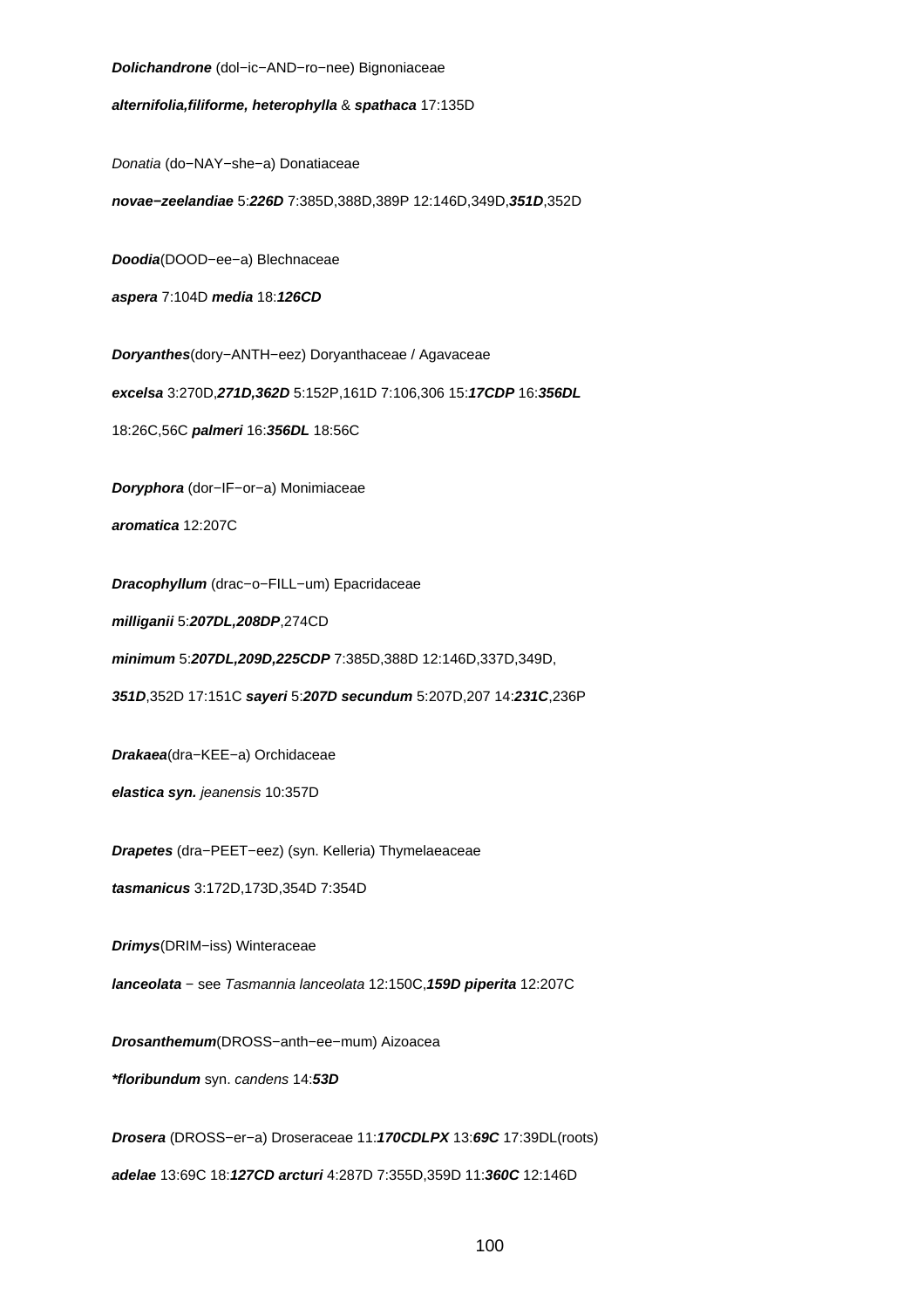**Dolichandrone** (dol−ic−AND−ro−nee) Bignoniaceae

***alternifolia,filiforme, heterophylla*** & ***spathaca*** 17:135D

*Donatia* (do−NAY−she−a) Donatiaceae

***novae−zeelandiae*** 5:***226D*** 7:385D,388D,389P 12:146D,349D,***351D***,352D

***Doodia***(DOOD−ee−a) Blechnaceae

***aspera*** 7:104D ***media*** 18:***126CD***

***Doryanthes***(dory−ANTH−eez) Doryanthaceae / Agavaceae

***excelsa*** 3:270D,***271D,362D*** 5:152P,161D 7:106,306 15:***17CDP*** 16:***356DL***

18:26C,56C ***palmeri*** 16:***356DL*** 18:56C

***Doryphora*** (dor−IF−or−a) Monimiaceae

***aromatica*** 12:207C

***Dracophyllum*** (drac−o−FILL−um) Epacridaceae

***milliganii*** 5:***207DL,208DP***,274CD

***minimum*** 5:***207DL,209D,225CDP*** 7:385D,388D 12:146D,337D,349D,

***351D***,352D 17:151C ***sayeri*** 5:***207D*** ***secundum*** 5:207D,207 14:***231C***,236P

***Drakaea***(dra−KEE−a) Orchidaceae

***elastica syn.*** *jeanensis* 10:357D

***Drapetes*** (dra−PEET−eez) (syn. Kelleria) Thymelaeaceae

***tasmanicus*** 3:172D,173D,354D 7:354D

***Drimys***(DRIM−iss) Winteraceae

***lanceolata*** − see *Tasmannia lanceolata* 12:150C,***159D*** ***piperita*** 12:207C

***Drosanthemum***(DROSS−anth−ee−mum) Aizoacea

***\*floribundum*** syn. *candens* 14:***53D***

***Drosera*** (DROSS−er−a) Droseraceae 11:***170CDLPX*** 13:***69C*** 17:39DL(roots)

***adelae*** 13:69C 18:***127CD*** ***arcturi*** 4:287D 7:355D,359D 11:***360C*** 12:146D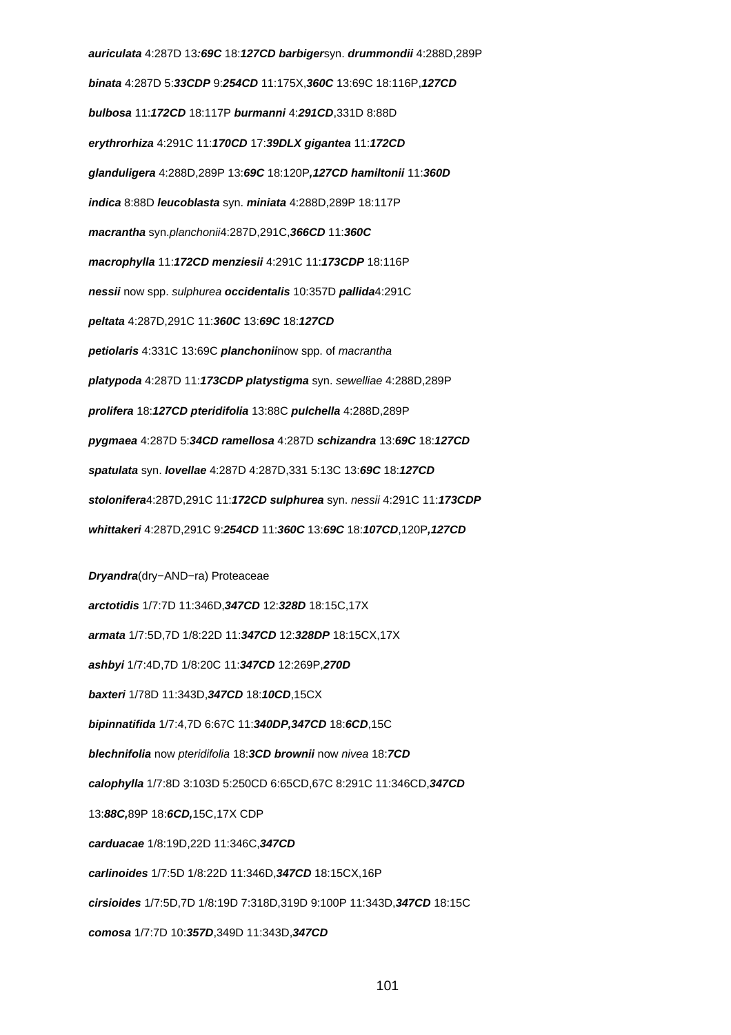**auriculata** 4:287D 13***:69C*** 18:***127CD*** **barbiger**syn. **drummondii** 4:288D,289P

**binata** 4:287D 5:***33CDP*** 9:***254CD*** 11:175X,***360C*** 13:69C 18:116P,***127CD***

**bulbosa** 11:***172CD*** 18:117P **burmanni** 4:***291CD***,331D 8:88D

**erythrorhiza** 4:291C 11:***170CD*** 17:***39DLX*** **gigantea** 11:***172CD***

**glanduligera** 4:288D,289P 13:***69C*** 18:120P***,127CD*** **hamiltonii** 11:***360D***

**indica** 8:88D **leucoblasta** syn. **miniata** 4:288D,289P 18:117P

**macrantha** syn.*planchonii*4:287D,291C,***366CD*** 11:***360C***

**macrophylla** 11:***172CD*** **menziesii** 4:291C 11:***173CDP*** 18:116P

**nessii** now spp. *sulphurea* **occidentalis** 10:357D **pallida**4:291C

**peltata** 4:287D,291C 11:***360C*** 13:***69C*** 18:***127CD***

**petiolaris** 4:331C 13:69C **planchonii**now spp. of *macrantha*

**platypoda** 4:287D 11:***173CDP*** **platystigma** syn. *sewelliae* 4:288D,289P

**prolifera** 18:***127CD*** **pteridifolia** 13:88C **pulchella** 4:288D,289P

**pygmaea** 4:287D 5:***34CD*** **ramellosa** 4:287D **schizandra** 13:***69C*** 18:***127CD***

**spatulata** syn. **lovellae** 4:287D 4:287D,331 5:13C 13:***69C*** 18:***127CD***

**stolonifera**4:287D,291C 11:***172CD*** **sulphurea** syn. *nessii* 4:291C 11:***173CDP***

**whittakeri** 4:287D,291C 9:***254CD*** 11:***360C*** 13:***69C*** 18:***107CD***,120P***,127CD***

***Dryandra***(dry−AND−ra) Proteaceae

**arctotidis** 1/7:7D 11:346D,***347CD*** 12:***328D*** 18:15C,17X

**armata** 1/7:5D,7D 1/8:22D 11:***347CD*** 12:***328DP*** 18:15CX,17X

**ashbyi** 1/7:4D,7D 1/8:20C 11:***347CD*** 12:269P,***270D***

**baxteri** 1/78D 11:343D,***347CD*** 18:***10CD***,15CX

**bipinnatifida** 1/7:4,7D 6:67C 11:***340DP,347CD*** 18:***6CD***,15C

**blechnifolia** now *pteridifolia* 18:***3CD*** **brownii** now *nivea* 18:***7CD***

**calophylla** 1/7:8D 3:103D 5:250CD 6:65CD,67C 8:291C 11:346CD,***347CD***

13:***88C,***89P 18:***6CD,***15C,17X CDP

**carduacae** 1/8:19D,22D 11:346C,***347CD***

**carlinoides** 1/7:5D 1/8:22D 11:346D,***347CD*** 18:15CX,16P

**cirsioides** 1/7:5D,7D 1/8:19D 7:318D,319D 9:100P 11:343D,***347CD*** 18:15C

**comosa** 1/7:7D 10:***357D***,349D 11:343D,***347CD***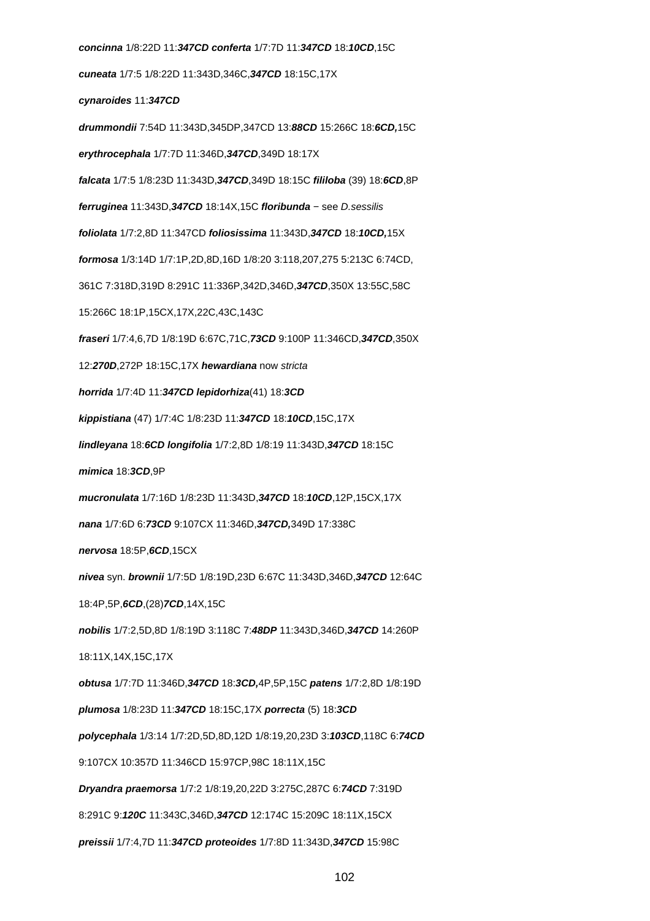***concinna*** 1/8:22D 11:***347CD*** ***conferta*** 1/7:7D 11:***347CD*** 18:***10CD***,15C

***cuneata*** 1/7:5 1/8:22D 11:343D,346C,***347CD*** 18:15C,17X

***cynaroides*** 11:***347CD***

***drummondii*** 7:54D 11:343D,345DP,347CD 13:***88CD*** 15:266C 18:***6CD,***15C

***erythrocephala*** 1/7:7D 11:346D,***347CD***,349D 18:17X

***falcata*** 1/7:5 1/8:23D 11:343D,***347CD***,349D 18:15C ***fililoba*** (39) 18:***6CD***,8P

***ferruginea*** 11:343D,***347CD*** 18:14X,15C ***floribunda*** − see *D.sessilis*

***foliolata*** 1/7:2,8D 11:347CD ***foliosissima*** 11:343D,***347CD*** 18:***10CD,***15X

***formosa*** 1/3:14D 1/7:1P,2D,8D,16D 1/8:20 3:118,207,275 5:213C 6:74CD, 361C 7:318D,319D 8:291C 11:336P,342D,346D,***347CD***,350X 13:55C,58C 15:266C 18:1P,15CX,17X,22C,43C,143C

***fraseri*** 1/7:4,6,7D 1/8:19D 6:67C,71C,***73CD*** 9:100P 11:346CD,***347CD***,350X 12:***270D***,272P 18:15C,17X ***hewardiana*** now *stricta*

***horrida*** 1/7:4D 11:***347CD*** ***lepidorhiza***(41) 18:***3CD***

***kippistiana*** (47) 1/7:4C 1/8:23D 11:***347CD*** 18:***10CD***,15C,17X

***lindleyana*** 18:***6CD*** ***longifolia*** 1/7:2,8D 1/8:19 11:343D,***347CD*** 18:15C

***mimica*** 18:***3CD***,9P

***mucronulata*** 1/7:16D 1/8:23D 11:343D,***347CD*** 18:***10CD***,12P,15CX,17X

***nana*** 1/7:6D 6:***73CD*** 9:107CX 11:346D,***347CD,***349D 17:338C

***nervosa*** 18:5P,***6CD***,15CX

***nivea*** syn. ***brownii*** 1/7:5D 1/8:19D,23D 6:67C 11:343D,346D,***347CD*** 12:64C 18:4P,5P,***6CD***,(28)***7CD***,14X,15C

***nobilis*** 1/7:2,5D,8D 1/8:19D 3:118C 7:***48DP*** 11:343D,346D,***347CD*** 14:260P 18:11X,14X,15C,17X

***obtusa*** 1/7:7D 11:346D,***347CD*** 18:***3CD,***4P,5P,15C ***patens*** 1/7:2,8D 1/8:19D

***plumosa*** 1/8:23D 11:***347CD*** 18:15C,17X ***porrecta*** (5) 18:***3CD***

***polycephala*** 1/3:14 1/7:2D,5D,8D,12D 1/8:19,20,23D 3:***103CD***,118C 6:***74CD*** 9:107CX 10:357D 11:346CD 15:97CP,98C 18:11X,15C

***Dryandra praemorsa*** 1/7:2 1/8:19,20,22D 3:275C,287C 6:***74CD*** 7:319D 8:291C 9:***120C*** 11:343C,346D,***347CD*** 12:174C 15:209C 18:11X,15CX

***preissii*** 1/7:4,7D 11:***347CD*** ***proteoides*** 1/7:8D 11:343D,***347CD*** 15:98C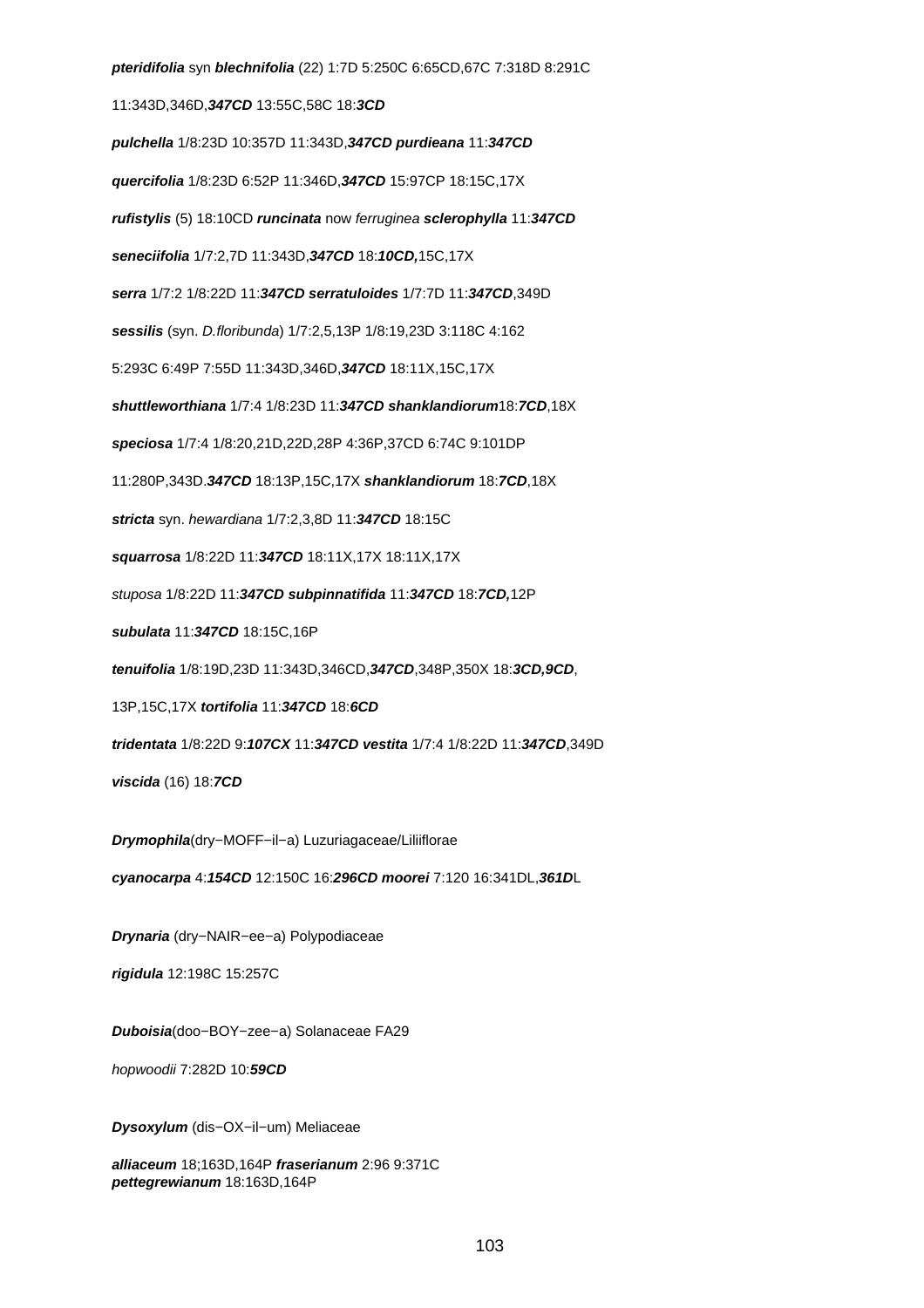***pteridifolia*** syn ***blechnifolia*** (22) 1:7D 5:250C 6:65CD,67C 7:318D 8:291C

11:343D,346D,***347CD*** 13:55C,58C 18:***3CD***

***pulchella*** 1/8:23D 10:357D 11:343D,***347CD*** ***purdieana*** 11:***347CD***

***quercifolia*** 1/8:23D 6:52P 11:346D,***347CD*** 15:97CP 18:15C,17X

***rufistylis*** (5) 18:10CD ***runcinata*** now *ferruginea* ***sclerophylla*** 11:***347CD***

***seneciifolia*** 1/7:2,7D 11:343D,***347CD*** 18:***10CD,***15C,17X

***serra*** 1/7:2 1/8:22D 11:***347CD*** ***serratuloides*** 1/7:7D 11:***347CD***,349D

***sessilis*** (syn. *D.floribunda*) 1/7:2,5,13P 1/8:19,23D 3:118C 4:162

5:293C 6:49P 7:55D 11:343D,346D,***347CD*** 18:11X,15C,17X

***shuttleworthiana*** 1/7:4 1/8:23D 11:***347CD*** ***shanklandiorum***18:***7CD***,18X

***speciosa*** 1/7:4 1/8:20,21D,22D,28P 4:36P,37CD 6:74C 9:101DP

11:280P,343D.***347CD*** 18:13P,15C,17X ***shanklandiorum*** 18:***7CD***,18X

***stricta*** syn. *hewardiana* 1/7:2,3,8D 11:***347CD*** 18:15C

***squarrosa*** 1/8:22D 11:***347CD*** 18:11X,17X 18:11X,17X

*stuposa* 1/8:22D 11:***347CD*** ***subpinnatifida*** 11:***347CD*** 18:***7CD,***12P

***subulata*** 11:***347CD*** 18:15C,16P

***tenuifolia*** 1/8:19D,23D 11:343D,346CD,***347CD***,348P,350X 18:***3CD,9CD***,

13P,15C,17X ***tortifolia*** 11:***347CD*** 18:***6CD***

***tridentata*** 1/8:22D 9:***107CX*** 11:***347CD*** ***vestita*** 1/7:4 1/8:22D 11:***347CD***,349D

***viscida*** (16) 18:***7CD***

***Drymophila***(dry−MOFF−il−a) Luzuriagaceae/Liliiflorae

***cyanocarpa*** 4:***154CD*** 12:150C 16:***296CD*** ***moorei*** 7:120 16:341DL,***361D***L

***Drynaria*** (dry−NAIR−ee−a) Polypodiaceae

***rigidula*** 12:198C 15:257C

***Duboisia***(doo−BOY−zee−a) Solanaceae FA29

*hopwoodii* 7:282D 10:***59CD***

***Dysoxylum*** (dis−OX−il−um) Meliaceae

***alliaceum*** 18;163D,164P ***fraserianum*** 2:96 9:371C
***pettegrewianum*** 18:163D,164P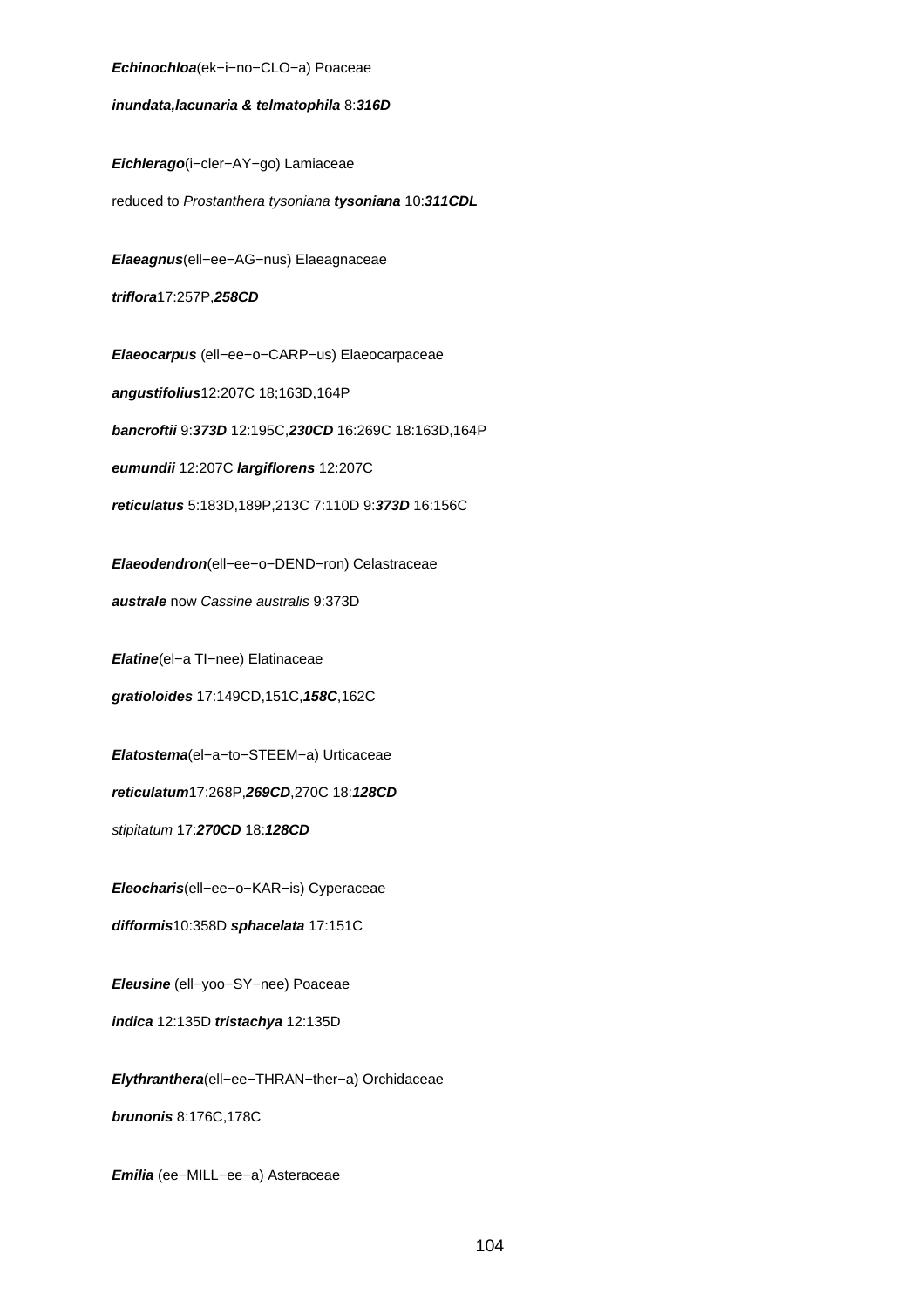***Echinochloa***(ek−i−no−CLO−a) Poaceae

***inundata,lacunaria & telmatophila*** 8:***316D***

***Eichlerago***(i−cler−AY−go) Lamiaceae

reduced to *Prostanthera tysoniana* ***tysoniana*** 10:***311CDL***

***Elaeagnus***(ell−ee−AG−nus) Elaeagnaceae

***triflora***17:257P,***258CD***

***Elaeocarpus*** (ell−ee−o−CARP−us) Elaeocarpaceae

***angustifolius***12:207C 18;163D,164P

***bancroftii*** 9:***373D*** 12:195C,***230CD*** 16:269C 18:163D,164P

***eumundii*** 12:207C ***largiflorens*** 12:207C

***reticulatus*** 5:183D,189P,213C 7:110D 9:***373D*** 16:156C

***Elaeodendron***(ell−ee−o−DEND−ron) Celastraceae

***australe*** now *Cassine australis* 9:373D

***Elatine***(el−a TI−nee) Elatinaceae

***gratioloides*** 17:149CD,151C,***158C***,162C

***Elatostema***(el−a−to−STEEM−a) Urticaceae

***reticulatum***17:268P,***269CD***,270C 18:***128CD***

*stipitatum* 17:***270CD*** 18:***128CD***

***Eleocharis***(ell−ee−o−KAR−is) Cyperaceae

***difformis***10:358D ***sphacelata*** 17:151C

***Eleusine*** (ell−yoo−SY−nee) Poaceae

***indica*** 12:135D ***tristachya*** 12:135D

***Elythranthera***(ell−ee−THRAN−ther−a) Orchidaceae

***brunonis*** 8:176C,178C

***Emilia*** (ee−MILL−ee−a) Asteraceae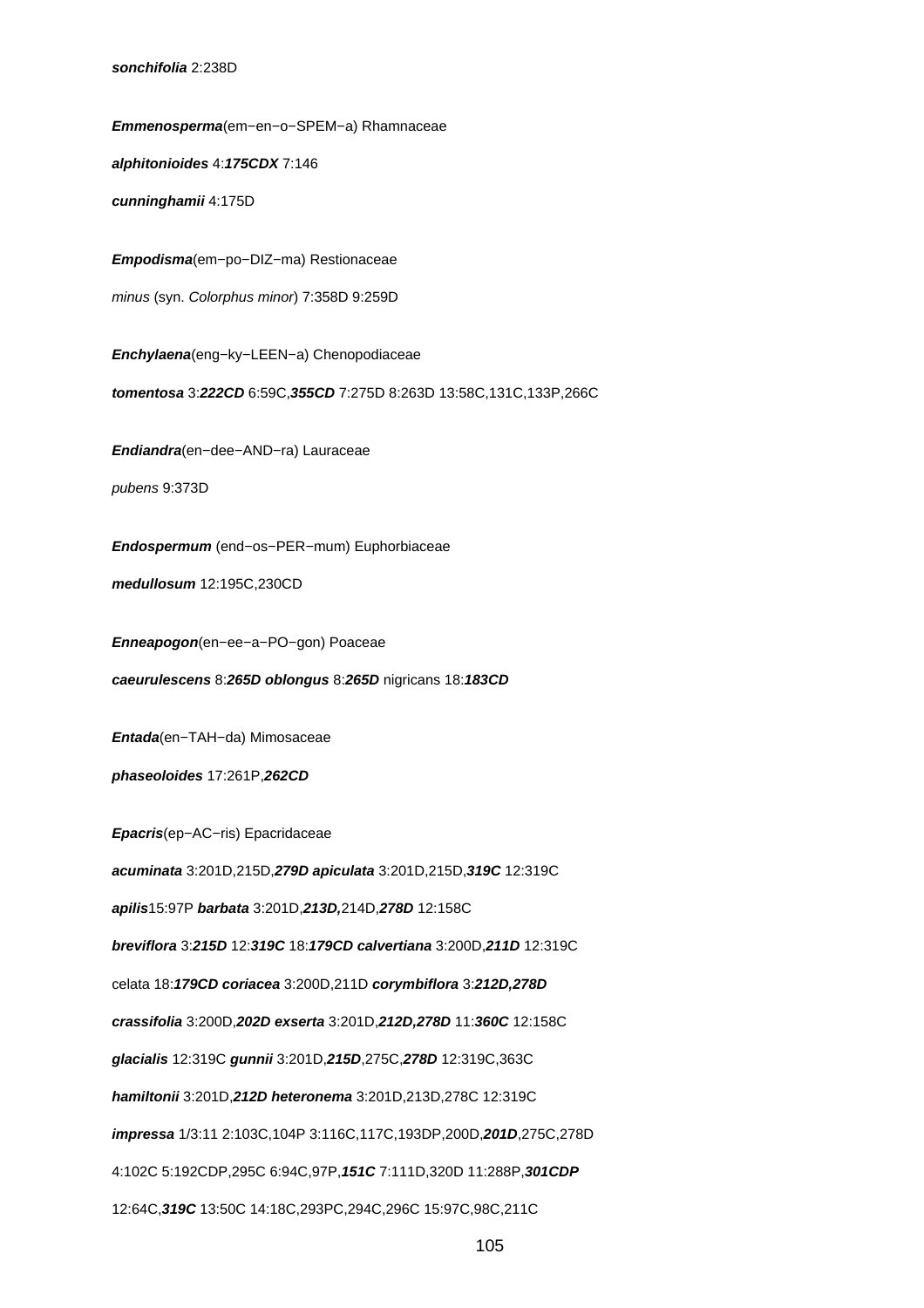***sonchifolia*** 2:238D

***Emmenosperma***(em−en−o−SPEM−a) Rhamnaceae

***alphitonioides*** 4:***175CDX*** 7:146

***cunninghamii*** 4:175D

***Empodisma***(em−po−DIZ−ma) Restionaceae

*minus* (syn. *Colorphus minor*) 7:358D 9:259D

***Enchylaena***(eng−ky−LEEN−a) Chenopodiaceae

***tomentosa*** 3:***222CD*** 6:59C,***355CD*** 7:275D 8:263D 13:58C,131C,133P,266C

***Endiandra***(en−dee−AND−ra) Lauraceae

*pubens* 9:373D

***Endospermum*** (end−os−PER−mum) Euphorbiaceae

***medullosum*** 12:195C,230CD

***Enneapogon***(en−ee−a−PO−gon) Poaceae

***caeurulescens*** 8:***265D*** ***oblongus*** 8:***265D*** nigricans 18:***183CD***

***Entada***(en−TAH−da) Mimosaceae

***phaseoloides*** 17:261P,***262CD***

***Epacris***(ep−AC−ris) Epacridaceae

***acuminata*** 3:201D,215D,***279D*** ***apiculata*** 3:201D,215D,***319C*** 12:319C

***apilis***15:97P ***barbata*** 3:201D,***213D,***214D,***278D*** 12:158C

***breviflora*** 3:***215D*** 12:***319C*** 18:***179CD*** ***calvertiana*** 3:200D,***211D*** 12:319C

celata 18:***179CD*** ***coriacea*** 3:200D,211D ***corymbiflora*** 3:***212D,278D***

***crassifolia*** 3:200D,***202D*** ***exserta*** 3:201D,***212D,278D*** 11:***360C*** 12:158C

***glacialis*** 12:319C ***gunnii*** 3:201D,***215D***,275C,***278D*** 12:319C,363C

***hamiltonii*** 3:201D,***212D*** ***heteronema*** 3:201D,213D,278C 12:319C

***impressa*** 1/3:11 2:103C,104P 3:116C,117C,193DP,200D,***201D***,275C,278D

4:102C 5:192CDP,295C 6:94C,97P,***151C*** 7:111D,320D 11:288P,***301CDP***

12:64C,***319C*** 13:50C 14:18C,293PC,294C,296C 15:97C,98C,211C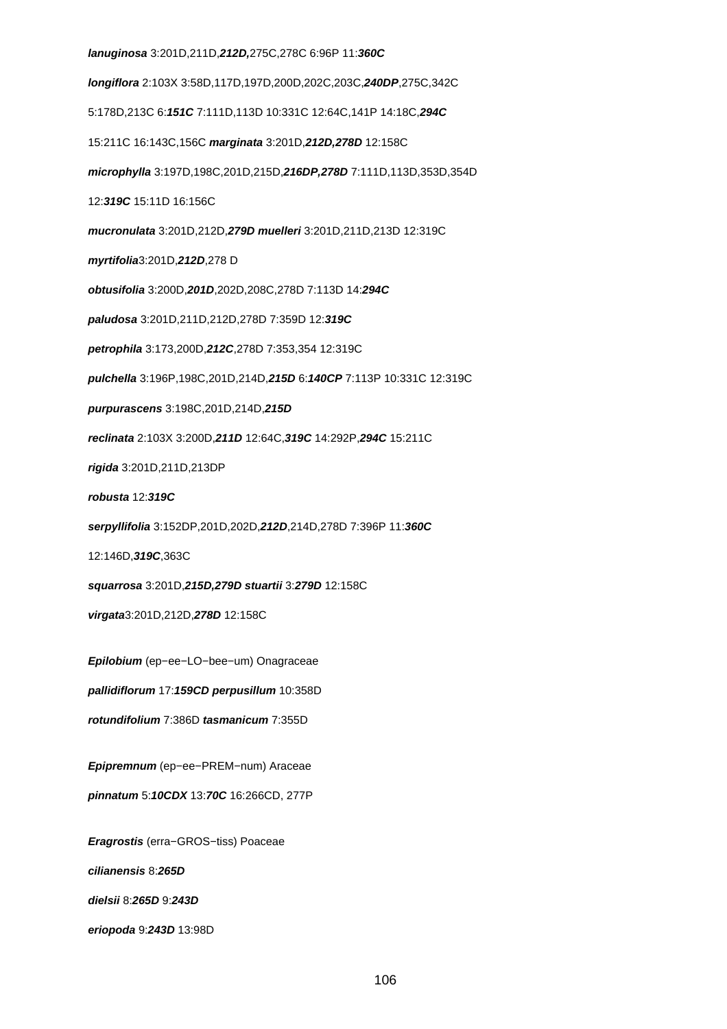***lanuginosa*** 3:201D,211D,***212D,***275C,278C 6:96P 11:***360C***

***longiflora*** 2:103X 3:58D,117D,197D,200D,202C,203C,***240DP***,275C,342C

5:178D,213C 6:***151C*** 7:111D,113D 10:331C 12:64C,141P 14:18C,***294C***

15:211C 16:143C,156C ***marginata*** 3:201D,***212D,278D*** 12:158C

***microphylla*** 3:197D,198C,201D,215D,***216DP,278D*** 7:111D,113D,353D,354D

12:***319C*** 15:11D 16:156C

***mucronulata*** 3:201D,212D,***279D*** ***muelleri*** 3:201D,211D,213D 12:319C

***myrtifolia***3:201D,***212D***,278 D

***obtusifolia*** 3:200D,***201D***,202D,208C,278D 7:113D 14:***294C***

***paludosa*** 3:201D,211D,212D,278D 7:359D 12:***319C***

***petrophila*** 3:173,200D,***212C***,278D 7:353,354 12:319C

***pulchella*** 3:196P,198C,201D,214D,***215D*** 6:***140CP*** 7:113P 10:331C 12:319C

***purpurascens*** 3:198C,201D,214D,***215D***

***reclinata*** 2:103X 3:200D,***211D*** 12:64C,***319C*** 14:292P,***294C*** 15:211C

***rigida*** 3:201D,211D,213DP

***robusta*** 12:***319C***

***serpyllifolia*** 3:152DP,201D,202D,***212D***,214D,278D 7:396P 11:***360C***

12:146D,***319C***,363C

***squarrosa*** 3:201D,***215D,279D*** ***stuartii*** 3:***279D*** 12:158C

***virgata***3:201D,212D,***278D*** 12:158C

***Epilobium*** (ep−ee−LO−bee−um) Onagraceae

***pallidiflorum*** 17:***159CD*** ***perpusillum*** 10:358D

***rotundifolium*** 7:386D ***tasmanicum*** 7:355D

***Epipremnum*** (ep−ee−PREM−num) Araceae

***pinnatum*** 5:***10CDX*** 13:***70C*** 16:266CD, 277P

***Eragrostis*** (erra−GROS−tiss) Poaceae

***cilianensis*** 8:***265D***

***dielsii*** 8:***265D*** 9:***243D***

***eriopoda*** 9:***243D*** 13:98D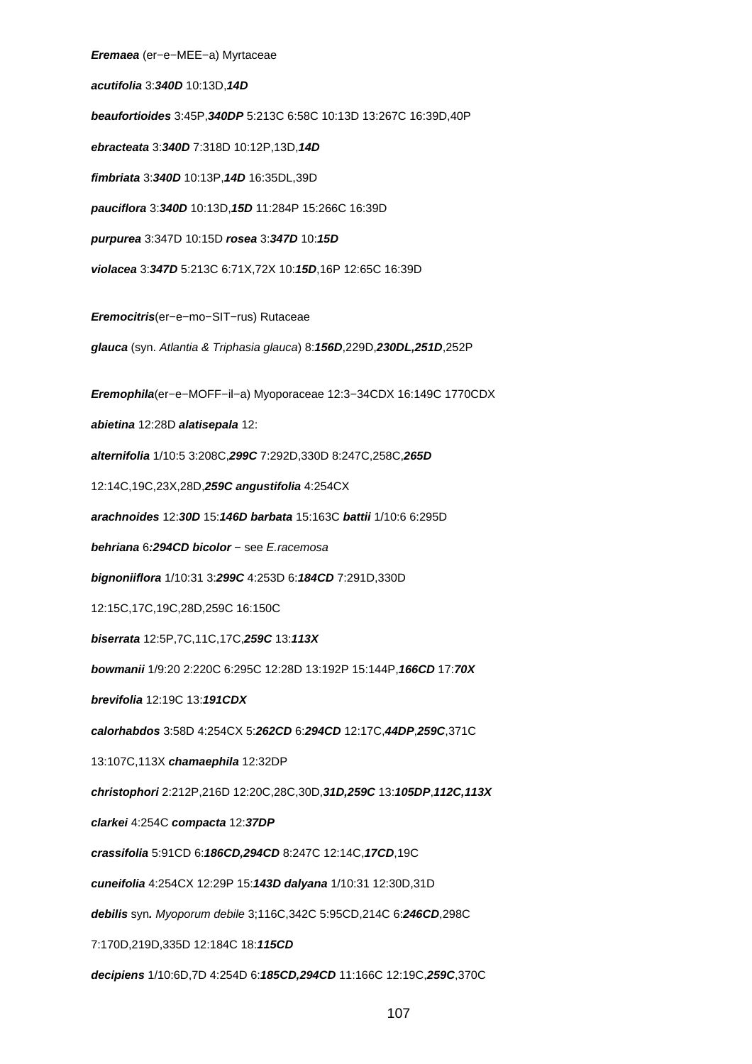***Eremaea*** (er−e−MEE−a) Myrtaceae

***acutifolia*** 3:***340D*** 10:13D,***14D***

***beaufortioides*** 3:45P,***340DP*** 5:213C 6:58C 10:13D 13:267C 16:39D,40P

***ebracteata*** 3:***340D*** 7:318D 10:12P,13D,***14D***

***fimbriata*** 3:***340D*** 10:13P,***14D*** 16:35DL,39D

***pauciflora*** 3:***340D*** 10:13D,***15D*** 11:284P 15:266C 16:39D

***purpurea*** 3:347D 10:15D ***rosea*** 3:***347D*** 10:***15D***

***violacea*** 3:***347D*** 5:213C 6:71X,72X 10:***15D***,16P 12:65C 16:39D

***Eremocitris***(er−e−mo−SIT−rus) Rutaceae

***glauca*** (syn. *Atlantia & Triphasia glauca*) 8:***156D***,229D,***230DL,251D***,252P

***Eremophila***(er−e−MOFF−il−a) Myoporaceae 12:3−34CDX 16:149C 1770CDX

***abietina*** 12:28D ***alatisepala*** 12:

***alternifolia*** 1/10:5 3:208C,***299C*** 7:292D,330D 8:247C,258C,***265D***

12:14C,19C,23X,28D,***259C angustifolia*** 4:254CX

***arachnoides*** 12:***30D*** 15:***146D barbata*** 15:163C ***battii*** 1/10:6 6:295D

***behriana*** 6***:294CD bicolor*** − see *E.racemosa*

***bignoniiflora*** 1/10:31 3:***299C*** 4:253D 6:***184CD*** 7:291D,330D

12:15C,17C,19C,28D,259C 16:150C

***biserrata*** 12:5P,7C,11C,17C,***259C*** 13:***113X***

***bowmanii*** 1/9:20 2:220C 6:295C 12:28D 13:192P 15:144P,***166CD*** 17:***70X***

***brevifolia*** 12:19C 13:***191CDX***

***calorhabdos*** 3:58D 4:254CX 5:***262CD*** 6:***294CD*** 12:17C,***44DP***,***259C***,371C

13:107C,113X ***chamaephila*** 12:32DP

***christophori*** 2:212P,216D 12:20C,28C,30D,***31D,259C*** 13:***105DP***,***112C,113X***

***clarkei*** 4:254C ***compacta*** 12:***37DP***

***crassifolia*** 5:91CD 6:***186CD,294CD*** 8:247C 12:14C,***17CD***,19C

***cuneifolia*** 4:254CX 12:29P 15:***143D dalyana*** 1/10:31 12:30D,31D

***debilis*** syn***.*** *Myoporum debile* 3;116C,342C 5:95CD,214C 6:***246CD***,298C

7:170D,219D,335D 12:184C 18:***115CD***

***decipiens*** 1/10:6D,7D 4:254D 6:***185CD,294CD*** 11:166C 12:19C,***259C***,370C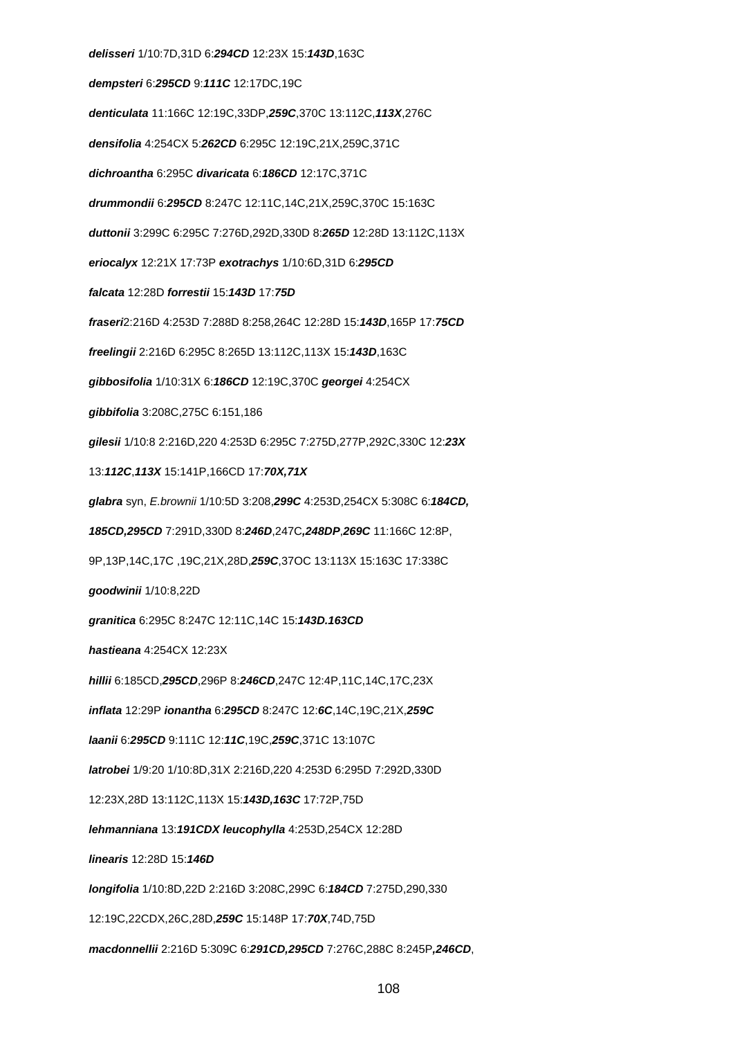***delisseri*** 1/10:7D,31D 6:***294CD*** 12:23X 15:***143D***,163C

***dempsteri*** 6:***295CD*** 9:***111C*** 12:17DC,19C

***denticulata*** 11:166C 12:19C,33DP,***259C***,370C 13:112C,***113X***,276C

***densifolia*** 4:254CX 5:***262CD*** 6:295C 12:19C,21X,259C,371C

***dichroantha*** 6:295C ***divaricata*** 6:***186CD*** 12:17C,371C

***drummondii*** 6:***295CD*** 8:247C 12:11C,14C,21X,259C,370C 15:163C

***duttonii*** 3:299C 6:295C 7:276D,292D,330D 8:***265D*** 12:28D 13:112C,113X

***eriocalyx*** 12:21X 17:73P ***exotrachys*** 1/10:6D,31D 6:***295CD***

***falcata*** 12:28D ***forrestii*** 15:***143D*** 17:***75D***

***fraseri***2:216D 4:253D 7:288D 8:258,264C 12:28D 15:***143D***,165P 17:***75CD***

***freelingii*** 2:216D 6:295C 8:265D 13:112C,113X 15:***143D***,163C

***gibbosifolia*** 1/10:31X 6:***186CD*** 12:19C,370C ***georgei*** 4:254CX

***gibbifolia*** 3:208C,275C 6:151,186

***gilesii*** 1/10:8 2:216D,220 4:253D 6:295C 7:275D,277P,292C,330C 12:***23X***

13:***112C***,***113X*** 15:141P,166CD 17:***70X,71X***

***glabra*** syn, *E.brownii* 1/10:5D 3:208,***299C*** 4:253D,254CX 5:308C 6:***184CD,***

***185CD,295CD*** 7:291D,330D 8:***246D***,247C***,248DP***,***269C*** 11:166C 12:8P,

9P,13P,14C,17C ,19C,21X,28D,***259C***,37OC 13:113X 15:163C 17:338C

***goodwinii*** 1/10:8,22D

***granitica*** 6:295C 8:247C 12:11C,14C 15:***143D.163CD***

***hastieana*** 4:254CX 12:23X

***hillii*** 6:185CD,***295CD***,296P 8:***246CD***,247C 12:4P,11C,14C,17C,23X

***inflata*** 12:29P ***ionantha*** 6:***295CD*** 8:247C 12:***6C***,14C,19C,21X,***259C***

***laanii*** 6:***295CD*** 9:111C 12:***11C***,19C,***259C***,371C 13:107C

***latrobei*** 1/9:20 1/10:8D,31X 2:216D,220 4:253D 6:295D 7:292D,330D

12:23X,28D 13:112C,113X 15:***143D,163C*** 17:72P,75D

***lehmanniana*** 13:***191CDX*** ***leucophylla*** 4:253D,254CX 12:28D

***linearis*** 12:28D 15:***146D***

***longifolia*** 1/10:8D,22D 2:216D 3:208C,299C 6:***184CD*** 7:275D,290,330

12:19C,22CDX,26C,28D,***259C*** 15:148P 17:***70X***,74D,75D

***macdonnellii*** 2:216D 5:309C 6:***291CD,295CD*** 7:276C,288C 8:245P***,246CD***,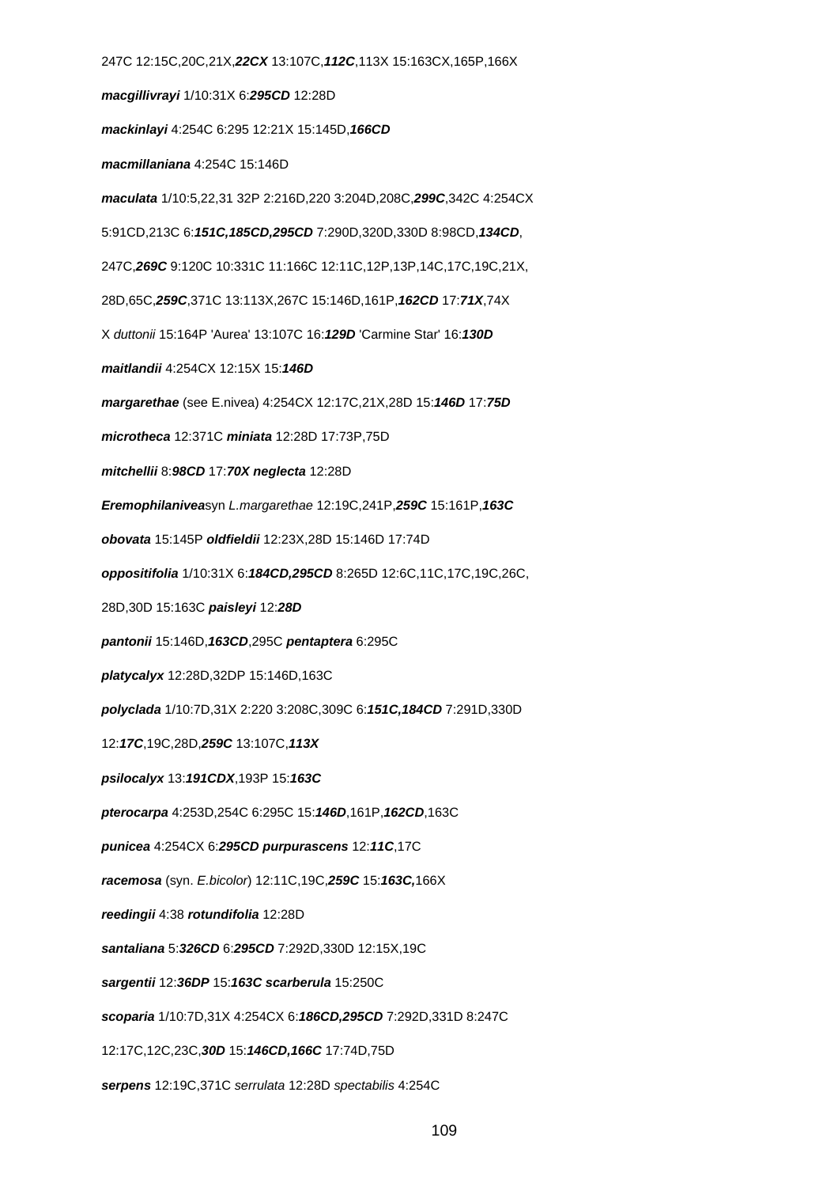247C 12:15C,20C,21X,***22CX*** 13:107C,***112C***,113X 15:163CX,165P,166X

***macgillivrayi*** 1/10:31X 6:***295CD*** 12:28D

***mackinlayi*** 4:254C 6:295 12:21X 15:145D,***166CD***

***macmillaniana*** 4:254C 15:146D

***maculata*** 1/10:5,22,31 32P 2:216D,220 3:204D,208C,***299C***,342C 4:254CX

5:91CD,213C 6:***151C,185CD,295CD*** 7:290D,320D,330D 8:98CD,***134CD***,

247C,***269C*** 9:120C 10:331C 11:166C 12:11C,12P,13P,14C,17C,19C,21X,

28D,65C,***259C***,371C 13:113X,267C 15:146D,161P,***162CD*** 17:***71X***,74X

X *duttonii* 15:164P 'Aurea' 13:107C 16:***129D*** 'Carmine Star' 16:***130D***

***maitlandii*** 4:254CX 12:15X 15:***146D***

***margarethae*** (see E.nivea) 4:254CX 12:17C,21X,28D 15:***146D*** 17:***75D***

***microtheca*** 12:371C ***miniata*** 12:28D 17:73P,75D

***mitchellii*** 8:***98CD*** 17:***70X*** ***neglecta*** 12:28D

***Eremophilanivea***syn *L.margarethae* 12:19C,241P,***259C*** 15:161P,***163C***

***obovata*** 15:145P ***oldfieldii*** 12:23X,28D 15:146D 17:74D

***oppositifolia*** 1/10:31X 6:***184CD,295CD*** 8:265D 12:6C,11C,17C,19C,26C,

28D,30D 15:163C ***paisleyi*** 12:***28D***

***pantonii*** 15:146D,***163CD***,295C ***pentaptera*** 6:295C

***platycalyx*** 12:28D,32DP 15:146D,163C

***polyclada*** 1/10:7D,31X 2:220 3:208C,309C 6:***151C,184CD*** 7:291D,330D

12:***17C***,19C,28D,***259C*** 13:107C,***113X***

***psilocalyx*** 13:***191CDX***,193P 15:***163C***

***pterocarpa*** 4:253D,254C 6:295C 15:***146D***,161P,***162CD***,163C

***punicea*** 4:254CX 6:***295CD*** ***purpurascens*** 12:***11C***,17C

***racemosa*** (syn. *E.bicolor*) 12:11C,19C,***259C*** 15:***163C,***166X

***reedingii*** 4:38 ***rotundifolia*** 12:28D

***santaliana*** 5:***326CD*** 6:***295CD*** 7:292D,330D 12:15X,19C

***sargentii*** 12:***36DP*** 15:***163C*** ***scarberula*** 15:250C

***scoparia*** 1/10:7D,31X 4:254CX 6:***186CD,295CD*** 7:292D,331D 8:247C

12:17C,12C,23C,***30D*** 15:***146CD,166C*** 17:74D,75D

***serpens*** 12:19C,371C *serrulata* 12:28D *spectabilis* 4:254C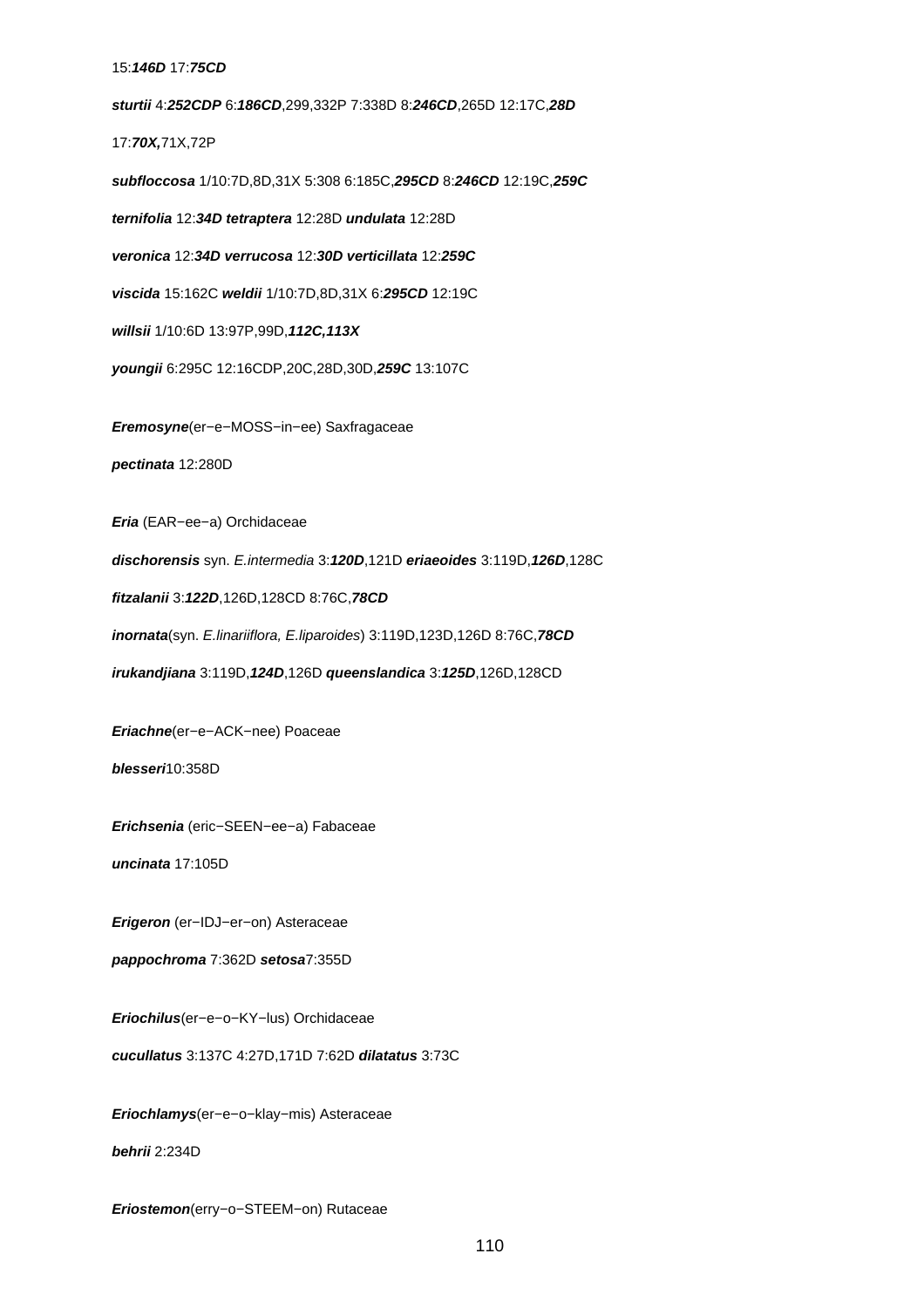15:***146D*** 17:***75CD***

***sturtii*** 4:***252CDP*** 6:***186CD***,299,332P 7:338D 8:***246CD***,265D 12:17C,***28D***

17:***70X,***71X,72P

***subfloccosa*** 1/10:7D,8D,31X 5:308 6:185C,***295CD*** 8:***246CD*** 12:19C,***259C***

***ternifolia*** 12:***34D*** ***tetraptera*** 12:28D ***undulata*** 12:28D

***veronica*** 12:***34D*** ***verrucosa*** 12:***30D*** ***verticillata*** 12:***259C***

***viscida*** 15:162C ***weldii*** 1/10:7D,8D,31X 6:***295CD*** 12:19C

***willsii*** 1/10:6D 13:97P,99D,***112C,113X***

***youngii*** 6:295C 12:16CDP,20C,28D,30D,***259C*** 13:107C

***Eremosyne***(er−e−MOSS−in−ee) Saxfragaceae

***pectinata*** 12:280D

***Eria*** (EAR−ee−a) Orchidaceae

***dischorensis*** syn. *E.intermedia* 3:***120D***,121D ***eriaeoides*** 3:119D,***126D***,128C

***fitzalanii*** 3:***122D***,126D,128CD 8:76C,***78CD***

***inornata***(syn. *E.linariiflora, E.liparoides*) 3:119D,123D,126D 8:76C,***78CD***

***irukandjiana*** 3:119D,***124D***,126D ***queenslandica*** 3:***125D***,126D,128CD

***Eriachne***(er−e−ACK−nee) Poaceae

***blesseri***10:358D

***Erichsenia*** (eric−SEEN−ee−a) Fabaceae

***uncinata*** 17:105D

***Erigeron*** (er−IDJ−er−on) Asteraceae

***pappochroma*** 7:362D ***setosa***7:355D

***Eriochilus***(er−e−o−KY−lus) Orchidaceae

***cucullatus*** 3:137C 4:27D,171D 7:62D ***dilatatus*** 3:73C

***Eriochlamys***(er−e−o−klay−mis) Asteraceae

***behrii*** 2:234D

***Eriostemon***(erry−o−STEEM−on) Rutaceae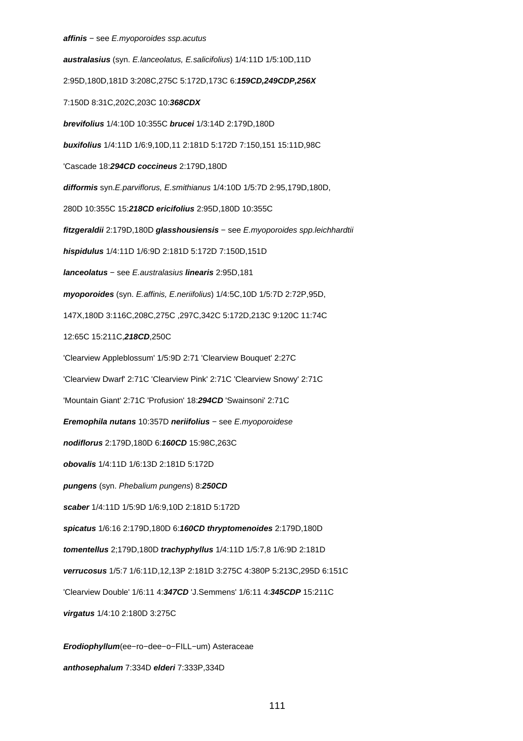***affinis*** − see *E.myoporoides ssp.acutus*

***australasius*** (syn. *E.lanceolatus, E.salicifolius*) 1/4:11D 1/5:10D,11D

2:95D,180D,181D 3:208C,275C 5:172D,173C 6:***159CD,249CDP,256X***

7:150D 8:31C,202C,203C 10:***368CDX***

***brevifolius*** 1/4:10D 10:355C ***brucei*** 1/3:14D 2:179D,180D

***buxifolius*** 1/4:11D 1/6:9,10D,11 2:181D 5:172D 7:150,151 15:11D,98C

'Cascade 18:***294CD*** ***coccineus*** 2:179D,180D

***difformis*** syn.*E.parviflorus, E.smithianus* 1/4:10D 1/5:7D 2:95,179D,180D,

280D 10:355C 15:***218CD*** ***ericifolius*** 2:95D,180D 10:355C

***fitzgeraldii*** 2:179D,180D ***glasshousiensis*** − see *E.myoporoides spp.leichhardtii*

***hispidulus*** 1/4:11D 1/6:9D 2:181D 5:172D 7:150D,151D

***lanceolatus*** − see *E.australasius* ***linearis*** 2:95D,181

***myoporoides*** (syn. *E.affinis, E.neriifolius*) 1/4:5C,10D 1/5:7D 2:72P,95D,

147X,180D 3:116C,208C,275C ,297C,342C 5:172D,213C 9:120C 11:74C

12:65C 15:211C,***218CD***,250C

'Clearview Appleblossum' 1/5:9D 2:71 'Clearview Bouquet' 2:27C

'Clearview Dwarf' 2:71C 'Clearview Pink' 2:71C 'Clearview Snowy' 2:71C

'Mountain Giant' 2:71C 'Profusion' 18:***294CD*** 'Swainsoni' 2:71C

***Eremophila nutans*** 10:357D ***neriifolius*** − see *E.myoporoidese*

***nodiflorus*** 2:179D,180D 6:***160CD*** 15:98C,263C

***obovalis*** 1/4:11D 1/6:13D 2:181D 5:172D

***pungens*** (syn. *Phebalium pungens*) 8:***250CD***

***scaber*** 1/4:11D 1/5:9D 1/6:9,10D 2:181D 5:172D

***spicatus*** 1/6:16 2:179D,180D 6:***160CD*** ***thryptomenoides*** 2:179D,180D

***tomentellus*** 2;179D,180D ***trachyphyllus*** 1/4:11D 1/5:7,8 1/6:9D 2:181D

***verrucosus*** 1/5:7 1/6:11D,12,13P 2:181D 3:275C 4:380P 5:213C,295D 6:151C

'Clearview Double' 1/6:11 4:***347CD*** 'J.Semmens' 1/6:11 4:***345CDP*** 15:211C

***virgatus*** 1/4:10 2:180D 3:275C

***Erodiophyllum***(ee−ro−dee−o−FILL−um) Asteraceae

***anthosephalum*** 7:334D ***elderi*** 7:333P,334D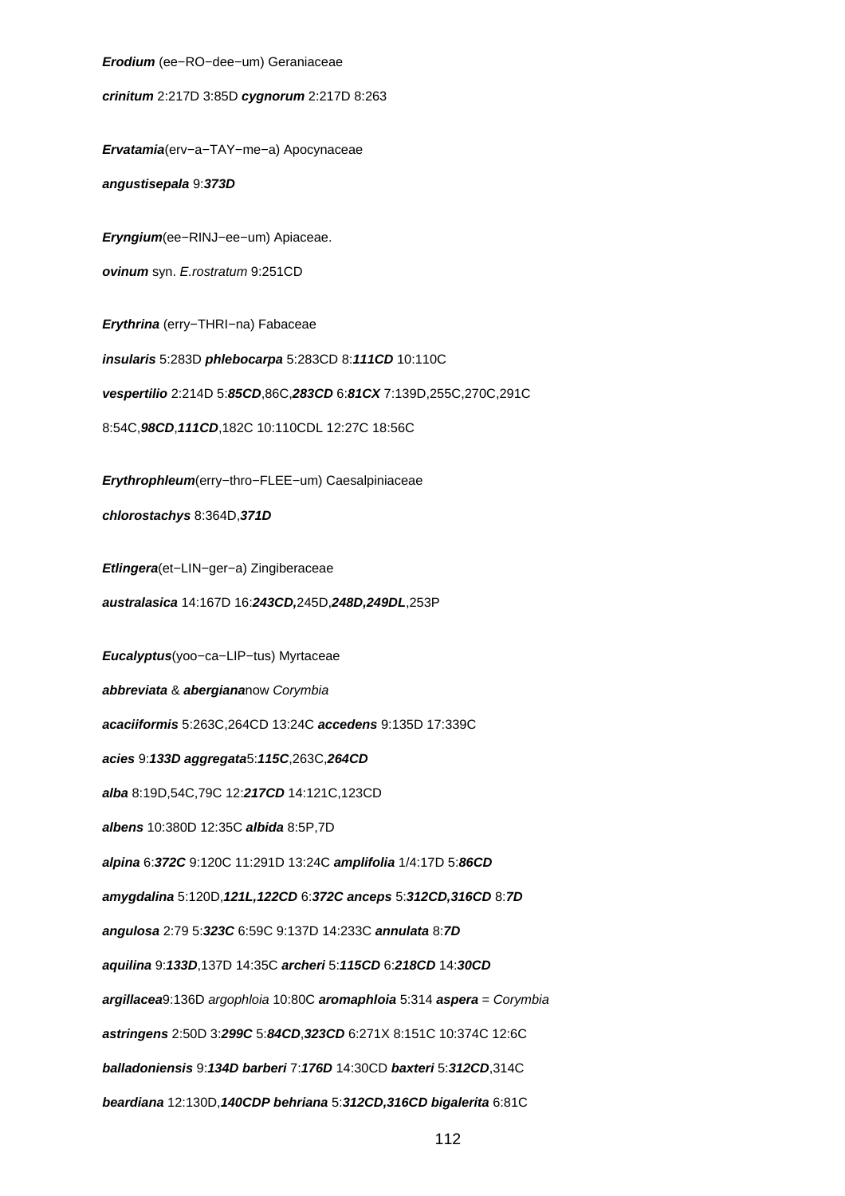***Erodium*** (ee−RO−dee−um) Geraniaceae

***crinitum*** 2:217D 3:85D ***cygnorum*** 2:217D 8:263

***Ervatamia***(erv−a−TAY−me−a) Apocynaceae

***angustisepala*** 9:***373D***

***Eryngium***(ee−RINJ−ee−um) Apiaceae.

***ovinum*** syn. *E.rostratum* 9:251CD

***Erythrina*** (erry−THRI−na) Fabaceae

***insularis*** 5:283D ***phlebocarpa*** 5:283CD 8:***111CD*** 10:110C

***vespertilio*** 2:214D 5:***85CD***,86C,***283CD*** 6:***81CX*** 7:139D,255C,270C,291C

8:54C,***98CD***,***111CD***,182C 10:110CDL 12:27C 18:56C

***Erythrophleum***(erry−thro−FLEE−um) Caesalpiniaceae

***chlorostachys*** 8:364D,***371D***

***Etlingera***(et−LIN−ger−a) Zingiberaceae

***australasica*** 14:167D 16:***243CD,***245D,***248D,249DL***,253P

***Eucalyptus***(yoo−ca−LIP−tus) Myrtaceae

***abbreviata*** & ***abergiana***now *Corymbia*

***acaciiformis*** 5:263C,264CD 13:24C ***accedens*** 9:135D 17:339C

***acies*** 9:***133D aggregata***5:***115C***,263C,***264CD***

***alba*** 8:19D,54C,79C 12:***217CD*** 14:121C,123CD

***albens*** 10:380D 12:35C ***albida*** 8:5P,7D

***alpina*** 6:***372C*** 9:120C 11:291D 13:24C ***amplifolia*** 1/4:17D 5:***86CD***

***amygdalina*** 5:120D,***121L,122CD*** 6:***372C anceps*** 5:***312CD,316CD*** 8:***7D***

***angulosa*** 2:79 5:***323C*** 6:59C 9:137D 14:233C ***annulata*** 8:***7D***

***aquilina*** 9:***133D***,137D 14:35C ***archeri*** 5:***115CD*** 6:***218CD*** 14:***30CD***

***argillacea***9:136D *argophloia* 10:80C ***aromaphloia*** 5:314 ***aspera*** = *Corymbia*

***astringens*** 2:50D 3:***299C*** 5:***84CD***,***323CD*** 6:271X 8:151C 10:374C 12:6C

***balladoniensis*** 9:***134D barberi*** 7:***176D*** 14:30CD ***baxteri*** 5:***312CD***,314C

***beardiana*** 12:130D,***140CDP behriana*** 5:***312CD,316CD bigalerita*** 6:81C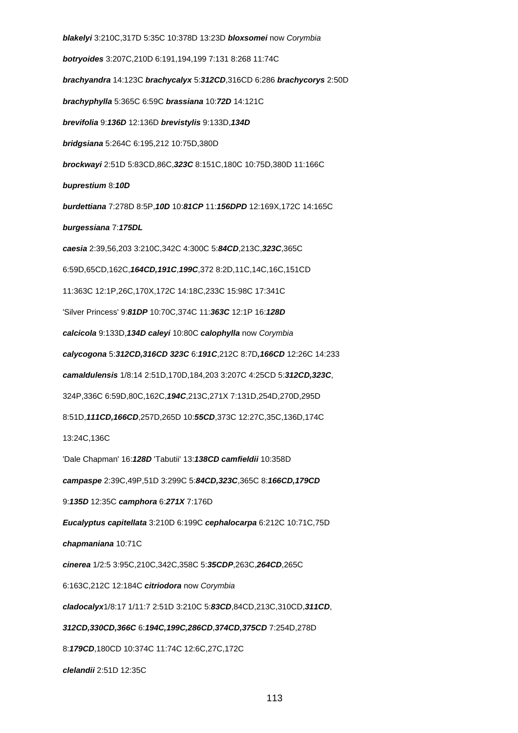***blakelyi*** 3:210C,317D 5:35C 10:378D 13:23D ***bloxsomei*** now *Corymbia*

***botryoides*** 3:207C,210D 6:191,194,199 7:131 8:268 11:74C

***brachyandra*** 14:123C ***brachycalyx*** 5:***312CD***,316CD 6:286 ***brachycorys*** 2:50D

***brachyphylla*** 5:365C 6:59C ***brassiana*** 10:***72D*** 14:121C

***brevifolia*** 9:***136D*** 12:136D ***brevistylis*** 9:133D,***134D***

***bridgsiana*** 5:264C 6:195,212 10:75D,380D

***brockwayi*** 2:51D 5:83CD,86C,***323C*** 8:151C,180C 10:75D,380D 11:166C

***buprestium*** 8:***10D***

***burdettiana*** 7:278D 8:5P,***10D*** 10:***81CP*** 11:***156DPD*** 12:169X,172C 14:165C

***burgessiana*** 7:***175DL***

***caesia*** 2:39,56,203 3:210C,342C 4:300C 5:***84CD***,213C,***323C***,365C

6:59D,65CD,162C,***164CD,191C***,***199C***,372 8:2D,11C,14C,16C,151CD

11:363C 12:1P,26C,170X,172C 14:18C,233C 15:98C 17:341C

'Silver Princess' 9:***81DP*** 10:70C,374C 11:***363C*** 12:1P 16:***128D***

***calcicola*** 9:133D,***134D*** ***caleyi*** 10:80C ***calophylla*** now *Corymbia*

***calycogona*** 5:***312CD,316CD 323C*** 6:***191C***,212C 8:7D***,166CD*** 12:26C 14:233

***camaldulensis*** 1/8:14 2:51D,170D,184,203 3:207C 4:25CD 5:***312CD,323C***,

324P,336C 6:59D,80C,162C,***194C***,213C,271X 7:131D,254D,270D,295D

8:51D,***111CD,166CD***,257D,265D 10:***55CD***,373C 12:27C,35C,136D,174C

13:24C,136C

'Dale Chapman' 16:***128D*** 'Tabutii' 13:***138CD*** ***camfieldii*** 10:358D

***campaspe*** 2:39C,49P,51D 3:299C 5:***84CD,323C***,365C 8:***166CD,179CD***

9:***135D*** 12:35C ***camphora*** 6:***271X*** 7:176D

***Eucalyptus capitellata*** 3:210D 6:199C ***cephalocarpa*** 6:212C 10:71C,75D

***chapmaniana*** 10:71C

***cinerea*** 1/2:5 3:95C,210C,342C,358C 5:***35CDP***,263C,***264CD***,265C

6:163C,212C 12:184C ***citriodora*** now *Corymbia*

***cladocalyx***1/8:17 1/11:7 2:51D 3:210C 5:***83CD***,84CD,213C,310CD,***311CD***,

***312CD,330CD,366C*** 6:***194C,199C,286CD***,***374CD,375CD*** 7:254D,278D

8:***179CD***,180CD 10:374C 11:74C 12:6C,27C,172C

***clelandii*** 2:51D 12:35C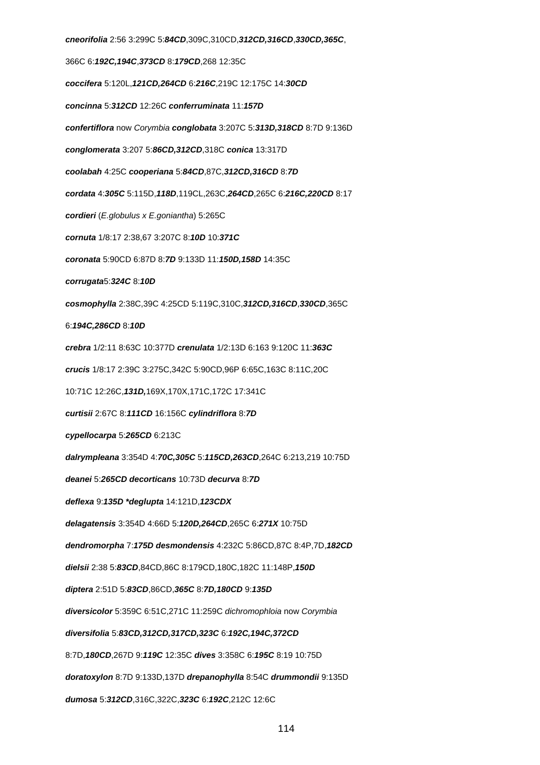**cneorifolia** 2:56 3:299C 5:***84CD***,309C,310CD,***312CD,316CD***,***330CD,365C***,

366C 6:***192C,194C***,***373CD*** 8:***179CD***,268 12:35C

**coccifera** 5:120L,***121CD,264CD*** 6:***216C***,219C 12:175C 14:***30CD***

**concinna** 5:***312CD*** 12:26C **conferruminata** 11:***157D***

**confertiflora** now *Corymbia* **conglobata** 3:207C 5:***313D,318CD*** 8:7D 9:136D

**conglomerata** 3:207 5:***86CD,312CD***,318C **conica** 13:317D

**coolabah** 4:25C **cooperiana** 5:***84CD***,87C,***312CD,316CD*** 8:***7D***

**cordata** 4:***305C*** 5:115D,***118D***,119CL,263C,***264CD***,265C 6:***216C,220CD*** 8:17

**cordieri** (*E.globulus x E.goniantha*) 5:265C

**cornuta** 1/8:17 2:38,67 3:207C 8:***10D*** 10:***371C***

**coronata** 5:90CD 6:87D 8:***7D*** 9:133D 11:***150D,158D*** 14:35C

**corrugata**5:***324C*** 8:***10D***

**cosmophylla** 2:38C,39C 4:25CD 5:119C,310C,***312CD,316CD***,***330CD***,365C

6:***194C,286CD*** 8:***10D***

**crebra** 1/2:11 8:63C 10:377D **crenulata** 1/2:13D 6:163 9:120C 11:***363C***

**crucis** 1/8:17 2:39C 3:275C,342C 5:90CD,96P 6:65C,163C 8:11C,20C

10:71C 12:26C,***131D,***169X,170X,171C,172C 17:341C

**curtisii** 2:67C 8:***111CD*** 16:156C **cylindriflora** 8:***7D***

**cypellocarpa** 5:***265CD*** 6:213C

**dalrympleana** 3:354D 4:***70C,305C*** 5:***115CD,263CD***,264C 6:213,219 10:75D

**deanei** 5:***265CD*** **decorticans** 10:73D **decurva** 8:***7D***

**deflexa** 9:***135D*** ***deglupta** 14:121D,***123CDX***

**delagatensis** 3:354D 4:66D 5:***120D,264CD***,265C 6:***271X*** 10:75D

**dendromorpha** 7:***175D*** **desmondensis** 4:232C 5:86CD,87C 8:4P,7D,***182CD***

**dielsii** 2:38 5:***83CD***,84CD,86C 8:179CD,180C,182C 11:148P,***150D***

**diptera** 2:51D 5:***83CD***,86CD,***365C*** 8:***7D,180CD*** 9:***135D***

**diversicolor** 5:359C 6:51C,271C 11:259C *dichromophloia* now *Corymbia*

**diversifolia** 5:***83CD,312CD,317CD,323C*** 6:***192C,194C,372CD***

8:7D,***180CD***,267D 9:***119C*** 12:35C **dives** 3:358C 6:***195C*** 8:19 10:75D

**doratoxylon** 8:7D 9:133D,137D **drepanophylla** 8:54C **drummondii** 9:135D

**dumosa** 5:***312CD***,316C,322C,***323C*** 6:***192C***,212C 12:6C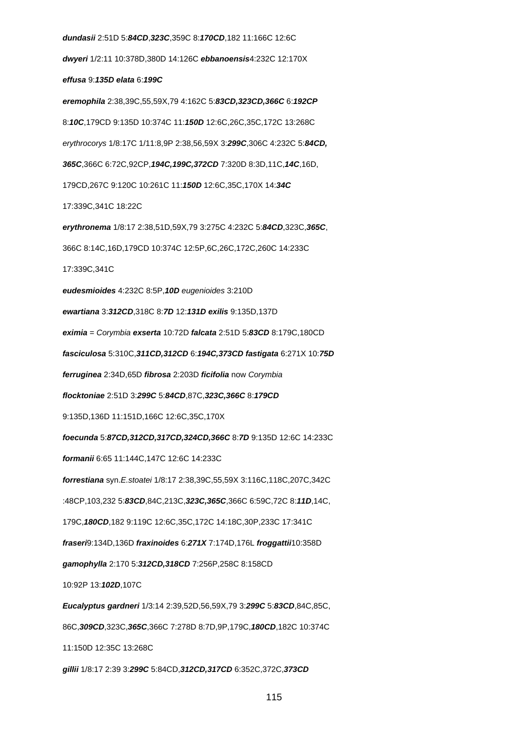**dundasii** 2:51D 5:***84CD***,***323C***,359C 8:***170CD***,182 11:166C 12:6C

**dwyeri** 1/2:11 10:378D,380D 14:126C **ebbanoensis**4:232C 12:170X

**effusa** 9:***135D*** ***elata*** 6:***199C***

**eremophila** 2:38,39C,55,59X,79 4:162C 5:***83CD,323CD,366C*** 6:***192CP***

8:***10C***,179CD 9:135D 10:374C 11:***150D*** 12:6C,26C,35C,172C 13:268C

*erythrocorys* 1/8:17C 1/11:8,9P 2:38,56,59X 3:***299C***,306C 4:232C 5:***84CD,***

***365C***,366C 6:72C,92CP,***194C,199C,372CD*** 7:320D 8:3D,11C,***14C***,16D,

179CD,267C 9:120C 10:261C 11:***150D*** 12:6C,35C,170X 14:***34C***

17:339C,341C 18:22C

**erythronema** 1/8:17 2:38,51D,59X,79 3:275C 4:232C 5:***84CD***,323C,***365C***,

366C 8:14C,16D,179CD 10:374C 12:5P,6C,26C,172C,260C 14:233C

17:339C,341C

**eudesmioides** 4:232C 8:5P,***10D*** *eugenioides* 3:210D

**ewartiana** 3:***312CD***,318C 8:***7D*** 12:***131D*** **exilis** 9:135D,137D

**eximia** = *Corymbia* **exserta** 10:72D **falcata** 2:51D 5:***83CD*** 8:179C,180CD

**fasciculosa** 5:310C,***311CD,312CD*** 6:***194C,373CD*** **fastigata** 6:271X 10:***75D***

**ferruginea** 2:34D,65D **fibrosa** 2:203D **ficifolia** now *Corymbia*

**flocktoniae** 2:51D 3:***299C*** 5:***84CD***,87C,***323C,366C*** 8:***179CD***

9:135D,136D 11:151D,166C 12:6C,35C,170X

**foecunda** 5:***87CD,312CD,317CD,324CD,366C*** 8:***7D*** 9:135D 12:6C 14:233C

**formanii** 6:65 11:144C,147C 12:6C 14:233C

**forrestiana** syn.*E.stoatei* 1/8:17 2:38,39C,55,59X 3:116C,118C,207C,342C

:48CP,103,232 5:***83CD***,84C,213C,***323C,365C***,366C 6:59C,72C 8:***11D***,14C,

179C,***180CD***,182 9:119C 12:6C,35C,172C 14:18C,30P,233C 17:341C

**fraseri**9:134D,136D **fraxinoides** 6:***271X*** 7:174D,176L **froggattii**10:358D

**gamophylla** 2:170 5:***312CD,318CD*** 7:256P,258C 8:158CD

10:92P 13:***102D***,107C

**Eucalyptus gardneri** 1/3:14 2:39,52D,56,59X,79 3:***299C*** 5:***83CD***,84C,85C,

86C,***309CD***,323C,***365C***,366C 7:278D 8:7D,9P,179C,***180CD***,182C 10:374C

11:150D 12:35C 13:268C

**gillii** 1/8:17 2:39 3:***299C*** 5:84CD,***312CD,317CD*** 6:352C,372C,***373CD***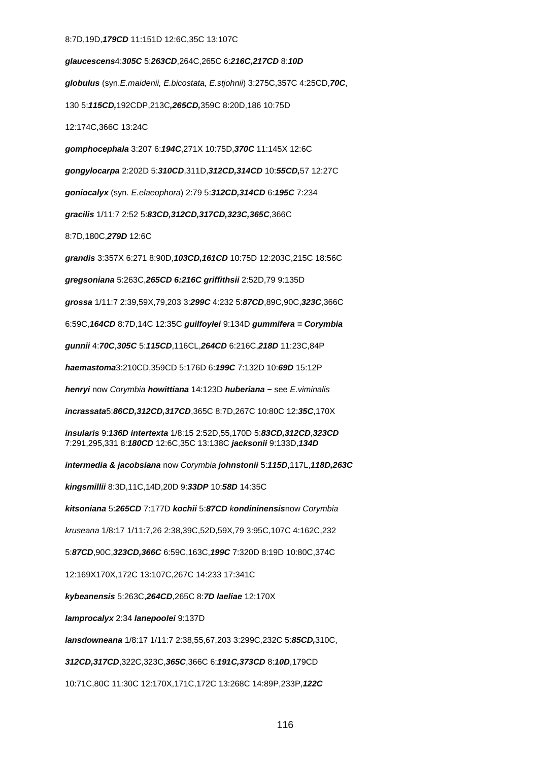8:7D,19D,***179CD*** 11:151D 12:6C,35C 13:107C

***glaucescens***4:***305C*** 5:***263CD***,264C,265C 6:***216C,217CD*** 8:***10D***

***globulus*** (syn.*E.maidenii, E.bicostata, E.stjohnii*) 3:275C,357C 4:25CD,***70C***,

130 5:***115CD,***192CDP,213C***,265CD,***359C 8:20D,186 10:75D

12:174C,366C 13:24C

***gomphocephala*** 3:207 6:***194C***,271X 10:75D,***370C*** 11:145X 12:6C

***gongylocarpa*** 2:202D 5:***310CD***,311D,***312CD,314CD*** 10:***55CD,***57 12:27C

***goniocalyx*** (syn. *E.elaeophora*) 2:79 5:***312CD,314CD*** 6:***195C*** 7:234

***gracilis*** 1/11:7 2:52 5:***83CD,312CD,317CD,323C,365C***,366C

8:7D,180C,***279D*** 12:6C

***grandis*** 3:357X 6:271 8:90D,***103CD,161CD*** 10:75D 12:203C,215C 18:56C

***gregsoniana*** 5:263C,***265CD 6:216C griffithsii*** 2:52D,79 9:135D

***grossa*** 1/11:7 2:39,59X,79,203 3:***299C*** 4:232 5:***87CD***,89C,90C,***323C***,366C

6:59C,***164CD*** 8:7D,14C 12:35C ***guilfoylei*** 9:134D ***gummifera = Corymbia***

***gunnii*** 4:***70C***,***305C*** 5:***115CD***,116CL,***264CD*** 6:216C,***218D*** 11:23C,84P

***haemastoma***3:210CD,359CD 5:176D 6:***199C*** 7:132D 10:***69D*** 15:12P

***henryi*** now *Corymbia* ***howittiana*** 14:123D ***huberiana*** − see *E.viminalis*

***incrassata***5:***86CD,312CD,317CD***,365C 8:7D,267C 10:80C 12:***35C***,170X

***insularis*** 9:***136D intertexta*** 1/8:15 2:52D,55,170D 5:***83CD,312CD***,***323CD***
7:291,295,331 8:***180CD*** 12:6C,35C 13:138C ***jacksonii*** 9:133D,***134D***

***intermedia & jacobsiana*** now *Corymbia* ***johnstonii*** 5:***115D***,117L,***118D,263C***

***kingsmillii*** 8:3D,11C,14D,20D 9:***33DP*** 10:***58D*** 14:35C

***kitsoniana*** 5:***265CD*** 7:177D ***kochii*** 5:***87CD*** *k**ondininensis***now *Corymbia*

*kruseana* 1/8:17 1/11:7,26 2:38,39C,52D,59X,79 3:95C,107C 4:162C,232

5:***87CD***,90C,***323CD,366C*** 6:59C,163C,***199C*** 7:320D 8:19D 10:80C,374C

12:169X170X,172C 13:107C,267C 14:233 17:341C

***kybeanensis*** 5:263C,***264CD***,265C 8:***7D laeliae*** 12:170X

***lamprocalyx*** 2:34 ***lanepoolei*** 9:137D

***lansdowneana*** 1/8:17 1/11:7 2:38,55,67,203 3:299C,232C 5:***85CD,***310C,

***312CD,317CD***,322C,323C,***365C***,366C 6:***191C,373CD*** 8:***10D***,179CD

10:71C,80C 11:30C 12:170X,171C,172C 13:268C 14:89P,233P,***122C***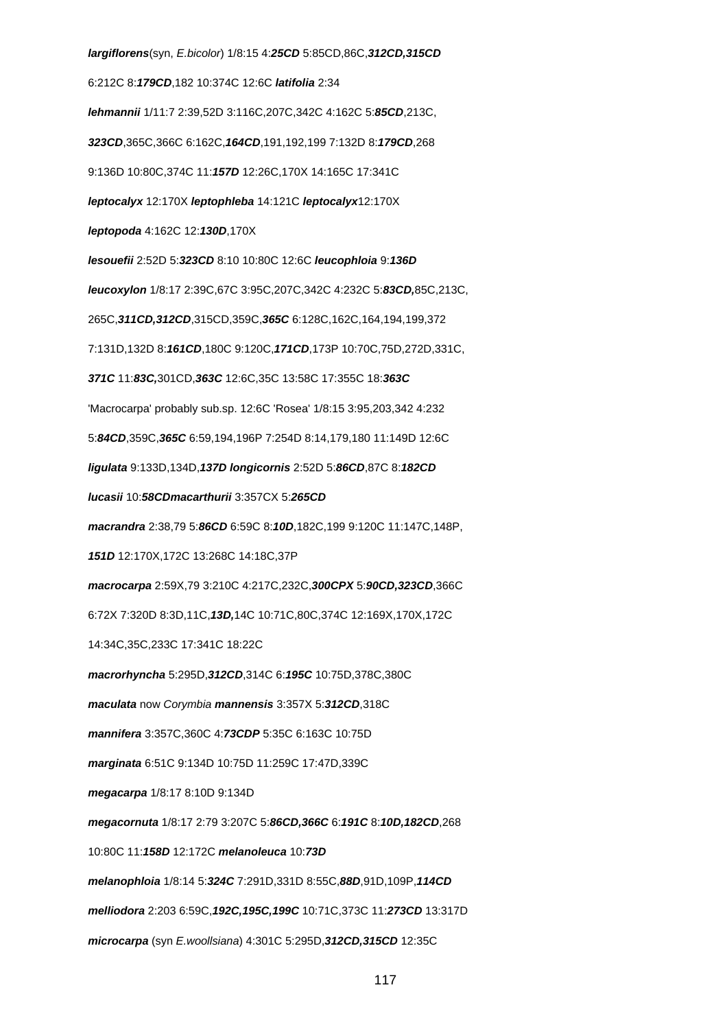***largiflorens***(syn, *E.bicolor*) 1/8:15 4:***25CD*** 5:85CD,86C,***312CD,315CD***

6:212C 8:***179CD***,182 10:374C 12:6C ***latifolia*** 2:34

***lehmannii*** 1/11:7 2:39,52D 3:116C,207C,342C 4:162C 5:***85CD***,213C,

***323CD***,365C,366C 6:162C,***164CD***,191,192,199 7:132D 8:***179CD***,268

9:136D 10:80C,374C 11:***157D*** 12:26C,170X 14:165C 17:341C

***leptocalyx*** 12:170X ***leptophleba*** 14:121C ***leptocalyx***12:170X

***leptopoda*** 4:162C 12:***130D***,170X

***lesouefii*** 2:52D 5:***323CD*** 8:10 10:80C 12:6C ***leucophloia*** 9:***136D***

***leucoxylon*** 1/8:17 2:39C,67C 3:95C,207C,342C 4:232C 5:***83CD,***85C,213C,

265C,***311CD,312CD***,315CD,359C,***365C*** 6:128C,162C,164,194,199,372

7:131D,132D 8:***161CD***,180C 9:120C,***171CD***,173P 10:70C,75D,272D,331C,

***371C*** 11:***83C,***301CD,***363C*** 12:6C,35C 13:58C 17:355C 18:***363C***

'Macrocarpa' probably sub.sp. 12:6C 'Rosea' 1/8:15 3:95,203,342 4:232

5:***84CD***,359C,***365C*** 6:59,194,196P 7:254D 8:14,179,180 11:149D 12:6C

***ligulata*** 9:133D,134D,***137D*** ***longicornis*** 2:52D 5:***86CD***,87C 8:***182CD***

***lucasii*** 10:***58CD******macarthurii*** 3:357CX 5:***265CD***

***macrandra*** 2:38,79 5:***86CD*** 6:59C 8:***10D***,182C,199 9:120C 11:147C,148P,

***151D*** 12:170X,172C 13:268C 14:18C,37P

***macrocarpa*** 2:59X,79 3:210C 4:217C,232C,***300CPX*** 5:***90CD,323CD***,366C

6:72X 7:320D 8:3D,11C,***13D,***14C 10:71C,80C,374C 12:169X,170X,172C

14:34C,35C,233C 17:341C 18:22C

***macrorhyncha*** 5:295D,***312CD***,314C 6:***195C*** 10:75D,378C,380C

***maculata*** now *Corymbia* ***mannensis*** 3:357X 5:***312CD***,318C

***mannifera*** 3:357C,360C 4:***73CDP*** 5:35C 6:163C 10:75D

***marginata*** 6:51C 9:134D 10:75D 11:259C 17:47D,339C

***megacarpa*** 1/8:17 8:10D 9:134D

***megacornuta*** 1/8:17 2:79 3:207C 5:***86CD,366C*** 6:***191C*** 8:***10D,182CD***,268

10:80C 11:***158D*** 12:172C ***melanoleuca*** 10:***73D***

***melanophloia*** 1/8:14 5:***324C*** 7:291D,331D 8:55C,***88D***,91D,109P,***114CD***

***melliodora*** 2:203 6:59C,***192C,195C,199C*** 10:71C,373C 11:***273CD*** 13:317D

***microcarpa*** (syn *E.woollsiana*) 4:301C 5:295D,***312CD,315CD*** 12:35C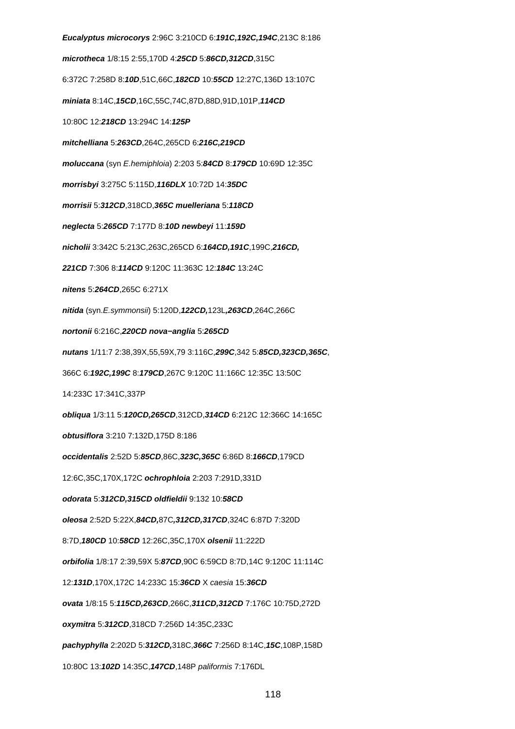***Eucalyptus microcorys*** 2:96C 3:210CD 6:***191C,192C,194C***,213C 8:186

***microtheca*** 1/8:15 2:55,170D 4:***25CD*** 5:***86CD,312CD***,315C

6:372C 7:258D 8:***10D***,51C,66C,***182CD*** 10:***55CD*** 12:27C,136D 13:107C

***miniata*** 8:14C,***15CD***,16C,55C,74C,87D,88D,91D,101P,***114CD***

10:80C 12:***218CD*** 13:294C 14:***125P***

***mitchelliana*** 5:***263CD***,264C,265CD 6:***216C,219CD***

***moluccana*** (syn *E.hemiphloia*) 2:203 5:***84CD*** 8:***179CD*** 10:69D 12:35C

***morrisbyi*** 3:275C 5:115D,***116DLX*** 10:72D 14:***35DC***

***morrisii*** 5:***312CD***,318CD,***365C*** ***muelleriana*** 5:***118CD***

***neglecta*** 5:***265CD*** 7:177D 8:***10D*** ***newbeyi*** 11:***159D***

***nicholii*** 3:342C 5:213C,263C,265CD 6:***164CD,191C***,199C,***216CD,***

***221CD*** 7:306 8:***114CD*** 9:120C 11:363C 12:***184C*** 13:24C

***nitens*** 5:***264CD***,265C 6:271X

***nitida*** (syn.*E.symmonsii*) 5:120D,***122CD,***123L***,263CD***,264C,266C

***nortonii*** 6:216C,***220CD*** ***nova−anglia*** 5:***265CD***

***nutans*** 1/11:7 2:38,39X,55,59X,79 3:116C,***299C***,342 5:***85CD,323CD,365C***,

366C 6:***192C,199C*** 8:***179CD***,267C 9:120C 11:166C 12:35C 13:50C

14:233C 17:341C,337P

***obliqua*** 1/3:11 5:***120CD,265CD***,312CD,***314CD*** 6:212C 12:366C 14:165C

***obtusiflora*** 3:210 7:132D,175D 8:186

***occidentalis*** 2:52D 5:***85CD***,86C,***323C,365C*** 6:86D 8:***166CD***,179CD

12:6C,35C,170X,172C ***ochrophloia*** 2:203 7:291D,331D

***odorata*** 5:***312CD,315CD*** ***oldfieldii*** 9:132 10:***58CD***

***oleosa*** 2:52D 5:22X,***84CD,***87C***,312CD,317CD***,324C 6:87D 7:320D

8:7D,***180CD*** 10:***58CD*** 12:26C,35C,170X ***olsenii*** 11:222D

***orbifolia*** 1/8:17 2:39,59X 5:***87CD***,90C 6:59CD 8:7D,14C 9:120C 11:114C

12:***131D***,170X,172C 14:233C 15:***36CD*** X *caesia* 15:***36CD***

***ovata*** 1/8:15 5:***115CD,263CD***,266C,***311CD,312CD*** 7:176C 10:75D,272D

***oxymitra*** 5:***312CD***,318CD 7:256D 14:35C,233C

***pachyphylla*** 2:202D 5:***312CD,***318C,***366C*** 7:256D 8:14C,***15C***,108P,158D

10:80C 13:***102D*** 14:35C,***147CD***,148P *paliformis* 7:176DL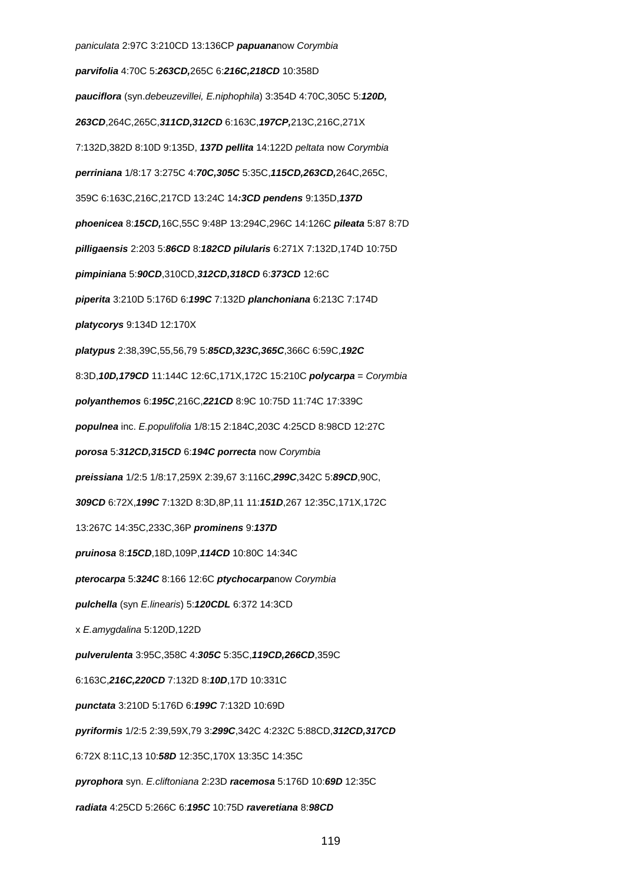*paniculata* 2:97C 3:210CD 13:136CP ***papuana***now *Corymbia*

***parvifolia*** 4:70C 5:***263CD,***265C 6:***216C,218CD*** 10:358D

***pauciflora*** (syn.*debeuzevillei, E.niphophila*) 3:354D 4:70C,305C 5:***120D,***

***263CD***,264C,265C,***311CD,312CD*** 6:163C,***197CP,***213C,216C,271X

7:132D,382D 8:10D 9:135D, ***137D pellita*** 14:122D *peltata* now *Corymbia*

***perriniana*** 1/8:17 3:275C 4:***70C,305C*** 5:35C,***115CD,263CD,***264C,265C,

359C 6:163C,216C,217CD 13:24C 14***:3CD pendens*** 9:135D,***137D***

***phoenicea*** 8:***15CD,***16C,55C 9:48P 13:294C,296C 14:126C ***pileata*** 5:87 8:7D

***pilligaensis*** 2:203 5:***86CD*** 8:***182CD pilularis*** 6:271X 7:132D,174D 10:75D

***pimpiniana*** 5:***90CD***,310CD,***312CD,318CD*** 6:***373CD*** 12:6C

***piperita*** 3:210D 5:176D 6:***199C*** 7:132D ***planchoniana*** 6:213C 7:174D

***platycorys*** 9:134D 12:170X

***platypus*** 2:38,39C,55,56,79 5:***85CD,323C,365C***,366C 6:59C,***192C***

8:3D,***10D,179CD*** 11:144C 12:6C,171X,172C 15:210C ***polycarpa*** = *Corymbia*

***polyanthemos*** 6:***195C***,216C,***221CD*** 8:9C 10:75D 11:74C 17:339C

***populnea*** inc. *E.populifolia* 1/8:15 2:184C,203C 4:25CD 8:98CD 12:27C

***porosa*** 5:***312CD,315CD*** 6:***194C porrecta*** now *Corymbia*

***preissiana*** 1/2:5 1/8:17,259X 2:39,67 3:116C,***299C***,342C 5:***89CD***,90C,

***309CD*** 6:72X,***199C*** 7:132D 8:3D,8P,11 11:***151D***,267 12:35C,171X,172C

13:267C 14:35C,233C,36P ***prominens*** 9:***137D***

***pruinosa*** 8:***15CD***,18D,109P,***114CD*** 10:80C 14:34C

***pterocarpa*** 5:***324C*** 8:166 12:6C ***ptychocarpa***now *Corymbia*

***pulchella*** (syn *E.linearis*) 5:***120CDL*** 6:372 14:3CD

x *E.amygdalina* 5:120D,122D

***pulverulenta*** 3:95C,358C 4:***305C*** 5:35C,***119CD,266CD***,359C

6:163C,***216C,220CD*** 7:132D 8:***10D***,17D 10:331C

***punctata*** 3:210D 5:176D 6:***199C*** 7:132D 10:69D

***pyriformis*** 1/2:5 2:39,59X,79 3:***299C***,342C 4:232C 5:88CD,***312CD,317CD***

6:72X 8:11C,13 10:***58D*** 12:35C,170X 13:35C 14:35C

***pyrophora*** syn. *E.cliftoniana* 2:23D ***racemosa*** 5:176D 10:***69D*** 12:35C

***radiata*** 4:25CD 5:266C 6:***195C*** 10:75D ***raveretiana*** 8:***98CD***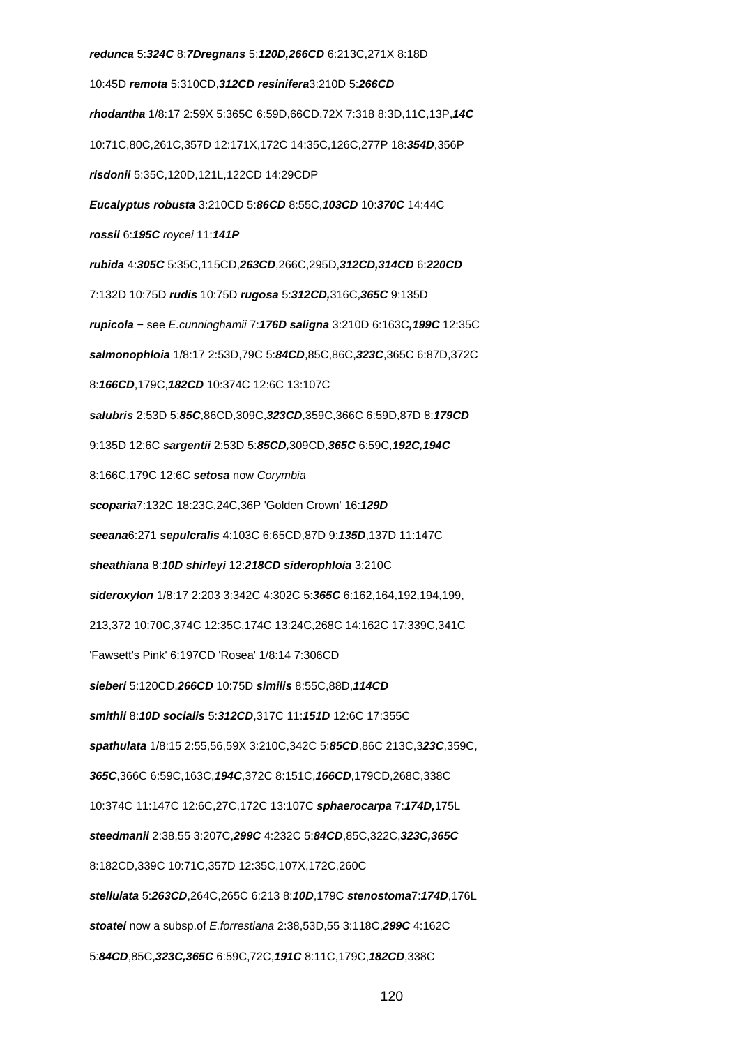***redunca*** 5:***324C*** 8:***7D******regnans*** 5:***120D,266CD*** 6:213C,271X 8:18D

10:45D ***remota*** 5:310CD,***312CD*** ***resinifera***3:210D 5:***266CD***

***rhodantha*** 1/8:17 2:59X 5:365C 6:59D,66CD,72X 7:318 8:3D,11C,13P,***14C***

10:71C,80C,261C,357D 12:171X,172C 14:35C,126C,277P 18:***354D***,356P

***risdonii*** 5:35C,120D,121L,122CD 14:29CDP

***Eucalyptus robusta*** 3:210CD 5:***86CD*** 8:55C,***103CD*** 10:***370C*** 14:44C

***rossii*** 6:***195C*** *roycei* 11:***141P***

***rubida*** 4:***305C*** 5:35C,115CD,***263CD***,266C,295D,***312CD,314CD*** 6:***220CD***

7:132D 10:75D ***rudis*** 10:75D ***rugosa*** 5:***312CD,***316C,***365C*** 9:135D

***rupicola*** − see *E.cunninghamii* 7:***176D*** ***saligna*** 3:210D 6:163C***,199C*** 12:35C

***salmonophloia*** 1/8:17 2:53D,79C 5:***84CD***,85C,86C,***323C***,365C 6:87D,372C

8:***166CD***,179C,***182CD*** 10:374C 12:6C 13:107C

***salubris*** 2:53D 5:***85C***,86CD,309C,***323CD***,359C,366C 6:59D,87D 8:***179CD***

9:135D 12:6C ***sargentii*** 2:53D 5:***85CD,***309CD,***365C*** 6:59C,***192C,194C***

8:166C,179C 12:6C ***setosa*** now *Corymbia*

***scoparia***7:132C 18:23C,24C,36P 'Golden Crown' 16:***129D***

***seeana***6:271 ***sepulcralis*** 4:103C 6:65CD,87D 9:***135D***,137D 11:147C

***sheathiana*** 8:***10D*** ***shirleyi*** 12:***218CD*** ***siderophloia*** 3:210C

***sideroxylon*** 1/8:17 2:203 3:342C 4:302C 5:***365C*** 6:162,164,192,194,199,

213,372 10:70C,374C 12:35C,174C 13:24C,268C 14:162C 17:339C,341C

'Fawsett's Pink' 6:197CD 'Rosea' 1/8:14 7:306CD

***sieberi*** 5:120CD,***266CD*** 10:75D ***similis*** 8:55C,88D,***114CD***

***smithii*** 8:***10D*** ***socialis*** 5:***312CD***,317C 11:***151D*** 12:6C 17:355C

***spathulata*** 1/8:15 2:55,56,59X 3:210C,342C 5:***85CD***,86C 213C,3***23C***,359C,

***365C***,366C 6:59C,163C,***194C***,372C 8:151C,***166CD***,179CD,268C,338C

10:374C 11:147C 12:6C,27C,172C 13:107C ***sphaerocarpa*** 7:***174D,***175L

***steedmanii*** 2:38,55 3:207C,***299C*** 4:232C 5:***84CD***,85C,322C,***323C,365C***

8:182CD,339C 10:71C,357D 12:35C,107X,172C,260C

***stellulata*** 5:***263CD***,264C,265C 6:213 8:***10D***,179C ***stenostoma***7:***174D***,176L

***stoatei*** now a subsp.of *E.forrestiana* 2:38,53D,55 3:118C,***299C*** 4:162C

5:***84CD***,85C,***323C,365C*** 6:59C,72C,***191C*** 8:11C,179C,***182CD***,338C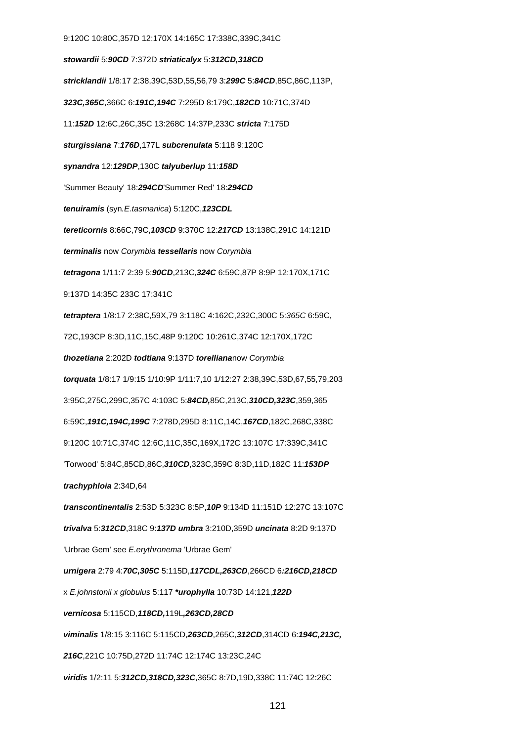9:120C 10:80C,357D 12:170X 14:165C 17:338C,339C,341C

**stowardii** 5:**90CD** 7:372D **striaticalyx** 5:**312CD,318CD**

**stricklandii** 1/8:17 2:38,39C,53D,55,56,79 3:**299C** 5:**84CD**,85C,86C,113P,

**323C,365C**,366C 6:**191C,194C** 7:295D 8:179C,**182CD** 10:71C,374D

11:**152D** 12:6C,26C,35C 13:268C 14:37P,233C **stricta** 7:175D

**sturgissiana** 7:**176D**,177L **subcrenulata** 5:118 9:120C

**synandra** 12:**129DP**,130C **talyuberlup** 11:**158D**

'Summer Beauty' 18:**294CD**'Summer Red' 18:**294CD**

**tenuiramis** (syn.*E.tasmanica*) 5:120C,**123CDL**

**tereticornis** 8:66C,79C,**103CD** 9:370C 12:**217CD** 13:138C,291C 14:121D

**terminalis** now *Corymbia* **tessellaris** now *Corymbia*

**tetragona** 1/11:7 2:39 5:**90CD**,213C,**324C** 6:59C,87P 8:9P 12:170X,171C

9:137D 14:35C 233C 17:341C

**tetraptera** 1/8:17 2:38C,59X,79 3:118C 4:162C,232C,300C 5:*365C* 6:59C,

72C,193CP 8:3D,11C,15C,48P 9:120C 10:261C,374C 12:170X,172C

**thozetiana** 2:202D **todtiana** 9:137D **torelliana**now *Corymbia*

**torquata** 1/8:17 1/9:15 1/10:9P 1/11:7,10 1/12:27 2:38,39C,53D,67,55,79,203

3:95C,275C,299C,357C 4:103C 5:**84CD,**85C,213C,**310CD,323C**,359,365

6:59C,**191C,194C,199C** 7:278D,295D 8:11C,14C,**167CD**,182C,268C,338C

9:120C 10:71C,374C 12:6C,11C,35C,169X,172C 13:107C 17:339C,341C

'Torwood' 5:84C,85CD,86C,**310CD**,323C,359C 8:3D,11D,182C 11:**153DP**

**trachyphloia** 2:34D,64

**transcontinentalis** 2:53D 5:323C 8:5P,**10P** 9:134D 11:151D 12:27C 13:107C

**trivalva** 5:**312CD**,318C 9:**137D** **umbra** 3:210D,359D **uncinata** 8:2D 9:137D

'Urbrae Gem' see *E.erythronema* 'Urbrae Gem'

**urnigera** 2:79 4:**70C,305C** 5:115D,**117CDL,263CD**,266CD 6**:216CD,218CD**

x *E.johnstonii x globulus* 5:117 ***urophylla** 10:73D 14:121,**122D**

**vernicosa** 5:115CD,**118CD,**119L**,263CD,28CD**

**viminalis** 1/8:15 3:116C 5:115CD,**263CD**,265C,**312CD**,314CD 6:**194C,213C,**

**216C**,221C 10:75D,272D 11:74C 12:174C 13:23C,24C

**viridis** 1/2:11 5:**312CD,318CD,323C**,365C 8:7D,19D,338C 11:74C 12:26C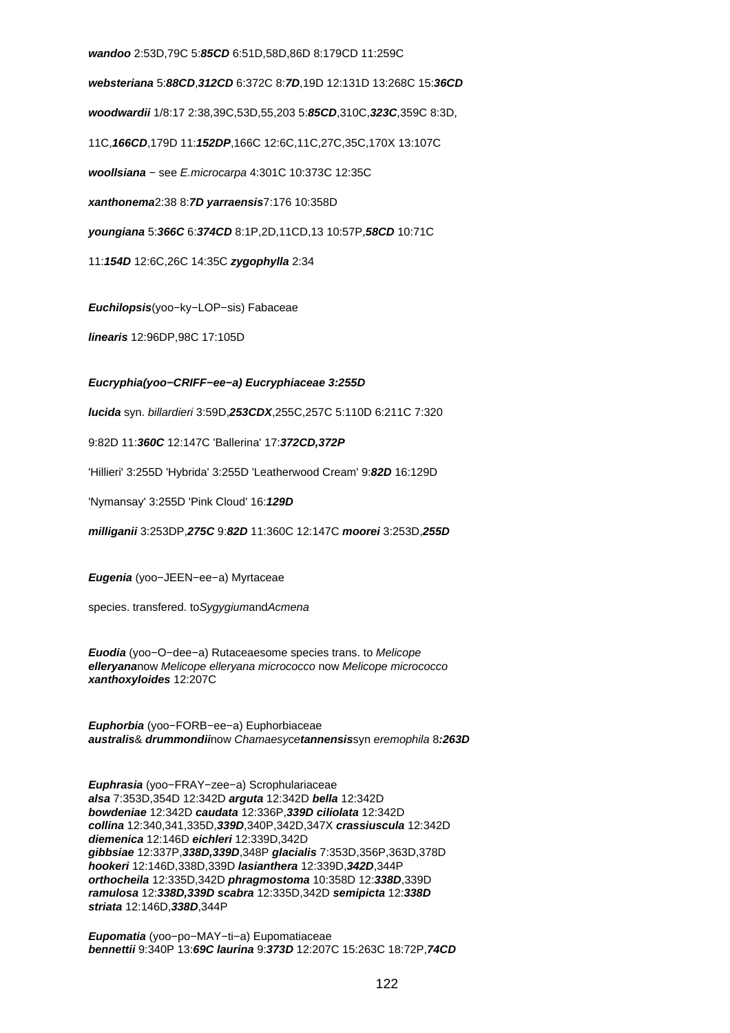***wandoo*** 2:53D,79C 5:***85CD*** 6:51D,58D,86D 8:179CD 11:259C

***websteriana*** 5:***88CD***,***312CD*** 6:372C 8:***7D***,19D 12:131D 13:268C 15:***36CD***

***woodwardii*** 1/8:17 2:38,39C,53D,55,203 5:***85CD***,310C,***323C***,359C 8:3D,

11C,***166CD***,179D 11:***152DP***,166C 12:6C,11C,27C,35C,170X 13:107C

***woollsiana*** − see *E.microcarpa* 4:301C 10:373C 12:35C

***xanthonema***2:38 8:***7D*** ***yarraensis***7:176 10:358D

***youngiana*** 5:***366C*** 6:***374CD*** 8:1P,2D,11CD,13 10:57P,***58CD*** 10:71C

11:***154D*** 12:6C,26C 14:35C ***zygophylla*** 2:34

***Euchilopsis***(yoo−ky−LOP−sis) Fabaceae

***linearis*** 12:96DP,98C 17:105D

***Eucryphia(yoo−CRIFF−ee−a) Eucryphiaceae 3:255D***

***lucida*** syn. *billardieri* 3:59D,***253CDX***,255C,257C 5:110D 6:211C 7:320

9:82D 11:***360C*** 12:147C 'Ballerina' 17:***372CD,372P***

'Hillieri' 3:255D 'Hybrida' 3:255D 'Leatherwood Cream' 9:***82D*** 16:129D

'Nymansay' 3:255D 'Pink Cloud' 16:***129D***

***milliganii*** 3:253DP,***275C*** 9:***82D*** 11:360C 12:147C ***moorei*** 3:253D,***255D***

***Eugenia*** (yoo−JEEN−ee−a) Myrtaceae

species. transfered. to*Sygygium*and*Acmena*

***Euodia*** (yoo−O−dee−a) Rutaceaesome species trans. to *Melicope*
***elleryana***now *Melicope elleryana micrococco* now *Melicope micrococco*
***xanthoxyloides*** 12:207C

***Euphorbia*** (yoo−FORB−ee−a) Euphorbiaceae
***australis***& ***drummondii***now *Chamaesyce****tannensis***syn *eremophila* 8***:263D***

***Euphrasia*** (yoo−FRAY−zee−a) Scrophulariaceae
***alsa*** 7:353D,354D 12:342D ***arguta*** 12:342D ***bella*** 12:342D
***bowdeniae*** 12:342D ***caudata*** 12:336P,***339D ciliolata*** 12:342D
***collina*** 12:340,341,335D,***339D***,340P,342D,347X ***crassiuscula*** 12:342D
***diemenica*** 12:146D ***eichleri*** 12:339D,342D
***gibbsiae*** 12:337P,***338D,339D***,348P ***glacialis*** 7:353D,356P,363D,378D
***hookeri*** 12:146D,338D,339D ***lasianthera*** 12:339D,***342D***,344P
***orthocheila*** 12:335D,342D ***phragmostoma*** 10:358D 12:***338D***,339D
***ramulosa*** 12:***338D,339D scabra*** 12:335D,342D ***semipicta*** 12:***338D***
***striata*** 12:146D,***338D***,344P

***Eupomatia*** (yoo−po−MAY−ti−a) Eupomatiaceae
***bennettii*** 9:340P 13:***69C laurina*** 9:***373D*** 12:207C 15:263C 18:72P,***74CD***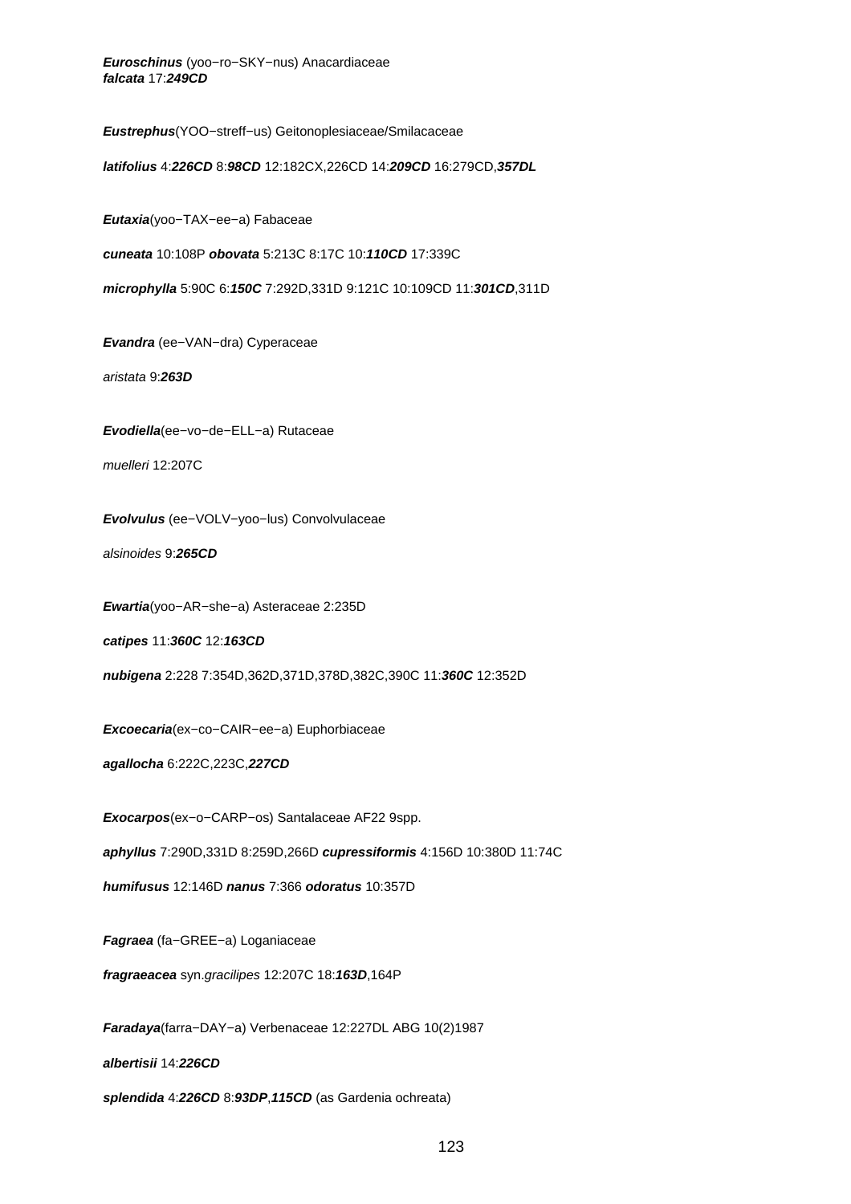***Euroschinus*** (yoo−ro−SKY−nus) Anacardiaceae
***falcata*** 17:***249CD***

***Eustrephus***(YOO−streff−us) Geitonoplesiaceae/Smilacaceae

***latifolius*** 4:***226CD*** 8:***98CD*** 12:182CX,226CD 14:***209CD*** 16:279CD,***357DL***

***Eutaxia***(yoo−TAX−ee−a) Fabaceae

***cuneata*** 10:108P ***obovata*** 5:213C 8:17C 10:***110CD*** 17:339C

***microphylla*** 5:90C 6:***150C*** 7:292D,331D 9:121C 10:109CD 11:***301CD***,311D

***Evandra*** (ee−VAN−dra) Cyperaceae

*aristata* 9:***263D***

***Evodiella***(ee−vo−de−ELL−a) Rutaceae

*muelleri* 12:207C

***Evolvulus*** (ee−VOLV−yoo−lus) Convolvulaceae

*alsinoides* 9:***265CD***

***Ewartia***(yoo−AR−she−a) Asteraceae 2:235D

***catipes*** 11:***360C*** 12:***163CD***

***nubigena*** 2:228 7:354D,362D,371D,378D,382C,390C 11:***360C*** 12:352D

***Excoecaria***(ex−co−CAIR−ee−a) Euphorbiaceae

***agallocha*** 6:222C,223C,***227CD***

***Exocarpos***(ex−o−CARP−os) Santalaceae AF22 9spp.

***aphyllus*** 7:290D,331D 8:259D,266D ***cupressiformis*** 4:156D 10:380D 11:74C

***humifusus*** 12:146D ***nanus*** 7:366 ***odoratus*** 10:357D

***Fagraea*** (fa−GREE−a) Loganiaceae

***fragraeacea*** syn.*gracilipes* 12:207C 18:***163D***,164P

***Faradaya***(farra−DAY−a) Verbenaceae 12:227DL ABG 10(2)1987

***albertisii*** 14:***226CD***

***splendida*** 4:***226CD*** 8:***93DP***,***115CD*** (as Gardenia ochreata)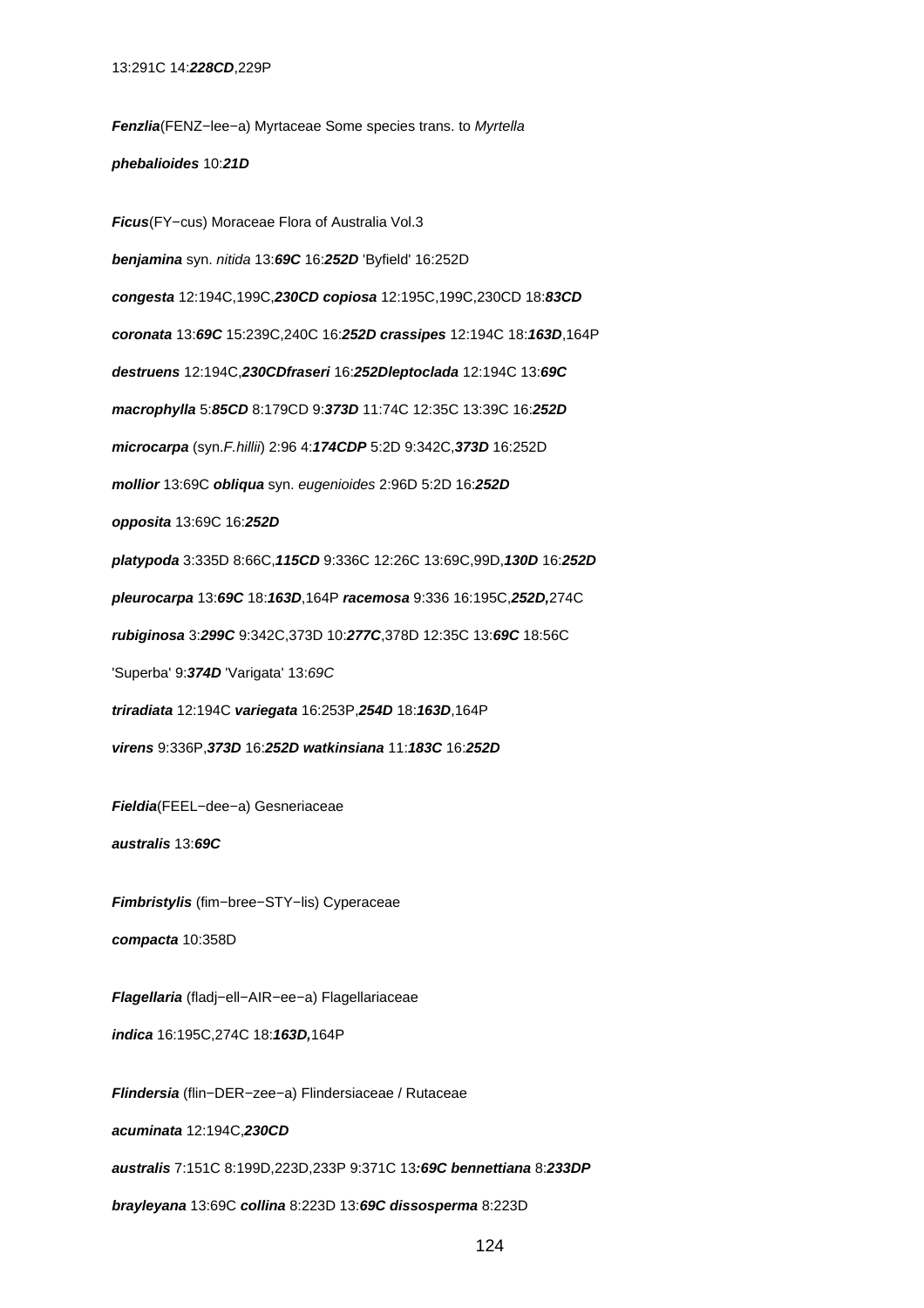13:291C 14:***228CD***,229P

***Fenzlia***(FENZ−lee−a) Myrtaceae Some species trans. to *Myrtella*

***phebalioides*** 10:***21D***

***Ficus***(FY−cus) Moraceae Flora of Australia Vol.3

***benjamina*** syn. *nitida* 13:***69C*** 16:***252D*** 'Byfield' 16:252D

***congesta*** 12:194C,199C,***230CD*** ***copiosa*** 12:195C,199C,230CD 18:***83CD***

***coronata*** 13:***69C*** 15:239C,240C 16:***252D*** ***crassipes*** 12:194C 18:***163D***,164P

***destruens*** 12:194C,***230CD******fraseri*** 16:***252D******leptoclada*** 12:194C 13:***69C***

***macrophylla*** 5:***85CD*** 8:179CD 9:***373D*** 11:74C 12:35C 13:39C 16:***252D***

***microcarpa*** (syn.*F.hillii*) 2:96 4:***174CDP*** 5:2D 9:342C,***373D*** 16:252D

***mollior*** 13:69C ***obliqua*** syn. *eugenioides* 2:96D 5:2D 16:***252D***

***opposita*** 13:69C 16:***252D***

***platypoda*** 3:335D 8:66C,***115CD*** 9:336C 12:26C 13:69C,99D,***130D*** 16:***252D***

***pleurocarpa*** 13:***69C*** 18:***163D***,164P ***racemosa*** 9:336 16:195C,***252D,***274C

***rubiginosa*** 3:***299C*** 9:342C,373D 10:***277C***,378D 12:35C 13:***69C*** 18:56C

'Superba' 9:***374D*** 'Varigata' 13:*69C*

***triradiata*** 12:194C ***variegata*** 16:253P,***254D*** 18:***163D***,164P

***virens*** 9:336P,***373D*** 16:***252D*** ***watkinsiana*** 11:***183C*** 16:***252D***

***Fieldia***(FEEL−dee−a) Gesneriaceae

***australis*** 13:***69C***

***Fimbristylis*** (fim−bree−STY−lis) Cyperaceae

***compacta*** 10:358D

***Flagellaria*** (fladj−ell−AIR−ee−a) Flagellariaceae

***indica*** 16:195C,274C 18:***163D,***164P

***Flindersia*** (flin−DER−zee−a) Flindersiaceae / Rutaceae

***acuminata*** 12:194C,***230CD***

***australis*** 7:151C 8:199D,223D,233P 9:371C 13***:69C*** ***bennettiana*** 8:***233DP***

***brayleyana*** 13:69C ***collina*** 8:223D 13:***69C*** ***dissosperma*** 8:223D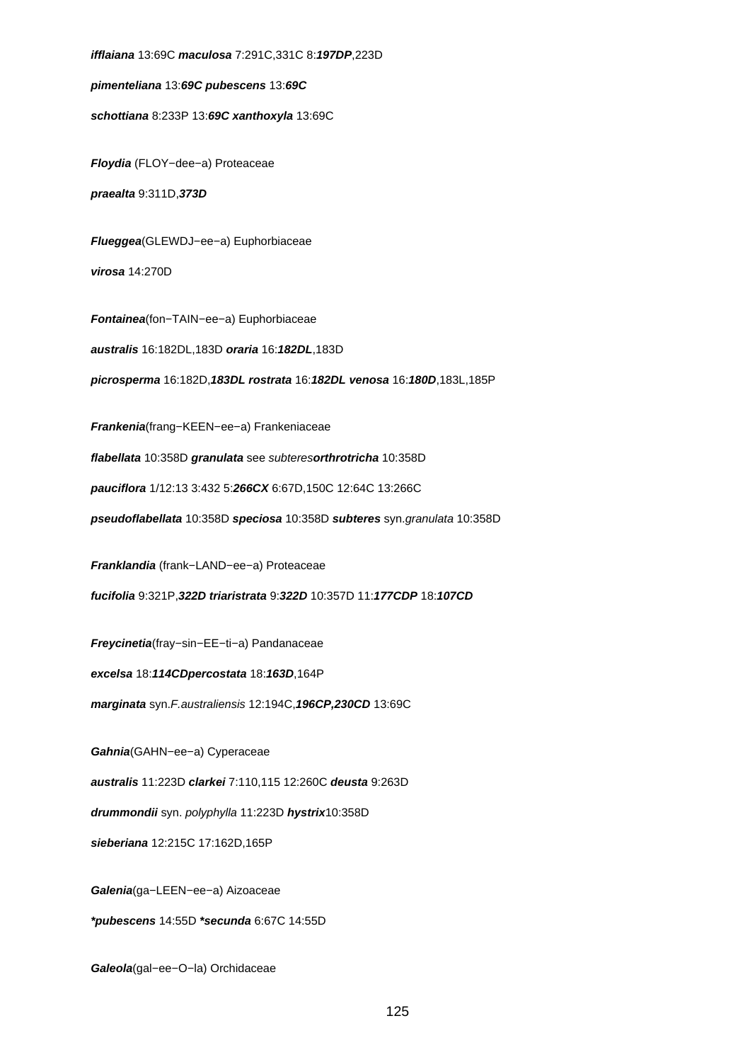***ifflaiana*** 13:69C ***maculosa*** 7:291C,331C 8:***197DP***,223D

***pimenteliana*** 13:***69C pubescens*** 13:***69C***

***schottiana*** 8:233P 13:***69C xanthoxyla*** 13:69C

***Floydia*** (FLOY−dee−a) Proteaceae

***praealta*** 9:311D,***373D***

***Flueggea***(GLEWDJ−ee−a) Euphorbiaceae

***virosa*** 14:270D

***Fontainea***(fon−TAIN−ee−a) Euphorbiaceae

***australis*** 16:182DL,183D ***oraria*** 16:***182DL***,183D

***picrosperma*** 16:182D,***183DL rostrata*** 16:***182DL venosa*** 16:***180D***,183L,185P

***Frankenia***(frang−KEEN−ee−a) Frankeniaceae

***flabellata*** 10:358D ***granulata*** see *subteres**orthrotricha*** 10:358D

***pauciflora*** 1/12:13 3:432 5:***266CX*** 6:67D,150C 12:64C 13:266C

***pseudoflabellata*** 10:358D ***speciosa*** 10:358D ***subteres*** syn.*granulata* 10:358D

***Franklandia*** (frank−LAND−ee−a) Proteaceae

***fucifolia*** 9:321P,***322D triaristrata*** 9:***322D*** 10:357D 11:***177CDP*** 18:***107CD***

***Freycinetia***(fray−sin−EE−ti−a) Pandanaceae

***excelsa*** 18:***114CDpercostata*** 18:***163D***,164P

***marginata*** syn.*F.australiensis* 12:194C,***196CP,230CD*** 13:69C

***Gahnia***(GAHN−ee−a) Cyperaceae

***australis*** 11:223D ***clarkei*** 7:110,115 12:260C ***deusta*** 9:263D

***drummondii*** syn. *polyphylla* 11:223D ***hystrix***10:358D

***sieberiana*** 12:215C 17:162D,165P

***Galenia***(ga−LEEN−ee−a) Aizoaceae

***\*pubescens*** 14:55D ***\*secunda*** 6:67C 14:55D

***Galeola***(gal−ee−O−la) Orchidaceae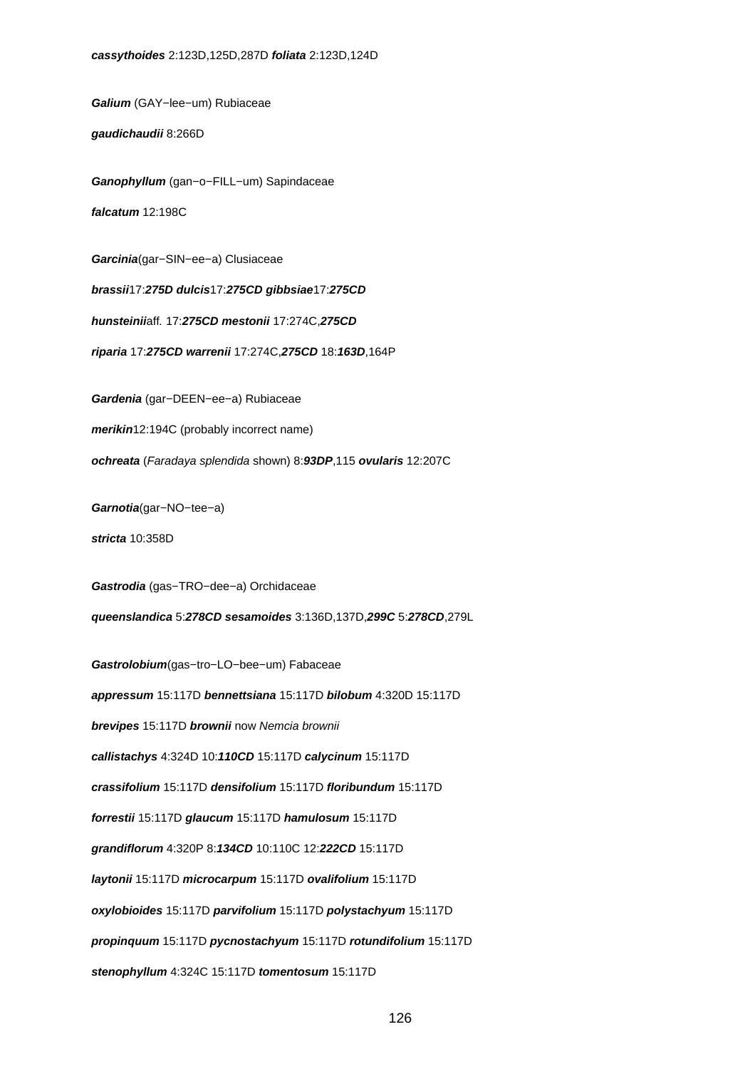***cassythoides*** 2:123D,125D,287D ***foliata*** 2:123D,124D

***Galium*** (GAY−lee−um) Rubiaceae

***gaudichaudii*** 8:266D

***Ganophyllum*** (gan−o−FILL−um) Sapindaceae

***falcatum*** 12:198C

***Garcinia***(gar−SIN−ee−a) Clusiaceae

***brassii***17:***275D*** ***dulcis***17:***275CD*** ***gibbsiae***17:***275CD***

***hunsteinii***aff. 17:***275CD*** ***mestonii*** 17:274C,***275CD***

***riparia*** 17:***275CD*** ***warrenii*** 17:274C,***275CD*** 18:***163D***,164P

***Gardenia*** (gar−DEEN−ee−a) Rubiaceae

***merikin***12:194C (probably incorrect name)

***ochreata*** (*Faradaya splendida* shown) 8:***93DP***,115 ***ovularis*** 12:207C

***Garnotia***(gar−NO−tee−a)

***stricta*** 10:358D

***Gastrodia*** (gas−TRO−dee−a) Orchidaceae

***queenslandica*** 5:***278CD*** ***sesamoides*** 3:136D,137D,***299C*** 5:***278CD***,279L

***Gastrolobium***(gas−tro−LO−bee−um) Fabaceae

***appressum*** 15:117D ***bennettsiana*** 15:117D ***bilobum*** 4:320D 15:117D

***brevipes*** 15:117D ***brownii*** now *Nemcia brownii*

***callistachys*** 4:324D 10:***110CD*** 15:117D ***calycinum*** 15:117D

***crassifolium*** 15:117D ***densifolium*** 15:117D ***floribundum*** 15:117D

***forrestii*** 15:117D ***glaucum*** 15:117D ***hamulosum*** 15:117D

***grandiflorum*** 4:320P 8:***134CD*** 10:110C 12:***222CD*** 15:117D

***laytonii*** 15:117D ***microcarpum*** 15:117D ***ovalifolium*** 15:117D

***oxylobioides*** 15:117D ***parvifolium*** 15:117D ***polystachyum*** 15:117D

***propinquum*** 15:117D ***pycnostachyum*** 15:117D ***rotundifolium*** 15:117D

***stenophyllum*** 4:324C 15:117D ***tomentosum*** 15:117D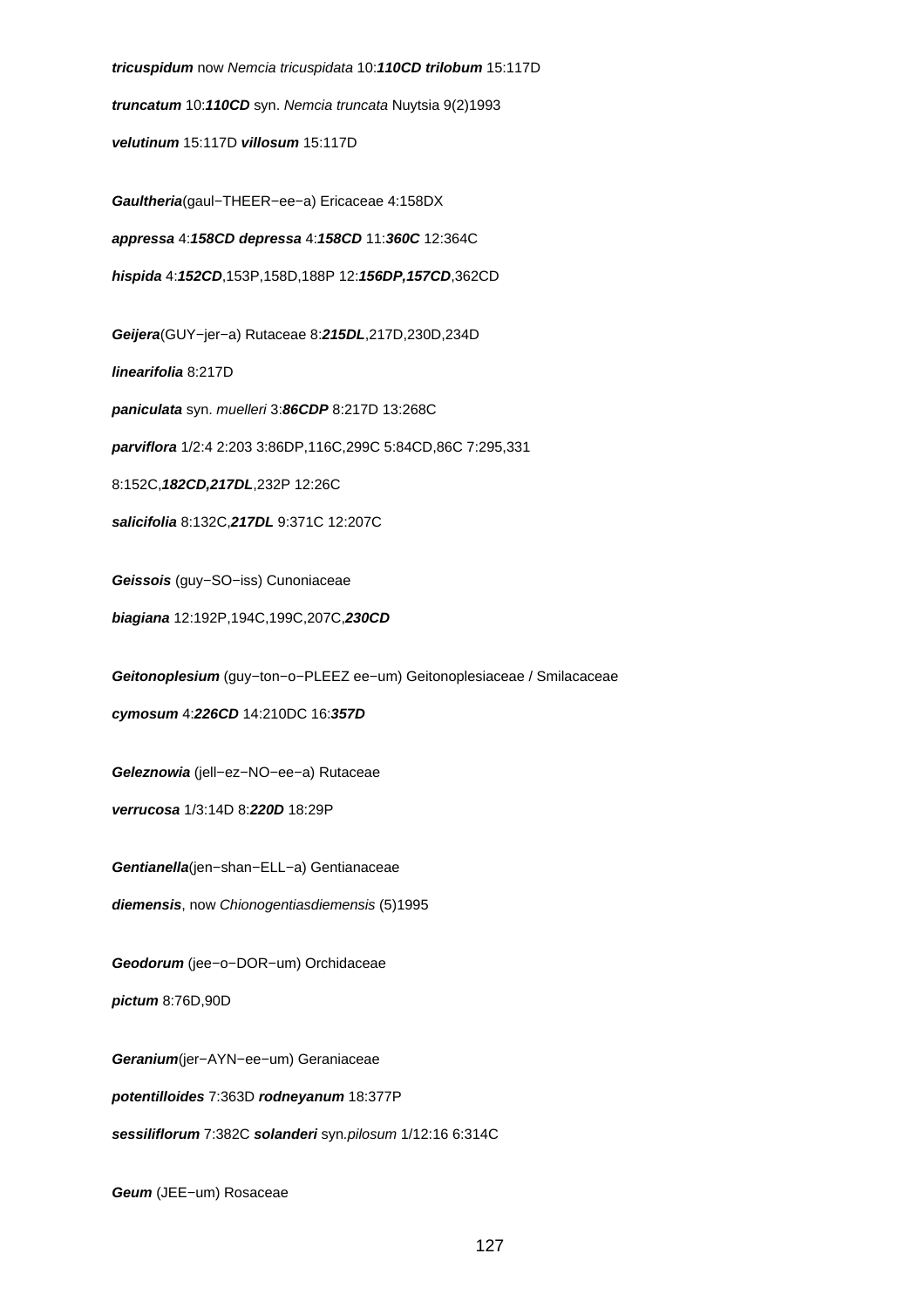***tricuspidum*** now *Nemcia tricuspidata* 10:***110CD*** ***trilobum*** 15:117D

***truncatum*** 10:***110CD*** syn. *Nemcia truncata* Nuytsia 9(2)1993

***velutinum*** 15:117D ***villosum*** 15:117D

***Gaultheria***(gaul−THEER−ee−a) Ericaceae 4:158DX

***appressa*** 4:***158CD*** ***depressa*** 4:***158CD*** 11:***360C*** 12:364C

***hispida*** 4:***152CD***,153P,158D,188P 12:***156DP,157CD***,362CD

***Geijera***(GUY−jer−a) Rutaceae 8:***215DL***,217D,230D,234D

***linearifolia*** 8:217D

***paniculata*** syn. *muelleri* 3:***86CDP*** 8:217D 13:268C

***parviflora*** 1/2:4 2:203 3:86DP,116C,299C 5:84CD,86C 7:295,331

8:152C,***182CD,217DL***,232P 12:26C

***salicifolia*** 8:132C,***217DL*** 9:371C 12:207C

***Geissois*** (guy−SO−iss) Cunoniaceae

***biagiana*** 12:192P,194C,199C,207C,***230CD***

***Geitonoplesium*** (guy−ton−o−PLEEZ ee−um) Geitonoplesiaceae / Smilacaceae

***cymosum*** 4:***226CD*** 14:210DC 16:***357D***

***Geleznowia*** (jell−ez−NO−ee−a) Rutaceae

***verrucosa*** 1/3:14D 8:***220D*** 18:29P

***Gentianella***(jen−shan−ELL−a) Gentianaceae

***diemensis***, now *Chionogentiasdiemensis* (5)1995

***Geodorum*** (jee−o−DOR−um) Orchidaceae

***pictum*** 8:76D,90D

***Geranium***(jer−AYN−ee−um) Geraniaceae

***potentilloides*** 7:363D ***rodneyanum*** 18:377P

***sessiliflorum*** 7:382C ***solanderi*** syn.*pilosum* 1/12:16 6:314C

***Geum*** (JEE−um) Rosaceae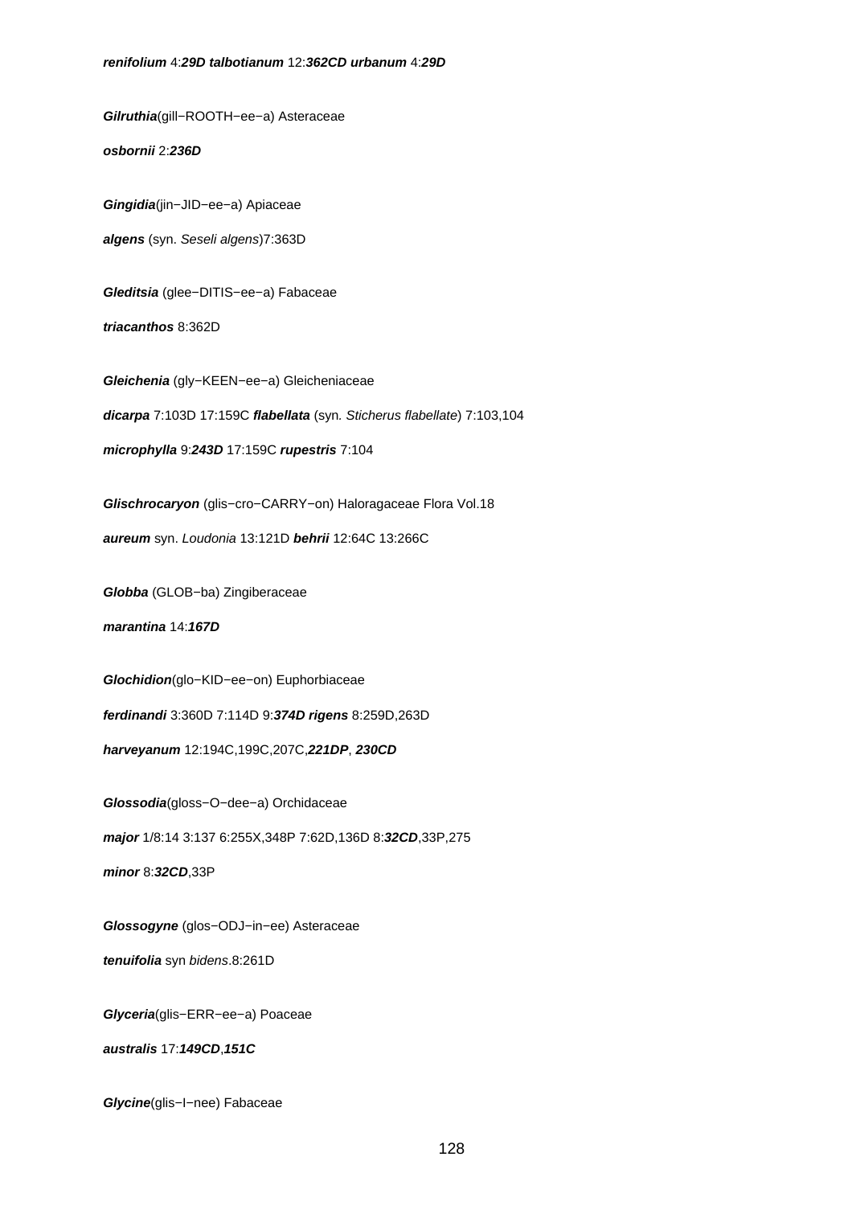***renifolium*** 4:***29D*** ***talbotianum*** 12:***362CD*** ***urbanum*** 4:***29D***

***Gilruthia***(gill−ROOTH−ee−a) Asteraceae

***osbornii*** 2:***236D***

***Gingidia***(jin−JID−ee−a) Apiaceae

***algens*** (syn. *Seseli algens*)7:363D

***Gleditsia*** (glee−DITIS−ee−a) Fabaceae

***triacanthos*** 8:362D

***Gleichenia*** (gly−KEEN−ee−a) Gleicheniaceae

***dicarpa*** 7:103D 17:159C ***flabellata*** (syn. *Sticherus flabellate*) 7:103,104

***microphylla*** 9:***243D*** 17:159C ***rupestris*** 7:104

***Glischrocaryon*** (glis−cro−CARRY−on) Haloragaceae Flora Vol.18

***aureum*** syn. *Loudonia* 13:121D ***behrii*** 12:64C 13:266C

***Globba*** (GLOB−ba) Zingiberaceae

***marantina*** 14:***167D***

***Glochidion***(glo−KID−ee−on) Euphorbiaceae

***ferdinandi*** 3:360D 7:114D 9:***374D*** ***rigens*** 8:259D,263D

***harveyanum*** 12:194C,199C,207C,***221DP***, ***230CD***

***Glossodia***(gloss−O−dee−a) Orchidaceae

***major*** 1/8:14 3:137 6:255X,348P 7:62D,136D 8:***32CD***,33P,275

***minor*** 8:***32CD***,33P

***Glossogyne*** (glos−ODJ−in−ee) Asteraceae

***tenuifolia*** syn *bidens*.8:261D

***Glyceria***(glis−ERR−ee−a) Poaceae

***australis*** 17:***149CD***,***151C***

***Glycine***(glis−I−nee) Fabaceae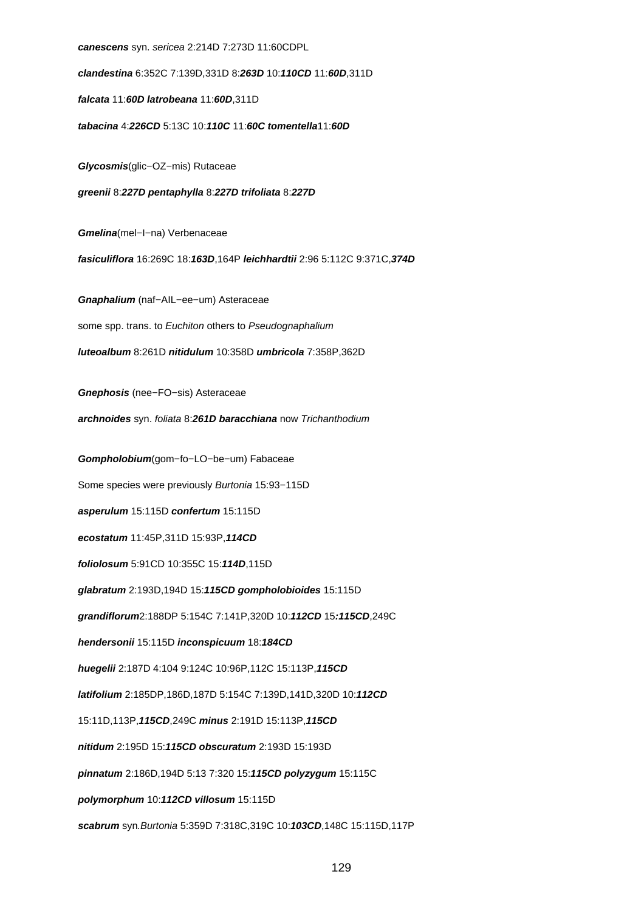**canescens** syn. *sericea* 2:214D 7:273D 11:60CDPL

**clandestina** 6:352C 7:139D,331D 8:***263D*** 10:***110CD*** 11:***60D***,311D

**falcata** 11:***60D*** **latrobeana** 11:***60D***,311D

**tabacina** 4:***226CD*** 5:13C 10:***110C*** 11:***60C*** **tomentella**11:***60D***

***Glycosmis***(glic−OZ−mis) Rutaceae

**greenii** 8:***227D*** **pentaphylla** 8:***227D*** **trifoliata** 8:***227D***

***Gmelina***(mel−I−na) Verbenaceae

**fasiculiflora** 16:269C 18:***163D***,164P **leichhardtii** 2:96 5:112C 9:371C,***374D***

***Gnaphalium*** (naf−AIL−ee−um) Asteraceae

some spp. trans. to *Euchiton* others to *Pseudognaphalium*

**luteoalbum** 8:261D **nitidulum** 10:358D **umbricola** 7:358P,362D

***Gnephosis*** (nee−FO−sis) Asteraceae

**archnoides** syn. *foliata* 8:***261D*** **baracchiana** now *Trichanthodium*

***Gompholobium***(gom−fo−LO−be−um) Fabaceae

Some species were previously *Burtonia* 15:93−115D

**asperulum** 15:115D **confertum** 15:115D

**ecostatum** 11:45P,311D 15:93P,***114CD***

**foliolosum** 5:91CD 10:355C 15:***114D***,115D

**glabratum** 2:193D,194D 15:***115CD*** **gompholobioides** 15:115D

**grandiflorum**2:188DP 5:154C 7:141P,320D 10:***112CD*** 15***:115CD***,249C

**hendersonii** 15:115D **inconspicuum** 18:***184CD***

**huegelii** 2:187D 4:104 9:124C 10:96P,112C 15:113P,***115CD***

**latifolium** 2:185DP,186D,187D 5:154C 7:139D,141D,320D 10:***112CD***

15:11D,113P,***115CD***,249C **minus** 2:191D 15:113P,***115CD***

**nitidum** 2:195D 15:***115CD*** **obscuratum** 2:193D 15:193D

**pinnatum** 2:186D,194D 5:13 7:320 15:***115CD*** **polyzygum** 15:115C

**polymorphum** 10:***112CD*** **villosum** 15:115D

**scabrum** syn.*Burtonia* 5:359D 7:318C,319C 10:***103CD***,148C 15:115D,117P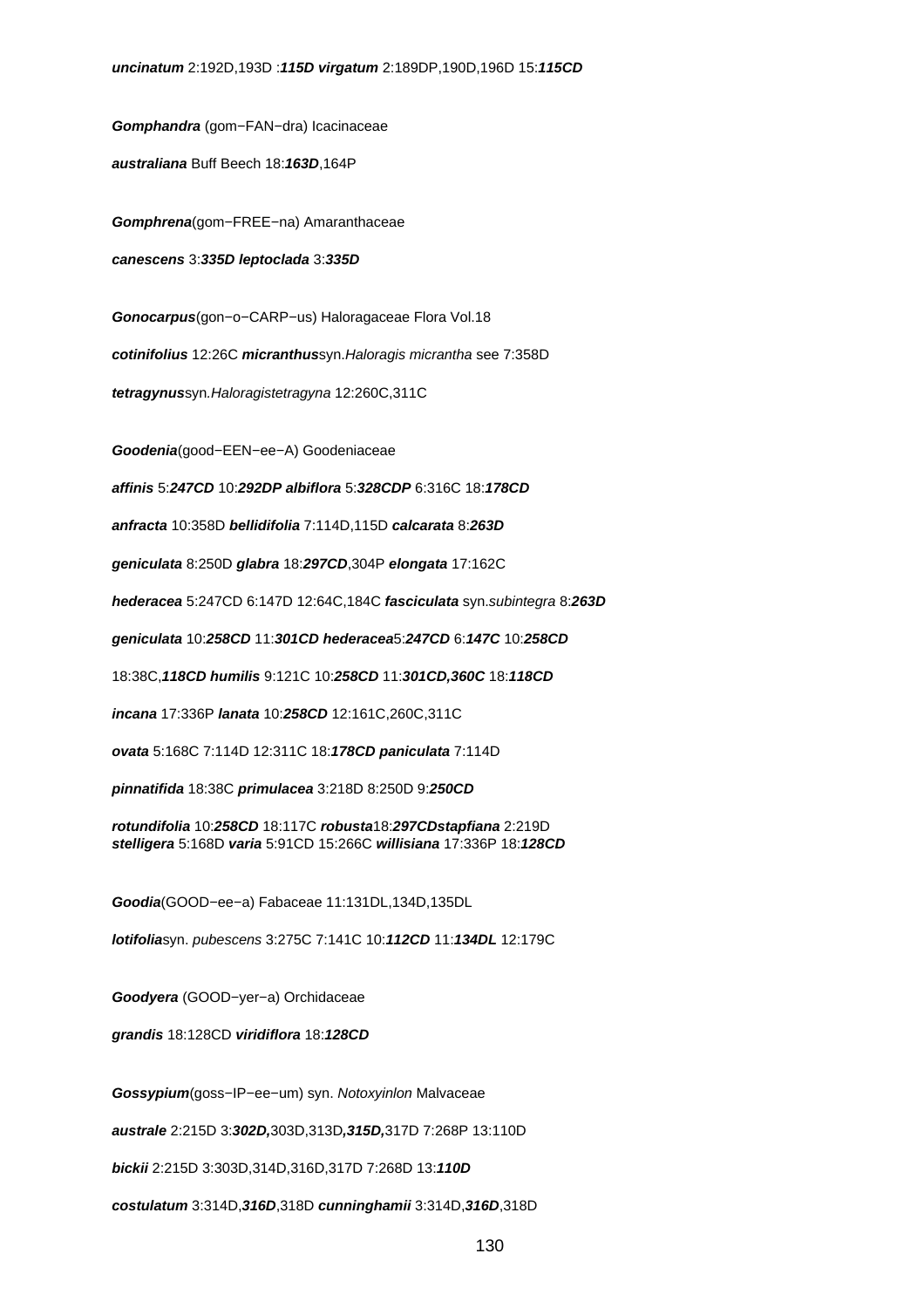**uncinatum** 2:192D,193D :***115D*** **virgatum** 2:189DP,190D,196D 15:***115CD***

**Gomphandra** (gom−FAN−dra) Icacinaceae

**australiana** Buff Beech 18:***163D***,164P

**Gomphrena**(gom−FREE−na) Amaranthaceae

**canescens** 3:***335D*** **leptoclada** 3:***335D***

**Gonocarpus**(gon−o−CARP−us) Haloragaceae Flora Vol.18

**cotinifolius** 12:26C **micranthus**syn.*Haloragis micrantha* see 7:358D

**tetragynus**syn.*Haloragistetragyna* 12:260C,311C

**Goodenia**(good−EEN−ee−A) Goodeniaceae

**affinis** 5:***247CD*** 10:***292DP*** **albiflora** 5:***328CDP*** 6:316C 18:***178CD***

**anfracta** 10:358D **bellidifolia** 7:114D,115D **calcarata** 8:***263D***

**geniculata** 8:250D **glabra** 18:***297CD***,304P **elongata** 17:162C

**hederacea** 5:247CD 6:147D 12:64C,184C **fasciculata** syn.*subintegra* 8:***263D***

**geniculata** 10:***258CD*** 11:***301CD*** **hederacea**5:***247CD*** 6:***147C*** 10:***258CD***

18:38C,***118CD*** **humilis** 9:121C 10:***258CD*** 11:***301CD,360C*** 18:***118CD***

**incana** 17:336P **lanata** 10:***258CD*** 12:161C,260C,311C

**ovata** 5:168C 7:114D 12:311C 18:***178CD*** **paniculata** 7:114D

**pinnatifida** 18:38C **primulacea** 3:218D 8:250D 9:***250CD***

**rotundifolia** 10:***258CD*** 18:117C **robusta**18:***297CD*****stapfiana** 2:219D
**stelligera** 5:168D **varia** 5:91CD 15:266C **willisiana** 17:336P 18:***128CD***

**Goodia**(GOOD−ee−a) Fabaceae 11:131DL,134D,135DL

**lotifolia**syn. *pubescens* 3:275C 7:141C 10:***112CD*** 11:***134DL*** 12:179C

**Goodyera** (GOOD−yer−a) Orchidaceae

**grandis** 18:128CD **viridiflora** 18:***128CD***

**Gossypium**(goss−IP−ee−um) syn. *Notoxyinlon* Malvaceae

**australe** 2:215D 3:***302D,***303D,313D***,315D,***317D 7:268P 13:110D

**bickii** 2:215D 3:303D,314D,316D,317D 7:268D 13:***110D***

**costulatum** 3:314D,***316D***,318D **cunninghamii** 3:314D,***316D***,318D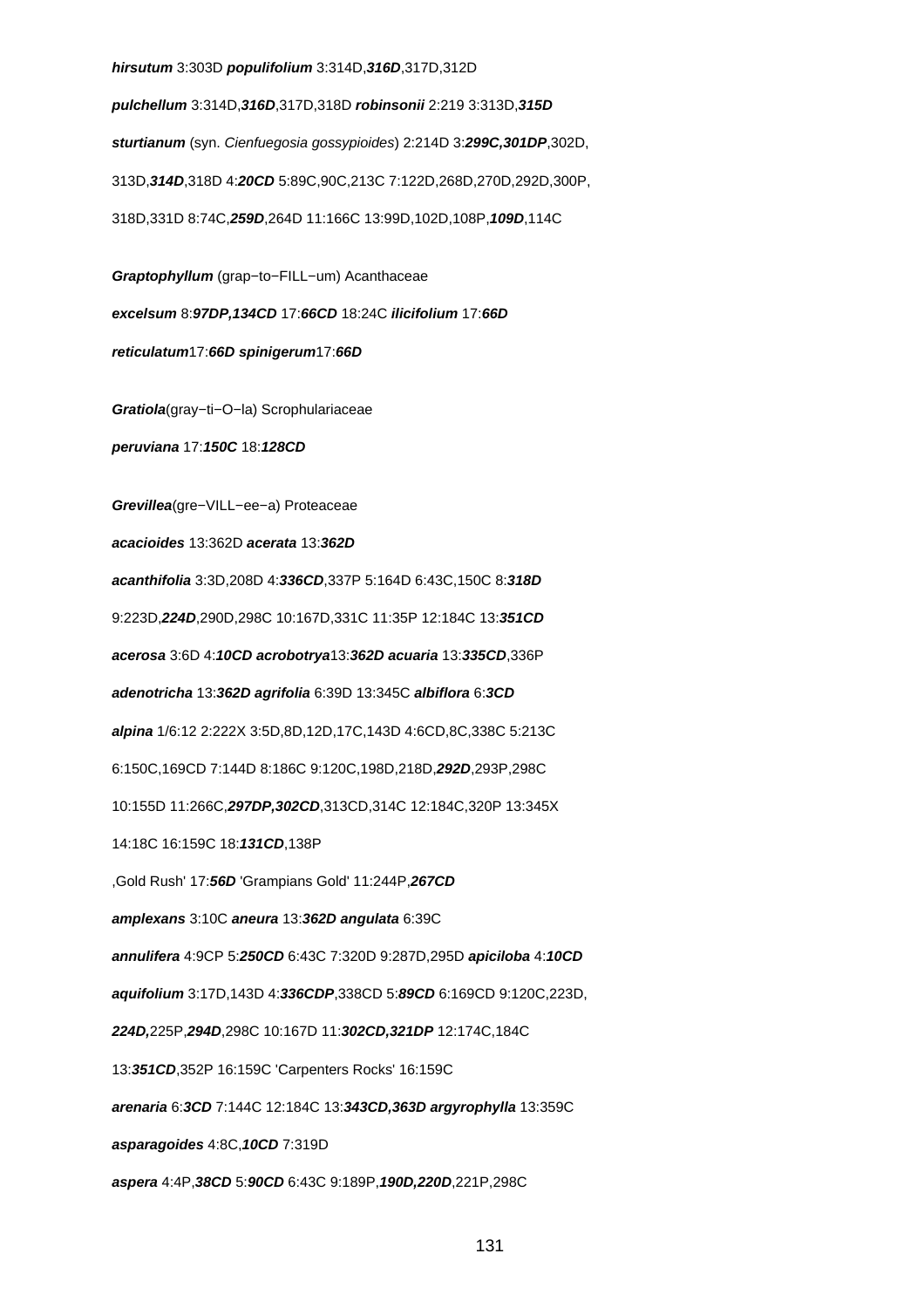**hirsutum** 3:303D **populifolium** 3:314D,***316D***,317D,312D

**pulchellum** 3:314D,***316D***,317D,318D **robinsonii** 2:219 3:313D,***315D***

**sturtianum** (syn. *Cienfuegosia gossypioides*) 2:214D 3:***299C,301DP***,302D,

313D,***314D***,318D 4:***20CD*** 5:89C,90C,213C 7:122D,268D,270D,292D,300P,

318D,331D 8:74C,***259D***,264D 11:166C 13:99D,102D,108P,***109D***,114C

**Graptophyllum** (grap−to−FILL−um) Acanthaceae

**excelsum** 8:***97DP,134CD*** 17:***66CD*** 18:24C **ilicifolium** 17:***66D***

**reticulatum**17:***66D*** **spinigerum**17:***66D***

**Gratiola**(gray−ti−O−la) Scrophulariaceae

**peruviana** 17:***150C*** 18:***128CD***

**Grevillea**(gre−VILL−ee−a) Proteaceae

**acacioides** 13:362D **acerata** 13:***362D***

**acanthifolia** 3:3D,208D 4:***336CD***,337P 5:164D 6:43C,150C 8:***318D***

9:223D,***224D***,290D,298C 10:167D,331C 11:35P 12:184C 13:***351CD***

**acerosa** 3:6D 4:***10CD*** **acrobotrya**13:***362D*** **acuaria** 13:***335CD***,336P

**adenotricha** 13:***362D*** **agrifolia** 6:39D 13:345C **albiflora** 6:***3CD***

**alpina** 1/6:12 2:222X 3:5D,8D,12D,17C,143D 4:6CD,8C,338C 5:213C

6:150C,169CD 7:144D 8:186C 9:120C,198D,218D,***292D***,293P,298C

10:155D 11:266C,***297DP,302CD***,313CD,314C 12:184C,320P 13:345X

14:18C 16:159C 18:***131CD***,138P

,Gold Rush' 17:***56D*** 'Grampians Gold' 11:244P,***267CD***

**amplexans** 3:10C **aneura** 13:***362D*** **angulata** 6:39C

**annulifera** 4:9CP 5:***250CD*** 6:43C 7:320D 9:287D,295D **apiciloba** 4:***10CD***

**aquifolium** 3:17D,143D 4:***336CDP***,338CD 5:***89CD*** 6:169CD 9:120C,223D,

***224D,***225P,***294D***,298C 10:167D 11:***302CD,321DP*** 12:174C,184C

13:***351CD***,352P 16:159C 'Carpenters Rocks' 16:159C

**arenaria** 6:***3CD*** 7:144C 12:184C 13:***343CD,363D*** **argyrophylla** 13:359C

**asparagoides** 4:8C,***10CD*** 7:319D

**aspera** 4:4P,***38CD*** 5:***90CD*** 6:43C 9:189P,***190D,220D***,221P,298C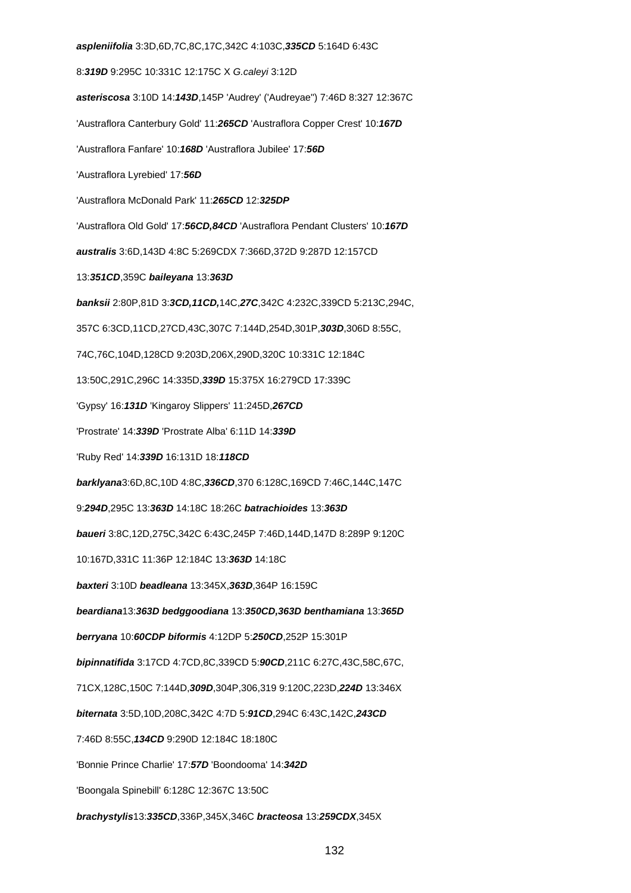**aspleniifolia** 3:3D,6D,7C,8C,17C,342C 4:103C,***335CD*** 5:164D 6:43C

8:***319D*** 9:295C 10:331C 12:175C X *G.caleyi* 3:12D

**asteriscosa** 3:10D 14:***143D***,145P 'Audrey' ('Audreyae") 7:46D 8:327 12:367C

'Austraflora Canterbury Gold' 11:***265CD*** 'Austraflora Copper Crest' 10:***167D***

'Austraflora Fanfare' 10:***168D*** 'Austraflora Jubilee' 17:***56D***

'Austraflora Lyrebied' 17:***56D***

'Austraflora McDonald Park' 11:***265CD*** 12:***325DP***

'Austraflora Old Gold' 17:***56CD,84CD*** 'Austraflora Pendant Clusters' 10:***167D***

**australis** 3:6D,143D 4:8C 5:269CDX 7:366D,372D 9:287D 12:157CD

13:***351CD***,359C **baileyana** 13:***363D***

**banksii** 2:80P,81D 3:***3CD,11CD,***14C,***27C***,342C 4:232C,339CD 5:213C,294C,

357C 6:3CD,11CD,27CD,43C,307C 7:144D,254D,301P,***303D***,306D 8:55C,

74C,76C,104D,128CD 9:203D,206X,290D,320C 10:331C 12:184C

13:50C,291C,296C 14:335D,***339D*** 15:375X 16:279CD 17:339C

'Gypsy' 16:***131D*** 'Kingaroy Slippers' 11:245D,***267CD***

'Prostrate' 14:***339D*** 'Prostrate Alba' 6:11D 14:***339D***

'Ruby Red' 14:***339D*** 16:131D 18:***118CD***

**barklyana**3:6D,8C,10D 4:8C,***336CD***,370 6:128C,169CD 7:46C,144C,147C

9:***294D***,295C 13:***363D*** 14:18C 18:26C **batrachioides** 13:***363D***

**baueri** 3:8C,12D,275C,342C 6:43C,245P 7:46D,144D,147D 8:289P 9:120C

10:167D,331C 11:36P 12:184C 13:***363D*** 14:18C

**baxteri** 3:10D **beadleana** 13:345X,***363D***,364P 16:159C

**beardiana**13:***363D*** **bedggoodiana** 13:***350CD,363D*** **benthamiana** 13:***365D***

**berryana** 10:***60CDP*** **biformis** 4:12DP 5:***250CD***,252P 15:301P

**bipinnatifida** 3:17CD 4:7CD,8C,339CD 5:***90CD***,211C 6:27C,43C,58C,67C,

71CX,128C,150C 7:144D,***309D***,304P,306,319 9:120C,223D,***224D*** 13:346X

**biternata** 3:5D,10D,208C,342C 4:7D 5:***91CD***,294C 6:43C,142C,***243CD***

7:46D 8:55C,***134CD*** 9:290D 12:184C 18:180C

'Bonnie Prince Charlie' 17:***57D*** 'Boondooma' 14:***342D***

'Boongala Spinebill' 6:128C 12:367C 13:50C

**brachystylis**13:***335CD***,336P,345X,346C **bracteosa** 13:***259CDX***,345X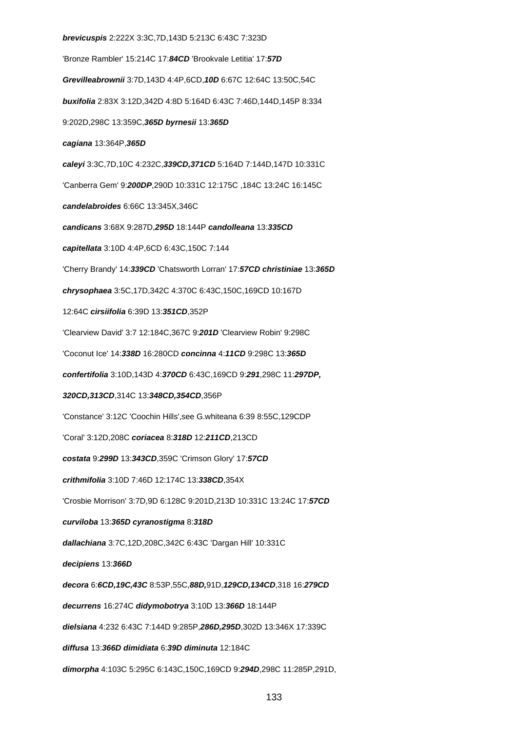***brevicuspis*** 2:222X 3:3C,7D,143D 5:213C 6:43C 7:323D

'Bronze Rambler' 15:214C 17:***84CD*** 'Brookvale Letitia' 17:***57D***

***Grevilleabrownii*** 3:7D,143D 4:4P,6CD,***10D*** 6:67C 12:64C 13:50C,54C

***buxifolia*** 2:83X 3:12D,342D 4:8D 5:164D 6:43C 7:46D,144D,145P 8:334

9:202D,298C 13:359C,***365D byrnesii*** 13:***365D***

***cagiana*** 13:364P,***365D***

***caleyi*** 3:3C,7D,10C 4:232C,***339CD,371CD*** 5:164D 7:144D,147D 10:331C

'Canberra Gem' 9:***200DP***,290D 10:331C 12:175C ,184C 13:24C 16:145C

***candelabroides*** 6:66C 13:345X,346C

***candicans*** 3:68X 9:287D,***295D*** 18:144P ***candolleana*** 13:***335CD***

***capitellata*** 3:10D 4:4P,6CD 6:43C,150C 7:144

'Cherry Brandy' 14:***339CD*** 'Chatsworth Lorran' 17:***57CD christiniae*** 13:***365D***

***chrysophaea*** 3:5C,17D,342C 4:370C 6:43C,150C,169CD 10:167D

12:64C ***cirsiifolia*** 6:39D 13:***351CD***,352P

'Clearview David' 3:7 12:184C,367C 9:***201D*** 'Clearview Robin' 9:298C

'Coconut Ice' 14:***338D*** 16:280CD ***concinna*** 4:***11CD*** 9:298C 13:***365D***

***confertifolia*** 3:10D,143D 4:***370CD*** 6:43C,169CD 9:***291***,298C 11:***297DP,***

***320CD,313CD***,314C 13:***348CD,354CD***,356P

'Constance' 3:12C 'Coochin Hills',see G.whiteana 6:39 8:55C,129CDP

'Coral' 3:12D,208C ***coriacea*** 8:***318D*** 12:***211CD***,213CD

***costata*** 9:***299D*** 13:***343CD***,359C 'Crimson Glory' 17:***57CD***

***crithmifolia*** 3:10D 7:46D 12:174C 13:***338CD***,354X

'Crosbie Morrison' 3:7D,9D 6:128C 9:201D,213D 10:331C 13:24C 17:***57CD***

***curviloba*** 13:***365D cyranostigma*** 8:***318D***

***dallachiana*** 3:7C,12D,208C,342C 6:43C 'Dargan Hill' 10:331C

***decipiens*** 13:***366D***

***decora*** 6:***6CD,19C,43C*** 8:53P,55C,***88D,***91D,***129CD,134CD***,318 16:***279CD***

***decurrens*** 16:274C ***didymobotrya*** 3:10D 13:***366D*** 18:144P

***dielsiana*** 4:232 6:43C 7:144D 9:285P,***286D,295D***,302D 13:346X 17:339C

***diffusa*** 13:***366D dimidiata*** 6:***39D diminuta*** 12:184C

***dimorpha*** 4:103C 5:295C 6:143C,150C,169CD 9:***294D***,298C 11:285P,291D,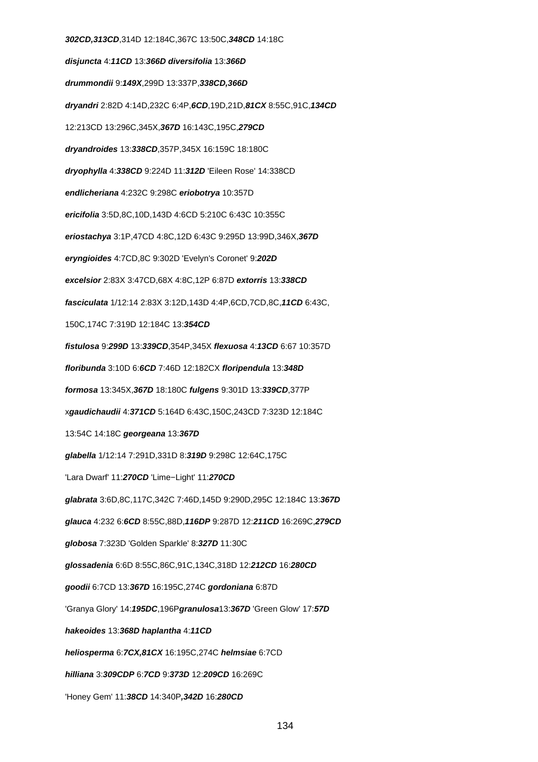***302CD,313CD***,314D 12:184C,367C 13:50C,***348CD*** 14:18C

***disjuncta*** 4:***11CD*** 13:***366D*** ***diversifolia*** 13:***366D***

***drummondii*** 9:***149X***,299D 13:337P,***338CD,366D***

***dryandri*** 2:82D 4:14D,232C 6:4P,***6CD***,19D,21D,***81CX*** 8:55C,91C,***134CD***

12:213CD 13:296C,345X,***367D*** 16:143C,195C,***279CD***

***dryandroides*** 13:***338CD***,357P,345X 16:159C 18:180C

***dryophylla*** 4:***338CD*** 9:224D 11:***312D*** 'Eileen Rose' 14:338CD

***endlicheriana*** 4:232C 9:298C ***eriobotrya*** 10:357D

***ericifolia*** 3:5D,8C,10D,143D 4:6CD 5:210C 6:43C 10:355C

***eriostachya*** 3:1P,47CD 4:8C,12D 6:43C 9:295D 13:99D,346X,***367D***

***eryngioides*** 4:7CD,8C 9:302D 'Evelyn's Coronet' 9:***202D***

***excelsior*** 2:83X 3:47CD,68X 4:8C,12P 6:87D ***extorris*** 13:***338CD***

***fasciculata*** 1/12:14 2:83X 3:12D,143D 4:4P,6CD,7CD,8C,***11CD*** 6:43C,

150C,174C 7:319D 12:184C 13:***354CD***

***fistulosa*** 9:***299D*** 13:***339CD***,354P,345X ***flexuosa*** 4:***13CD*** 6:67 10:357D

***floribunda*** 3:10D 6:***6CD*** 7:46D 12:182CX ***floripendula*** 13:***348D***

***formosa*** 13:345X,***367D*** 18:180C ***fulgens*** 9:301D 13:***339CD***,377P

x***gaudichaudii*** 4:***371CD*** 5:164D 6:43C,150C,243CD 7:323D 12:184C

13:54C 14:18C ***georgeana*** 13:***367D***

***glabella*** 1/12:14 7:291D,331D 8:***319D*** 9:298C 12:64C,175C

'Lara Dwarf' 11:***270CD*** 'Lime−Light' 11:***270CD***

***glabrata*** 3:6D,8C,117C,342C 7:46D,145D 9:290D,295C 12:184C 13:***367D***

***glauca*** 4:232 6:***6CD*** 8:55C,88D,***116DP*** 9:287D 12:***211CD*** 16:269C,***279CD***

***globosa*** 7:323D 'Golden Sparkle' 8:***327D*** 11:30C

***glossadenia*** 6:6D 8:55C,86C,91C,134C,318D 12:***212CD*** 16:***280CD***

***goodii*** 6:7CD 13:***367D*** 16:195C,274C ***gordoniana*** 6:87D

'Granya Glory' 14:***195DC***,196P***granulosa***13:***367D*** 'Green Glow' 17:***57D***

***hakeoides*** 13:***368D*** ***haplantha*** 4:***11CD***

***heliosperma*** 6:***7CX,81CX*** 16:195C,274C ***helmsiae*** 6:7CD

***hilliana*** 3:***309CDP*** 6:***7CD*** 9:***373D*** 12:***209CD*** 16:269C

'Honey Gem' 11:***38CD*** 14:340P***,342D*** 16:***280CD***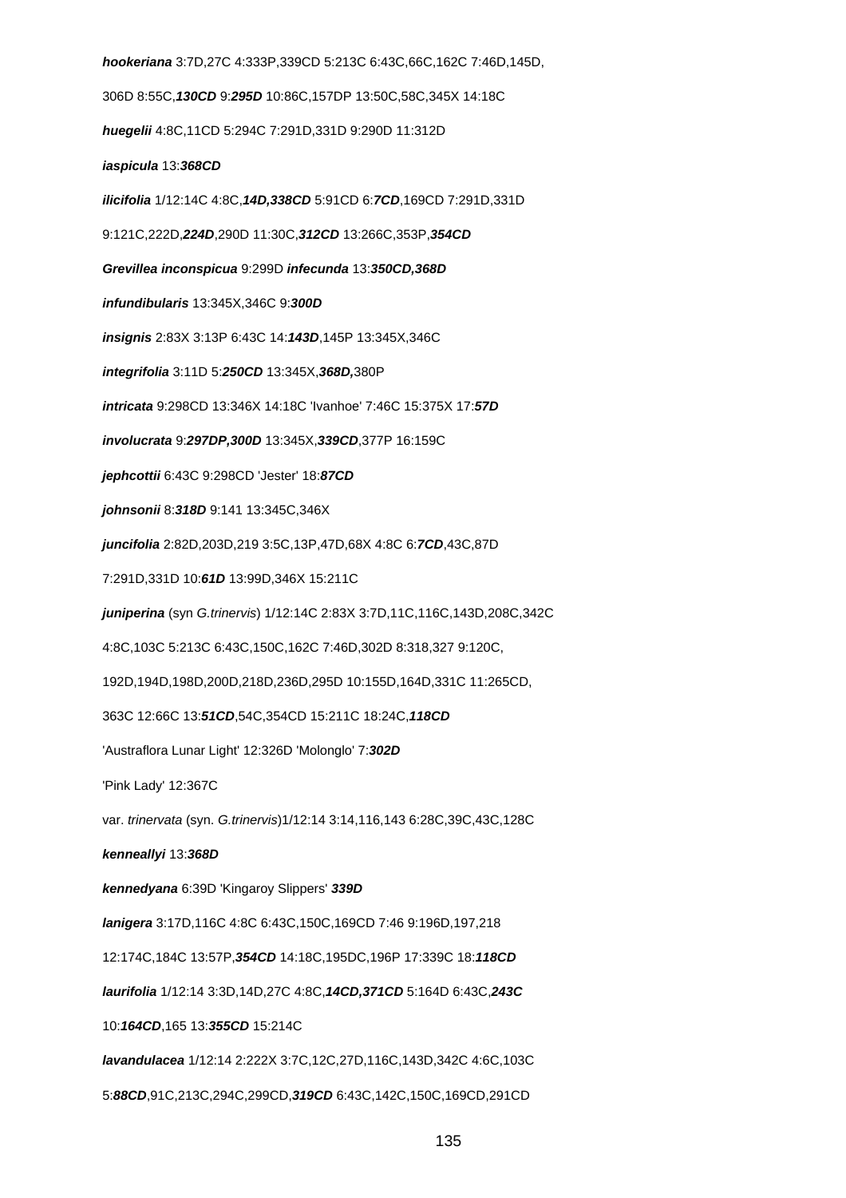***hookeriana*** 3:7D,27C 4:333P,339CD 5:213C 6:43C,66C,162C 7:46D,145D, 306D 8:55C,***130CD*** 9:***295D*** 10:86C,157DP 13:50C,58C,345X 14:18C

***huegelii*** 4:8C,11CD 5:294C 7:291D,331D 9:290D 11:312D

***iaspicula*** 13:***368CD***

***ilicifolia*** 1/12:14C 4:8C,***14D,338CD*** 5:91CD 6:***7CD***,169CD 7:291D,331D 9:121C,222D,***224D***,290D 11:30C,***312CD*** 13:266C,353P,***354CD***

***Grevillea inconspicua*** 9:299D ***infecunda*** 13:***350CD,368D***

***infundibularis*** 13:345X,346C 9:***300D***

***insignis*** 2:83X 3:13P 6:43C 14:***143D***,145P 13:345X,346C

***integrifolia*** 3:11D 5:***250CD*** 13:345X,***368D,***380P

***intricata*** 9:298CD 13:346X 14:18C 'Ivanhoe' 7:46C 15:375X 17:***57D***

***involucrata*** 9:***297DP,300D*** 13:345X,***339CD***,377P 16:159C

***jephcottii*** 6:43C 9:298CD 'Jester' 18:***87CD***

***johnsonii*** 8:***318D*** 9:141 13:345C,346X

***juncifolia*** 2:82D,203D,219 3:5C,13P,47D,68X 4:8C 6:***7CD***,43C,87D 7:291D,331D 10:***61D*** 13:99D,346X 15:211C

***juniperina*** (syn *G.trinervis*) 1/12:14C 2:83X 3:7D,11C,116C,143D,208C,342C 4:8C,103C 5:213C 6:43C,150C,162C 7:46D,302D 8:318,327 9:120C, 192D,194D,198D,200D,218D,236D,295D 10:155D,164D,331C 11:265CD, 363C 12:66C 13:***51CD***,54C,354CD 15:211C 18:24C,***118CD***

'Austraflora Lunar Light' 12:326D 'Molonglo' 7:***302D***

'Pink Lady' 12:367C

var. *trinervata* (syn. *G.trinervis*)1/12:14 3:14,116,143 6:28C,39C,43C,128C

***kenneallyi*** 13:***368D***

***kennedyana*** 6:39D 'Kingaroy Slippers' ***339D***

***lanigera*** 3:17D,116C 4:8C 6:43C,150C,169CD 7:46 9:196D,197,218 12:174C,184C 13:57P,***354CD*** 14:18C,195DC,196P 17:339C 18:***118CD***

***laurifolia*** 1/12:14 3:3D,14D,27C 4:8C,***14CD,371CD*** 5:164D 6:43C,***243C*** 10:***164CD***,165 13:***355CD*** 15:214C

***lavandulacea*** 1/12:14 2:222X 3:7C,12C,27D,116C,143D,342C 4:6C,103C 5:***88CD***,91C,213C,294C,299CD,***319CD*** 6:43C,142C,150C,169CD,291CD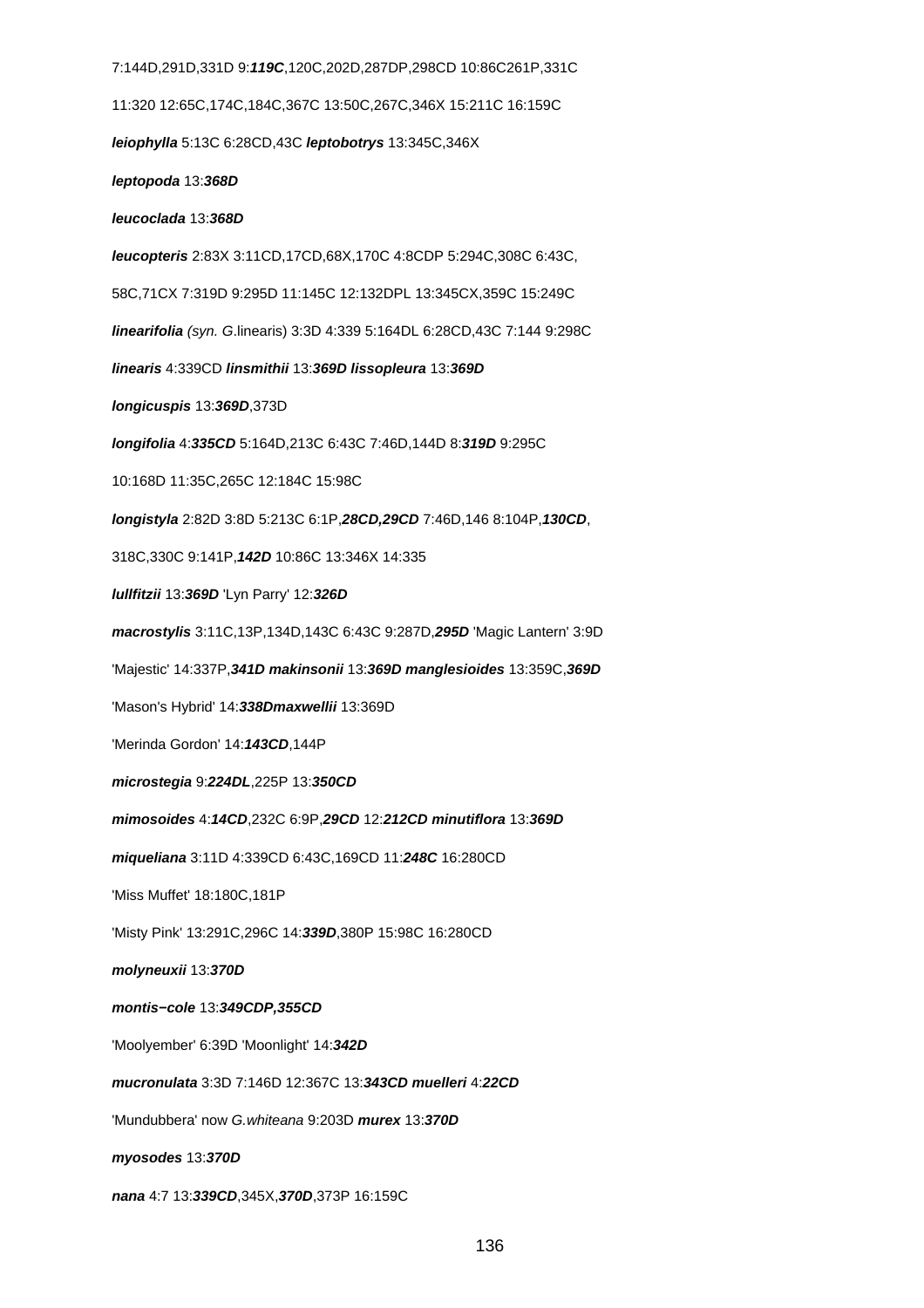7:144D,291D,331D 9:***119C***,120C,202D,287DP,298CD 10:86C261P,331C

11:320 12:65C,174C,184C,367C 13:50C,267C,346X 15:211C 16:159C

***leiophylla*** 5:13C 6:28CD,43C ***leptobotrys*** 13:345C,346X

***leptopoda*** 13:**368D**

***leucoclada*** 13:**368D**

***leucopteris*** 2:83X 3:11CD,17CD,68X,170C 4:8CDP 5:294C,308C 6:43C,

58C,71CX 7:319D 9:295D 11:145C 12:132DPL 13:345CX,359C 15:249C

***linearifolia*** *(syn. G.*linearis) 3:3D 4:339 5:164DL 6:28CD,43C 7:144 9:298C

***linearis*** 4:339CD ***linsmithii*** 13:**369D** ***lissopleura*** 13:**369D**

***longicuspis*** 13:**369D**,373D

***longifolia*** 4:**335CD** 5:164D,213C 6:43C 7:46D,144D 8:**319D** 9:295C

10:168D 11:35C,265C 12:184C 15:98C

***longistyla*** 2:82D 3:8D 5:213C 6:1P,***28CD,29CD*** 7:46D,146 8:104P,***130CD***,

318C,330C 9:141P,***142D*** 10:86C 13:346X 14:335

***lullfitzii*** 13:***369D*** 'Lyn Parry' 12:***326D***

***macrostylis*** 3:11C,13P,134D,143C 6:43C 9:287D,***295D*** 'Magic Lantern' 3:9D

'Majestic' 14:337P,***341D*** ***makinsonii*** 13:***369D*** ***manglesioides*** 13:359C,***369D***

'Mason's Hybrid' 14:***338D******maxwellii*** 13:369D

'Merinda Gordon' 14:***143CD***,144P

***microstegia*** 9:***224DL***,225P 13:***350CD***

***mimosoides*** 4:***14CD***,232C 6:9P,***29CD*** 12:***212CD*** ***minutiflora*** 13:***369D***

***miqueliana*** 3:11D 4:339CD 6:43C,169CD 11:***248C*** 16:280CD

'Miss Muffet' 18:180C,181P

'Misty Pink' 13:291C,296C 14:***339D***,380P 15:98C 16:280CD

***molyneuxii*** 13:***370D***

***montis−cole*** 13:***349CDP,355CD***

'Moolyember' 6:39D 'Moonlight' 14:***342D***

***mucronulata*** 3:3D 7:146D 12:367C 13:***343CD*** ***muelleri*** 4:***22CD***

'Mundubbera' now *G.whiteana* 9:203D ***murex*** 13:***370D***

***myosodes*** 13:***370D***

***nana*** 4:7 13:***339CD***,345X,***370D***,373P 16:159C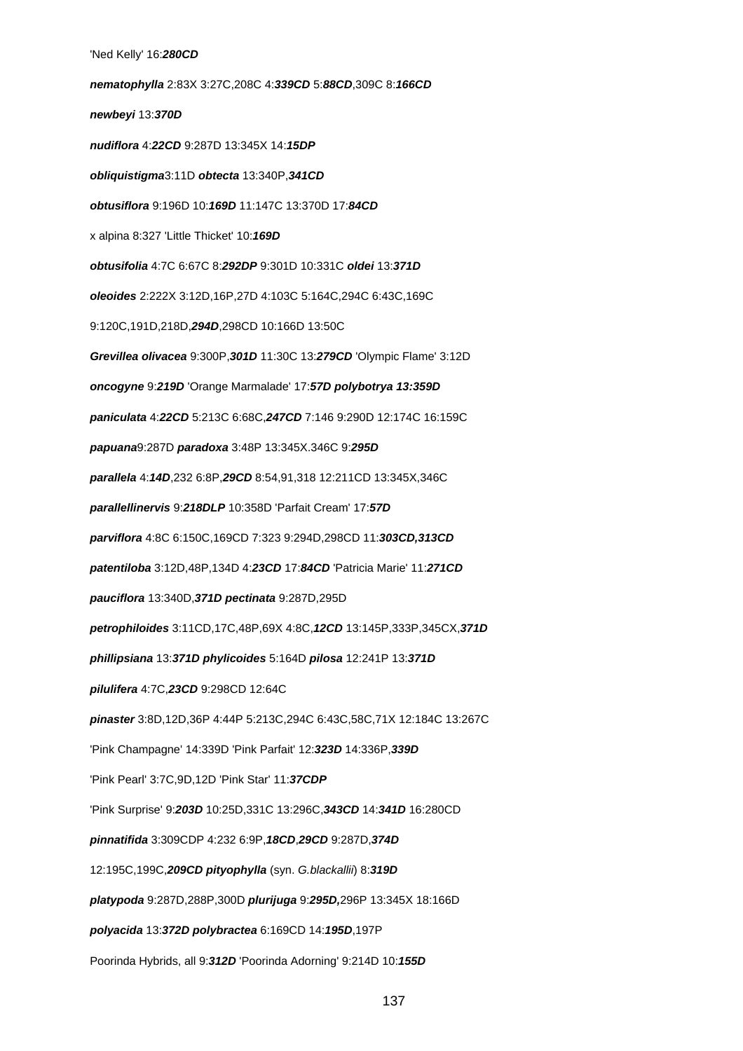'Ned Kelly' 16:***280CD***

***nematophylla*** 2:83X 3:27C,208C 4:***339CD*** 5:***88CD***,309C 8:***166CD***

***newbeyi*** 13:***370D***

***nudiflora*** 4:***22CD*** 9:287D 13:345X 14:***15DP***

***obliquistigma***3:11D ***obtecta*** 13:340P,***341CD***

***obtusiflora*** 9:196D 10:***169D*** 11:147C 13:370D 17:***84CD***

x alpina 8:327 'Little Thicket' 10:***169D***

***obtusifolia*** 4:7C 6:67C 8:***292DP*** 9:301D 10:331C ***oldei*** 13:***371D***

***oleoides*** 2:222X 3:12D,16P,27D 4:103C 5:164C,294C 6:43C,169C

9:120C,191D,218D,***294D***,298CD 10:166D 13:50C

***Grevillea olivacea*** 9:300P,***301D*** 11:30C 13:***279CD*** 'Olympic Flame' 3:12D

***oncogyne*** 9:***219D*** 'Orange Marmalade' 17:***57D polybotrya 13:359D***

***paniculata*** 4:***22CD*** 5:213C 6:68C,***247CD*** 7:146 9:290D 12:174C 16:159C

***papuana***9:287D ***paradoxa*** 3:48P 13:345X.346C 9:***295D***

***parallela*** 4:***14D***,232 6:8P,***29CD*** 8:54,91,318 12:211CD 13:345X,346C

***parallelinervis*** 9:***218DLP*** 10:358D 'Parfait Cream' 17:***57D***

***parviflora*** 4:8C 6:150C,169CD 7:323 9:294D,298CD 11:***303CD,313CD***

***patentiloba*** 3:12D,48P,134D 4:***23CD*** 17:***84CD*** 'Patricia Marie' 11:***271CD***

***pauciflora*** 13:340D,***371D pectinata*** 9:287D,295D

***petrophiloides*** 3:11CD,17C,48P,69X 4:8C,***12CD*** 13:145P,333P,345CX,***371D***

***phillipsiana*** 13:***371D phylicoides*** 5:164D ***pilosa*** 12:241P 13:***371D***

***pilulifera*** 4:7C,***23CD*** 9:298CD 12:64C

***pinaster*** 3:8D,12D,36P 4:44P 5:213C,294C 6:43C,58C,71X 12:184C 13:267C

'Pink Champagne' 14:339D 'Pink Parfait' 12:***323D*** 14:336P,***339D***

'Pink Pearl' 3:7C,9D,12D 'Pink Star' 11:***37CDP***

'Pink Surprise' 9:***203D*** 10:25D,331C 13:296C,***343CD*** 14:***341D*** 16:280CD

***pinnatifida*** 3:309CDP 4:232 6:9P,***18CD***,***29CD*** 9:287D,***374D***

12:195C,199C,***209CD pityophylla*** (syn. *G.blackallii*) 8:***319D***

***platypoda*** 9:287D,288P,300D ***plurijuga*** 9:***295D,***296P 13:345X 18:166D

***polyacida*** 13:***372D polybractea*** 6:169CD 14:***195D***,197P

Poorinda Hybrids, all 9:***312D*** 'Poorinda Adorning' 9:214D 10:***155D***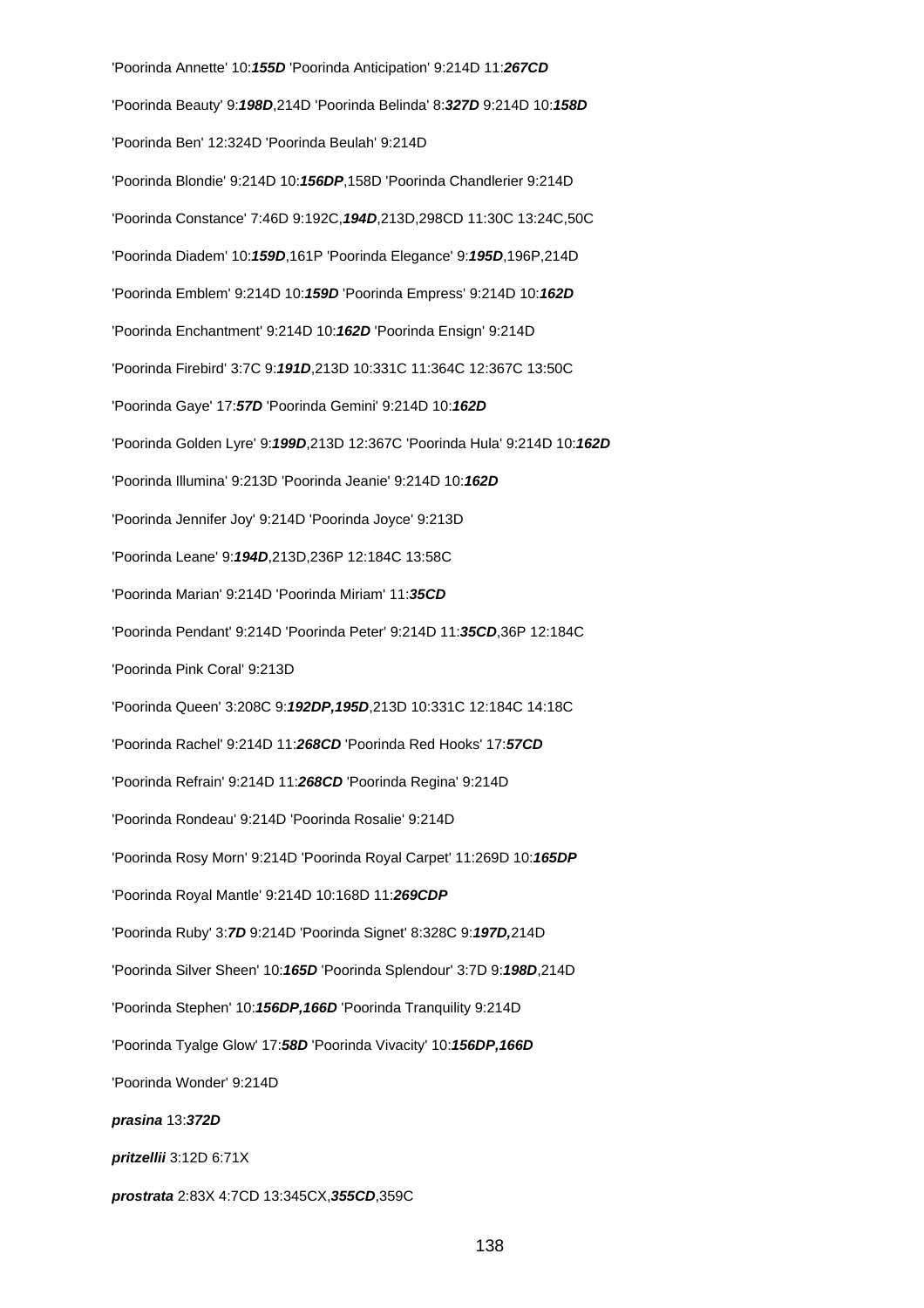'Poorinda Annette' 10:***155D*** 'Poorinda Anticipation' 9:214D 11:***267CD***

'Poorinda Beauty' 9:***198D***,214D 'Poorinda Belinda' 8:***327D*** 9:214D 10:***158D***

'Poorinda Ben' 12:324D 'Poorinda Beulah' 9:214D

'Poorinda Blondie' 9:214D 10:***156DP***,158D 'Poorinda Chandlerier 9:214D

'Poorinda Constance' 7:46D 9:192C,***194D***,213D,298CD 11:30C 13:24C,50C

'Poorinda Diadem' 10:***159D***,161P 'Poorinda Elegance' 9:***195D***,196P,214D

'Poorinda Emblem' 9:214D 10:***159D*** 'Poorinda Empress' 9:214D 10:***162D***

'Poorinda Enchantment' 9:214D 10:***162D*** 'Poorinda Ensign' 9:214D

'Poorinda Firebird' 3:7C 9:***191D***,213D 10:331C 11:364C 12:367C 13:50C

'Poorinda Gaye' 17:***57D*** 'Poorinda Gemini' 9:214D 10:***162D***

'Poorinda Golden Lyre' 9:***199D***,213D 12:367C 'Poorinda Hula' 9:214D 10:***162D***

'Poorinda Illumina' 9:213D 'Poorinda Jeanie' 9:214D 10:***162D***

'Poorinda Jennifer Joy' 9:214D 'Poorinda Joyce' 9:213D

'Poorinda Leane' 9:***194D***,213D,236P 12:184C 13:58C

'Poorinda Marian' 9:214D 'Poorinda Miriam' 11:***35CD***

'Poorinda Pendant' 9:214D 'Poorinda Peter' 9:214D 11:***35CD***,36P 12:184C

'Poorinda Pink Coral' 9:213D

'Poorinda Queen' 3:208C 9:***192DP,195D***,213D 10:331C 12:184C 14:18C

'Poorinda Rachel' 9:214D 11:***268CD*** 'Poorinda Red Hooks' 17:***57CD***

'Poorinda Refrain' 9:214D 11:***268CD*** 'Poorinda Regina' 9:214D

'Poorinda Rondeau' 9:214D 'Poorinda Rosalie' 9:214D

'Poorinda Rosy Morn' 9:214D 'Poorinda Royal Carpet' 11:269D 10:***165DP***

'Poorinda Royal Mantle' 9:214D 10:168D 11:***269CDP***

'Poorinda Ruby' 3:***7D*** 9:214D 'Poorinda Signet' 8:328C 9:***197D,***214D

'Poorinda Silver Sheen' 10:***165D*** 'Poorinda Splendour' 3:7D 9:***198D***,214D

'Poorinda Stephen' 10:***156DP,166D*** 'Poorinda Tranquility 9:214D

'Poorinda Tyalge Glow' 17:***58D*** 'Poorinda Vivacity' 10:***156DP,166D***

'Poorinda Wonder' 9:214D

***prasina*** 13:***372D***

***pritzellii*** 3:12D 6:71X

***prostrata*** 2:83X 4:7CD 13:345CX,***355CD***,359C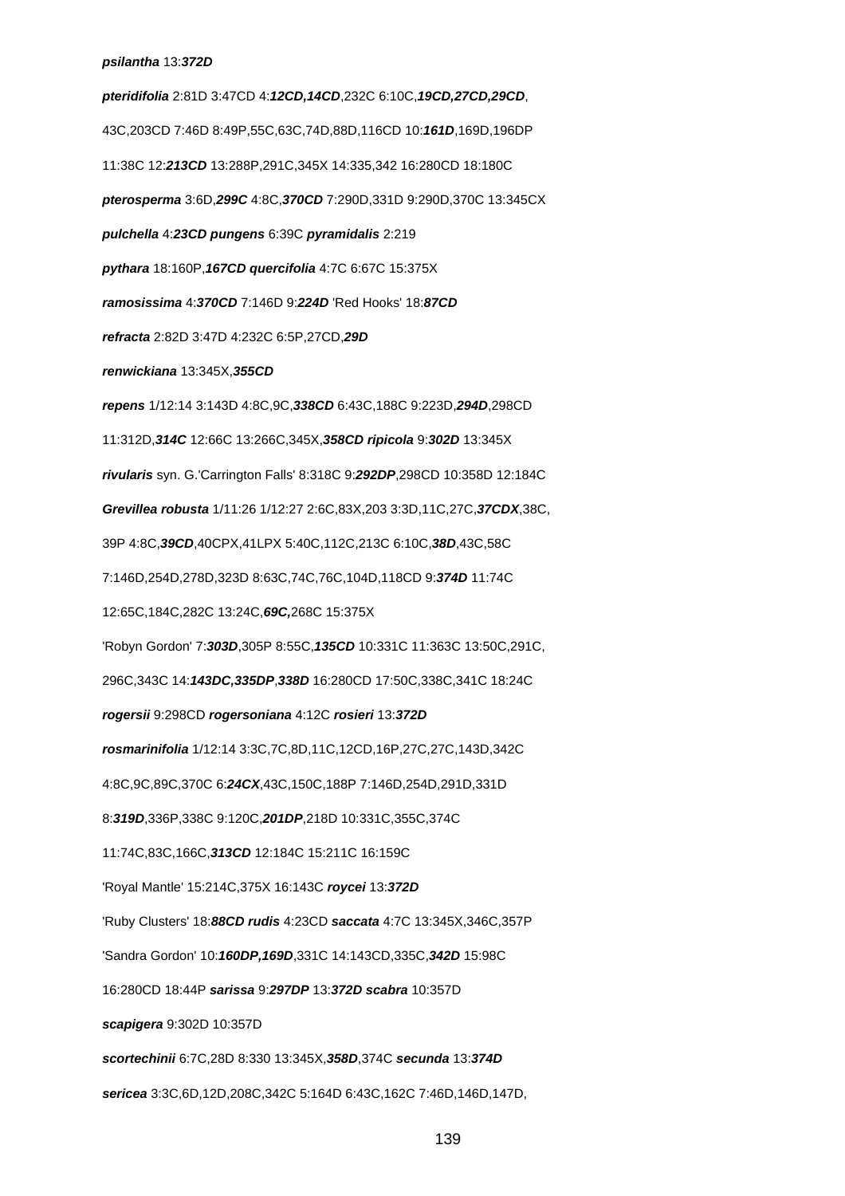**psilantha** 13:**372D**

**pteridifolia** 2:81D 3:47CD 4:**12CD,14CD**,232C 6:10C,**19CD,27CD,29CD**,

43C,203CD 7:46D 8:49P,55C,63C,74D,88D,116CD 10:**161D**,169D,196DP

11:38C 12:**213CD** 13:288P,291C,345X 14:335,342 16:280CD 18:180C

**pterosperma** 3:6D,**299C** 4:8C,**370CD** 7:290D,331D 9:290D,370C 13:345CX

**pulchella** 4:**23CD** **pungens** 6:39C **pyramidalis** 2:219

**pythara** 18:160P,**167CD** **quercifolia** 4:7C 6:67C 15:375X

**ramosissima** 4:**370CD** 7:146D 9:**224D** 'Red Hooks' 18:**87CD**

**refracta** 2:82D 3:47D 4:232C 6:5P,27CD,**29D**

**renwickiana** 13:345X,**355CD**

**repens** 1/12:14 3:143D 4:8C,9C,**338CD** 6:43C,188C 9:223D,**294D**,298CD

11:312D,**314C** 12:66C 13:266C,345X,**358CD** **ripicola** 9:**302D** 13:345X

**rivularis** syn. G.'Carrington Falls' 8:318C 9:**292DP**,298CD 10:358D 12:184C

***Grevillea robusta*** 1/11:26 1/12:27 2:6C,83X,203 3:3D,11C,27C,**37CDX**,38C,

39P 4:8C,**39CD**,40CPX,41LPX 5:40C,112C,213C 6:10C,**38D**,43C,58C

7:146D,254D,278D,323D 8:63C,74C,76C,104D,118CD 9:**374D** 11:74C

12:65C,184C,282C 13:24C,**69C,**268C 15:375X

'Robyn Gordon' 7:**303D**,305P 8:55C,**135CD** 10:331C 11:363C 13:50C,291C,

296C,343C 14:**143DC,335DP**,**338D** 16:280CD 17:50C,338C,341C 18:24C

**rogersii** 9:298CD **rogersoniana** 4:12C **rosieri** 13:**372D**

**rosmarinifolia** 1/12:14 3:3C,7C,8D,11C,12CD,16P,27C,27C,143D,342C

4:8C,9C,89C,370C 6:**24CX**,43C,150C,188P 7:146D,254D,291D,331D

8:**319D**,336P,338C 9:120C,**201DP**,218D 10:331C,355C,374C

11:74C,83C,166C,**313CD** 12:184C 15:211C 16:159C

'Royal Mantle' 15:214C,375X 16:143C **roycei** 13:**372D**

'Ruby Clusters' 18:**88CD** **rudis** 4:23CD **saccata** 4:7C 13:345X,346C,357P

'Sandra Gordon' 10:**160DP,169D**,331C 14:143CD,335C,**342D** 15:98C

16:280CD 18:44P **sarissa** 9:**297DP** 13:**372D** **scabra** 10:357D

**scapigera** 9:302D 10:357D

**scortechinii** 6:7C,28D 8:330 13:345X,**358D**,374C **secunda** 13:**374D**

**sericea** 3:3C,6D,12D,208C,342C 5:164D 6:43C,162C 7:46D,146D,147D,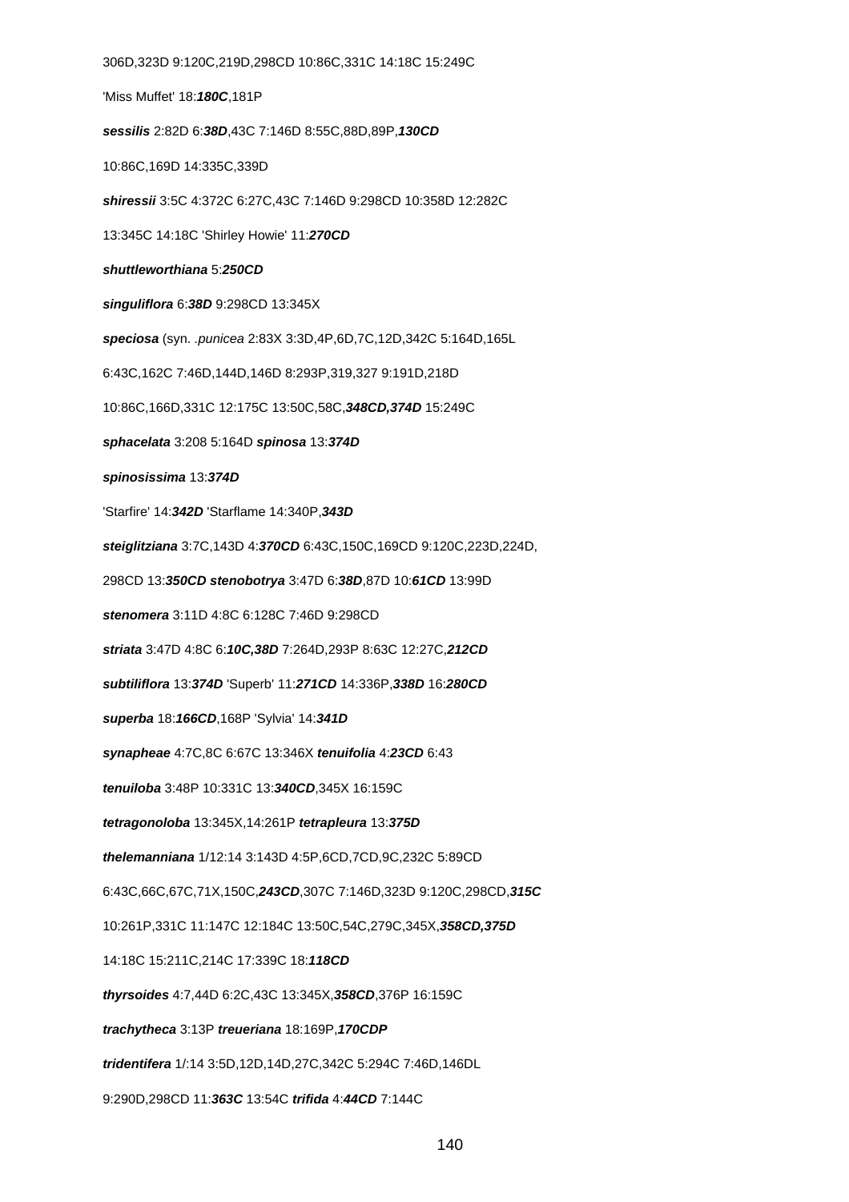306D,323D 9:120C,219D,298CD 10:86C,331C 14:18C 15:249C

'Miss Muffet' 18:***180C***,181P

***sessilis*** 2:82D 6:***38D***,43C 7:146D 8:55C,88D,89P,***130CD***

10:86C,169D 14:335C,339D

***shiressii*** 3:5C 4:372C 6:27C,43C 7:146D 9:298CD 10:358D 12:282C

13:345C 14:18C 'Shirley Howie' 11:***270CD***

***shuttleworthiana*** 5:***250CD***

***singuliflora*** 6:***38D*** 9:298CD 13:345X

***speciosa*** (syn. .*punicea* 2:83X 3:3D,4P,6D,7C,12D,342C 5:164D,165L

6:43C,162C 7:46D,144D,146D 8:293P,319,327 9:191D,218D

10:86C,166D,331C 12:175C 13:50C,58C,***348CD,374D*** 15:249C

***sphacelata*** 3:208 5:164D ***spinosa*** 13:***374D***

***spinosissima*** 13:***374D***

'Starfire' 14:***342D*** 'Starflame 14:340P,***343D***

***steiglitziana*** 3:7C,143D 4:***370CD*** 6:43C,150C,169CD 9:120C,223D,224D,

298CD 13:***350CD stenobotrya*** 3:47D 6:***38D***,87D 10:***61CD*** 13:99D

***stenomera*** 3:11D 4:8C 6:128C 7:46D 9:298CD

***striata*** 3:47D 4:8C 6:***10C,38D*** 7:264D,293P 8:63C 12:27C,***212CD***

***subtiliflora*** 13:***374D*** 'Superb' 11:***271CD*** 14:336P,***338D*** 16:***280CD***

***superba*** 18:***166CD***,168P 'Sylvia' 14:***341D***

***synapheae*** 4:7C,8C 6:67C 13:346X ***tenuifolia*** 4:***23CD*** 6:43

***tenuiloba*** 3:48P 10:331C 13:***340CD***,345X 16:159C

***tetragonoloba*** 13:345X,14:261P ***tetrapleura*** 13:***375D***

***thelemanniana*** 1/12:14 3:143D 4:5P,6CD,7CD,9C,232C 5:89CD

6:43C,66C,67C,71X,150C,***243CD***,307C 7:146D,323D 9:120C,298CD,***315C***

10:261P,331C 11:147C 12:184C 13:50C,54C,279C,345X,***358CD,375D***

14:18C 15:211C,214C 17:339C 18:***118CD***

***thyrsoides*** 4:7,44D 6:2C,43C 13:345X,***358CD***,376P 16:159C

***trachytheca*** 3:13P ***treueriana*** 18:169P,***170CDP***

***tridentifera*** 1/:14 3:5D,12D,14D,27C,342C 5:294C 7:46D,146DL

9:290D,298CD 11:***363C*** 13:54C ***trifida*** 4:***44CD*** 7:144C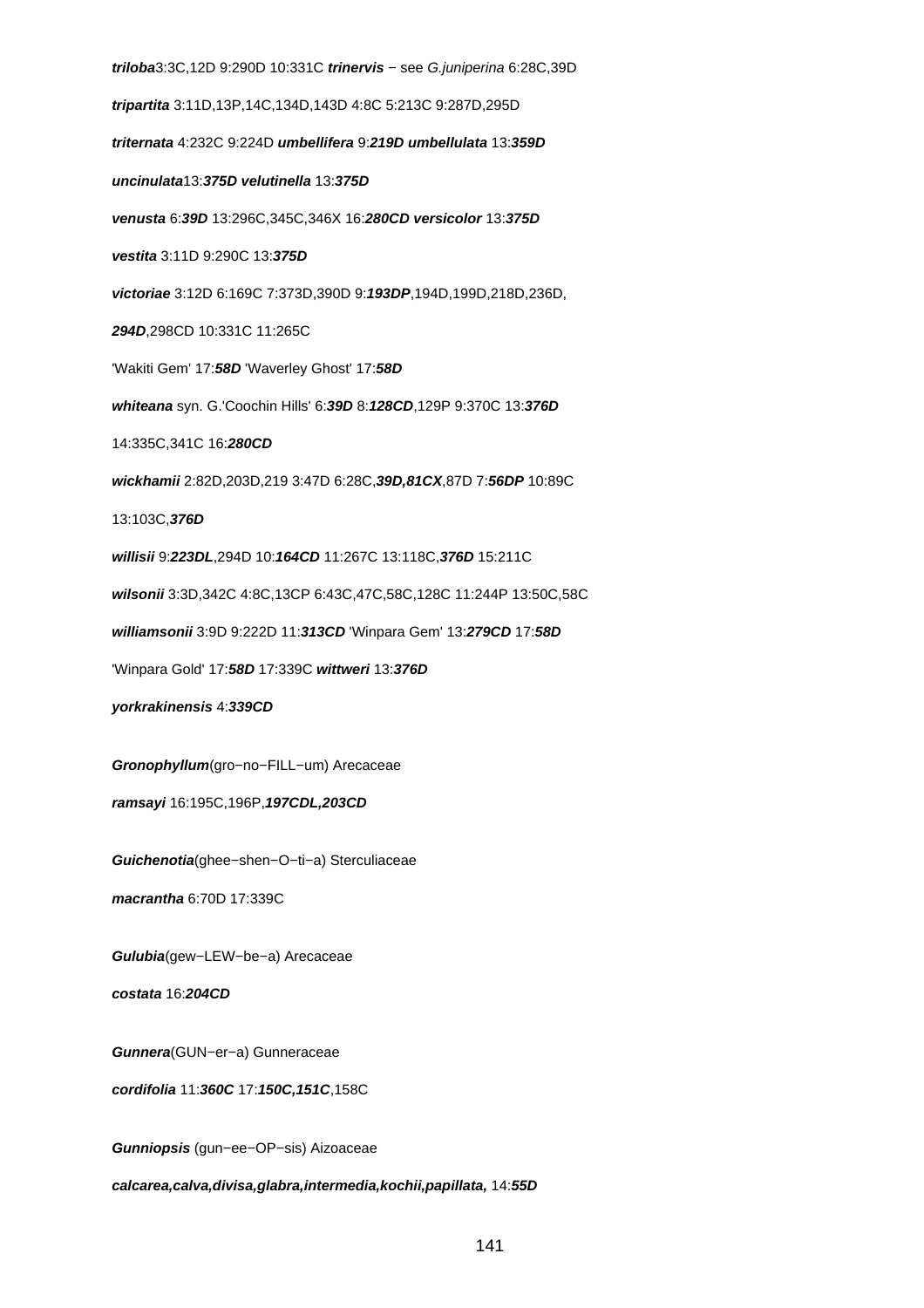***triloba***3:3C,12D 9:290D 10:331C ***trinervis*** − see *G.juniperina* 6:28C,39D

***tripartita*** 3:11D,13P,14C,134D,143D 4:8C 5:213C 9:287D,295D

***triternata*** 4:232C 9:224D ***umbellifera*** 9:***219D*** ***umbellulata*** 13:***359D***

***uncinulata***13:***375D*** ***velutinella*** 13:***375D***

***venusta*** 6:***39D*** 13:296C,345C,346X 16:***280CD*** ***versicolor*** 13:***375D***

***vestita*** 3:11D 9:290C 13:***375D***

***victoriae*** 3:12D 6:169C 7:373D,390D 9:***193DP***,194D,199D,218D,236D,

***294D***,298CD 10:331C 11:265C

'Wakiti Gem' 17:***58D*** 'Waverley Ghost' 17:***58D***

***whiteana*** syn. G.'Coochin Hills' 6:***39D*** 8:***128CD***,129P 9:370C 13:***376D***

14:335C,341C 16:***280CD***

***wickhamii*** 2:82D,203D,219 3:47D 6:28C,***39D,81CX***,87D 7:***56DP*** 10:89C

13:103C,***376D***

***willisii*** 9:***223DL***,294D 10:***164CD*** 11:267C 13:118C,***376D*** 15:211C

***wilsonii*** 3:3D,342C 4:8C,13CP 6:43C,47C,58C,128C 11:244P 13:50C,58C

***williamsonii*** 3:9D 9:222D 11:***313CD*** 'Winpara Gem' 13:***279CD*** 17:***58D***

'Winpara Gold' 17:***58D*** 17:339C ***wittweri*** 13:***376D***

***yorkrakinensis*** 4:***339CD***

***Gronophyllum***(gro−no−FILL−um) Arecaceae

***ramsayi*** 16:195C,196P,***197CDL,203CD***

***Guichenotia***(ghee−shen−O−ti−a) Sterculiaceae

***macrantha*** 6:70D 17:339C

***Gulubia***(gew−LEW−be−a) Arecaceae

***costata*** 16:***204CD***

***Gunnera***(GUN−er−a) Gunneraceae

***cordifolia*** 11:***360C*** 17:***150C,151C***,158C

***Gunniopsis*** (gun−ee−OP−sis) Aizoaceae

***calcarea,calva,divisa,glabra,intermedia,kochii,papillata,*** 14:***55D***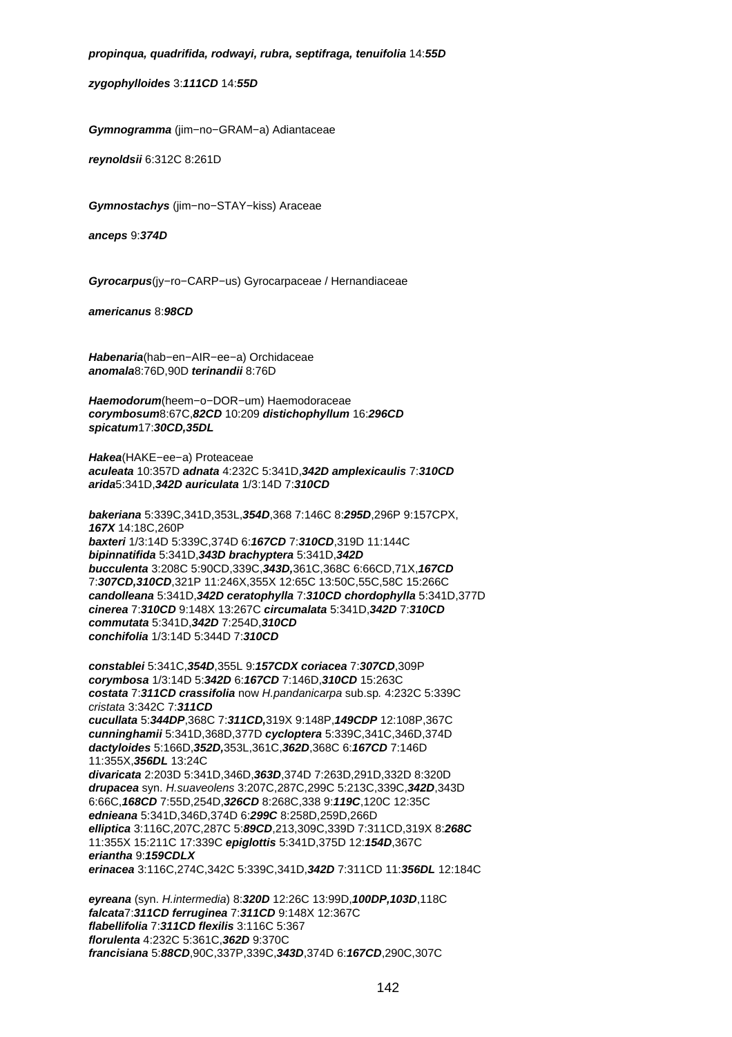***propinqua, quadrifida, rodwayi, rubra, septifraga, tenuifolia*** 14:***55D***

***zygophylloides*** 3:***111CD*** 14:***55D***

***Gymnogramma*** (jim−no−GRAM−a) Adiantaceae

***reynoldsii*** 6:312C 8:261D

***Gymnostachys*** (jim−no−STAY−kiss) Araceae

***anceps*** 9:***374D***

***Gyrocarpus***(jy−ro−CARP−us) Gyrocarpaceae / Hernandiaceae

***americanus*** 8:***98CD***

***Habenaria***(hab−en−AIR−ee−a) Orchidaceae
***anomala***8:76D,90D ***terinandii*** 8:76D

***Haemodorum***(heem−o−DOR−um) Haemodoraceae
***corymbosum***8:67C,***82CD*** 10:209 ***distichophyllum*** 16:***296CD***
***spicatum***17:***30CD,35DL***

***Hakea***(HAKE−ee−a) Proteaceae
***aculeata*** 10:357D ***adnata*** 4:232C 5:341D,***342D amplexicaulis*** 7:***310CD***
***arida***5:341D,***342D auriculata*** 1/3:14D 7:***310CD***

***bakeriana*** 5:339C,341D,353L,***354D***,368 7:146C 8:***295D***,296P 9:157CPX,
***167X*** 14:18C,260P
***baxteri*** 1/3:14D 5:339C,374D 6:***167CD*** 7:***310CD***,319D 11:144C
***bipinnatifida*** 5:341D,***343D brachyptera*** 5:341D,***342D***
***bucculenta*** 3:208C 5:90CD,339C,***343D,***361C,368C 6:66CD,71X,***167CD***
7:***307CD,310CD***,321P 11:246X,355X 12:65C 13:50C,55C,58C 15:266C
***candolleana*** 5:341D,***342D ceratophylla*** 7:***310CD chordophylla*** 5:341D,377D
***cinerea*** 7:***310CD*** 9:148X 13:267C ***circumalata*** 5:341D,***342D*** 7:***310CD***
***commutata*** 5:341D,***342D*** 7:254D,***310CD***
***conchifolia*** 1/3:14D 5:344D 7:***310CD***

***constablei*** 5:341C,***354D***,355L 9:***157CDX coriacea*** 7:***307CD***,309P
***corymbosa*** 1/3:14D 5:***342D*** 6:***167CD*** 7:146D,***310CD*** 15:263C
***costata*** 7:***311CD crassifolia*** now *H.pandanicarpa* sub.sp*.* 4:232C 5:339C
*cristata* 3:342C 7:***311CD***
***cucullata*** 5:***344DP***,368C 7:***311CD,***319X 9:148P,***149CDP*** 12:108P,367C
***cunninghamii*** 5:341D,368D,377D ***cycloptera*** 5:339C,341C,346D,374D
***dactyloides*** 5:166D,***352D,***353L,361C,***362D***,368C 6:***167CD*** 7:146D
11:355X,***356DL*** 13:24C
***divaricata*** 2:203D 5:341D,346D,***363D***,374D 7:263D,291D,332D 8:320D
***drupacea*** syn. *H.suaveolens* 3:207C,287C,299C 5:213C,339C,***342D***,343D
6:66C,***168CD*** 7:55D,254D,***326CD*** 8:268C,338 9:***119C***,120C 12:35C
***ednieana*** 5:341D,346D,374D 6:***299C*** 8:258D,259D,266D
***elliptica*** 3:116C,207C,287C 5:***89CD***,213,309C,339D 7:311CD,319X 8:***268C***
11:355X 15:211C 17:339C ***epiglottis*** 5:341D,375D 12:***154D***,367C
***eriantha*** 9:***159CDLX***
***erinacea*** 3:116C,274C,342C 5:339C,341D,***342D*** 7:311CD 11:***356DL*** 12:184C

***eyreana*** (syn. *H.intermedia*) 8:***320D*** 12:26C 13:99D,***100DP,103D***,118C
***falcata***7:***311CD ferruginea*** 7:***311CD*** 9:148X 12:367C
***flabellifolia*** 7:***311CD flexilis*** 3:116C 5:367
***florulenta*** 4:232C 5:361C,***362D*** 9:370C
***francisiana*** 5:***88CD***,90C,337P,339C,***343D***,374D 6:***167CD***,290C,307C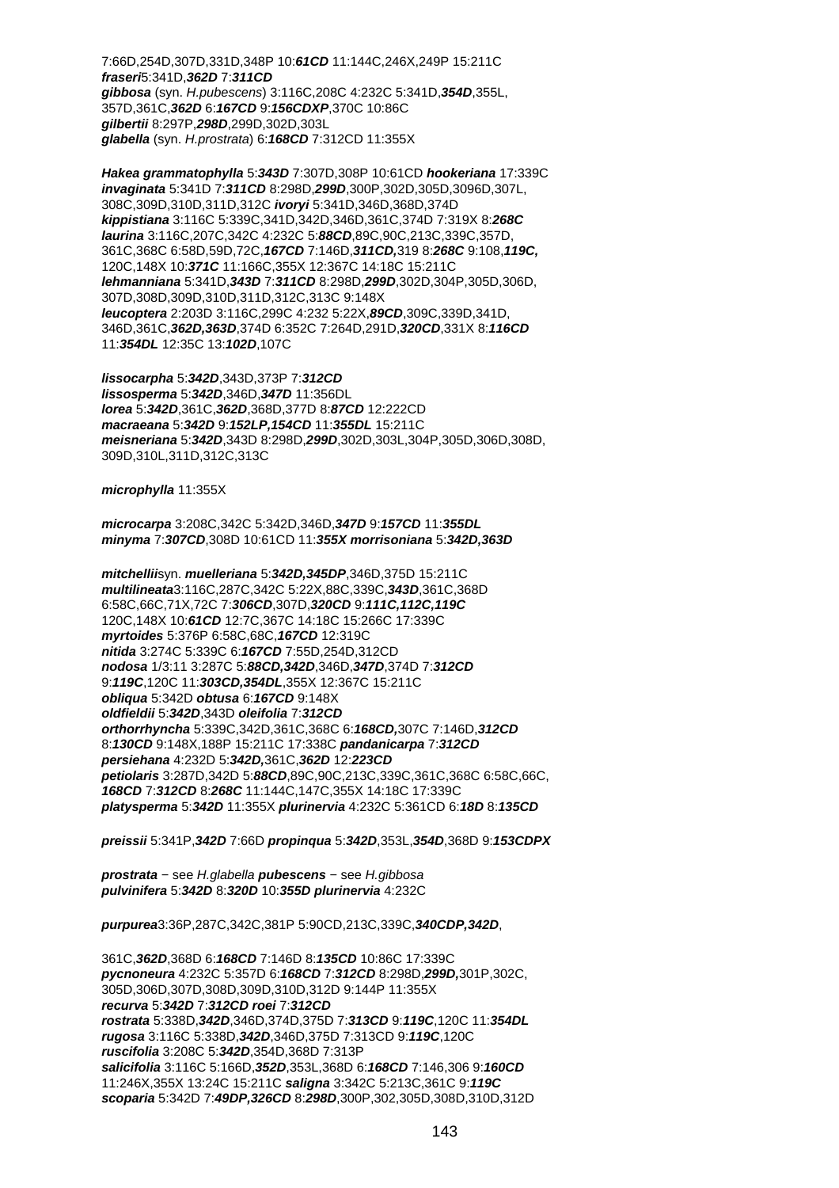7:66D,254D,307D,331D,348P 10:***61CD*** 11:144C,246X,249P 15:211C
***fraseri***5:341D,***362D*** 7:***311CD***
***gibbosa*** (syn. *H.pubescens*) 3:116C,208C 4:232C 5:341D,***354D***,355L,
357D,361C,***362D*** 6:***167CD*** 9:***156CDXP***,370C 10:86C
***gilbertii*** 8:297P,***298D***,299D,302D,303L
***glabella*** (syn. *H.prostrata*) 6:***168CD*** 7:312CD 11:355X

***Hakea grammatophylla*** 5:***343D*** 7:307D,308P 10:61CD ***hookeriana*** 17:339C
***invaginata*** 5:341D 7:***311CD*** 8:298D,***299D***,300P,302D,305D,3096D,307L,
308C,309D,310D,311D,312C ***ivoryi*** 5:341D,346D,368D,374D
***kippistiana*** 3:116C 5:339C,341D,342D,346D,361C,374D 7:319X 8:***268C***
***laurina*** 3:116C,207C,342C 4:232C 5:***88CD***,89C,90C,213C,339C,357D,
361C,368C 6:58D,59D,72C,***167CD*** 7:146D,***311CD,***319 8:***268C*** 9:108,***119C,***
120C,148X 10:***371C*** 11:166C,355X 12:367C 14:18C 15:211C
***lehmanniana*** 5:341D,***343D*** 7:***311CD*** 8:298D,***299D***,302D,304P,305D,306D,
307D,308D,309D,310D,311D,312C,313C 9:148X
***leucoptera*** 2:203D 3:116C,299C 4:232 5:22X,***89CD***,309C,339D,341D,
346D,361C,***362D,363D***,374D 6:352C 7:264D,291D,***320CD***,331X 8:***116CD***
11:***354DL*** 12:35C 13:***102D***,107C

***lissocarpha*** 5:***342D***,343D,373P 7:***312CD***
***lissosperma*** 5:***342D***,346D,***347D*** 11:356DL
***lorea*** 5:***342D***,361C,***362D***,368D,377D 8:***87CD*** 12:222CD
***macraeana*** 5:***342D*** 9:***152LP,154CD*** 11:***355DL*** 15:211C
***meisneriana*** 5:***342D***,343D 8:298D,***299D***,302D,303L,304P,305D,306D,308D,
309D,310L,311D,312C,313C

***microphylla*** 11:355X

***microcarpa*** 3:208C,342C 5:342D,346D,***347D*** 9:***157CD*** 11:***355DL***
***minyma*** 7:***307CD***,308D 10:61CD 11:***355X morrisoniana*** 5:***342D,363D***

***mitchellii***syn. ***muelleriana*** 5:***342D,345DP***,346D,375D 15:211C
***multilineata***3:116C,287C,342C 5:22X,88C,339C,***343D***,361C,368D
6:58C,66C,71X,72C 7:***306CD***,307D,***320CD*** 9:***111C,112C,119C***
120C,148X 10:***61CD*** 12:7C,367C 14:18C 15:266C 17:339C
***myrtoides*** 5:376P 6:58C,68C,***167CD*** 12:319C
***nitida*** 3:274C 5:339C 6:***167CD*** 7:55D,254D,312CD
***nodosa*** 1/3:11 3:287C 5:***88CD,342D***,346D,***347D***,374D 7:***312CD***
9:***119C***,120C 11:***303CD,354DL***,355X 12:367C 15:211C
***obliqua*** 5:342D ***obtusa*** 6:***167CD*** 9:148X
***oldfieldii*** 5:***342D***,343D ***oleifolia*** 7:***312CD***
***orthorrhyncha*** 5:339C,342D,361C,368C 6:***168CD,***307C 7:146D,***312CD***
8:***130CD*** 9:148X,188P 15:211C 17:338C ***pandanicarpa*** 7:***312CD***
***persiehana*** 4:232D 5:***342D,***361C,***362D*** 12:***223CD***
***petiolaris*** 3:287D,342D 5:***88CD***,89C,90C,213C,339C,361C,368C 6:58C,66C,
***168CD*** 7:***312CD*** 8:***268C*** 11:144C,147C,355X 14:18C 17:339C
***platysperma*** 5:***342D*** 11:355X ***plurinervia*** 4:232C 5:361CD 6:***18D*** 8:***135CD***

***preissii*** 5:341P,***342D*** 7:66D ***propinqua*** 5:***342D***,353L,***354D***,368D 9:***153CDPX***

***prostrata*** − see *H.glabella* ***pubescens*** − see *H.gibbosa*
***pulvinifera*** 5:***342D*** 8:***320D*** 10:***355D plurinervia*** 4:232C

***purpurea***3:36P,287C,342C,381P 5:90CD,213C,339C,***340CDP,342D***,

361C,***362D***,368D 6:***168CD*** 7:146D 8:***135CD*** 10:86C 17:339C
***pycnoneura*** 4:232C 5:357D 6:***168CD*** 7:***312CD*** 8:298D,***299D,***301P,302C,
305D,306D,307D,308D,309D,310D,312D 9:144P 11:355X
***recurva*** 5:***342D*** 7:***312CD roei*** 7:***312CD***
***rostrata*** 5:338D,***342D***,346D,374D,375D 7:***313CD*** 9:***119C***,120C 11:***354DL***
***rugosa*** 3:116C 5:338D,***342D***,346D,375D 7:313CD 9:***119C***,120C
***ruscifolia*** 3:208C 5:***342D***,354D,368D 7:313P
***salicifolia*** 3:116C 5:166D,***352D***,353L,368D 6:***168CD*** 7:146,306 9:***160CD***
11:246X,355X 13:24C 15:211C ***saligna*** 3:342C 5:213C,361C 9:***119C***
***scoparia*** 5:342D 7:***49DP,326CD*** 8:***298D***,300P,302,305D,308D,310D,312D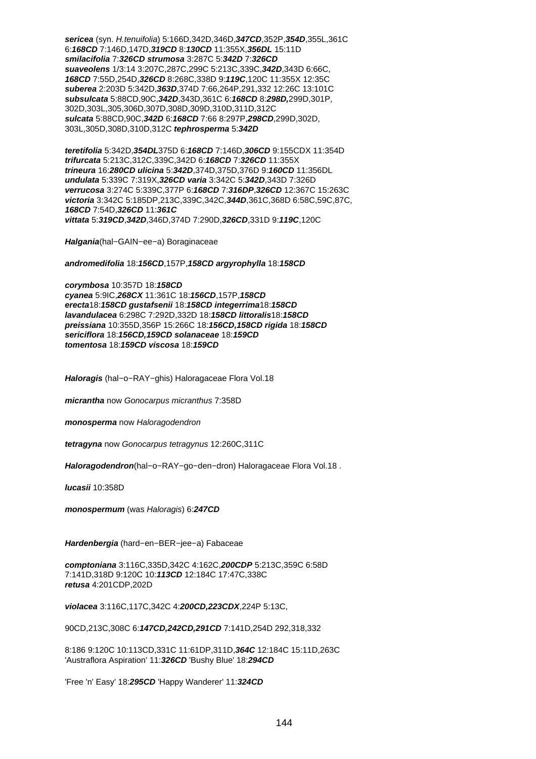**sericea** (syn. *H.tenuifolia*) 5:166D,342D,346D,***347CD***,352P,***354D***,355L,361C 6:***168CD*** 7:146D,147D,***319CD*** 8:***130CD*** 11:355X,***356DL*** 15:11D
**smilacifolia** 7:***326CD*** **strumosa** 3:287C 5:***342D*** 7:***326CD***
**suaveolens** 1/3:14 3:207C,287C,299C 5:213C,339C,***342D***,343D 6:66C, ***168CD*** 7:55D,254D,***326CD*** 8:268C,338D 9:***119C***,120C 11:355X 12:35C
**suberea** 2:203D 5:342D,***363D***,374D 7:66,264P,291,332 12:26C 13:101C
**subsulcata** 5:88CD,90C,***342D***,343D,361C 6:***168CD*** 8:***298D,***299D,301P, 302D,303L,305,306D,307D,308D,309D,310D,311D,312C
**sulcata** 5:88CD,90C,***342D*** 6:***168CD*** 7:66 8:297P,***298CD***,299D,302D, 303L,305D,308D,310D,312C **tephrosperma** 5:***342D***

**teretifolia** 5:342D,***354DL***375D 6:***168CD*** 7:146D,***306CD*** 9:155CDX 11:354D
**trifurcata** 5:213C,312C,339C,342D 6:***168CD*** 7:***326CD*** 11:355X
**trineura** 16:***280CD*** **ulicina** 5:***342D***,374D,375D,376D 9:***160CD*** 11:356DL
**undulata** 5:339C 7:319X,***326CD*** **varia** 3:342C 5:***342D***,343D 7:326D
**verrucosa** 3:274C 5:339C,377P 6:***168CD*** 7:***316DP***,***326CD*** 12:367C 15:263C
**victoria** 3:342C 5:185DP,213C,339C,342C,***344D***,361C,368D 6:58C,59C,87C, ***168CD*** 7:54D,***326CD*** 11:***361C***
**vittata** 5:***319CD***,***342D***,346D,374D 7:290D,***326CD***,331D 9:***119C***,120C

***Halgania***(hal−GAIN−ee−a) Boraginaceae

**andromedifolia** 18:***156CD***,157P,***158CD*** **argyrophylla** 18:***158CD***

**corymbosa** 10:357D 18:***158CD***
**cyanea** 5:9IC,***268CX*** 11:361C 18:***156CD***,157P,***158CD***
**erecta**18:***158CD*** **gustafsenii** 18:***158CD*** **integerrima**18:***158CD***
**lavandulacea** 6:298C 7:292D,332D 18:***158CD*** **littoralis**18:***158CD***
**preissiana** 10:355D,356P 15:266C 18:***156CD,158CD*** **rigida** 18:***158CD***
**sericiflora** 18:***156CD,159CD*** **solanaceae** 18:***159CD***
**tomentosa** 18:***159CD*** **viscosa** 18:***159CD***

***Haloragis*** (hal−o−RAY−ghis) Haloragaceae Flora Vol.18

**micrantha** now *Gonocarpus micranthus* 7:358D

**monosperma** now *Haloragodendron*

**tetragyna** now *Gonocarpus tetragynus* 12:260C,311C

***Haloragodendron***(hal−o−RAY−go−den−dron) Haloragaceae Flora Vol.18 .

**lucasii** 10:358D

**monospermum** (was *Haloragis*) 6:***247CD***

***Hardenbergia*** (hard−en−BER−jee−a) Fabaceae

**comptoniana** 3:116C,335D,342C 4:162C,***200CDP*** 5:213C,359C 6:58D 7:141D,318D 9:120C 10:***113CD*** 12:184C 17:47C,338C
**retusa** 4:201CDP,202D

**violacea** 3:116C,117C,342C 4:***200CD,223CDX***,224P 5:13C,

90CD,213C,308C 6:***147CD,242CD,291CD*** 7:141D,254D 292,318,332

8:186 9:120C 10:113CD,331C 11:61DP,311D,***364C*** 12:184C 15:11D,263C
'Austraflora Aspiration' 11:***326CD*** 'Bushy Blue' 18:***294CD***

'Free 'n' Easy' 18:***295CD*** 'Happy Wanderer' 11:***324CD***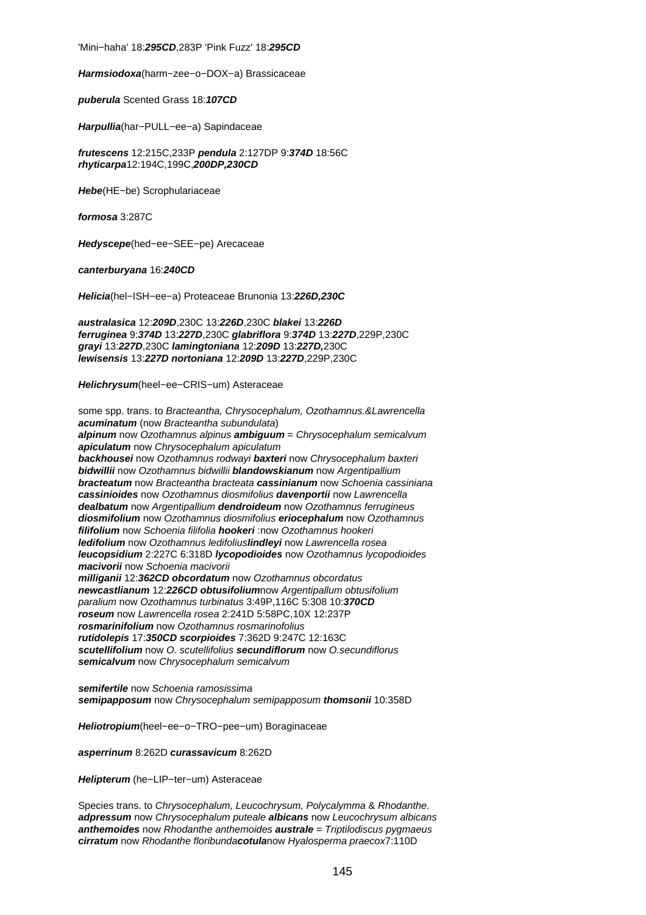'Mini−haha' 18:***295CD***,283P 'Pink Fuzz' 18:***295CD***

***Harmsiodoxa***(harm−zee−o−DOX−a) Brassicaceae

***puberula*** Scented Grass 18:***107CD***

***Harpullia***(har−PULL−ee−a) Sapindaceae

***frutescens*** 12:215C,233P ***pendula*** 2:127DP 9:***374D*** 18:56C
***rhyticarpa***12:194C,199C,***200DP,230CD***

***Hebe***(HE−be) Scrophulariaceae

***formosa*** 3:287C

***Hedyscepe***(hed−ee−SEE−pe) Arecaceae

***canterburyana*** 16:***240CD***

***Helicia***(hel−ISH−ee−a) Proteaceae Brunonia 13:***226D,230C***

***australasica*** 12:***209D***,230C 13:***226D***,230C ***blakei*** 13:***226D***
***ferruginea*** 9:***374D*** 13:***227D***,230C ***glabriflora*** 9:***374D*** 13:***227D***,229P,230C
***grayi*** 13:***227D***,230C ***lamingtoniana*** 12:***209D*** 13:***227D,***230C
***lewisensis*** 13:***227D*** ***nortoniana*** 12:***209D*** 13:***227D***,229P,230C

***Helichrysum***(heel−ee−CRIS−um) Asteraceae

some spp. trans. to *Bracteantha, Chrysocephalum, Ozothamnus.&Lawrencella*
***acuminatum*** (now *Bracteantha subundulata*)
***alpinum*** now *Ozothamnus alpinus* ***ambiguum*** = *Chrysocephalum semicalvum*
***apiculatum*** now *Chrysocephalum apiculatum*
***backhousei*** now *Ozothamnus rodwayi* ***baxteri*** now *Chrysocephalum baxteri*
***bidwillii*** now *Ozothamnus bidwillii* ***blandowskianum*** now *Argentipallium*
***bracteatum*** now *Bracteantha bracteata* ***cassinianum*** now *Schoenia cassiniana*
***cassinioides*** now *Ozothamnus diosmifolius* ***davenportii*** now *Lawrencella*
***dealbatum*** now *Argentipallium* ***dendroideum*** now *Ozothamnus ferrugineus*
***diosmifolium*** now *Ozothamnus diosmifolius* ***eriocephalum*** now *Ozothamnus*
***filifolium*** now *Schoenia filifolia* ***hookeri*** :now *Ozothamnus hookeri*
***ledifolium*** now *Ozothamnus ledifolius****lindleyi*** now *Lawrencella rosea*
***leucopsidium*** 2:227C 6:318D ***lycopodioides*** now *Ozothamnus lycopodioides*
***macivorii*** now *Schoenia macivorii*
***milliganii*** 12:***362CD*** ***obcordatum*** now *Ozothamnus obcordatus*
***newcastlianum*** 12:***226CD*** ***obtusifolium***now *Argentipallum obtusifolium*
*paralium* now *Ozothamnus turbinatus* 3:49P,116C 5:308 10:***370CD***
***roseum*** now *Lawrencella rosea* 2:241D 5:58PC,10X 12:237P
***rosmarinifolium*** now *Ozothamnus rosmarinofolius*
***rutidolepis*** 17:***350CD*** ***scorpioides*** 7:362D 9:247C 12:163C
***scutellifolium*** now *O. scutellifolius* ***secundiflorum*** now *O.secundiflorus*
***semicalvum*** now *Chrysocephalum semicalvum*

***semifertile*** now *Schoenia ramosissima*
***semipapposum*** now *Chrysocephalum semipapposum* ***thomsonii*** 10:358D

***Heliotropium***(heel−ee−o−TRO−pee−um) Boraginaceae

***asperrinum*** 8:262D ***curassavicum*** 8:262D

***Helipterum*** (he−LIP−ter−um) Asteraceae

Species trans. to *Chrysocephalum, Leucochrysum, Polycalymma* & *Rhodanthe.*
***adpressum*** now *Chrysocephalum puteale* ***albicans*** now *Leucochrysum albicans*
***anthemoides*** now *Rhodanthe anthemoides* ***australe*** = *Triptilodiscus pygmaeus*
***cirratum*** now *Rhodanthe floribunda****cotula***now *Hyalosperma praecox*7:110D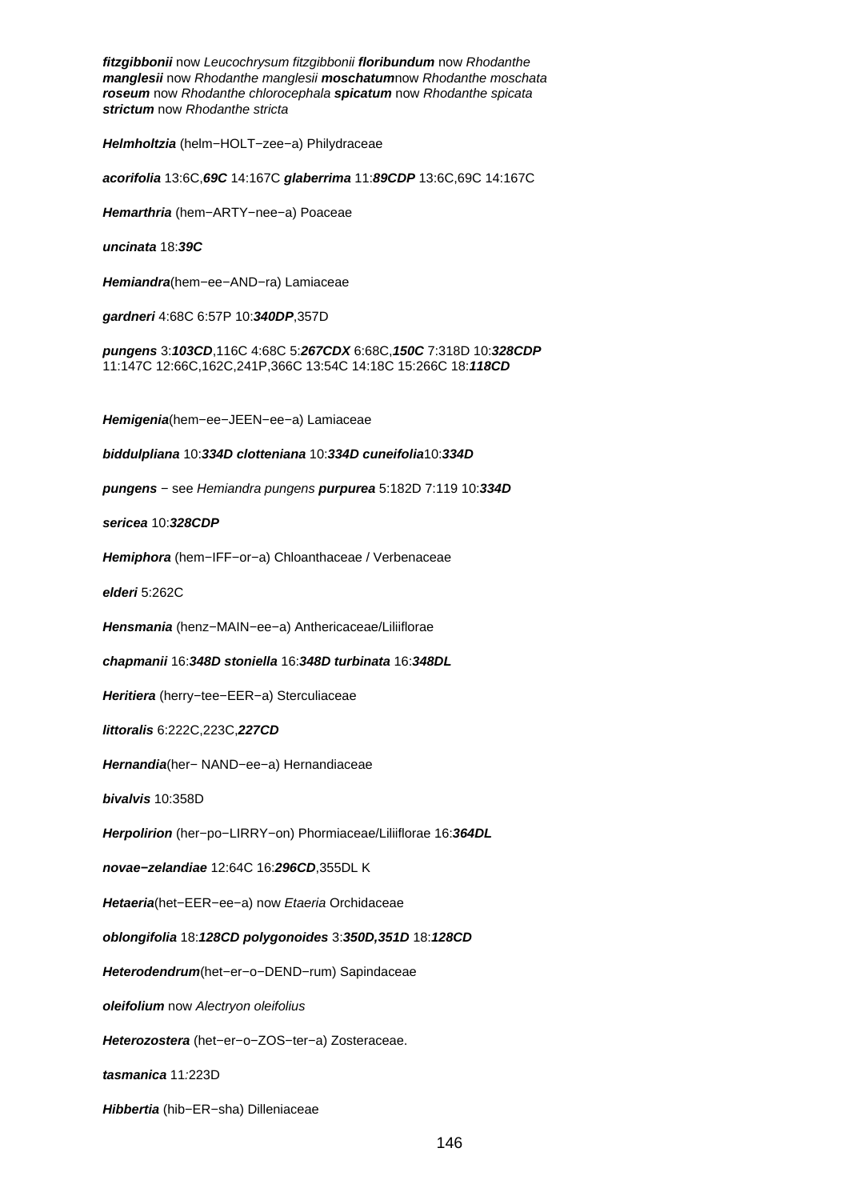***fitzgibbonii*** now *Leucochrysum fitzgibbonii* ***floribundum*** now *Rhodanthe* ***manglesii*** now *Rhodanthe manglesii* ***moschatum***now *Rhodanthe moschata* ***roseum*** now *Rhodanthe chlorocephala* ***spicatum*** now *Rhodanthe spicata* ***strictum*** now *Rhodanthe stricta*

***Helmholtzia*** (helm−HOLT−zee−a) Philydraceae

***acorifolia*** 13:6C,***69C*** 14:167C ***glaberrima*** 11:***89CDP*** 13:6C,69C 14:167C

***Hemarthria*** (hem−ARTY−nee−a) Poaceae

***uncinata*** 18:***39C***

***Hemiandra***(hem−ee−AND−ra) Lamiaceae

***gardneri*** 4:68C 6:57P 10:***340DP***,357D

***pungens*** 3:***103CD***,116C 4:68C 5:***267CDX*** 6:68C,***150C*** 7:318D 10:***328CDP*** 11:147C 12:66C,162C,241P,366C 13:54C 14:18C 15:266C 18:***118CD***

***Hemigenia***(hem−ee−JEEN−ee−a) Lamiaceae

***biddulpliana*** 10:***334D*** ***clotteniana*** 10:***334D*** ***cuneifolia***10:***334D***

***pungens*** − see *Hemiandra pungens* ***purpurea*** 5:182D 7:119 10:***334D***

***sericea*** 10:***328CDP***

***Hemiphora*** (hem−IFF−or−a) Chloanthaceae / Verbenaceae

***elderi*** 5:262C

***Hensmania*** (henz−MAIN−ee−a) Anthericaceae/Liliiflorae

***chapmanii*** 16:***348D*** ***stoniella*** 16:***348D*** ***turbinata*** 16:***348DL***

***Heritiera*** (herry−tee−EER−a) Sterculiaceae

***littoralis*** 6:222C,223C,***227CD***

***Hernandia***(her− NAND−ee−a) Hernandiaceae

***bivalvis*** 10:358D

***Herpolirion*** (her−po−LIRRY−on) Phormiaceae/Liliiflorae 16:***364DL***

***novae−zelandiae*** 12:64C 16:***296CD***,355DL K

***Hetaeria***(het−EER−ee−a) now *Etaeria* Orchidaceae

***oblongifolia*** 18:***128CD*** ***polygonoides*** 3:***350D,351D*** 18:***128CD***

***Heterodendrum***(het−er−o−DEND−rum) Sapindaceae

***oleifolium*** now *Alectryon oleifolius*

***Heterozostera*** (het−er−o−ZOS−ter−a) Zosteraceae.

***tasmanica*** 11:223D

***Hibbertia*** (hib−ER−sha) Dilleniaceae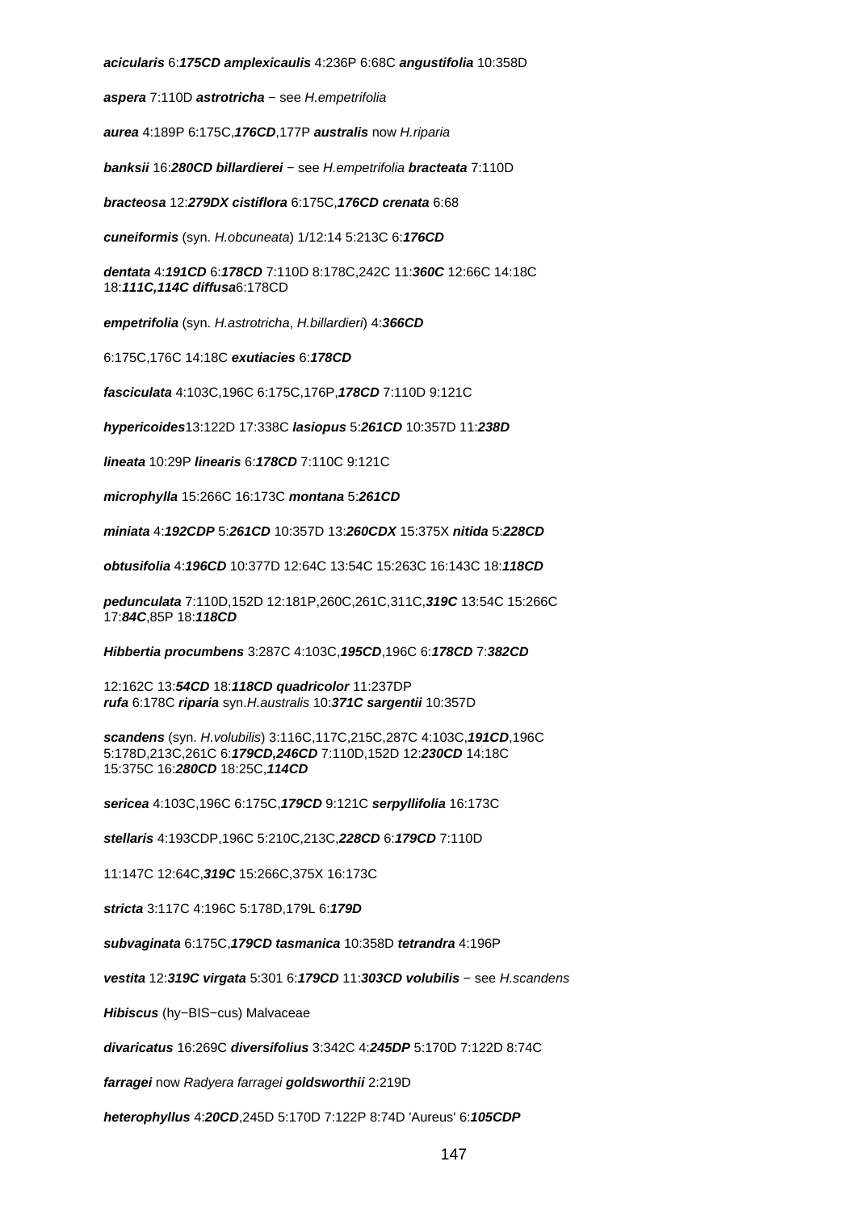***acicularis*** 6:***175CD*** ***amplexicaulis*** 4:236P 6:68C ***angustifolia*** 10:358D

***aspera*** 7:110D ***astrotricha*** − see *H.empetrifolia*

***aurea*** 4:189P 6:175C,***176CD***,177P ***australis*** now *H.riparia*

***banksii*** 16:***280CD*** ***billardierei*** − see *H.empetrifolia* ***bracteata*** 7:110D

***bracteosa*** 12:***279DX*** ***cistiflora*** 6:175C,***176CD*** ***crenata*** 6:68

***cuneiformis*** (syn. *H.obcuneata*) 1/12:14 5:213C 6:***176CD***

***dentata*** 4:***191CD*** 6:***178CD*** 7:110D 8:178C,242C 11:***360C*** 12:66C 14:18C 18:***111C,114C*** ***diffusa***6:178CD

***empetrifolia*** (syn. *H.astrotricha*, *H.billardieri*) 4:***366CD***

6:175C,176C 14:18C ***exutiacies*** 6:***178CD***

***fasciculata*** 4:103C,196C 6:175C,176P,***178CD*** 7:110D 9:121C

***hypericoides***13:122D 17:338C ***lasiopus*** 5:***261CD*** 10:357D 11:***238D***

***lineata*** 10:29P ***linearis*** 6:***178CD*** 7:110C 9:121C

***microphylla*** 15:266C 16:173C ***montana*** 5:***261CD***

***miniata*** 4:***192CDP*** 5:***261CD*** 10:357D 13:***260CDX*** 15:375X ***nitida*** 5:***228CD***

***obtusifolia*** 4:***196CD*** 10:377D 12:64C 13:54C 15:263C 16:143C 18:***118CD***

***pedunculata*** 7:110D,152D 12:181P,260C,261C,311C,***319C*** 13:54C 15:266C 17:***84C***,85P 18:***118CD***

***Hibbertia procumbens*** 3:287C 4:103C,***195CD***,196C 6:***178CD*** 7:***382CD***

12:162C 13:***54CD*** 18:***118CD*** ***quadricolor*** 11:237DP
***rufa*** 6:178C ***riparia*** syn.*H.australis* 10:***371C*** ***sargentii*** 10:357D

***scandens*** (syn. *H.volubilis*) 3:116C,117C,215C,287C 4:103C,***191CD***,196C 5:178D,213C,261C 6:***179CD,246CD*** 7:110D,152D 12:***230CD*** 14:18C 15:375C 16:***280CD*** 18:25C,***114CD***

***sericea*** 4:103C,196C 6:175C,***179CD*** 9:121C ***serpyllifolia*** 16:173C

***stellaris*** 4:193CDP,196C 5:210C,213C,***228CD*** 6:***179CD*** 7:110D

11:147C 12:64C,***319C*** 15:266C,375X 16:173C

***stricta*** 3:117C 4:196C 5:178D,179L 6:***179D***

***subvaginata*** 6:175C,***179CD*** ***tasmanica*** 10:358D ***tetrandra*** 4:196P

***vestita*** 12:***319C*** ***virgata*** 5:301 6:***179CD*** 11:***303CD*** ***volubilis*** − see *H.scandens*

**Hibiscus** (hy−BIS−cus) Malvaceae

***divaricatus*** 16:269C ***diversifolius*** 3:342C 4:***245DP*** 5:170D 7:122D 8:74C

***farragei*** now *Radyera farragei* ***goldsworthii*** 2:219D

***heterophyllus*** 4:***20CD***,245D 5:170D 7:122P 8:74D 'Aureus' 6:***105CDP***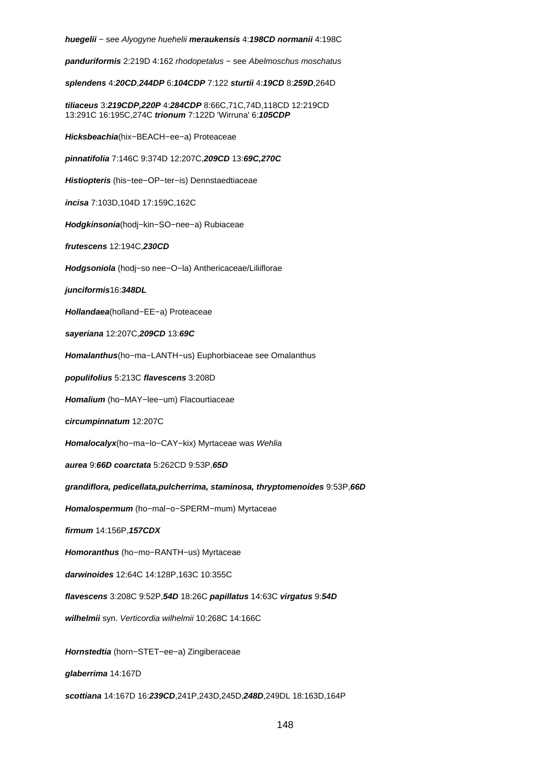***huegelii*** − see *Alyogyne huehelii* ***meraukensis*** 4:***198CD*** ***normanii*** 4:198C

***panduriformis*** 2:219D 4:162 *rhodopetalus* − see *Abelmoschus moschatus*

***splendens*** 4:***20CD***,***244DP*** 6:***104CDP*** 7:122 ***sturtii*** 4:***19CD*** 8:***259D***,264D

***tiliaceus*** 3:***219CDP,220P*** 4:***284CDP*** 8:66C,71C,74D,118CD 12:219CD 13:291C 16:195C,274C ***trionum*** 7:122D 'Wirruna' 6:***105CDP***

***Hicksbeachia***(hix−BEACH−ee−a) Proteaceae

***pinnatifolia*** 7:146C 9:374D 12:207C,***209CD*** 13:***69C,270C***

***Histiopteris*** (his−tee−OP−ter−is) Dennstaedtiaceae

***incisa*** 7:103D,104D 17:159C,162C

***Hodgkinsonia***(hodj−kin−SO−nee−a) Rubiaceae

***frutescens*** 12:194C,***230CD***

***Hodgsoniola*** (hodj−so nee−O−la) Anthericaceae/Liliiflorae

***junciformis***16:***348DL***

***Hollandaea***(holland−EE−a) Proteaceae

***sayeriana*** 12:207C,***209CD*** 13:***69C***

***Homalanthus***(ho−ma−LANTH−us) Euphorbiaceae see Omalanthus

***populifolius*** 5:213C ***flavescens*** 3:208D

***Homalium*** (ho−MAY−lee−um) Flacourtiaceae

***circumpinnatum*** 12:207C

***Homalocalyx***(ho−ma−lo−CAY−kix) Myrtaceae was *Wehlia*

***aurea*** 9:***66D*** ***coarctata*** 5:262CD 9:53P,***65D***

***grandiflora, pedicellata,pulcherrima, staminosa, thryptomenoides*** 9:53P,***66D***

***Homalospermum*** (ho−mal−o−SPERM−mum) Myrtaceae

***firmum*** 14:156P,***157CDX***

***Homoranthus*** (ho−mo−RANTH−us) Myrtaceae

***darwinoides*** 12:64C 14:128P,163C 10:355C

***flavescens*** 3:208C 9:52P,***54D*** 18:26C ***papillatus*** 14:63C ***virgatus*** 9:***54D***

***wilhelmii*** syn. *Verticordia wilhelmii* 10:268C 14:166C

***Hornstedtia*** (horn−STET−ee−a) Zingiberaceae

***glaberrima*** 14:167D

***scottiana*** 14:167D 16:***239CD***,241P,243D,245D,***248D***,249DL 18:163D,164P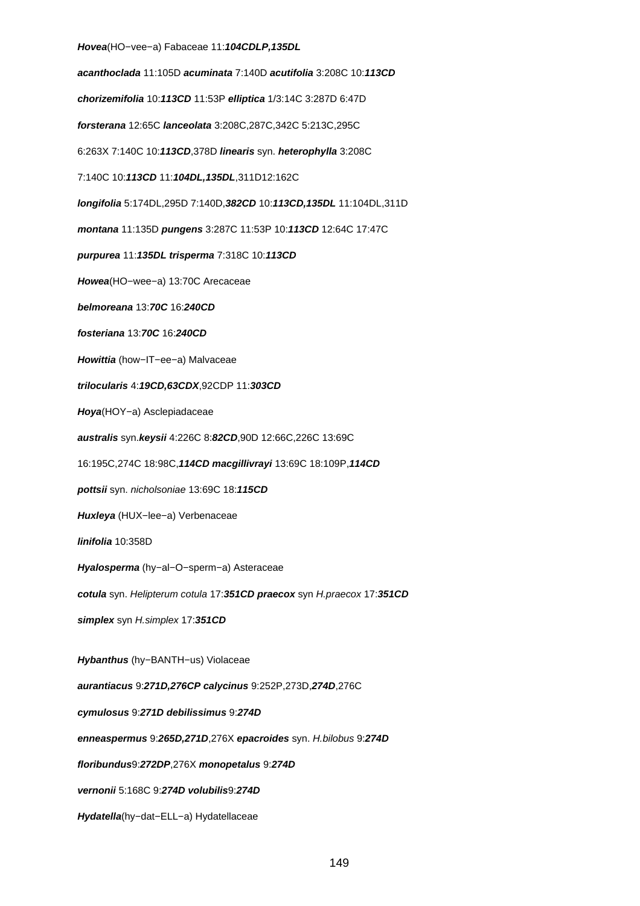***Hovea***(HO−vee−a) Fabaceae 11:***104CDLP,135DL***

***acanthoclada*** 11:105D ***acuminata*** 7:140D ***acutifolia*** 3:208C 10:***113CD***

***chorizemifolia*** 10:***113CD*** 11:53P ***elliptica*** 1/3:14C 3:287D 6:47D

***forsterana*** 12:65C ***lanceolata*** 3:208C,287C,342C 5:213C,295C

6:263X 7:140C 10:***113CD***,378D ***linearis*** syn. ***heterophylla*** 3:208C

7:140C 10:***113CD*** 11:***104DL,135DL***,311D12:162C

***longifolia*** 5:174DL,295D 7:140D,***382CD*** 10:***113CD,135DL*** 11:104DL,311D

***montana*** 11:135D ***pungens*** 3:287C 11:53P 10:***113CD*** 12:64C 17:47C

***purpurea*** 11:***135DL*** ***trisperma*** 7:318C 10:***113CD***

***Howea***(HO−wee−a) 13:70C Arecaceae

***belmoreana*** 13:***70C*** 16:***240CD***

***fosteriana*** 13:***70C*** 16:***240CD***

***Howittia*** (how−IT−ee−a) Malvaceae

***trilocularis*** 4:***19CD,63CDX***,92CDP 11:***303CD***

***Hoya***(HOY−a) Asclepiadaceae

***australis*** syn.***keysii*** 4:226C 8:***82CD***,90D 12:66C,226C 13:69C

16:195C,274C 18:98C,***114CD*** ***macgillivrayi*** 13:69C 18:109P,***114CD***

***pottsii*** syn. *nicholsoniae* 13:69C 18:***115CD***

***Huxleya*** (HUX−lee−a) Verbenaceae

***linifolia*** 10:358D

***Hyalosperma*** (hy−al−O−sperm−a) Asteraceae

***cotula*** syn. *Helipterum cotula* 17:***351CD*** ***praecox*** syn *H.praecox* 17:***351CD***

***simplex*** syn *H.simplex* 17:***351CD***

***Hybanthus*** (hy−BANTH−us) Violaceae

***aurantiacus*** 9:***271D,276CP*** ***calycinus*** 9:252P,273D,***274D***,276C

***cymulosus*** 9:***271D*** ***debilissimus*** 9:***274D***

***enneaspermus*** 9:***265D,271D***,276X ***epacroides*** syn. *H.bilobus* 9:***274D***

***floribundus***9:***272DP***,276X ***monopetalus*** 9:***274D***

***vernonii*** 5:168C 9:***274D*** ***volubilis***9:***274D***

***Hydatella***(hy−dat−ELL−a) Hydatellaceae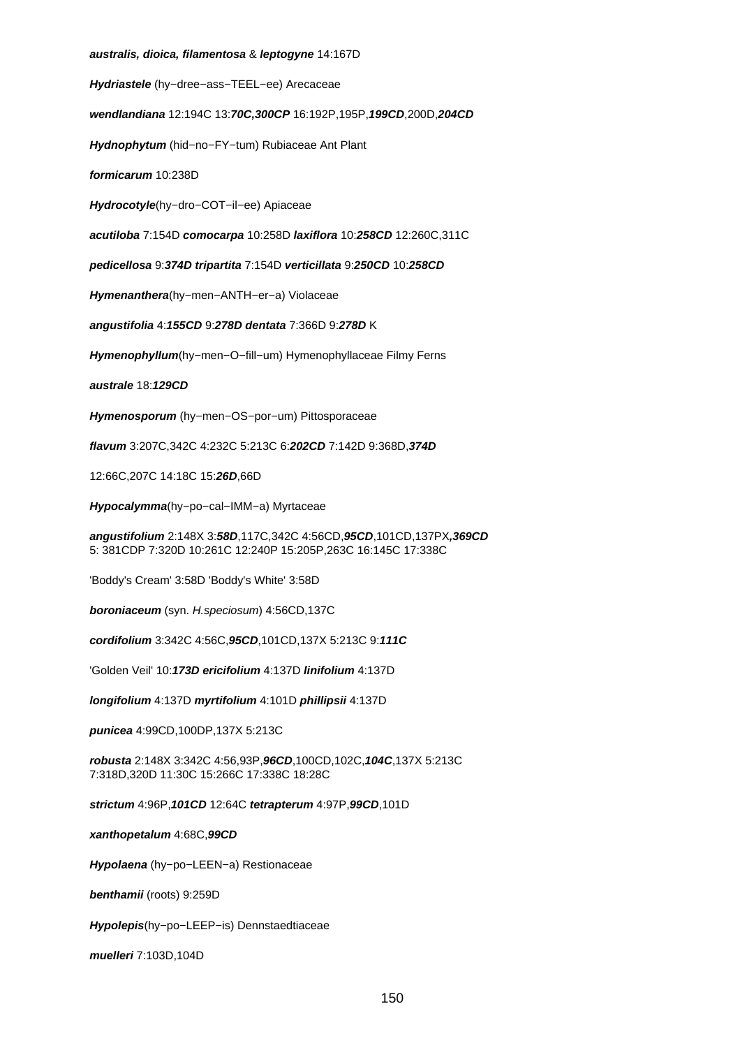***australis, dioica, filamentosa*** & ***leptogyne*** 14:167D

***Hydriastele*** (hy−dree−ass−TEEL−ee) Arecaceae

***wendlandiana*** 12:194C 13:***70C,300CP*** 16:192P,195P,***199CD***,200D,***204CD***

***Hydnophytum*** (hid−no−FY−tum) Rubiaceae Ant Plant

***formicarum*** 10:238D

***Hydrocotyle***(hy−dro−COT−il−ee) Apiaceae

***acutiloba*** 7:154D ***comocarpa*** 10:258D ***laxiflora*** 10:***258CD*** 12:260C,311C

***pedicellosa*** 9:***374D*** ***tripartita*** 7:154D ***verticillata*** 9:***250CD*** 10:***258CD***

***Hymenanthera***(hy−men−ANTH−er−a) Violaceae

***angustifolia*** 4:***155CD*** 9:***278D*** ***dentata*** 7:366D 9:***278D*** K

***Hymenophyllum***(hy−men−O−fill−um) Hymenophyllaceae Filmy Ferns

***australe*** 18:***129CD***

***Hymenosporum*** (hy−men−OS−por−um) Pittosporaceae

***flavum*** 3:207C,342C 4:232C 5:213C 6:***202CD*** 7:142D 9:368D,***374D***

12:66C,207C 14:18C 15:***26D***,66D

***Hypocalymma***(hy−po−cal−IMM−a) Myrtaceae

***angustifolium*** 2:148X 3:***58D***,117C,342C 4:56CD,***95CD***,101CD,137PX***,369CD***
5: 381CDP 7:320D 10:261C 12:240P 15:205P,263C 16:145C 17:338C

'Boddy's Cream' 3:58D 'Boddy's White' 3:58D

***boroniaceum*** (syn. *H.speciosum*) 4:56CD,137C

***cordifolium*** 3:342C 4:56C,***95CD***,101CD,137X 5:213C 9:***111C***

'Golden Veil' 10:***173D*** ***ericifolium*** 4:137D ***linifolium*** 4:137D

***longifolium*** 4:137D ***myrtifolium*** 4:101D ***phillipsii*** 4:137D

***punicea*** 4:99CD,100DP,137X 5:213C

***robusta*** 2:148X 3:342C 4:56,93P,***96CD***,100CD,102C,***104C***,137X 5:213C
7:318D,320D 11:30C 15:266C 17:338C 18:28C

***strictum*** 4:96P,***101CD*** 12:64C ***tetrapterum*** 4:97P,***99CD***,101D

***xanthopetalum*** 4:68C,***99CD***

***Hypolaena*** (hy−po−LEEN−a) Restionaceae

***benthamii*** (roots) 9:259D

***Hypolepis***(hy−po−LEEP−is) Dennstaedtiaceae

***muelleri*** 7:103D,104D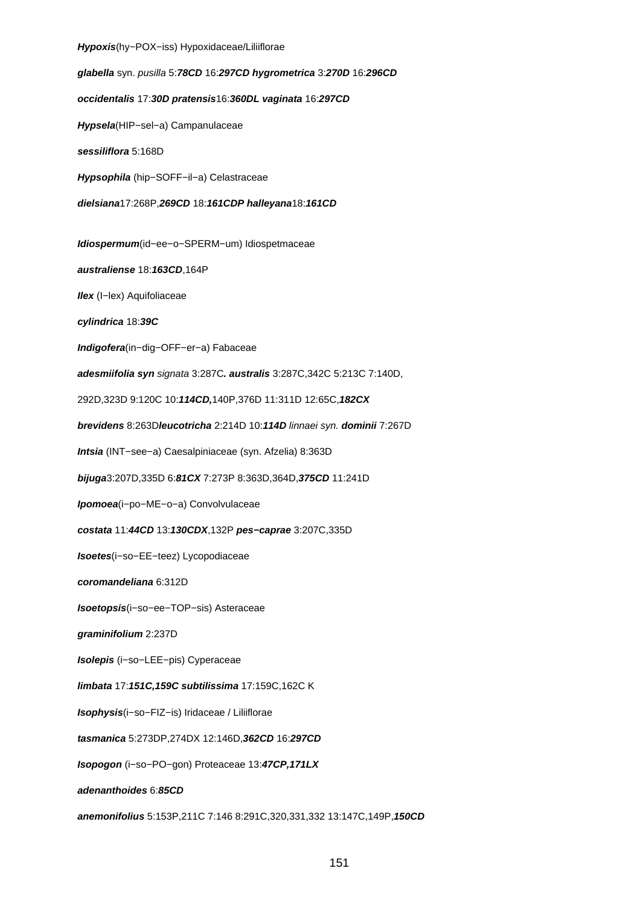***Hypoxis***(hy−POX−iss) Hypoxidaceae/Liliiflorae

***glabella*** syn. *pusilla* 5:***78CD*** 16:***297CD*** ***hygrometrica*** 3:***270D*** 16:***296CD***

***occidentalis*** 17:***30D*** ***pratensis***16:***360DL*** ***vaginata*** 16:***297CD***

***Hypsela***(HIP−sel−a) Campanulaceae

***sessiliflora*** 5:168D

***Hypsophila*** (hip−SOFF−il−a) Celastraceae

***dielsiana***17:268P,***269CD*** 18:***161CDP*** ***halleyana***18:***161CD***

***Idiospermum***(id−ee−o−SPERM−um) Idiospetmaceae

***australiense*** 18:***163CD***,164P

***Ilex*** (I−lex) Aquifoliaceae

***cylindrica*** 18:***39C***

***Indigofera***(in−dig−OFF−er−a) Fabaceae

***adesmiifolia syn*** *signata* 3:287C***.*** ***australis*** 3:287C,342C 5:213C 7:140D,

292D,323D 9:120C 10:***114CD,***140P,376D 11:311D 12:65C,***182CX***

***brevidens*** 8:263D***leucotricha*** 2:214D 10:***114D*** *linnaei syn.* ***dominii*** 7:267D

***Intsia*** (INT−see−a) Caesalpiniaceae (syn. Afzelia) 8:363D

***bijuga***3:207D,335D 6:***81CX*** 7:273P 8:363D,364D,***375CD*** 11:241D

***Ipomoea***(i−po−ME−o−a) Convolvulaceae

***costata*** 11:***44CD*** 13:***130CDX***,132P ***pes−caprae*** 3:207C,335D

***Isoetes***(i−so−EE−teez) Lycopodiaceae

***coromandeliana*** 6:312D

***Isoetopsis***(i−so−ee−TOP−sis) Asteraceae

***graminifolium*** 2:237D

***Isolepis*** (i−so−LEE−pis) Cyperaceae

***limbata*** 17:***151C,159C*** ***subtilissima*** 17:159C,162C K

***Isophysis***(i−so−FIZ−is) Iridaceae / Liliiflorae

***tasmanica*** 5:273DP,274DX 12:146D,***362CD*** 16:***297CD***

***Isopogon*** (i−so−PO−gon) Proteaceae 13:***47CP,171LX***

***adenanthoides*** 6:***85CD***

***anemonifolius*** 5:153P,211C 7:146 8:291C,320,331,332 13:147C,149P,***150CD***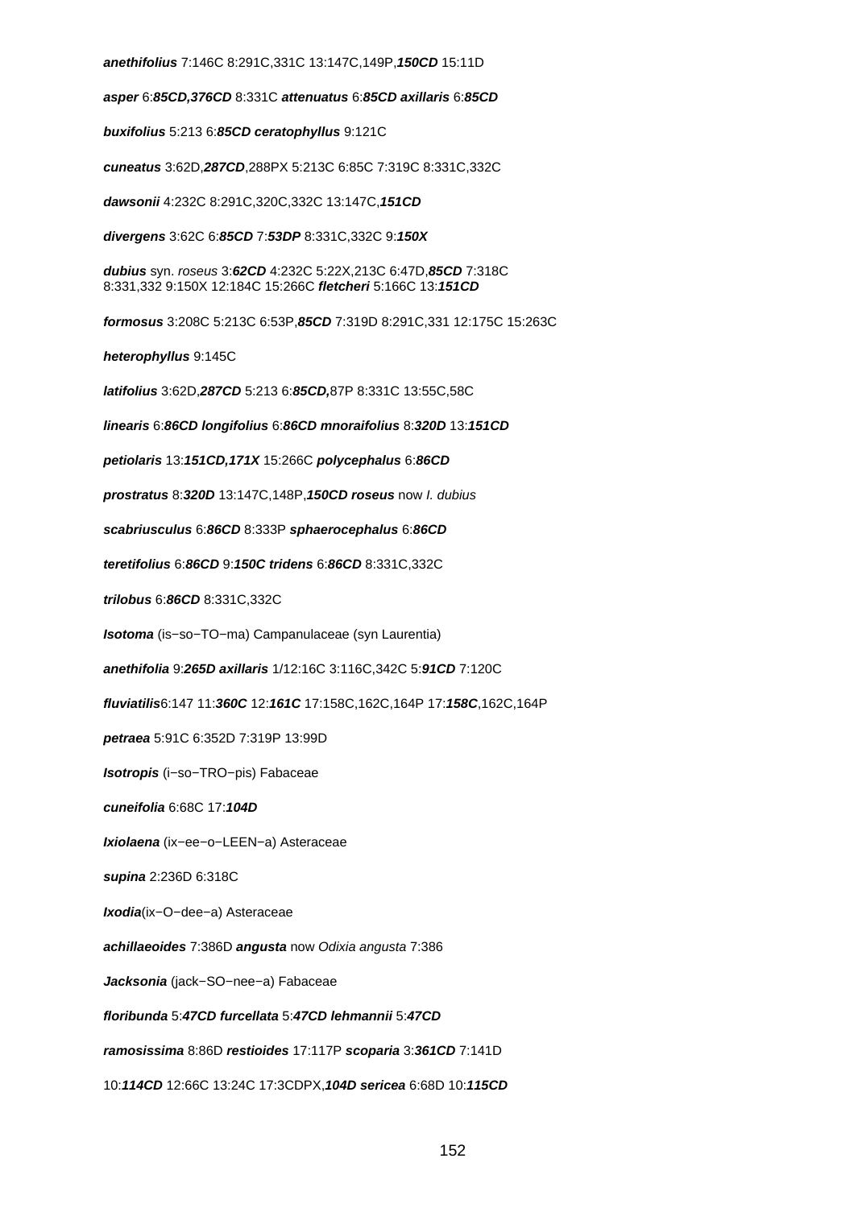**anethifolius** 7:146C 8:291C,331C 13:147C,149P,***150CD*** 15:11D

**asper** 6:***85CD,376CD*** 8:331C **attenuatus** 6:***85CD*** **axillaris** 6:***85CD***

**buxifolius** 5:213 6:***85CD*** **ceratophyllus** 9:121C

**cuneatus** 3:62D,***287CD***,288PX 5:213C 6:85C 7:319C 8:331C,332C

**dawsonii** 4:232C 8:291C,320C,332C 13:147C,***151CD***

**divergens** 3:62C 6:***85CD*** 7:***53DP*** 8:331C,332C 9:***150X***

**dubius** syn. *roseus* 3:***62CD*** 4:232C 5:22X,213C 6:47D,***85CD*** 7:318C 8:331,332 9:150X 12:184C 15:266C **fletcheri** 5:166C 13:***151CD***

**formosus** 3:208C 5:213C 6:53P,***85CD*** 7:319D 8:291C,331 12:175C 15:263C

**heterophyllus** 9:145C

**latifolius** 3:62D,***287CD*** 5:213 6:***85CD,***87P 8:331C 13:55C,58C

**linearis** 6:***86CD*** **longifolius** 6:***86CD*** **mnoraifolius** 8:***320D*** 13:***151CD***

**petiolaris** 13:***151CD,171X*** 15:266C **polycephalus** 6:***86CD***

**prostratus** 8:***320D*** 13:147C,148P,***150CD*** **roseus** now *I. dubius*

**scabriusculus** 6:***86CD*** 8:333P **sphaerocephalus** 6:***86CD***

**teretifolius** 6:***86CD*** 9:***150C*** **tridens** 6:***86CD*** 8:331C,332C

**trilobus** 6:***86CD*** 8:331C,332C

***Isotoma*** (is−so−TO−ma) Campanulaceae (syn Laurentia)

**anethifolia** 9:***265D*** **axillaris** 1/12:16C 3:116C,342C 5:***91CD*** 7:120C

**fluviatilis**6:147 11:***360C*** 12:***161C*** 17:158C,162C,164P 17:***158C***,162C,164P

**petraea** 5:91C 6:352D 7:319P 13:99D

***Isotropis*** (i−so−TRO−pis) Fabaceae

**cuneifolia** 6:68C 17:***104D***

***Ixiolaena*** (ix−ee−o−LEEN−a) Asteraceae

**supina** 2:236D 6:318C

***Ixodia***(ix−O−dee−a) Asteraceae

**achillaeoides** 7:386D **angusta** now *Odixia angusta* 7:386

***Jacksonia*** (jack−SO−nee−a) Fabaceae

**floribunda** 5:***47CD*** **furcellata** 5:***47CD*** **lehmannii** 5:***47CD***

**ramosissima** 8:86D **restioides** 17:117P **scoparia** 3:***361CD*** 7:141D

10:***114CD*** 12:66C 13:24C 17:3CDPX,***104D*** **sericea** 6:68D 10:***115CD***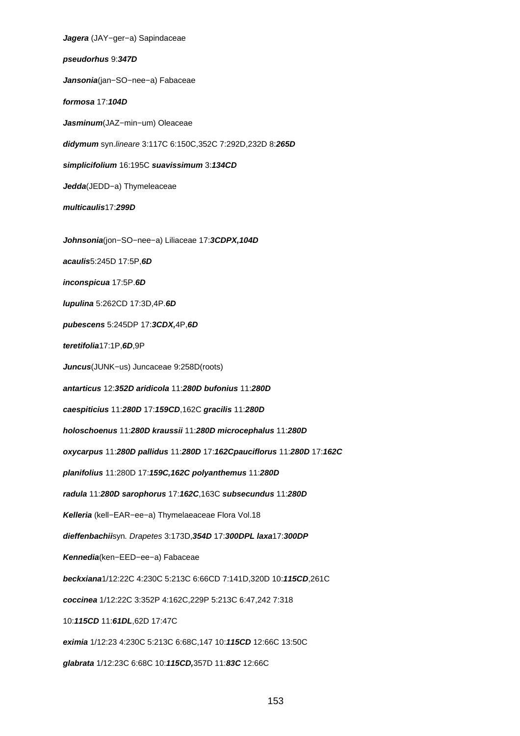***Jagera*** (JAY−ger−a) Sapindaceae

***pseudorhus*** 9:***347D***

***Jansonia***(jan−SO−nee−a) Fabaceae

***formosa*** 17:***104D***

***Jasminum***(JAZ−min−um) Oleaceae

***didymum*** syn.*lineare* 3:117C 6:150C,352C 7:292D,232D 8:***265D***

***simplicifolium*** 16:195C ***suavissimum*** 3:***134CD***

***Jedda***(JEDD−a) Thymeleaceae

***multicaulis***17:***299D***

***Johnsonia***(jon−SO−nee−a) Liliaceae 17:***3CDPX,104D***

***acaulis***5:245D 17:5P,***6D***

***inconspicua*** 17:5P.***6D***

***lupulina*** 5:262CD 17:3D,4P.***6D***

***pubescens*** 5:245DP 17:***3CDX,***4P,***6D***

***teretifolia***17:1P,***6D***,9P

***Juncus***(JUNK−us) Juncaceae 9:258D(roots)

***antarticus*** 12:***352D aridicola*** 11:***280D bufonius*** 11:***280D***

***caespiticius*** 11:***280D*** 17:***159CD***,162C ***gracilis*** 11:***280D***

***holoschoenus*** 11:***280D kraussii*** 11:***280D microcephalus*** 11:***280D***

***oxycarpus*** 11:***280D pallidus*** 11:***280D*** 17:***162Cpauciflorus*** 11:***280D*** 17:***162C***

***planifolius*** 11:280D 17:***159C,162C polyanthemus*** 11:***280D***

***radula*** 11:***280D sarophorus*** 17:***162C***,163C ***subsecundus*** 11:***280D***

***Kelleria*** (kell−EAR−ee−a) Thymelaeaceae Flora Vol.18

***dieffenbachii***syn*. Drapetes* 3:173D,***354D*** 17:***300DPL laxa***17:***300DP***

***Kennedia***(ken−EED−ee−a) Fabaceae

***beckxiana***1/12:22C 4:230C 5:213C 6:66CD 7:141D,320D 10:***115CD***,261C

***coccinea*** 1/12:22C 3:352P 4:162C,229P 5:213C 6:47,242 7:318

10:***115CD*** 11:***61DL***,62D 17:47C

***eximia*** 1/12:23 4:230C 5:213C 6:68C,147 10:***115CD*** 12:66C 13:50C

***glabrata*** 1/12:23C 6:68C 10:***115CD,***357D 11:***83C*** 12:66C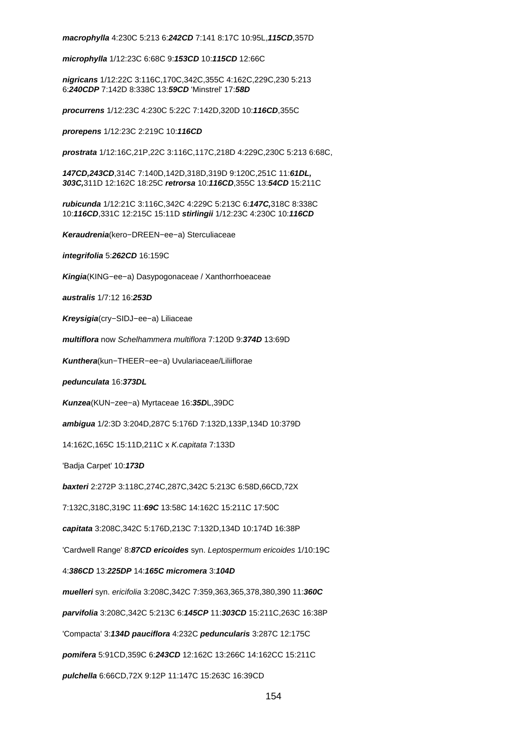***macrophylla*** 4:230C 5:213 6:***242CD*** 7:141 8:17C 10:95L,***115CD***,357D

***microphylla*** 1/12:23C 6:68C 9:***153CD*** 10:***115CD*** 12:66C

***nigricans*** 1/12:22C 3:116C,170C,342C,355C 4:162C,229C,230 5:213 6:***240CDP*** 7:142D 8:338C 13:***59CD*** 'Minstrel' 17:***58D***

***procurrens*** 1/12:23C 4:230C 5:22C 7:142D,320D 10:***116CD***,355C

***prorepens*** 1/12:23C 2:219C 10:***116CD***

***prostrata*** 1/12:16C,21P,22C 3:116C,117C,218D 4:229C,230C 5:213 6:68C,

***147CD,243CD***,314C 7:140D,142D,318D,319D 9:120C,251C 11:***61DL, 303C,***311D 12:162C 18:25C ***retrorsa*** 10:***116CD***,355C 13:***54CD*** 15:211C

***rubicunda*** 1/12:21C 3:116C,342C 4:229C 5:213C 6:***147C,***318C 8:338C 10:***116CD***,331C 12:215C 15:11D ***stirlingii*** 1/12:23C 4:230C 10:***116CD***

***Keraudrenia***(kero−DREEN−ee−a) Sterculiaceae

***integrifolia*** 5:***262CD*** 16:159C

***Kingia***(KING−ee−a) Dasypogonaceae / Xanthorrhoeaceae

***australis*** 1/7:12 16:***253D***

***Kreysigia***(cry−SIDJ−ee−a) Liliaceae

***multiflora*** now *Schelhammera multiflora* 7:120D 9:***374D*** 13:69D

***Kunthera***(kun−THEER−ee−a) Uvulariaceae/Liliiflorae

***pedunculata*** 16:***373DL***

***Kunzea***(KUN−zee−a) Myrtaceae 16:***35D***L,39DC

***ambigua*** 1/2:3D 3:204D,287C 5:176D 7:132D,133P,134D 10:379D

14:162C,165C 15:11D,211C x *K.capitata* 7:133D

'Badja Carpet' 10:***173D***

***baxteri*** 2:272P 3:118C,274C,287C,342C 5:213C 6:58D,66CD,72X

7:132C,318C,319C 11:***69C*** 13:58C 14:162C 15:211C 17:50C

***capitata*** 3:208C,342C 5:176D,213C 7:132D,134D 10:174D 16:38P

'Cardwell Range' 8:***87CD*** ***ericoides*** syn. *Leptospermum ericoides* 1/10:19C

4:***386CD*** 13:***225DP*** 14:***165C*** ***micromera*** 3:***104D***

***muelleri*** syn. *ericifolia* 3:208C,342C 7:359,363,365,378,380,390 11:***360C***

***parvifolia*** 3:208C,342C 5:213C 6:***145CP*** 11:***303CD*** 15:211C,263C 16:38P

'Compacta' 3:***134D*** ***pauciflora*** 4:232C ***peduncularis*** 3:287C 12:175C

***pomifera*** 5:91CD,359C 6:***243CD*** 12:162C 13:266C 14:162CC 15:211C

***pulchella*** 6:66CD,72X 9:12P 11:147C 15:263C 16:39CD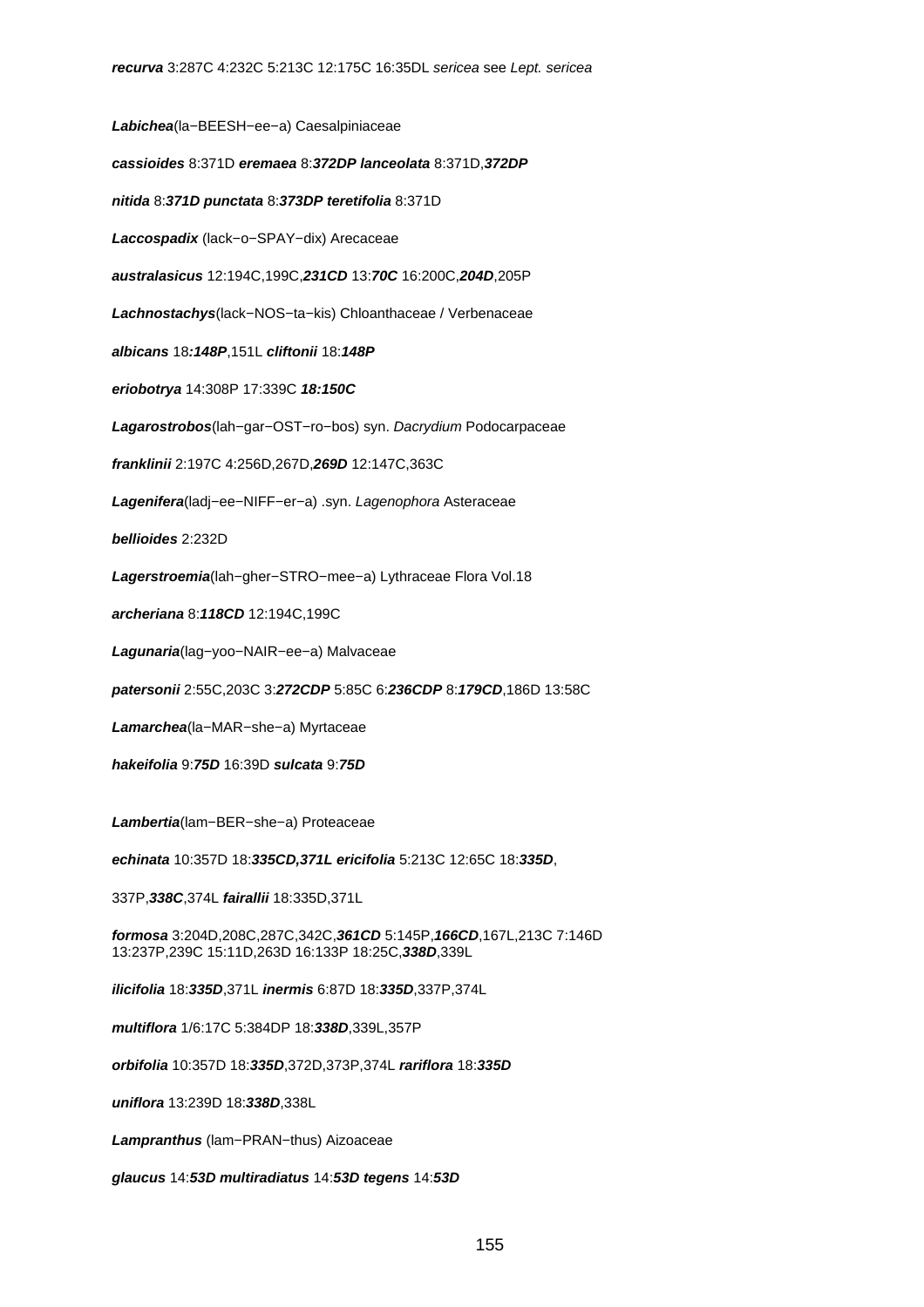***recurva*** 3:287C 4:232C 5:213C 12:175C 16:35DL *sericea* see *Lept. sericea*

***Labichea***(la−BEESH−ee−a) Caesalpiniaceae

***cassioides*** 8:371D ***eremaea*** 8:***372DP*** ***lanceolata*** 8:371D,***372DP***

***nitida*** 8:***371D*** ***punctata*** 8:***373DP*** ***teretifolia*** 8:371D

***Laccospadix*** (lack−o−SPAY−dix) Arecaceae

***australasicus*** 12:194C,199C,***231CD*** 13:***70C*** 16:200C,***204D***,205P

***Lachnostachys***(lack−NOS−ta−kis) Chloanthaceae / Verbenaceae

***albicans*** 18***:148P***,151L ***cliftonii*** 18:***148P***

***eriobotrya*** 14:308P 17:339C ***18:150C***

***Lagarostrobos***(lah−gar−OST−ro−bos) syn. *Dacrydium* Podocarpaceae

***franklinii*** 2:197C 4:256D,267D,***269D*** 12:147C,363C

***Lagenifera***(ladj−ee−NIFF−er−a) .syn. *Lagenophora* Asteraceae

***bellioides*** 2:232D

***Lagerstroemia***(lah−gher−STRO−mee−a) Lythraceae Flora Vol.18

***archeriana*** 8:***118CD*** 12:194C,199C

***Lagunaria***(lag−yoo−NAIR−ee−a) Malvaceae

***patersonii*** 2:55C,203C 3:***272CDP*** 5:85C 6:***236CDP*** 8:***179CD***,186D 13:58C

***Lamarchea***(la−MAR−she−a) Myrtaceae

***hakeifolia*** 9:***75D*** 16:39D ***sulcata*** 9:***75D***

***Lambertia***(lam−BER−she−a) Proteaceae

***echinata*** 10:357D 18:***335CD,371L*** ***ericifolia*** 5:213C 12:65C 18:***335D***, 337P,***338C***,374L ***fairallii*** 18:335D,371L

***formosa*** 3:204D,208C,287C,342C,***361CD*** 5:145P,***166CD***,167L,213C 7:146D 13:237P,239C 15:11D,263D 16:133P 18:25C,***338D***,339L

***ilicifolia*** 18:***335D***,371L ***inermis*** 6:87D 18:***335D***,337P,374L

***multiflora*** 1/6:17C 5:384DP 18:***338D***,339L,357P

***orbifolia*** 10:357D 18:***335D***,372D,373P,374L ***rariflora*** 18:***335D***

***uniflora*** 13:239D 18:***338D***,338L

***Lampranthus*** (lam−PRAN−thus) Aizoaceae

***glaucus*** 14:***53D*** ***multiradiatus*** 14:***53D*** ***tegens*** 14:***53D***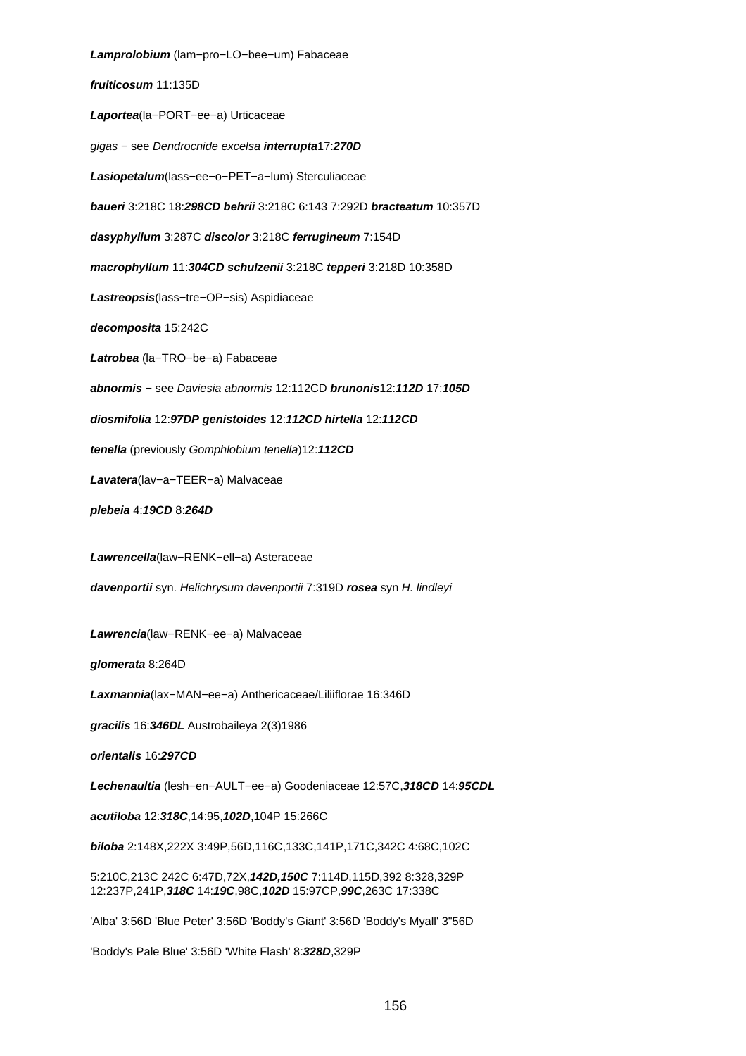***Lamprolobium*** (lam−pro−LO−bee−um) Fabaceae

***fruiticosum*** 11:135D

***Laportea***(la−PORT−ee−a) Urticaceae

*gigas* − see *Dendrocnide excelsa* ***interrupta***17:***270D***

***Lasiopetalum***(lass−ee−o−PET−a−lum) Sterculiaceae

***baueri*** 3:218C 18:***298CD*** ***behrii*** 3:218C 6:143 7:292D ***bracteatum*** 10:357D

***dasyphyllum*** 3:287C ***discolor*** 3:218C ***ferrugineum*** 7:154D

***macrophyllum*** 11:***304CD*** ***schulzenii*** 3:218C ***tepperi*** 3:218D 10:358D

***Lastreopsis***(lass−tre−OP−sis) Aspidiaceae

***decomposita*** 15:242C

***Latrobea*** (la−TRO−be−a) Fabaceae

***abnormis*** − see *Daviesia abnormis* 12:112CD ***brunonis***12:***112D*** 17:***105D***

***diosmifolia*** 12:***97DP*** ***genistoides*** 12:***112CD*** ***hirtella*** 12:***112CD***

***tenella*** (previously *Gomphlobium tenella*)12:***112CD***

***Lavatera***(lav−a−TEER−a) Malvaceae

***plebeia*** 4:***19CD*** 8:***264D***

***Lawrencella***(law−RENK−ell−a) Asteraceae

***davenportii*** syn. *Helichrysum davenportii* 7:319D ***rosea*** syn *H. lindleyi*

***Lawrencia***(law−RENK−ee−a) Malvaceae

***glomerata*** 8:264D

***Laxmannia***(lax−MAN−ee−a) Anthericaceae/Liliiflorae 16:346D

***gracilis*** 16:***346DL*** Austrobaileya 2(3)1986

***orientalis*** 16:***297CD***

***Lechenaultia*** (lesh−en−AULT−ee−a) Goodeniaceae 12:57C,***318CD*** 14:***95CDL***

***acutiloba*** 12:***318C***,14:95,***102D***,104P 15:266C

***biloba*** 2:148X,222X 3:49P,56D,116C,133C,141P,171C,342C 4:68C,102C

5:210C,213C 242C 6:47D,72X,***142D,150C*** 7:114D,115D,392 8:328,329P 12:237P,241P,***318C*** 14:***19C***,98C,***102D*** 15:97CP,***99C***,263C 17:338C

'Alba' 3:56D 'Blue Peter' 3:56D 'Boddy's Giant' 3:56D 'Boddy's Myall' 3"56D

'Boddy's Pale Blue' 3:56D 'White Flash' 8:***328D***,329P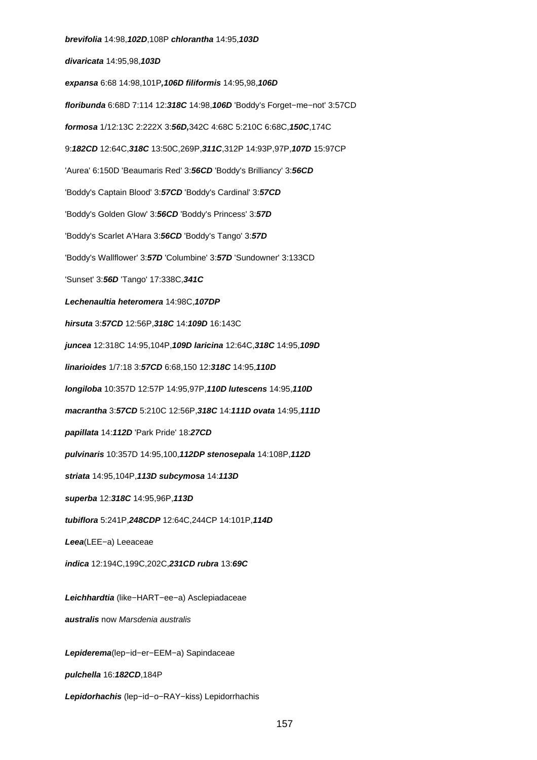**brevifolia** 14:98,**102D**,108P **chlorantha** 14:95,**103D**

**divaricata** 14:95,98,**103D**

**expansa** 6:68 14:98,101P**,106D filiformis** 14:95,98,**106D**

**floribunda** 6:68D 7:114 12:**318C** 14:98,**106D** 'Boddy's Forget−me−not' 3:57CD

**formosa** 1/12:13C 2:222X 3:**56D,**342C 4:68C 5:210C 6:68C,**150C**,174C

9:**182CD** 12:64C,**318C** 13:50C,269P,**311C**,312P 14:93P,97P,**107D** 15:97CP

'Aurea' 6:150D 'Beaumaris Red' 3:**56CD** 'Boddy's Brilliancy' 3:**56CD**

'Boddy's Captain Blood' 3:**57CD** 'Boddy's Cardinal' 3:**57CD**

'Boddy's Golden Glow' 3:**56CD** 'Boddy's Princess' 3:**57D**

'Boddy's Scarlet A'Hara 3:**56CD** 'Boddy's Tango' 3:**57D**

'Boddy's Wallflower' 3:**57D** 'Columbine' 3:**57D** 'Sundowner' 3:133CD

'Sunset' 3:**56D** 'Tango' 17:338C,**341C**

**Lechenaultia heteromera** 14:98C,**107DP**

**hirsuta** 3:**57CD** 12:56P,**318C** 14:**109D** 16:143C

**juncea** 12:318C 14:95,104P,**109D laricina** 12:64C,**318C** 14:95,**109D**

**linarioides** 1/7:18 3:**57CD** 6:68,150 12:**318C** 14:95,**110D**

**longiloba** 10:357D 12:57P 14:95,97P,**110D lutescens** 14:95,**110D**

**macrantha** 3:**57CD** 5:210C 12:56P,**318C** 14:**111D ovata** 14:95,**111D**

**papillata** 14:**112D** 'Park Pride' 18:**27CD**

**pulvinaris** 10:357D 14:95,100,**112DP stenosepala** 14:108P,**112D**

**striata** 14:95,104P,**113D subcymosa** 14:**113D**

**superba** 12:**318C** 14:95,96P,**113D**

**tubiflora** 5:241P,**248CDP** 12:64C,244CP 14:101P,**114D**

**Leea**(LEE−a) Leeaceae

**indica** 12:194C,199C,202C,**231CD rubra** 13:**69C**

**Leichhardtia** (like−HART−ee−a) Asclepiadaceae

**australis** now *Marsdenia australis*

**Lepiderema**(lep−id−er−EEM−a) Sapindaceae

**pulchella** 16:**182CD**,184P

**Lepidorhachis** (lep−id−o−RAY−kiss) Lepidorrhachis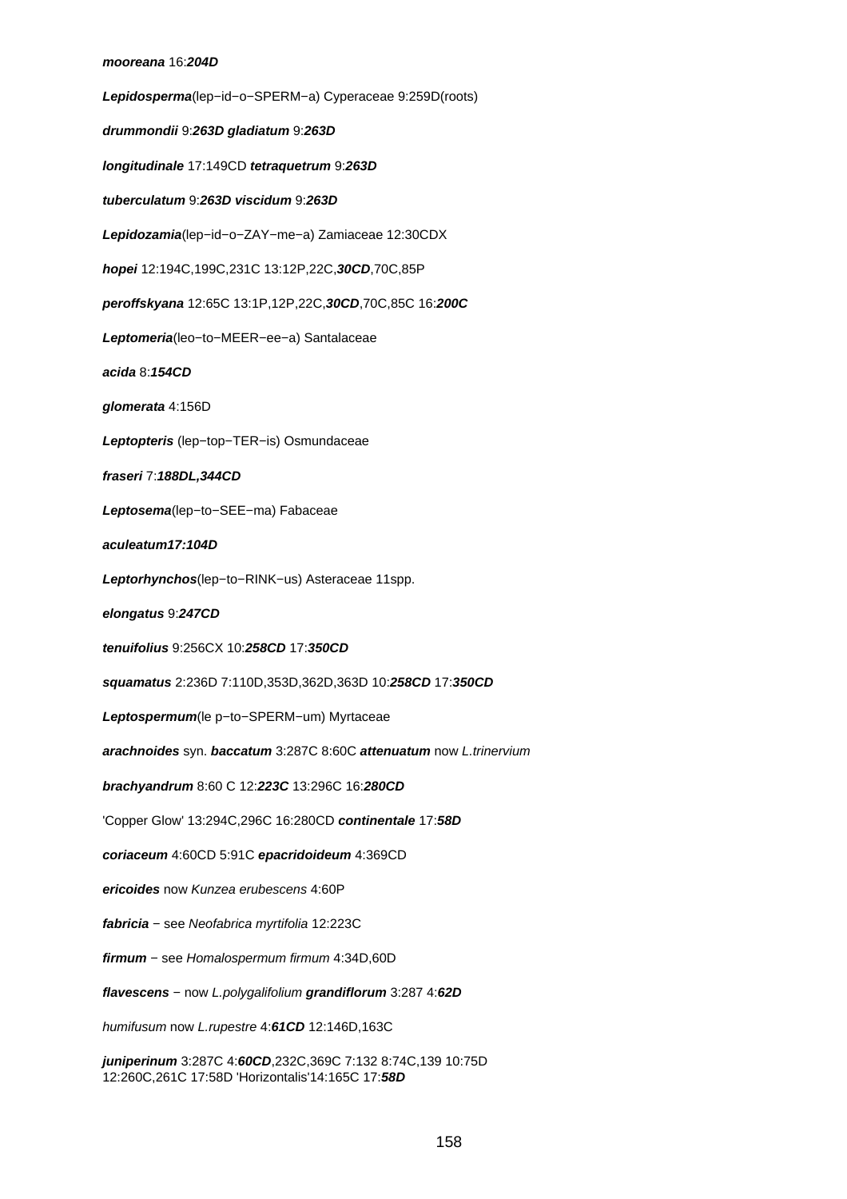**mooreana** 16:***204D***

***Lepidosperma***(lep−id−o−SPERM−a) Cyperaceae 9:259D(roots)

***drummondii*** 9:***263D*** ***gladiatum*** 9:***263D***

***longitudinale*** 17:149CD ***tetraquetrum*** 9:***263D***

***tuberculatum*** 9:***263D*** ***viscidum*** 9:***263D***

***Lepidozamia***(lep−id−o−ZAY−me−a) Zamiaceae 12:30CDX

***hopei*** 12:194C,199C,231C 13:12P,22C,***30CD***,70C,85P

***peroffskyana*** 12:65C 13:1P,12P,22C,***30CD***,70C,85C 16:***200C***

***Leptomeria***(leo−to−MEER−ee−a) Santalaceae

***acida*** 8:***154CD***

***glomerata*** 4:156D

***Leptopteris*** (lep−top−TER−is) Osmundaceae

***fraseri*** 7:***188DL,344CD***

***Leptosema***(lep−to−SEE−ma) Fabaceae

***aculeatum17:104D***

***Leptorhynchos***(lep−to−RINK−us) Asteraceae 11spp.

***elongatus*** 9:***247CD***

***tenuifolius*** 9:256CX 10:***258CD*** 17:***350CD***

***squamatus*** 2:236D 7:110D,353D,362D,363D 10:***258CD*** 17:***350CD***

***Leptospermum***(le p−to−SPERM−um) Myrtaceae

***arachnoides*** syn. ***baccatum*** 3:287C 8:60C ***attenuatum*** now *L.trinervium*

***brachyandrum*** 8:60 C 12:***223C*** 13:296C 16:***280CD***

'Copper Glow' 13:294C,296C 16:280CD ***continentale*** 17:***58D***

***coriaceum*** 4:60CD 5:91C ***epacridoideum*** 4:369CD

***ericoides*** now *Kunzea erubescens* 4:60P

***fabricia*** − see *Neofabrica myrtifolia* 12:223C

***firmum*** − see *Homalospermum firmum* 4:34D,60D

***flavescens*** − now *L.polygalifolium* ***grandiflorum*** 3:287 4:***62D***

*humifusum* now *L.rupestre* 4:***61CD*** 12:146D,163C

***juniperinum*** 3:287C 4:***60CD***,232C,369C 7:132 8:74C,139 10:75D
12:260C,261C 17:58D 'Horizontalis'14:165C 17:***58D***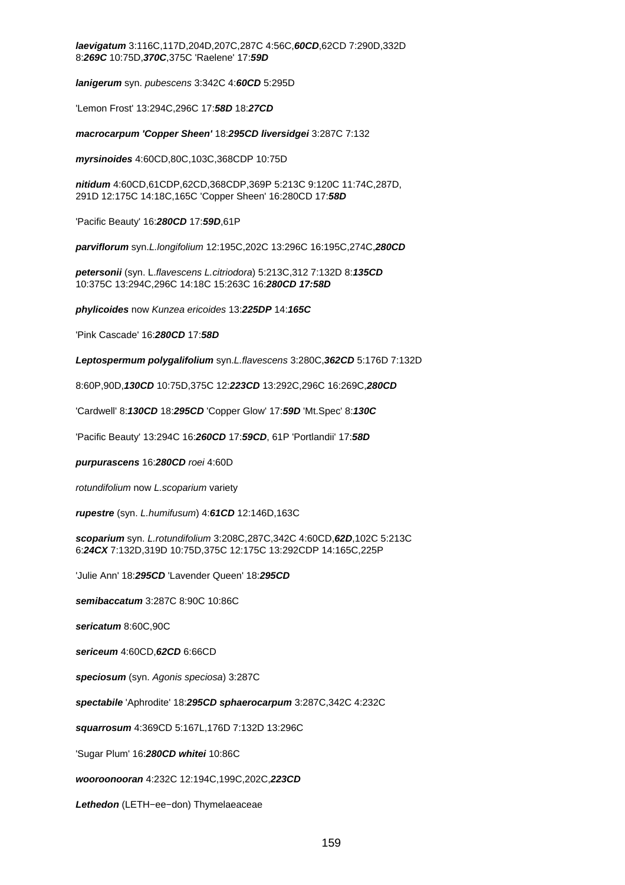***laevigatum*** 3:116C,117D,204D,207C,287C 4:56C,***60CD***,62CD 7:290D,332D 8:***269C*** 10:75D,***370C***,375C 'Raelene' 17:***59D***

***lanigerum*** syn. *pubescens* 3:342C 4:***60CD*** 5:295D

'Lemon Frost' 13:294C,296C 17:***58D*** 18:***27CD***

***macrocarpum 'Copper Sheen'*** 18:***295CD*** ***liversidgei*** 3:287C 7:132

***myrsinoides*** 4:60CD,80C,103C,368CDP 10:75D

***nitidum*** 4:60CD,61CDP,62CD,368CDP,369P 5:213C 9:120C 11:74C,287D, 291D 12:175C 14:18C,165C 'Copper Sheen' 16:280CD 17:***58D***

'Pacific Beauty' 16:***280CD*** 17:***59D***,61P

***parviflorum*** syn.*L.longifolium* 12:195C,202C 13:296C 16:195C,274C,***280CD***

***petersonii*** (syn. L.*flavescens L.citriodora*) 5:213C,312 7:132D 8:***135CD*** 10:375C 13:294C,296C 14:18C 15:263C 16:***280CD 17:58D***

***phylicoides*** now *Kunzea ericoides* 13:***225DP*** 14:***165C***

'Pink Cascade' 16:***280CD*** 17:***58D***

***Leptospermum polygalifolium*** syn.*L.flavescens* 3:280C,***362CD*** 5:176D 7:132D

8:60P,90D,***130CD*** 10:75D,375C 12:***223CD*** 13:292C,296C 16:269C,***280CD***

'Cardwell' 8:***130CD*** 18:***295CD*** 'Copper Glow' 17:***59D*** 'Mt.Spec' 8:***130C***

'Pacific Beauty' 13:294C 16:***260CD*** 17:***59CD***, 61P 'Portlandii' 17:***58D***

***purpurascens*** 16:***280CD*** *roei* 4:60D

*rotundifolium* now *L.scoparium* variety

***rupestre*** (syn. *L.humifusum*) 4:***61CD*** 12:146D,163C

***scoparium*** syn. *L.rotundifolium* 3:208C,287C,342C 4:60CD,***62D***,102C 5:213C 6:***24CX*** 7:132D,319D 10:75D,375C 12:175C 13:292CDP 14:165C,225P

'Julie Ann' 18:***295CD*** 'Lavender Queen' 18:***295CD***

***semibaccatum*** 3:287C 8:90C 10:86C

***sericatum*** 8:60C,90C

***sericeum*** 4:60CD,***62CD*** 6:66CD

***speciosum*** (syn. *Agonis speciosa*) 3:287C

***spectabile*** 'Aphrodite' 18:***295CD sphaerocarpum*** 3:287C,342C 4:232C

***squarrosum*** 4:369CD 5:167L,176D 7:132D 13:296C

'Sugar Plum' 16:***280CD whitei*** 10:86C

***wooroonooran*** 4:232C 12:194C,199C,202C,***223CD***

***Lethedon*** (LETH−ee−don) Thymelaeaceae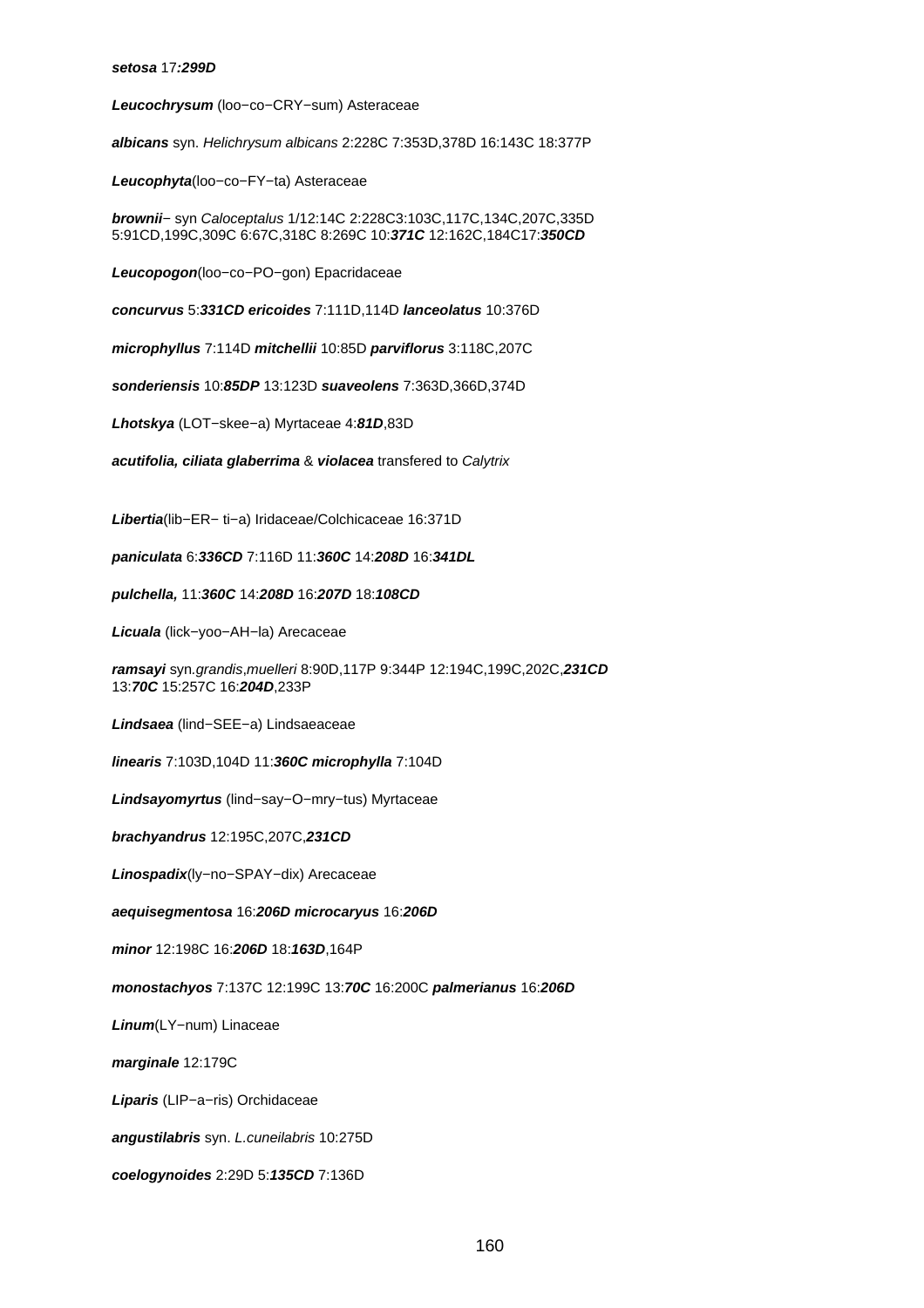***setosa*** 17:***299D***

***Leucochrysum*** (loo−co−CRY−sum) Asteraceae

***albicans*** syn. *Helichrysum albicans* 2:228C 7:353D,378D 16:143C 18:377P

***Leucophyta***(loo−co−FY−ta) Asteraceae

***brownii***− syn *Caloceptalus* 1/12:14C 2:228C3:103C,117C,134C,207C,335D 5:91CD,199C,309C 6:67C,318C 8:269C 10:***371C*** 12:162C,184C17:***350CD***

***Leucopogon***(loo−co−PO−gon) Epacridaceae

***concurvus*** 5:***331CD*** ***ericoides*** 7:111D,114D ***lanceolatus*** 10:376D

***microphyllus*** 7:114D ***mitchellii*** 10:85D ***parviflorus*** 3:118C,207C

***sonderiensis*** 10:***85DP*** 13:123D ***suaveolens*** 7:363D,366D,374D

***Lhotskya*** (LOT−skee−a) Myrtaceae 4:***81D***,83D

***acutifolia, ciliata glaberrima*** & ***violacea*** transfered to *Calytrix*

***Libertia***(lib−ER− ti−a) Iridaceae/Colchicaceae 16:371D

***paniculata*** 6:***336CD*** 7:116D 11:***360C*** 14:***208D*** 16:***341DL***

***pulchella,*** 11:***360C*** 14:***208D*** 16:***207D*** 18:***108CD***

***Licuala*** (lick−yoo−AH−la) Arecaceae

***ramsayi*** syn.*grandis*,*muelleri* 8:90D,117P 9:344P 12:194C,199C,202C,***231CD*** 13:***70C*** 15:257C 16:***204D***,233P

***Lindsaea*** (lind−SEE−a) Lindsaeaceae

***linearis*** 7:103D,104D 11:***360C*** ***microphylla*** 7:104D

***Lindsayomyrtus*** (lind−say−O−mry−tus) Myrtaceae

***brachyandrus*** 12:195C,207C,***231CD***

***Linospadix***(ly−no−SPAY−dix) Arecaceae

***aequisegmentosa*** 16:***206D*** ***microcaryus*** 16:***206D***

***minor*** 12:198C 16:***206D*** 18:***163D***,164P

***monostachyos*** 7:137C 12:199C 13:***70C*** 16:200C ***palmerianus*** 16:***206D***

***Linum***(LY−num) Linaceae

***marginale*** 12:179C

***Liparis*** (LIP−a−ris) Orchidaceae

***angustilabris*** syn. *L.cuneilabris* 10:275D

***coelogynoides*** 2:29D 5:***135CD*** 7:136D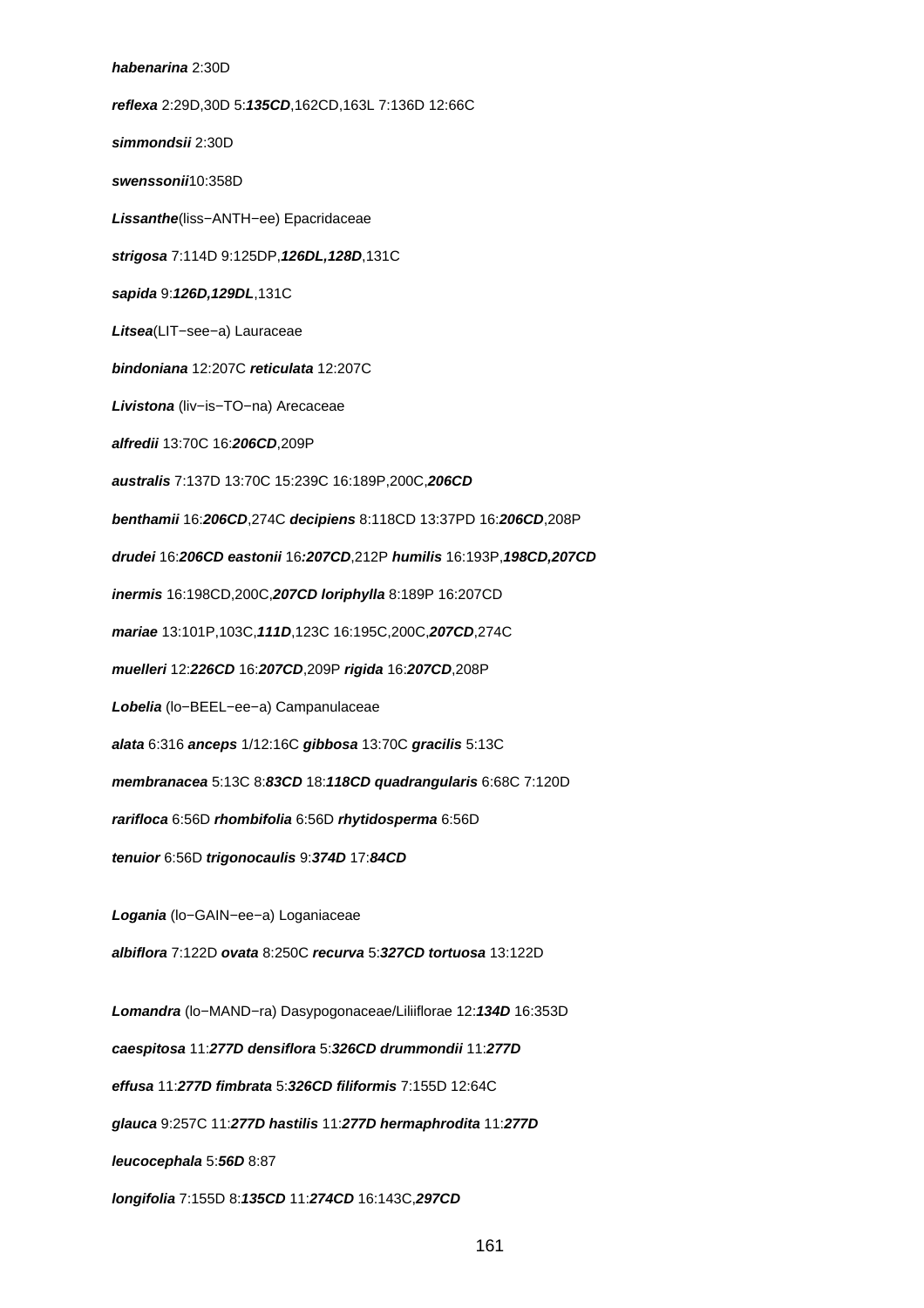***habenarina*** 2:30D

***reflexa*** 2:29D,30D 5:***135CD***,162CD,163L 7:136D 12:66C

***simmondsii*** 2:30D

***swenssonii***10:358D

***Lissanthe***(liss−ANTH−ee) Epacridaceae

***strigosa*** 7:114D 9:125DP,***126DL,128D***,131C

***sapida*** 9:***126D,129DL***,131C

***Litsea***(LIT−see−a) Lauraceae

***bindoniana*** 12:207C ***reticulata*** 12:207C

***Livistona*** (liv−is−TO−na) Arecaceae

***alfredii*** 13:70C 16:***206CD***,209P

***australis*** 7:137D 13:70C 15:239C 16:189P,200C,***206CD***

***benthamii*** 16:***206CD***,274C ***decipiens*** 8:118CD 13:37PD 16:***206CD***,208P

***drudei*** 16:***206CD*** ***eastonii*** 16***:207CD***,212P ***humilis*** 16:193P,***198CD,207CD***

***inermis*** 16:198CD,200C,***207CD*** ***loriphylla*** 8:189P 16:207CD

***mariae*** 13:101P,103C,***111D***,123C 16:195C,200C,***207CD***,274C

***muelleri*** 12:***226CD*** 16:***207CD***,209P ***rigida*** 16:***207CD***,208P

***Lobelia*** (lo−BEEL−ee−a) Campanulaceae

***alata*** 6:316 ***anceps*** 1/12:16C ***gibbosa*** 13:70C ***gracilis*** 5:13C

***membranacea*** 5:13C 8:***83CD*** 18:***118CD*** ***quadrangularis*** 6:68C 7:120D

***rarifloca*** 6:56D ***rhombifolia*** 6:56D ***rhytidosperma*** 6:56D

***tenuior*** 6:56D ***trigonocaulis*** 9:***374D*** 17:***84CD***

***Logania*** (lo−GAIN−ee−a) Loganiaceae

***albiflora*** 7:122D ***ovata*** 8:250C ***recurva*** 5:***327CD*** ***tortuosa*** 13:122D

***Lomandra*** (lo−MAND−ra) Dasypogonaceae/Liliiflorae 12:***134D*** 16:353D

***caespitosa*** 11:***277D*** ***densiflora*** 5:***326CD*** ***drummondii*** 11:***277D***

***effusa*** 11:***277D*** ***fimbrata*** 5:***326CD*** ***filiformis*** 7:155D 12:64C

***glauca*** 9:257C 11:***277D*** ***hastilis*** 11:***277D*** ***hermaphrodita*** 11:***277D***

***leucocephala*** 5:***56D*** 8:87

***longifolia*** 7:155D 8:***135CD*** 11:***274CD*** 16:143C,***297CD***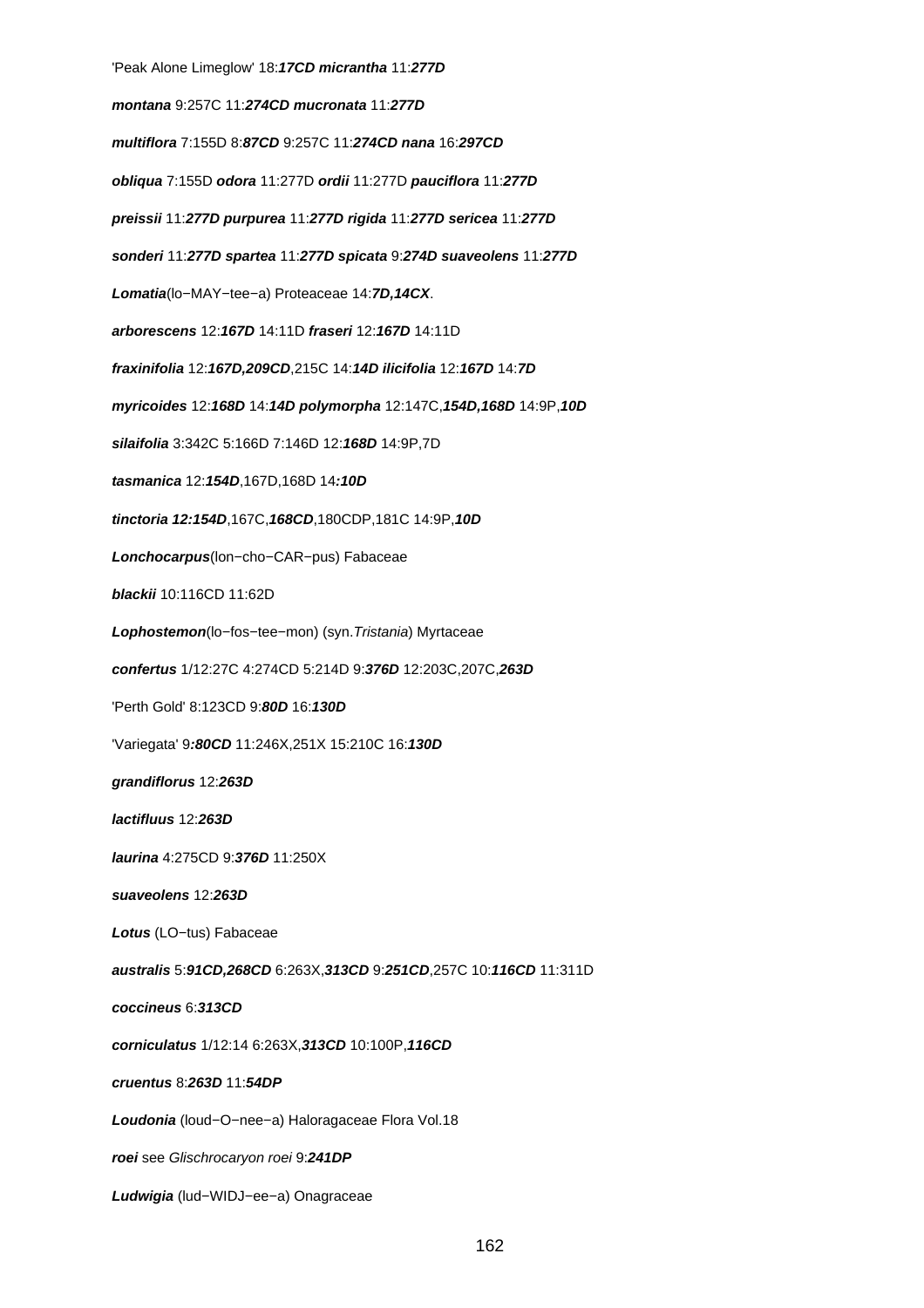'Peak Alone Limeglow' 18:***17CD micrantha*** 11:***277D***

***montana*** 9:257C 11:***274CD mucronata*** 11:***277D***

***multiflora*** 7:155D 8:***87CD*** 9:257C 11:***274CD nana*** 16:***297CD***

***obliqua*** 7:155D ***odora*** 11:277D ***ordii*** 11:277D ***pauciflora*** 11:***277D***

***preissii*** 11:***277D purpurea*** 11:***277D rigida*** 11:***277D sericea*** 11:***277D***

***sonderi*** 11:***277D spartea*** 11:***277D spicata*** 9:***274D suaveolens*** 11:***277D***

***Lomatia***(lo−MAY−tee−a) Proteaceae 14:***7D,14CX***.

***arborescens*** 12:***167D*** 14:11D ***fraseri*** 12:***167D*** 14:11D

***fraxinifolia*** 12:***167D,209CD***,215C 14:***14D ilicifolia*** 12:***167D*** 14:***7D***

***myricoides*** 12:***168D*** 14:***14D polymorpha*** 12:147C,***154D,168D*** 14:9P,***10D***

***silaifolia*** 3:342C 5:166D 7:146D 12:***168D*** 14:9P,7D

***tasmanica*** 12:***154D***,167D,168D 14***:10D***

***tinctoria 12:154D***,167C,***168CD***,180CDP,181C 14:9P,***10D***

***Lonchocarpus***(lon−cho−CAR−pus) Fabaceae

***blackii*** 10:116CD 11:62D

***Lophostemon***(lo−fos−tee−mon) (syn.*Tristania*) Myrtaceae

***confertus*** 1/12:27C 4:274CD 5:214D 9:***376D*** 12:203C,207C,***263D***

'Perth Gold' 8:123CD 9:***80D*** 16:***130D***

'Variegata' 9***:80CD*** 11:246X,251X 15:210C 16:***130D***

***grandiflorus*** 12:***263D***

***lactifluus*** 12:***263D***

***laurina*** 4:275CD 9:***376D*** 11:250X

***suaveolens*** 12:***263D***

***Lotus*** (LO−tus) Fabaceae

***australis*** 5:***91CD,268CD*** 6:263X,***313CD*** 9:***251CD***,257C 10:***116CD*** 11:311D

***coccineus*** 6:***313CD***

***corniculatus*** 1/12:14 6:263X,***313CD*** 10:100P,***116CD***

***cruentus*** 8:***263D*** 11:***54DP***

***Loudonia*** (loud−O−nee−a) Haloragaceae Flora Vol.18

***roei*** see *Glischrocaryon roei* 9:***241DP***

***Ludwigia*** (lud−WIDJ−ee−a) Onagraceae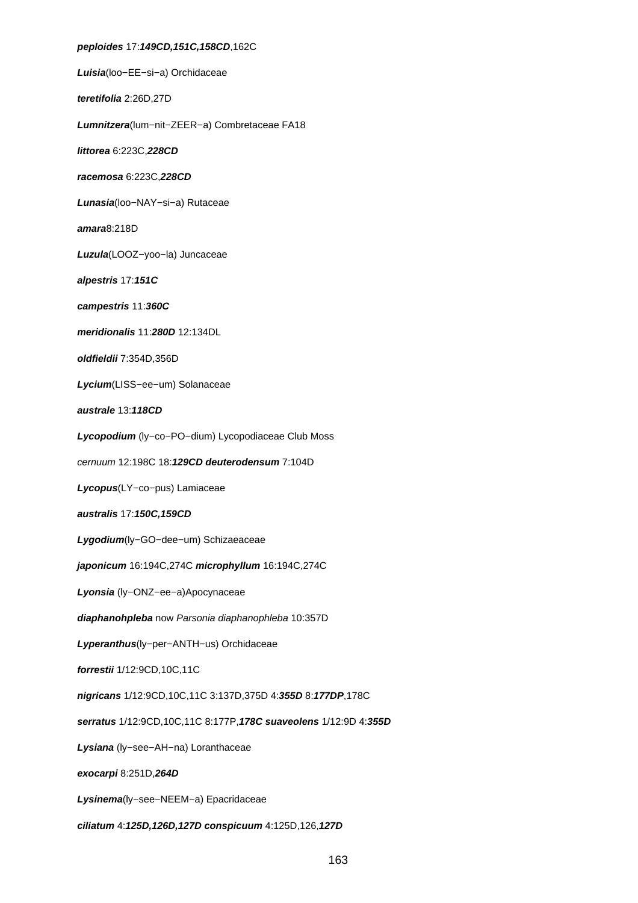**peploides** 17:***149CD,151C,158CD***,162C

***Luisia***(loo−EE−si−a) Orchidaceae

**teretifolia** 2:26D,27D

***Lumnitzera***(lum−nit−ZEER−a) Combretaceae FA18

**littorea** 6:223C,***228CD***

**racemosa** 6:223C,***228CD***

***Lunasia***(loo−NAY−si−a) Rutaceae

**amara**8:218D

***Luzula***(LOOZ−yoo−la) Juncaceae

**alpestris** 17:***151C***

**campestris** 11:***360C***

**meridionalis** 11:***280D*** 12:134DL

**oldfieldii** 7:354D,356D

***Lycium***(LISS−ee−um) Solanaceae

**australe** 13:***118CD***

***Lycopodium*** (ly−co−PO−dium) Lycopodiaceae Club Moss

*cernuum* 12:198C 18:***129CD*** ***deuterodensum*** 7:104D

***Lycopus***(LY−co−pus) Lamiaceae

**australis** 17:***150C,159CD***

***Lygodium***(ly−GO−dee−um) Schizaeaceae

**japonicum** 16:194C,274C **microphyllum** 16:194C,274C

***Lyonsia*** (ly−ONZ−ee−a)Apocynaceae

**diaphanohpleba** now *Parsonia diaphanophleba* 10:357D

***Lyperanthus***(ly−per−ANTH−us) Orchidaceae

**forrestii** 1/12:9CD,10C,11C

**nigricans** 1/12:9CD,10C,11C 3:137D,375D 4:***355D*** 8:***177DP***,178C

**serratus** 1/12:9CD,10C,11C 8:177P,***178C*** **suaveolens** 1/12:9D 4:***355D***

***Lysiana*** (ly−see−AH−na) Loranthaceae

**exocarpi** 8:251D,***264D***

***Lysinema***(ly−see−NEEM−a) Epacridaceae

**ciliatum** 4:***125D,126D,127D*** **conspicuum** 4:125D,126,***127D***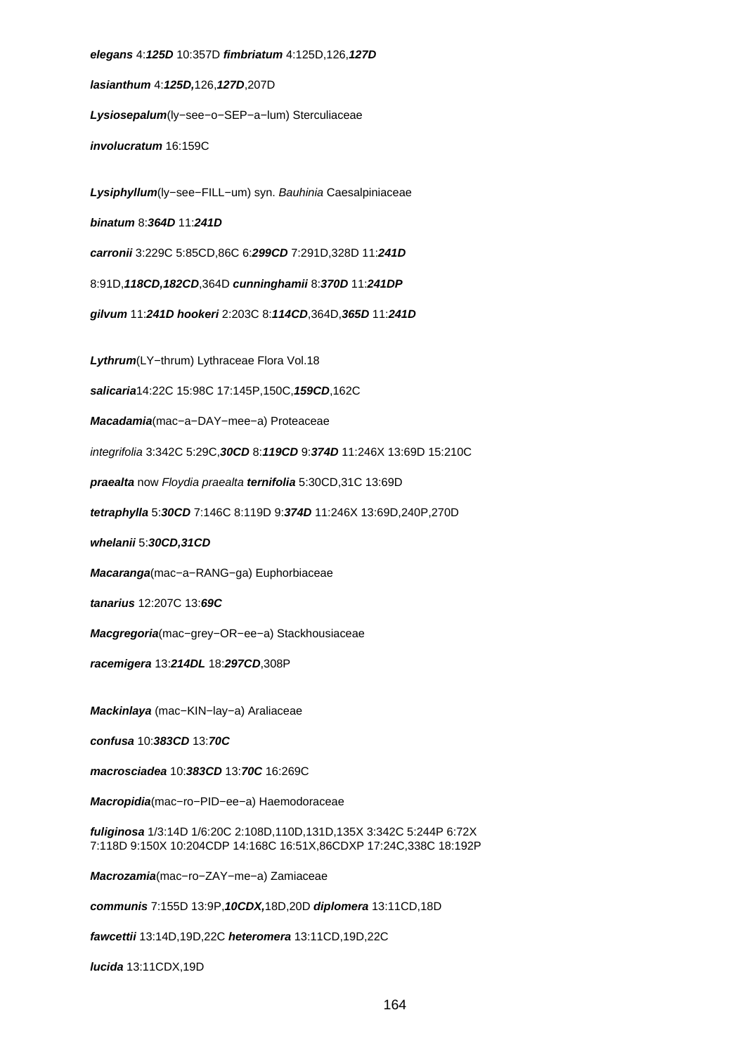***elegans*** 4:***125D*** 10:357D ***fimbriatum*** 4:125D,126,***127D***

***lasianthum*** 4:***125D,***126,***127D***,207D

***Lysiosepalum***(ly−see−o−SEP−a−lum) Sterculiaceae

***involucratum*** 16:159C

***Lysiphyllum***(ly−see−FILL−um) syn. *Bauhinia* Caesalpiniaceae

***binatum*** 8:***364D*** 11:***241D***

***carronii*** 3:229C 5:85CD,86C 6:***299CD*** 7:291D,328D 11:***241D***

8:91D,***118CD,182CD***,364D ***cunninghamii*** 8:***370D*** 11:***241DP***

***gilvum*** 11:***241D*** ***hookeri*** 2:203C 8:***114CD***,364D,***365D*** 11:***241D***

***Lythrum***(LY−thrum) Lythraceae Flora Vol.18

***salicaria***14:22C 15:98C 17:145P,150C,***159CD***,162C

***Macadamia***(mac−a−DAY−mee−a) Proteaceae

*integrifolia* 3:342C 5:29C,***30CD*** 8:***119CD*** 9:***374D*** 11:246X 13:69D 15:210C

***praealta*** now *Floydia praealta* ***ternifolia*** 5:30CD,31C 13:69D

***tetraphylla*** 5:***30CD*** 7:146C 8:119D 9:***374D*** 11:246X 13:69D,240P,270D

***whelanii*** 5:***30CD,31CD***

***Macaranga***(mac−a−RANG−ga) Euphorbiaceae

***tanarius*** 12:207C 13:***69C***

***Macgregoria***(mac−grey−OR−ee−a) Stackhousiaceae

***racemigera*** 13:***214DL*** 18:***297CD***,308P

***Mackinlaya*** (mac−KIN−lay−a) Araliaceae

***confusa*** 10:***383CD*** 13:***70C***

***macrosciadea*** 10:***383CD*** 13:***70C*** 16:269C

***Macropidia***(mac−ro−PID−ee−a) Haemodoraceae

***fuliginosa*** 1/3:14D 1/6:20C 2:108D,110D,131D,135X 3:342C 5:244P 6:72X 7:118D 9:150X 10:204CDP 14:168C 16:51X,86CDXP 17:24C,338C 18:192P

***Macrozamia***(mac−ro−ZAY−me−a) Zamiaceae

***communis*** 7:155D 13:9P,***10CDX,***18D,20D ***diplomera*** 13:11CD,18D

***fawcettii*** 13:14D,19D,22C ***heteromera*** 13:11CD,19D,22C

***lucida*** 13:11CDX,19D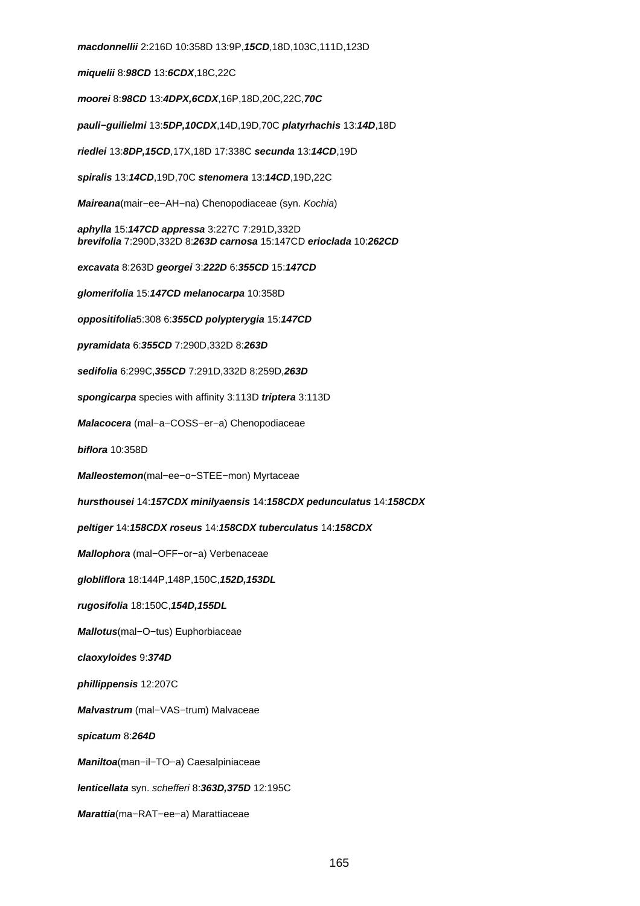***macdonnellii*** 2:216D 10:358D 13:9P,***15CD***,18D,103C,111D,123D

***miquelii*** 8:***98CD*** 13:***6CDX***,18C,22C

***moorei*** 8:***98CD*** 13:***4DPX,6CDX***,16P,18D,20C,22C,***70C***

***pauli−guilielmi*** 13:***5DP,10CDX***,14D,19D,70C ***platyrhachis*** 13:***14D***,18D

***riedlei*** 13:***8DP,15CD***,17X,18D 17:338C ***secunda*** 13:***14CD***,19D

***spiralis*** 13:***14CD***,19D,70C ***stenomera*** 13:***14CD***,19D,22C

***Maireana***(mair−ee−AH−na) Chenopodiaceae (syn. *Kochia*)

***aphylla*** 15:***147CD*** ***appressa*** 3:227C 7:291D,332D
***brevifolia*** 7:290D,332D 8:***263D*** ***carnosa*** 15:147CD ***erioclada*** 10:***262CD***

***excavata*** 8:263D ***georgei*** 3:***222D*** 6:***355CD*** 15:***147CD***

***glomerifolia*** 15:***147CD*** ***melanocarpa*** 10:358D

***oppositifolia***5:308 6:***355CD*** ***polypterygia*** 15:***147CD***

***pyramidata*** 6:***355CD*** 7:290D,332D 8:***263D***

***sedifolia*** 6:299C,***355CD*** 7:291D,332D 8:259D,***263D***

***spongicarpa*** species with affinity 3:113D ***triptera*** 3:113D

***Malacocera*** (mal−a−COSS−er−a) Chenopodiaceae

***biflora*** 10:358D

***Malleostemon***(mal−ee−o−STEE−mon) Myrtaceae

***hursthousei*** 14:***157CDX*** ***minilyaensis*** 14:***158CDX*** ***pedunculatus*** 14:***158CDX***

***peltiger*** 14:***158CDX*** ***roseus*** 14:***158CDX*** ***tuberculatus*** 14:***158CDX***

***Mallophora*** (mal−OFF−or−a) Verbenaceae

***globliflora*** 18:144P,148P,150C,***152D,153DL***

***rugosifolia*** 18:150C,***154D,155DL***

***Mallotus***(mal−O−tus) Euphorbiaceae

***claoxyloides*** 9:***374D***

***phillippensis*** 12:207C

***Malvastrum*** (mal−VAS−trum) Malvaceae

***spicatum*** 8:***264D***

***Maniltoa***(man−il−TO−a) Caesalpiniaceae

***lenticellata*** syn. *schefferi* 8:***363D,375D*** 12:195C

***Marattia***(ma−RAT−ee−a) Marattiaceae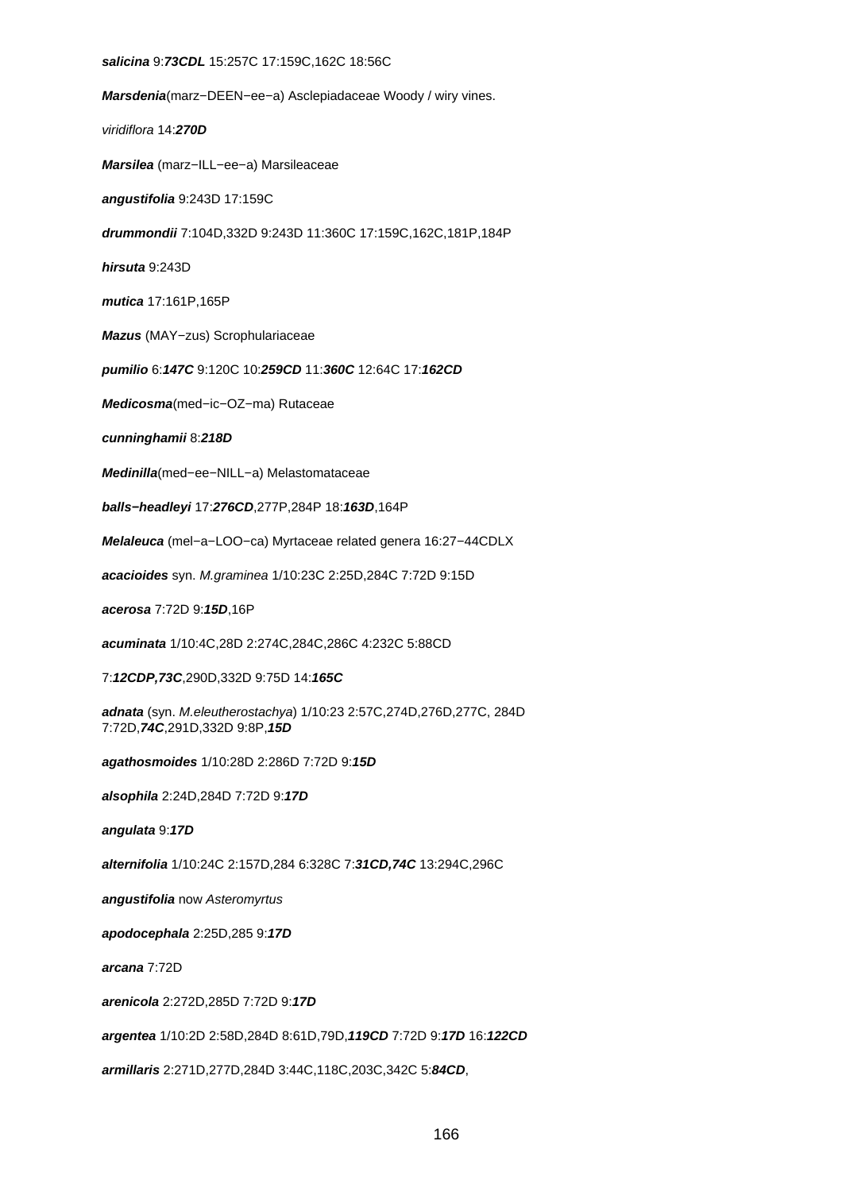***salicina*** 9:***73CDL*** 15:257C 17:159C,162C 18:56C

***Marsdenia***(marz−DEEN−ee−a) Asclepiadaceae Woody / wiry vines.

*viridiflora* 14:***270D***

***Marsilea*** (marz−ILL−ee−a) Marsileaceae

***angustifolia*** 9:243D 17:159C

***drummondii*** 7:104D,332D 9:243D 11:360C 17:159C,162C,181P,184P

***hirsuta*** 9:243D

***mutica*** 17:161P,165P

***Mazus*** (MAY−zus) Scrophulariaceae

***pumilio*** 6:***147C*** 9:120C 10:***259CD*** 11:***360C*** 12:64C 17:***162CD***

***Medicosma***(med−ic−OZ−ma) Rutaceae

***cunninghamii*** 8:***218D***

***Medinilla***(med−ee−NILL−a) Melastomataceae

***balls−headleyi*** 17:***276CD***,277P,284P 18:***163D***,164P

***Melaleuca*** (mel−a−LOO−ca) Myrtaceae related genera 16:27−44CDLX

***acacioides*** syn. *M.graminea* 1/10:23C 2:25D,284C 7:72D 9:15D

***acerosa*** 7:72D 9:***15D***,16P

***acuminata*** 1/10:4C,28D 2:274C,284C,286C 4:232C 5:88CD

7:***12CDP,73C***,290D,332D 9:75D 14:***165C***

***adnata*** (syn. *M.eleutherostachya*) 1/10:23 2:57C,274D,276D,277C, 284D 7:72D,***74C***,291D,332D 9:8P,***15D***

***agathosmoides*** 1/10:28D 2:286D 7:72D 9:***15D***

***alsophila*** 2:24D,284D 7:72D 9:***17D***

***angulata*** 9:***17D***

***alternifolia*** 1/10:24C 2:157D,284 6:328C 7:***31CD,74C*** 13:294C,296C

***angustifolia*** now *Asteromyrtus*

***apodocephala*** 2:25D,285 9:***17D***

***arcana*** 7:72D

***arenicola*** 2:272D,285D 7:72D 9:***17D***

***argentea*** 1/10:2D 2:58D,284D 8:61D,79D,***119CD*** 7:72D 9:***17D*** 16:***122CD***

***armillaris*** 2:271D,277D,284D 3:44C,118C,203C,342C 5:***84CD***,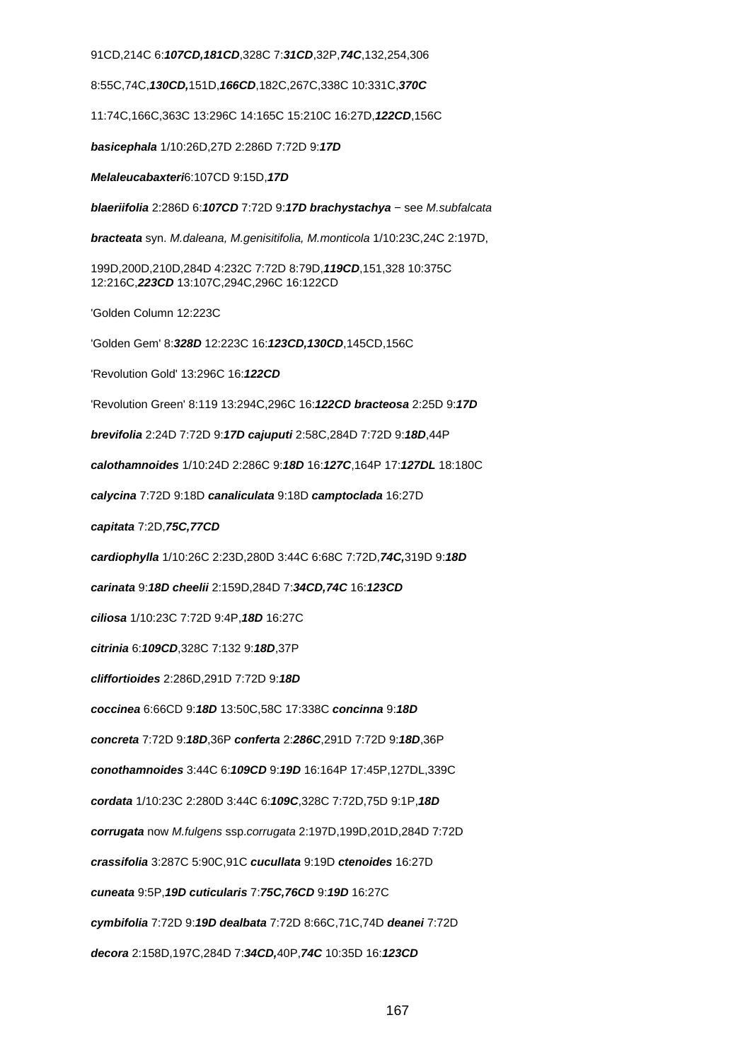91CD,214C 6:**107CD,181CD**,328C 7:**31CD**,32P,**74C**,132,254,306

8:55C,74C,**130CD,**151D,**166CD**,182C,267C,338C 10:331C,**370C**

11:74C,166C,363C 13:296C 14:165C 15:210C 16:27D,**122CD**,156C

**basicephala** 1/10:26D,27D 2:286D 7:72D 9:**17D**

**Melaleucabaxteri**6:107CD 9:15D,**17D**

**blaeriifolia** 2:286D 6:**107CD** 7:72D 9:**17D** **brachystachya** − see *M.subfalcata*

**bracteata** syn. *M.daleana, M.genisitifolia, M.monticola* 1/10:23C,24C 2:197D,

199D,200D,210D,284D 4:232C 7:72D 8:79D,**119CD**,151,328 10:375C 12:216C,**223CD** 13:107C,294C,296C 16:122CD

'Golden Column 12:223C

'Golden Gem' 8:**328D** 12:223C 16:**123CD,130CD**,145CD,156C

'Revolution Gold' 13:296C 16:**122CD**

'Revolution Green' 8:119 13:294C,296C 16:**122CD** **bracteosa** 2:25D 9:**17D**

**brevifolia** 2:24D 7:72D 9:**17D** **cajuputi** 2:58C,284D 7:72D 9:**18D**,44P

**calothamnoides** 1/10:24D 2:286C 9:**18D** 16:**127C**,164P 17:**127DL** 18:180C

**calycina** 7:72D 9:18D **canaliculata** 9:18D **camptoclada** 16:27D

**capitata** 7:2D,**75C,77CD**

**cardiophylla** 1/10:26C 2:23D,280D 3:44C 6:68C 7:72D,**74C,**319D 9:**18D**

**carinata** 9:**18D** **cheelii** 2:159D,284D 7:**34CD,74C** 16:**123CD**

**ciliosa** 1/10:23C 7:72D 9:4P,**18D** 16:27C

**citrinia** 6:**109CD**,328C 7:132 9:**18D**,37P

**cliffortioides** 2:286D,291D 7:72D 9:**18D**

**coccinea** 6:66CD 9:**18D** 13:50C,58C 17:338C **concinna** 9:**18D**

**concreta** 7:72D 9:**18D**,36P **conferta** 2:**286C**,291D 7:72D 9:**18D**,36P

**conothamnoides** 3:44C 6:**109CD** 9:**19D** 16:164P 17:45P,127DL,339C

**cordata** 1/10:23C 2:280D 3:44C 6:**109C**,328C 7:72D,75D 9:1P,**18D**

**corrugata** now *M.fulgens* ssp.*corrugata* 2:197D,199D,201D,284D 7:72D

**crassifolia** 3:287C 5:90C,91C **cucullata** 9:19D **ctenoides** 16:27D

**cuneata** 9:5P,**19D** **cuticularis** 7:**75C,76CD** 9:**19D** 16:27C

**cymbifolia** 7:72D 9:**19D** **dealbata** 7:72D 8:66C,71C,74D **deanei** 7:72D

**decora** 2:158D,197C,284D 7:**34CD,**40P,**74C** 10:35D 16:**123CD**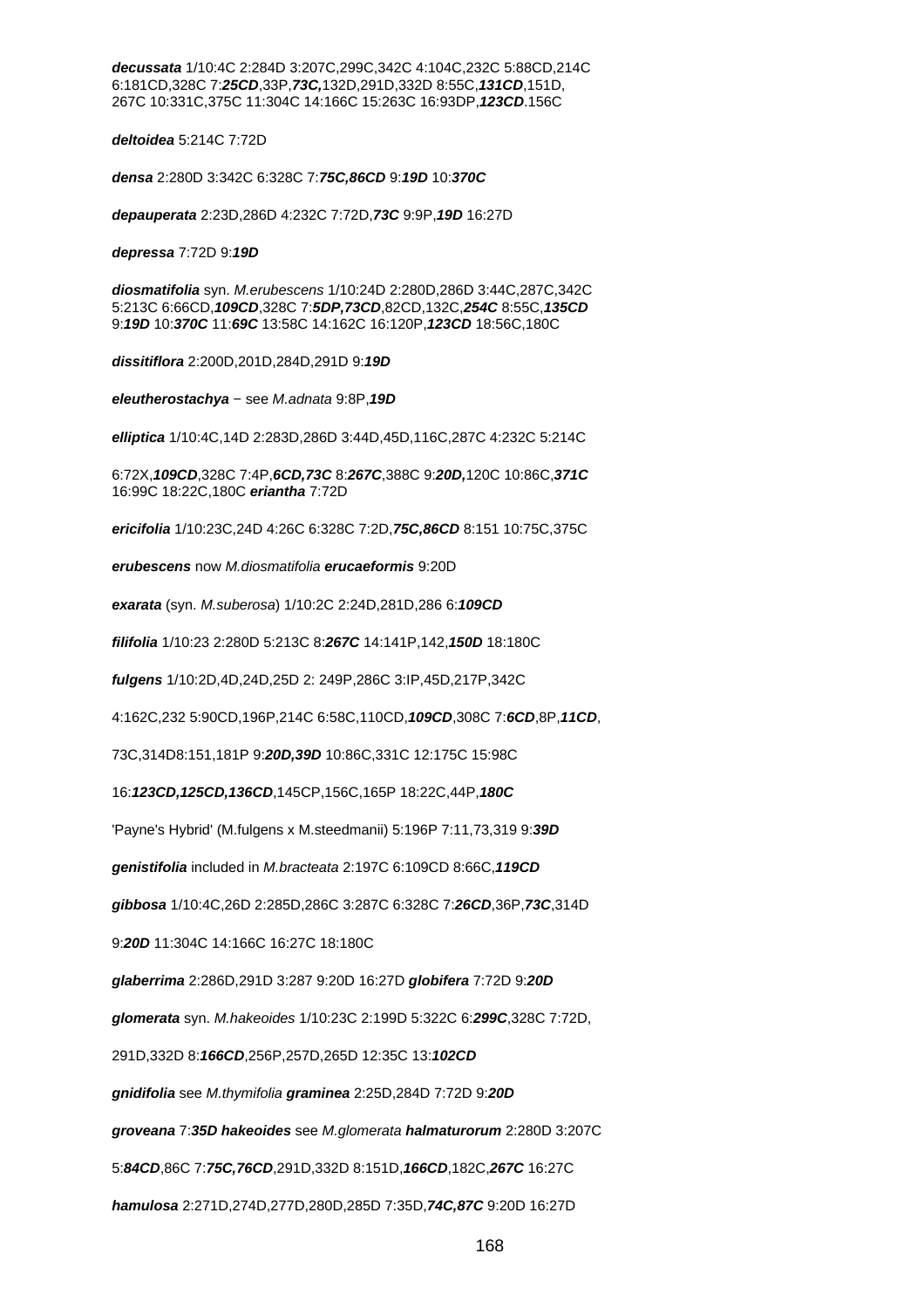***decussata*** 1/10:4C 2:284D 3:207C,299C,342C 4:104C,232C 5:88CD,214C 6:181CD,328C 7:***25CD***,33P,***73C,***132D,291D,332D 8:55C,***131CD***,151D, 267C 10:331C,375C 11:304C 14:166C 15:263C 16:93DP,***123CD***.156C

***deltoidea*** 5:214C 7:72D

***densa*** 2:280D 3:342C 6:328C 7:***75C,86CD*** 9:***19D*** 10:***370C***

***depauperata*** 2:23D,286D 4:232C 7:72D,***73C*** 9:9P,***19D*** 16:27D

***depressa*** 7:72D 9:***19D***

***diosmatifolia*** syn. *M.erubescens* 1/10:24D 2:280D,286D 3:44C,287C,342C 5:213C 6:66CD,***109CD***,328C 7:***5DP,73CD***,82CD,132C,***254C*** 8:55C,***135CD*** 9:***19D*** 10:***370C*** 11:***69C*** 13:58C 14:162C 16:120P,***123CD*** 18:56C,180C

***dissitiflora*** 2:200D,201D,284D,291D 9:***19D***

***eleutherostachya*** − see *M.adnata* 9:8P,***19D***

***elliptica*** 1/10:4C,14D 2:283D,286D 3:44D,45D,116C,287C 4:232C 5:214C

6:72X,***109CD***,328C 7:4P,***6CD,73C*** 8:***267C***,388C 9:***20D,***120C 10:86C,***371C*** 16:99C 18:22C,180C ***eriantha*** 7:72D

***ericifolia*** 1/10:23C,24D 4:26C 6:328C 7:2D,***75C,86CD*** 8:151 10:75C,375C

***erubescens*** now *M.diosmatifolia* ***erucaeformis*** 9:20D

***exarata*** (syn. *M.suberosa*) 1/10:2C 2:24D,281D,286 6:***109CD***

***filifolia*** 1/10:23 2:280D 5:213C 8:***267C*** 14:141P,142,***150D*** 18:180C

***fulgens*** 1/10:2D,4D,24D,25D 2: 249P,286C 3:IP,45D,217P,342C

4:162C,232 5:90CD,196P,214C 6:58C,110CD,***109CD***,308C 7:***6CD***,8P,***11CD***,

73C,314D8:151,181P 9:***20D,39D*** 10:86C,331C 12:175C 15:98C

16:***123CD,125CD,136CD***,145CP,156C,165P 18:22C,44P,***180C***

'Payne's Hybrid' (M.fulgens x M.steedmanii) 5:196P 7:11,73,319 9:***39D***

***genistifolia*** included in *M.bracteata* 2:197C 6:109CD 8:66C,***119CD***

***gibbosa*** 1/10:4C,26D 2:285D,286C 3:287C 6:328C 7:***26CD***,36P,***73C***,314D

9:***20D*** 11:304C 14:166C 16:27C 18:180C

***glaberrima*** 2:286D,291D 3:287 9:20D 16:27D ***globifera*** 7:72D 9:***20D***

***glomerata*** syn. *M.hakeoides* 1/10:23C 2:199D 5:322C 6:***299C***,328C 7:72D,

291D,332D 8:***166CD***,256P,257D,265D 12:35C 13:***102CD***

***gnidifolia*** see *M.thymifolia* ***graminea*** 2:25D,284D 7:72D 9:***20D***

***groveana*** 7:***35D*** ***hakeoides*** see *M.glomerata* ***halmaturorum*** 2:280D 3:207C

5:***84CD***,86C 7:***75C,76CD***,291D,332D 8:151D,***166CD***,182C,***267C*** 16:27C

***hamulosa*** 2:271D,274D,277D,280D,285D 7:35D,***74C,87C*** 9:20D 16:27D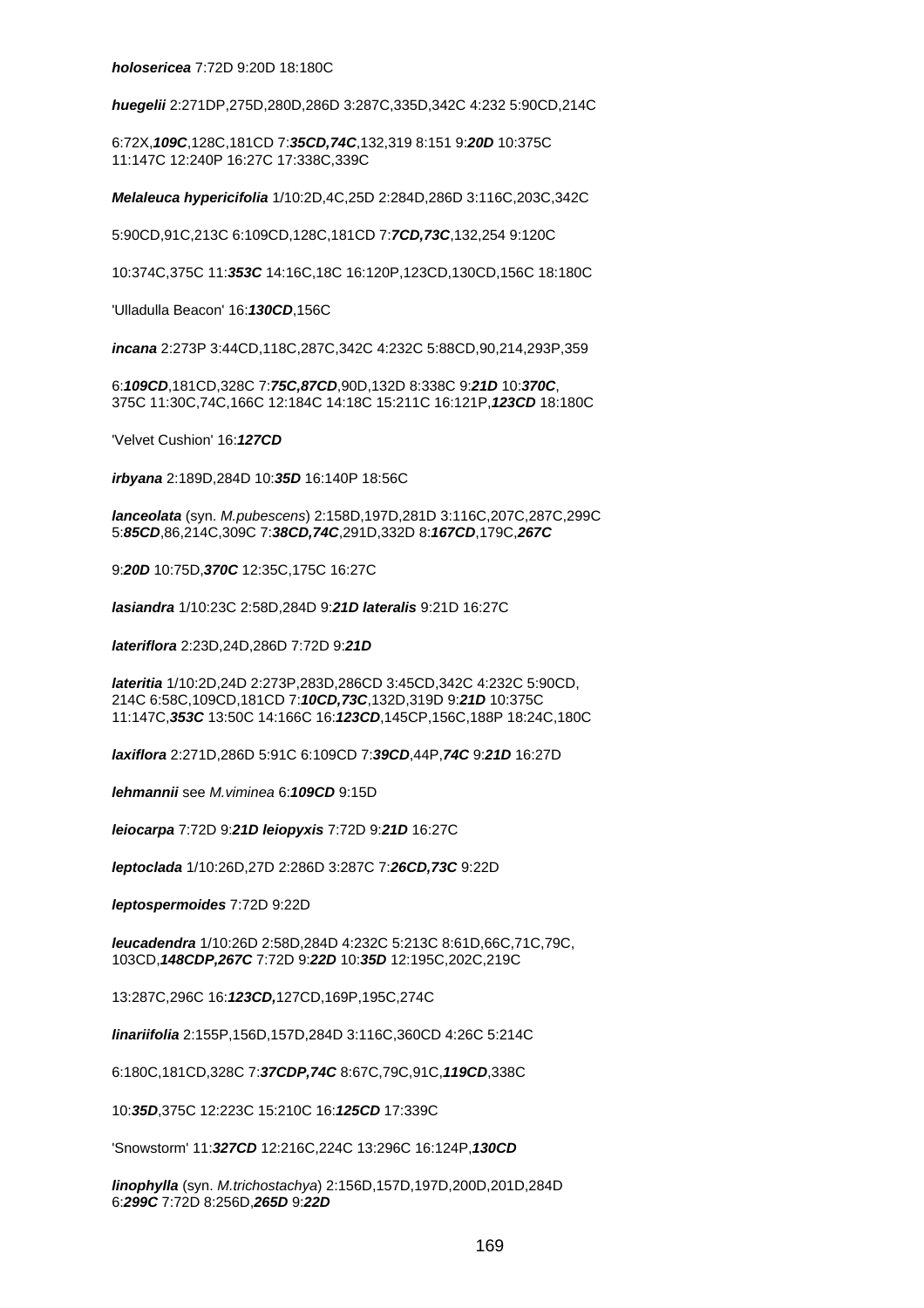**holosericea** 7:72D 9:20D 18:180C

**huegelii** 2:271DP,275D,280D,286D 3:287C,335D,342C 4:232 5:90CD,214C

6:72X,***109C***,128C,181CD 7:***35CD,74C***,132,319 8:151 9:***20D*** 10:375C 11:147C 12:240P 16:27C 17:338C,339C

***Melaleuca hypericifolia*** 1/10:2D,4C,25D 2:284D,286D 3:116C,203C,342C

5:90CD,91C,213C 6:109CD,128C,181CD 7:***7CD,73C***,132,254 9:120C

10:374C,375C 11:***353C*** 14:16C,18C 16:120P,123CD,130CD,156C 18:180C

'Ulladulla Beacon' 16:***130CD***,156C

***incana*** 2:273P 3:44CD,118C,287C,342C 4:232C 5:88CD,90,214,293P,359

6:***109CD***,181CD,328C 7:***75C,87CD***,90D,132D 8:338C 9:***21D*** 10:***370C***, 375C 11:30C,74C,166C 12:184C 14:18C 15:211C 16:121P,***123CD*** 18:180C

'Velvet Cushion' 16:***127CD***

***irbyana*** 2:189D,284D 10:***35D*** 16:140P 18:56C

***lanceolata*** (syn. *M.pubescens*) 2:158D,197D,281D 3:116C,207C,287C,299C 5:***85CD***,86,214C,309C 7:***38CD,74C***,291D,332D 8:***167CD***,179C,***267C***

9:***20D*** 10:75D,***370C*** 12:35C,175C 16:27C

***lasiandra*** 1/10:23C 2:58D,284D 9:***21D*** ***lateralis*** 9:21D 16:27C

***lateriflora*** 2:23D,24D,286D 7:72D 9:***21D***

***lateritia*** 1/10:2D,24D 2:273P,283D,286CD 3:45CD,342C 4:232C 5:90CD, 214C 6:58C,109CD,181CD 7:***10CD,73C***,132D,319D 9:***21D*** 10:375C 11:147C,***353C*** 13:50C 14:166C 16:***123CD***,145CP,156C,188P 18:24C,180C

***laxiflora*** 2:271D,286D 5:91C 6:109CD 7:***39CD***,44P,***74C*** 9:***21D*** 16:27D

***lehmannii*** see *M.viminea* 6:***109CD*** 9:15D

***leiocarpa*** 7:72D 9:***21D*** ***leiopyxis*** 7:72D 9:***21D*** 16:27C

***leptoclada*** 1/10:26D,27D 2:286D 3:287C 7:***26CD,73C*** 9:22D

***leptospermoides*** 7:72D 9:22D

***leucadendra*** 1/10:26D 2:58D,284D 4:232C 5:213C 8:61D,66C,71C,79C, 103CD,***148CDP,267C*** 7:72D 9:***22D*** 10:***35D*** 12:195C,202C,219C

13:287C,296C 16:***123CD,***127CD,169P,195C,274C

***linariifolia*** 2:155P,156D,157D,284D 3:116C,360CD 4:26C 5:214C

6:180C,181CD,328C 7:***37CDP,74C*** 8:67C,79C,91C,***119CD***,338C

10:***35D***,375C 12:223C 15:210C 16:***125CD*** 17:339C

'Snowstorm' 11:***327CD*** 12:216C,224C 13:296C 16:124P,***130CD***

***linophylla*** (syn. *M.trichostachya*) 2:156D,157D,197D,200D,201D,284D 6:***299C*** 7:72D 8:256D,***265D*** 9:***22D***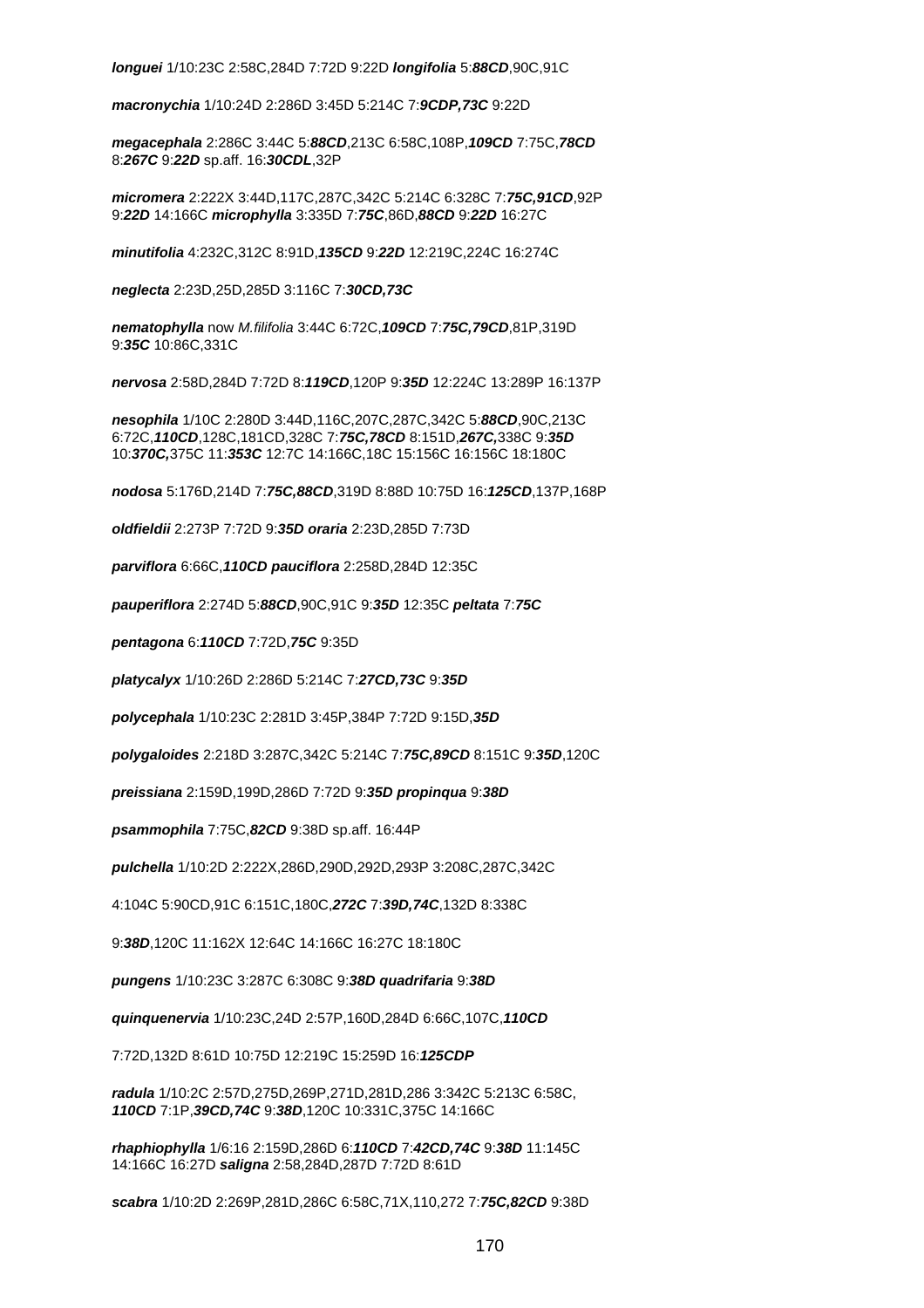***longuei*** 1/10:23C 2:58C,284D 7:72D 9:22D ***longifolia*** 5:***88CD***,90C,91C

***macronychia*** 1/10:24D 2:286D 3:45D 5:214C 7:***9CDP,73C*** 9:22D

***megacephala*** 2:286C 3:44C 5:***88CD***,213C 6:58C,108P,***109CD*** 7:75C,***78CD*** 8:***267C*** 9:***22D*** sp.aff. 16:***30CDL***,32P

***micromera*** 2:222X 3:44D,117C,287C,342C 5:214C 6:328C 7:***75C,91CD***,92P 9:***22D*** 14:166C ***microphylla*** 3:335D 7:***75C***,86D,***88CD*** 9:***22D*** 16:27C

***minutifolia*** 4:232C,312C 8:91D,***135CD*** 9:***22D*** 12:219C,224C 16:274C

***neglecta*** 2:23D,25D,285D 3:116C 7:***30CD,73C***

***nematophylla*** now *M.filifolia* 3:44C 6:72C,***109CD*** 7:***75C,79CD***,81P,319D 9:***35C*** 10:86C,331C

***nervosa*** 2:58D,284D 7:72D 8:***119CD***,120P 9:***35D*** 12:224C 13:289P 16:137P

***nesophila*** 1/10C 2:280D 3:44D,116C,207C,287C,342C 5:***88CD***,90C,213C 6:72C,***110CD***,128C,181CD,328C 7:***75C,78CD*** 8:151D,***267C,***338C 9:***35D*** 10:***370C,***375C 11:***353C*** 12:7C 14:166C,18C 15:156C 16:156C 18:180C

***nodosa*** 5:176D,214D 7:***75C,88CD***,319D 8:88D 10:75D 16:***125CD***,137P,168P

***oldfieldii*** 2:273P 7:72D 9:***35D*** ***oraria*** 2:23D,285D 7:73D

***parviflora*** 6:66C,***110CD*** ***pauciflora*** 2:258D,284D 12:35C

***pauperiflora*** 2:274D 5:***88CD***,90C,91C 9:***35D*** 12:35C ***peltata*** 7:***75C***

***pentagona*** 6:***110CD*** 7:72D,***75C*** 9:35D

***platycalyx*** 1/10:26D 2:286D 5:214C 7:***27CD,73C*** 9:***35D***

***polycephala*** 1/10:23C 2:281D 3:45P,384P 7:72D 9:15D,***35D***

***polygaloides*** 2:218D 3:287C,342C 5:214C 7:***75C,89CD*** 8:151C 9:***35D***,120C

***preissiana*** 2:159D,199D,286D 7:72D 9:***35D*** ***propinqua*** 9:***38D***

***psammophila*** 7:75C,***82CD*** 9:38D sp.aff. 16:44P

***pulchella*** 1/10:2D 2:222X,286D,290D,292D,293P 3:208C,287C,342C

4:104C 5:90CD,91C 6:151C,180C,***272C*** 7:***39D,74C***,132D 8:338C

9:***38D***,120C 11:162X 12:64C 14:166C 16:27C 18:180C

***pungens*** 1/10:23C 3:287C 6:308C 9:***38D*** ***quadrifaria*** 9:***38D***

***quinquenervia*** 1/10:23C,24D 2:57P,160D,284D 6:66C,107C,***110CD***

7:72D,132D 8:61D 10:75D 12:219C 15:259D 16:***125CDP***

***radula*** 1/10:2C 2:57D,275D,269P,271D,281D,286 3:342C 5:213C 6:58C, ***110CD*** 7:1P,***39CD,74C*** 9:***38D***,120C 10:331C,375C 14:166C

***rhaphiophylla*** 1/6:16 2:159D,286D 6:***110CD*** 7:***42CD,74C*** 9:***38D*** 11:145C 14:166C 16:27D ***saligna*** 2:58,284D,287D 7:72D 8:61D

***scabra*** 1/10:2D 2:269P,281D,286C 6:58C,71X,110,272 7:***75C,82CD*** 9:38D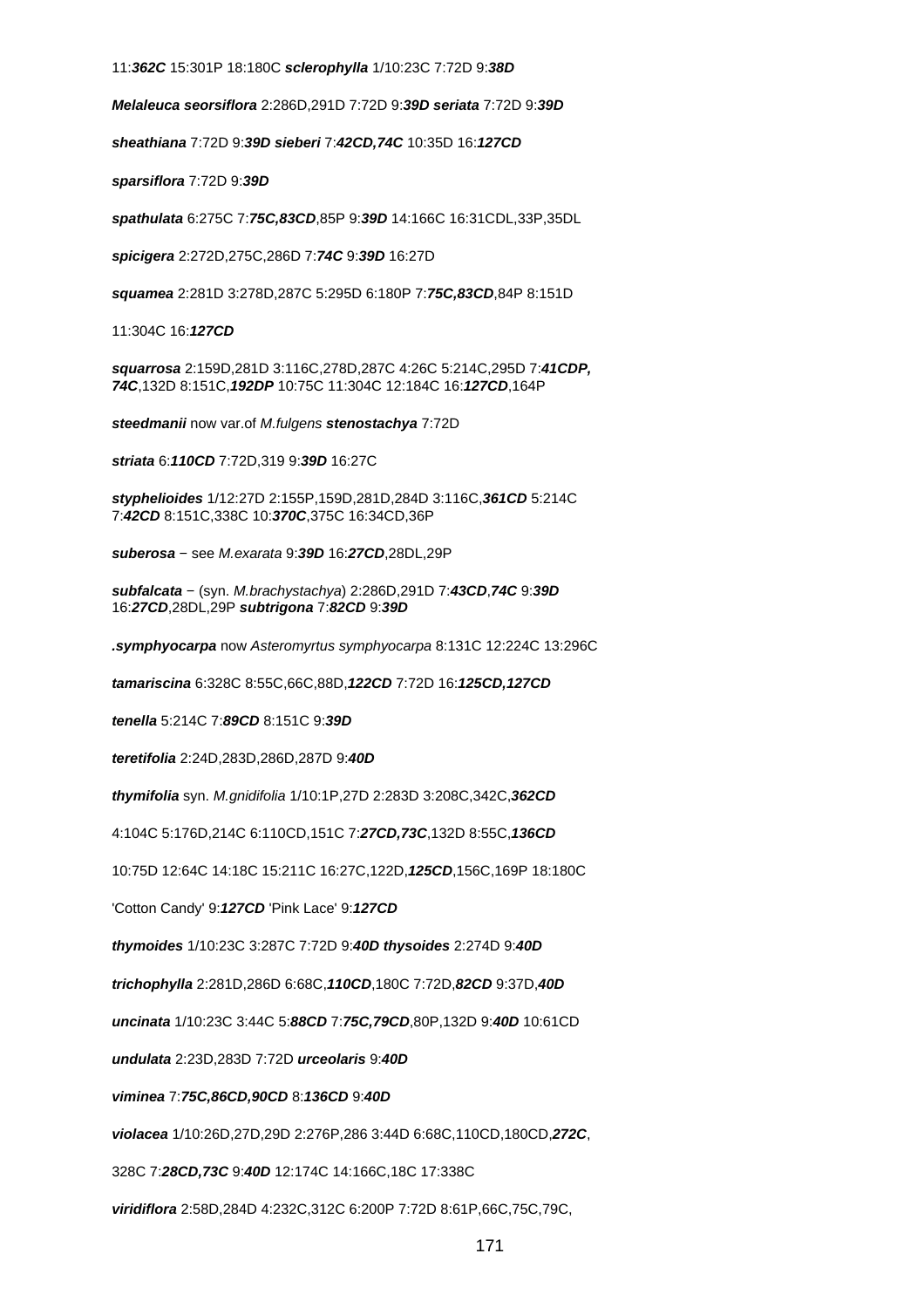11:***362C*** 15:301P 18:180C **sclerophylla** 1/10:23C 7:72D 9:***38D***

**Melaleuca seorsiflora** 2:286D,291D 7:72D 9:***39D*** **seriata** 7:72D 9:***39D***

**sheathiana** 7:72D 9:***39D*** **sieberi** 7:***42CD,74C*** 10:35D 16:***127CD***

**sparsiflora** 7:72D 9:***39D***

**spathulata** 6:275C 7:***75C,83CD***,85P 9:***39D*** 14:166C 16:31CDL,33P,35DL

**spicigera** 2:272D,275C,286D 7:***74C*** 9:***39D*** 16:27D

**squamea** 2:281D 3:278D,287C 5:295D 6:180P 7:***75C,83CD***,84P 8:151D

11:304C 16:***127CD***

**squarrosa** 2:159D,281D 3:116C,278D,287C 4:26C 5:214C,295D 7:***41CDP, 74C***,132D 8:151C,***192DP*** 10:75C 11:304C 12:184C 16:***127CD***,164P

**steedmanii** now var.of *M.fulgens* **stenostachya** 7:72D

**striata** 6:***110CD*** 7:72D,319 9:***39D*** 16:27C

**styphelioides** 1/12:27D 2:155P,159D,281D,284D 3:116C,***361CD*** 5:214C 7:***42CD*** 8:151C,338C 10:***370C***,375C 16:34CD,36P

**suberosa** − see *M.exarata* 9:***39D*** 16:***27CD***,28DL,29P

**subfalcata** − (syn. *M.brachystachya*) 2:286D,291D 7:***43CD***,***74C*** 9:***39D*** 16:***27CD***,28DL,29P **subtrigona** 7:***82CD*** 9:***39D***

**.symphyocarpa** now *Asteromyrtus symphyocarpa* 8:131C 12:224C 13:296C

**tamariscina** 6:328C 8:55C,66C,88D,***122CD*** 7:72D 16:***125CD,127CD***

**tenella** 5:214C 7:***89CD*** 8:151C 9:***39D***

**teretifolia** 2:24D,283D,286D,287D 9:***40D***

**thymifolia** syn. *M.gnidifolia* 1/10:1P,27D 2:283D 3:208C,342C,***362CD***

4:104C 5:176D,214C 6:110CD,151C 7:***27CD,73C***,132D 8:55C,***136CD***

10:75D 12:64C 14:18C 15:211C 16:27C,122D,***125CD***,156C,169P 18:180C

'Cotton Candy' 9:***127CD*** 'Pink Lace' 9:***127CD***

**thymoides** 1/10:23C 3:287C 7:72D 9:***40D*** **thysoides** 2:274D 9:***40D***

**trichophylla** 2:281D,286D 6:68C,***110CD***,180C 7:72D,***82CD*** 9:37D,***40D***

**uncinata** 1/10:23C 3:44C 5:***88CD*** 7:***75C,79CD***,80P,132D 9:***40D*** 10:61CD

**undulata** 2:23D,283D 7:72D **urceolaris** 9:***40D***

**viminea** 7:***75C,86CD,90CD*** 8:***136CD*** 9:***40D***

**violacea** 1/10:26D,27D,29D 2:276P,286 3:44D 6:68C,110CD,180CD,***272C***,

328C 7:***28CD,73C*** 9:***40D*** 12:174C 14:166C,18C 17:338C

**viridiflora** 2:58D,284D 4:232C,312C 6:200P 7:72D 8:61P,66C,75C,79C,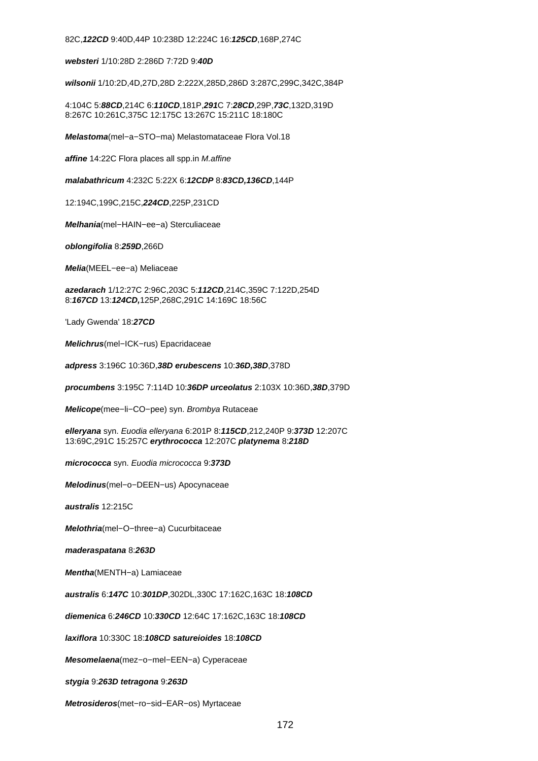82C,***122CD*** 9:40D,44P 10:238D 12:224C 16:***125CD***,168P,274C

***websteri*** 1/10:28D 2:286D 7:72D 9:***40D***

***wilsonii*** 1/10:2D,4D,27D,28D 2:222X,285D,286D 3:287C,299C,342C,384P

4:104C 5:***88CD***,214C 6:***110CD***,181P,***291***C 7:***28CD***,29P,***73C***,132D,319D
8:267C 10:261C,375C 12:175C 13:267C 15:211C 18:180C

***Melastoma***(mel−a−STO−ma) Melastomataceae Flora Vol.18

***affine*** 14:22C Flora places all spp.in *M.affine*

***malabathricum*** 4:232C 5:22X 6:***12CDP*** 8:***83CD,136CD***,144P

12:194C,199C,215C,***224CD***,225P,231CD

***Melhania***(mel−HAIN−ee−a) Sterculiaceae

***oblongifolia*** 8:***259D***,266D

***Melia***(MEEL−ee−a) Meliaceae

***azedarach*** 1/12:27C 2:96C,203C 5:***112CD***,214C,359C 7:122D,254D
8:***167CD*** 13:***124CD,***125P,268C,291C 14:169C 18:56C

'Lady Gwenda' 18:***27CD***

***Melichrus***(mel−ICK−rus) Epacridaceae

***adpress*** 3:196C 10:36D,***38D*** ***erubescens*** 10:***36D,38D***,378D

***procumbens*** 3:195C 7:114D 10:***36DP*** ***urceolatus*** 2:103X 10:36D,***38D***,379D

***Melicope***(mee−li−CO−pee) syn. *Brombya* Rutaceae

***elleryana*** syn. *Euodia elleryana* 6:201P 8:***115CD***,212,240P 9:***373D*** 12:207C
13:69C,291C 15:257C ***erythrococca*** 12:207C ***platynema*** 8:***218D***

***micrococca*** syn. *Euodia micrococca* 9:***373D***

***Melodinus***(mel−o−DEEN−us) Apocynaceae

***australis*** 12:215C

***Melothria***(mel−O−three−a) Cucurbitaceae

***maderaspatana*** 8:***263D***

***Mentha***(MENTH−a) Lamiaceae

***australis*** 6:***147C*** 10:***301DP***,302DL,330C 17:162C,163C 18:***108CD***

***diemenica*** 6:***246CD*** 10:***330CD*** 12:64C 17:162C,163C 18:***108CD***

***laxiflora*** 10:330C 18:***108CD*** ***satureioides*** 18:***108CD***

***Mesomelaena***(mez−o−mel−EEN−a) Cyperaceae

***stygia*** 9:***263D*** ***tetragona*** 9:***263D***

***Metrosideros***(met−ro−sid−EAR−os) Myrtaceae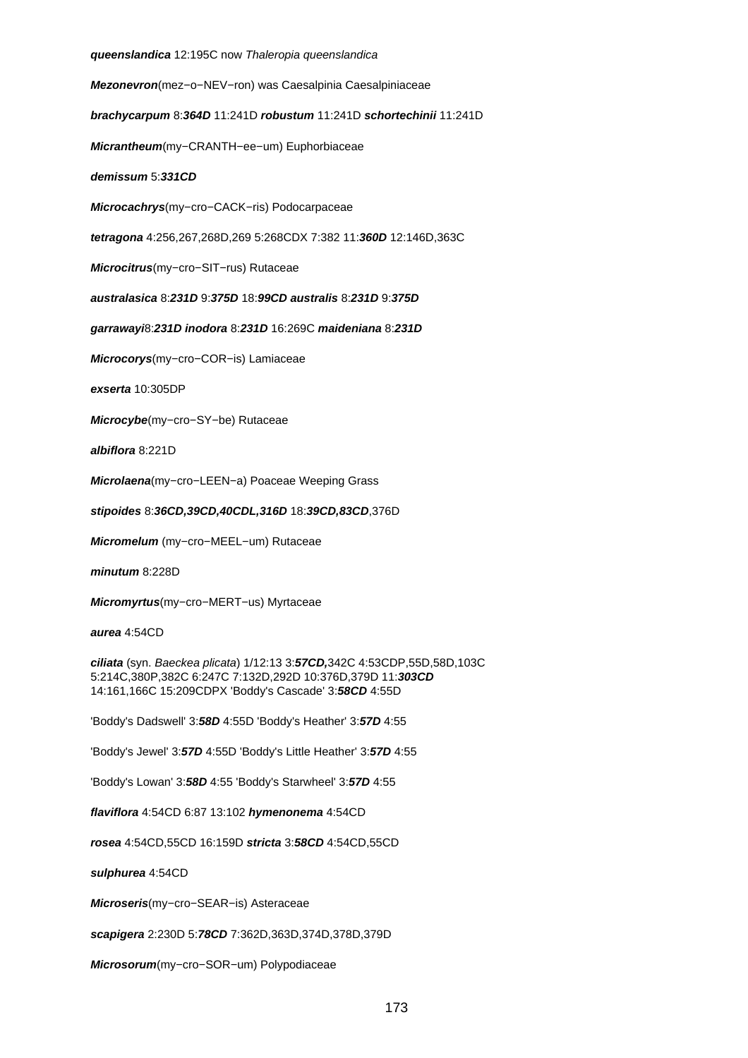**queenslandica** 12:195C now *Thaleropia queenslandica*

***Mezonevron***(mez−o−NEV−ron) was Caesalpinia Caesalpiniaceae

***brachycarpum*** 8:***364D*** 11:241D ***robustum*** 11:241D ***schortechinii*** 11:241D

***Micrantheum***(my−CRANTH−ee−um) Euphorbiaceae

***demissum*** 5:***331CD***

***Microcachrys***(my−cro−CACK−ris) Podocarpaceae

***tetragona*** 4:256,267,268D,269 5:268CDX 7:382 11:***360D*** 12:146D,363C

***Microcitrus***(my−cro−SIT−rus) Rutaceae

***australasica*** 8:***231D*** 9:***375D*** 18:***99CD*** ***australis*** 8:***231D*** 9:***375D***

***garrawayi***8:***231D*** ***inodora*** 8:***231D*** 16:269C ***maideniana*** 8:***231D***

***Microcorys***(my−cro−COR−is) Lamiaceae

***exserta*** 10:305DP

***Microcybe***(my−cro−SY−be) Rutaceae

***albiflora*** 8:221D

***Microlaena***(my−cro−LEEN−a) Poaceae Weeping Grass

***stipoides*** 8:***36CD,39CD,40CDL,316D*** 18:***39CD,83CD***,376D

***Micromelum*** (my−cro−MEEL−um) Rutaceae

***minutum*** 8:228D

***Micromyrtus***(my−cro−MERT−us) Myrtaceae

***aurea*** 4:54CD

***ciliata*** (syn. *Baeckea plicata*) 1/12:13 3:***57CD,***342C 4:53CDP,55D,58D,103C 5:214C,380P,382C 6:247C 7:132D,292D 10:376D,379D 11:***303CD*** 14:161,166C 15:209CDPX 'Boddy's Cascade' 3:***58CD*** 4:55D

'Boddy's Dadswell' 3:***58D*** 4:55D 'Boddy's Heather' 3:***57D*** 4:55

'Boddy's Jewel' 3:***57D*** 4:55D 'Boddy's Little Heather' 3:***57D*** 4:55

'Boddy's Lowan' 3:***58D*** 4:55 'Boddy's Starwheel' 3:***57D*** 4:55

***flaviflora*** 4:54CD 6:87 13:102 ***hymenonema*** 4:54CD

***rosea*** 4:54CD,55CD 16:159D ***stricta*** 3:***58CD*** 4:54CD,55CD

***sulphurea*** 4:54CD

***Microseris***(my−cro−SEAR−is) Asteraceae

***scapigera*** 2:230D 5:***78CD*** 7:362D,363D,374D,378D,379D

***Microsorum***(my−cro−SOR−um) Polypodiaceae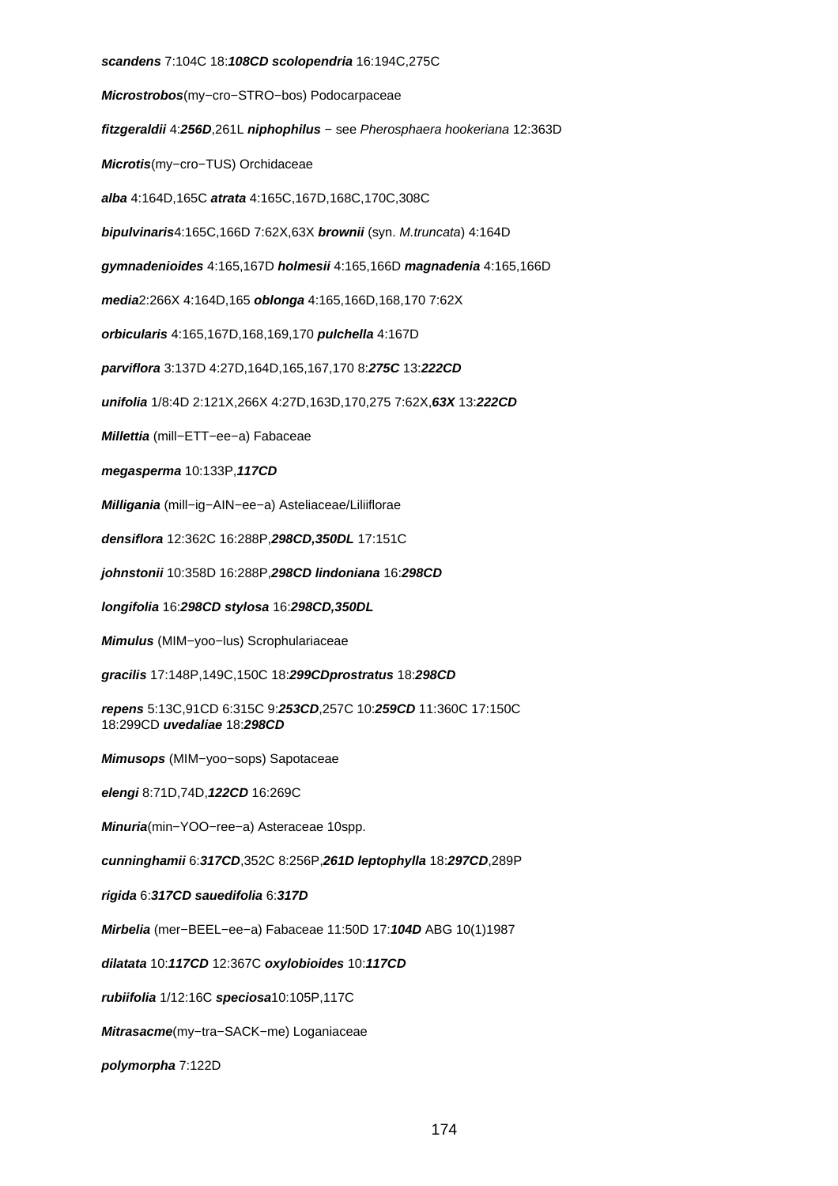**scandens** 7:104C 18:***108CD*** **scolopendria** 16:194C,275C

**Microstrobos**(my−cro−STRO−bos) Podocarpaceae

**fitzgeraldii** 4:***256D***,261L **niphophilus** − see *Pherosphaera hookeriana* 12:363D

**Microtis**(my−cro−TUS) Orchidaceae

**alba** 4:164D,165C **atrata** 4:165C,167D,168C,170C,308C

**bipulvinaris**4:165C,166D 7:62X,63X **brownii** (syn. *M.truncata*) 4:164D

**gymnadenioides** 4:165,167D **holmesii** 4:165,166D **magnadenia** 4:165,166D

**media**2:266X 4:164D,165 **oblonga** 4:165,166D,168,170 7:62X

**orbicularis** 4:165,167D,168,169,170 **pulchella** 4:167D

**parviflora** 3:137D 4:27D,164D,165,167,170 8:***275C*** 13:***222CD***

**unifolia** 1/8:4D 2:121X,266X 4:27D,163D,170,275 7:62X,***63X*** 13:***222CD***

**Millettia** (mill−ETT−ee−a) Fabaceae

**megasperma** 10:133P,***117CD***

**Milligania** (mill−ig−AIN−ee−a) Asteliaceae/Liliiflorae

**densiflora** 12:362C 16:288P,***298CD,350DL*** 17:151C

**johnstonii** 10:358D 16:288P,***298CD*** **lindoniana** 16:***298CD***

**longifolia** 16:***298CD*** **stylosa** 16:***298CD,350DL***

**Mimulus** (MIM−yoo−lus) Scrophulariaceae

**gracilis** 17:148P,149C,150C 18:***299CD*****prostratus** 18:***298CD***

**repens** 5:13C,91CD 6:315C 9:***253CD***,257C 10:***259CD*** 11:360C 17:150C 18:299CD **uvedaliae** 18:***298CD***

**Mimusops** (MIM−yoo−sops) Sapotaceae

**elengi** 8:71D,74D,***122CD*** 16:269C

**Minuria**(min−YOO−ree−a) Asteraceae 10spp.

**cunninghamii** 6:***317CD***,352C 8:256P,***261D*** **leptophylla** 18:***297CD***,289P

**rigida** 6:***317CD*** **sauedifolia** 6:***317D***

**Mirbelia** (mer−BEEL−ee−a) Fabaceae 11:50D 17:***104D*** ABG 10(1)1987

**dilatata** 10:***117CD*** 12:367C **oxylobioides** 10:***117CD***

**rubiifolia** 1/12:16C **speciosa**10:105P,117C

**Mitrasacme**(my−tra−SACK−me) Loganiaceae

**polymorpha** 7:122D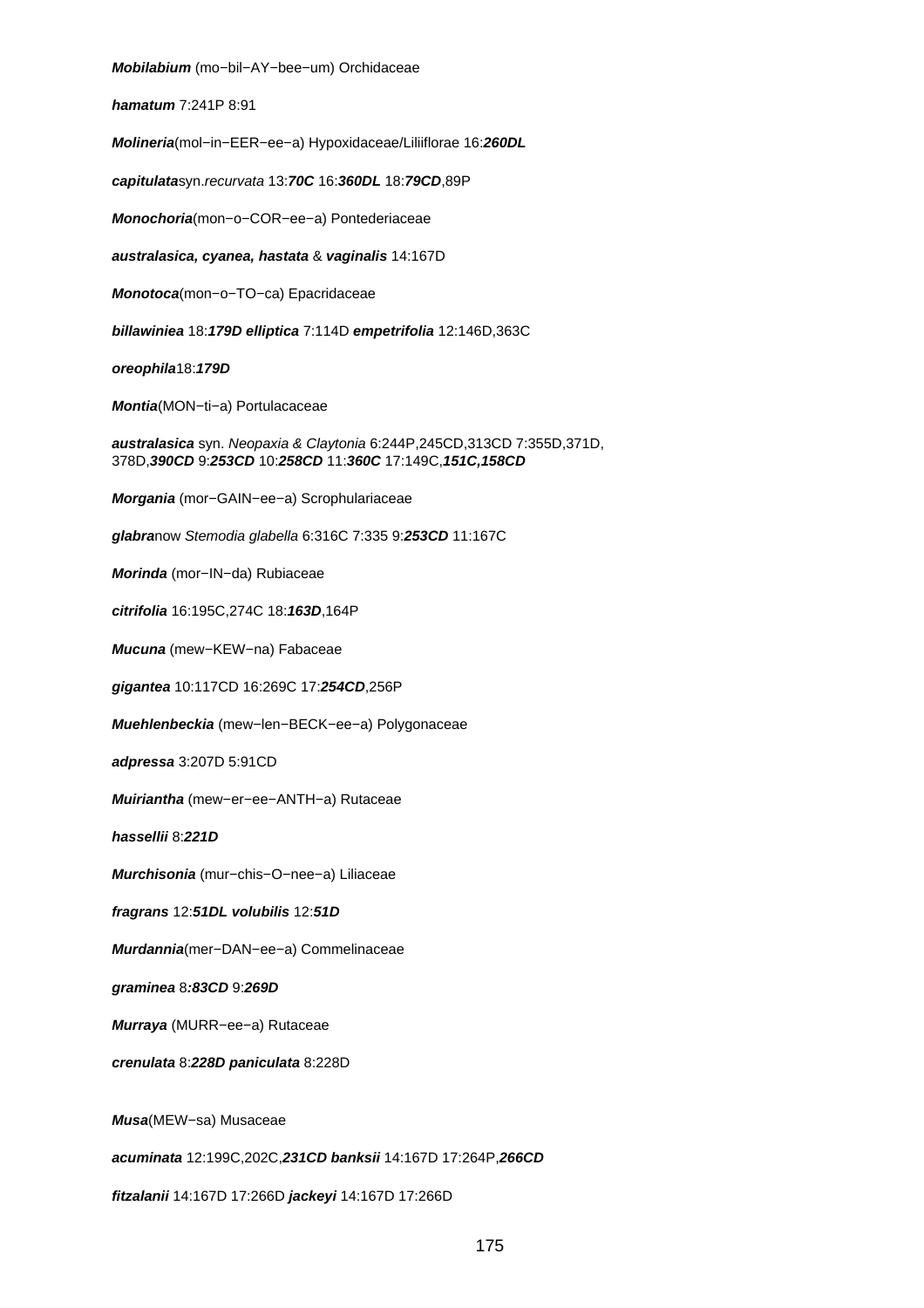***Mobilabium*** (mo−bil−AY−bee−um) Orchidaceae

***hamatum*** 7:241P 8:91

***Molineria***(mol−in−EER−ee−a) Hypoxidaceae/Liliiflorae 16:***260DL***

***capitulata***syn.*recurvata* 13:***70C*** 16:***360DL*** 18:***79CD***,89P

***Monochoria***(mon−o−COR−ee−a) Pontederiaceae

***australasica, cyanea, hastata*** & ***vaginalis*** 14:167D

***Monotoca***(mon−o−TO−ca) Epacridaceae

***billawiniea*** 18:***179D*** ***elliptica*** 7:114D ***empetrifolia*** 12:146D,363C

***oreophila***18:***179D***

***Montia***(MON−ti−a) Portulacaceae

***australasica*** syn. *Neopaxia & Claytonia* 6:244P,245CD,313CD 7:355D,371D, 378D,***390CD*** 9:***253CD*** 10:***258CD*** 11:***360C*** 17:149C,***151C,158CD***

***Morgania*** (mor−GAIN−ee−a) Scrophulariaceae

***glabra***now *Stemodia glabella* 6:316C 7:335 9:***253CD*** 11:167C

***Morinda*** (mor−IN−da) Rubiaceae

***citrifolia*** 16:195C,274C 18:***163D***,164P

***Mucuna*** (mew−KEW−na) Fabaceae

***gigantea*** 10:117CD 16:269C 17:***254CD***,256P

***Muehlenbeckia*** (mew−len−BECK−ee−a) Polygonaceae

***adpressa*** 3:207D 5:91CD

***Muiriantha*** (mew−er−ee−ANTH−a) Rutaceae

***hassellii*** 8:***221D***

***Murchisonia*** (mur−chis−O−nee−a) Liliaceae

***fragrans*** 12:***51DL*** ***volubilis*** 12:***51D***

***Murdannia***(mer−DAN−ee−a) Commelinaceae

***graminea*** 8***:83CD*** 9:***269D***

***Murraya*** (MURR−ee−a) Rutaceae

***crenulata*** 8:***228D*** ***paniculata*** 8:228D

***Musa***(MEW−sa) Musaceae

***acuminata*** 12:199C,202C,***231CD*** ***banksii*** 14:167D 17:264P,***266CD***

***fitzalanii*** 14:167D 17:266D ***jackeyi*** 14:167D 17:266D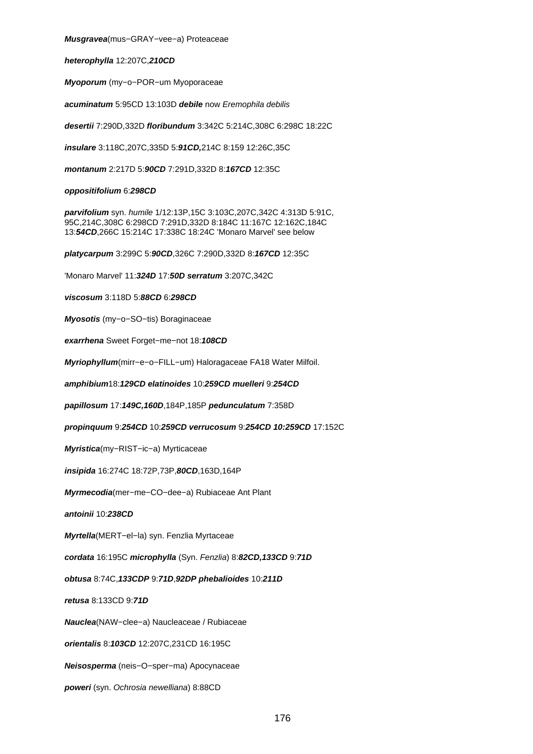**Musgravea**(mus−GRAY−vee−a) Proteaceae

**heterophylla** 12:207C,***210CD***

**Myoporum** (my−o−POR−um Myoporaceae

**acuminatum** 5:95CD 13:103D **debile** now *Eremophila debilis*

**desertii** 7:290D,332D **floribundum** 3:342C 5:214C,308C 6:298C 18:22C

**insulare** 3:118C,207C,335D 5:***91CD,***214C 8:159 12:26C,35C

**montanum** 2:217D 5:***90CD*** 7:291D,332D 8:***167CD*** 12:35C

**oppositifolium** 6:***298CD***

**parvifolium** syn. *humile* 1/12:13P,15C 3:103C,207C,342C 4:313D 5:91C, 95C,214C,308C 6:298CD 7:291D,332D 8:184C 11:167C 12:162C,184C 13:***54CD***,266C 15:214C 17:338C 18:24C 'Monaro Marvel' see below

**platycarpum** 3:299C 5:***90CD***,326C 7:290D,332D 8:***167CD*** 12:35C

'Monaro Marvel' 11:***324D*** 17:***50D*** ***serratum*** 3:207C,342C

**viscosum** 3:118D 5:***88CD*** 6:***298CD***

**Myosotis** (my−o−SO−tis) Boraginaceae

**exarrhena** Sweet Forget−me−not 18:***108CD***

**Myriophyllum**(mirr−e−o−FILL−um) Haloragaceae FA18 Water Milfoil.

**amphibium**18:***129CD*** ***elatinoides*** 10:***259CD*** ***muelleri*** 9:***254CD***

**papillosum** 17:***149C,160D***,184P,185P **pedunculatum** 7:358D

**propinquum** 9:***254CD*** 10:***259CD*** ***verrucosum*** 9:***254CD 10:259CD*** 17:152C

**Myristica**(my−RIST−ic−a) Myrticaceae

**insipida** 16:274C 18:72P,73P,***80CD***,163D,164P

**Myrmecodia**(mer−me−CO−dee−a) Rubiaceae Ant Plant

**antoinii** 10:***238CD***

**Myrtella**(MERT−el−la) syn. Fenzlia Myrtaceae

**cordata** 16:195C **microphylla** (Syn. *Fenzlia*) 8:***82CD,133CD*** 9:***71D***

**obtusa** 8:74C,***133CDP*** 9:***71D***,***92DP*** ***phebalioides*** 10:***211D***

**retusa** 8:133CD 9:***71D***

**Nauclea**(NAW−clee−a) Naucleaceae / Rubiaceae

**orientalis** 8:***103CD*** 12:207C,231CD 16:195C

**Neisosperma** (neis−O−sper−ma) Apocynaceae

**poweri** (syn. *Ochrosia newelliana*) 8:88CD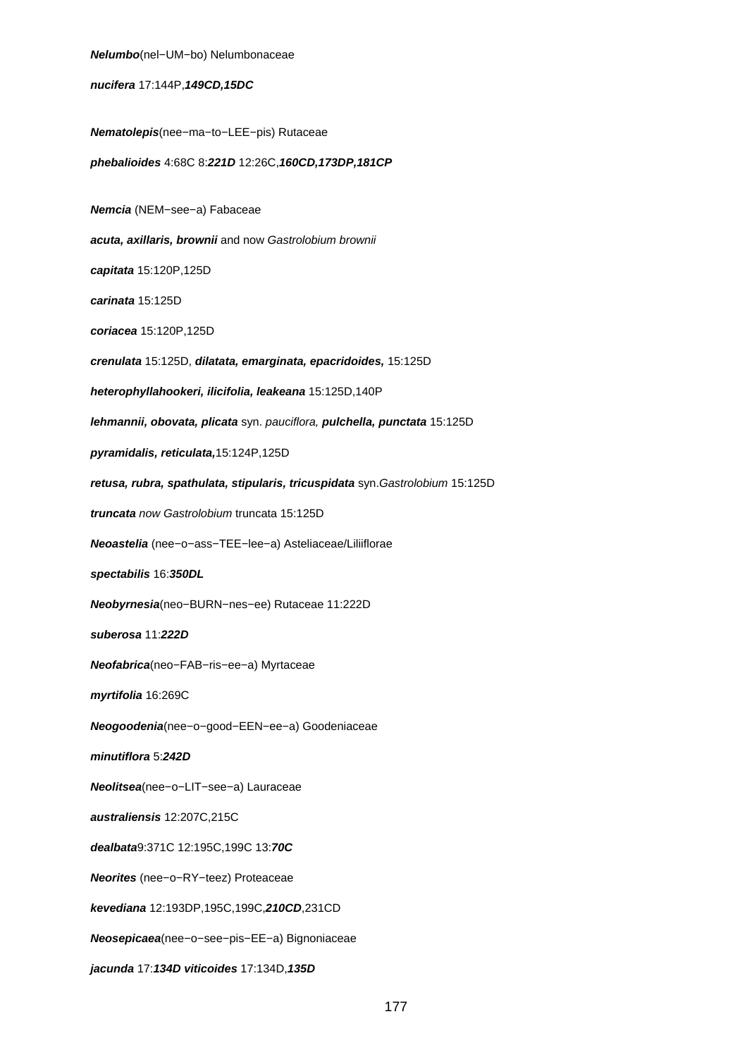***Nelumbo***(nel−UM−bo) Nelumbonaceae

***nucifera*** 17:144P,***149CD,15DC***

***Nematolepis***(nee−ma−to−LEE−pis) Rutaceae

***phebalioides*** 4:68C 8:***221D*** 12:26C,***160CD,173DP,181CP***

***Nemcia*** (NEM−see−a) Fabaceae

***acuta, axillaris, brownii*** and now *Gastrolobium brownii*

***capitata*** 15:120P,125D

***carinata*** 15:125D

***coriacea*** 15:120P,125D

***crenulata*** 15:125D, ***dilatata, emarginata, epacridoides,*** 15:125D

***heterophyllahookeri, ilicifolia, leakeana*** 15:125D,140P

***lehmannii, obovata, plicata*** syn. *pauciflora,* ***pulchella, punctata*** 15:125D

***pyramidalis, reticulata,***15:124P,125D

***retusa, rubra, spathulata, stipularis, tricuspidata*** syn.*Gastrolobium* 15:125D

***truncata*** *now Gastrolobium* truncata 15:125D

***Neoastelia*** (nee−o−ass−TEE−lee−a) Asteliaceae/Liliiflorae

***spectabilis*** 16:***350DL***

***Neobyrnesia***(neo−BURN−nes−ee) Rutaceae 11:222D

***suberosa*** 11:***222D***

***Neofabrica***(neo−FAB−ris−ee−a) Myrtaceae

***myrtifolia*** 16:269C

***Neogoodenia***(nee−o−good−EEN−ee−a) Goodeniaceae

***minutiflora*** 5:***242D***

***Neolitsea***(nee−o−LIT−see−a) Lauraceae

***australiensis*** 12:207C,215C

***dealbata***9:371C 12:195C,199C 13:***70C***

***Neorites*** (nee−o−RY−teez) Proteaceae

***kevediana*** 12:193DP,195C,199C,***210CD***,231CD

***Neosepicaea***(nee−o−see−pis−EE−a) Bignoniaceae

***jacunda*** 17:***134D viticoides*** 17:134D,***135D***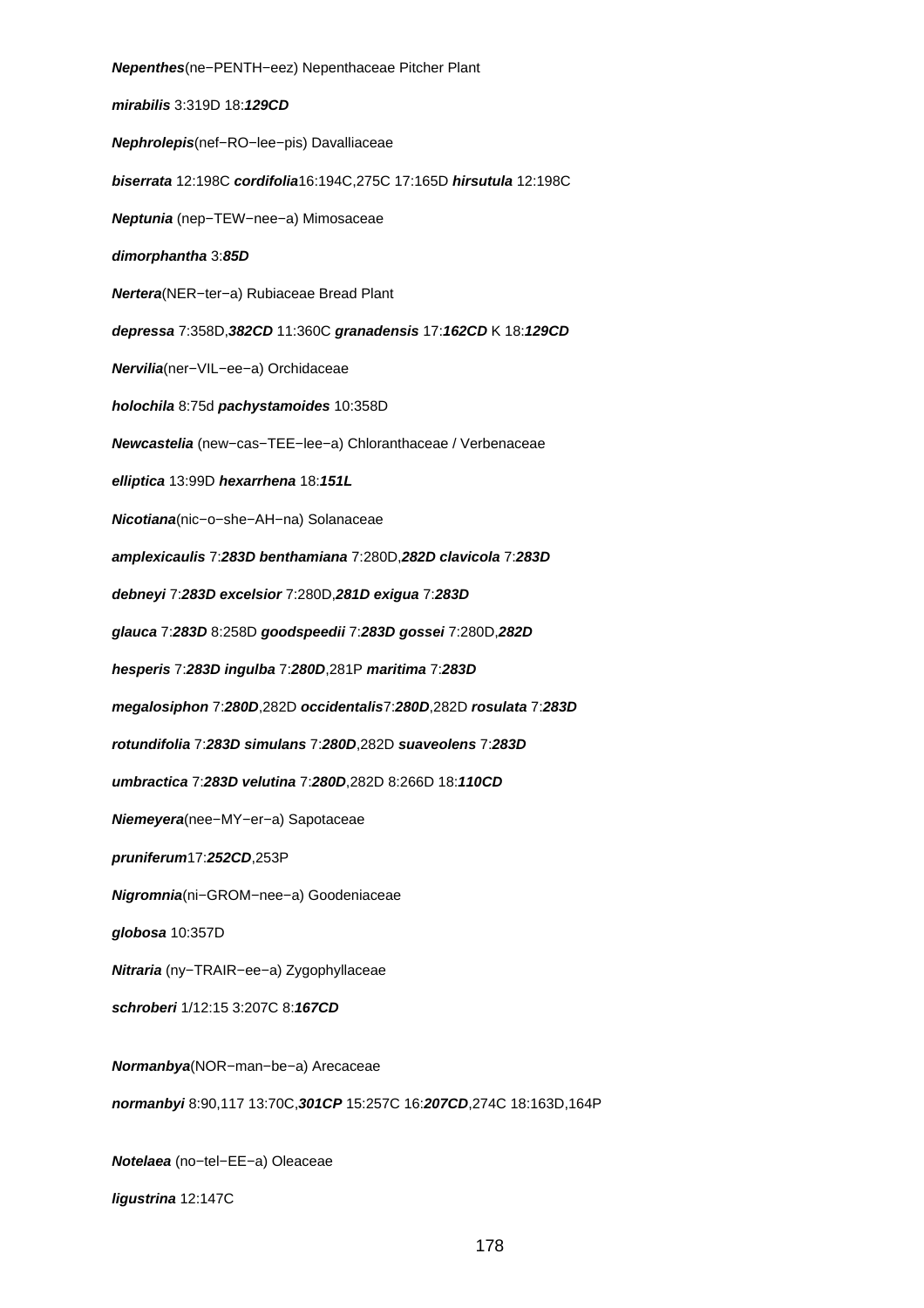**Nepenthes**(ne−PENTH−eez) Nepenthaceae Pitcher Plant

**mirabilis** 3:319D 18:***129CD***

**Nephrolepis**(nef−RO−lee−pis) Davalliaceae

**biserrata** 12:198C **cordifolia**16:194C,275C 17:165D **hirsutula** 12:198C

**Neptunia** (nep−TEW−nee−a) Mimosaceae

**dimorphantha** 3:***85D***

**Nertera**(NER−ter−a) Rubiaceae Bread Plant

**depressa** 7:358D,***382CD*** 11:360C **granadensis** 17:***162CD*** K 18:***129CD***

**Nervilia**(ner−VIL−ee−a) Orchidaceae

**holochila** 8:75d **pachystamoides** 10:358D

**Newcastelia** (new−cas−TEE−lee−a) Chloranthaceae / Verbenaceae

**elliptica** 13:99D **hexarrhena** 18:***151L***

**Nicotiana**(nic−o−she−AH−na) Solanaceae

**amplexicaulis** 7:***283D*** **benthamiana** 7:280D,***282D*** **clavicola** 7:***283D***

**debneyi** 7:***283D*** **excelsior** 7:280D,***281D*** **exigua** 7:***283D***

**glauca** 7:***283D*** 8:258D **goodspeedii** 7:***283D*** **gossei** 7:280D,***282D***

**hesperis** 7:***283D*** **ingulba** 7:***280D***,281P **maritima** 7:***283D***

**megalosiphon** 7:***280D***,282D **occidentalis**7:***280D***,282D **rosulata** 7:***283D***

**rotundifolia** 7:***283D*** **simulans** 7:***280D***,282D **suaveolens** 7:***283D***

**umbractica** 7:***283D*** **velutina** 7:***280D***,282D 8:266D 18:***110CD***

**Niemeyera**(nee−MY−er−a) Sapotaceae

**pruniferum**17:***252CD***,253P

**Nigromnia**(ni−GROM−nee−a) Goodeniaceae

**globosa** 10:357D

**Nitraria** (ny−TRAIR−ee−a) Zygophyllaceae

**schroberi** 1/12:15 3:207C 8:***167CD***

**Normanbya**(NOR−man−be−a) Arecaceae

**normanbyi** 8:90,117 13:70C,***301CP*** 15:257C 16:***207CD***,274C 18:163D,164P

**Notelaea** (no−tel−EE−a) Oleaceae

**ligustrina** 12:147C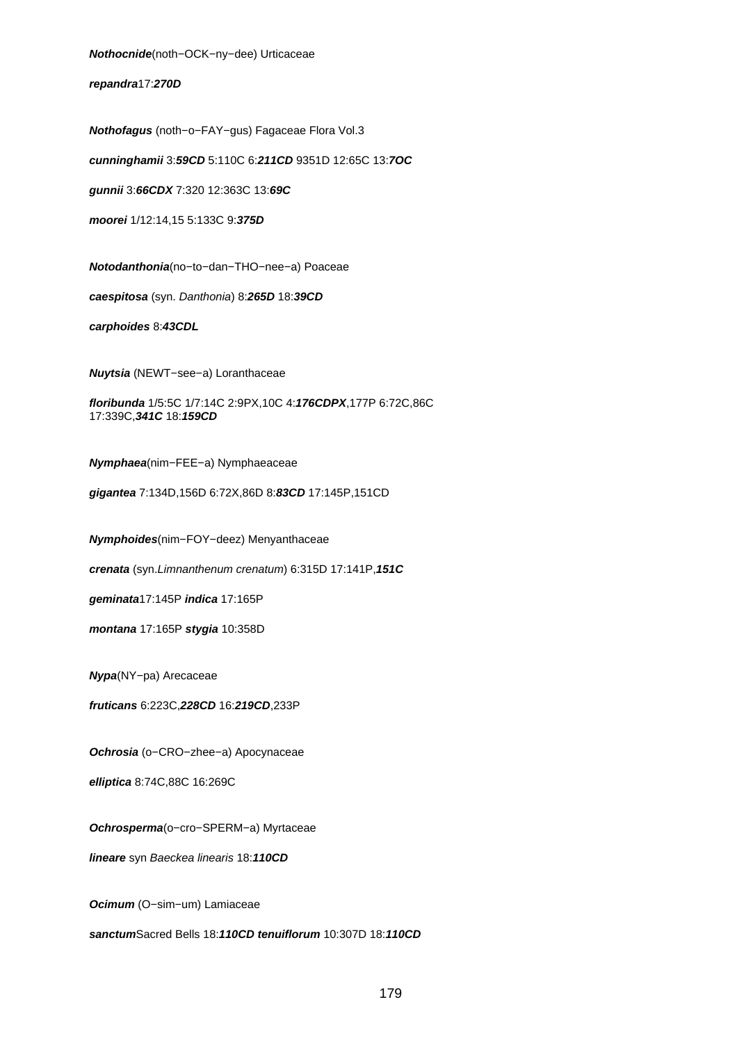***Nothocnide***(noth−OCK−ny−dee) Urticaceae

***repandra***17:***270D***

***Nothofagus*** (noth−o−FAY−gus) Fagaceae Flora Vol.3

***cunninghamii*** 3:***59CD*** 5:110C 6:***211CD*** 9351D 12:65C 13:***7OC***

***gunnii*** 3:***66CDX*** 7:320 12:363C 13:***69C***

***moorei*** 1/12:14,15 5:133C 9:***375D***

***Notodanthonia***(no−to−dan−THO−nee−a) Poaceae

***caespitosa*** (syn. *Danthonia*) 8:***265D*** 18:***39CD***

***carphoides*** 8:***43CDL***

***Nuytsia*** (NEWT−see−a) Loranthaceae

***floribunda*** 1/5:5C 1/7:14C 2:9PX,10C 4:***176CDPX***,177P 6:72C,86C 17:339C,***341C*** 18:***159CD***

***Nymphaea***(nim−FEE−a) Nymphaeaceae

***gigantea*** 7:134D,156D 6:72X,86D 8:***83CD*** 17:145P,151CD

***Nymphoides***(nim−FOY−deez) Menyanthaceae

***crenata*** (syn.*Limnanthenum crenatum*) 6:315D 17:141P,***151C***

***geminata***17:145P ***indica*** 17:165P

***montana*** 17:165P ***stygia*** 10:358D

***Nypa***(NY−pa) Arecaceae

***fruticans*** 6:223C,***228CD*** 16:***219CD***,233P

***Ochrosia*** (o−CRO−zhee−a) Apocynaceae

***elliptica*** 8:74C,88C 16:269C

***Ochrosperma***(o−cro−SPERM−a) Myrtaceae

***lineare*** syn *Baeckea linearis* 18:***110CD***

***Ocimum*** (O−sim−um) Lamiaceae

***sanctum***Sacred Bells 18:***110CD*** ***tenuiflorum*** 10:307D 18:***110CD***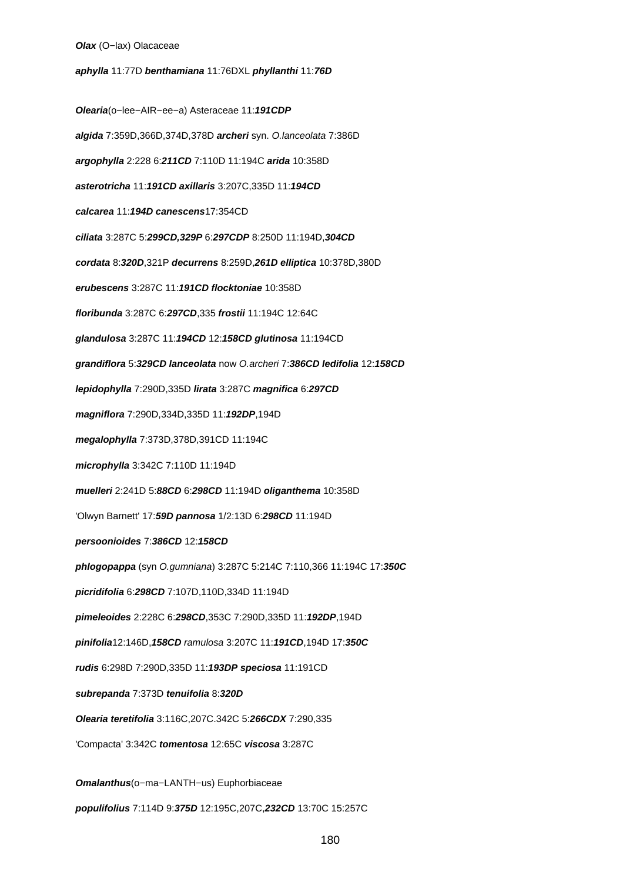**Olax** (O−lax) Olacaceae

**aphylla** 11:77D **benthamiana** 11:76DXL **phyllanthi** 11:**76D**

**Olearia**(o−lee−AIR−ee−a) Asteraceae 11:**191CDP**

**algida** 7:359D,366D,374D,378D **archeri** syn. *O.lanceolata* 7:386D

**argophylla** 2:228 6:**211CD** 7:110D 11:194C **arida** 10:358D

**asterotricha** 11:**191CD** **axillaris** 3:207C,335D 11:**194CD**

**calcarea** 11:**194D** **canescens**17:354CD

**ciliata** 3:287C 5:**299CD,329P** 6:**297CDP** 8:250D 11:194D,**304CD**

**cordata** 8:**320D**,321P **decurrens** 8:259D,**261D** **elliptica** 10:378D,380D

**erubescens** 3:287C 11:**191CD** **flocktoniae** 10:358D

**floribunda** 3:287C 6:**297CD**,335 **frostii** 11:194C 12:64C

**glandulosa** 3:287C 11:**194CD** 12:**158CD** **glutinosa** 11:194CD

**grandiflora** 5:**329CD** **lanceolata** now *O.archeri* 7:**386CD** **ledifolia** 12:**158CD**

**lepidophylla** 7:290D,335D **lirata** 3:287C **magnifica** 6:**297CD**

**magniflora** 7:290D,334D,335D 11:**192DP**,194D

**megalophylla** 7:373D,378D,391CD 11:194C

**microphylla** 3:342C 7:110D 11:194D

**muelleri** 2:241D 5:**88CD** 6:**298CD** 11:194D **oliganthema** 10:358D

'Olwyn Barnett' 17:**59D** **pannosa** 1/2:13D 6:**298CD** 11:194D

**persoonioides** 7:**386CD** 12:**158CD**

**phlogopappa** (syn *O.gumniana*) 3:287C 5:214C 7:110,366 11:194C 17:**350C**

**picridifolia** 6:**298CD** 7:107D,110D,334D 11:194D

**pimeleoides** 2:228C 6:**298CD**,353C 7:290D,335D 11:**192DP**,194D

**pinifolia**12:146D,**158CD** *ramulosa* 3:207C 11:**191CD**,194D 17:**350C**

**rudis** 6:298D 7:290D,335D 11:**193DP** **speciosa** 11:191CD

**subrepanda** 7:373D **tenuifolia** 8:**320D**

**Olearia teretifolia** 3:116C,207C.342C 5:**266CDX** 7:290,335

'Compacta' 3:342C **tomentosa** 12:65C **viscosa** 3:287C

**Omalanthus**(o−ma−LANTH−us) Euphorbiaceae

**populifolius** 7:114D 9:**375D** 12:195C,207C,**232CD** 13:70C 15:257C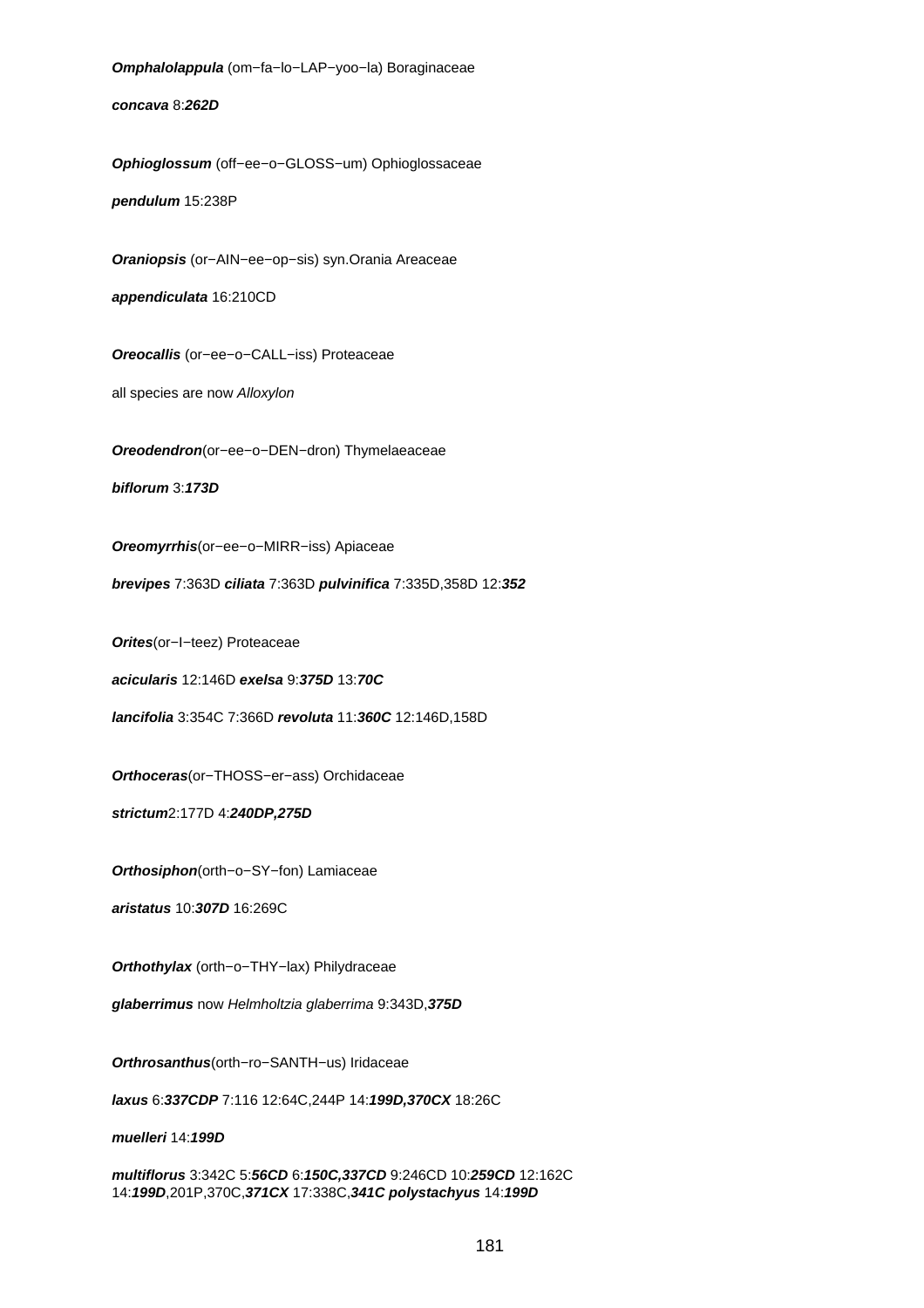***Omphalolappula*** (om−fa−lo−LAP−yoo−la) Boraginaceae

***concava*** 8:***262D***

***Ophioglossum*** (off−ee−o−GLOSS−um) Ophioglossaceae

***pendulum*** 15:238P

***Oraniopsis*** (or−AIN−ee−op−sis) syn.Orania Areaceae

***appendiculata*** 16:210CD

***Oreocallis*** (or−ee−o−CALL−iss) Proteaceae

all species are now *Alloxylon*

***Oreodendron***(or−ee−o−DEN−dron) Thymelaeaceae

***biflorum*** 3:***173D***

***Oreomyrrhis***(or−ee−o−MIRR−iss) Apiaceae

***brevipes*** 7:363D ***ciliata*** 7:363D ***pulvinifica*** 7:335D,358D 12:***352***

***Orites***(or−I−teez) Proteaceae

***acicularis*** 12:146D ***exelsa*** 9:***375D*** 13:***70C***

***lancifolia*** 3:354C 7:366D ***revoluta*** 11:***360C*** 12:146D,158D

***Orthoceras***(or−THOSS−er−ass) Orchidaceae

***strictum***2:177D 4:***240DP,275D***

***Orthosiphon***(orth−o−SY−fon) Lamiaceae

***aristatus*** 10:***307D*** 16:269C

***Orthothylax*** (orth−o−THY−lax) Philydraceae

***glaberrimus*** now *Helmholtzia glaberrima* 9:343D,***375D***

***Orthrosanthus***(orth−ro−SANTH−us) Iridaceae

***laxus*** 6:***337CDP*** 7:116 12:64C,244P 14:***199D,370CX*** 18:26C

***muelleri*** 14:***199D***

***multiflorus*** 3:342C 5:***56CD*** 6:***150C,337CD*** 9:246CD 10:***259CD*** 12:162C 14:***199D***,201P,370C,***371CX*** 17:338C,***341C*** ***polystachyus*** 14:***199D***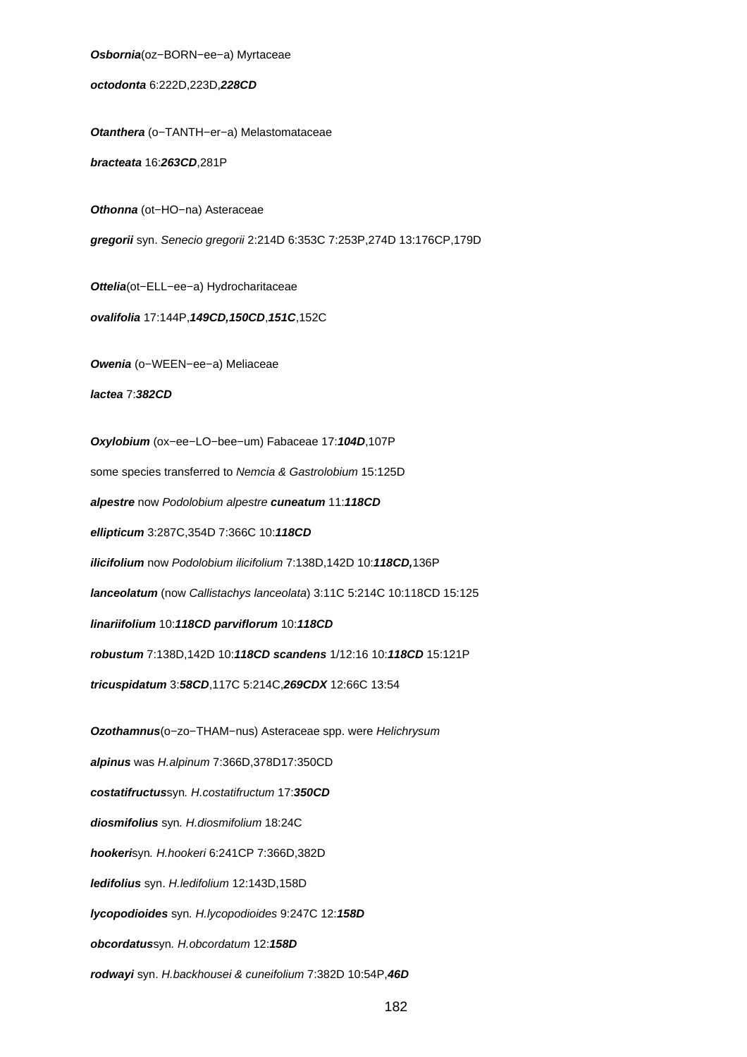***Osbornia***(oz−BORN−ee−a) Myrtaceae

***octodonta*** 6:222D,223D,***228CD***

***Otanthera*** (o−TANTH−er−a) Melastomataceae

***bracteata*** 16:***263CD***,281P

***Othonna*** (ot−HO−na) Asteraceae

***gregorii*** syn. *Senecio gregorii* 2:214D 6:353C 7:253P,274D 13:176CP,179D

***Ottelia***(ot−ELL−ee−a) Hydrocharitaceae

***ovalifolia*** 17:144P,***149CD,150CD***,***151C***,152C

***Owenia*** (o−WEEN−ee−a) Meliaceae

***lactea*** 7:***382CD***

***Oxylobium*** (ox−ee−LO−bee−um) Fabaceae 17:***104D***,107P

some species transferred to *Nemcia & Gastrolobium* 15:125D

***alpestre*** now *Podolobium alpestre* ***cuneatum*** 11:***118CD***

***ellipticum*** 3:287C,354D 7:366C 10:***118CD***

***ilicifolium*** now *Podolobium ilicifolium* 7:138D,142D 10:***118CD,***136P

***lanceolatum*** (now *Callistachys lanceolata*) 3:11C 5:214C 10:118CD 15:125

***linariifolium*** 10:***118CD*** ***parviflorum*** 10:***118CD***

***robustum*** 7:138D,142D 10:***118CD*** ***scandens*** 1/12:16 10:***118CD*** 15:121P

***tricuspidatum*** 3:***58CD***,117C 5:214C,***269CDX*** 12:66C 13:54

***Ozothamnus***(o−zo−THAM−nus) Asteraceae spp. were *Helichrysum*

***alpinus*** was *H.alpinum* 7:366D,378D17:350CD

***costatifructus***syn*. H.costatifructum* 17:***350CD***

***diosmifolius*** syn*. H.diosmifolium* 18:24C

***hookeri***syn*. H.hookeri* 6:241CP 7:366D,382D

***ledifolius*** syn. *H.ledifolium* 12:143D,158D

***lycopodioides*** syn*. H.lycopodioides* 9:247C 12:***158D***

***obcordatus***syn*. H.obcordatum* 12:***158D***

***rodwayi*** syn. *H.backhousei & cuneifolium* 7:382D 10:54P,***46D***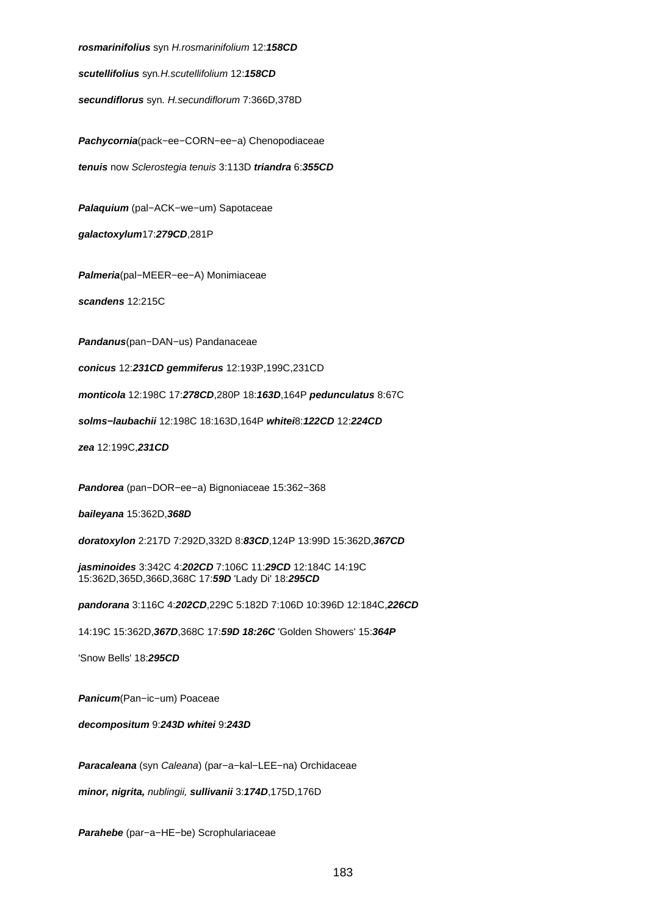**rosmarinifolius** syn *H.rosmarinifolium* 12:***158CD***

**scutellifolius** syn.*H.scutellifolium* 12:***158CD***

**secundiflorus** syn. *H.secundiflorum* 7:366D,378D

***Pachycornia***(pack−ee−CORN−ee−a) Chenopodiaceae

**tenuis** now *Sclerostegia tenuis* 3:113D **triandra** 6:***355CD***

***Palaquium*** (pal−ACK−we−um) Sapotaceae

**galactoxylum**17:***279CD***,281P

***Palmeria***(pal−MEER−ee−A) Monimiaceae

**scandens** 12:215C

***Pandanus***(pan−DAN−us) Pandanaceae

**conicus** 12:***231CD*** **gemmiferus** 12:193P,199C,231CD

**monticola** 12:198C 17:***278CD***,280P 18:***163D***,164P **pedunculatus** 8:67C

**solms−laubachii** 12:198C 18:163D,164P **whitei**8:***122CD*** 12:***224CD***

**zea** 12:199C,***231CD***

***Pandorea*** (pan−DOR−ee−a) Bignoniaceae 15:362−368

**baileyana** 15:362D,***368D***

**doratoxylon** 2:217D 7:292D,332D 8:***83CD***,124P 13:99D 15:362D,***367CD***

**jasminoides** 3:342C 4:***202CD*** 7:106C 11:***29CD*** 12:184C 14:19C 15:362D,365D,366D,368C 17:***59D*** 'Lady Di' 18:***295CD***

**pandorana** 3:116C 4:***202CD***,229C 5:182D 7:106D 10:396D 12:184C,***226CD***

14:19C 15:362D,***367D***,368C 17:***59D 18:26C*** 'Golden Showers' 15:***364P***

'Snow Bells' 18:***295CD***

***Panicum***(Pan−ic−um) Poaceae

**decompositum** 9:***243D*** **whitei** 9:***243D***

***Paracaleana*** (syn *Caleana*) (par−a−kal−LEE−na) Orchidaceae

**minor, nigrita,** *nublingii,* **sullivanii** 3:***174D***,175D,176D

***Parahebe*** (par−a−HE−be) Scrophulariaceae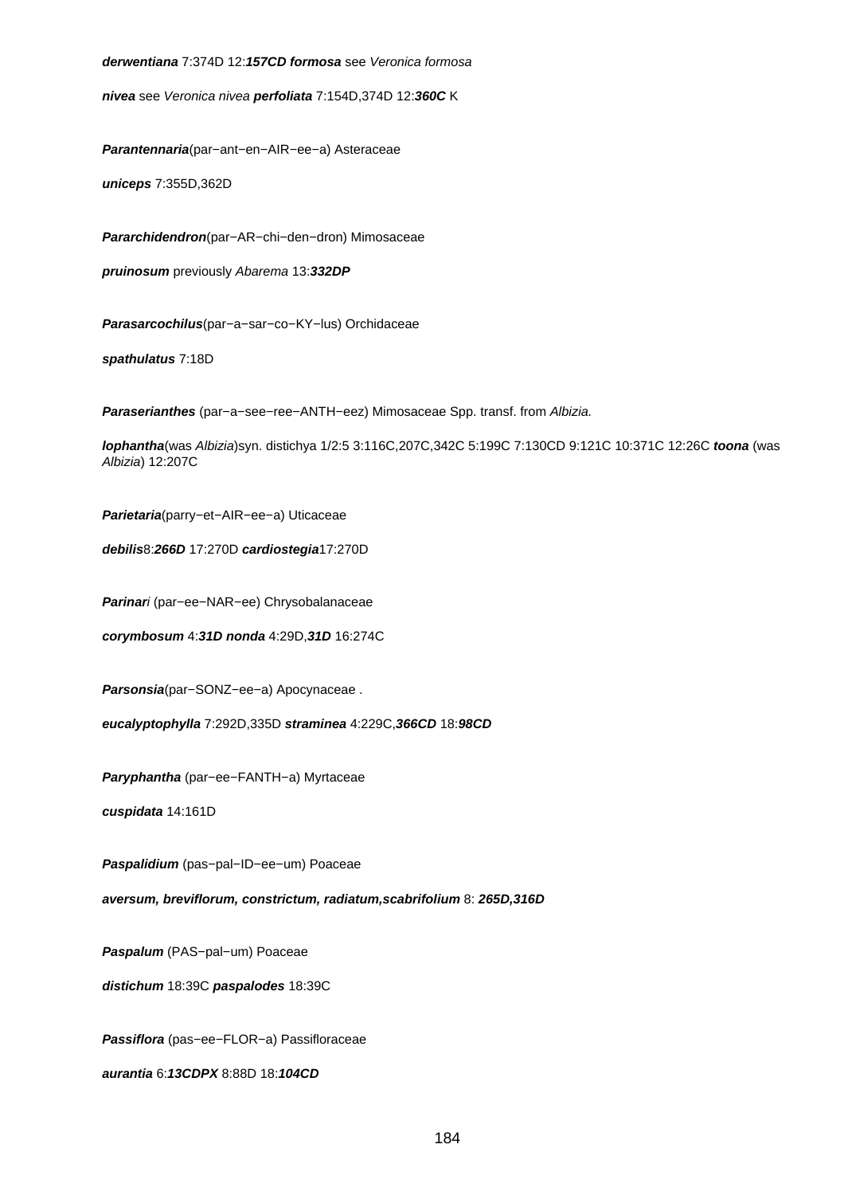***derwentiana*** 7:374D 12:***157CD formosa*** see *Veronica formosa*

***nivea*** see *Veronica nivea* ***perfoliata*** 7:154D,374D 12:***360C*** K

***Parantennaria***(par−ant−en−AIR−ee−a) Asteraceae

***uniceps*** 7:355D,362D

***Pararchidendron***(par−AR−chi−den−dron) Mimosaceae

***pruinosum*** previously *Abarema* 13:***332DP***

***Parasarcochilus***(par−a−sar−co−KY−lus) Orchidaceae

***spathulatus*** 7:18D

***Paraserianthes*** (par−a−see−ree−ANTH−eez) Mimosaceae Spp. transf. from *Albizia.*

***lophantha***(was *Albizia*)syn. distichya 1/2:5 3:116C,207C,342C 5:199C 7:130CD 9:121C 10:371C 12:26C ***toona*** (was *Albizia*) 12:207C

***Parietaria***(parry−et−AIR−ee−a) Uticaceae

***debilis***8:***266D*** 17:270D ***cardiostegia***17:270D

***Parinar****i* (par−ee−NAR−ee) Chrysobalanaceae

***corymbosum*** 4:***31D nonda*** 4:29D,***31D*** 16:274C

***Parsonsia***(par−SONZ−ee−a) Apocynaceae .

***eucalyptophylla*** 7:292D,335D ***straminea*** 4:229C,***366CD*** 18:***98CD***

***Paryphantha*** (par−ee−FANTH−a) Myrtaceae

***cuspidata*** 14:161D

***Paspalidium*** (pas−pal−ID−ee−um) Poaceae

***aversum, breviflorum, constrictum, radiatum,scabrifolium*** 8: ***265D,316D***

***Paspalum*** (PAS−pal−um) Poaceae

***distichum*** 18:39C ***paspalodes*** 18:39C

***Passiflora*** (pas−ee−FLOR−a) Passifloraceae

***aurantia*** 6:***13CDPX*** 8:88D 18:***104CD***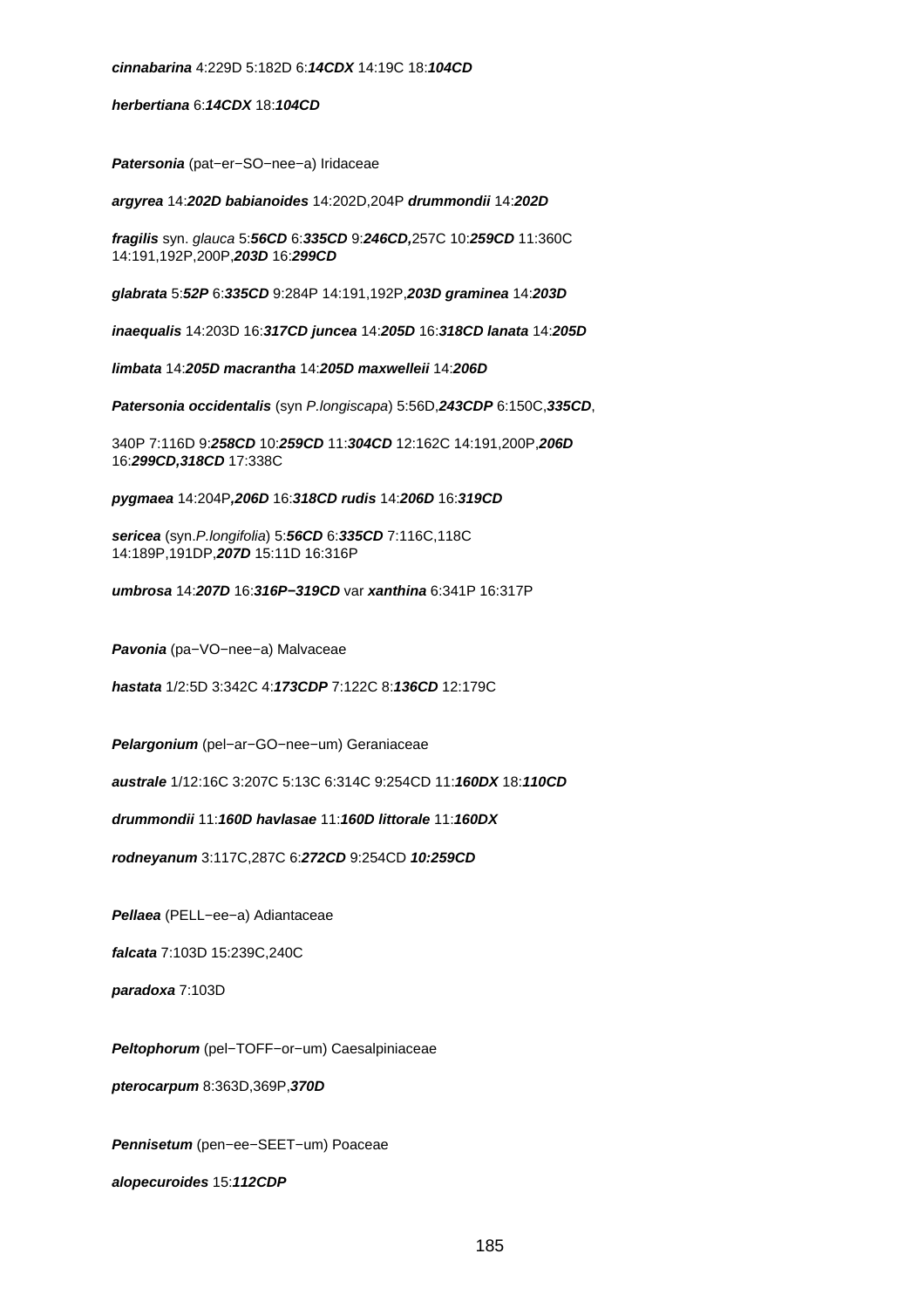**cinnabarina** 4:229D 5:182D 6:***14CDX*** 14:19C 18:***104CD***

**herbertiana** 6:***14CDX*** 18:***104CD***

***Patersonia*** (pat−er−SO−nee−a) Iridaceae

***argyrea*** 14:***202D*** ***babianoides*** 14:202D,204P ***drummondii*** 14:***202D***

***fragilis*** syn. *glauca* 5:***56CD*** 6:***335CD*** 9:***246CD,***257C 10:***259CD*** 11:360C 14:191,192P,200P,***203D*** 16:***299CD***

***glabrata*** 5:***52P*** 6:***335CD*** 9:284P 14:191,192P,***203D*** ***graminea*** 14:***203D***

***inaequalis*** 14:203D 16:***317CD*** ***juncea*** 14:***205D*** 16:***318CD*** ***lanata*** 14:***205D***

***limbata*** 14:***205D*** ***macrantha*** 14:***205D*** ***maxwelleii*** 14:***206D***

***Patersonia occidentalis*** (syn *P.longiscapa*) 5:56D,***243CDP*** 6:150C,***335CD***,

340P 7:116D 9:***258CD*** 10:***259CD*** 11:***304CD*** 12:162C 14:191,200P,***206D*** 16:***299CD,318CD*** 17:338C

***pygmaea*** 14:204P***,206D*** 16:***318CD*** ***rudis*** 14:***206D*** 16:***319CD***

***sericea*** (syn.*P.longifolia*) 5:***56CD*** 6:***335CD*** 7:116C,118C 14:189P,191DP,***207D*** 15:11D 16:316P

***umbrosa*** 14:***207D*** 16:***316P−319CD*** var ***xanthina*** 6:341P 16:317P

***Pavonia*** (pa−VO−nee−a) Malvaceae

***hastata*** 1/2:5D 3:342C 4:***173CDP*** 7:122C 8:***136CD*** 12:179C

***Pelargonium*** (pel−ar−GO−nee−um) Geraniaceae

***australe*** 1/12:16C 3:207C 5:13C 6:314C 9:254CD 11:***160DX*** 18:***110CD***

***drummondii*** 11:***160D*** ***havlasae*** 11:***160D*** ***littorale*** 11:***160DX***

***rodneyanum*** 3:117C,287C 6:***272CD*** 9:254CD ***10:259CD***

***Pellaea*** (PELL−ee−a) Adiantaceae

***falcata*** 7:103D 15:239C,240C

***paradoxa*** 7:103D

***Peltophorum*** (pel−TOFF−or−um) Caesalpiniaceae

***pterocarpum*** 8:363D,369P,***370D***

***Pennisetum*** (pen−ee−SEET−um) Poaceae

***alopecuroides*** 15:***112CDP***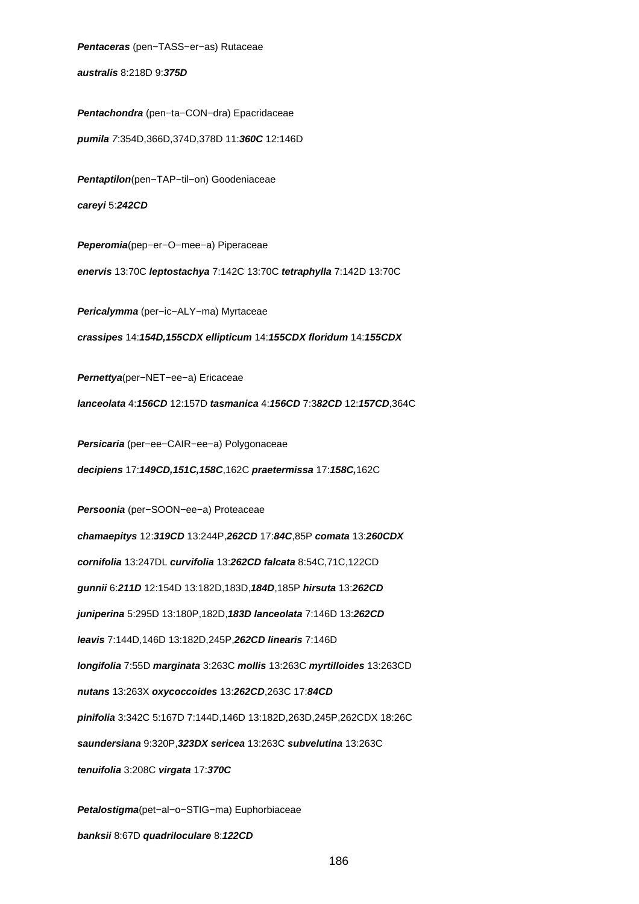***Pentaceras*** (pen−TASS−er−as) Rutaceae

***australis*** 8:218D 9:***375D***

***Pentachondra*** (pen−ta−CON−dra) Epacridaceae

***pumila*** *7*:354D,366D,374D,378D 11:***360C*** 12:146D

***Pentaptilon***(pen−TAP−til−on) Goodeniaceae

***careyi*** 5:***242CD***

***Peperomia***(pep−er−O−mee−a) Piperaceae

***enervis*** 13:70C ***leptostachya*** 7:142C 13:70C ***tetraphylla*** 7:142D 13:70C

***Pericalymma*** (per−ic−ALY−ma) Myrtaceae

***crassipes*** 14:***154D,155CDX ellipticum*** 14:***155CDX floridum*** 14:***155CDX***

***Pernettya***(per−NET−ee−a) Ericaceae

***lanceolata*** 4:***156CD*** 12:157D ***tasmanica*** 4:***156CD*** 7:3***82CD*** 12:***157CD***,364C

***Persicaria*** (per−ee−CAIR−ee−a) Polygonaceae

***decipiens*** 17:***149CD,151C,158C***,162C ***praetermissa*** 17:***158C,***162C

***Persoonia*** (per−SOON−ee−a) Proteaceae

***chamaepitys*** 12:***319CD*** 13:244P,***262CD*** 17:***84C***,85P ***comata*** 13:***260CDX***

***cornifolia*** 13:247DL ***curvifolia*** 13:***262CD falcata*** 8:54C,71C,122CD

***gunnii*** 6:***211D*** 12:154D 13:182D,183D,***184D***,185P ***hirsuta*** 13:***262CD***

***juniperina*** 5:295D 13:180P,182D,***183D lanceolata*** 7:146D 13:***262CD***

***leavis*** 7:144D,146D 13:182D,245P,***262CD linearis*** 7:146D

***longifolia*** 7:55D ***marginata*** 3:263C ***mollis*** 13:263C ***myrtilloides*** 13:263CD

***nutans*** 13:263X ***oxycoccoides*** 13:***262CD***,263C 17:***84CD***

***pinifolia*** 3:342C 5:167D 7:144D,146D 13:182D,263D,245P,262CDX 18:26C

***saundersiana*** 9:320P,***323DX sericea*** 13:263C ***subvelutina*** 13:263C

***tenuifolia*** 3:208C ***virgata*** 17:***370C***

***Petalostigma***(pet−al−o−STIG−ma) Euphorbiaceae

***banksii*** 8:67D ***quadriloculare*** 8:***122CD***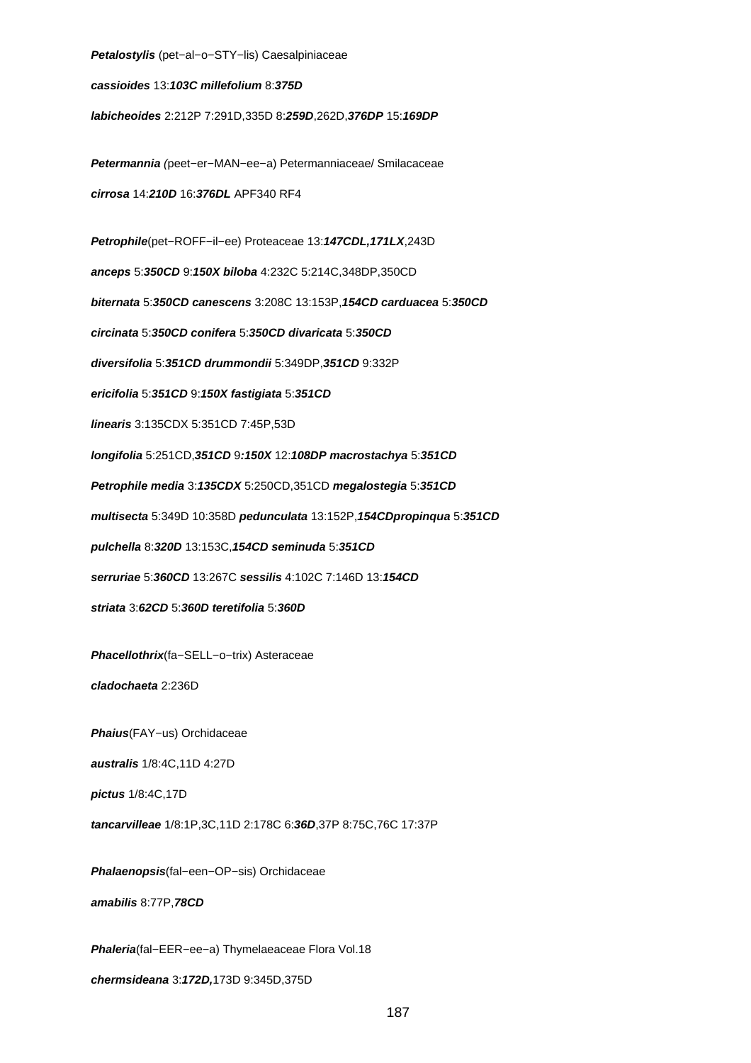***Petalostylis*** (pet−al−o−STY−lis) Caesalpiniaceae

***cassioides*** 13:***103C millefolium*** 8:***375D***

***labicheoides*** 2:212P 7:291D,335D 8:***259D***,262D,***376DP*** 15:***169DP***

***Petermannia*** *(*peet−er−MAN−ee−a) Petermanniaceae/ Smilacaceae

***cirrosa*** 14:***210D*** 16:***376DL*** APF340 RF4

***Petrophile***(pet−ROFF−il−ee) Proteaceae 13:***147CDL,171LX***,243D

***anceps*** 5:***350CD*** 9:***150X biloba*** 4:232C 5:214C,348DP,350CD

***biternata*** 5:***350CD canescens*** 3:208C 13:153P,***154CD carduacea*** 5:***350CD***

***circinata*** 5:***350CD conifera*** 5:***350CD divaricata*** 5:***350CD***

***diversifolia*** 5:***351CD drummondii*** 5:349DP,***351CD*** 9:332P

***ericifolia*** 5:***351CD*** 9:***150X fastigiata*** 5:***351CD***

***linearis*** 3:135CDX 5:351CD 7:45P,53D

***longifolia*** 5:251CD,***351CD*** 9***:150X*** 12:***108DP macrostachya*** 5:***351CD***

***Petrophile media*** 3:***135CDX*** 5:250CD,351CD ***megalostegia*** 5:***351CD***

***multisecta*** 5:349D 10:358D ***pedunculata*** 13:152P,***154CDpropinqua*** 5:***351CD***

***pulchella*** 8:***320D*** 13:153C,***154CD seminuda*** 5:***351CD***

***serruriae*** 5:***360CD*** 13:267C ***sessilis*** 4:102C 7:146D 13:***154CD***

***striata*** 3:***62CD*** 5:***360D teretifolia*** 5:***360D***

***Phacellothrix***(fa−SELL−o−trix) Asteraceae

***cladochaeta*** 2:236D

***Phaius***(FAY−us) Orchidaceae

***australis*** 1/8:4C,11D 4:27D

***pictus*** 1/8:4C,17D

***tancarvilleae*** 1/8:1P,3C,11D 2:178C 6:***36D***,37P 8:75C,76C 17:37P

***Phalaenopsis***(fal−een−OP−sis) Orchidaceae

***amabilis*** 8:77P,***78CD***

***Phaleria***(fal−EER−ee−a) Thymelaeaceae Flora Vol.18

***chermsideana*** 3:***172D,***173D 9:345D,375D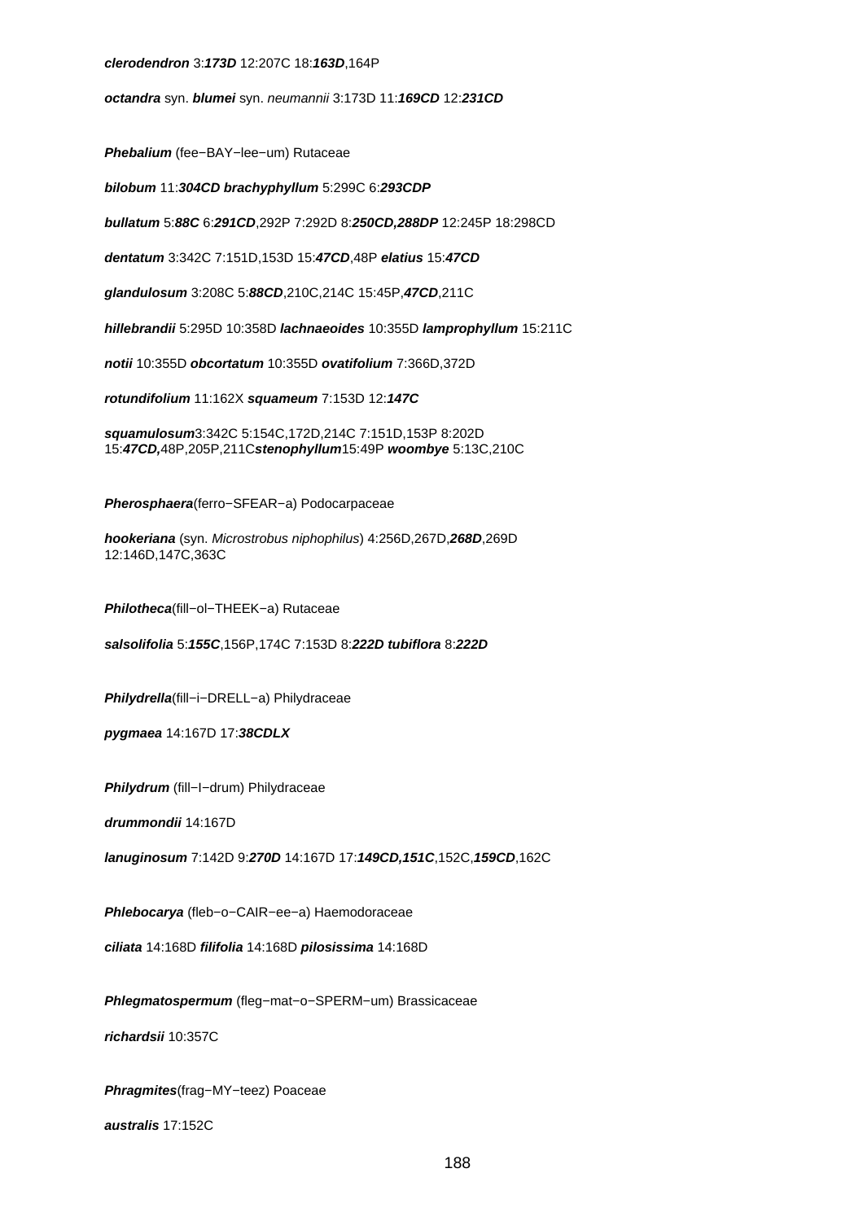***clerodendron*** 3:***173D*** 12:207C 18:***163D***,164P

***octandra*** syn. ***blumei*** syn. *neumannii* 3:173D 11:***169CD*** 12:***231CD***

***Phebalium*** (fee−BAY−lee−um) Rutaceae

***bilobum*** 11:***304CD*** ***brachyphyllum*** 5:299C 6:***293CDP***

***bullatum*** 5:***88C*** 6:***291CD***,292P 7:292D 8:***250CD,288DP*** 12:245P 18:298CD

***dentatum*** 3:342C 7:151D,153D 15:***47CD***,48P ***elatius*** 15:***47CD***

***glandulosum*** 3:208C 5:***88CD***,210C,214C 15:45P,***47CD***,211C

***hillebrandii*** 5:295D 10:358D ***lachnaeoides*** 10:355D ***lamprophyllum*** 15:211C

***notii*** 10:355D ***obcortatum*** 10:355D ***ovatifolium*** 7:366D,372D

***rotundifolium*** 11:162X ***squameum*** 7:153D 12:***147C***

***squamulosum***3:342C 5:154C,172D,214C 7:151D,153P 8:202D 15:***47CD,***48P,205P,211C***stenophyllum***15:49P ***woombye*** 5:13C,210C

***Pherosphaera***(ferro−SFEAR−a) Podocarpaceae

***hookeriana*** (syn. *Microstrobus niphophilus*) 4:256D,267D,***268D***,269D 12:146D,147C,363C

***Philotheca***(fill−ol−THEEK−a) Rutaceae

***salsolifolia*** 5:***155C***,156P,174C 7:153D 8:***222D*** ***tubiflora*** 8:***222D***

***Philydrella***(fill−i−DRELL−a) Philydraceae

***pygmaea*** 14:167D 17:***38CDLX***

***Philydrum*** (fill−I−drum) Philydraceae

***drummondii*** 14:167D

***lanuginosum*** 7:142D 9:***270D*** 14:167D 17:***149CD,151C***,152C,***159CD***,162C

***Phlebocarya*** (fleb−o−CAIR−ee−a) Haemodoraceae

***ciliata*** 14:168D ***filifolia*** 14:168D ***pilosissima*** 14:168D

***Phlegmatospermum*** (fleg−mat−o−SPERM−um) Brassicaceae

***richardsii*** 10:357C

***Phragmites***(frag−MY−teez) Poaceae

***australis*** 17:152C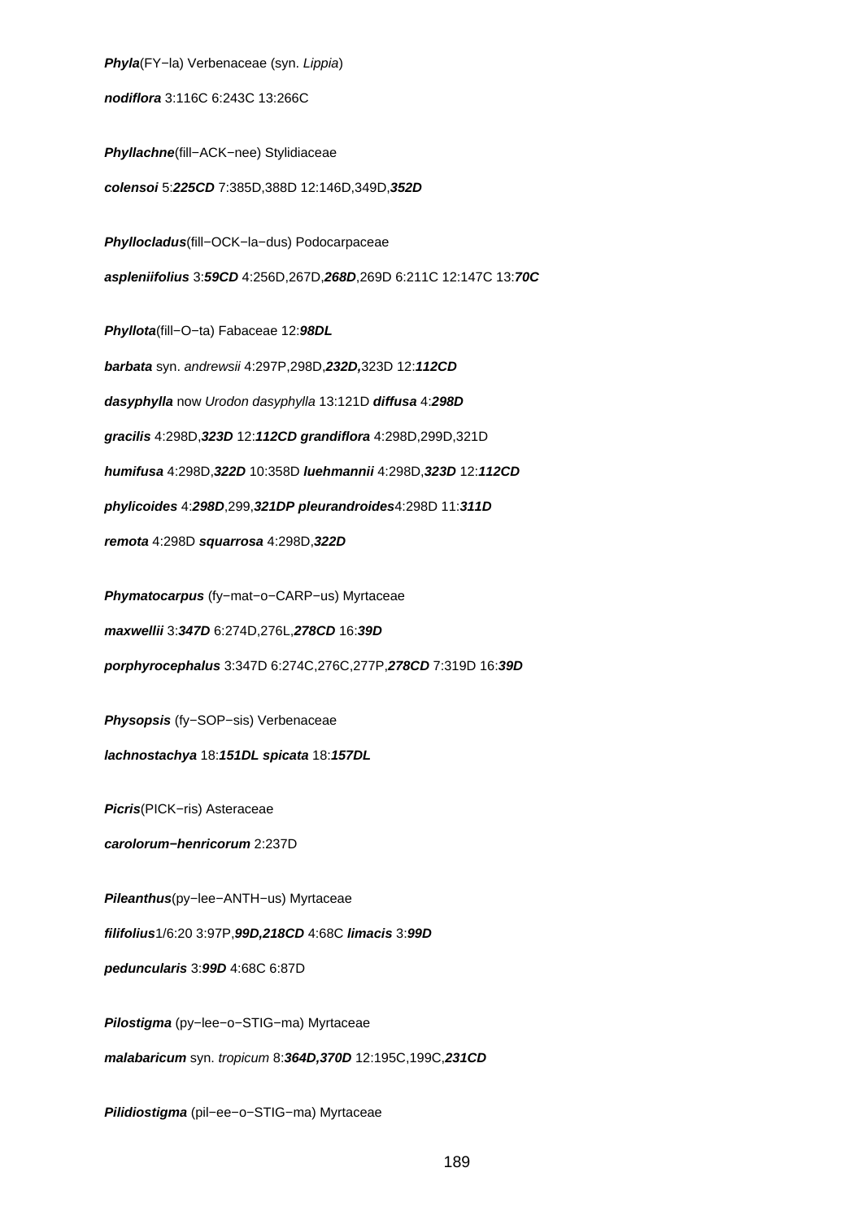***Phyla***(FY−la) Verbenaceae (syn. *Lippia*)

***nodiflora*** 3:116C 6:243C 13:266C

***Phyllachne***(fill−ACK−nee) Stylidiaceae

***colensoi*** 5:***225CD*** 7:385D,388D 12:146D,349D,***352D***

***Phyllocladus***(fill−OCK−la−dus) Podocarpaceae

***aspleniifolius*** 3:***59CD*** 4:256D,267D,***268D***,269D 6:211C 12:147C 13:***70C***

***Phyllota***(fill−O−ta) Fabaceae 12:***98DL***

***barbata*** syn. *andrewsii* 4:297P,298D,***232D,***323D 12:***112CD***

***dasyphylla*** now *Urodon dasyphylla* 13:121D ***diffusa*** 4:***298D***

***gracilis*** 4:298D,***323D*** 12:***112CD*** ***grandiflora*** 4:298D,299D,321D

***humifusa*** 4:298D,***322D*** 10:358D ***luehmannii*** 4:298D,***323D*** 12:***112CD***

***phylicoides*** 4:***298D***,299,***321DP*** ***pleurandroides***4:298D 11:***311D***

***remota*** 4:298D ***squarrosa*** 4:298D,***322D***

***Phymatocarpus*** (fy−mat−o−CARP−us) Myrtaceae

***maxwellii*** 3:***347D*** 6:274D,276L,***278CD*** 16:***39D***

***porphyrocephalus*** 3:347D 6:274C,276C,277P,***278CD*** 7:319D 16:***39D***

***Physopsis*** (fy−SOP−sis) Verbenaceae

***lachnostachya*** 18:***151DL*** ***spicata*** 18:***157DL***

***Picris***(PICK−ris) Asteraceae

***carolorum−henricorum*** 2:237D

***Pileanthus***(py−lee−ANTH−us) Myrtaceae

***filifolius***1/6:20 3:97P,***99D,218CD*** 4:68C ***limacis*** 3:***99D***

***peduncularis*** 3:***99D*** 4:68C 6:87D

***Pilostigma*** (py−lee−o−STIG−ma) Myrtaceae

***malabaricum*** syn. *tropicum* 8:***364D,370D*** 12:195C,199C,***231CD***

***Pilidiostigma*** (pil−ee−o−STIG−ma) Myrtaceae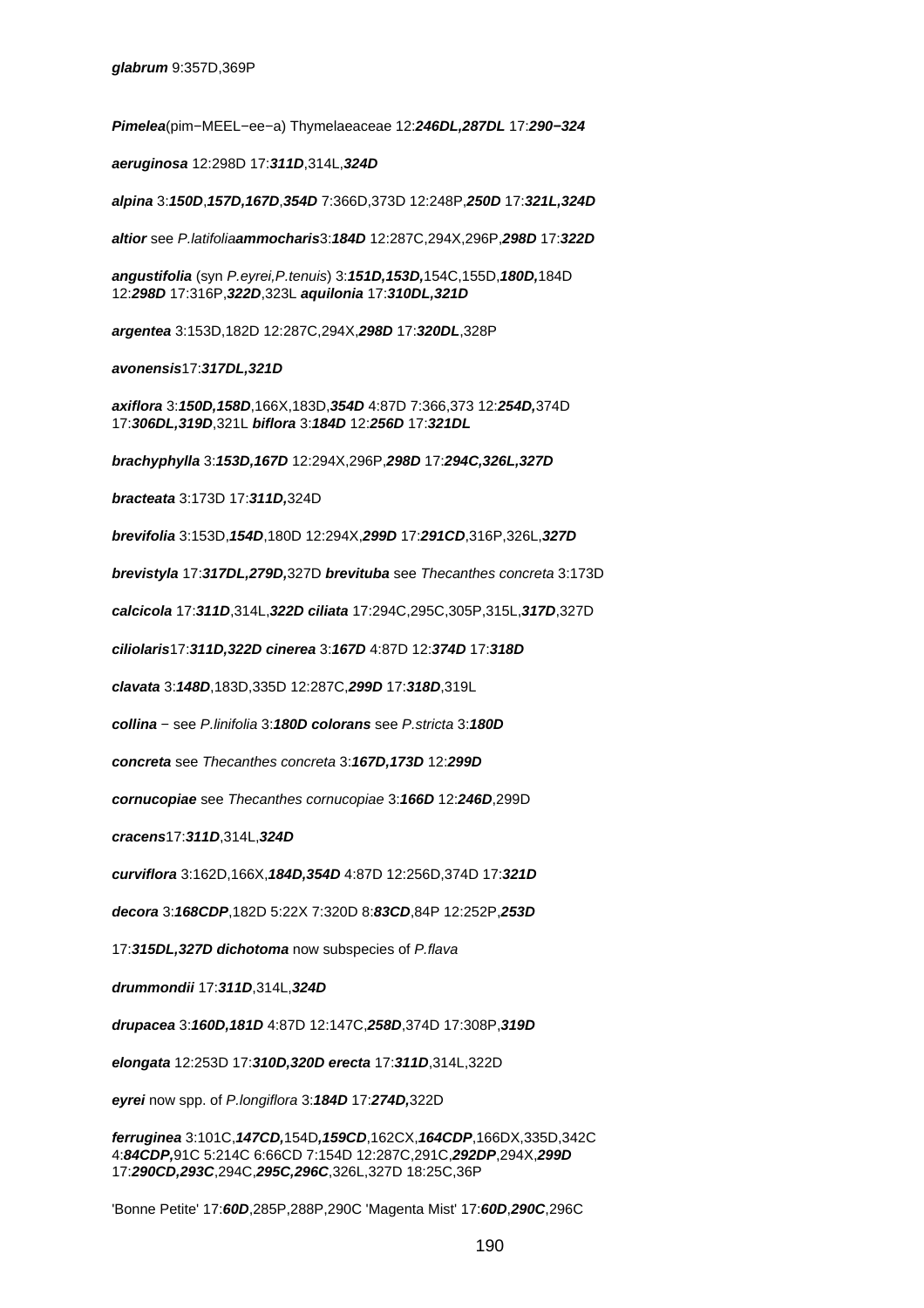**glabrum** 9:357D,369P

**Pimelea**(pim−MEEL−ee−a) Thymelaeaceae 12:***246DL,287DL*** 17:***290−324***

**aeruginosa** 12:298D 17:***311D***,314L,***324D***

**alpina** 3:***150D***,***157D,167D***,***354D*** 7:366D,373D 12:248P,***250D*** 17:***321L,324D***

**altior** see *P.latifolia***ammocharis**3:***184D*** 12:287C,294X,296P,***298D*** 17:***322D***

**angustifolia** (syn *P.eyrei,P.tenuis*) 3:***151D,153D,***154C,155D,***180D,***184D 12:***298D*** 17:316P,***322D***,323L **aquilonia** 17:***310DL,321D***

**argentea** 3:153D,182D 12:287C,294X,***298D*** 17:***320DL***,328P

**avonensis**17:***317DL,321D***

**axiflora** 3:***150D,158D***,166X,183D,***354D*** 4:87D 7:366,373 12:***254D,***374D 17:***306DL,319D***,321L **biflora** 3:***184D*** 12:***256D*** 17:***321DL***

**brachyphylla** 3:***153D,167D*** 12:294X,296P,***298D*** 17:***294C,326L,327D***

**bracteata** 3:173D 17:***311D,***324D

**brevifolia** 3:153D,***154D***,180D 12:294X,***299D*** 17:***291CD***,316P,326L,***327D***

**brevistyla** 17:***317DL,279D,***327D **brevituba** see *Thecanthes concreta* 3:173D

**calcicola** 17:***311D***,314L,***322D*** **ciliata** 17:294C,295C,305P,315L,***317D***,327D

**ciliolaris**17:***311D,322D*** **cinerea** 3:***167D*** 4:87D 12:***374D*** 17:***318D***

**clavata** 3:***148D***,183D,335D 12:287C,***299D*** 17:***318D***,319L

**collina** − see *P.linifolia* 3:***180D*** **colorans** see *P.stricta* 3:***180D***

**concreta** see *Thecanthes concreta* 3:***167D,173D*** 12:***299D***

**cornucopiae** see *Thecanthes cornucopiae* 3:***166D*** 12:***246D***,299D

**cracens**17:***311D***,314L,***324D***

**curviflora** 3:162D,166X,***184D,354D*** 4:87D 12:256D,374D 17:***321D***

**decora** 3:***168CDP***,182D 5:22X 7:320D 8:***83CD***,84P 12:252P,***253D***

17:***315DL,327D*** **dichotoma** now subspecies of *P.flava*

**drummondii** 17:***311D***,314L,***324D***

**drupacea** 3:***160D,181D*** 4:87D 12:147C,***258D***,374D 17:308P,***319D***

**elongata** 12:253D 17:***310D,320D*** **erecta** 17:***311D***,314L,322D

**eyrei** now spp. of *P.longiflora* 3:***184D*** 17:***274D,***322D

**ferruginea** 3:101C,***147CD,159CD***,162CX,***164CDP***,166DX,335D,342C 4:***84CDP,***91C 5:214C 6:66CD 7:154D 12:287C,291C,***292DP***,294X,***299D*** 17:***290CD,293C***,294C,***295C,296C***,326L,327D 18:25C,36P

'Bonne Petite' 17:***60D***,285P,288P,290C 'Magenta Mist' 17:***60D***,***290C***,296C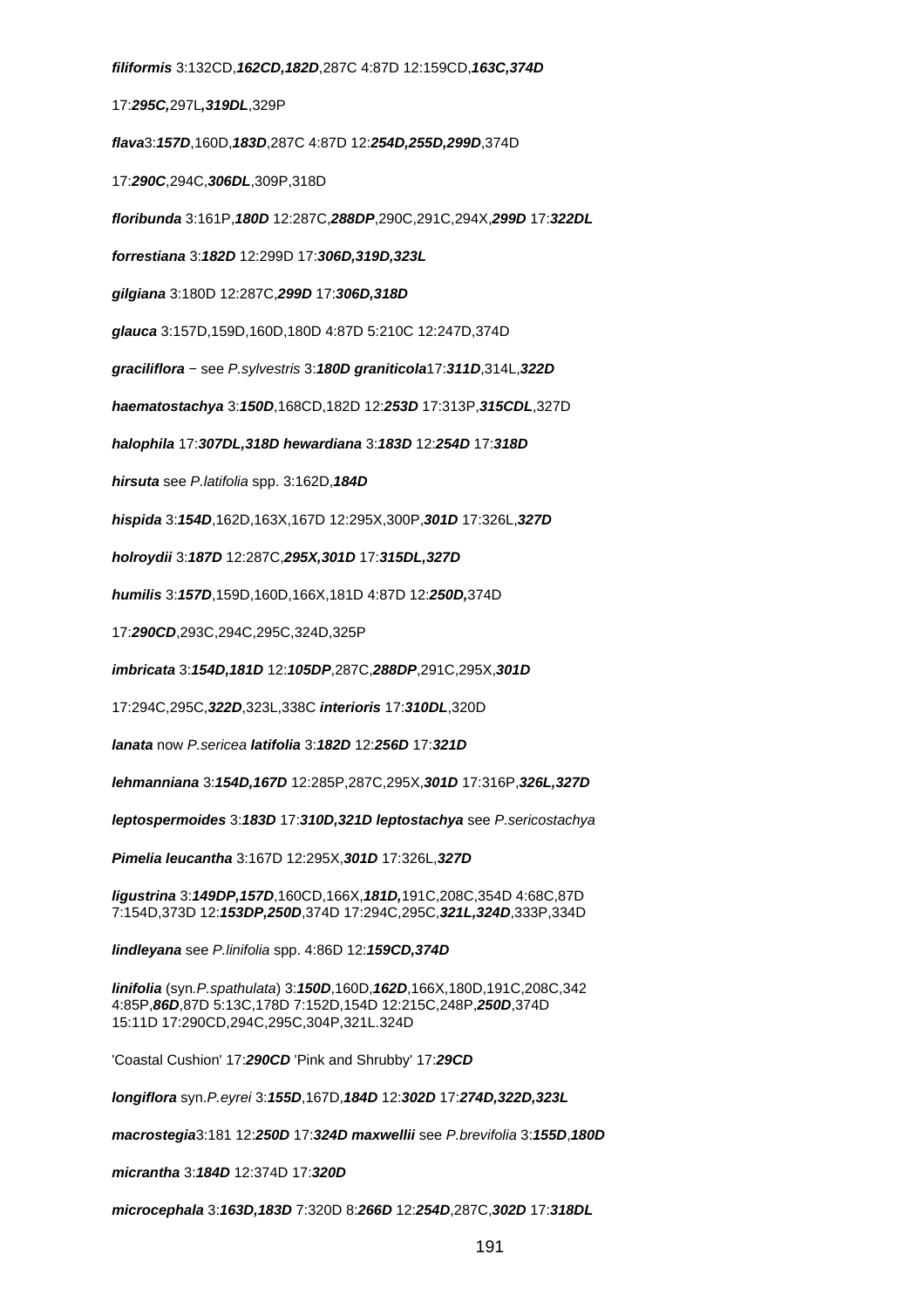***filiformis*** 3:132CD,**162CD,182D**,287C 4:87D 12:159CD,**163C,374D**

17:**295C,**297L**,319DL**,329P

***flava***3:**157D**,160D,**183D**,287C 4:87D 12:**254D,255D,299D**,374D

17:**290C**,294C,**306DL**,309P,318D

***floribunda*** 3:161P,**180D** 12:287C,**288DP**,290C,291C,294X,**299D** 17:**322DL**

***forrestiana*** 3:**182D** 12:299D 17:**306D,319D,323L**

***gilgiana*** 3:180D 12:287C,**299D** 17:**306D,318D**

***glauca*** 3:157D,159D,160D,180D 4:87D 5:210C 12:247D,374D

***graciliflora*** − see *P.sylvestris* 3:**180D** ***graniticola***17:**311D**,314L,**322D**

***haematostachya*** 3:**150D**,168CD,182D 12:**253D** 17:313P,**315CDL**,327D

***halophila*** 17:**307DL,318D** ***hewardiana*** 3:**183D** 12:**254D** 17:**318D**

***hirsuta*** see *P.latifolia* spp. 3:162D,**184D**

***hispida*** 3:**154D**,162D,163X,167D 12:295X,300P,**301D** 17:326L,**327D**

***holroydii*** 3:**187D** 12:287C,**295X,301D** 17:**315DL,327D**

***humilis*** 3:**157D**,159D,160D,166X,181D 4:87D 12:**250D,**374D

17:**290CD**,293C,294C,295C,324D,325P

***imbricata*** 3:**154D,181D** 12:**105DP**,287C,**288DP**,291C,295X,**301D**

17:294C,295C,**322D**,323L,338C ***interioris*** 17:**310DL**,320D

***lanata*** now *P.sericea* ***latifolia*** 3:**182D** 12:**256D** 17:**321D**

***lehmanniana*** 3:**154D,167D** 12:285P,287C,295X,**301D** 17:316P,**326L,327D**

***leptospermoides*** 3:**183D** 17:**310D,321D** ***leptostachya*** see *P.sericostachya*

***Pimelia leucantha*** 3:167D 12:295X,**301D** 17:326L,**327D**

***ligustrina*** 3:**149DP,157D**,160CD,166X,**181D,**191C,208C,354D 4:68C,87D
7:154D,373D 12:**153DP,250D**,374D 17:294C,295C,**321L,324D**,333P,334D

***lindleyana*** see *P.linifolia* spp. 4:86D 12:**159CD,374D**

***linifolia*** (syn*.P.spathulata*) 3:**150D**,160D,**162D**,166X,180D,191C,208C,342
4:85P,**86D**,87D 5:13C,178D 7:152D,154D 12:215C,248P,**250D**,374D
15:11D 17:290CD,294C,295C,304P,321L.324D

'Coastal Cushion' 17:**290CD** 'Pink and Shrubby' 17:**29CD**

***longiflora*** syn.*P.eyrei* 3:**155D**,167D,**184D** 12:**302D** 17:**274D,322D,323L**

***macrostegia***3:181 12:**250D** 17:**324D** ***maxwellii*** see *P.brevifolia* 3:**155D**,**180D**

***micrantha*** 3:**184D** 12:374D 17:**320D**

***microcephala*** 3:**163D,183D** 7:320D 8:**266D** 12:**254D**,287C,**302D** 17:**318DL**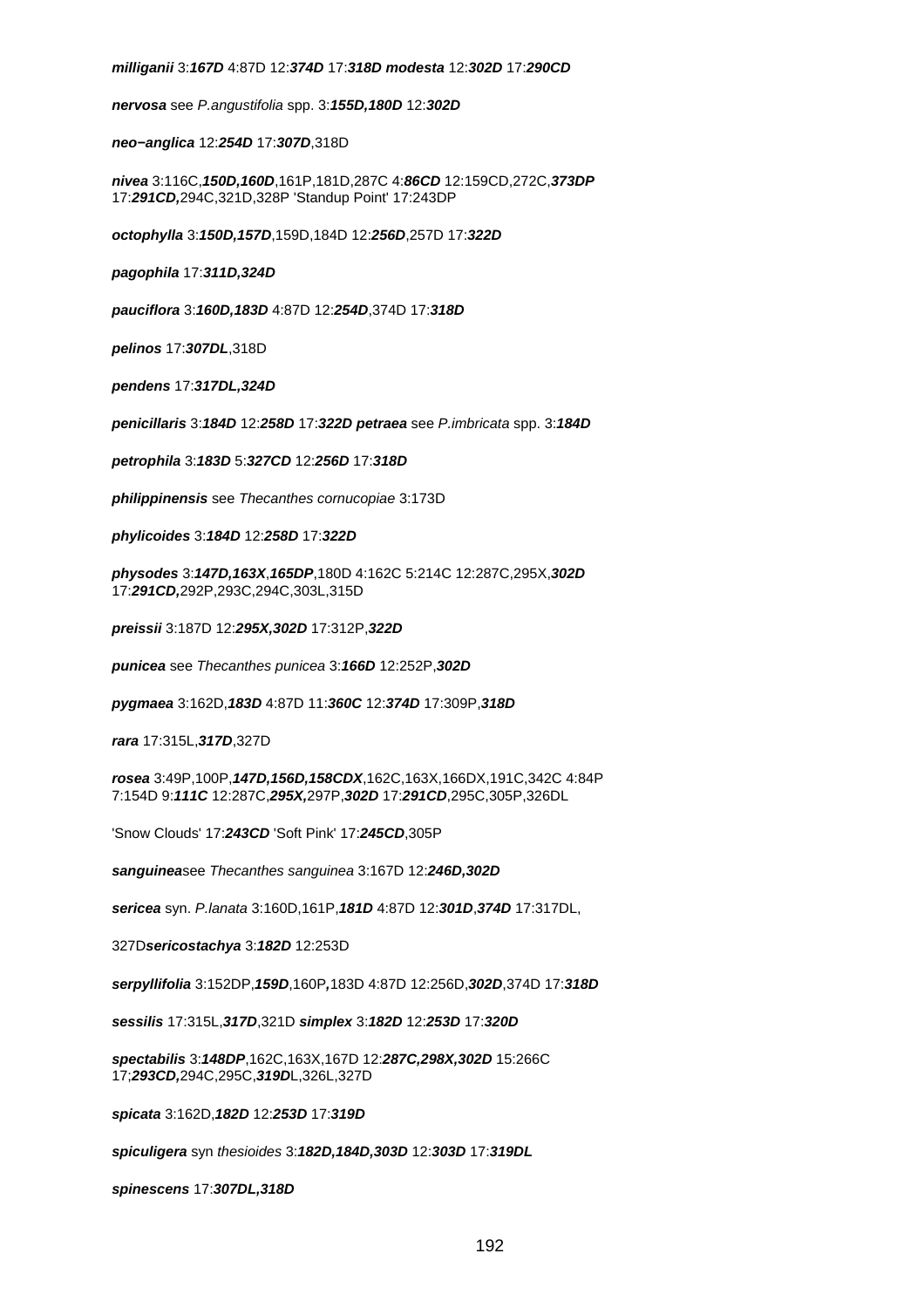**milliganii** 3:**167D** 4:87D 12:**374D** 17:**318D** **modesta** 12:**302D** 17:**290CD**

**nervosa** see *P.angustifolia* spp. 3:**155D,180D** 12:**302D**

**neo−anglica** 12:**254D** 17:**307D**,318D

**nivea** 3:116C,**150D,160D**,161P,181D,287C 4:**86CD** 12:159CD,272C,**373DP** 17:**291CD,**294C,321D,328P 'Standup Point' 17:243DP

**octophylla** 3:**150D,157D**,159D,184D 12:**256D**,257D 17:**322D**

**pagophila** 17:**311D,324D**

**pauciflora** 3:**160D,183D** 4:87D 12:**254D**,374D 17:**318D**

**pelinos** 17:**307DL**,318D

**pendens** 17:**317DL,324D**

**penicillaris** 3:**184D** 12:**258D** 17:**322D** **petraea** see *P.imbricata* spp. 3:**184D**

**petrophila** 3:**183D** 5:**327CD** 12:**256D** 17:**318D**

**philippinensis** see *Thecanthes cornucopiae* 3:173D

**phylicoides** 3:**184D** 12:**258D** 17:**322D**

**physodes** 3:**147D,163X**,**165DP**,180D 4:162C 5:214C 12:287C,295X,**302D** 17:**291CD,**292P,293C,294C,303L,315D

**preissii** 3:187D 12:**295X,302D** 17:312P,**322D**

**punicea** see *Thecanthes punicea* 3:**166D** 12:252P,**302D**

**pygmaea** 3:162D,**183D** 4:87D 11:**360C** 12:**374D** 17:309P,**318D**

**rara** 17:315L,**317D**,327D

**rosea** 3:49P,100P,**147D,156D,158CDX**,162C,163X,166DX,191C,342C 4:84P 7:154D 9:**111C** 12:287C,**295X,**297P,**302D** 17:**291CD**,295C,305P,326DL

'Snow Clouds' 17:**243CD** 'Soft Pink' 17:**245CD**,305P

**sanguinea**see *Thecanthes sanguinea* 3:167D 12:**246D,302D**

**sericea** syn. *P.lanata* 3:160D,161P,**181D** 4:87D 12:**301D**,**374D** 17:317DL,

327D**sericostachya** 3:**182D** 12:253D

**serpyllifolia** 3:152DP,**159D**,160P**,**183D 4:87D 12:256D,**302D**,374D 17:**318D**

**sessilis** 17:315L,**317D**,321D **simplex** 3:**182D** 12:**253D** 17:**320D**

**spectabilis** 3:**148DP**,162C,163X,167D 12:**287C,298X,302D** 15:266C 17;**293CD,**294C,295C,**319D**L,326L,327D

**spicata** 3:162D,**182D** 12:**253D** 17:**319D**

**spiculigera** syn *thesioides* 3:**182D,184D,303D** 12:**303D** 17:**319DL**

**spinescens** 17:**307DL,318D**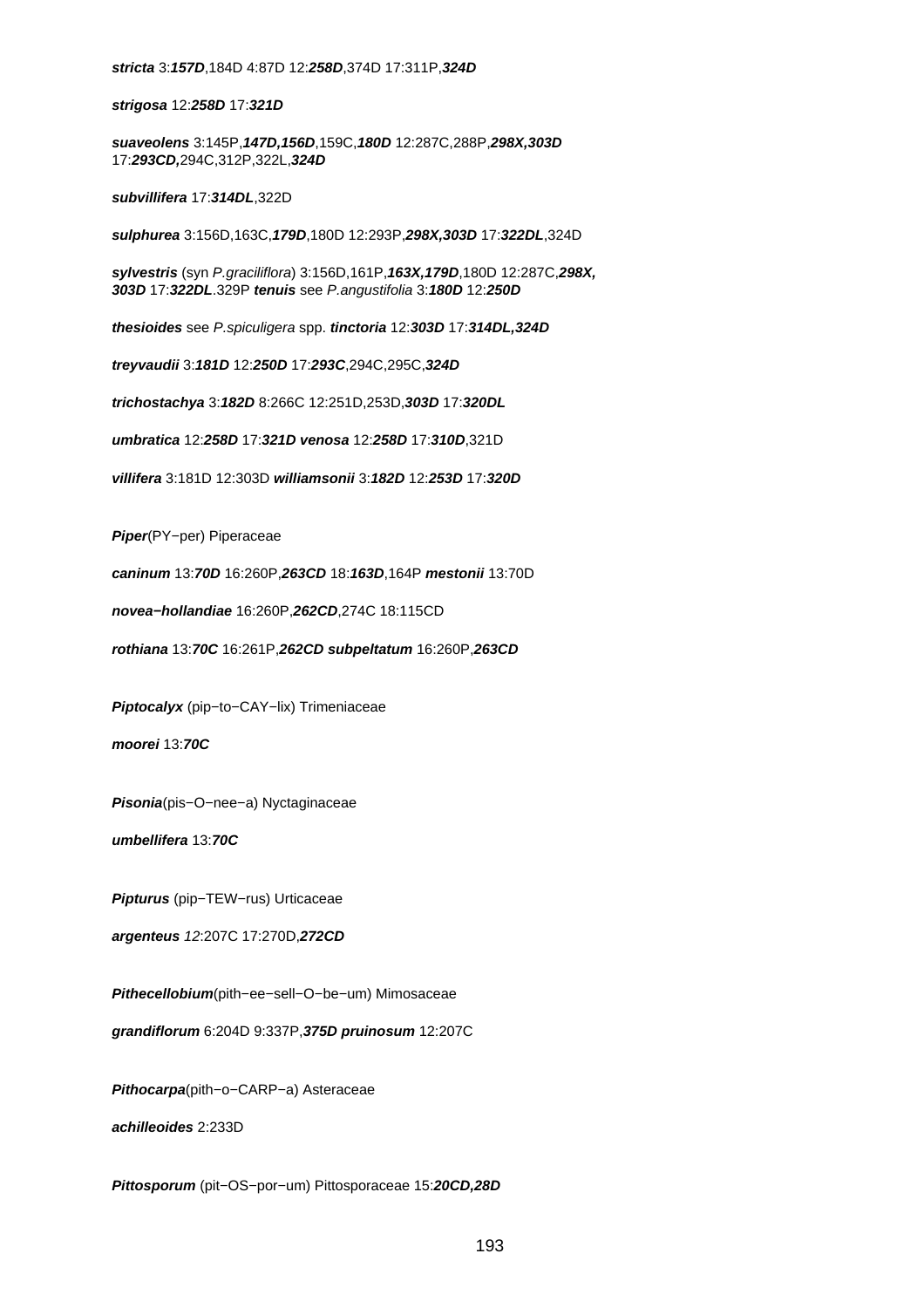***stricta*** 3:***157D***,184D 4:87D 12:***258D***,374D 17:311P,***324D***

***strigosa*** 12:***258D*** 17:***321D***

***suaveolens*** 3:145P,***147D,156D***,159C,***180D*** 12:287C,288P,***298X,303D*** 17:***293CD,***294C,312P,322L,***324D***

***subvillifera*** 17:***314DL***,322D

***sulphurea*** 3:156D,163C,***179D***,180D 12:293P,***298X,303D*** 17:***322DL***,324D

***sylvestris*** (syn *P.graciliflora*) 3:156D,161P,***163X,179D***,180D 12:287C,***298X, 303D*** 17:***322DL***.329P ***tenuis*** see *P.angustifolia* 3:***180D*** 12:***250D***

***thesioides*** see *P.spiculigera* spp. ***tinctoria*** 12:***303D*** 17:***314DL,324D***

***treyvaudii*** 3:***181D*** 12:***250D*** 17:***293C***,294C,295C,***324D***

***trichostachya*** 3:***182D*** 8:266C 12:251D,253D,***303D*** 17:***320DL***

***umbratica*** 12:***258D*** 17:***321D*** ***venosa*** 12:***258D*** 17:***310D***,321D

***villifera*** 3:181D 12:303D ***williamsonii*** 3:***182D*** 12:***253D*** 17:***320D***

***Piper***(PY−per) Piperaceae

***caninum*** 13:***70D*** 16:260P,***263CD*** 18:***163D***,164P ***mestonii*** 13:70D

***novea−hollandiae*** 16:260P,***262CD***,274C 18:115CD

***rothiana*** 13:***70C*** 16:261P,***262CD*** ***subpeltatum*** 16:260P,***263CD***

***Piptocalyx*** (pip−to−CAY−lix) Trimeniaceae

***moorei*** 13:***70C***

***Pisonia***(pis−O−nee−a) Nyctaginaceae

***umbellifera*** 13:***70C***

***Pipturus*** (pip−TEW−rus) Urticaceae

***argenteus*** *12*:207C 17:270D,***272CD***

***Pithecellobium***(pith−ee−sell−O−be−um) Mimosaceae

***grandiflorum*** 6:204D 9:337P,***375D*** ***pruinosum*** 12:207C

***Pithocarpa***(pith−o−CARP−a) Asteraceae

***achilleoides*** 2:233D

***Pittosporum*** (pit−OS−por−um) Pittosporaceae 15:***20CD,28D***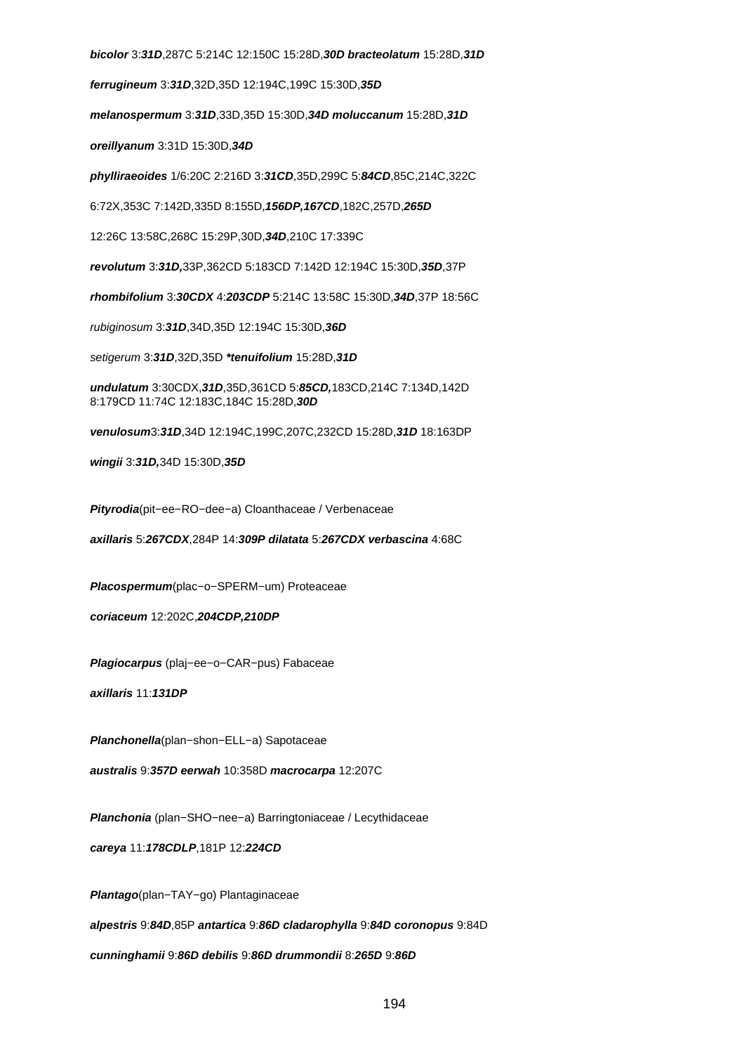***bicolor*** 3:***31D***,287C 5:214C 12:150C 15:28D,***30D*** ***bracteolatum*** 15:28D,***31D***

***ferrugineum*** 3:***31D***,32D,35D 12:194C,199C 15:30D,***35D***

***melanospermum*** 3:***31D***,33D,35D 15:30D,***34D*** ***moluccanum*** 15:28D,***31D***

***oreillyanum*** 3:31D 15:30D,***34D***

***phylliraeoides*** 1/6:20C 2:216D 3:***31CD***,35D,299C 5:***84CD***,85C,214C,322C
6:72X,353C 7:142D,335D 8:155D,***156DP,167CD***,182C,257D,***265D***
12:26C 13:58C,268C 15:29P,30D,***34D***,210C 17:339C

***revolutum*** 3:***31D,***33P,362CD 5:183CD 7:142D 12:194C 15:30D,***35D***,37P

***rhombifolium*** 3:***30CDX*** 4:***203CDP*** 5:214C 13:58C 15:30D,***34D***,37P 18:56C

*rubiginosum* 3:***31D***,34D,35D 12:194C 15:30D,***36D***

*setigerum* 3:***31D***,32D,35D ****tenuifolium*** 15:28D,***31D***

***undulatum*** 3:30CDX,***31D***,35D,361CD 5:***85CD,***183CD,214C 7:134D,142D
8:179CD 11:74C 12:183C,184C 15:28D,***30D***

***venulosum***3:***31D***,34D 12:194C,199C,207C,232CD 15:28D,***31D*** 18:163DP

***wingii*** 3:***31D,***34D 15:30D,***35D***

***Pityrodia***(pit−ee−RO−dee−a) Cloanthaceae / Verbenaceae

***axillaris*** 5:***267CDX***,284P 14:***309P*** ***dilatata*** 5:***267CDX*** ***verbascina*** 4:68C

***Placospermum***(plac−o−SPERM−um) Proteaceae

***coriaceum*** 12:202C,***204CDP,210DP***

***Plagiocarpus*** (plaj−ee−o−CAR−pus) Fabaceae

***axillaris*** 11:***131DP***

***Planchonella***(plan−shon−ELL−a) Sapotaceae

***australis*** 9:***357D*** ***eerwah*** 10:358D ***macrocarpa*** 12:207C

***Planchonia*** (plan−SHO−nee−a) Barringtoniaceae / Lecythidaceae

***careya*** 11:***178CDLP***,181P 12:***224CD***

***Plantago***(plan−TAY−go) Plantaginaceae

***alpestris*** 9:***84D***,85P ***antartica*** 9:***86D*** ***cladarophylla*** 9:***84D*** ***coronopus*** 9:84D

***cunninghamii*** 9:***86D*** ***debilis*** 9:***86D*** ***drummondii*** 8:***265D*** 9:***86D***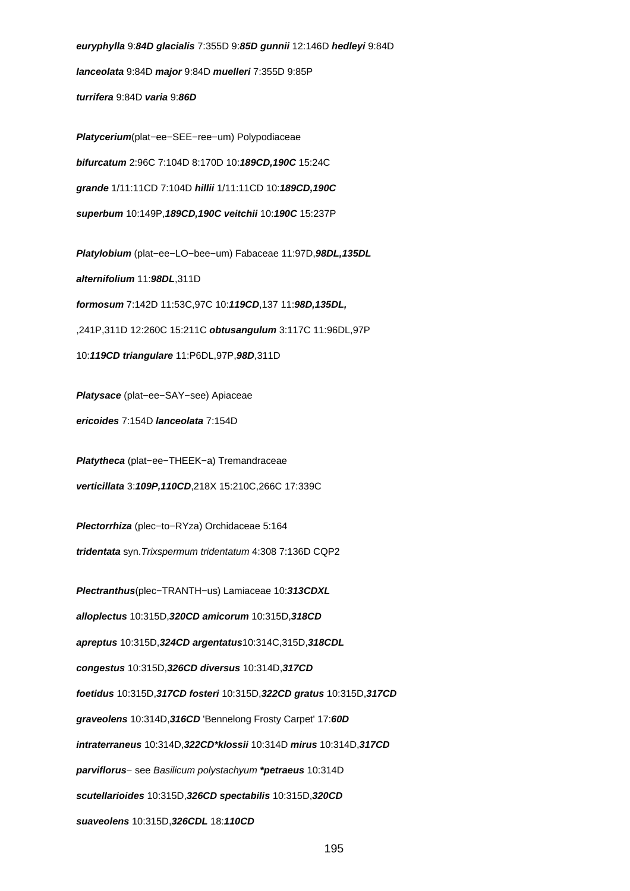***euryphylla*** 9:***84D*** ***glacialis*** 7:355D 9:***85D*** ***gunnii*** 12:146D ***hedleyi*** 9:84D

***lanceolata*** 9:84D ***major*** 9:84D ***muelleri*** 7:355D 9:85P

***turrifera*** 9:84D ***varia*** 9:***86D***

***Platycerium***(plat−ee−SEE−ree−um) Polypodiaceae

***bifurcatum*** 2:96C 7:104D 8:170D 10:***189CD,190C*** 15:24C

***grande*** 1/11:11CD 7:104D ***hillii*** 1/11:11CD 10:***189CD,190C***

***superbum*** 10:149P,***189CD,190C*** ***veitchii*** 10:***190C*** 15:237P

***Platylobium*** (plat−ee−LO−bee−um) Fabaceae 11:97D,***98DL,135DL***

***alternifolium*** 11:***98DL***,311D

***formosum*** 7:142D 11:53C,97C 10:***119CD***,137 11:***98D,135DL,***

,241P,311D 12:260C 15:211C ***obtusangulum*** 3:117C 11:96DL,97P

10:***119CD*** ***triangulare*** 11:P6DL,97P,***98D***,311D

***Platysace*** (plat−ee−SAY−see) Apiaceae

***ericoides*** 7:154D ***lanceolata*** 7:154D

***Platytheca*** (plat−ee−THEEK−a) Tremandraceae

***verticillata*** 3:***109P,110CD***,218X 15:210C,266C 17:339C

***Plectorrhiza*** (plec−to−RYza) Orchidaceae 5:164

***tridentata*** syn.*Trixspermum tridentatum* 4:308 7:136D CQP2

***Plectranthus***(plec−TRANTH−us) Lamiaceae 10:***313CDXL***

***alloplectus*** 10:315D,***320CD*** ***amicorum*** 10:315D,***318CD***

***apreptus*** 10:315D,***324CD*** ***argentatus***10:314C,315D,***318CDL***

***congestus*** 10:315D,***326CD*** ***diversus*** 10:314D,***317CD***

***foetidus*** 10:315D,***317CD*** ***fosteri*** 10:315D,***322CD*** ***gratus*** 10:315D,***317CD***

***graveolens*** 10:314D,***316CD*** 'Bennelong Frosty Carpet' 17:***60D***

***intraterraneus*** 10:314D,***322CD*\*klossii*** 10:314D ***mirus*** 10:314D,***317CD***

***parviflorus***− see *Basilicum polystachyum* ***\*petraeus*** 10:314D

***scutellarioides*** 10:315D,***326CD*** ***spectabilis*** 10:315D,***320CD***

***suaveolens*** 10:315D,***326CDL*** 18:***110CD***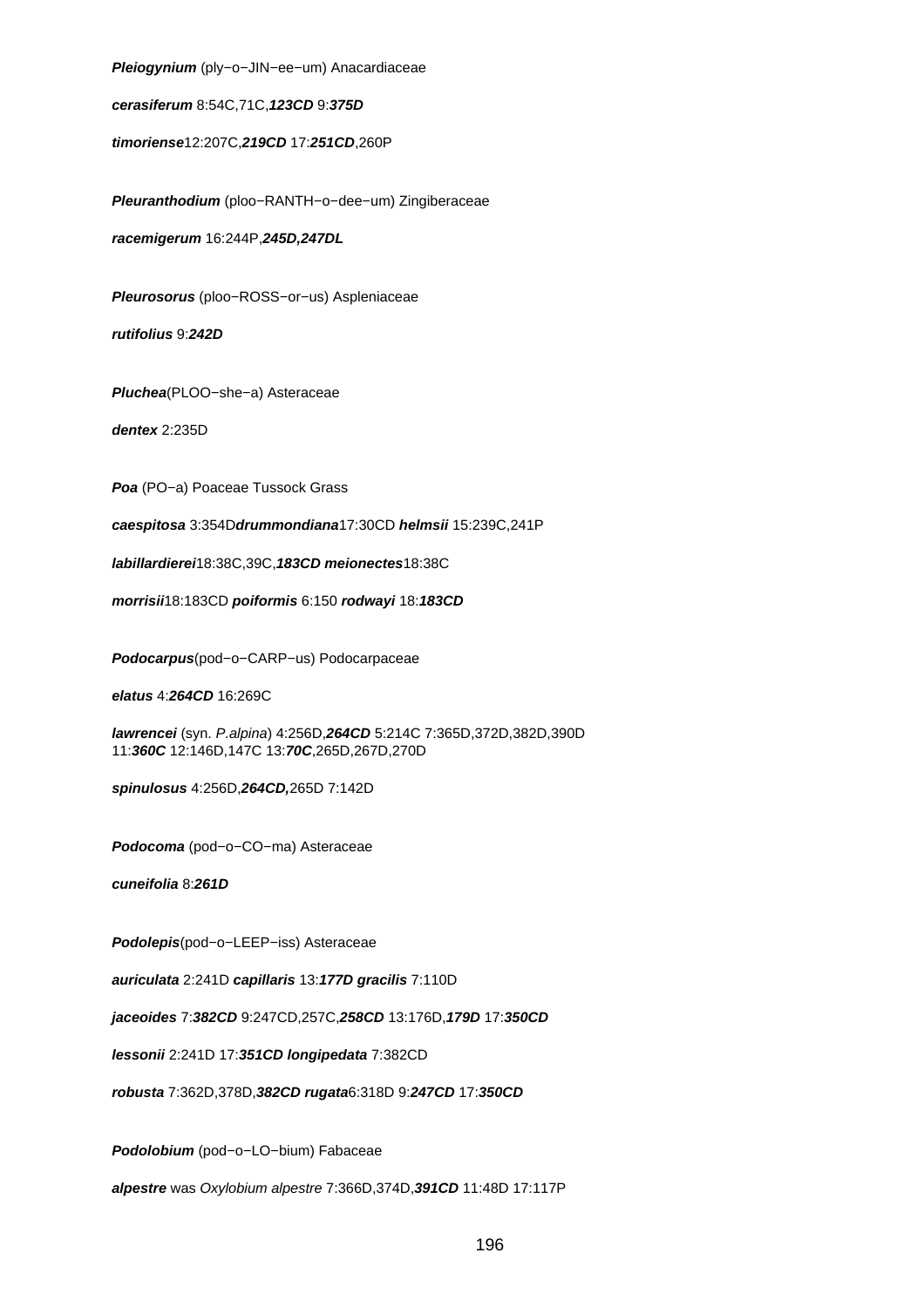***Pleiogynium*** (ply−o−JIN−ee−um) Anacardiaceae

***cerasiferum*** 8:54C,71C,***123CD*** 9:***375D***

***timoriense***12:207C,***219CD*** 17:***251CD***,260P

***Pleuranthodium*** (ploo−RANTH−o−dee−um) Zingiberaceae

***racemigerum*** 16:244P,***245D,247DL***

***Pleurosorus*** (ploo−ROSS−or−us) Aspleniaceae

***rutifolius*** 9:***242D***

***Pluchea***(PLOO−she−a) Asteraceae

***dentex*** 2:235D

***Poa*** (PO−a) Poaceae Tussock Grass

***caespitosa*** 3:354D***drummondiana***17:30CD ***helmsii*** 15:239C,241P

***labillardierei***18:38C,39C,***183CD meionectes***18:38C

***morrisii***18:183CD ***poiformis*** 6:150 ***rodwayi*** 18:***183CD***

***Podocarpus***(pod−o−CARP−us) Podocarpaceae

***elatus*** 4:***264CD*** 16:269C

***lawrencei*** (syn. *P.alpina*) 4:256D,***264CD*** 5:214C 7:365D,372D,382D,390D 11:***360C*** 12:146D,147C 13:***70C***,265D,267D,270D

***spinulosus*** 4:256D,***264CD,***265D 7:142D

***Podocoma*** (pod−o−CO−ma) Asteraceae

***cuneifolia*** 8:***261D***

***Podolepis***(pod−o−LEEP−iss) Asteraceae

***auriculata*** 2:241D ***capillaris*** 13:***177D gracilis*** 7:110D

***jaceoides*** 7:***382CD*** 9:247CD,257C,***258CD*** 13:176D,***179D*** 17:***350CD***

***lessonii*** 2:241D 17:***351CD longipedata*** 7:382CD

***robusta*** 7:362D,378D,***382CD rugata***6:318D 9:***247CD*** 17:***350CD***

***Podolobium*** (pod−o−LO−bium) Fabaceae

***alpestre*** was *Oxylobium alpestre* 7:366D,374D,***391CD*** 11:48D 17:117P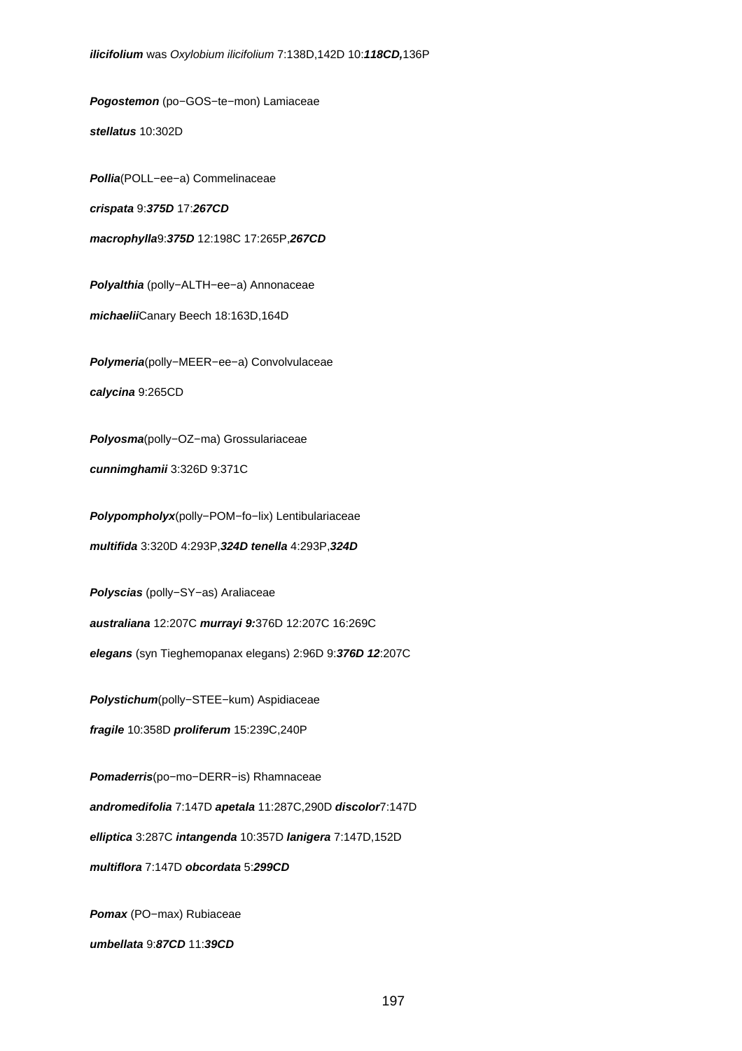***ilicifolium*** was *Oxylobium ilicifolium* 7:138D,142D 10:***118CD,***136P

***Pogostemon*** (po−GOS−te−mon) Lamiaceae

***stellatus*** 10:302D

***Pollia***(POLL−ee−a) Commelinaceae

***crispata*** 9:***375D*** 17:***267CD***

***macrophylla***9:***375D*** 12:198C 17:265P,***267CD***

***Polyalthia*** (polly−ALTH−ee−a) Annonaceae

***michaelii***Canary Beech 18:163D,164D

***Polymeria***(polly−MEER−ee−a) Convolvulaceae

***calycina*** 9:265CD

***Polyosma***(polly−OZ−ma) Grossulariaceae

***cunnimghamii*** 3:326D 9:371C

***Polypompholyx***(polly−POM−fo−lix) Lentibulariaceae

***multifida*** 3:320D 4:293P,***324D*** ***tenella*** 4:293P,***324D***

***Polyscias*** (polly−SY−as) Araliaceae

***australiana*** 12:207C ***murrayi 9:***376D 12:207C 16:269C

***elegans*** (syn Tieghemopanax elegans) 2:96D 9:***376D 12***:207C

***Polystichum***(polly−STEE−kum) Aspidiaceae

***fragile*** 10:358D ***proliferum*** 15:239C,240P

***Pomaderris***(po−mo−DERR−is) Rhamnaceae

***andromedifolia*** 7:147D ***apetala*** 11:287C,290D ***discolor***7:147D

***elliptica*** 3:287C ***intangenda*** 10:357D ***lanigera*** 7:147D,152D

***multiflora*** 7:147D ***obcordata*** 5:***299CD***

***Pomax*** (PO−max) Rubiaceae

***umbellata*** 9:***87CD*** 11:***39CD***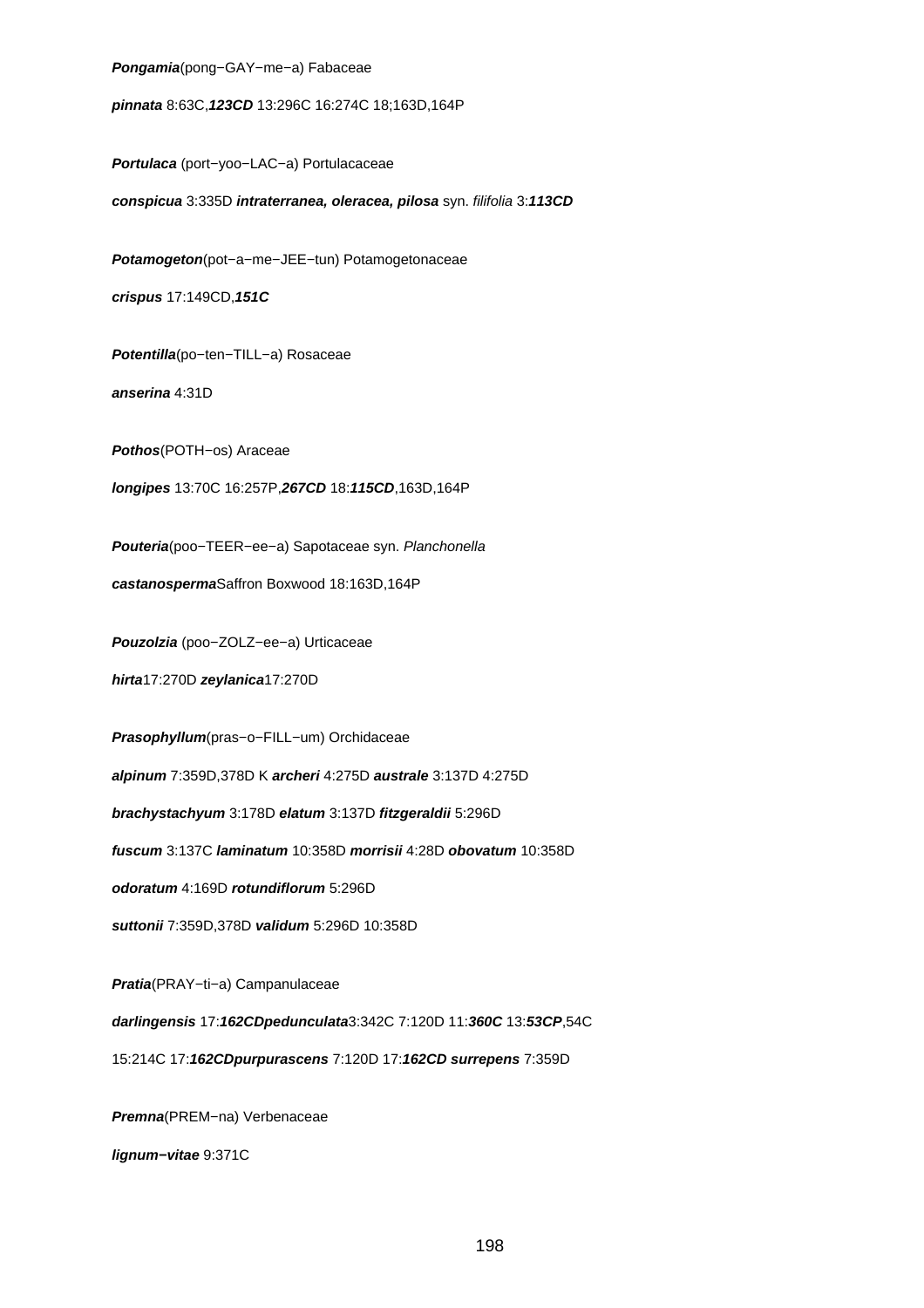***Pongamia***(pong−GAY−me−a) Fabaceae

***pinnata*** 8:63C,***123CD*** 13:296C 16:274C 18;163D,164P

***Portulaca*** (port−yoo−LAC−a) Portulacaceae

***conspicua*** 3:335D ***intraterranea, oleracea, pilosa*** syn. *filifolia* 3:***113CD***

***Potamogeton***(pot−a−me−JEE−tun) Potamogetonaceae

***crispus*** 17:149CD,***151C***

***Potentilla***(po−ten−TILL−a) Rosaceae

***anserina*** 4:31D

***Pothos***(POTH−os) Araceae

***longipes*** 13:70C 16:257P,***267CD*** 18:***115CD***,163D,164P

***Pouteria***(poo−TEER−ee−a) Sapotaceae syn. *Planchonella*

***castanosperma***Saffron Boxwood 18:163D,164P

***Pouzolzia*** (poo−ZOLZ−ee−a) Urticaceae

***hirta***17:270D ***zeylanica***17:270D

***Prasophyllum***(pras−o−FILL−um) Orchidaceae

***alpinum*** 7:359D,378D K ***archeri*** 4:275D ***australe*** 3:137D 4:275D

***brachystachyum*** 3:178D ***elatum*** 3:137D ***fitzgeraldii*** 5:296D

***fuscum*** 3:137C ***laminatum*** 10:358D ***morrisii*** 4:28D ***obovatum*** 10:358D

***odoratum*** 4:169D ***rotundiflorum*** 5:296D

***suttonii*** 7:359D,378D ***validum*** 5:296D 10:358D

***Pratia***(PRAY−ti−a) Campanulaceae

***darlingensis*** 17:***162CDpedunculata***3:342C 7:120D 11:***360C*** 13:***53CP***,54C

15:214C 17:***162CDpurpurascens*** 7:120D 17:***162CD surrepens*** 7:359D

***Premna***(PREM−na) Verbenaceae

***lignum−vitae*** 9:371C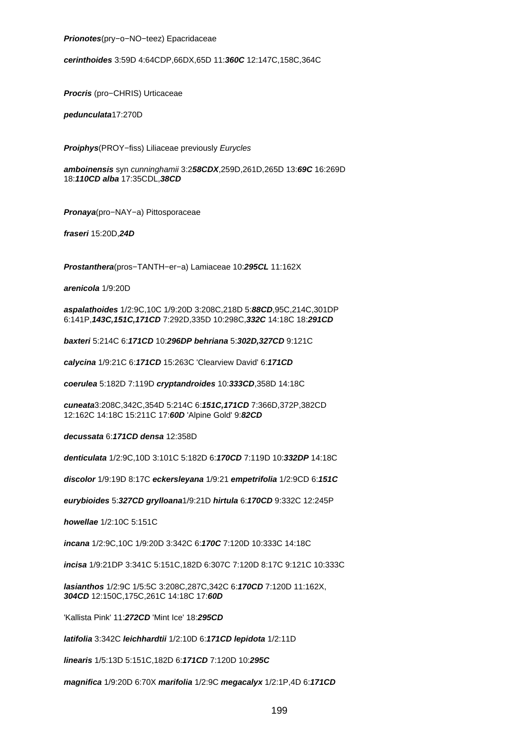***Prionotes***(pry−o−NO−teez) Epacridaceae

***cerinthoides*** 3:59D 4:64CDP,66DX,65D 11:***360C*** 12:147C,158C,364C

***Procris*** (pro−CHRIS) Urticaceae

***pedunculata***17:270D

***Proiphys***(PROY−fiss) Liliaceae previously *Eurycles*

***amboinensis*** syn *cunninghamii* 3:2***58CDX***,259D,261D,265D 13:***69C*** 16:269D 18:***110CD alba*** 17:35CDL,***38CD***

***Pronaya***(pro−NAY−a) Pittosporaceae

***fraseri*** 15:20D,***24D***

***Prostanthera***(pros−TANTH−er−a) Lamiaceae 10:***295CL*** 11:162X

***arenicola*** 1/9:20D

***aspalathoides*** 1/2:9C,10C 1/9:20D 3:208C,218D 5:***88CD***,95C,214C,301DP 6:141P,***143C,151C,171CD*** 7:292D,335D 10:298C,***332C*** 14:18C 18:***291CD***

***baxteri*** 5:214C 6:***171CD*** 10:***296DP behriana*** 5:***302D,327CD*** 9:121C

***calycina*** 1/9:21C 6:***171CD*** 15:263C 'Clearview David' 6:***171CD***

***coerulea*** 5:182D 7:119D ***cryptandroides*** 10:***333CD***,358D 14:18C

***cuneata***3:208C,342C,354D 5:214C 6:***151C,171CD*** 7:366D,372P,382CD 12:162C 14:18C 15:211C 17:***60D*** 'Alpine Gold' 9:***82CD***

***decussata*** 6:***171CD densa*** 12:358D

***denticulata*** 1/2:9C,10D 3:101C 5:182D 6:***170CD*** 7:119D 10:***332DP*** 14:18C

***discolor*** 1/9:19D 8:17C ***eckersleyana*** 1/9:21 ***empetrifolia*** 1/2:9CD 6:***151C***

***eurybioides*** 5:***327CD grylloana***1/9:21D ***hirtula*** 6:***170CD*** 9:332C 12:245P

***howellae*** 1/2:10C 5:151C

***incana*** 1/2:9C,10C 1/9:20D 3:342C 6:***170C*** 7:120D 10:333C 14:18C

***incisa*** 1/9:21DP 3:341C 5:151C,182D 6:307C 7:120D 8:17C 9:121C 10:333C

***lasianthos*** 1/2:9C 1/5:5C 3:208C,287C,342C 6:***170CD*** 7:120D 11:162X, ***304CD*** 12:150C,175C,261C 14:18C 17:***60D***

'Kallista Pink' 11:***272CD*** 'Mint Ice' 18:***295CD***

***latifolia*** 3:342C ***leichhardtii*** 1/2:10D 6:***171CD lepidota*** 1/2:11D

***linearis*** 1/5:13D 5:151C,182D 6:***171CD*** 7:120D 10:***295C***

***magnifica*** 1/9:20D 6:70X ***marifolia*** 1/2:9C ***megacalyx*** 1/2:1P,4D 6:***171CD***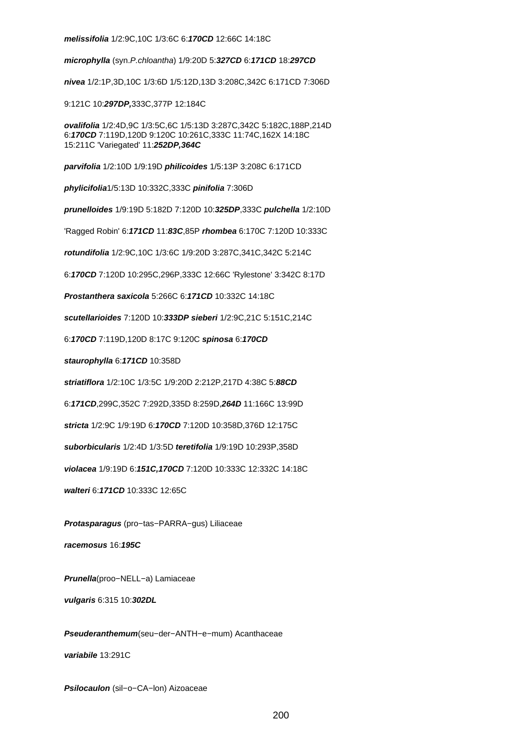***melissifolia*** 1/2:9C,10C 1/3:6C 6:***170CD*** 12:66C 14:18C

***microphylla*** (syn.*P.chloantha*) 1/9:20D 5:***327CD*** 6:***171CD*** 18:***297CD***

***nivea*** 1/2:1P,3D,10C 1/3:6D 1/5:12D,13D 3:208C,342C 6:171CD 7:306D

9:121C 10:***297DP,***333C,377P 12:184C

***ovalifolia*** 1/2:4D,9C 1/3:5C,6C 1/5:13D 3:287C,342C 5:182C,188P,214D 6:***170CD*** 7:119D,120D 9:120C 10:261C,333C 11:74C,162X 14:18C 15:211C 'Variegated' 11:***252DP,364C***

***parvifolia*** 1/2:10D 1/9:19D ***philicoides*** 1/5:13P 3:208C 6:171CD

***phylicifolia***1/5:13D 10:332C,333C ***pinifolia*** 7:306D

***prunelloides*** 1/9:19D 5:182D 7:120D 10:***325DP***,333C ***pulchella*** 1/2:10D

'Ragged Robin' 6:***171CD*** 11:***83C***,85P ***rhombea*** 6:170C 7:120D 10:333C

***rotundifolia*** 1/2:9C,10C 1/3:6C 1/9:20D 3:287C,341C,342C 5:214C

6:***170CD*** 7:120D 10:295C,296P,333C 12:66C 'Rylestone' 3:342C 8:17D

***Prostanthera saxicola*** 5:266C 6:***171CD*** 10:332C 14:18C

***scutellarioides*** 7:120D 10:***333DP*** ***sieberi*** 1/2:9C,21C 5:151C,214C

6:***170CD*** 7:119D,120D 8:17C 9:120C ***spinosa*** 6:***170CD***

***staurophylla*** 6:***171CD*** 10:358D

***striatiflora*** 1/2:10C 1/3:5C 1/9:20D 2:212P,217D 4:38C 5:***88CD***

6:***171CD***,299C,352C 7:292D,335D 8:259D,***264D*** 11:166C 13:99D

***stricta*** 1/2:9C 1/9:19D 6:***170CD*** 7:120D 10:358D,376D 12:175C

***suborbicularis*** 1/2:4D 1/3:5D ***teretifolia*** 1/9:19D 10:293P,358D

***violacea*** 1/9:19D 6:***151C,170CD*** 7:120D 10:333C 12:332C 14:18C

***walteri*** 6:***171CD*** 10:333C 12:65C

***Protasparagus*** (pro−tas−PARRA−gus) Liliaceae

***racemosus*** 16:***195C***

***Prunella***(proo−NELL−a) Lamiaceae

***vulgaris*** 6:315 10:***302DL***

***Pseuderanthemum***(seu−der−ANTH−e−mum) Acanthaceae

***variabile*** 13:291C

***Psilocaulon*** (sil−o−CA−lon) Aizoaceae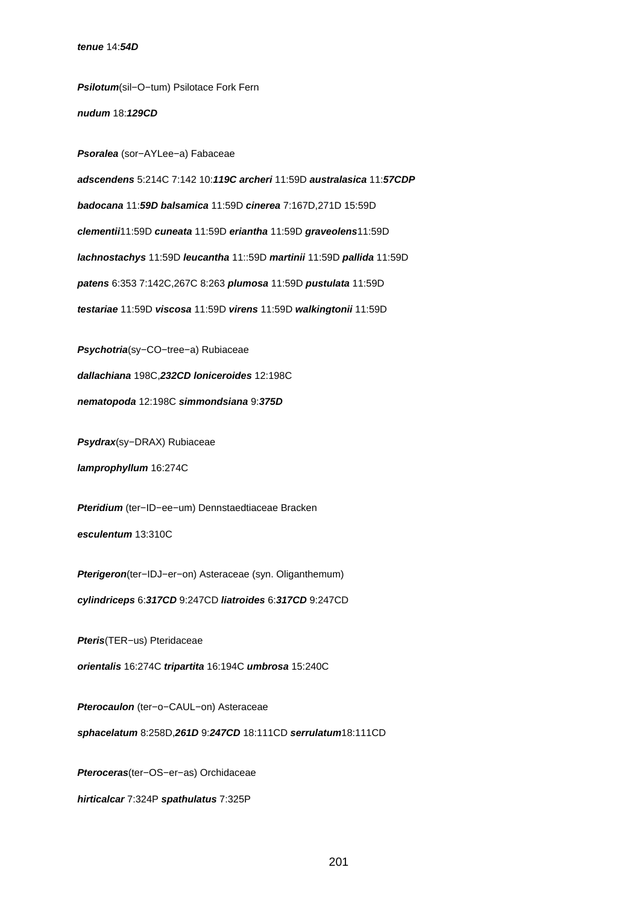***tenue*** 14:***54D***

***Psilotum***(sil−O−tum) Psilotace Fork Fern

***nudum*** 18:***129CD***

***Psoralea*** (sor−AYLee−a) Fabaceae

***adscendens*** 5:214C 7:142 10:***119C archeri*** 11:59D ***australasica*** 11:***57CDP***

***badocana*** 11:***59D balsamica*** 11:59D ***cinerea*** 7:167D,271D 15:59D

***clementii***11:59D ***cuneata*** 11:59D ***eriantha*** 11:59D ***graveolens***11:59D

***lachnostachys*** 11:59D ***leucantha*** 11::59D ***martinii*** 11:59D ***pallida*** 11:59D

***patens*** 6:353 7:142C,267C 8:263 ***plumosa*** 11:59D ***pustulata*** 11:59D

***testariae*** 11:59D ***viscosa*** 11:59D ***virens*** 11:59D ***walkingtonii*** 11:59D

***Psychotria***(sy−CO−tree−a) Rubiaceae

***dallachiana*** 198C,***232CD loniceroides*** 12:198C

***nematopoda*** 12:198C ***simmondsiana*** 9:***375D***

***Psydrax***(sy−DRAX) Rubiaceae

***lamprophyllum*** 16:274C

***Pteridium*** (ter−ID−ee−um) Dennstaedtiaceae Bracken

***esculentum*** 13:310C

***Pterigeron***(ter−IDJ−er−on) Asteraceae (syn. Oliganthemum)

***cylindriceps*** 6:***317CD*** 9:247CD ***liatroides*** 6:***317CD*** 9:247CD

***Pteris***(TER−us) Pteridaceae

***orientalis*** 16:274C ***tripartita*** 16:194C ***umbrosa*** 15:240C

***Pterocaulon*** (ter−o−CAUL−on) Asteraceae

***sphacelatum*** 8:258D,***261D*** 9:***247CD*** 18:111CD ***serrulatum***18:111CD

***Pteroceras***(ter−OS−er−as) Orchidaceae

***hirticalcar*** 7:324P ***spathulatus*** 7:325P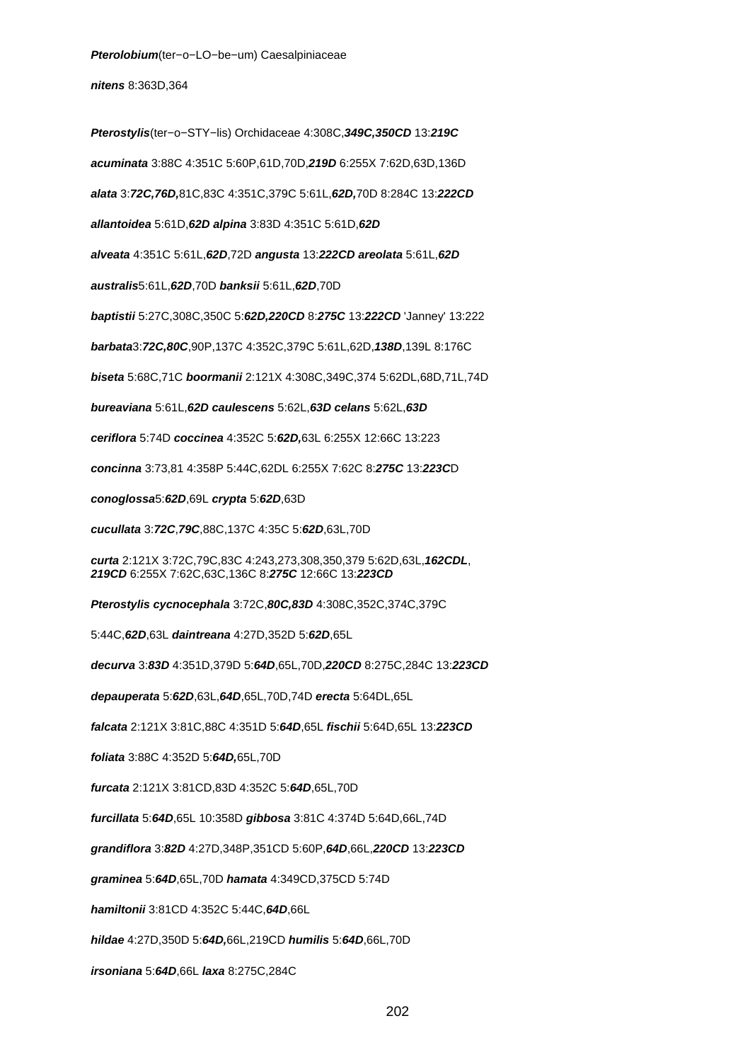***Pterolobium***(ter−o−LO−be−um) Caesalpiniaceae

***nitens*** 8:363D,364

***Pterostylis***(ter−o−STY−lis) Orchidaceae 4:308C,***349C,350CD*** 13:***219C***

***acuminata*** 3:88C 4:351C 5:60P,61D,70D,***219D*** 6:255X 7:62D,63D,136D

***alata*** 3:***72C,76D,***81C,83C 4:351C,379C 5:61L,***62D,***70D 8:284C 13:***222CD***

***allantoidea*** 5:61D,***62D*** ***alpina*** 3:83D 4:351C 5:61D,***62D***

***alveata*** 4:351C 5:61L,***62D***,72D ***angusta*** 13:***222CD*** ***areolata*** 5:61L,***62D***

***australis***5:61L,***62D***,70D ***banksii*** 5:61L,***62D***,70D

***baptistii*** 5:27C,308C,350C 5:***62D,220CD*** 8:***275C*** 13:***222CD*** 'Janney' 13:222

***barbata***3:***72C,80C***,90P,137C 4:352C,379C 5:61L,62D,***138D***,139L 8:176C

***biseta*** 5:68C,71C ***boormanii*** 2:121X 4:308C,349C,374 5:62DL,68D,71L,74D

***bureaviana*** 5:61L,***62D*** ***caulescens*** 5:62L,***63D*** ***celans*** 5:62L,***63D***

***ceriflora*** 5:74D ***coccinea*** 4:352C 5:***62D,***63L 6:255X 12:66C 13:223

***concinna*** 3:73,81 4:358P 5:44C,62DL 6:255X 7:62C 8:***275C*** 13:***223C***D

***conoglossa***5:***62D***,69L ***crypta*** 5:***62D***,63D

***cucullata*** 3:***72C***,***79C***,88C,137C 4:35C 5:***62D***,63L,70D

***curta*** 2:121X 3:72C,79C,83C 4:243,273,308,350,379 5:62D,63L,***162CDL***, ***219CD*** 6:255X 7:62C,63C,136C 8:***275C*** 12:66C 13:***223CD***

***Pterostylis cycnocephala*** 3:72C,***80C,83D*** 4:308C,352C,374C,379C

5:44C,***62D***,63L ***daintreana*** 4:27D,352D 5:***62D***,65L

***decurva*** 3:***83D*** 4:351D,379D 5:***64D***,65L,70D,***220CD*** 8:275C,284C 13:***223CD***

***depauperata*** 5:***62D***,63L,***64D***,65L,70D,74D ***erecta*** 5:64DL,65L

***falcata*** 2:121X 3:81C,88C 4:351D 5:***64D***,65L ***fischii*** 5:64D,65L 13:***223CD***

***foliata*** 3:88C 4:352D 5:***64D,***65L,70D

***furcata*** 2:121X 3:81CD,83D 4:352C 5:***64D***,65L,70D

***furcillata*** 5:***64D***,65L 10:358D ***gibbosa*** 3:81C 4:374D 5:64D,66L,74D

***grandiflora*** 3:***82D*** 4:27D,348P,351CD 5:60P,***64D***,66L,***220CD*** 13:***223CD***

***graminea*** 5:***64D***,65L,70D ***hamata*** 4:349CD,375CD 5:74D

***hamiltonii*** 3:81CD 4:352C 5:44C,***64D***,66L

***hildae*** 4:27D,350D 5:***64D,***66L,219CD ***humilis*** 5:***64D***,66L,70D

***irsoniana*** 5:***64D***,66L ***laxa*** 8:275C,284C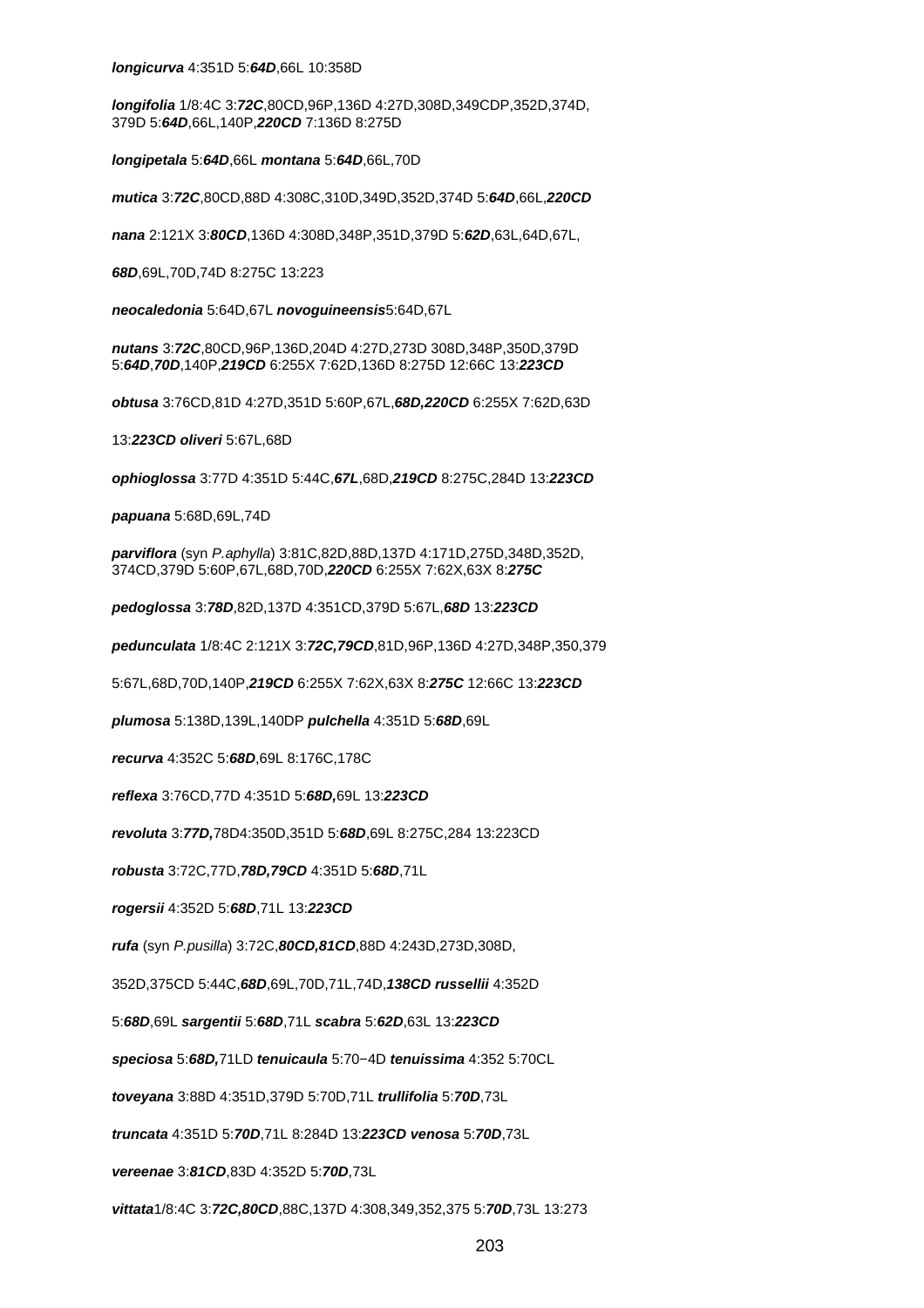***longicurva*** 4:351D 5:***64D***,66L 10:358D

***longifolia*** 1/8:4C 3:***72C***,80CD,96P,136D 4:27D,308D,349CDP,352D,374D, 379D 5:***64D***,66L,140P,***220CD*** 7:136D 8:275D

***longipetala*** 5:***64D***,66L ***montana*** 5:***64D***,66L,70D

***mutica*** 3:***72C***,80CD,88D 4:308C,310D,349D,352D,374D 5:***64D***,66L,***220CD***

***nana*** 2:121X 3:***80CD***,136D 4:308D,348P,351D,379D 5:***62D***,63L,64D,67L,

***68D***,69L,70D,74D 8:275C 13:223

***neocaledonia*** 5:64D,67L ***novoguineensis***5:64D,67L

***nutans*** 3:***72C***,80CD,96P,136D,204D 4:27D,273D 308D,348P,350D,379D 5:***64D***,***70D***,140P,***219CD*** 6:255X 7:62D,136D 8:275D 12:66C 13:***223CD***

***obtusa*** 3:76CD,81D 4:27D,351D 5:60P,67L,***68D,220CD*** 6:255X 7:62D,63D

13:***223CD*** ***oliveri*** 5:67L,68D

***ophioglossa*** 3:77D 4:351D 5:44C,***67L***,68D,***219CD*** 8:275C,284D 13:***223CD***

***papuana*** 5:68D,69L,74D

***parviflora*** (syn *P.aphylla*) 3:81C,82D,88D,137D 4:171D,275D,348D,352D, 374CD,379D 5:60P,67L,68D,70D,***220CD*** 6:255X 7:62X,63X 8:***275C***

***pedoglossa*** 3:***78D***,82D,137D 4:351CD,379D 5:67L,***68D*** 13:***223CD***

***pedunculata*** 1/8:4C 2:121X 3:***72C,79CD***,81D,96P,136D 4:27D,348P,350,379

5:67L,68D,70D,140P,***219CD*** 6:255X 7:62X,63X 8:***275C*** 12:66C 13:***223CD***

***plumosa*** 5:138D,139L,140DP ***pulchella*** 4:351D 5:***68D***,69L

***recurva*** 4:352C 5:***68D***,69L 8:176C,178C

***reflexa*** 3:76CD,77D 4:351D 5:***68D,***69L 13:***223CD***

***revoluta*** 3:***77D,***78D4:350D,351D 5:***68D***,69L 8:275C,284 13:223CD

***robusta*** 3:72C,77D,***78D,79CD*** 4:351D 5:***68D***,71L

***rogersii*** 4:352D 5:***68D***,71L 13:***223CD***

***rufa*** (syn *P.pusilla*) 3:72C,***80CD,81CD***,88D 4:243D,273D,308D,

352D,375CD 5:44C,***68D***,69L,70D,71L,74D,***138CD*** ***russellii*** 4:352D

5:***68D***,69L ***sargentii*** 5:***68D***,71L ***scabra*** 5:***62D***,63L 13:***223CD***

***speciosa*** 5:***68D,***71LD ***tenuicaula*** 5:70−4D ***tenuissima*** 4:352 5:70CL

***toveyana*** 3:88D 4:351D,379D 5:70D,71L ***trullifolia*** 5:***70D***,73L

***truncata*** 4:351D 5:***70D***,71L 8:284D 13:***223CD*** ***venosa*** 5:***70D***,73L

***vereenae*** 3:***81CD***,83D 4:352D 5:***70D***,73L

***vittata***1/8:4C 3:***72C,80CD***,88C,137D 4:308,349,352,375 5:***70D***,73L 13:273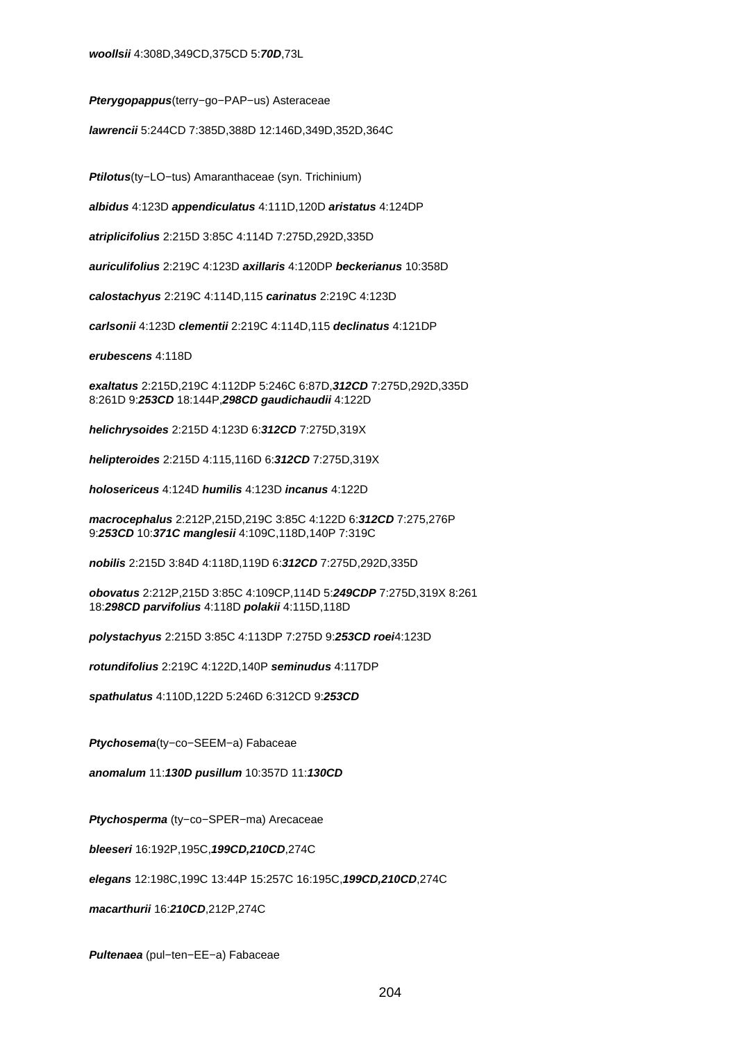**woollsii** 4:308D,349CD,375CD 5:***70D***,73L

**Pterygopappus**(terry−go−PAP−us) Asteraceae

**lawrencii** 5:244CD 7:385D,388D 12:146D,349D,352D,364C

**Ptilotus**(ty−LO−tus) Amaranthaceae (syn. Trichinium)

**albidus** 4:123D **appendiculatus** 4:111D,120D **aristatus** 4:124DP

**atriplicifolius** 2:215D 3:85C 4:114D 7:275D,292D,335D

**auriculifolius** 2:219C 4:123D **axillaris** 4:120DP **beckerianus** 10:358D

**calostachyus** 2:219C 4:114D,115 **carinatus** 2:219C 4:123D

**carlsonii** 4:123D **clementii** 2:219C 4:114D,115 **declinatus** 4:121DP

**erubescens** 4:118D

**exaltatus** 2:215D,219C 4:112DP 5:246C 6:87D,***312CD*** 7:275D,292D,335D 8:261D 9:***253CD*** 18:144P,***298CD*** **gaudichaudii** 4:122D

**helichrysoides** 2:215D 4:123D 6:***312CD*** 7:275D,319X

**helipteroides** 2:215D 4:115,116D 6:***312CD*** 7:275D,319X

**holosericeus** 4:124D **humilis** 4:123D **incanus** 4:122D

**macrocephalus** 2:212P,215D,219C 3:85C 4:122D 6:***312CD*** 7:275,276P 9:***253CD*** 10:***371C*** **manglesii** 4:109C,118D,140P 7:319C

**nobilis** 2:215D 3:84D 4:118D,119D 6:***312CD*** 7:275D,292D,335D

**obovatus** 2:212P,215D 3:85C 4:109CP,114D 5:***249CDP*** 7:275D,319X 8:261 18:***298CD*** **parvifolius** 4:118D **polakii** 4:115D,118D

**polystachyus** 2:215D 3:85C 4:113DP 7:275D 9:***253CD*** **roei**4:123D

**rotundifolius** 2:219C 4:122D,140P **seminudus** 4:117DP

**spathulatus** 4:110D,122D 5:246D 6:312CD 9:***253CD***

**Ptychosema**(ty−co−SEEM−a) Fabaceae

**anomalum** 11:***130D*** **pusillum** 10:357D 11:***130CD***

**Ptychosperma** (ty−co−SPER−ma) Arecaceae

**bleeseri** 16:192P,195C,***199CD,210CD***,274C

**elegans** 12:198C,199C 13:44P 15:257C 16:195C,***199CD,210CD***,274C

**macarthurii** 16:***210CD***,212P,274C

**Pultenaea** (pul−ten−EE−a) Fabaceae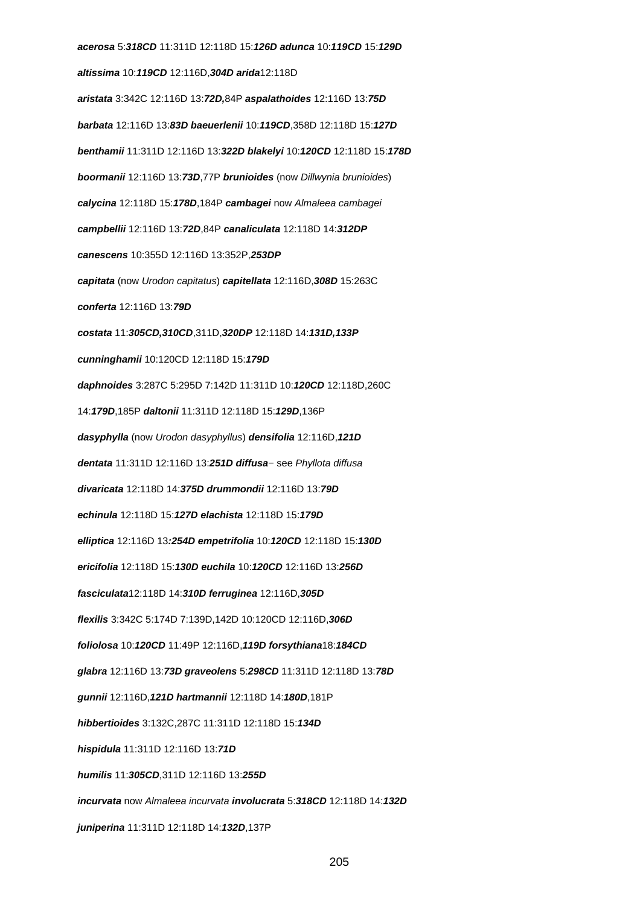***acerosa*** 5:***318CD*** 11:311D 12:118D 15:***126D*** ***adunca*** 10:***119CD*** 15:***129D***

***altissima*** 10:***119CD*** 12:116D,***304D*** ***arida***12:118D

***aristata*** 3:342C 12:116D 13:***72D,***84P ***aspalathoides*** 12:116D 13:***75D***

***barbata*** 12:116D 13:***83D*** ***baeuerlenii*** 10:***119CD***,358D 12:118D 15:***127D***

***benthamii*** 11:311D 12:116D 13:***322D*** ***blakelyi*** 10:***120CD*** 12:118D 15:***178D***

***boormanii*** 12:116D 13:***73D***,77P ***brunioides*** (now *Dillwynia brunioides*)

***calycina*** 12:118D 15:***178D***,184P ***cambagei*** now *Almaleea cambagei*

***campbellii*** 12:116D 13:***72D***,84P ***canaliculata*** 12:118D 14:***312DP***

***canescens*** 10:355D 12:116D 13:352P,***253DP***

***capitata*** (now *Urodon capitatus*) ***capitellata*** 12:116D,***308D*** 15:263C

***conferta*** 12:116D 13:***79D***

***costata*** 11:***305CD,310CD***,311D,***320DP*** 12:118D 14:***131D,133P***

***cunninghamii*** 10:120CD 12:118D 15:***179D***

***daphnoides*** 3:287C 5:295D 7:142D 11:311D 10:***120CD*** 12:118D,260C 14:***179D***,185P ***daltonii*** 11:311D 12:118D 15:***129D***,136P

***dasyphylla*** (now *Urodon dasyphyllus*) ***densifolia*** 12:116D,***121D***

***dentata*** 11:311D 12:116D 13:***251D*** ***diffusa***− see *Phyllota diffusa*

***divaricata*** 12:118D 14:***375D*** ***drummondii*** 12:116D 13:***79D***

***echinula*** 12:118D 15:***127D*** ***elachista*** 12:118D 15:***179D***

***elliptica*** 12:116D 13***:254D*** ***empetrifolia*** 10:***120CD*** 12:118D 15:***130D***

***ericifolia*** 12:118D 15:***130D*** ***euchila*** 10:***120CD*** 12:116D 13:***256D***

***fasciculata***12:118D 14:***310D*** ***ferruginea*** 12:116D,***305D***

***flexilis*** 3:342C 5:174D 7:139D,142D 10:120CD 12:116D,***306D***

***foliolosa*** 10:***120CD*** 11:49P 12:116D,***119D*** ***forsythiana***18:***184CD***

***glabra*** 12:116D 13:***73D*** ***graveolens*** 5:***298CD*** 11:311D 12:118D 13:***78D***

***gunnii*** 12:116D,***121D*** ***hartmannii*** 12:118D 14:***180D***,181P

***hibbertioides*** 3:132C,287C 11:311D 12:118D 15:***134D***

***hispidula*** 11:311D 12:116D 13:***71D***

***humilis*** 11:***305CD***,311D 12:116D 13:***255D***

***incurvata*** now *Almaleea incurvata* ***involucrata*** 5:***318CD*** 12:118D 14:***132D***

***juniperina*** 11:311D 12:118D 14:***132D***,137P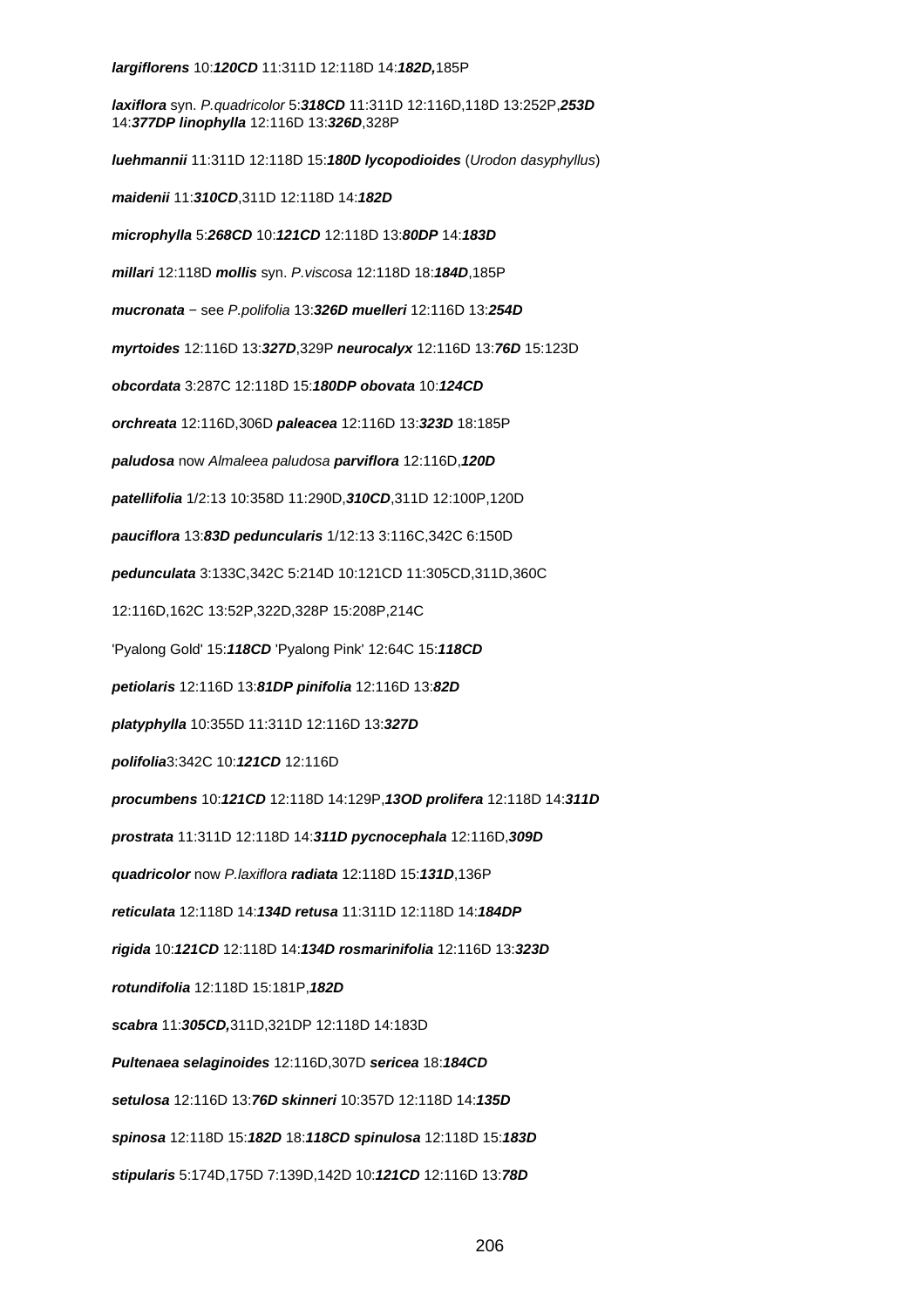**largiflorens** 10:***120CD*** 11:311D 12:118D 14:***182D,***185P

**laxiflora** syn. *P.quadricolor* 5:***318CD*** 11:311D 12:116D,118D 13:252P,***253D*** 14:***377DP*** **linophylla** 12:116D 13:***326D***,328P

**luehmannii** 11:311D 12:118D 15:***180D*** **lycopodioides** (*Urodon dasyphyllus*)

**maidenii** 11:***310CD***,311D 12:118D 14:***182D***

**microphylla** 5:***268CD*** 10:***121CD*** 12:118D 13:***80DP*** 14:***183D***

**millari** 12:118D **mollis** syn. *P.viscosa* 12:118D 18:***184D***,185P

**mucronata** − see *P.polifolia* 13:***326D*** **muelleri** 12:116D 13:***254D***

**myrtoides** 12:116D 13:***327D***,329P **neurocalyx** 12:116D 13:***76D*** 15:123D

**obcordata** 3:287C 12:118D 15:***180DP*** **obovata** 10:***124CD***

**orchreata** 12:116D,306D **paleacea** 12:116D 13:***323D*** 18:185P

**paludosa** now *Almaleea paludosa* **parviflora** 12:116D,***120D***

**patellifolia** 1/2:13 10:358D 11:290D,***310CD***,311D 12:100P,120D

**pauciflora** 13:***83D*** **peduncularis** 1/12:13 3:116C,342C 6:150D

**pedunculata** 3:133C,342C 5:214D 10:121CD 11:305CD,311D,360C

12:116D,162C 13:52P,322D,328P 15:208P,214C

'Pyalong Gold' 15:***118CD*** 'Pyalong Pink' 12:64C 15:***118CD***

**petiolaris** 12:116D 13:***81DP*** **pinifolia** 12:116D 13:***82D***

**platyphylla** 10:355D 11:311D 12:116D 13:***327D***

**polifolia**3:342C 10:***121CD*** 12:116D

**procumbens** 10:***121CD*** 12:118D 14:129P,***13OD*** **prolifera** 12:118D 14:***311D***

**prostrata** 11:311D 12:118D 14:***311D*** **pycnocephala** 12:116D,***309D***

**quadricolor** now *P.laxiflora* **radiata** 12:118D 15:***131D***,136P

**reticulata** 12:118D 14:***134D*** **retusa** 11:311D 12:118D 14:***184DP***

**rigida** 10:***121CD*** 12:118D 14:***134D*** **rosmarinifolia** 12:116D 13:***323D***

**rotundifolia** 12:118D 15:181P,***182D***

**scabra** 11:***305CD,***311D,321DP 12:118D 14:183D

**Pultenaea selaginoides** 12:116D,307D **sericea** 18:***184CD***

**setulosa** 12:116D 13:***76D*** **skinneri** 10:357D 12:118D 14:***135D***

**spinosa** 12:118D 15:***182D*** 18:***118CD*** **spinulosa** 12:118D 15:***183D***

**stipularis** 5:174D,175D 7:139D,142D 10:***121CD*** 12:116D 13:***78D***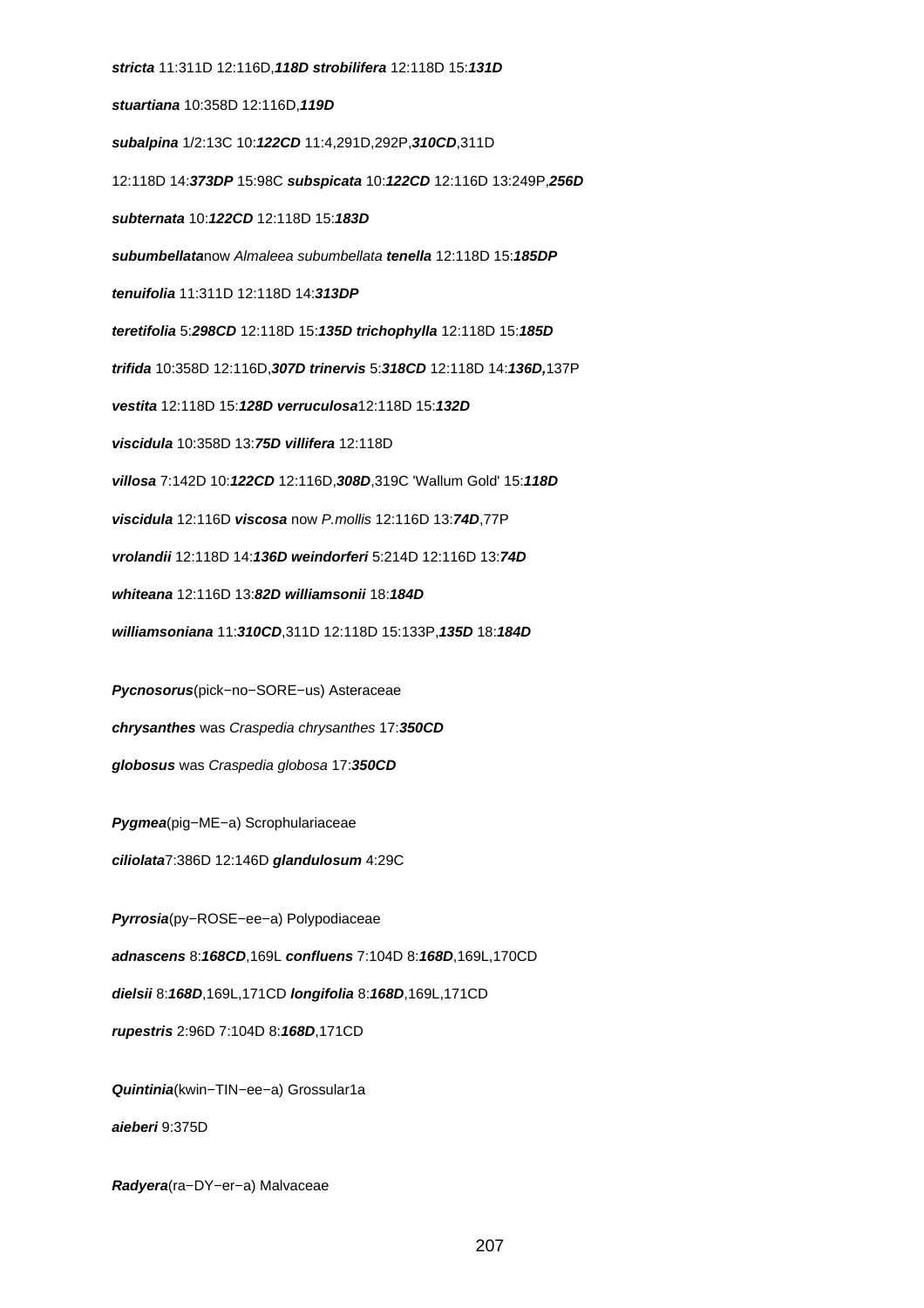***stricta*** 11:311D 12:116D,***118D strobilifera*** 12:118D 15:***131D***

***stuartiana*** 10:358D 12:116D,***119D***

***subalpina*** 1/2:13C 10:***122CD*** 11:4,291D,292P,***310CD***,311D

12:118D 14:***373DP*** 15:98C ***subspicata*** 10:***122CD*** 12:116D 13:249P,***256D***

***subternata*** 10:***122CD*** 12:118D 15:***183D***

***subumbellata***now *Almaleea subumbellata* ***tenella*** 12:118D 15:***185DP***

***tenuifolia*** 11:311D 12:118D 14:***313DP***

***teretifolia*** 5:***298CD*** 12:118D 15:***135D trichophylla*** 12:118D 15:***185D***

***trifida*** 10:358D 12:116D,***307D trinervis*** 5:***318CD*** 12:118D 14:***136D,***137P

***vestita*** 12:118D 15:***128D verruculosa***12:118D 15:***132D***

***viscidula*** 10:358D 13:***75D villifera*** 12:118D

***villosa*** 7:142D 10:***122CD*** 12:116D,***308D***,319C 'Wallum Gold' 15:***118D***

***viscidula*** 12:116D ***viscosa*** now *P.mollis* 12:116D 13:***74D***,77P

***vrolandii*** 12:118D 14:***136D weindorferi*** 5:214D 12:116D 13:***74D***

***whiteana*** 12:116D 13:***82D williamsonii*** 18:***184D***

***williamsoniana*** 11:***310CD***,311D 12:118D 15:133P,***135D*** 18:***184D***

***Pycnosorus***(pick−no−SORE−us) Asteraceae

***chrysanthes*** was *Craspedia chrysanthes* 17:***350CD***

***globosus*** was *Craspedia globosa* 17:***350CD***

***Pygmea***(pig−ME−a) Scrophulariaceae

***ciliolata***7:386D 12:146D ***glandulosum*** 4:29C

***Pyrrosia***(py−ROSE−ee−a) Polypodiaceae

***adnascens*** 8:***168CD***,169L ***confluens*** 7:104D 8:***168D***,169L,170CD

***dielsii*** 8:***168D***,169L,171CD ***longifolia*** 8:***168D***,169L,171CD

***rupestris*** 2:96D 7:104D 8:***168D***,171CD

***Quintinia***(kwin−TIN−ee−a) Grossular1a

***aieberi*** 9:375D

***Radyera***(ra−DY−er−a) Malvaceae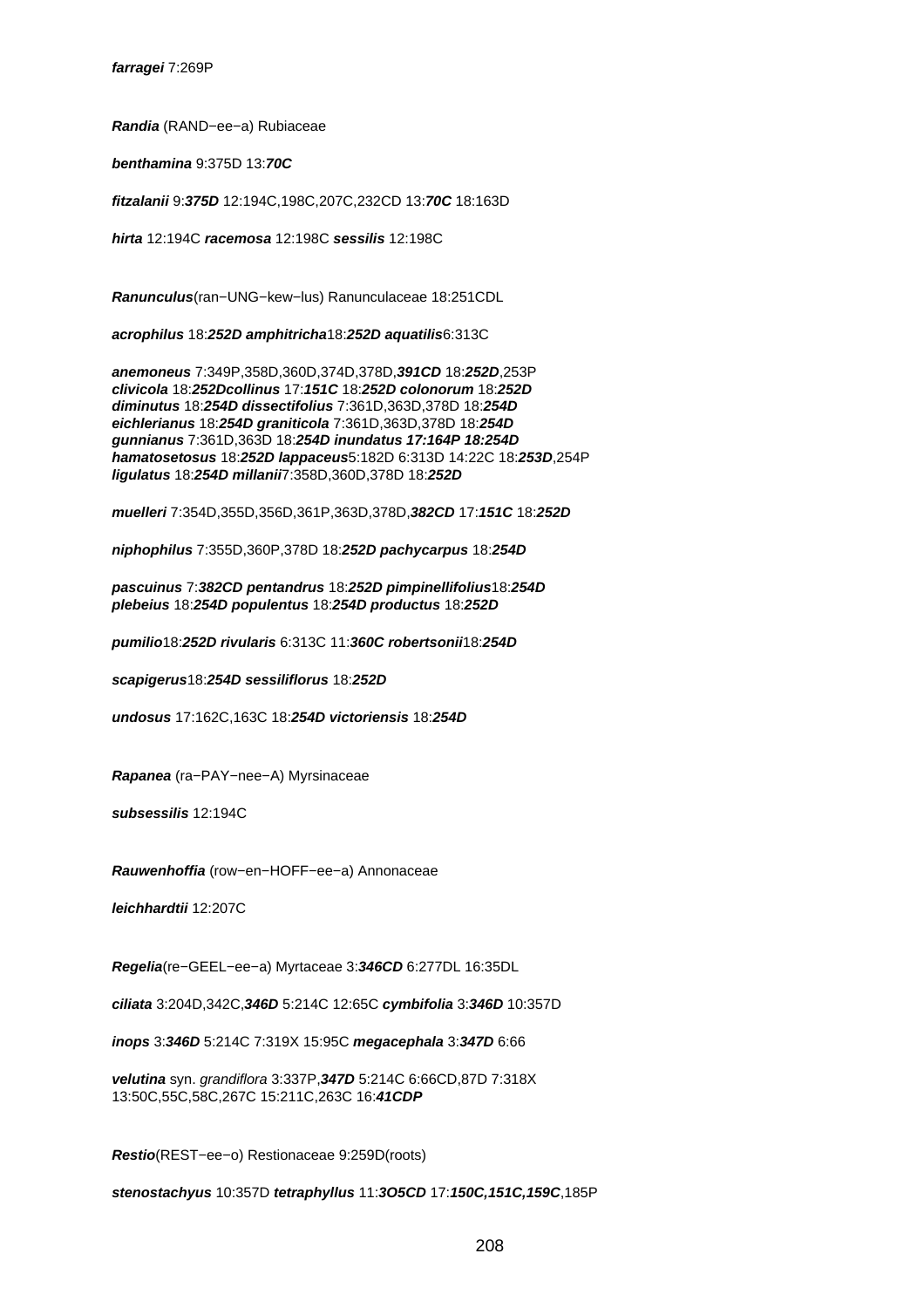***farragei*** 7:269P

***Randia*** (RAND−ee−a) Rubiaceae

***benthamina*** 9:375D 13:***70C***

***fitzalanii*** 9:***375D*** 12:194C,198C,207C,232CD 13:***70C*** 18:163D

***hirta*** 12:194C ***racemosa*** 12:198C ***sessilis*** 12:198C

***Ranunculus***(ran−UNG−kew−lus) Ranunculaceae 18:251CDL

***acrophilus*** 18:***252D*** ***amphitricha***18:***252D*** ***aquatilis***6:313C

***anemoneus*** 7:349P,358D,360D,374D,378D,***391CD*** 18:***252D***,253P
***clivicola*** 18:***252D******collinus*** 17:***151C*** 18:***252D*** ***colonorum*** 18:***252D***
***diminutus*** 18:***254D*** ***dissectifolius*** 7:361D,363D,378D 18:***254D***
***eichlerianus*** 18:***254D*** ***graniticola*** 7:361D,363D,378D 18:***254D***
***gunnianus*** 7:361D,363D 18:***254D*** ***inundatus*** ***17:164P 18:254D***
***hamatosetosus*** 18:***252D*** ***lappaceus***5:182D 6:313D 14:22C 18:***253D***,254P
***ligulatus*** 18:***254D*** ***millanii***7:358D,360D,378D 18:***252D***

***muelleri*** 7:354D,355D,356D,361P,363D,378D,***382CD*** 17:***151C*** 18:***252D***

***niphophilus*** 7:355D,360P,378D 18:***252D*** ***pachycarpus*** 18:***254D***

***pascuinus*** 7:***382CD*** ***pentandrus*** 18:***252D*** ***pimpinellifolius***18:***254D***
***plebeius*** 18:***254D*** ***populentus*** 18:***254D*** ***productus*** 18:***252D***

***pumilio***18:***252D*** ***rivularis*** 6:313C 11:***360C*** ***robertsonii***18:***254D***

***scapigerus***18:***254D*** ***sessiliflorus*** 18:***252D***

***undosus*** 17:162C,163C 18:***254D*** ***victoriensis*** 18:***254D***

***Rapanea*** (ra−PAY−nee−A) Myrsinaceae

***subsessilis*** 12:194C

***Rauwenhoffia*** (row−en−HOFF−ee−a) Annonaceae

***leichhardtii*** 12:207C

***Regelia***(re−GEEL−ee−a) Myrtaceae 3:***346CD*** 6:277DL 16:35DL

***ciliata*** 3:204D,342C,***346D*** 5:214C 12:65C ***cymbifolia*** 3:***346D*** 10:357D

***inops*** 3:***346D*** 5:214C 7:319X 15:95C ***megacephala*** 3:***347D*** 6:66

***velutina*** syn. *grandiflora* 3:337P,***347D*** 5:214C 6:66CD,87D 7:318X
13:50C,55C,58C,267C 15:211C,263C 16:***41CDP***

***Restio***(REST−ee−o) Restionaceae 9:259D(roots)

***stenostachyus*** 10:357D ***tetraphyllus*** 11:***3O5CD*** 17:***150C,151C,159C***,185P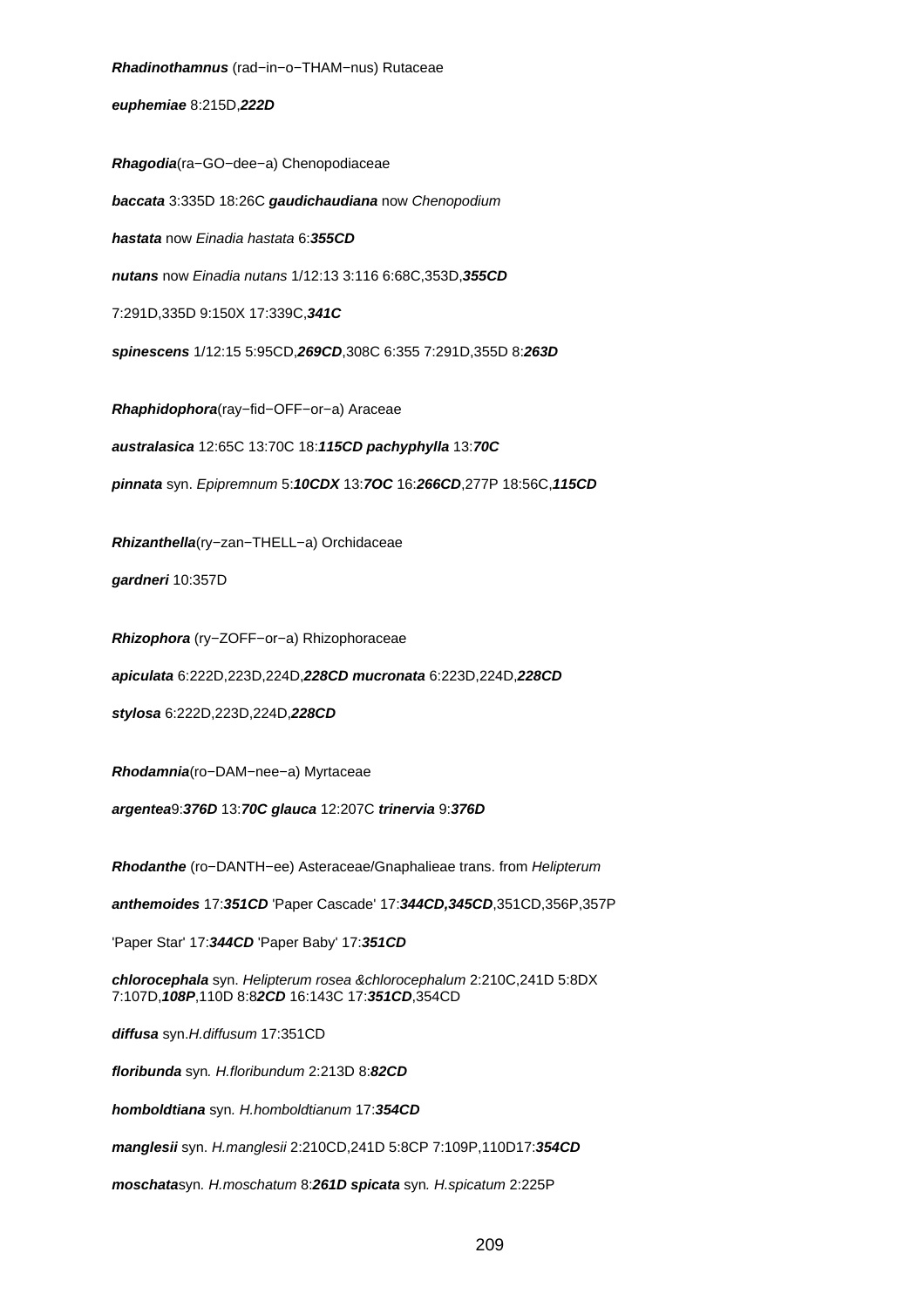***Rhadinothamnus*** (rad−in−o−THAM−nus) Rutaceae

***euphemiae*** 8:215D,***222D***

***Rhagodia***(ra−GO−dee−a) Chenopodiaceae

***baccata*** 3:335D 18:26C ***gaudichaudiana*** now *Chenopodium*

***hastata*** now *Einadia hastata* 6:***355CD***

***nutans*** now *Einadia nutans* 1/12:13 3:116 6:68C,353D,***355CD***

7:291D,335D 9:150X 17:339C,***341C***

***spinescens*** 1/12:15 5:95CD,***269CD***,308C 6:355 7:291D,355D 8:***263D***

***Rhaphidophora***(ray−fid−OFF−or−a) Araceae

***australasica*** 12:65C 13:70C 18:***115CD pachyphylla*** 13:***70C***

***pinnata*** syn. *Epipremnum* 5:***10CDX*** 13:***7OC*** 16:***266CD***,277P 18:56C,***115CD***

***Rhizanthella***(ry−zan−THELL−a) Orchidaceae

***gardneri*** 10:357D

***Rhizophora*** (ry−ZOFF−or−a) Rhizophoraceae

***apiculata*** 6:222D,223D,224D,***228CD mucronata*** 6:223D,224D,***228CD***

***stylosa*** 6:222D,223D,224D,***228CD***

***Rhodamnia***(ro−DAM−nee−a) Myrtaceae

***argentea***9:***376D*** 13:***70C glauca*** 12:207C ***trinervia*** 9:***376D***

***Rhodanthe*** (ro−DANTH−ee) Asteraceae/Gnaphalieae trans. from *Helipterum*

***anthemoides*** 17:***351CD*** 'Paper Cascade' 17:***344CD,345CD***,351CD,356P,357P

'Paper Star' 17:***344CD*** 'Paper Baby' 17:***351CD***

***chlorocephala*** syn. *Helipterum rosea &chlorocephalum* 2:210C,241D 5:8DX 7:107D,***108P***,110D 8:8***2CD*** 16:143C 17:***351CD***,354CD

***diffusa*** syn.*H.diffusum* 17:351CD

***floribunda*** syn. *H.floribundum* 2:213D 8:***82CD***

***homboldtiana*** syn. *H.homboldtianum* 17:***354CD***

***manglesii*** syn. *H.manglesii* 2:210CD,241D 5:8CP 7:109P,110D17:***354CD***

***moschata***syn. *H.moschatum* 8:***261D spicata*** syn. *H.spicatum* 2:225P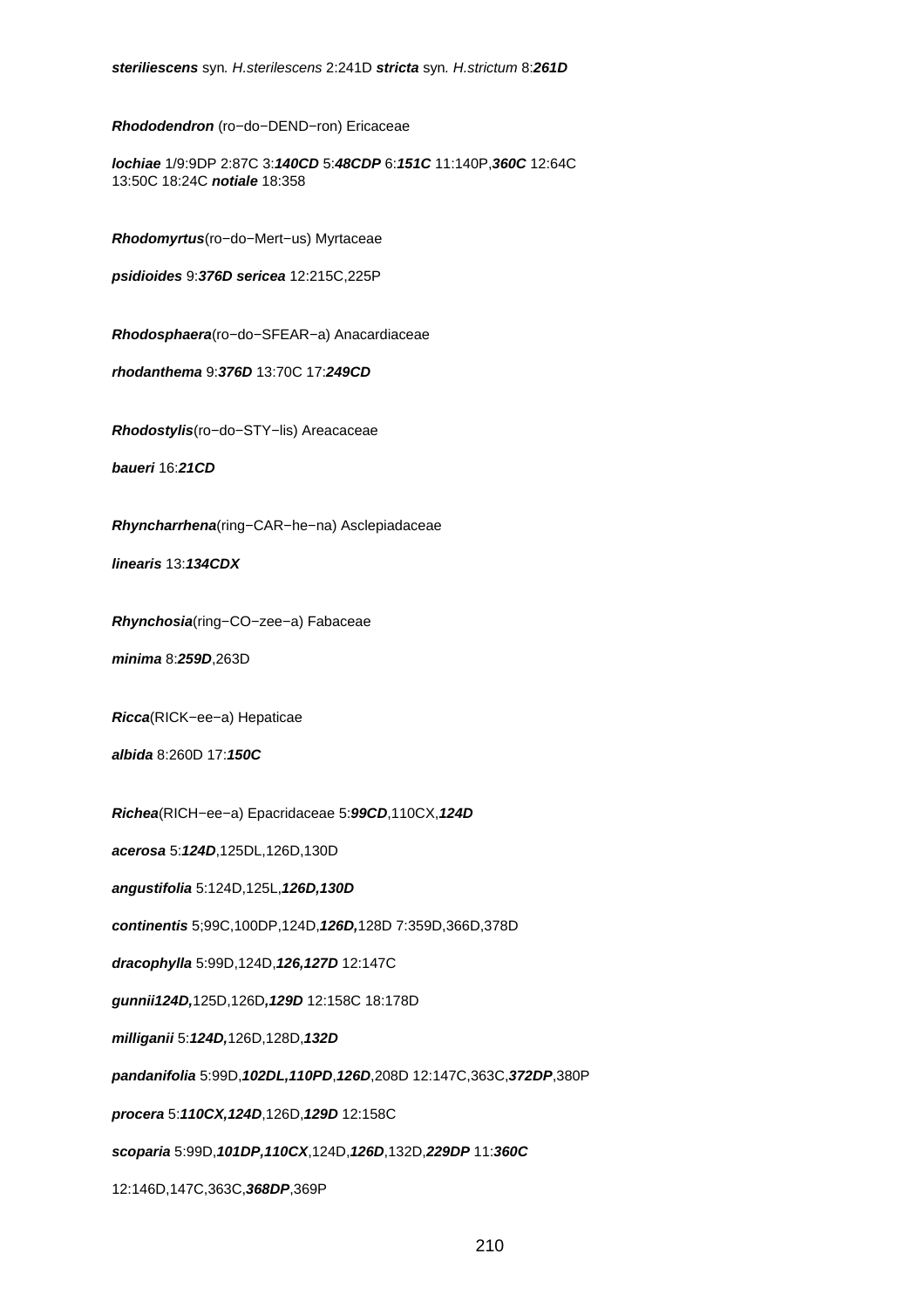***steriliescens*** syn*. H.sterilescens* 2:241D ***stricta*** syn*. H.strictum* 8:***261D***

***Rhododendron*** (ro−do−DEND−ron) Ericaceae

***lochiae*** 1/9:9DP 2:87C 3:***140CD*** 5:***48CDP*** 6:***151C*** 11:140P,***360C*** 12:64C 13:50C 18:24C ***notiale*** 18:358

***Rhodomyrtus***(ro−do−Mert−us) Myrtaceae

***psidioides*** 9:***376D*** ***sericea*** 12:215C,225P

***Rhodosphaera***(ro−do−SFEAR−a) Anacardiaceae

***rhodanthema*** 9:***376D*** 13:70C 17:***249CD***

***Rhodostylis***(ro−do−STY−lis) Areacaceae

***baueri*** 16:***21CD***

***Rhyncharrhena***(ring−CAR−he−na) Asclepiadaceae

***linearis*** 13:***134CDX***

***Rhynchosia***(ring−CO−zee−a) Fabaceae

***minima*** 8:***259D***,263D

***Ricca***(RICK−ee−a) Hepaticae

***albida*** 8:260D 17:***150C***

***Richea***(RICH−ee−a) Epacridaceae 5:***99CD***,110CX,***124D***

***acerosa*** 5:***124D***,125DL,126D,130D

***angustifolia*** 5:124D,125L,***126D,130D***

***continentis*** 5;99C,100DP,124D,***126D,***128D 7:359D,366D,378D

***dracophylla*** 5:99D,124D,***126,127D*** 12:147C

***gunnii124D,***125D,126D***,129D*** 12:158C 18:178D

***milliganii*** 5:***124D,***126D,128D,***132D***

***pandanifolia*** 5:99D,***102DL,110PD***,***126D***,208D 12:147C,363C,***372DP***,380P

***procera*** 5:***110CX,124D***,126D,***129D*** 12:158C

***scoparia*** 5:99D,***101DP,110CX***,124D,***126D***,132D,***229DP*** 11:***360C***

12:146D,147C,363C,***368DP***,369P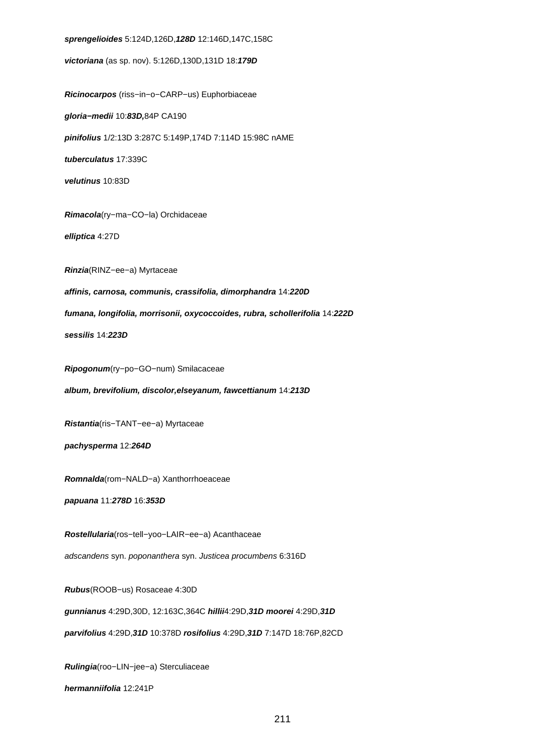***sprengelioides*** 5:124D,126D,***128D*** 12:146D,147C,158C

***victoriana*** (as sp. nov). 5:126D,130D,131D 18:***179D***

***Ricinocarpos*** (riss−in−o−CARP−us) Euphorbiaceae

***gloria−medii*** 10:***83D,***84P CA190

***pinifolius*** 1/2:13D 3:287C 5:149P,174D 7:114D 15:98C nAME

***tuberculatus*** 17:339C

***velutinus*** 10:83D

***Rimacola***(ry−ma−CO−la) Orchidaceae

***elliptica*** 4:27D

***Rinzia***(RINZ−ee−a) Myrtaceae

***affinis, carnosa, communis, crassifolia, dimorphandra*** 14:***220D***

***fumana, longifolia, morrisonii, oxycoccoides, rubra, schollerifolia*** 14:***222D***

***sessilis*** 14:***223D***

***Ripogonum***(ry−po−GO−num) Smilacaceae

***album, brevifolium, discolor,elseyanum, fawcettianum*** 14:***213D***

***Ristantia***(ris−TANT−ee−a) Myrtaceae

***pachysperma*** 12:***264D***

***Romnalda***(rom−NALD−a) Xanthorrhoeaceae

***papuana*** 11:***278D*** 16:***353D***

***Rostellularia***(ros−tell−yoo−LAIR−ee−a) Acanthaceae

*adscandens* syn. *poponanthera* syn. *Justicea procumbens* 6:316D

***Rubus***(ROOB−us) Rosaceae 4:30D

***gunnianus*** 4:29D,30D, 12:163C,364C ***hillii***4:29D,***31D moorei*** 4:29D,***31D***

***parvifolius*** 4:29D,***31D*** 10:378D ***rosifolius*** 4:29D,***31D*** 7:147D 18:76P,82CD

***Rulingia***(roo−LIN−jee−a) Sterculiaceae

***hermanniifolia*** 12:241P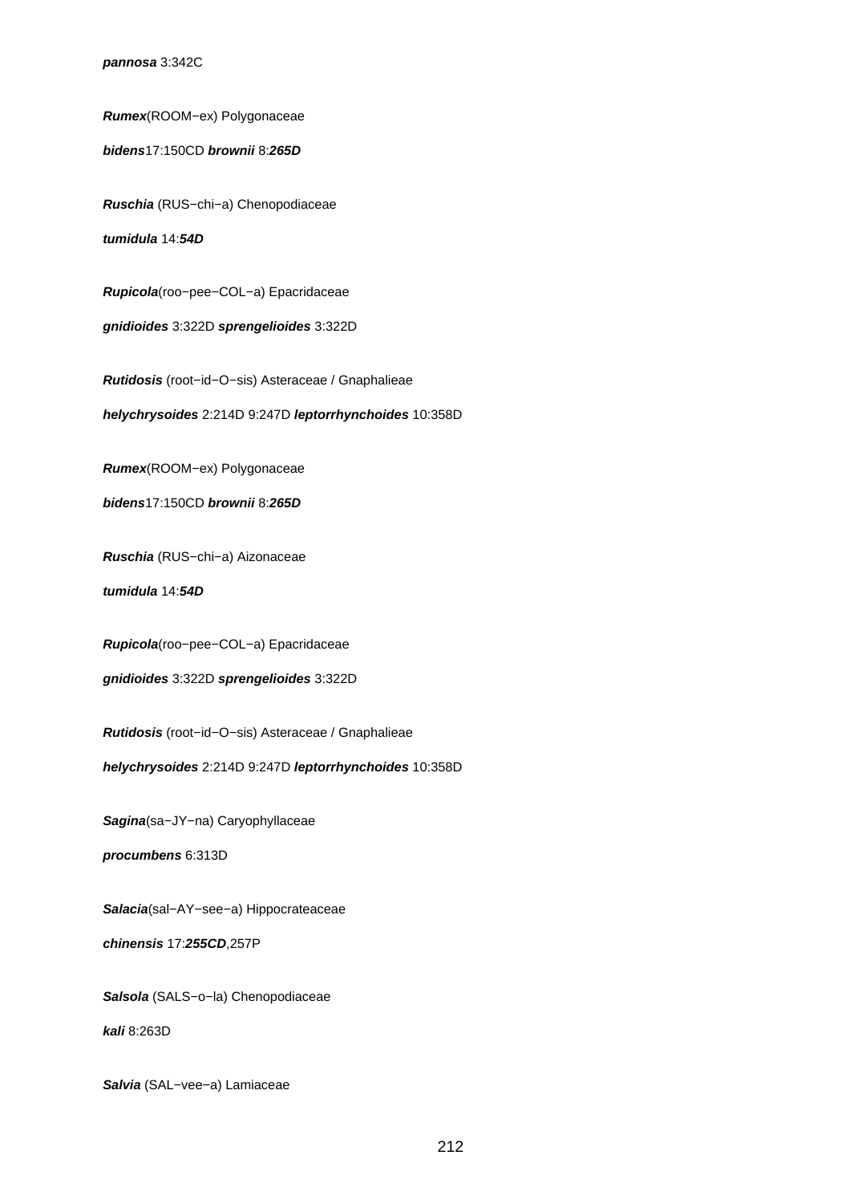***pannosa*** 3:342C

***Rumex***(ROOM−ex) Polygonaceae

***bidens***17:150CD ***brownii*** 8:***265D***

***Ruschia*** (RUS−chi−a) Chenopodiaceae

***tumidula*** 14:***54D***

***Rupicola***(roo−pee−COL−a) Epacridaceae

***gnidioides*** 3:322D ***sprengelioides*** 3:322D

***Rutidosis*** (root−id−O−sis) Asteraceae / Gnaphalieae

***helychrysoides*** 2:214D 9:247D ***leptorrhynchoides*** 10:358D

***Rumex***(ROOM−ex) Polygonaceae

***bidens***17:150CD ***brownii*** 8:***265D***

***Ruschia*** (RUS−chi−a) Aizonaceae

***tumidula*** 14:***54D***

***Rupicola***(roo−pee−COL−a) Epacridaceae

***gnidioides*** 3:322D ***sprengelioides*** 3:322D

***Rutidosis*** (root−id−O−sis) Asteraceae / Gnaphalieae

***helychrysoides*** 2:214D 9:247D ***leptorrhynchoides*** 10:358D

***Sagina***(sa−JY−na) Caryophyllaceae

***procumbens*** 6:313D

***Salacia***(sal−AY−see−a) Hippocrateaceae

***chinensis*** 17:***255CD***,257P

***Salsola*** (SALS−o−la) Chenopodiaceae

***kali*** 8:263D

***Salvia*** (SAL−vee−a) Lamiaceae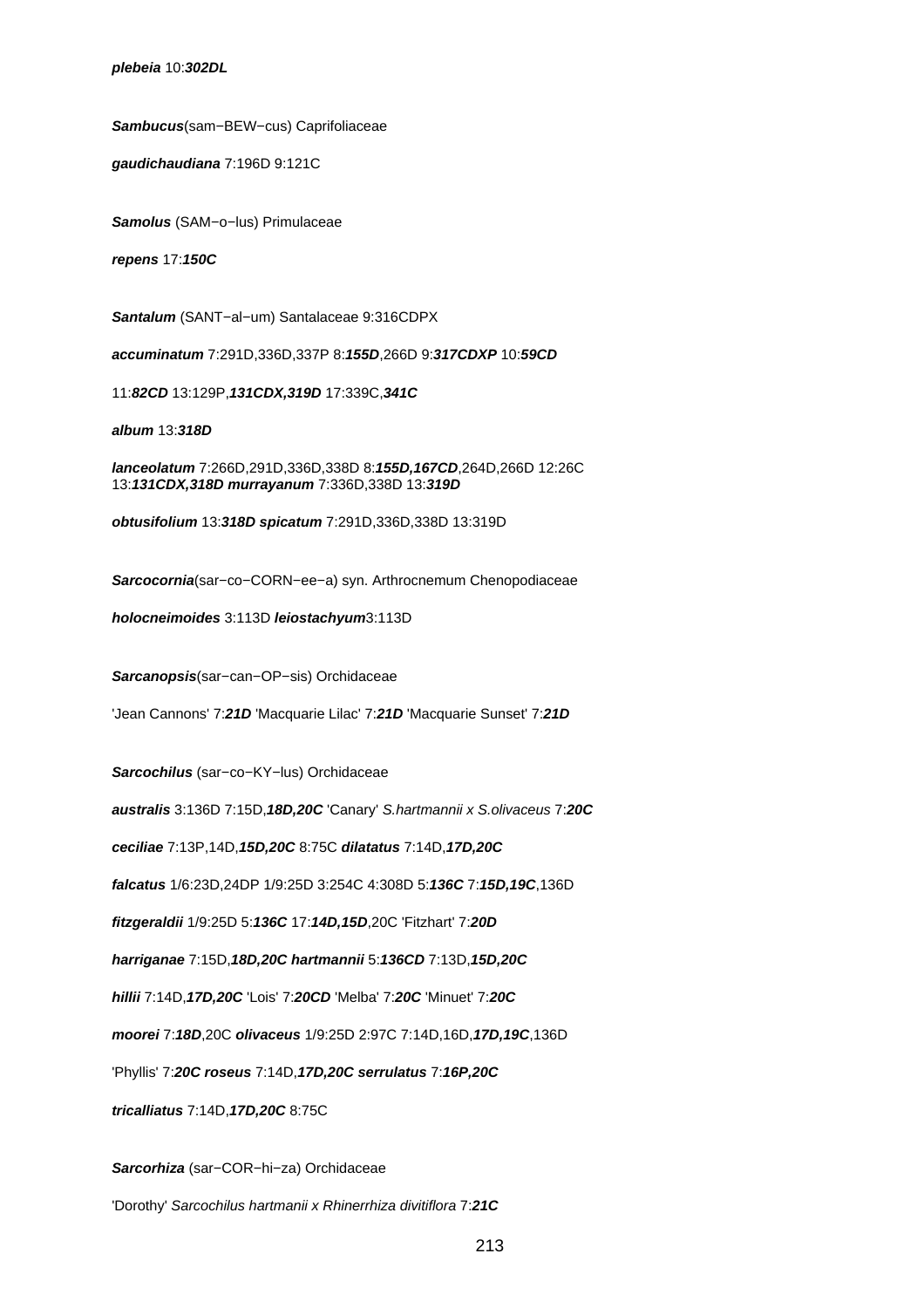**plebeia** 10:***302DL***

***Sambucus***(sam−BEW−cus) Caprifoliaceae

**gaudichaudiana** 7:196D 9:121C

***Samolus*** (SAM−o−lus) Primulaceae

**repens** 17:***150C***

***Santalum*** (SANT−al−um) Santalaceae 9:316CDPX

**accuminatum** 7:291D,336D,337P 8:***155D***,266D 9:***317CDXP*** 10:***59CD***

11:***82CD*** 13:129P,***131CDX,319D*** 17:339C,***341C***

**album** 13:***318D***

**lanceolatum** 7:266D,291D,336D,338D 8:***155D,167CD***,264D,266D 12:26C 13:***131CDX,318D*** **murrayanum** 7:336D,338D 13:***319D***

**obtusifolium** 13:***318D*** **spicatum** 7:291D,336D,338D 13:319D

***Sarcocornia***(sar−co−CORN−ee−a) syn. Arthrocnemum Chenopodiaceae

**holocneimoides** 3:113D **leiostachyum**3:113D

***Sarcanopsis***(sar−can−OP−sis) Orchidaceae

'Jean Cannons' 7:***21D*** 'Macquarie Lilac' 7:***21D*** 'Macquarie Sunset' 7:***21D***

***Sarcochilus*** (sar−co−KY−lus) Orchidaceae

**australis** 3:136D 7:15D,***18D,20C*** 'Canary' *S.hartmannii x S.olivaceus* 7:***20C***

**ceciliae** 7:13P,14D,***15D,20C*** 8:75C **dilatatus** 7:14D,***17D,20C***

**falcatus** 1/6:23D,24DP 1/9:25D 3:254C 4:308D 5:***136C*** 7:***15D,19C***,136D

**fitzgeraldii** 1/9:25D 5:***136C*** 17:***14D,15D***,20C 'Fitzhart' 7:***20D***

**harriganae** 7:15D,***18D,20C*** **hartmannii** 5:***136CD*** 7:13D,***15D,20C***

**hillii** 7:14D,***17D,20C*** 'Lois' 7:***20CD*** 'Melba' 7:***20C*** 'Minuet' 7:***20C***

**moorei** 7:***18D***,20C **olivaceus** 1/9:25D 2:97C 7:14D,16D,***17D,19C***,136D

'Phyllis' 7:***20C*** **roseus** 7:14D,***17D,20C*** **serrulatus** 7:***16P,20C***

**tricalliatus** 7:14D,***17D,20C*** 8:75C

***Sarcorhiza*** (sar−COR−hi−za) Orchidaceae

'Dorothy' *Sarcochilus hartmanii x Rhinerrhiza divitiflora* 7:***21C***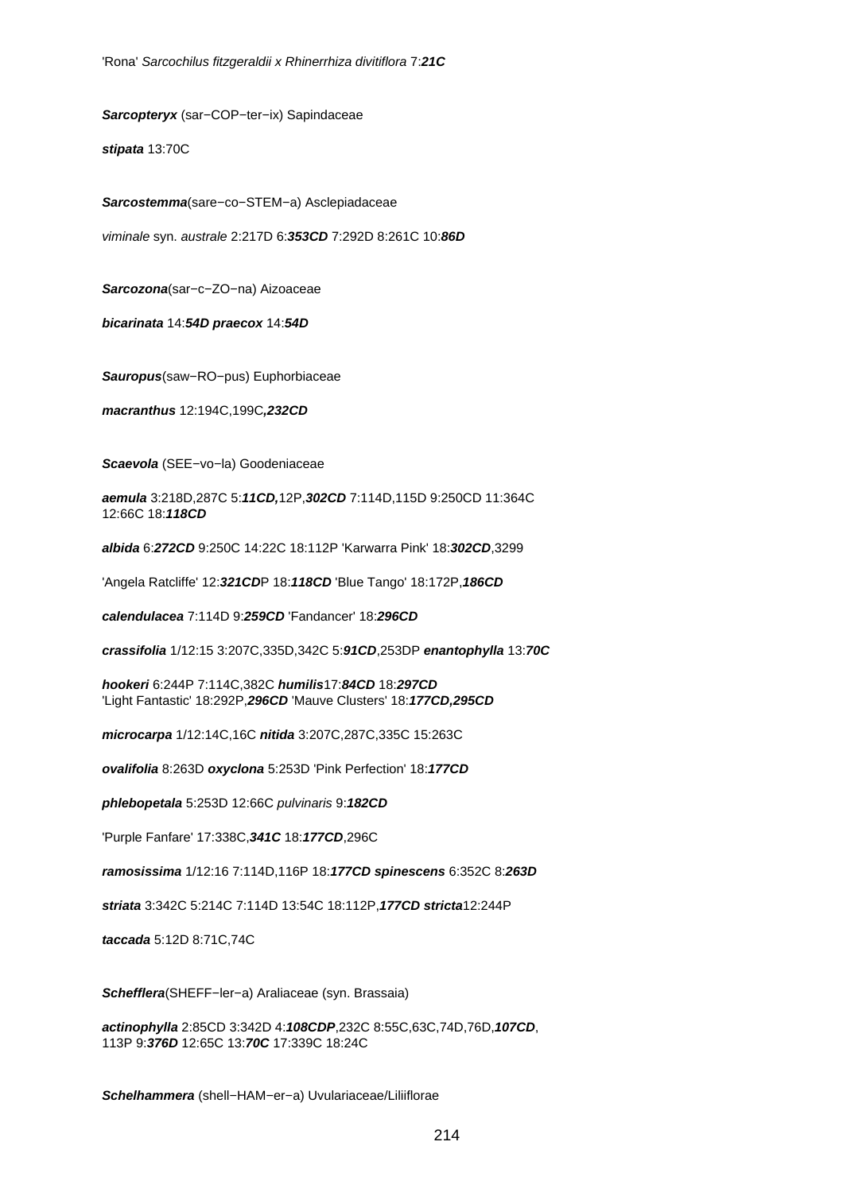'Rona' *Sarcochilus fitzgeraldii x Rhinerrhiza divitiflora* 7:***21C***

**Sarcopteryx** (sar−COP−ter−ix) Sapindaceae

**stipata** 13:70C

**Sarcostemma**(sare−co−STEM−a) Asclepiadaceae

*viminale* syn. *australe* 2:217D 6:***353CD*** 7:292D 8:261C 10:***86D***

**Sarcozona**(sar−c−ZO−na) Aizoaceae

**bicarinata** 14:***54D*** **praecox** 14:***54D***

**Sauropus**(saw−RO−pus) Euphorbiaceae

**macranthus** 12:194C,199C***,232CD***

**Scaevola** (SEE−vo−la) Goodeniaceae

**aemula** 3:218D,287C 5:***11CD,***12P,***302CD*** 7:114D,115D 9:250CD 11:364C 12:66C 18:***118CD***

**albida** 6:***272CD*** 9:250C 14:22C 18:112P 'Karwarra Pink' 18:***302CD***,3299

'Angela Ratcliffe' 12:***321CD***P 18:***118CD*** 'Blue Tango' 18:172P,***186CD***

**calendulacea** 7:114D 9:***259CD*** 'Fandancer' 18:***296CD***

**crassifolia** 1/12:15 3:207C,335D,342C 5:***91CD***,253DP **enantophylla** 13:***70C***

**hookeri** 6:244P 7:114C,382C **humilis**17:***84CD*** 18:***297CD***
'Light Fantastic' 18:292P,***296CD*** 'Mauve Clusters' 18:***177CD,295CD***

**microcarpa** 1/12:14C,16C **nitida** 3:207C,287C,335C 15:263C

**ovalifolia** 8:263D **oxyclona** 5:253D 'Pink Perfection' 18:***177CD***

**phlebopetala** 5:253D 12:66C *pulvinaris* 9:***182CD***

'Purple Fanfare' 17:338C,***341C*** 18:***177CD***,296C

**ramosissima** 1/12:16 7:114D,116P 18:***177CD*** **spinescens** 6:352C 8:***263D***

**striata** 3:342C 5:214C 7:114D 13:54C 18:112P,***177CD*** **stricta**12:244P

**taccada** 5:12D 8:71C,74C

**Schefflera**(SHEFF−ler−a) Araliaceae (syn. Brassaia)

**actinophylla** 2:85CD 3:342D 4:***108CDP***,232C 8:55C,63C,74D,76D,***107CD***, 113P 9:***376D*** 12:65C 13:***70C*** 17:339C 18:24C

**Schelhammera** (shell−HAM−er−a) Uvulariaceae/Liliiflorae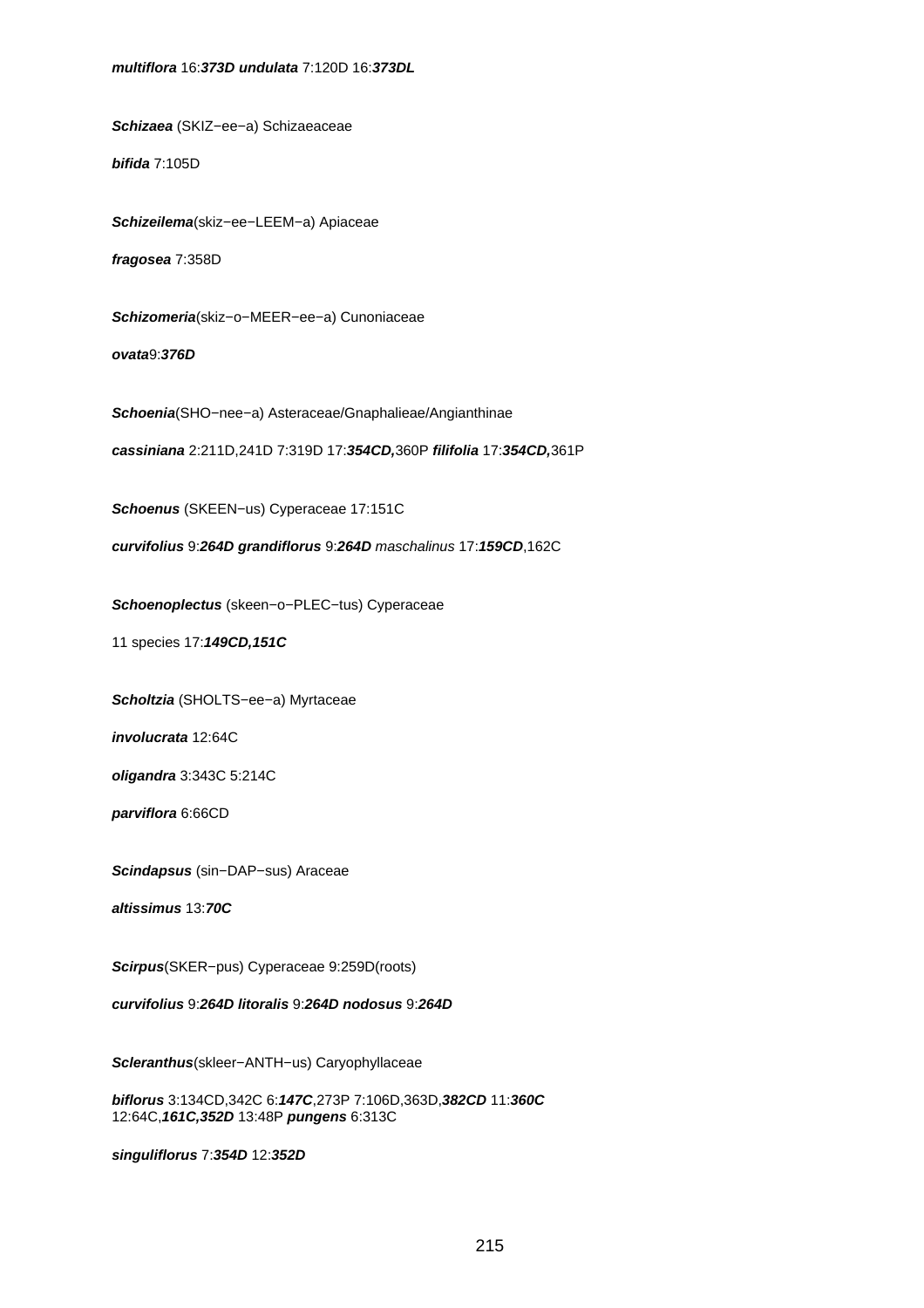***multiflora*** 16:***373D*** ***undulata*** 7:120D 16:***373DL***

***Schizaea*** (SKIZ−ee−a) Schizaeaceae

***bifida*** 7:105D

***Schizeilema***(skiz−ee−LEEM−a) Apiaceae

***fragosea*** 7:358D

***Schizomeria***(skiz−o−MEER−ee−a) Cunoniaceae

***ovata***9:***376D***

***Schoenia***(SHO−nee−a) Asteraceae/Gnaphalieae/Angianthinae

***cassiniana*** 2:211D,241D 7:319D 17:***354CD,***360P ***filifolia*** 17:***354CD,***361P

***Schoenus*** (SKEEN−us) Cyperaceae 17:151C

***curvifolius*** 9:***264D*** ***grandiflorus*** 9:***264D*** *maschalinus* 17:***159CD***,162C

***Schoenoplectus*** (skeen−o−PLEC−tus) Cyperaceae

11 species 17:***149CD,151C***

***Scholtzia*** (SHOLTS−ee−a) Myrtaceae

***involucrata*** 12:64C

***oligandra*** 3:343C 5:214C

***parviflora*** 6:66CD

***Scindapsus*** (sin−DAP−sus) Araceae

***altissimus*** 13:***70C***

***Scirpus***(SKER−pus) Cyperaceae 9:259D(roots)

***curvifolius*** 9:***264D*** ***litoralis*** 9:***264D*** ***nodosus*** 9:***264D***

***Scleranthus***(skleer−ANTH−us) Caryophyllaceae

***biflorus*** 3:134CD,342C 6:***147C***,273P 7:106D,363D,***382CD*** 11:***360C*** 12:64C,***161C,352D*** 13:48P ***pungens*** 6:313C

***singuliflorus*** 7:***354D*** 12:***352D***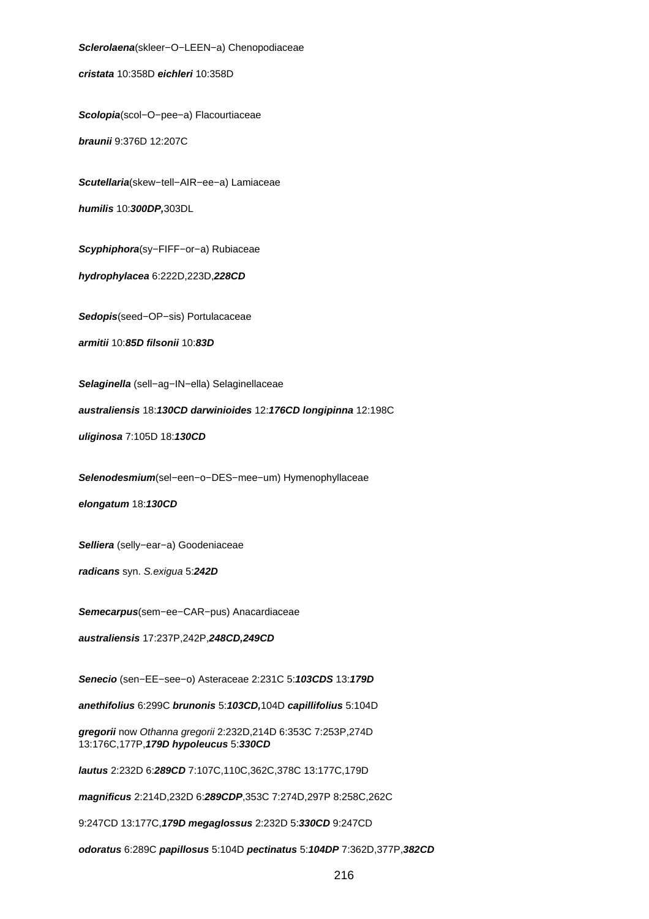***Sclerolaena***(skleer−O−LEEN−a) Chenopodiaceae

***cristata*** 10:358D ***eichleri*** 10:358D

***Scolopia***(scol−O−pee−a) Flacourtiaceae

***braunii*** 9:376D 12:207C

***Scutellaria***(skew−tell−AIR−ee−a) Lamiaceae

***humilis*** 10:***300DP,***303DL

***Scyphiphora***(sy−FIFF−or−a) Rubiaceae

***hydrophylacea*** 6:222D,223D,***228CD***

***Sedopis***(seed−OP−sis) Portulacaceae

***armitii*** 10:***85D*** ***filsonii*** 10:***83D***

***Selaginella*** (sell−ag−IN−ella) Selaginellaceae

***australiensis*** 18:***130CD*** ***darwinioides*** 12:***176CD*** ***longipinna*** 12:198C

***uliginosa*** 7:105D 18:***130CD***

***Selenodesmium***(sel−een−o−DES−mee−um) Hymenophyllaceae

***elongatum*** 18:***130CD***

***Selliera*** (selly−ear−a) Goodeniaceae

***radicans*** syn. *S.exigua* 5:***242D***

***Semecarpus***(sem−ee−CAR−pus) Anacardiaceae

***australiensis*** 17:237P,242P,***248CD,249CD***

***Senecio*** (sen−EE−see−o) Asteraceae 2:231C 5:***103CDS*** 13:***179D***

***anethifolius*** 6:299C ***brunonis*** 5:***103CD,***104D ***capillifolius*** 5:104D

***gregorii*** now *Othanna gregorii* 2:232D,214D 6:353C 7:253P,274D 13:176C,177P,***179D*** ***hypoleucus*** 5:***330CD***

***lautus*** 2:232D 6:***289CD*** 7:107C,110C,362C,378C 13:177C,179D

***magnificus*** 2:214D,232D 6:***289CDP***,353C 7:274D,297P 8:258C,262C

9:247CD 13:177C,***179D*** ***megaglossus*** 2:232D 5:***330CD*** 9:247CD

***odoratus*** 6:289C ***papillosus*** 5:104D ***pectinatus*** 5:***104DP*** 7:362D,377P,***382CD***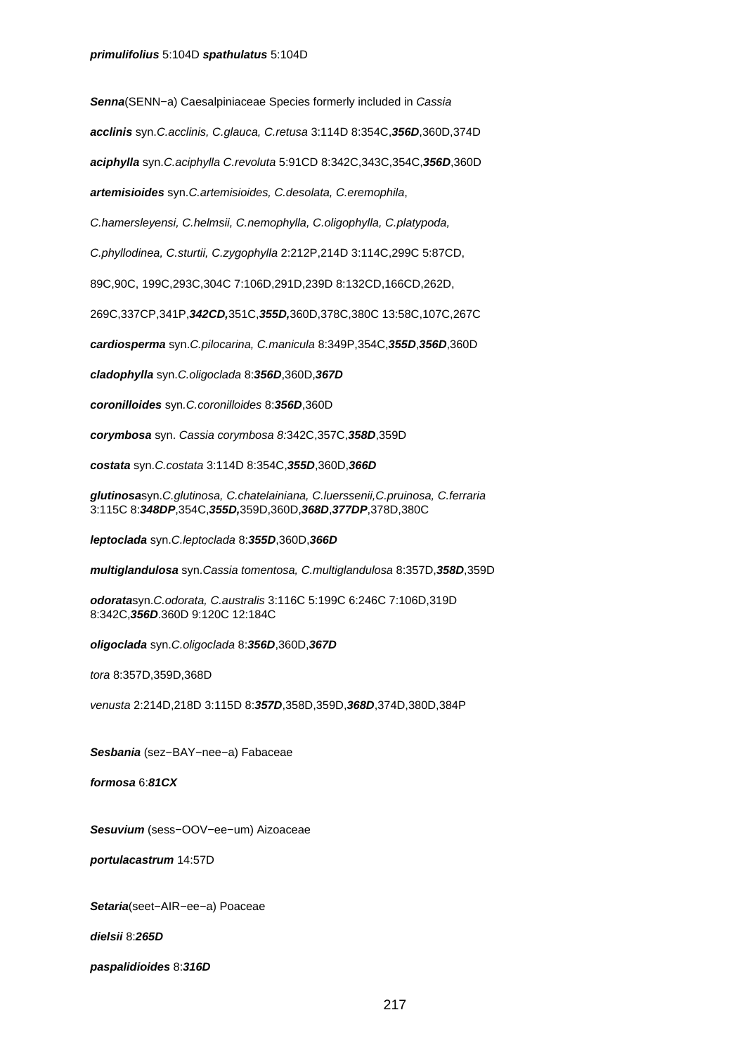**primulifolius** 5:104D **spathulatus** 5:104D

**Senna**(SENN−a) Caesalpiniaceae Species formerly included in *Cassia*

**acclinis** syn.*C.acclinis, C.glauca, C.retusa* 3:114D 8:354C,***356D***,360D,374D

**aciphylla** syn.*C.aciphylla C.revoluta* 5:91CD 8:342C,343C,354C,***356D***,360D

**artemisioides** syn.*C.artemisioides, C.desolata, C.eremophila*,

*C.hamersleyensi, C.helmsii, C.nemophylla, C.oligophylla, C.platypoda,*

*C.phyllodinea, C.sturtii, C.zygophylla* 2:212P,214D 3:114C,299C 5:87CD,

89C,90C, 199C,293C,304C 7:106D,291D,239D 8:132CD,166CD,262D,

269C,337CP,341P,***342CD,***351C,***355D,***360D,378C,380C 13:58C,107C,267C

**cardiosperma** syn.*C.pilocarina, C.manicula* 8:349P,354C,***355D***,***356D***,360D

**cladophylla** syn.*C.oligoclada* 8:***356D***,360D,***367D***

**coronilloides** syn*.C.coronilloides* 8:***356D***,360D

**corymbosa** syn. *Cassia corymbosa 8:*342C,357C,***358D***,359D

**costata** syn.*C.costata* 3:114D 8:354C,***355D***,360D,***366D***

**glutinosa**syn.*C.glutinosa, C.chatelainiana, C.luerssenii,C.pruinosa, C.ferraria* 3:115C 8:***348DP***,354C,***355D,***359D,360D,***368D***,***377DP***,378D,380C

**leptoclada** syn.*C.leptoclada* 8:***355D***,360D,***366D***

**multiglandulosa** syn.*Cassia tomentosa, C.multiglandulosa* 8:357D,***358D***,359D

**odorata**syn.*C.odorata, C.australis* 3:116C 5:199C 6:246C 7:106D,319D 8:342C,***356D***.360D 9:120C 12:184C

**oligoclada** syn.*C.oligoclada* 8:***356D***,360D,***367D***

*tora* 8:357D,359D,368D

*venusta* 2:214D,218D 3:115D 8:***357D***,358D,359D,***368D***,374D,380D,384P

**Sesbania** (sez−BAY−nee−a) Fabaceae

**formosa** 6:***81CX***

**Sesuvium** (sess−OOV−ee−um) Aizoaceae

**portulacastrum** 14:57D

**Setaria**(seet−AIR−ee−a) Poaceae

**dielsii** 8:***265D***

**paspalidioides** 8:***316D***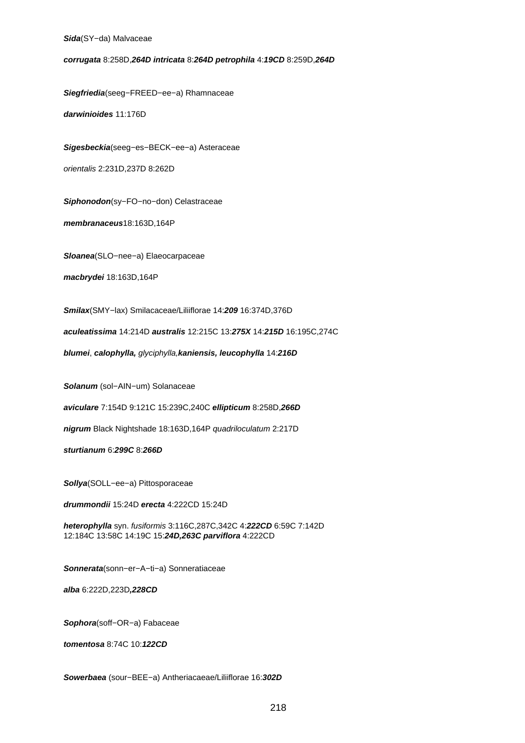***Sida***(SY−da) Malvaceae

***corrugata*** 8:258D,***264D*** ***intricata*** 8:***264D*** ***petrophila*** 4:***19CD*** 8:259D,***264D***

***Siegfriedia***(seeg−FREED−ee−a) Rhamnaceae

***darwinioides*** 11:176D

***Sigesbeckia***(seeg−es−BECK−ee−a) Asteraceae

*orientalis* 2:231D,237D 8:262D

***Siphonodon***(sy−FO−no−don) Celastraceae

***membranaceus***18:163D,164P

***Sloanea***(SLO−nee−a) Elaeocarpaceae

***macbrydei*** 18:163D,164P

***Smilax***(SMY−lax) Smilacaceae/Liliiflorae 14:***209*** 16:374D,376D

***aculeatissima*** 14:214D ***australis*** 12:215C 13:***275X*** 14:***215D*** 16:195C,274C

***blumei***, ***calophylla,*** *glyciphylla,**kaniensis, leucophylla*** 14:***216D***

***Solanum*** (sol−AIN−um) Solanaceae

***aviculare*** 7:154D 9:121C 15:239C,240C ***ellipticum*** 8:258D,***266D***

***nigrum*** Black Nightshade 18:163D,164P *quadriloculatum* 2:217D

***sturtianum*** 6:***299C*** 8:***266D***

***Sollya***(SOLL−ee−a) Pittosporaceae

***drummondii*** 15:24D ***erecta*** 4:222CD 15:24D

***heterophylla*** syn. *fusiformis* 3:116C,287C,342C 4:***222CD*** 6:59C 7:142D 12:184C 13:58C 14:19C 15:***24D,263C*** ***parviflora*** 4:222CD

***Sonnerata***(sonn−er−A−ti−a) Sonneratiaceae

***alba*** 6:222D,223D***,228CD***

***Sophora***(soff−OR−a) Fabaceae

***tomentosa*** 8:74C 10:***122CD***

***Sowerbaea*** (sour−BEE−a) Antheriacaeae/Liliiflorae 16:***302D***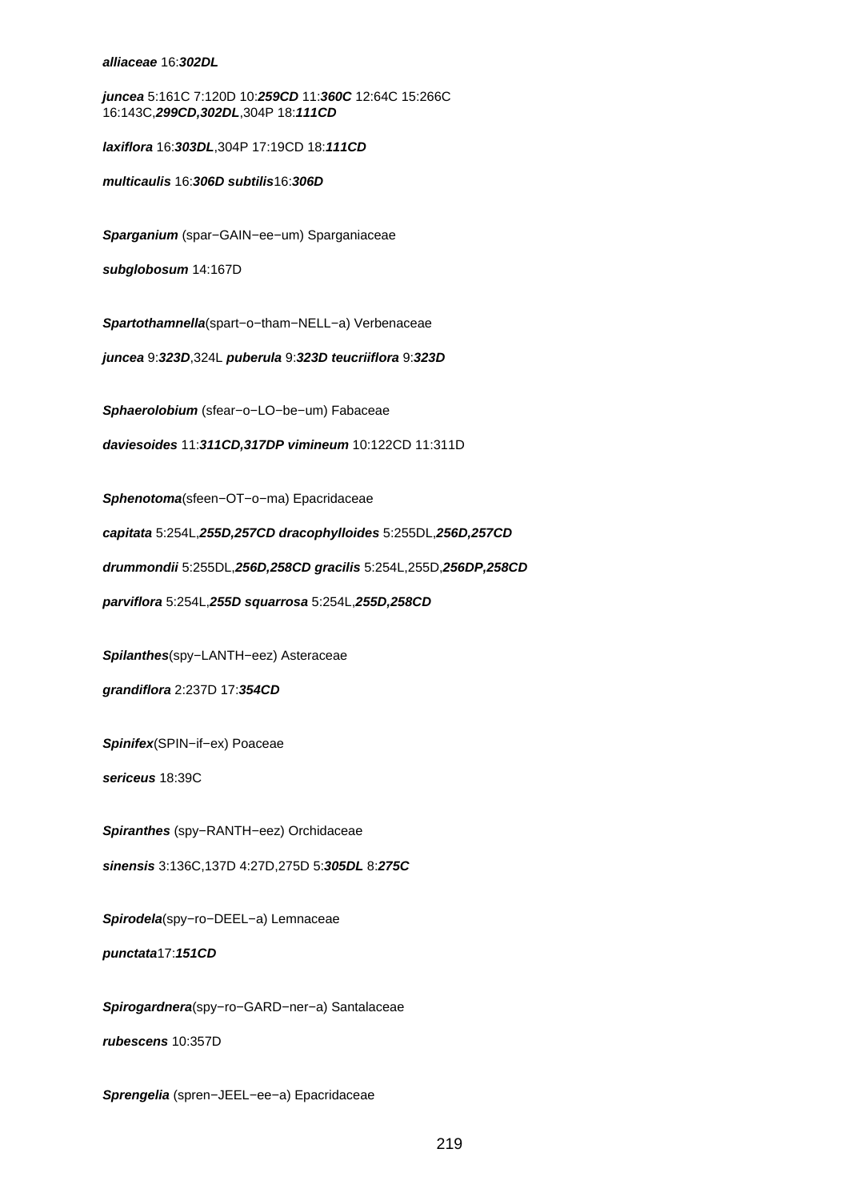***alliaceae*** 16:***302DL***

***juncea*** 5:161C 7:120D 10:***259CD*** 11:***360C*** 12:64C 15:266C 16:143C,***299CD,302DL***,304P 18:***111CD***

***laxiflora*** 16:***303DL***,304P 17:19CD 18:***111CD***

***multicaulis*** 16:***306D*** ***subtilis***16:***306D***

***Sparganium*** (spar−GAIN−ee−um) Sparganiaceae

***subglobosum*** 14:167D

***Spartothamnella***(spart−o−tham−NELL−a) Verbenaceae

***juncea*** 9:***323D***,324L ***puberula*** 9:***323D*** ***teucriiflora*** 9:***323D***

***Sphaerolobium*** (sfear−o−LO−be−um) Fabaceae

***daviesoides*** 11:***311CD,317DP*** ***vimineum*** 10:122CD 11:311D

***Sphenotoma***(sfeen−OT−o−ma) Epacridaceae

***capitata*** 5:254L,***255D,257CD*** ***dracophylloides*** 5:255DL,***256D,257CD***

***drummondii*** 5:255DL,***256D,258CD*** ***gracilis*** 5:254L,255D,***256DP,258CD***

***parviflora*** 5:254L,***255D*** ***squarrosa*** 5:254L,***255D,258CD***

***Spilanthes***(spy−LANTH−eez) Asteraceae

***grandiflora*** 2:237D 17:***354CD***

***Spinifex***(SPIN−if−ex) Poaceae

***sericeus*** 18:39C

***Spiranthes*** (spy−RANTH−eez) Orchidaceae

***sinensis*** 3:136C,137D 4:27D,275D 5:***305DL*** 8:***275C***

***Spirodela***(spy−ro−DEEL−a) Lemnaceae

***punctata***17:***151CD***

***Spirogardnera***(spy−ro−GARD−ner−a) Santalaceae

***rubescens*** 10:357D

***Sprengelia*** (spren−JEEL−ee−a) Epacridaceae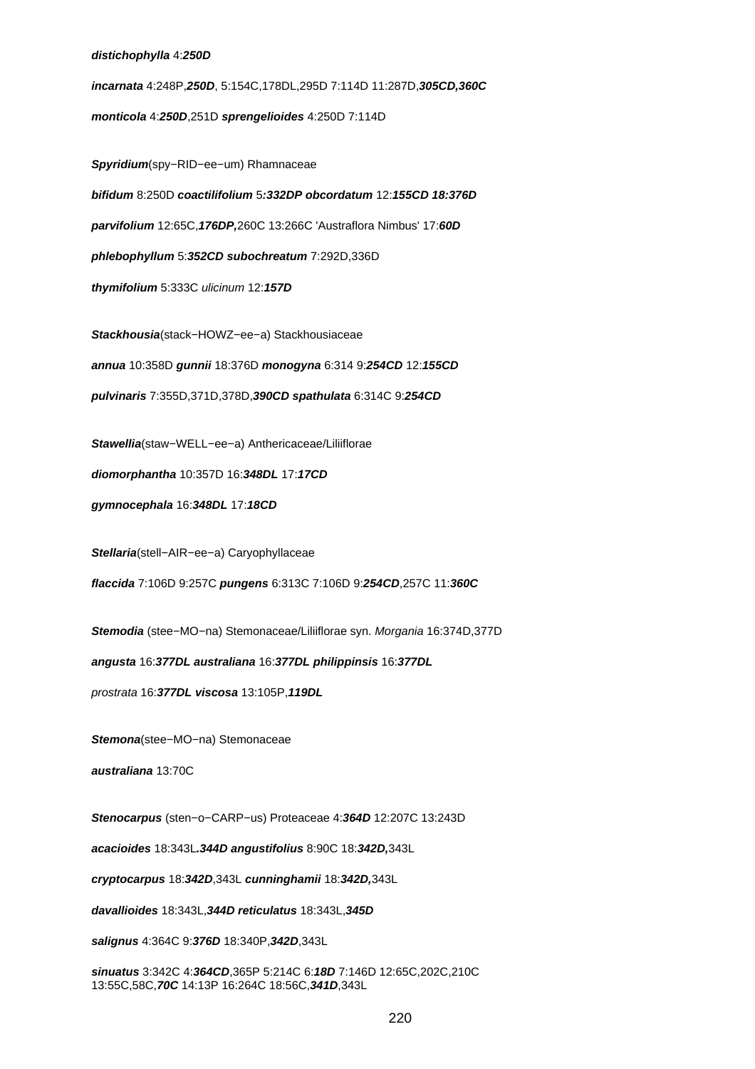**distichophylla** 4:**250D**

**incarnata** 4:248P,**250D**, 5:154C,178DL,295D 7:114D 11:287D,**305CD,360C**

**monticola** 4:**250D**,251D **sprengelioides** 4:250D 7:114D

**Spyridium**(spy−RID−ee−um) Rhamnaceae

**bifidum** 8:250D **coactilifolium** 5**:332DP obcordatum** 12:**155CD 18:376D**

**parvifolium** 12:65C,**176DP,**260C 13:266C 'Austraflora Nimbus' 17:**60D**

**phlebophyllum** 5:**352CD subochreatum** 7:292D,336D

**thymifolium** 5:333C *ulicinum* 12:**157D**

**Stackhousia**(stack−HOWZ−ee−a) Stackhousiaceae

**annua** 10:358D **gunnii** 18:376D **monogyna** 6:314 9:**254CD** 12:**155CD**

**pulvinaris** 7:355D,371D,378D,**390CD spathulata** 6:314C 9:**254CD**

**Stawellia**(staw−WELL−ee−a) Anthericaceae/Liliiflorae

**diomorphantha** 10:357D 16:**348DL** 17:**17CD**

**gymnocephala** 16:**348DL** 17:**18CD**

**Stellaria**(stell−AIR−ee−a) Caryophyllaceae

**flaccida** 7:106D 9:257C **pungens** 6:313C 7:106D 9:**254CD**,257C 11:**360C**

**Stemodia** (stee−MO−na) Stemonaceae/Liliiflorae syn. *Morgania* 16:374D,377D

**angusta** 16:**377DL australiana** 16:**377DL philippinsis** 16:**377DL**

*prostrata* 16:**377DL viscosa** 13:105P,**119DL**

**Stemona**(stee−MO−na) Stemonaceae

**australiana** 13:70C

**Stenocarpus** (sten−o−CARP−us) Proteaceae 4:**364D** 12:207C 13:243D

**acacioides** 18:343L**.344D angustifolius** 8:90C 18:**342D,**343L

**cryptocarpus** 18:**342D**,343L **cunninghamii** 18:**342D,**343L

**davallioides** 18:343L,**344D reticulatus** 18:343L,**345D**

**salignus** 4:364C 9:**376D** 18:340P,**342D**,343L

**sinuatus** 3:342C 4:**364CD**,365P 5:214C 6:**18D** 7:146D 12:65C,202C,210C 13:55C,58C,**70C** 14:13P 16:264C 18:56C,**341D**,343L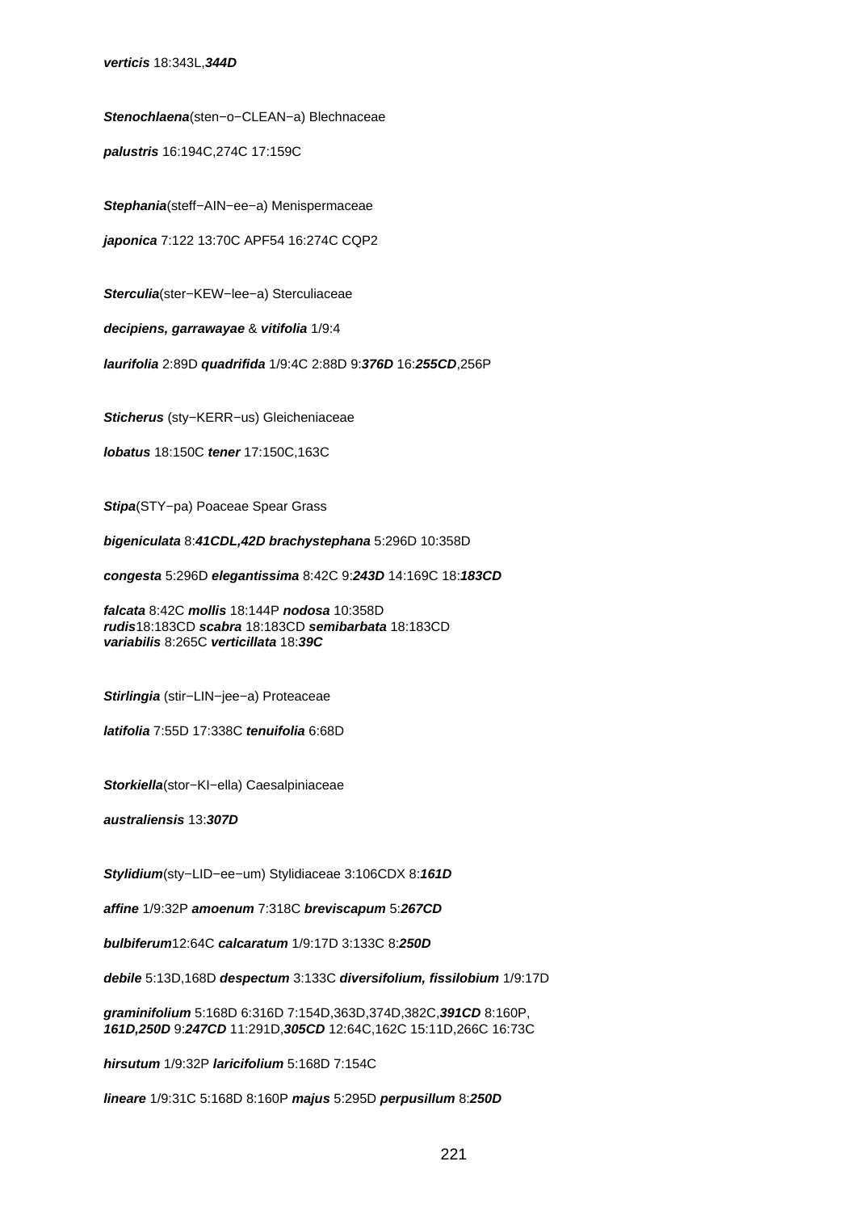***verticis*** 18:343L,***344D***

***Stenochlaena***(sten−o−CLEAN−a) Blechnaceae

***palustris*** 16:194C,274C 17:159C

***Stephania***(steff−AIN−ee−a) Menispermaceae

***japonica*** 7:122 13:70C APF54 16:274C CQP2

***Sterculia***(ster−KEW−lee−a) Sterculiaceae

***decipiens, garrawayae*** & ***vitifolia*** 1/9:4

***laurifolia*** 2:89D ***quadrifida*** 1/9:4C 2:88D 9:***376D*** 16:***255CD***,256P

***Sticherus*** (sty−KERR−us) Gleicheniaceae

***lobatus*** 18:150C ***tener*** 17:150C,163C

***Stipa***(STY−pa) Poaceae Spear Grass

***bigeniculata*** 8:***41CDL,42D*** ***brachystephana*** 5:296D 10:358D

***congesta*** 5:296D ***elegantissima*** 8:42C 9:***243D*** 14:169C 18:***183CD***

***falcata*** 8:42C ***mollis*** 18:144P ***nodosa*** 10:358D
***rudis***18:183CD ***scabra*** 18:183CD ***semibarbata*** 18:183CD
***variabilis*** 8:265C ***verticillata*** 18:***39C***

***Stirlingia*** (stir−LIN−jee−a) Proteaceae

***latifolia*** 7:55D 17:338C ***tenuifolia*** 6:68D

***Storkiella***(stor−KI−ella) Caesalpiniaceae

***australiensis*** 13:***307D***

***Stylidium***(sty−LID−ee−um) Stylidiaceae 3:106CDX 8:***161D***

***affine*** 1/9:32P ***amoenum*** 7:318C ***breviscapum*** 5:***267CD***

***bulbiferum***12:64C ***calcaratum*** 1/9:17D 3:133C 8:***250D***

***debile*** 5:13D,168D ***despectum*** 3:133C ***diversifolium, fissilobium*** 1/9:17D

***graminifolium*** 5:168D 6:316D 7:154D,363D,374D,382C,***391CD*** 8:160P,
***161D,250D*** 9:***247CD*** 11:291D,***305CD*** 12:64C,162C 15:11D,266C 16:73C

***hirsutum*** 1/9:32P ***laricifolium*** 5:168D 7:154C

***lineare*** 1/9:31C 5:168D 8:160P ***majus*** 5:295D ***perpusillum*** 8:***250D***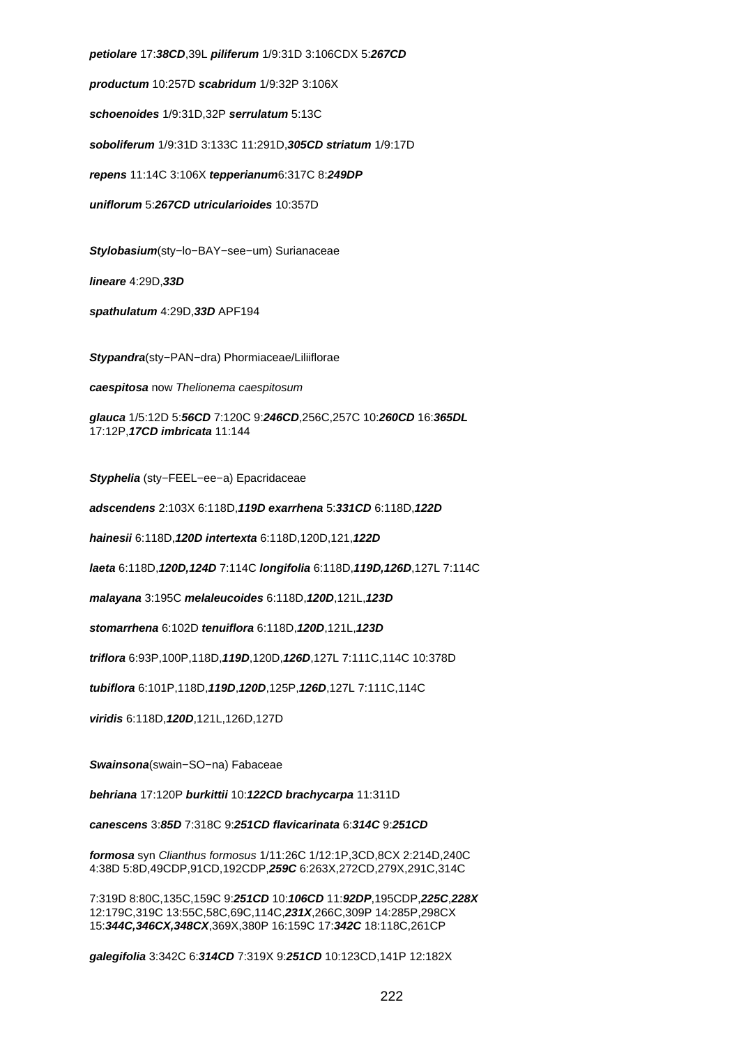**petiolare** 17:***38CD***,39L **piliferum** 1/9:31D 3:106CDX 5:***267CD***

**productum** 10:257D **scabridum** 1/9:32P 3:106X

**schoenoides** 1/9:31D,32P **serrulatum** 5:13C

**soboliferum** 1/9:31D 3:133C 11:291D,***305CD*** **striatum** 1/9:17D

**repens** 11:14C 3:106X **tepperianum**6:317C 8:***249DP***

**uniflorum** 5:***267CD*** **utricularioides** 10:357D

***Stylobasium***(sty−lo−BAY−see−um) Surianaceae

**lineare** 4:29D,***33D***

**spathulatum** 4:29D,***33D*** APF194

***Stypandra***(sty−PAN−dra) Phormiaceae/Liliiflorae

**caespitosa** now *Thelionema caespitosum*

**glauca** 1/5:12D 5:***56CD*** 7:120C 9:***246CD***,256C,257C 10:***260CD*** 16:***365DL*** 17:12P,***17CD*** **imbricata** 11:144

***Styphelia*** (sty−FEEL−ee−a) Epacridaceae

**adscendens** 2:103X 6:118D,***119D*** **exarrhena** 5:***331CD*** 6:118D,***122D***

**hainesii** 6:118D,***120D*** **intertexta** 6:118D,120D,121,***122D***

**laeta** 6:118D,***120D,124D*** 7:114C **longifolia** 6:118D,***119D,126D***,127L 7:114C

**malayana** 3:195C **melaleucoides** 6:118D,***120D***,121L,***123D***

**stomarrhena** 6:102D **tenuiflora** 6:118D,***120D***,121L,***123D***

**triflora** 6:93P,100P,118D,***119D***,120D,***126D***,127L 7:111C,114C 10:378D

**tubiflora** 6:101P,118D,***119D***,***120D***,125P,***126D***,127L 7:111C,114C

**viridis** 6:118D,***120D***,121L,126D,127D

***Swainsona***(swain−SO−na) Fabaceae

**behriana** 17:120P **burkittii** 10:***122CD*** **brachycarpa** 11:311D

**canescens** 3:***85D*** 7:318C 9:***251CD*** **flavicarinata** 6:***314C*** 9:***251CD***

**formosa** syn *Clianthus formosus* 1/11:26C 1/12:1P,3CD,8CX 2:214D,240C 4:38D 5:8D,49CDP,91CD,192CDP,***259C*** 6:263X,272CD,279X,291C,314C

7:319D 8:80C,135C,159C 9:***251CD*** 10:***106CD*** 11:***92DP***,195CDP,***225C***,***228X*** 12:179C,319C 13:55C,58C,69C,114C,***231X***,266C,309P 14:285P,298CX 15:***344C,346CX,348CX***,369X,380P 16:159C 17:***342C*** 18:118C,261CP

**galegifolia** 3:342C 6:***314CD*** 7:319X 9:***251CD*** 10:123CD,141P 12:182X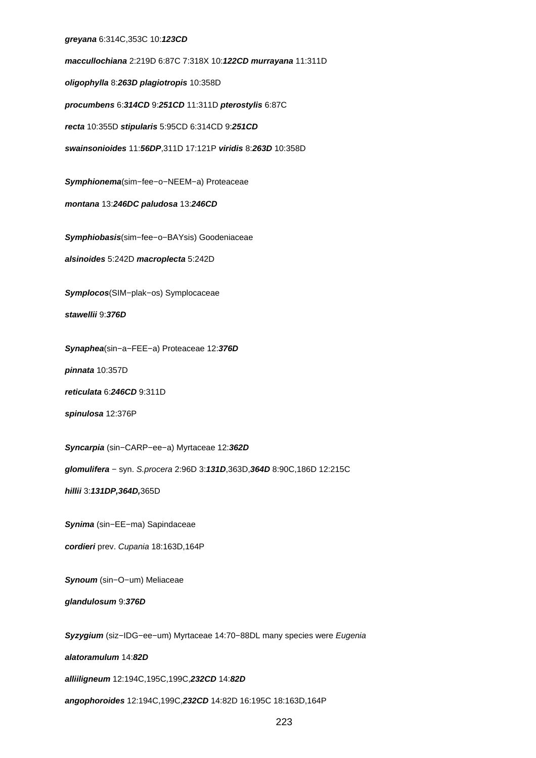***greyana*** 6:314C,353C 10:***123CD***

***maccullochiana*** 2:219D 6:87C 7:318X 10:***122CD*** ***murrayana*** 11:311D

***oligophylla*** 8:***263D*** ***plagiotropis*** 10:358D

***procumbens*** 6:***314CD*** 9:***251CD*** 11:311D ***pterostylis*** 6:87C

***recta*** 10:355D ***stipularis*** 5:95CD 6:314CD 9:***251CD***

***swainsonioides*** 11:***56DP***,311D 17:121P ***viridis*** 8:***263D*** 10:358D

***Symphionema***(sim−fee−o−NEEM−a) Proteaceae

***montana*** 13:***246DC*** ***paludosa*** 13:***246CD***

***Symphiobasis***(sim−fee−o−BAYsis) Goodeniaceae

***alsinoides*** 5:242D ***macroplecta*** 5:242D

***Symplocos***(SIM−plak−os) Symplocaceae

***stawellii*** 9:***376D***

***Synaphea***(sin−a−FEE−a) Proteaceae 12:***376D***

***pinnata*** 10:357D

***reticulata*** 6:***246CD*** 9:311D

***spinulosa*** 12:376P

***Syncarpia*** (sin−CARP−ee−a) Myrtaceae 12:***362D***

***glomulifera*** − syn. *S.procera* 2:96D 3:***131D***,363D,***364D*** 8:90C,186D 12:215C

***hillii*** 3:***131DP,364D,***365D

***Synima*** (sin−EE−ma) Sapindaceae

***cordieri*** prev. *Cupania* 18:163D,164P

***Synoum*** (sin−O−um) Meliaceae

***glandulosum*** 9:***376D***

***Syzygium*** (siz−IDG−ee−um) Myrtaceae 14:70−88DL many species were *Eugenia*

***alatoramulum*** 14:***82D***

***alliiligneum*** 12:194C,195C,199C,***232CD*** 14:***82D***

***angophoroides*** 12:194C,199C,***232CD*** 14:82D 16:195C 18:163D,164P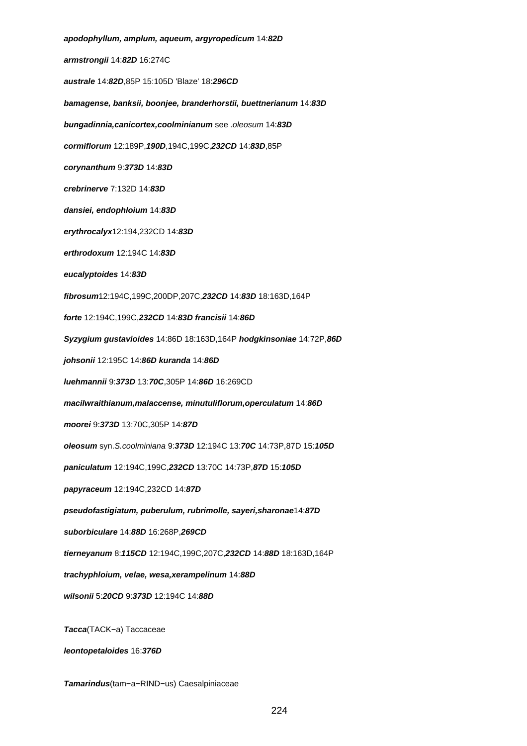***apodophyllum, amplum, aqueum, argyropedicum*** 14:***82D***

***armstrongii*** 14:***82D*** 16:274C

***australe*** 14:***82D***,85P 15:105D 'Blaze' 18:***296CD***

***bamagense, banksii, boonjee, branderhorstii, buettnerianum*** 14:***83D***

***bungadinnia,canicortex,coolminianum*** see *.oleosum* 14:***83D***

***cormiflorum*** 12:189P,***190D***,194C,199C,***232CD*** 14:***83D***,85P

***corynanthum*** 9:***373D*** 14:***83D***

***crebrinerve*** 7:132D 14:***83D***

***dansiei, endophloium*** 14:***83D***

***erythrocalyx***12:194,232CD 14:***83D***

***erthrodoxum*** 12:194C 14:***83D***

***eucalyptoides*** 14:***83D***

***fibrosum***12:194C,199C,200DP,207C,***232CD*** 14:***83D*** 18:163D,164P

***forte*** 12:194C,199C,***232CD*** 14:***83D*** ***francisii*** 14:***86D***

***Syzygium gustavioides*** 14:86D 18:163D,164P ***hodgkinsoniae*** 14:72P,***86D***

***johsonii*** 12:195C 14:***86D*** ***kuranda*** 14:***86D***

***luehmannii*** 9:***373D*** 13:***70C***,305P 14:***86D*** 16:269CD

***macilwraithianum,malaccense, minutuliflorum,operculatum*** 14:***86D***

***moorei*** 9:***373D*** 13:70C,305P 14:***87D***

***oleosum*** syn.*S.coolminiana* 9:***373D*** 12:194C 13:***70C*** 14:73P,87D 15:***105D***

***paniculatum*** 12:194C,199C,***232CD*** 13:70C 14:73P,***87D*** 15:***105D***

***papyraceum*** 12:194C,232CD 14:***87D***

***pseudofastigiatum, puberulum, rubrimolle, sayeri,sharonae***14:***87D***

***suborbiculare*** 14:***88D*** 16:268P,***269CD***

***tierneyanum*** 8:***115CD*** 12:194C,199C,207C,***232CD*** 14:***88D*** 18:163D,164P

***trachyphloium, velae, wesa,xerampelinum*** 14:***88D***

***wilsonii*** 5:***20CD*** 9:***373D*** 12:194C 14:***88D***

***Tacca***(TACK−a) Taccaceae

***leontopetaloides*** 16:***376D***

***Tamarindus***(tam−a−RIND−us) Caesalpiniaceae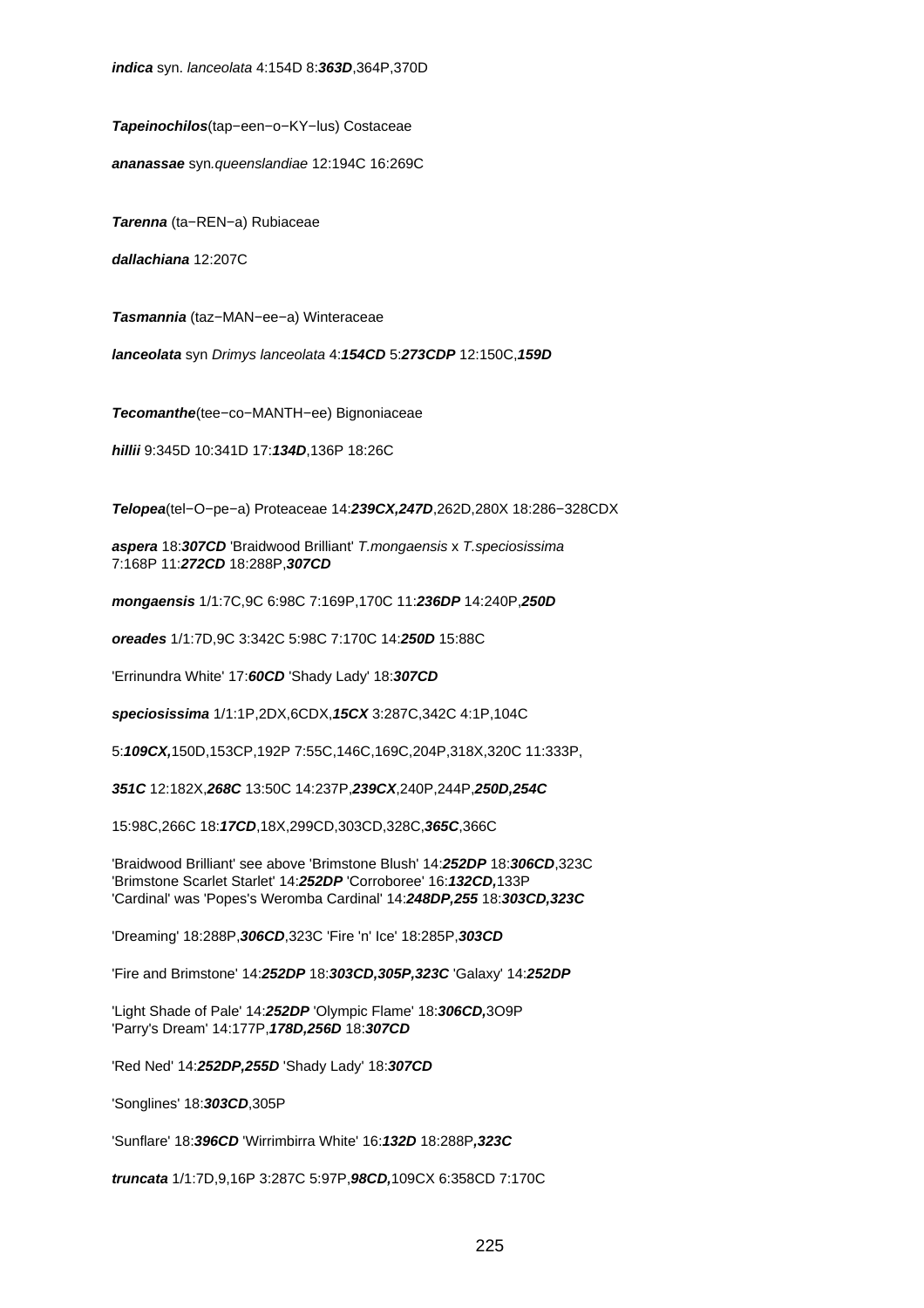**indica** syn. *lanceolata* 4:154D 8:***363D***,364P,370D

***Tapeinochilos***(tap−een−o−KY−lus) Costaceae

***ananassae*** syn.*queenslandiae* 12:194C 16:269C

***Tarenna*** (ta−REN−a) Rubiaceae

***dallachiana*** 12:207C

***Tasmannia*** (taz−MAN−ee−a) Winteraceae

***lanceolata*** syn *Drimys lanceolata* 4:***154CD*** 5:***273CDP*** 12:150C,***159D***

***Tecomanthe***(tee−co−MANTH−ee) Bignoniaceae

***hillii*** 9:345D 10:341D 17:***134D***,136P 18:26C

***Telopea***(tel−O−pe−a) Proteaceae 14:***239CX,247D***,262D,280X 18:286−328CDX

***aspera*** 18:***307CD*** 'Braidwood Brilliant' *T.mongaensis* x *T.speciosissima* 7:168P 11:***272CD*** 18:288P,***307CD***

***mongaensis*** 1/1:7C,9C 6:98C 7:169P,170C 11:***236DP*** 14:240P,***250D***

***oreades*** 1/1:7D,9C 3:342C 5:98C 7:170C 14:***250D*** 15:88C

'Errinundra White' 17:***60CD*** 'Shady Lady' 18:***307CD***

***speciosissima*** 1/1:1P,2DX,6CDX,***15CX*** 3:287C,342C 4:1P,104C

5:***109CX,***150D,153CP,192P 7:55C,146C,169C,204P,318X,320C 11:333P,

***351C*** 12:182X,***268C*** 13:50C 14:237P,***239CX***,240P,244P,***250D,254C***

15:98C,266C 18:***17CD***,18X,299CD,303CD,328C,***365C***,366C

'Braidwood Brilliant' see above 'Brimstone Blush' 14:***252DP*** 18:***306CD***,323C
'Brimstone Scarlet Starlet' 14:***252DP*** 'Corroboree' 16:***132CD,***133P
'Cardinal' was 'Popes's Weromba Cardinal' 14:***248DP,255*** 18:***303CD,323C***

'Dreaming' 18:288P,***306CD***,323C 'Fire 'n' Ice' 18:285P,***303CD***

'Fire and Brimstone' 14:***252DP*** 18:***303CD,305P,323C*** 'Galaxy' 14:***252DP***

'Light Shade of Pale' 14:***252DP*** 'Olympic Flame' 18:***306CD,***3O9P
'Parry's Dream' 14:177P,***178D,256D*** 18:***307CD***

'Red Ned' 14:***252DP,255D*** 'Shady Lady' 18:***307CD***

'Songlines' 18:***303CD***,305P

'Sunflare' 18:***396CD*** 'Wirrimbirra White' 16:***132D*** 18:288P***,323C***

***truncata*** 1/1:7D,9,16P 3:287C 5:97P,***98CD,***109CX 6:358CD 7:170C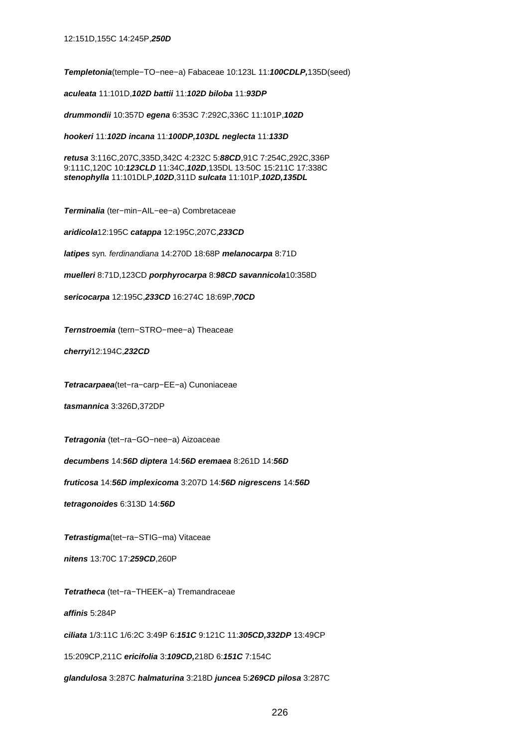12:151D,155C 14:245P,***250D***

***Templetonia***(temple−TO−nee−a) Fabaceae 10:123L 11:***100CDLP,***135D(seed)

***aculeata*** 11:101D,***102D*** ***battii*** 11:***102D*** ***biloba*** 11:***93DP***

***drummondii*** 10:357D ***egena*** 6:353C 7:292C,336C 11:101P,***102D***

***hookeri*** 11:***102D*** ***incana*** 11:***100DP,103DL*** ***neglecta*** 11:***133D***

***retusa*** 3:116C,207C,335D,342C 4:232C 5:***88CD***,91C 7:254C,292C,336P 9:111C,120C 10:***123CLD*** 11:34C,***102D***,135DL 13:50C 15:211C 17:338C
***stenophylla*** 11:101DLP,***102D***,311D ***sulcata*** 11:101P,***102D,135DL***

***Terminalia*** (ter−min−AIL−ee−a) Combretaceae

***aridicola***12:195C ***catappa*** 12:195C,207C,***233CD***

***latipes*** syn. *ferdinandiana* 14:270D 18:68P ***melanocarpa*** 8:71D

***muelleri*** 8:71D,123CD ***porphyrocarpa*** 8:***98CD*** ***savannicola***10:358D

***sericocarpa*** 12:195C,***233CD*** 16:274C 18:69P,***70CD***

***Ternstroemia*** (tern−STRO−mee−a) Theaceae

***cherryi***12:194C,***232CD***

***Tetracarpaea***(tet−ra−carp−EE−a) Cunoniaceae

***tasmannica*** 3:326D,372DP

***Tetragonia*** (tet−ra−GO−nee−a) Aizoaceae

***decumbens*** 14:***56D*** ***diptera*** 14:***56D*** ***eremaea*** 8:261D 14:***56D***

***fruticosa*** 14:***56D*** ***implexicoma*** 3:207D 14:***56D*** ***nigrescens*** 14:***56D***

***tetragonoides*** 6:313D 14:***56D***

***Tetrastigma***(tet−ra−STIG−ma) Vitaceae

***nitens*** 13:70C 17:***259CD***,260P

***Tetratheca*** (tet−ra−THEEK−a) Tremandraceae

***affinis*** 5:284P

***ciliata*** 1/3:11C 1/6:2C 3:49P 6:***151C*** 9:121C 11:***305CD,332DP*** 13:49CP

15:209CP,211C ***ericifolia*** 3:***109CD,***218D 6:***151C*** 7:154C

***glandulosa*** 3:287C ***halmaturina*** 3:218D ***juncea*** 5:***269CD*** ***pilosa*** 3:287C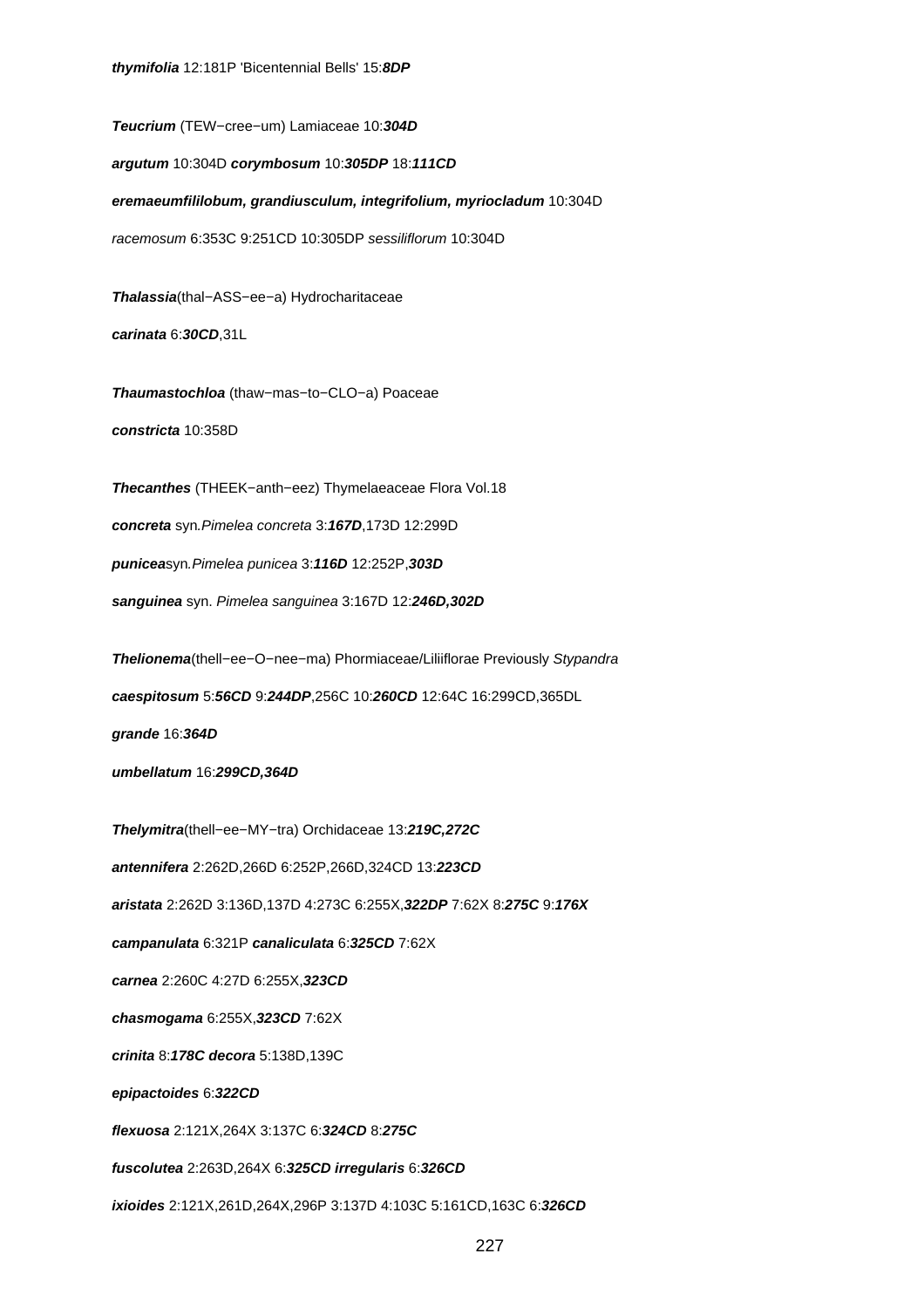**thymifolia** 12:181P 'Bicentennial Bells' 15:***8DP***

**Teucrium** (TEW−cree−um) Lamiaceae 10:***304D***

**argutum** 10:304D **corymbosum** 10:***305DP*** 18:***111CD***

**eremaeumfililobum, grandiusculum, integrifolium, myriocladum** 10:304D

*racemosum* 6:353C 9:251CD 10:305DP *sessiliflorum* 10:304D

**Thalassia**(thal−ASS−ee−a) Hydrocharitaceae

**carinata** 6:***30CD***,31L

**Thaumastochloa** (thaw−mas−to−CLO−a) Poaceae

**constricta** 10:358D

**Thecanthes** (THEEK−anth−eez) Thymelaeaceae Flora Vol.18

**concreta** syn.*Pimelea concreta* 3:***167D***,173D 12:299D

**punicea**syn.*Pimelea punicea* 3:***116D*** 12:252P,***303D***

**sanguinea** syn. *Pimelea sanguinea* 3:167D 12:***246D,302D***

**Thelionema**(thell−ee−O−nee−ma) Phormiaceae/Liliiflorae Previously *Stypandra*

**caespitosum** 5:***56CD*** 9:***244DP***,256C 10:***260CD*** 12:64C 16:299CD,365DL

**grande** 16:***364D***

**umbellatum** 16:***299CD,364D***

**Thelymitra**(thell−ee−MY−tra) Orchidaceae 13:***219C,272C***

**antennifera** 2:262D,266D 6:252P,266D,324CD 13:***223CD***

**aristata** 2:262D 3:136D,137D 4:273C 6:255X,***322DP*** 7:62X 8:***275C*** 9:***176X***

**campanulata** 6:321P **canaliculata** 6:***325CD*** 7:62X

**carnea** 2:260C 4:27D 6:255X,***323CD***

**chasmogama** 6:255X,***323CD*** 7:62X

**crinita** 8:***178C*** **decora** 5:138D,139C

**epipactoides** 6:***322CD***

**flexuosa** 2:121X,264X 3:137C 6:***324CD*** 8:***275C***

**fuscolutea** 2:263D,264X 6:***325CD*** **irregularis** 6:***326CD***

**ixioides** 2:121X,261D,264X,296P 3:137D 4:103C 5:161CD,163C 6:***326CD***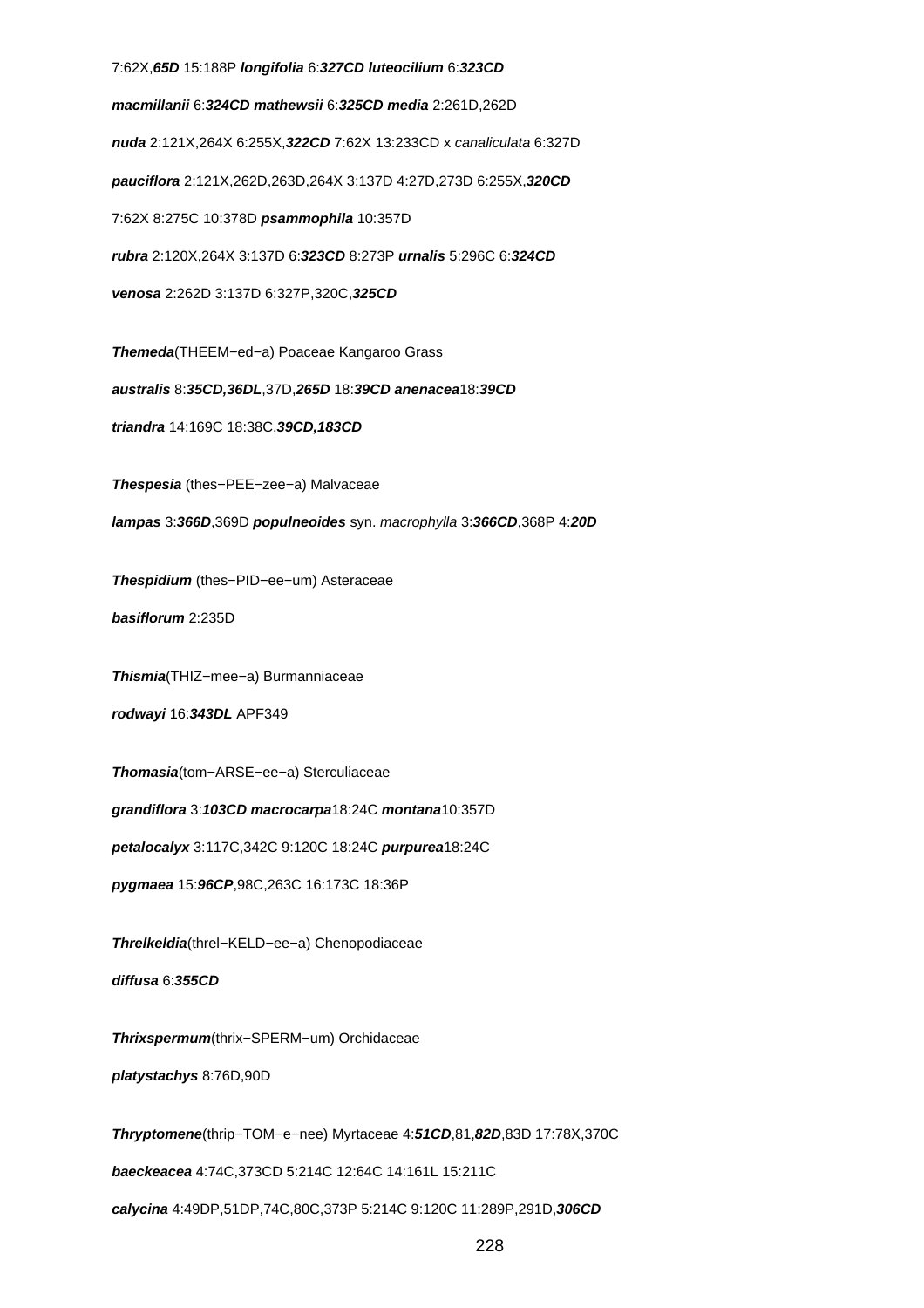7:62X,***65D*** 15:188P ***longifolia*** 6:***327CD*** ***luteocilium*** 6:***323CD***

***macmillanii*** 6:***324CD*** ***mathewsii*** 6:***325CD*** ***media*** 2:261D,262D

***nuda*** 2:121X,264X 6:255X,***322CD*** 7:62X 13:233CD x *canaliculata* 6:327D

***pauciflora*** 2:121X,262D,263D,264X 3:137D 4:27D,273D 6:255X,***320CD***

7:62X 8:275C 10:378D ***psammophila*** 10:357D

***rubra*** 2:120X,264X 3:137D 6:***323CD*** 8:273P ***urnalis*** 5:296C 6:***324CD***

***venosa*** 2:262D 3:137D 6:327P,320C,***325CD***

***Themeda***(THEEM−ed−a) Poaceae Kangaroo Grass

***australis*** 8:***35CD,36DL***,37D,***265D*** 18:***39CD*** ***anenacea***18:***39CD***

***triandra*** 14:169C 18:38C,***39CD,183CD***

***Thespesia*** (thes−PEE−zee−a) Malvaceae

***lampas*** 3:***366D***,369D ***populneoides*** syn. *macrophylla* 3:***366CD***,368P 4:***20D***

***Thespidium*** (thes−PID−ee−um) Asteraceae

***basiflorum*** 2:235D

***Thismia***(THIZ−mee−a) Burmanniaceae

***rodwayi*** 16:***343DL*** APF349

***Thomasia***(tom−ARSE−ee−a) Sterculiaceae

***grandiflora*** 3:***103CD*** ***macrocarpa***18:24C ***montana***10:357D

***petalocalyx*** 3:117C,342C 9:120C 18:24C ***purpurea***18:24C

***pygmaea*** 15:***96CP***,98C,263C 16:173C 18:36P

***Threlkeldia***(threl−KELD−ee−a) Chenopodiaceae

***diffusa*** 6:***355CD***

***Thrixspermum***(thrix−SPERM−um) Orchidaceae

***platystachys*** 8:76D,90D

***Thryptomene***(thrip−TOM−e−nee) Myrtaceae 4:***51CD***,81,***82D***,83D 17:78X,370C

***baeckeacea*** 4:74C,373CD 5:214C 12:64C 14:161L 15:211C

***calycina*** 4:49DP,51DP,74C,80C,373P 5:214C 9:120C 11:289P,291D,***306CD***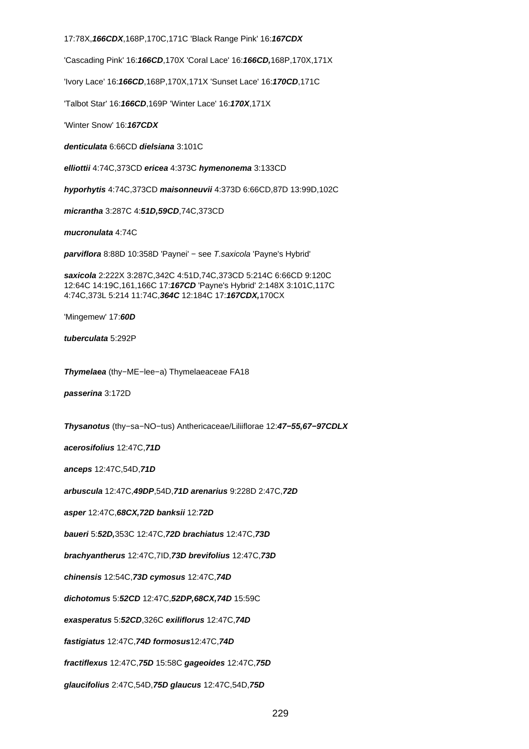17:78X,**166CDX**,168P,170C,171C 'Black Range Pink' 16:**167CDX**

'Cascading Pink' 16:**166CD**,170X 'Coral Lace' 16:**166CD,**168P,170X,171X

'Ivory Lace' 16:**166CD**,168P,170X,171X 'Sunset Lace' 16:**170CD**,171C

'Talbot Star' 16:**166CD**,169P 'Winter Lace' 16:**170X**,171X

'Winter Snow' 16:**167CDX**

**denticulata** 6:66CD **dielsiana** 3:101C

**elliottii** 4:74C,373CD **ericea** 4:373C **hymenonema** 3:133CD

**hyporhytis** 4:74C,373CD **maisonneuvii** 4:373D 6:66CD,87D 13:99D,102C

**micrantha** 3:287C 4:**51D,59CD**,74C,373CD

**mucronulata** 4:74C

**parviflora** 8:88D 10:358D 'Paynei' − see *T.saxicola* 'Payne's Hybrid'

**saxicola** 2:222X 3:287C,342C 4:51D,74C,373CD 5:214C 6:66CD 9:120C 12:64C 14:19C,161,166C 17:**167CD** 'Payne's Hybrid' 2:148X 3:101C,117C 4:74C,373L 5:214 11:74C,**364C** 12:184C 17:**167CDX,**170CX

'Mingemew' 17:**60D**

**tuberculata** 5:292P

**Thymelaea** (thy−ME−lee−a) Thymelaeaceae FA18

**passerina** 3:172D

**Thysanotus** (thy−sa−NO−tus) Anthericaceae/Liliiflorae 12:**47−55,67−97CDLX**

**acerosifolius** 12:47C,**71D**

**anceps** 12:47C,54D,**71D**

**arbuscula** 12:47C,**49DP**,54D,**71D** **arenarius** 9:228D 2:47C,**72D**

**asper** 12:47C,**68CX,72D** **banksii** 12:**72D**

**baueri** 5:**52D,**353C 12:47C,**72D** **brachiatus** 12:47C,**73D**

**brachyantherus** 12:47C,7ID,**73D** **brevifolius** 12:47C,**73D**

**chinensis** 12:54C,**73D** **cymosus** 12:47C,**74D**

**dichotomus** 5:**52CD** 12:47C,**52DP,68CX,74D** 15:59C

**exasperatus** 5:**52CD**,326C **exiliflorus** 12:47C,**74D**

**fastigiatus** 12:47C,**74D** **formosus**12:47C,**74D**

**fractiflexus** 12:47C,**75D** 15:58C **gageoides** 12:47C,**75D**

**glaucifolius** 2:47C,54D,**75D** **glaucus** 12:47C,54D,**75D**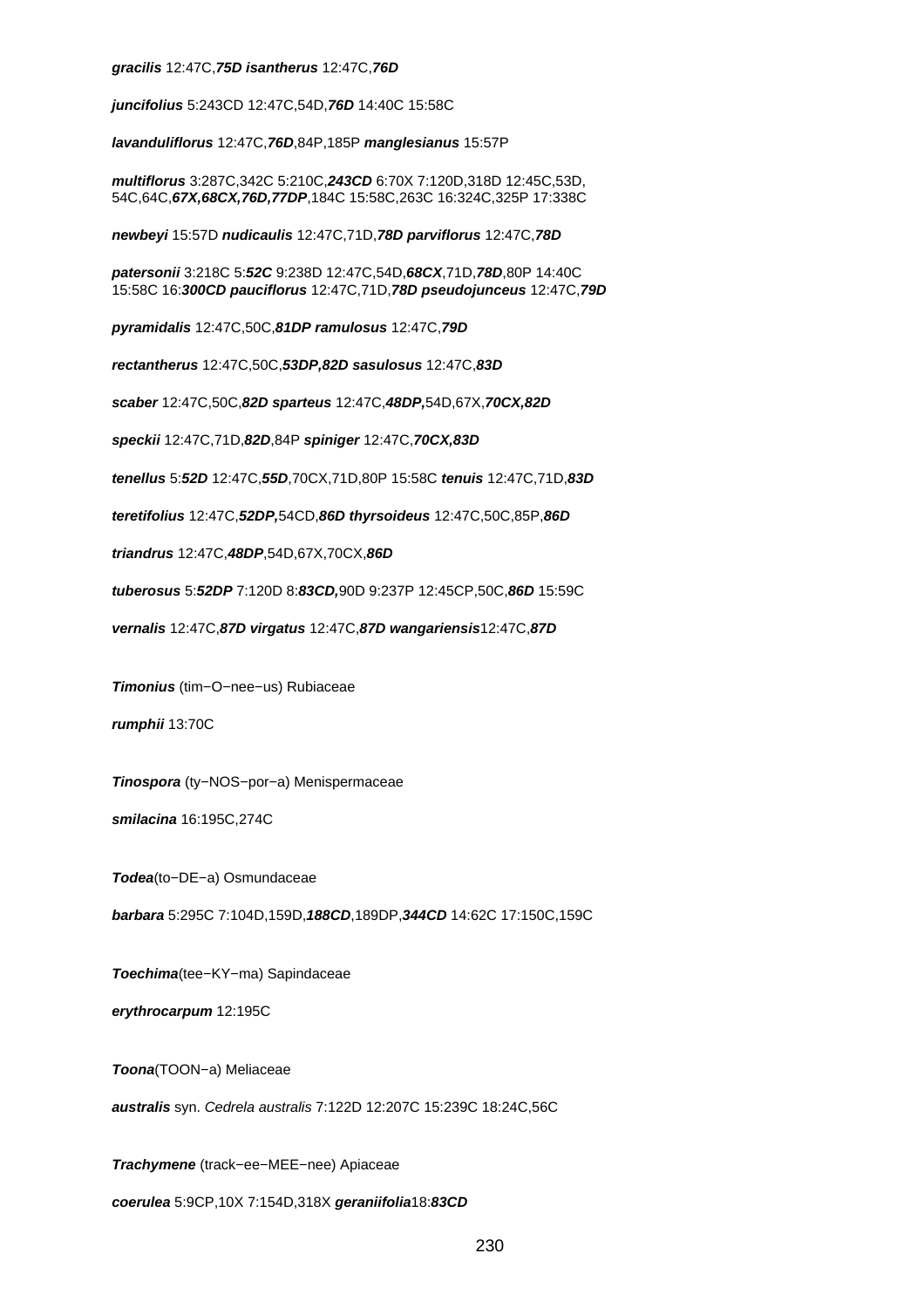***gracilis*** 12:47C,***75D*** ***isantherus*** 12:47C,***76D***

***juncifolius*** 5:243CD 12:47C,54D,***76D*** 14:40C 15:58C

***lavanduliflorus*** 12:47C,***76D***,84P,185P ***manglesianus*** 15:57P

***multiflorus*** 3:287C,342C 5:210C,***243CD*** 6:70X 7:120D,318D 12:45C,53D, 54C,64C,***67X,68CX,76D,77DP***,184C 15:58C,263C 16:324C,325P 17:338C

***newbeyi*** 15:57D ***nudicaulis*** 12:47C,71D,***78D*** ***parviflorus*** 12:47C,***78D***

***patersonii*** 3:218C 5:***52C*** 9:238D 12:47C,54D,***68CX***,71D,***78D***,80P 14:40C 15:58C 16:***300CD*** ***pauciflorus*** 12:47C,71D,***78D*** ***pseudojunceus*** 12:47C,***79D***

***pyramidalis*** 12:47C,50C,***81DP*** ***ramulosus*** 12:47C,***79D***

***rectantherus*** 12:47C,50C,***53DP,82D*** ***sasulosus*** 12:47C,***83D***

***scaber*** 12:47C,50C,***82D*** ***sparteus*** 12:47C,***48DP,***54D,67X,***70CX,82D***

***speckii*** 12:47C,71D,***82D***,84P ***spiniger*** 12:47C,***70CX,83D***

***tenellus*** 5:***52D*** 12:47C,***55D***,70CX,71D,80P 15:58C ***tenuis*** 12:47C,71D,***83D***

***teretifolius*** 12:47C,***52DP,***54CD,***86D*** ***thyrsoideus*** 12:47C,50C,85P,***86D***

***triandrus*** 12:47C,***48DP***,54D,67X,70CX,***86D***

***tuberosus*** 5:***52DP*** 7:120D 8:***83CD,***90D 9:237P 12:45CP,50C,***86D*** 15:59C

***vernalis*** 12:47C,***87D*** ***virgatus*** 12:47C,***87D*** ***wangariensis***12:47C,***87D***

***Timonius*** (tim−O−nee−us) Rubiaceae

***rumphii*** 13:70C

***Tinospora*** (ty−NOS−por−a) Menispermaceae

***smilacina*** 16:195C,274C

***Todea***(to−DE−a) Osmundaceae

***barbara*** 5:295C 7:104D,159D,***188CD***,189DP,***344CD*** 14:62C 17:150C,159C

***Toechima***(tee−KY−ma) Sapindaceae

***erythrocarpum*** 12:195C

***Toona***(TOON−a) Meliaceae

***australis*** syn. *Cedrela australis* 7:122D 12:207C 15:239C 18:24C,56C

***Trachymene*** (track−ee−MEE−nee) Apiaceae

***coerulea*** 5:9CP,10X 7:154D,318X ***geraniifolia***18:***83CD***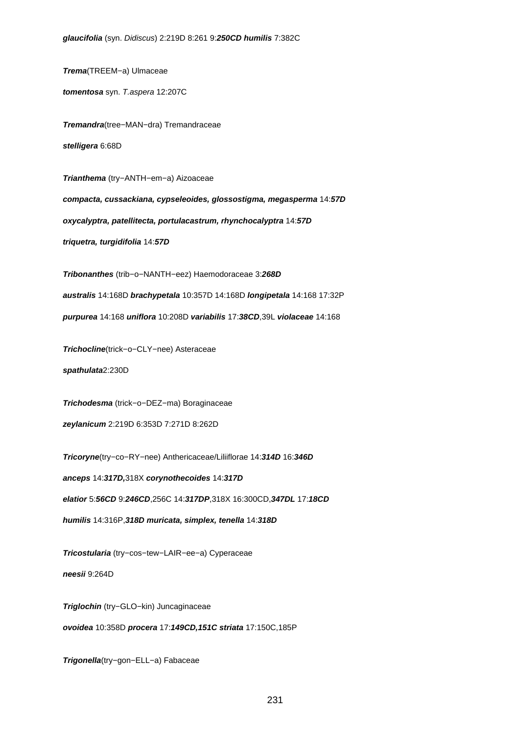***glaucifolia*** (syn. *Didiscus*) 2:219D 8:261 9:***250CD*** ***humilis*** 7:382C

***Trema***(TREEM−a) Ulmaceae

***tomentosa*** syn. *T.aspera* 12:207C

***Tremandra***(tree−MAN−dra) Tremandraceae

***stelligera*** 6:68D

***Trianthema*** (try−ANTH−em−a) Aizoaceae

***compacta, cussackiana, cypseleoides, glossostigma, megasperma*** 14:***57D***

***oxycalyptra, patellitecta, portulacastrum, rhynchocalyptra*** 14:***57D***

***triquetra, turgidifolia*** 14:***57D***

***Tribonanthes*** (trib−o−NANTH−eez) Haemodoraceae 3:***268D***

***australis*** 14:168D ***brachypetala*** 10:357D 14:168D ***longipetala*** 14:168 17:32P

***purpurea*** 14:168 ***uniflora*** 10:208D ***variabilis*** 17:***38CD***,39L ***violaceae*** 14:168

***Trichocline***(trick−o−CLY−nee) Asteraceae

***spathulata***2:230D

***Trichodesma*** (trick−o−DEZ−ma) Boraginaceae

***zeylanicum*** 2:219D 6:353D 7:271D 8:262D

***Tricoryne***(try−co−RY−nee) Anthericaceae/Liliiflorae 14:***314D*** 16:***346D***

***anceps*** 14:***317D,***318X ***corynothecoides*** 14:***317D***

***elatior*** 5:***56CD*** 9:***246CD***,256C 14:***317DP***,318X 16:300CD,***347DL*** 17:***18CD***

***humilis*** 14:316P,***318D*** ***muricata, simplex, tenella*** 14:***318D***

***Tricostularia*** (try−cos−tew−LAIR−ee−a) Cyperaceae

***neesii*** 9:264D

***Triglochin*** (try−GLO−kin) Juncaginaceae

***ovoidea*** 10:358D ***procera*** 17:***149CD,151C*** ***striata*** 17:150C,185P

***Trigonella***(try−gon−ELL−a) Fabaceae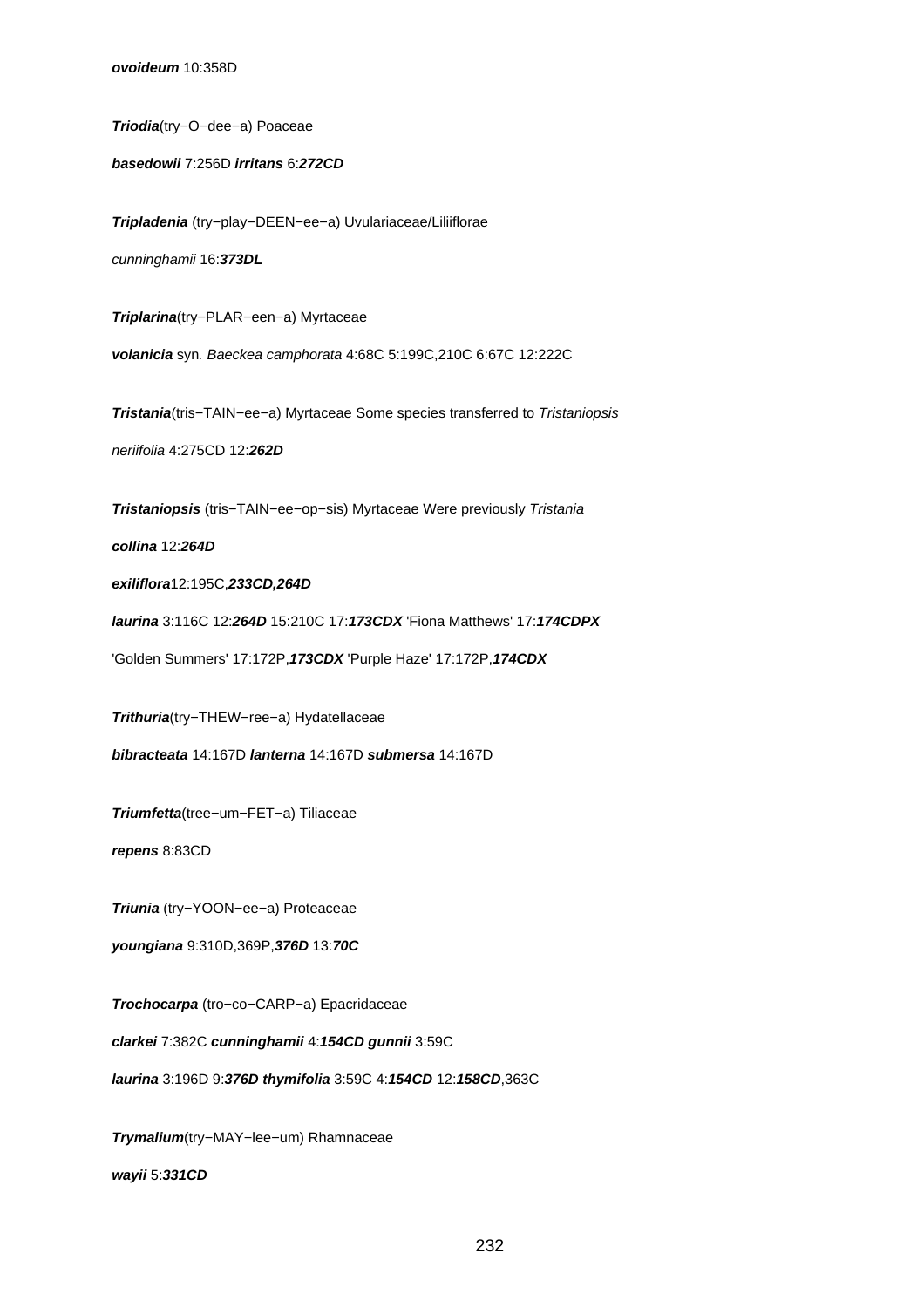***ovoideum*** 10:358D

***Triodia***(try−O−dee−a) Poaceae

***basedowii*** 7:256D ***irritans*** 6:***272CD***

***Tripladenia*** (try−play−DEEN−ee−a) Uvulariaceae/Liliiflorae

*cunninghamii* 16:***373DL***

***Triplarina***(try−PLAR−een−a) Myrtaceae

***volanicia*** syn*. Baeckea camphorata* 4:68C 5:199C,210C 6:67C 12:222C

***Tristania***(tris−TAIN−ee−a) Myrtaceae Some species transferred to *Tristaniopsis*

*neriifolia* 4:275CD 12:***262D***

***Tristaniopsis*** (tris−TAIN−ee−op−sis) Myrtaceae Were previously *Tristania*

***collina*** 12:***264D***

***exiliflora***12:195C,***233CD,264D***

***laurina*** 3:116C 12:***264D*** 15:210C 17:***173CDX*** 'Fiona Matthews' 17:***174CDPX***

'Golden Summers' 17:172P,***173CDX*** 'Purple Haze' 17:172P,***174CDX***

***Trithuria***(try−THEW−ree−a) Hydatellaceae

***bibracteata*** 14:167D ***lanterna*** 14:167D ***submersa*** 14:167D

***Triumfetta***(tree−um−FET−a) Tiliaceae

***repens*** 8:83CD

***Triunia*** (try−YOON−ee−a) Proteaceae

***youngiana*** 9:310D,369P,***376D*** 13:***70C***

***Trochocarpa*** (tro−co−CARP−a) Epacridaceae

***clarkei*** 7:382C ***cunninghamii*** 4:***154CD gunnii*** 3:59C

***laurina*** 3:196D 9:***376D thymifolia*** 3:59C 4:***154CD*** 12:***158CD***,363C

***Trymalium***(try−MAY−lee−um) Rhamnaceae

***wayii*** 5:***331CD***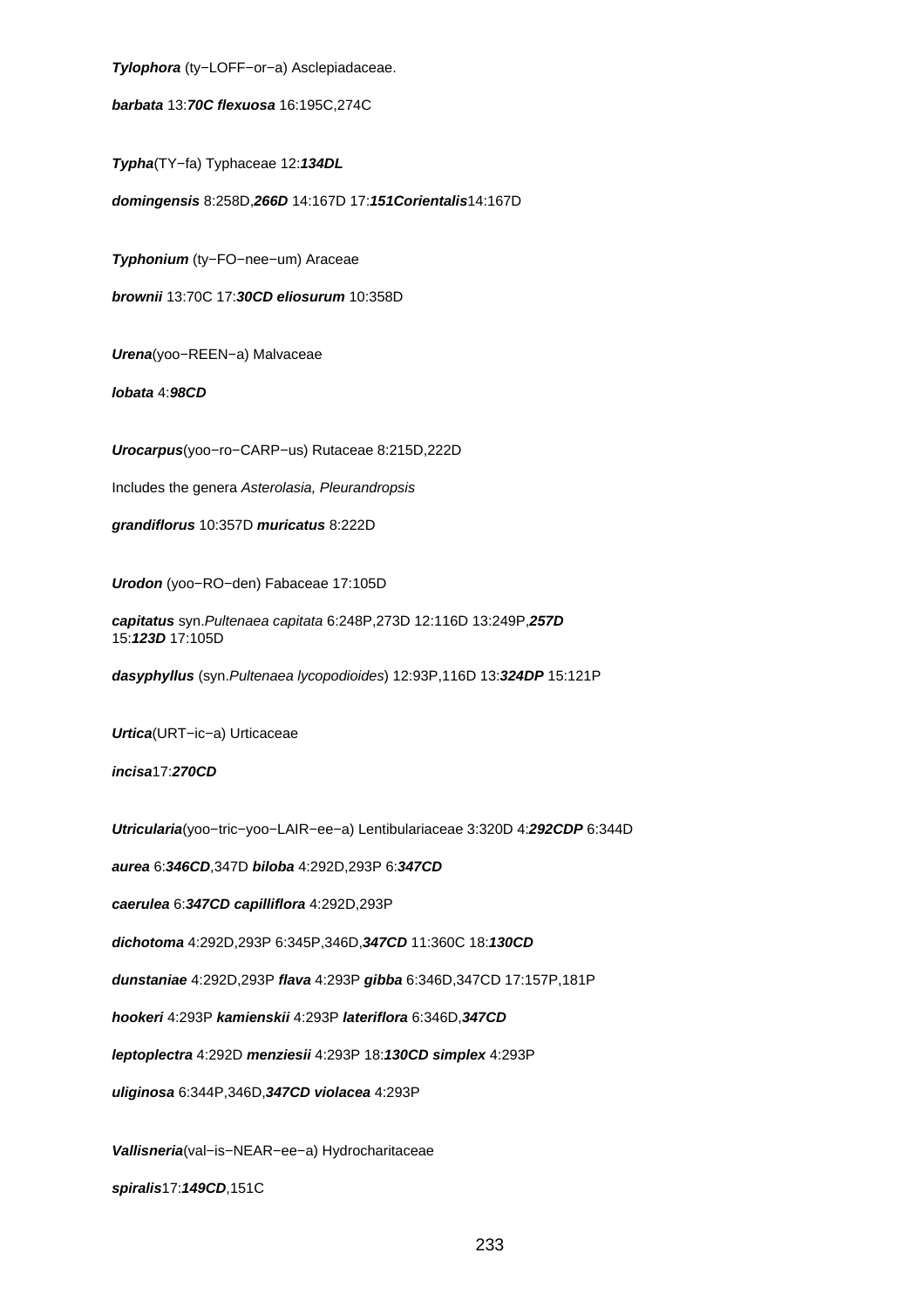***Tylophora*** (ty−LOFF−or−a) Asclepiadaceae.

***barbata*** 13:***70C*** ***flexuosa*** 16:195C,274C

***Typha***(TY−fa) Typhaceae 12:***134DL***

***domingensis*** 8:258D,***266D*** 14:167D 17:***151C******orientalis***14:167D

***Typhonium*** (ty−FO−nee−um) Araceae

***brownii*** 13:70C 17:***30CD*** ***eliosurum*** 10:358D

***Urena***(yoo−REEN−a) Malvaceae

***lobata*** 4:***98CD***

***Urocarpus***(yoo−ro−CARP−us) Rutaceae 8:215D,222D

Includes the genera *Asterolasia, Pleurandropsis*

***grandiflorus*** 10:357D ***muricatus*** 8:222D

***Urodon*** (yoo−RO−den) Fabaceae 17:105D

***capitatus*** syn.*Pultenaea capitata* 6:248P,273D 12:116D 13:249P,***257D*** 15:***123D*** 17:105D

***dasyphyllus*** (syn.*Pultenaea lycopodioides*) 12:93P,116D 13:***324DP*** 15:121P

***Urtica***(URT−ic−a) Urticaceae

***incisa***17:***270CD***

***Utricularia***(yoo−tric−yoo−LAIR−ee−a) Lentibulariaceae 3:320D 4:***292CDP*** 6:344D

***aurea*** 6:***346CD***,347D ***biloba*** 4:292D,293P 6:***347CD***

***caerulea*** 6:***347CD*** ***capilliflora*** 4:292D,293P

***dichotoma*** 4:292D,293P 6:345P,346D,***347CD*** 11:360C 18:***130CD***

***dunstaniae*** 4:292D,293P ***flava*** 4:293P ***gibba*** 6:346D,347CD 17:157P,181P

***hookeri*** 4:293P ***kamienskii*** 4:293P ***lateriflora*** 6:346D,***347CD***

***leptoplectra*** 4:292D ***menziesii*** 4:293P 18:***130CD*** ***simplex*** 4:293P

***uliginosa*** 6:344P,346D,***347CD*** ***violacea*** 4:293P

***Vallisneria***(val−is−NEAR−ee−a) Hydrocharitaceae

***spiralis***17:***149CD***,151C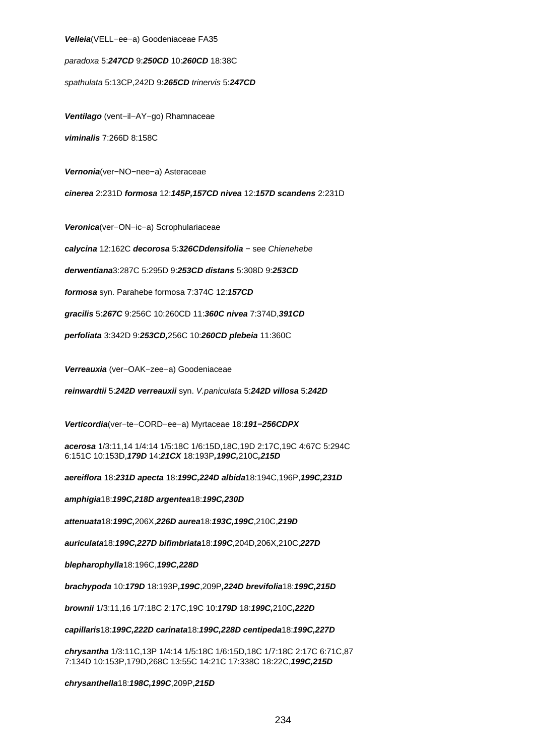***Velleia***(VELL−ee−a) Goodeniaceae FA35

*paradoxa* 5:***247CD*** 9:***250CD*** 10:***260CD*** 18:38C

*spathulata* 5:13CP,242D 9:***265CD*** *trinervis* 5:***247CD***

***Ventilago*** (vent−il−AY−go) Rhamnaceae

***viminalis*** 7:266D 8:158C

***Vernonia***(ver−NO−nee−a) Asteraceae

***cinerea*** 2:231D ***formosa*** 12:***145P,157CD*** ***nivea*** 12:***157D*** ***scandens*** 2:231D

***Veronica***(ver−ON−ic−a) Scrophulariaceae

***calycina*** 12:162C ***decorosa*** 5:***326CD******densifolia*** − see *Chienehebe*

***derwentiana***3:287C 5:295D 9:***253CD*** ***distans*** 5:308D 9:***253CD***

***formosa*** syn. Parahebe formosa 7:374C 12:***157CD***

***gracilis*** 5:***267C*** 9:256C 10:260CD 11:***360C*** ***nivea*** 7:374D,***391CD***

***perfoliata*** 3:342D 9:***253CD,***256C 10:***260CD*** ***plebeia*** 11:360C

***Verreauxia*** (ver−OAK−zee−a) Goodeniaceae

***reinwardtii*** 5:***242D*** ***verreauxii*** syn. *V.paniculata* 5:***242D*** ***villosa*** 5:***242D***

***Verticordia***(ver−te−CORD−ee−a) Myrtaceae 18:***191−256CDPX***

***acerosa*** 1/3:11,14 1/4:14 1/5:18C 1/6:15D,18C,19D 2:17C,19C 4:67C 5:294C 6:151C 10:153D,***179D*** 14:***21CX*** 18:193P***,199C,***210C***,215D***

***aereiflora*** 18:***231D*** ***apecta*** 18:***199C,224D*** ***albida***18:194C,196P,***199C,231D***

***amphigia***18:***199C,218D*** ***argentea***18:***199C,230D***

***attenuata***18:***199C,***206X,***226D*** ***aurea***18:***193C,199C***,210C,***219D***

***auriculata***18:***199C,227D*** ***bifimbriata***18:***199C***,204D,206X,210C,***227D***

***blepharophylla***18:196C,***199C,228D***

***brachypoda*** 10:***179D*** 18:193P***,199C***,209P***,224D*** ***brevifolia***18:***199C,215D***

***brownii*** 1/3:11,16 1/7:18C 2:17C,19C 10:***179D*** 18:***199C,***210C***,222D***

***capillaris***18:***199C,222D*** ***carinata***18:***199C,228D*** ***centipeda***18:***199C,227D***

***chrysantha*** 1/3:11C,13P 1/4:14 1/5:18C 1/6:15D,18C 1/7:18C 2:17C 6:71C,87 7:134D 10:153P,179D,268C 13:55C 14:21C 17:338C 18:22C,***199C,215D***

***chrysanthella***18:***198C,199C***,209P,***215D***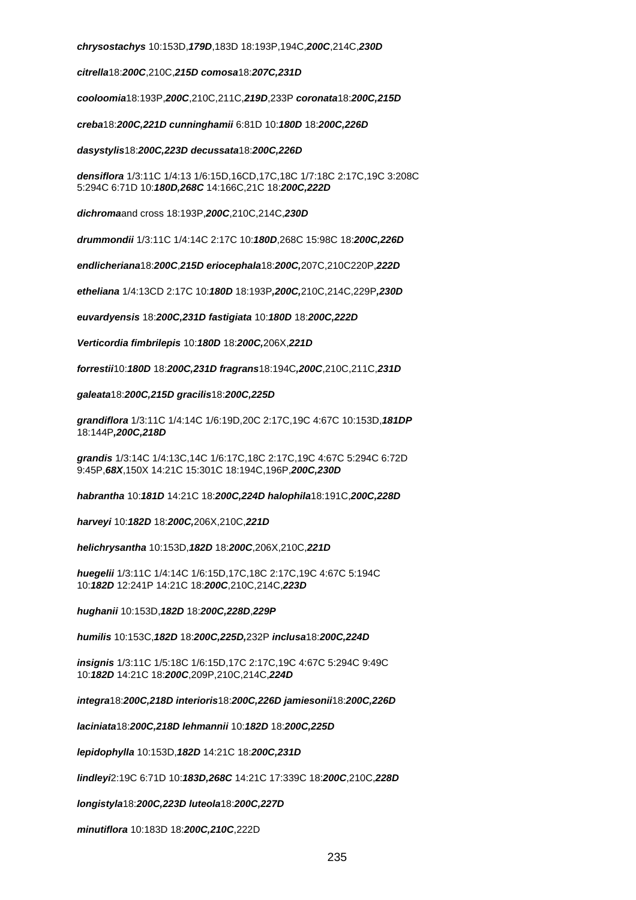***chrysostachys*** 10:153D,***179D***,183D 18:193P,194C,***200C***,214C,***230D***

***citrella***18:***200C***,210C,***215D comosa***18:***207C,231D***

***cooloomia***18:193P,***200C***,210C,211C,***219D***,233P ***coronata***18:***200C,215D***

***creba***18:***200C,221D cunninghamii*** 6:81D 10:***180D*** 18:***200C,226D***

***dasystylis***18:***200C,223D decussata***18:***200C,226D***

***densiflora*** 1/3:11C 1/4:13 1/6:15D,16CD,17C,18C 1/7:18C 2:17C,19C 3:208C 5:294C 6:71D 10:***180D,268C*** 14:166C,21C 18:***200C,222D***

***dichroma***and cross 18:193P,***200C***,210C,214C,***230D***

***drummondii*** 1/3:11C 1/4:14C 2:17C 10:***180D***,268C 15:98C 18:***200C,226D***

***endlicheriana***18:***200C***,***215D eriocephala***18:***200C,***207C,210C220P,***222D***

***etheliana*** 1/4:13CD 2:17C 10:***180D*** 18:193P***,200C,***210C,214C,229P***,230D***

***euvardyensis*** 18:***200C,231D fastigiata*** 10:***180D*** 18:***200C,222D***

***Verticordia fimbrilepis*** 10:***180D*** 18:***200C,***206X,***221D***

***forrestii***10:***180D*** 18:***200C,231D fragrans***18:194C***,200C***,210C,211C,***231D***

***galeata***18:***200C,215D gracilis***18:***200C,225D***

***grandiflora*** 1/3:11C 1/4:14C 1/6:19D,20C 2:17C,19C 4:67C 10:153D,***181DP*** 18:144P***,200C,218D***

***grandis*** 1/3:14C 1/4:13C,14C 1/6:17C,18C 2:17C,19C 4:67C 5:294C 6:72D 9:45P,***68X***,150X 14:21C 15:301C 18:194C,196P,***200C,230D***

***habrantha*** 10:***181D*** 14:21C 18:***200C,224D halophila***18:191C,***200C,228D***

***harveyi*** 10:***182D*** 18:***200C,***206X,210C,***221D***

***helichrysantha*** 10:153D,***182D*** 18:***200C***,206X,210C,***221D***

***huegelii*** 1/3:11C 1/4:14C 1/6:15D,17C,18C 2:17C,19C 4:67C 5:194C 10:***182D*** 12:241P 14:21C 18:***200C***,210C,214C,***223D***

***hughanii*** 10:153D,***182D*** 18:***200C,228D***,***229P***

***humilis*** 10:153C,***182D*** 18:***200C,225D,***232P ***inclusa***18:***200C,224D***

***insignis*** 1/3:11C 1/5:18C 1/6:15D,17C 2:17C,19C 4:67C 5:294C 9:49C 10:***182D*** 14:21C 18:***200C***,209P,210C,214C,***224D***

***integra***18:***200C,218D interioris***18:***200C,226D jamiesonii***18:***200C,226D***

***laciniata***18:***200C,218D lehmannii*** 10:***182D*** 18:***200C,225D***

***lepidophylla*** 10:153D,***182D*** 14:21C 18:***200C,231D***

***lindleyi***2:19C 6:71D 10:***183D,268C*** 14:21C 17:339C 18:***200C***,210C,***228D***

***longistyla***18:***200C,223D luteola***18:***200C,227D***

***minutiflora*** 10:183D 18:***200C,210C***,222D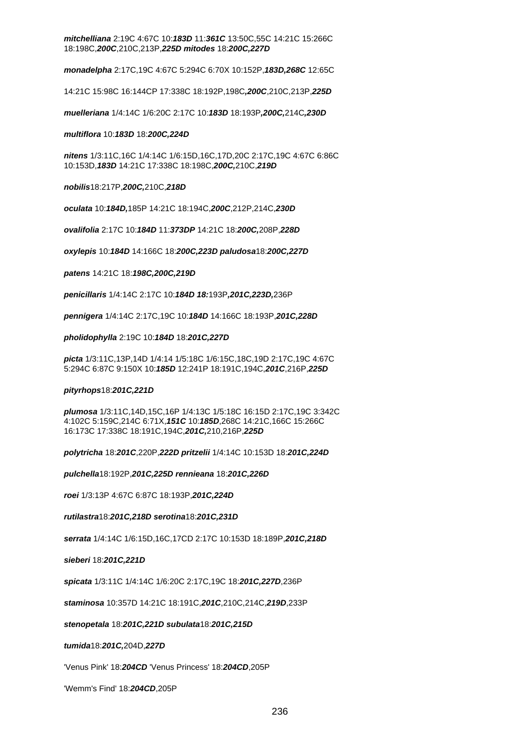***mitchelliana*** 2:19C 4:67C 10:***183D*** 11:***361C*** 13:50C,55C 14:21C 15:266C 18:198C,***200C***,210C,213P,***225D*** ***mitodes*** 18:***200C,227D***

***monadelpha*** 2:17C,19C 4:67C 5:294C 6:70X 10:152P,***183D,268C*** 12:65C

14:21C 15:98C 16:144CP 17:338C 18:192P,198C***,200C***,210C,213P,***225D***

***muelleriana*** 1/4:14C 1/6:20C 2:17C 10:***183D*** 18:193P***,200C,***214C***,230D***

***multiflora*** 10:***183D*** 18:***200C,224D***

***nitens*** 1/3:11C,16C 1/4:14C 1/6:15D,16C,17D,20C 2:17C,19C 4:67C 6:86C 10:153D,***183D*** 14:21C 17:338C 18:198C,***200C,***210C,***219D***

***nobilis***18:217P,***200C,***210C,***218D***

***oculata*** 10:***184D,***185P 14:21C 18:194C,***200C***,212P,214C,***230D***

***ovalifolia*** 2:17C 10:***184D*** 11:***373DP*** 14:21C 18:***200C,***208P,***228D***

***oxylepis*** 10:***184D*** 14:166C 18:***200C,223D*** ***paludosa***18:***200C,227D***

***patens*** 14:21C 18:***198C,200C,219D***

***penicillaris*** 1/4:14C 2:17C 10:***184D 18:***193P***,201C,223D,***236P

***pennigera*** 1/4:14C 2:17C,19C 10:***184D*** 14:166C 18:193P,***201C,228D***

***pholidophylla*** 2:19C 10:***184D*** 18:***201C,227D***

***picta*** 1/3:11C,13P,14D 1/4:14 1/5:18C 1/6:15C,18C,19D 2:17C,19C 4:67C 5:294C 6:87C 9:150X 10:***185D*** 12:241P 18:191C,194C,***201C***,216P,***225D***

***pityrhops***18:***201C,221D***

***plumosa*** 1/3:11C,14D,15C,16P 1/4:13C 1/5:18C 16:15D 2:17C,19C 3:342C 4:102C 5:159C,214C 6:71X,***151C*** 10:***185D***,268C 14:21C,166C 15:266C 16:173C 17:338C 18:191C,194C,***201C,***210,216P,***225D***

***polytricha*** 18:***201C***,220P,***222D*** ***pritzelii*** 1/4:14C 10:153D 18:***201C,224D***

***pulchella***18:192P,***201C,225D*** ***rennieana*** 18:***201C,226D***

***roei*** 1/3:13P 4:67C 6:87C 18:193P,***201C,224D***

***rutilastra***18:***201C,218D*** ***serotina***18:***201C,231D***

***serrata*** 1/4:14C 1/6:15D,16C,17CD 2:17C 10:153D 18:189P,***201C,218D***

***sieberi*** 18:***201C,221D***

***spicata*** 1/3:11C 1/4:14C 1/6:20C 2:17C,19C 18:***201C,227D***,236P

***staminosa*** 10:357D 14:21C 18:191C,***201C***,210C,214C,***219D***,233P

***stenopetala*** 18:***201C,221D*** ***subulata***18:***201C,215D***

***tumida***18:***201C,***204D,***227D***

'Venus Pink' 18:***204CD*** 'Venus Princess' 18:***204CD***,205P

'Wemm's Find' 18:***204CD***,205P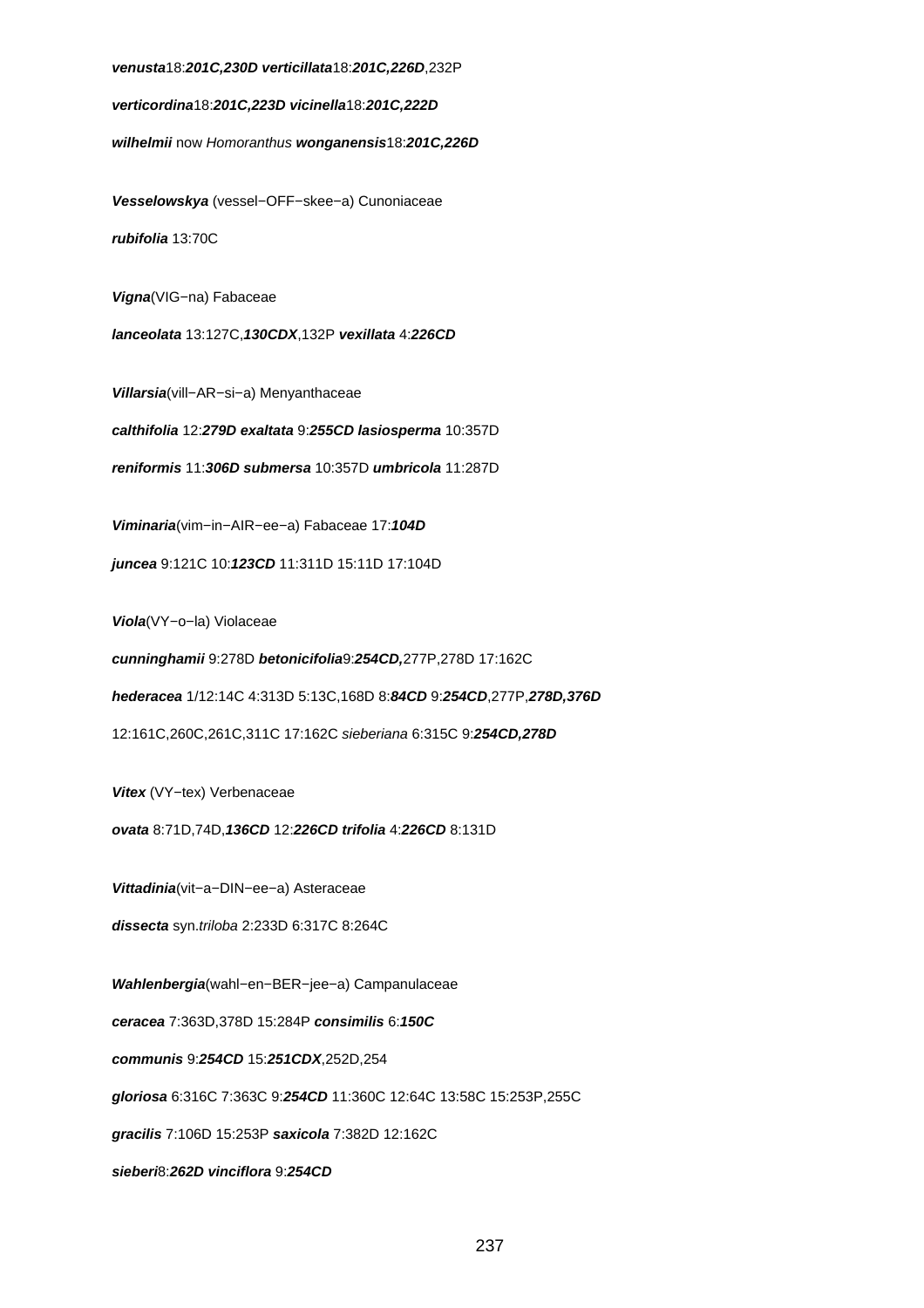***venusta***18:***201C,230D*** ***verticillata***18:***201C,226D***,232P

***verticordina***18:***201C,223D*** ***vicinella***18:***201C,222D***

***wilhelmii*** now *Homoranthus* ***wonganensis***18:***201C,226D***

***Vesselowskya*** (vessel−OFF−skee−a) Cunoniaceae

***rubifolia*** 13:70C

***Vigna***(VIG−na) Fabaceae

***lanceolata*** 13:127C,***130CDX***,132P ***vexillata*** 4:***226CD***

***Villarsia***(vill−AR−si−a) Menyanthaceae

***calthifolia*** 12:***279D*** ***exaltata*** 9:***255CD*** ***lasiosperma*** 10:357D

***reniformis*** 11:***306D*** ***submersa*** 10:357D ***umbricola*** 11:287D

***Viminaria***(vim−in−AIR−ee−a) Fabaceae 17:***104D***

***juncea*** 9:121C 10:***123CD*** 11:311D 15:11D 17:104D

***Viola***(VY−o−la) Violaceae

***cunninghamii*** 9:278D ***betonicifolia***9:***254CD,***277P,278D 17:162C

***hederacea*** 1/12:14C 4:313D 5:13C,168D 8:***84CD*** 9:***254CD***,277P,***278D,376D***

12:161C,260C,261C,311C 17:162C *sieberiana* 6:315C 9:***254CD,278D***

***Vitex*** (VY−tex) Verbenaceae

***ovata*** 8:71D,74D,***136CD*** 12:***226CD*** ***trifolia*** 4:***226CD*** 8:131D

***Vittadinia***(vit−a−DIN−ee−a) Asteraceae

***dissecta*** syn.*triloba* 2:233D 6:317C 8:264C

***Wahlenbergia***(wahl−en−BER−jee−a) Campanulaceae

***ceracea*** 7:363D,378D 15:284P ***consimilis*** 6:***150C***

***communis*** 9:***254CD*** 15:***251CDX***,252D,254

***gloriosa*** 6:316C 7:363C 9:***254CD*** 11:360C 12:64C 13:58C 15:253P,255C

***gracilis*** 7:106D 15:253P ***saxicola*** 7:382D 12:162C

***sieberi***8:***262D*** ***vinciflora*** 9:***254CD***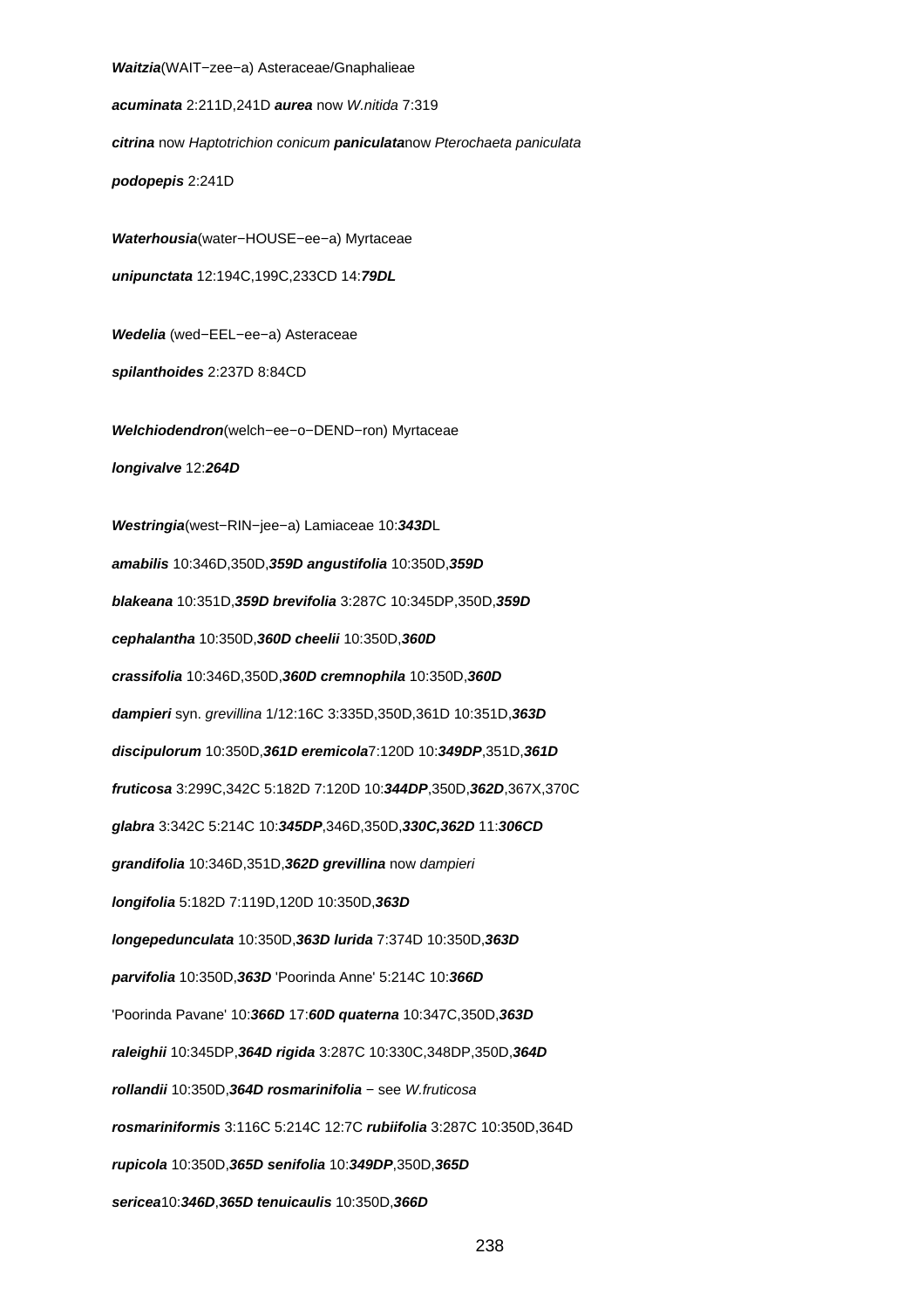***Waitzia***(WAIT−zee−a) Asteraceae/Gnaphalieae

***acuminata*** 2:211D,241D ***aurea*** now *W.nitida* 7:319

***citrina*** now *Haptotrichion conicum* ***paniculata***now *Pterochaeta paniculata*

***podopepis*** 2:241D

***Waterhousia***(water−HOUSE−ee−a) Myrtaceae

***unipunctata*** 12:194C,199C,233CD 14:***79DL***

***Wedelia*** (wed−EEL−ee−a) Asteraceae

***spilanthoides*** 2:237D 8:84CD

***Welchiodendron***(welch−ee−o−DEND−ron) Myrtaceae

***longivalve*** 12:***264D***

***Westringia***(west−RIN−jee−a) Lamiaceae 10:***343D***L

***amabilis*** 10:346D,350D,***359D*** ***angustifolia*** 10:350D,***359D***

***blakeana*** 10:351D,***359D*** ***brevifolia*** 3:287C 10:345DP,350D,***359D***

***cephalantha*** 10:350D,***360D*** ***cheelii*** 10:350D,***360D***

***crassifolia*** 10:346D,350D,***360D*** ***cremnophila*** 10:350D,***360D***

***dampieri*** syn. *grevillina* 1/12:16C 3:335D,350D,361D 10:351D,***363D***

***discipulorum*** 10:350D,***361D*** ***eremicola***7:120D 10:***349DP***,351D,***361D***

***fruticosa*** 3:299C,342C 5:182D 7:120D 10:***344DP***,350D,***362D***,367X,370C

***glabra*** 3:342C 5:214C 10:***345DP***,346D,350D,***330C,362D*** 11:***306CD***

***grandifolia*** 10:346D,351D,***362D*** ***grevillina*** now *dampieri*

***longifolia*** 5:182D 7:119D,120D 10:350D,***363D***

***longepedunculata*** 10:350D,***363D*** ***lurida*** 7:374D 10:350D,***363D***

***parvifolia*** 10:350D,***363D*** 'Poorinda Anne' 5:214C 10:***366D***

'Poorinda Pavane' 10:***366D*** 17:***60D*** ***quaterna*** 10:347C,350D,***363D***

***raleighii*** 10:345DP,***364D*** ***rigida*** 3:287C 10:330C,348DP,350D,***364D***

***rollandii*** 10:350D,***364D*** ***rosmarinifolia*** − see *W.fruticosa*

***rosmariniformis*** 3:116C 5:214C 12:7C ***rubiifolia*** 3:287C 10:350D,364D

***rupicola*** 10:350D,***365D*** ***senifolia*** 10:***349DP***,350D,***365D***

***sericea***10:***346D***,***365D*** ***tenuicaulis*** 10:350D,***366D***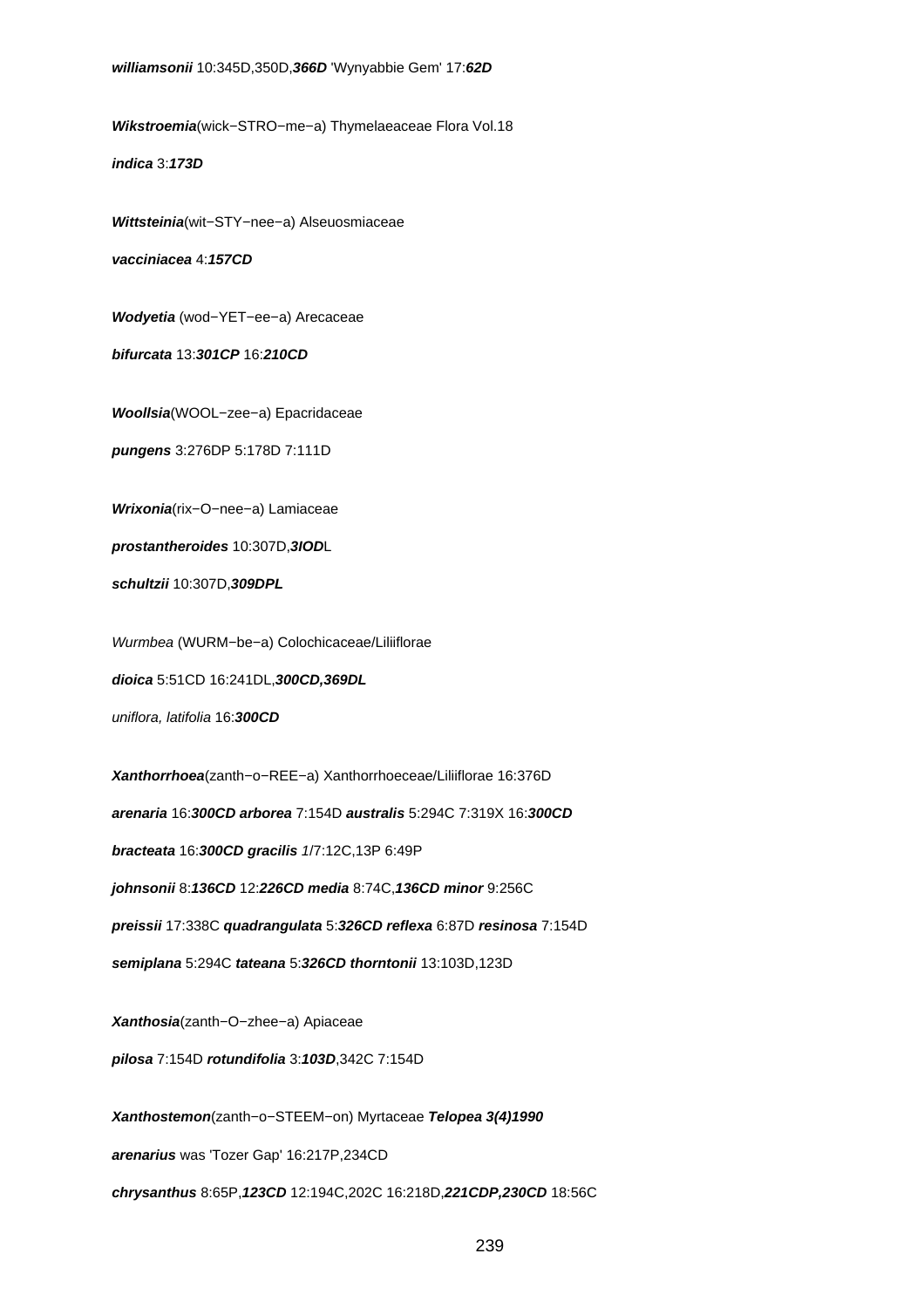***williamsonii*** 10:345D,350D,***366D*** 'Wynyabbie Gem' 17:***62D***

***Wikstroemia***(wick−STRO−me−a) Thymelaeaceae Flora Vol.18

***indica*** 3:***173D***

***Wittsteinia***(wit−STY−nee−a) Alseuosmiaceae

***vacciniacea*** 4:***157CD***

***Wodyetia*** (wod−YET−ee−a) Arecaceae

***bifurcata*** 13:***301CP*** 16:***210CD***

***Woollsia***(WOOL−zee−a) Epacridaceae

***pungens*** 3:276DP 5:178D 7:111D

***Wrixonia***(rix−O−nee−a) Lamiaceae

***prostantheroides*** 10:307D,***3IOD***L

***schultzii*** 10:307D,***309DPL***

*Wurmbea* (WURM−be−a) Colochicaceae/Liliiflorae

***dioica*** 5:51CD 16:241DL,***300CD,369DL***

*uniflora, latifolia* 16:***300CD***

***Xanthorrhoea***(zanth−o−REE−a) Xanthorrhoeceae/Liliiflorae 16:376D

***arenaria*** 16:***300CD*** ***arborea*** 7:154D ***australis*** 5:294C 7:319X 16:***300CD***

***bracteata*** 16:***300CD*** ***gracilis*** *1*/7:12C,13P 6:49P

***johnsonii*** 8:***136CD*** 12:***226CD*** ***media*** 8:74C,***136CD*** ***minor*** 9:256C

***preissii*** 17:338C ***quadrangulata*** 5:***326CD*** ***reflexa*** 6:87D ***resinosa*** 7:154D

***semiplana*** 5:294C ***tateana*** 5:***326CD*** ***thorntonii*** 13:103D,123D

***Xanthosia***(zanth−O−zhee−a) Apiaceae

***pilosa*** 7:154D ***rotundifolia*** 3:***103D***,342C 7:154D

***Xanthostemon***(zanth−o−STEEM−on) Myrtaceae ***Telopea 3(4)1990***

***arenarius*** was 'Tozer Gap' 16:217P,234CD

***chrysanthus*** 8:65P,***123CD*** 12:194C,202C 16:218D,***221CDP,230CD*** 18:56C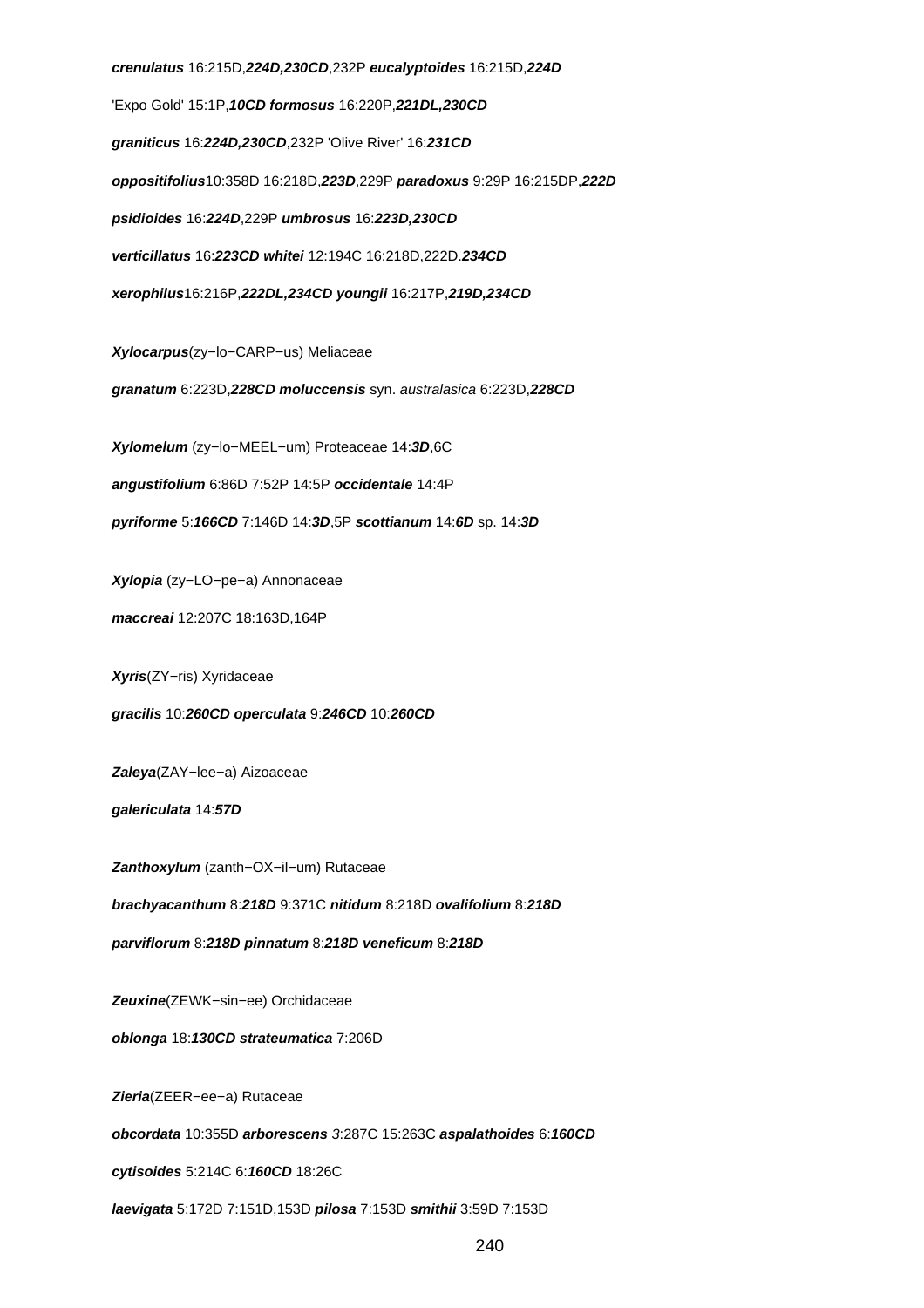***crenulatus*** 16:215D,***224D,230CD***,232P ***eucalyptoides*** 16:215D,***224D***

'Expo Gold' 15:1P,***10CD*** ***formosus*** 16:220P,***221DL,230CD***

***graniticus*** 16:***224D,230CD***,232P 'Olive River' 16:***231CD***

***oppositifolius***10:358D 16:218D,***223D***,229P ***paradoxus*** 9:29P 16:215DP,***222D***

***psidioides*** 16:***224D***,229P ***umbrosus*** 16:***223D,230CD***

***verticillatus*** 16:***223CD*** ***whitei*** 12:194C 16:218D,222D.***234CD***

***xerophilus***16:216P,***222DL,234CD*** ***youngii*** 16:217P,***219D,234CD***

***Xylocarpus***(zy−lo−CARP−us) Meliaceae

***granatum*** 6:223D,***228CD*** ***moluccensis*** syn. *australasica* 6:223D,***228CD***

***Xylomelum*** (zy−lo−MEEL−um) Proteaceae 14:***3D***,6C

***angustifolium*** 6:86D 7:52P 14:5P ***occidentale*** 14:4P

***pyriforme*** 5:***166CD*** 7:146D 14:***3D***,5P ***scottianum*** 14:***6D*** sp. 14:***3D***

***Xylopia*** (zy−LO−pe−a) Annonaceae

***maccreai*** 12:207C 18:163D,164P

***Xyris***(ZY−ris) Xyridaceae

***gracilis*** 10:***260CD*** ***operculata*** 9:***246CD*** 10:***260CD***

***Zaleya***(ZAY−lee−a) Aizoaceae

***galericulata*** 14:***57D***

***Zanthoxylum*** (zanth−OX−il−um) Rutaceae

***brachyacanthum*** 8:***218D*** 9:371C ***nitidum*** 8:218D ***ovalifolium*** 8:***218D***

***parviflorum*** 8:***218D*** ***pinnatum*** 8:***218D*** ***veneficum*** 8:***218D***

***Zeuxine***(ZEWK−sin−ee) Orchidaceae

***oblonga*** 18:***130CD*** ***strateumatica*** 7:206D

***Zieria***(ZEER−ee−a) Rutaceae

***obcordata*** 10:355D ***arborescens*** *3*:287C 15:263C ***aspalathoides*** 6:***160CD***

***cytisoides*** 5:214C 6:***160CD*** 18:26C

***laevigata*** 5:172D 7:151D,153D ***pilosa*** 7:153D ***smithii*** 3:59D 7:153D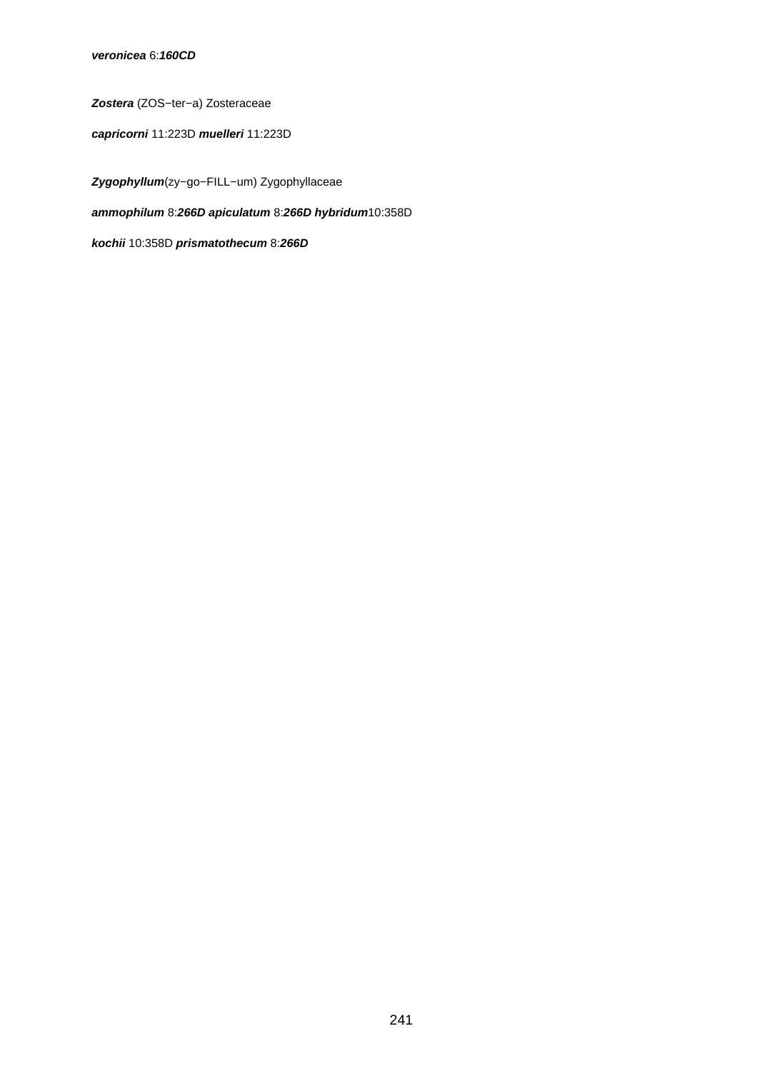***veronicea*** 6:***160CD***

***Zostera*** (ZOS−ter−a) Zosteraceae

***capricorni*** 11:223D ***muelleri*** 11:223D

***Zygophyllum***(zy−go−FILL−um) Zygophyllaceae

***ammophilum*** 8:***266D*** ***apiculatum*** 8:***266D*** ***hybridum***10:358D

***kochii*** 10:358D ***prismatothecum*** 8:***266D***